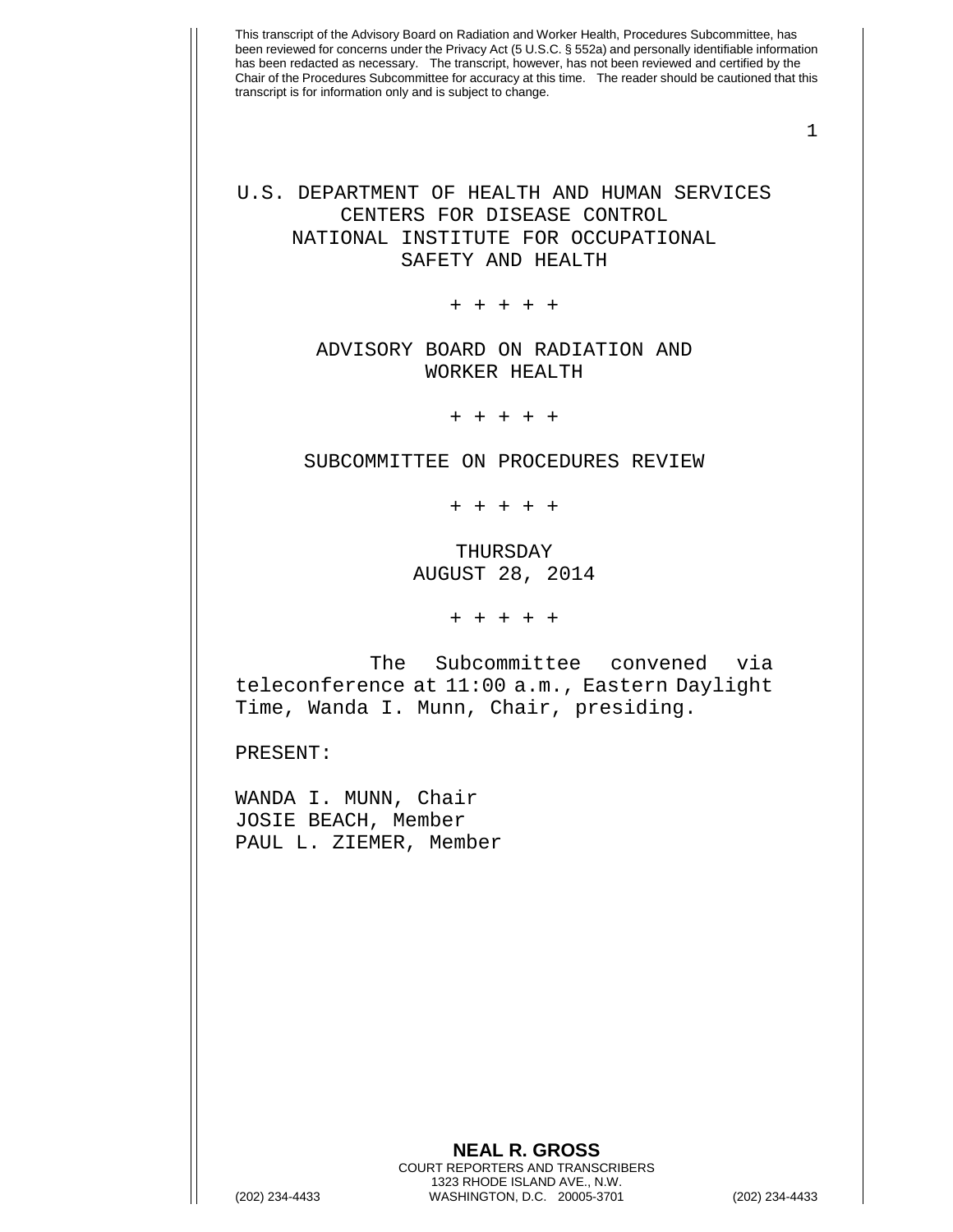This transcript of the Advisory Board on Radiation and Worker Health, Procedures Subcommittee, has been reviewed for concerns under the Privacy Act (5 U.S.C. § 552a) and personally identifiable information has been redacted as necessary. The transcript, however, has not been reviewed and certified by the Chair of the Procedures Subcommittee for accuracy at this time. The reader should be cautioned that this transcript is for information only and is subject to change.

U.S. DEPARTMENT OF HEALTH AND HUMAN SERVICES
CENTERS FOR DISEASE CONTROL
NATIONAL INSTITUTE FOR OCCUPATIONAL SAFETY AND HEALTH

+ + + + +

ADVISORY BOARD ON RADIATION AND WORKER HEALTH

+ + + + +

SUBCOMMITTEE ON PROCEDURES REVIEW

+ + + + +

THURSDAY
AUGUST 28, 2014

+ + + + +

The Subcommittee convened via teleconference at 11:00 a.m., Eastern Daylight Time, Wanda I. Munn, Chair, presiding.

PRESENT:

WANDA I. MUNN, Chair
JOSIE BEACH, Member
PAUL L. ZIEMER, Member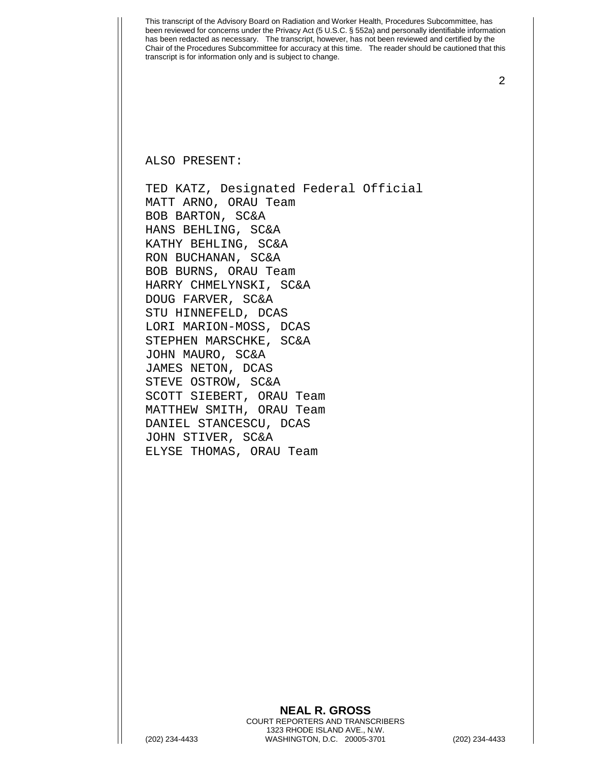ALSO PRESENT:

TED KATZ, Designated Federal Official
MATT ARNO, ORAU Team
BOB BARTON, SC&A
HANS BEHLING, SC&A
KATHY BEHLING, SC&A
RON BUCHANAN, SC&A
BOB BURNS, ORAU Team
HARRY CHMELYNSKI, SC&A
DOUG FARVER, SC&A
STU HINNEFELD, DCAS
LORI MARION-MOSS, DCAS
STEPHEN MARSCHKE, SC&A
JOHN MAURO, SC&A
JAMES NETON, DCAS
STEVE OSTROW, SC&A
SCOTT SIEBERT, ORAU Team
MATTHEW SMITH, ORAU Team
DANIEL STANCESCU, DCAS
JOHN STIVER, SC&A
ELYSE THOMAS, ORAU Team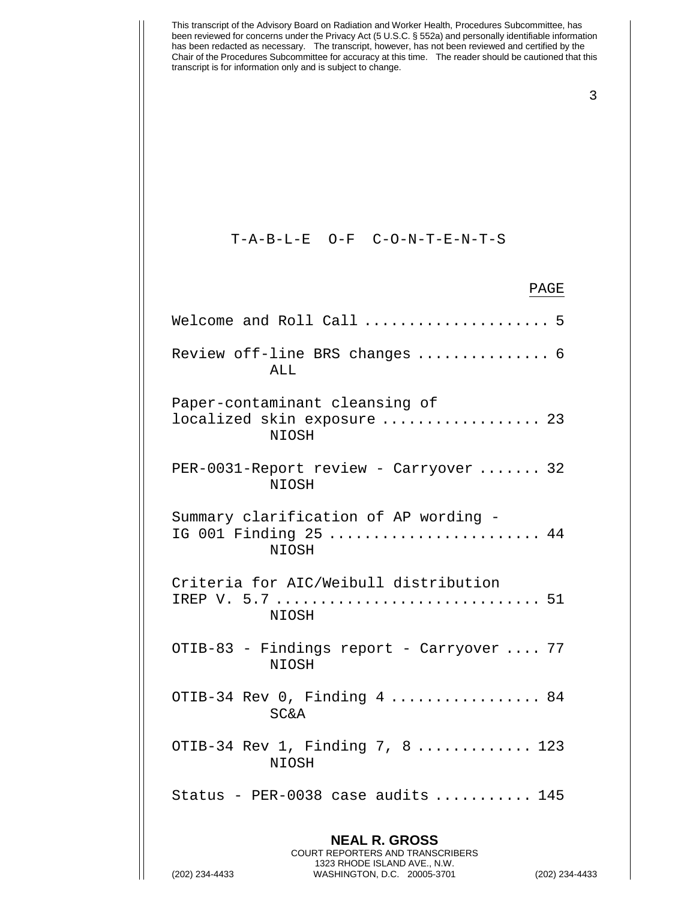This transcript of the Advisory Board on Radiation and Worker Health, Procedures Subcommittee, has been reviewed for concerns under the Privacy Act (5 U.S.C. § 552a) and personally identifiable information has been redacted as necessary. The transcript, however, has not been reviewed and certified by the Chair of the Procedures Subcommittee for accuracy at this time. The reader should be cautioned that this transcript is for information only and is subject to change.

# T-A-B-L-E O-F C-O-N-T-E-N-T-S

| | PAGE |
|---|---|
| Welcome and Roll Call | 5 |
| Review off-line BRS changes<br>ALL | 6 |
| Paper-contaminant cleansing of localized skin exposure<br>NIOSH | 23 |
| PER-0031-Report review - Carryover<br>NIOSH | 32 |
| Summary clarification of AP wording - IG 001 Finding 25<br>NIOSH | 44 |
| Criteria for AIC/Weibull distribution IREP V. 5.7<br>NIOSH | 51 |
| OTIB-83 - Findings report - Carryover<br>NIOSH | 77 |
| OTIB-34 Rev 0, Finding 4<br>SC&A | 84 |
| OTIB-34 Rev 1, Finding 7, 8<br>NIOSH | 123 |
| Status - PER-0038 case audits | 145 |

**NEAL R. GROSS**
COURT REPORTERS AND TRANSCRIBERS
1323 RHODE ISLAND AVE., N.W.
(202) 234-4433 WASHINGTON, D.C. 20005-3701 (202) 234-4433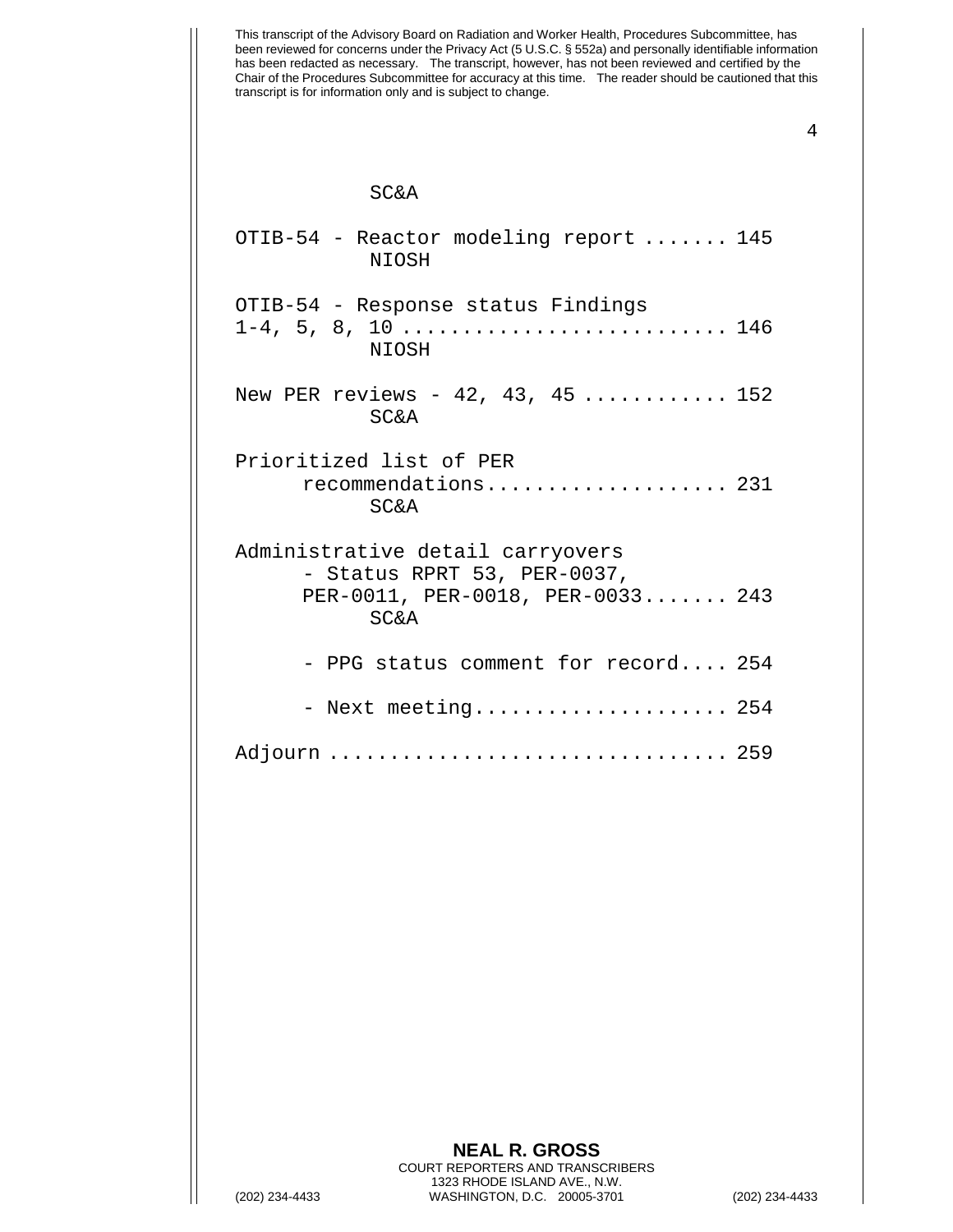SC&A

OTIB-54 - Reactor modeling report ....... 145
NIOSH

OTIB-54 - Response status Findings
1-4, 5, 8, 10 .......................... 146
NIOSH

New PER reviews - 42, 43, 45 ........... 152
SC&A

Prioritized list of PER
recommendations................... 231
SC&A

Administrative detail carryovers
- Status RPRT 53, PER-0037,
PER-0011, PER-0018, PER-0033....... 243
SC&A

- PPG status comment for record.... 254

- Next meeting.................... 254

Adjourn ................................ 259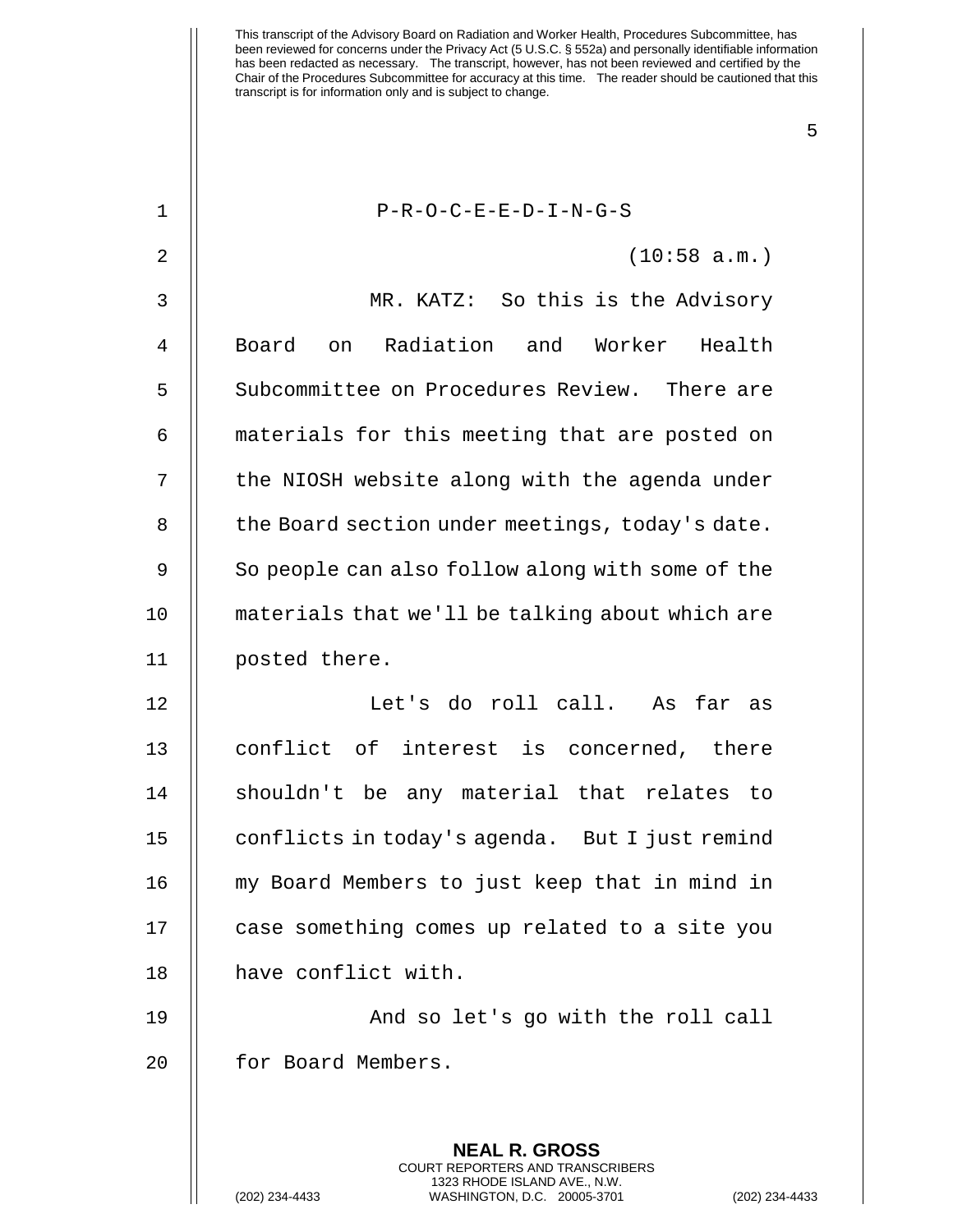P-R-O-C-E-E-D-I-N-G-S

(10:58 a.m.)

MR. KATZ: So this is the Advisory Board on Radiation and Worker Health Subcommittee on Procedures Review. There are materials for this meeting that are posted on the NIOSH website along with the agenda under the Board section under meetings, today's date. So people can also follow along with some of the materials that we'll be talking about which are posted there.

Let's do roll call. As far as conflict of interest is concerned, there shouldn't be any material that relates to conflicts in today's agenda. But I just remind my Board Members to just keep that in mind in case something comes up related to a site you have conflict with.

And so let's go with the roll call for Board Members.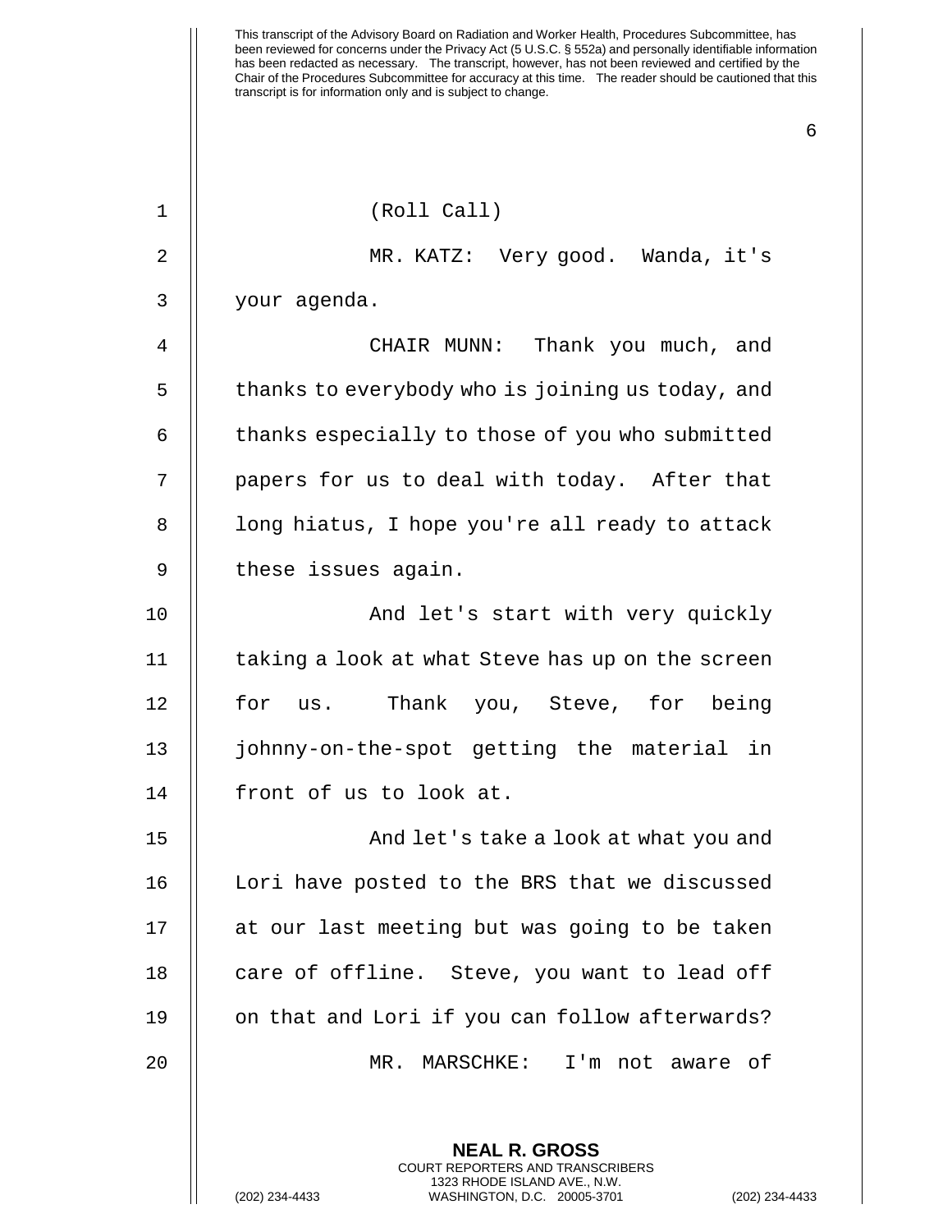(Roll Call)

MR. KATZ: Very good. Wanda, it's your agenda.

CHAIR MUNN: Thank you much, and thanks to everybody who is joining us today, and thanks especially to those of you who submitted papers for us to deal with today. After that long hiatus, I hope you're all ready to attack these issues again.

And let's start with very quickly taking a look at what Steve has up on the screen for us. Thank you, Steve, for being johnny-on-the-spot getting the material in front of us to look at.

And let's take a look at what you and Lori have posted to the BRS that we discussed at our last meeting but was going to be taken care of offline. Steve, you want to lead off on that and Lori if you can follow afterwards?

MR. MARSCHKE: I'm not aware of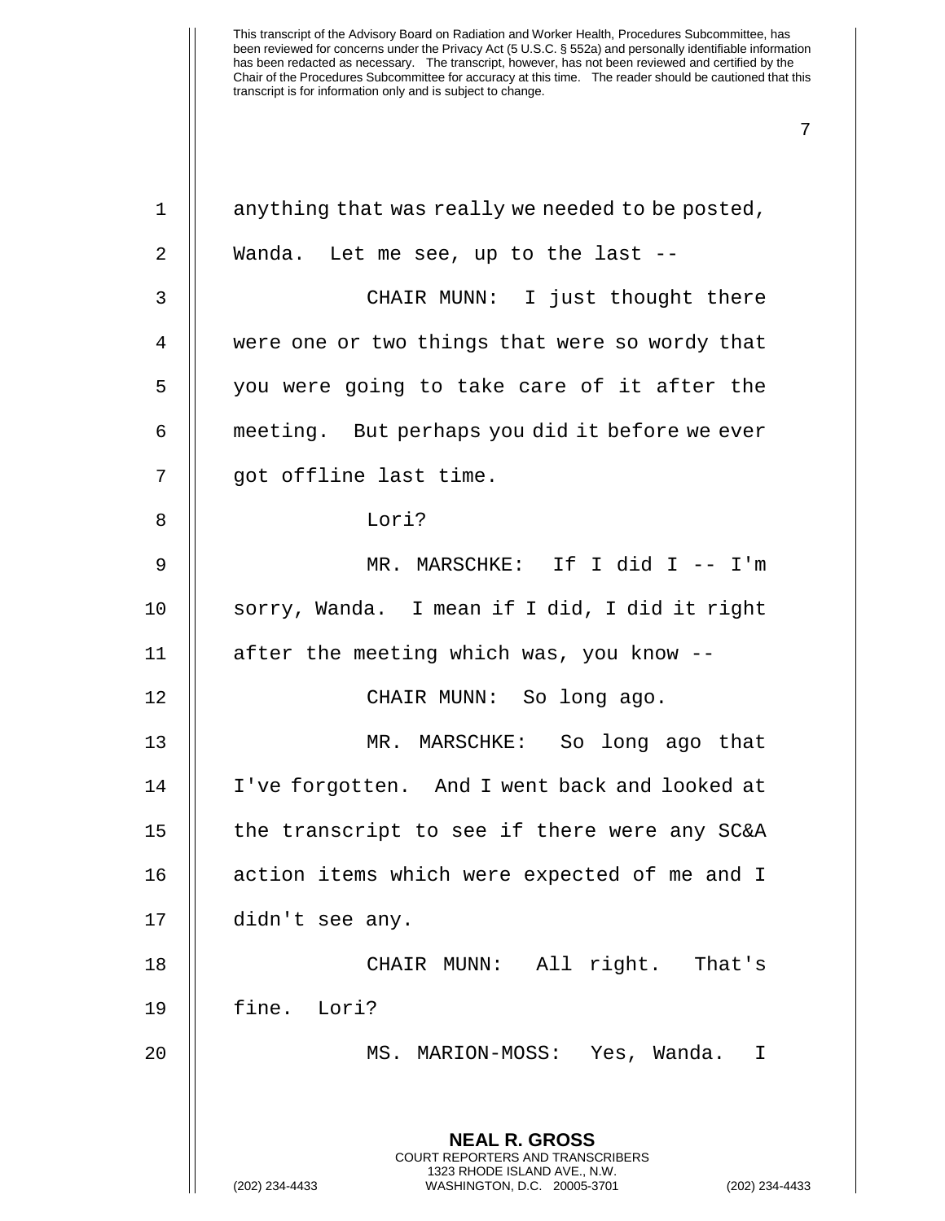anything that was really we needed to be posted, Wanda. Let me see, up to the last --

CHAIR MUNN: I just thought there were one or two things that were so wordy that you were going to take care of it after the meeting. But perhaps you did it before we ever got offline last time.

Lori?

MR. MARSCHKE: If I did I -- I'm sorry, Wanda. I mean if I did, I did it right after the meeting which was, you know --

CHAIR MUNN: So long ago.

MR. MARSCHKE: So long ago that I've forgotten. And I went back and looked at the transcript to see if there were any SC&A action items which were expected of me and I didn't see any.

CHAIR MUNN: All right. That's fine. Lori?

MS. MARION-MOSS: Yes, Wanda. I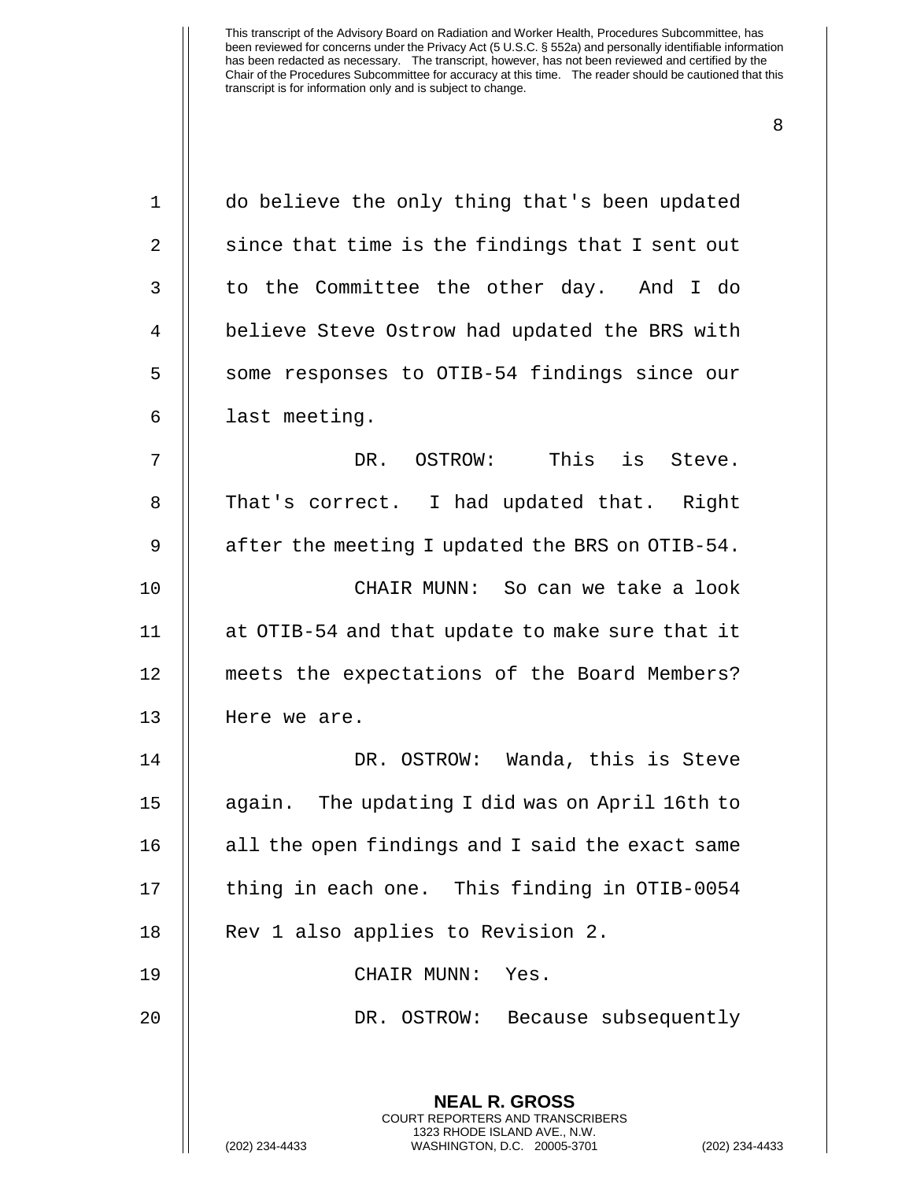do believe the only thing that's been updated since that time is the findings that I sent out to the Committee the other day. And I do believe Steve Ostrow had updated the BRS with some responses to OTIB-54 findings since our last meeting.

DR. OSTROW: This is Steve. That's correct. I had updated that. Right after the meeting I updated the BRS on OTIB-54.

CHAIR MUNN: So can we take a look at OTIB-54 and that update to make sure that it meets the expectations of the Board Members? Here we are.

DR. OSTROW: Wanda, this is Steve again. The updating I did was on April 16th to all the open findings and I said the exact same thing in each one. This finding in OTIB-0054 Rev 1 also applies to Revision 2.

CHAIR MUNN: Yes.

DR. OSTROW: Because subsequently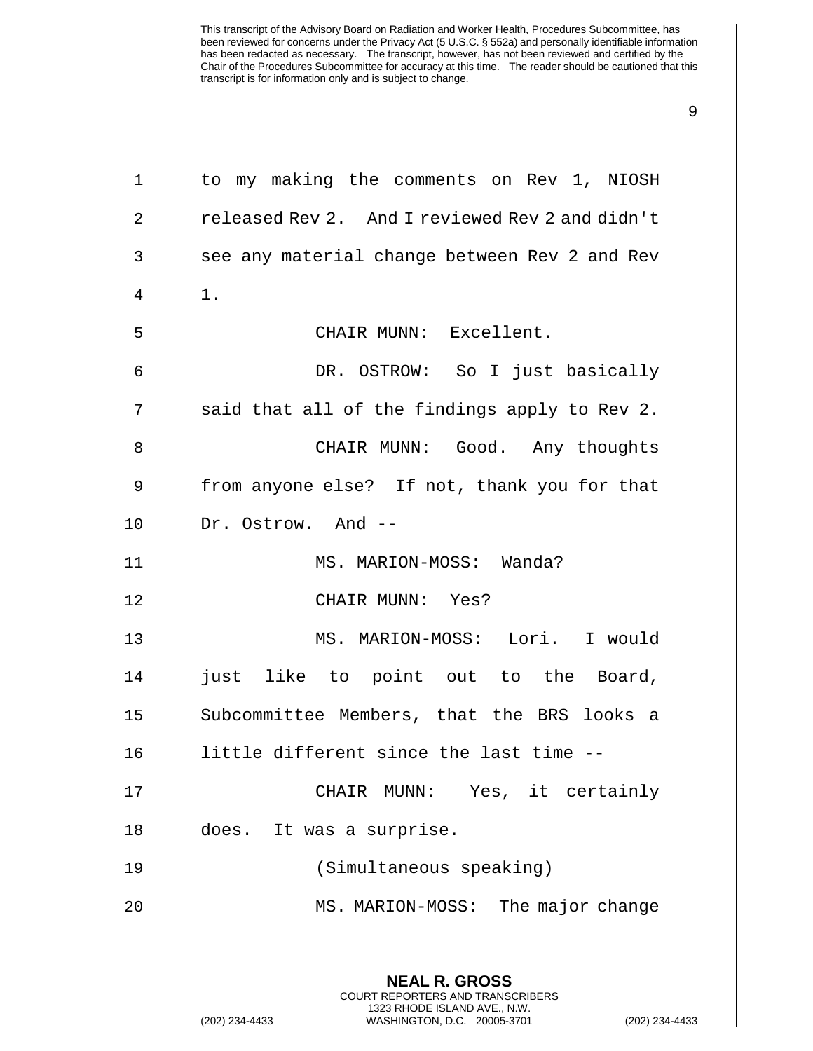to my making the comments on Rev 1, NIOSH released Rev 2. And I reviewed Rev 2 and didn't see any material change between Rev 2 and Rev 1.

CHAIR MUNN: Excellent.

DR. OSTROW: So I just basically said that all of the findings apply to Rev 2.

CHAIR MUNN: Good. Any thoughts from anyone else? If not, thank you for that Dr. Ostrow. And --

MS. MARION-MOSS: Wanda?

CHAIR MUNN: Yes?

MS. MARION-MOSS: Lori. I would just like to point out to the Board, Subcommittee Members, that the BRS looks a little different since the last time --

CHAIR MUNN: Yes, it certainly does. It was a surprise.

(Simultaneous speaking)

MS. MARION-MOSS: The major change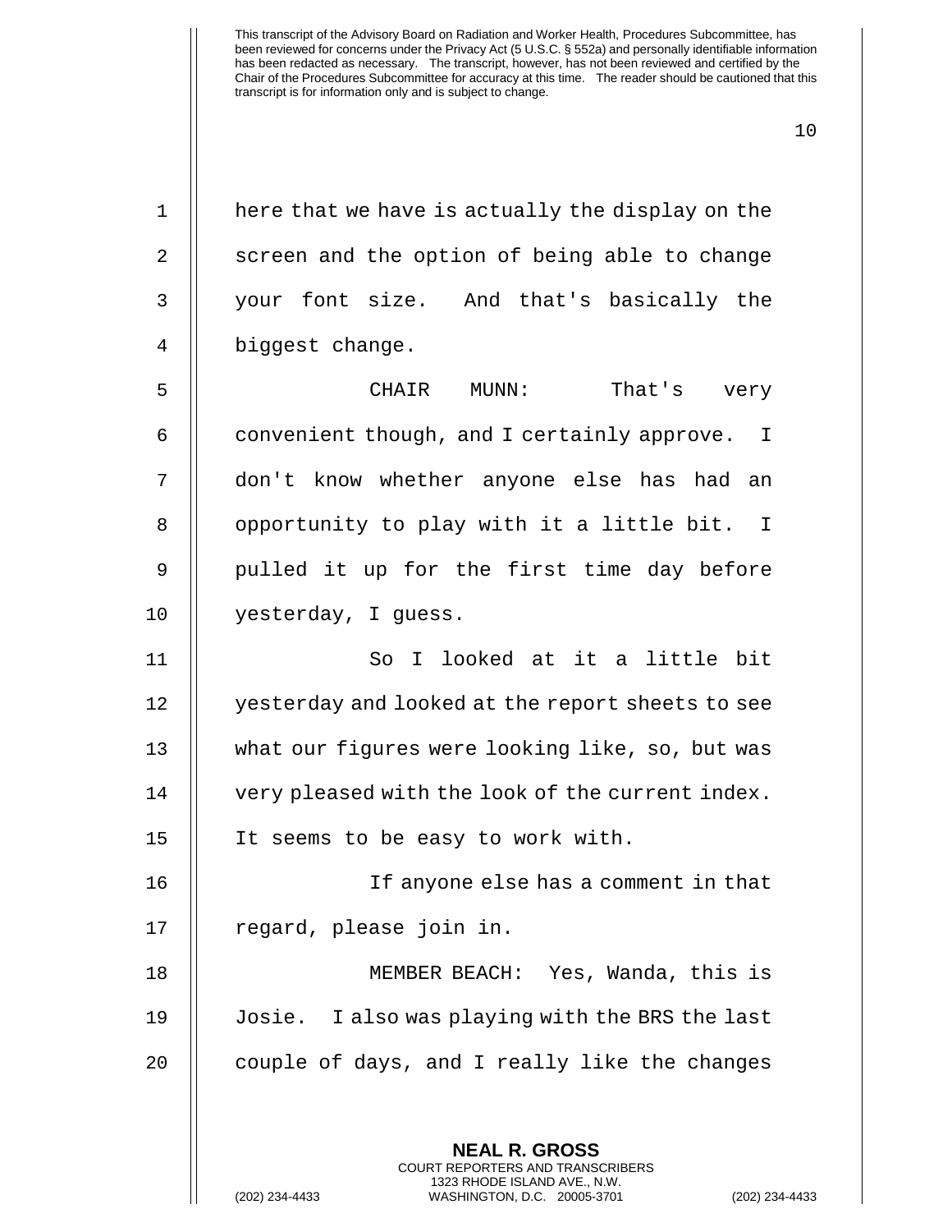here that we have is actually the display on the screen and the option of being able to change your font size. And that's basically the biggest change.

CHAIR MUNN: That's very convenient though, and I certainly approve. I don't know whether anyone else has had an opportunity to play with it a little bit. I pulled it up for the first time day before yesterday, I guess.

So I looked at it a little bit yesterday and looked at the report sheets to see what our figures were looking like, so, but was very pleased with the look of the current index. It seems to be easy to work with.

If anyone else has a comment in that regard, please join in.

MEMBER BEACH: Yes, Wanda, this is Josie. I also was playing with the BRS the last couple of days, and I really like the changes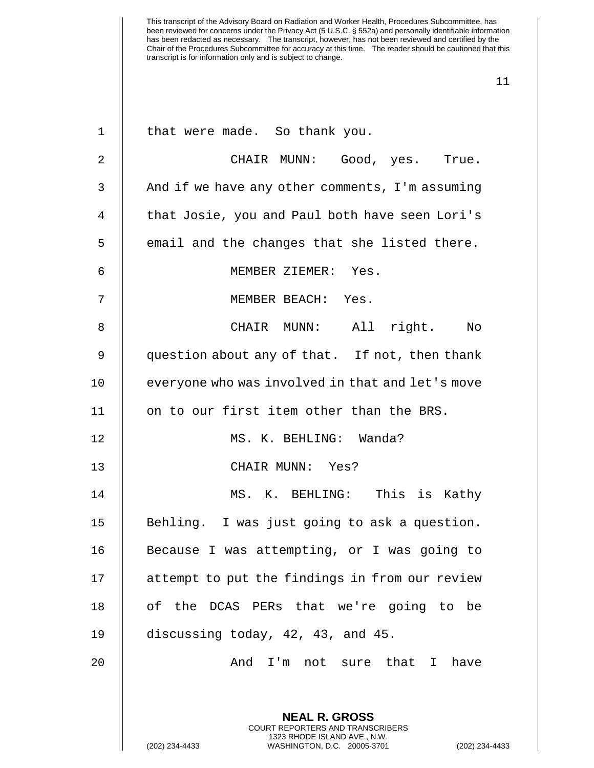that were made. So thank you.

CHAIR MUNN: Good, yes. True. And if we have any other comments, I'm assuming that Josie, you and Paul both have seen Lori's email and the changes that she listed there.

MEMBER ZIEMER: Yes.

MEMBER BEACH: Yes.

CHAIR MUNN: All right. No question about any of that. If not, then thank everyone who was involved in that and let's move on to our first item other than the BRS.

MS. K. BEHLING: Wanda?

CHAIR MUNN: Yes?

MS. K. BEHLING: This is Kathy Behling. I was just going to ask a question. Because I was attempting, or I was going to attempt to put the findings in from our review of the DCAS PERs that we're going to be discussing today, 42, 43, and 45.

And I'm not sure that I have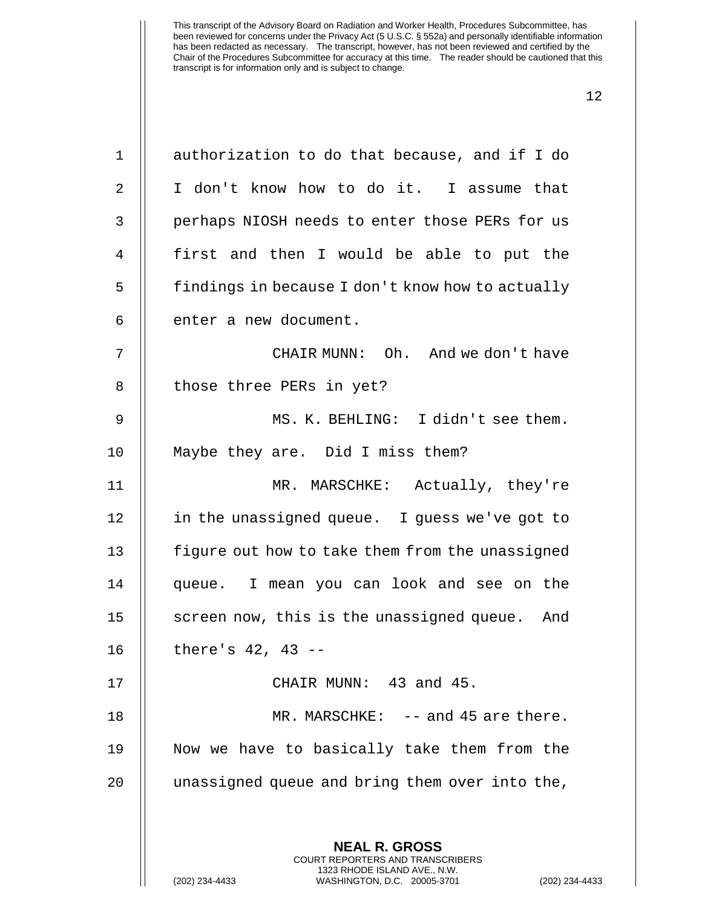authorization to do that because, and if I do I don't know how to do it. I assume that perhaps NIOSH needs to enter those PERs for us first and then I would be able to put the findings in because I don't know how to actually enter a new document.

CHAIR MUNN: Oh. And we don't have those three PERs in yet?

MS. K. BEHLING: I didn't see them. Maybe they are. Did I miss them?

MR. MARSCHKE: Actually, they're in the unassigned queue. I guess we've got to figure out how to take them from the unassigned queue. I mean you can look and see on the screen now, this is the unassigned queue. And there's 42, 43 --

CHAIR MUNN: 43 and 45.

MR. MARSCHKE: -- and 45 are there. Now we have to basically take them from the unassigned queue and bring them over into the,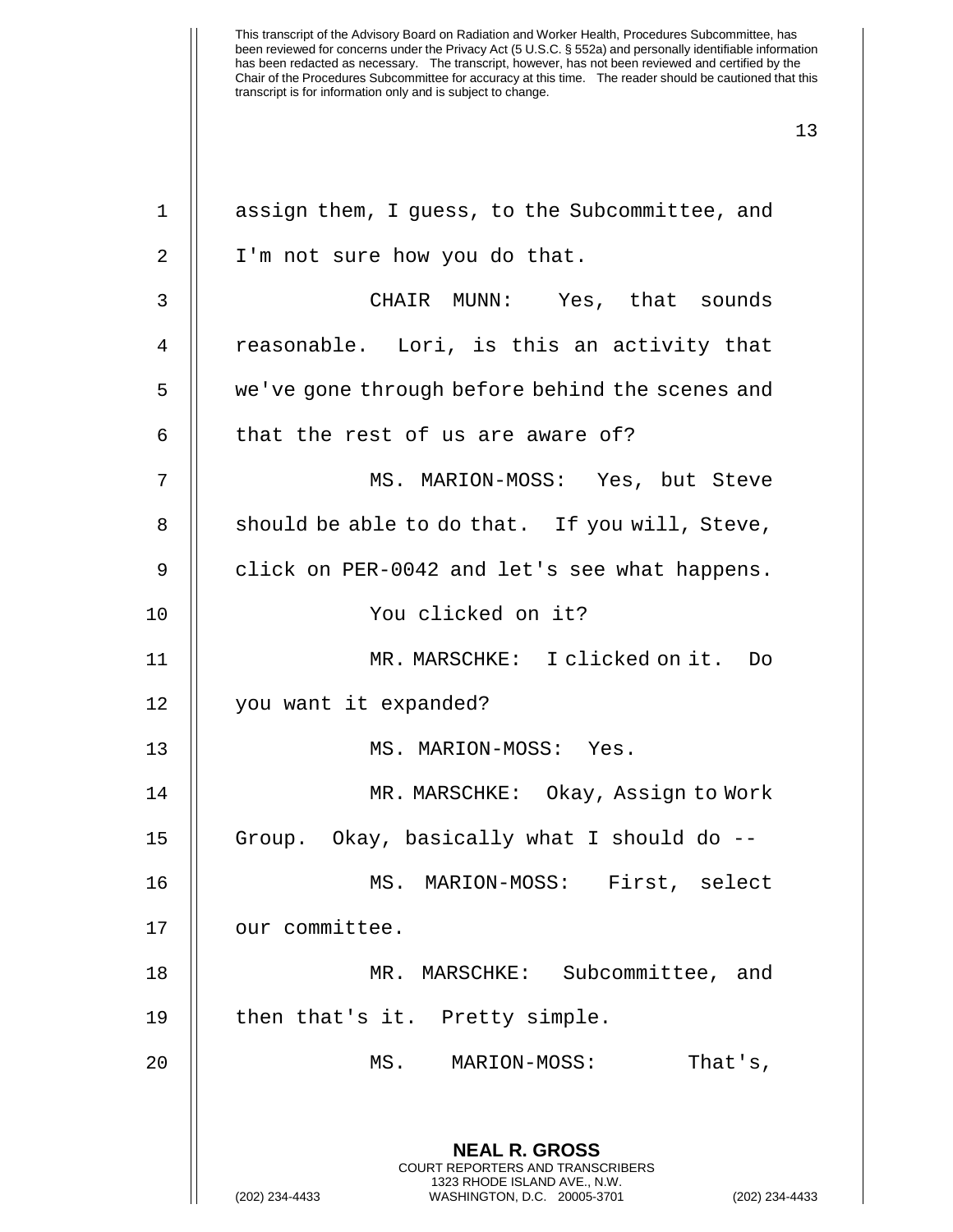assign them, I guess, to the Subcommittee, and I'm not sure how you do that.

CHAIR MUNN: Yes, that sounds reasonable. Lori, is this an activity that we've gone through before behind the scenes and that the rest of us are aware of?

MS. MARION-MOSS: Yes, but Steve should be able to do that. If you will, Steve, click on PER-0042 and let's see what happens.

You clicked on it?

MR. MARSCHKE: I clicked on it. Do you want it expanded?

MS. MARION-MOSS: Yes.

MR. MARSCHKE: Okay, Assign to Work Group. Okay, basically what I should do --

MS. MARION-MOSS: First, select our committee.

MR. MARSCHKE: Subcommittee, and then that's it. Pretty simple.

MS. MARION-MOSS: That's,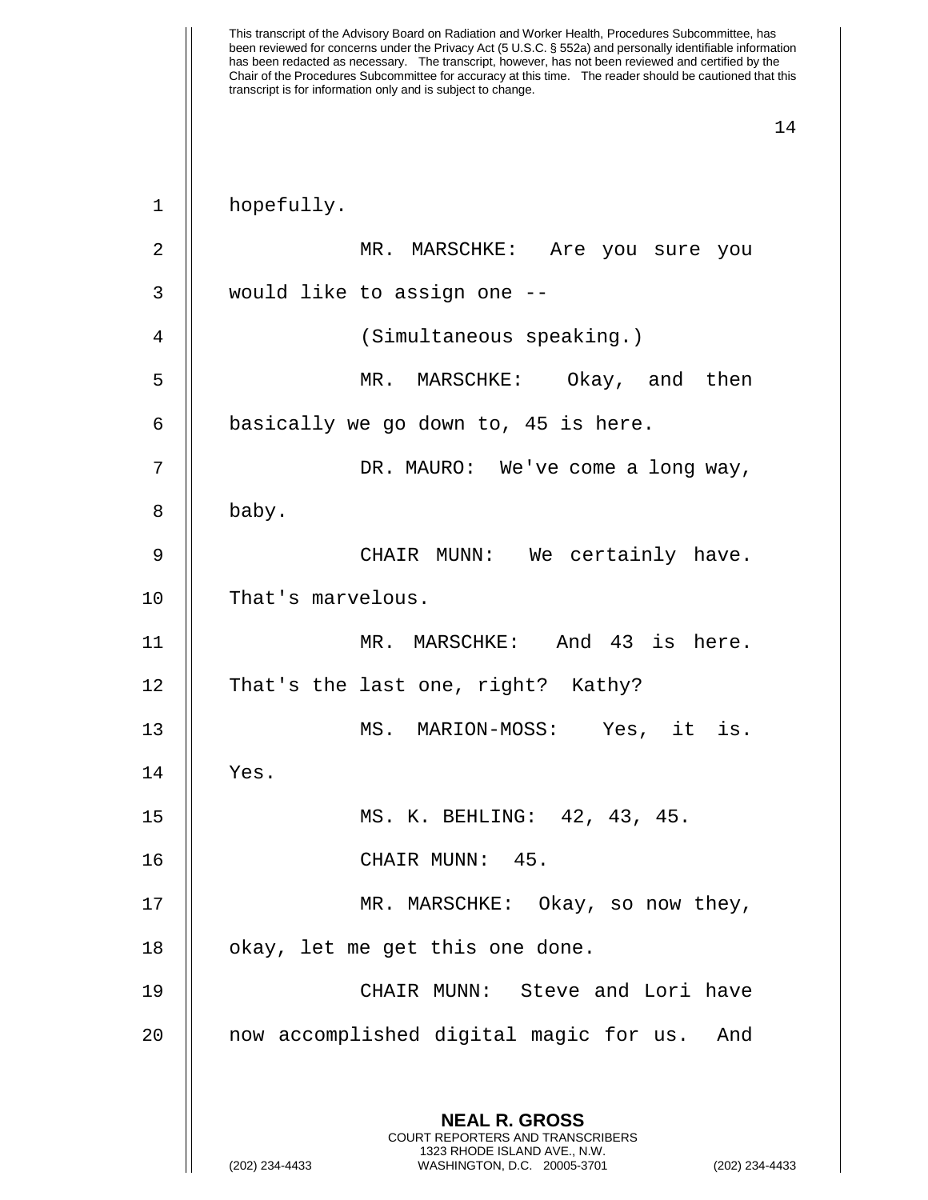hopefully.

MR. MARSCHKE: Are you sure you would like to assign one --

(Simultaneous speaking.)

MR. MARSCHKE: Okay, and then basically we go down to, 45 is here.

DR. MAURO: We've come a long way, baby.

CHAIR MUNN: We certainly have. That's marvelous.

MR. MARSCHKE: And 43 is here. That's the last one, right? Kathy?

MS. MARION-MOSS: Yes, it is. Yes.

MS. K. BEHLING: 42, 43, 45.

CHAIR MUNN: 45.

MR. MARSCHKE: Okay, so now they, okay, let me get this one done.

CHAIR MUNN: Steve and Lori have now accomplished digital magic for us. And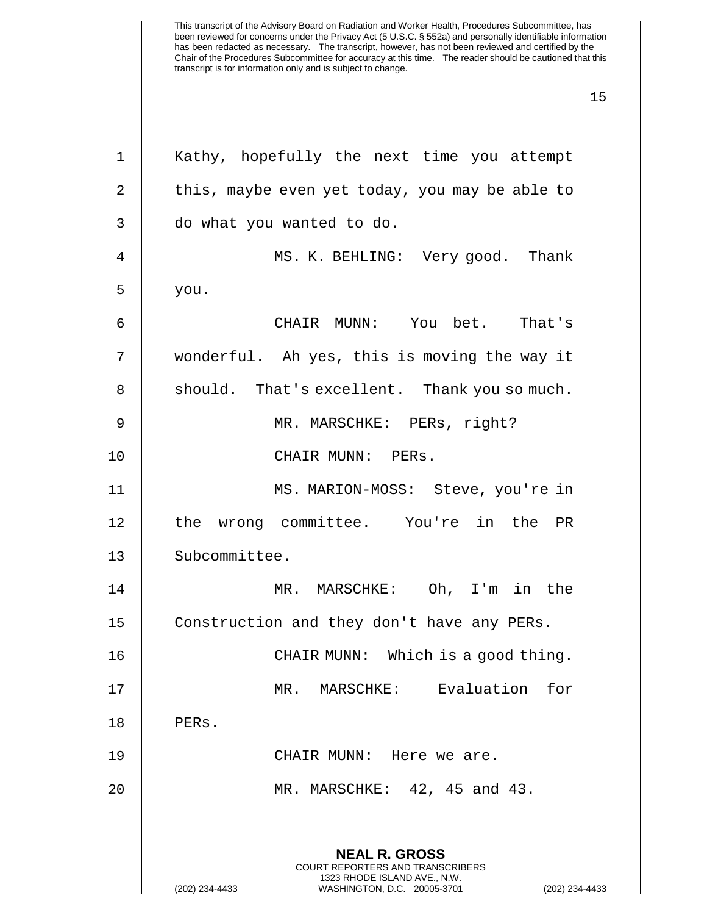Kathy, hopefully the next time you attempt this, maybe even yet today, you may be able to do what you wanted to do.

MS. K. BEHLING: Very good. Thank you.

CHAIR MUNN: You bet. That's wonderful. Ah yes, this is moving the way it should. That's excellent. Thank you so much.

MR. MARSCHKE: PERs, right?

CHAIR MUNN: PERs.

MS. MARION-MOSS: Steve, you're in the wrong committee. You're in the PR Subcommittee.

MR. MARSCHKE: Oh, I'm in the Construction and they don't have any PERs.

CHAIR MUNN: Which is a good thing.

MR. MARSCHKE: Evaluation for PERs.

CHAIR MUNN: Here we are.

MR. MARSCHKE: 42, 45 and 43.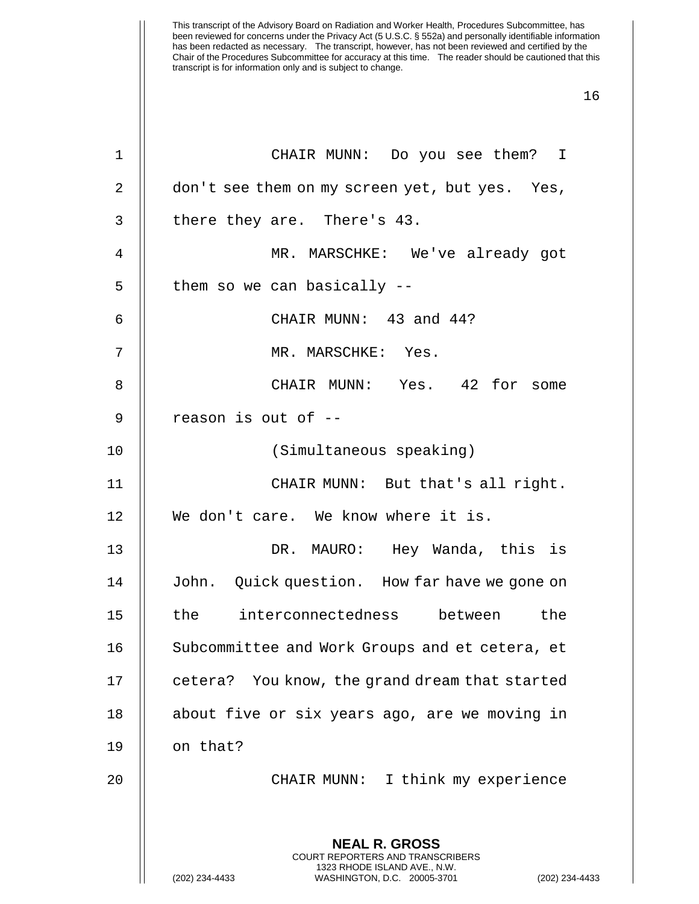CHAIR MUNN: Do you see them? I don't see them on my screen yet, but yes. Yes, there they are. There's 43.

MR. MARSCHKE: We've already got them so we can basically --

CHAIR MUNN: 43 and 44?

MR. MARSCHKE: Yes.

CHAIR MUNN: Yes. 42 for some reason is out of --

(Simultaneous speaking)

CHAIR MUNN: But that's all right. We don't care. We know where it is.

DR. MAURO: Hey Wanda, this is John. Quick question. How far have we gone on the interconnectedness between the Subcommittee and Work Groups and et cetera, et cetera? You know, the grand dream that started about five or six years ago, are we moving in on that?

CHAIR MUNN: I think my experience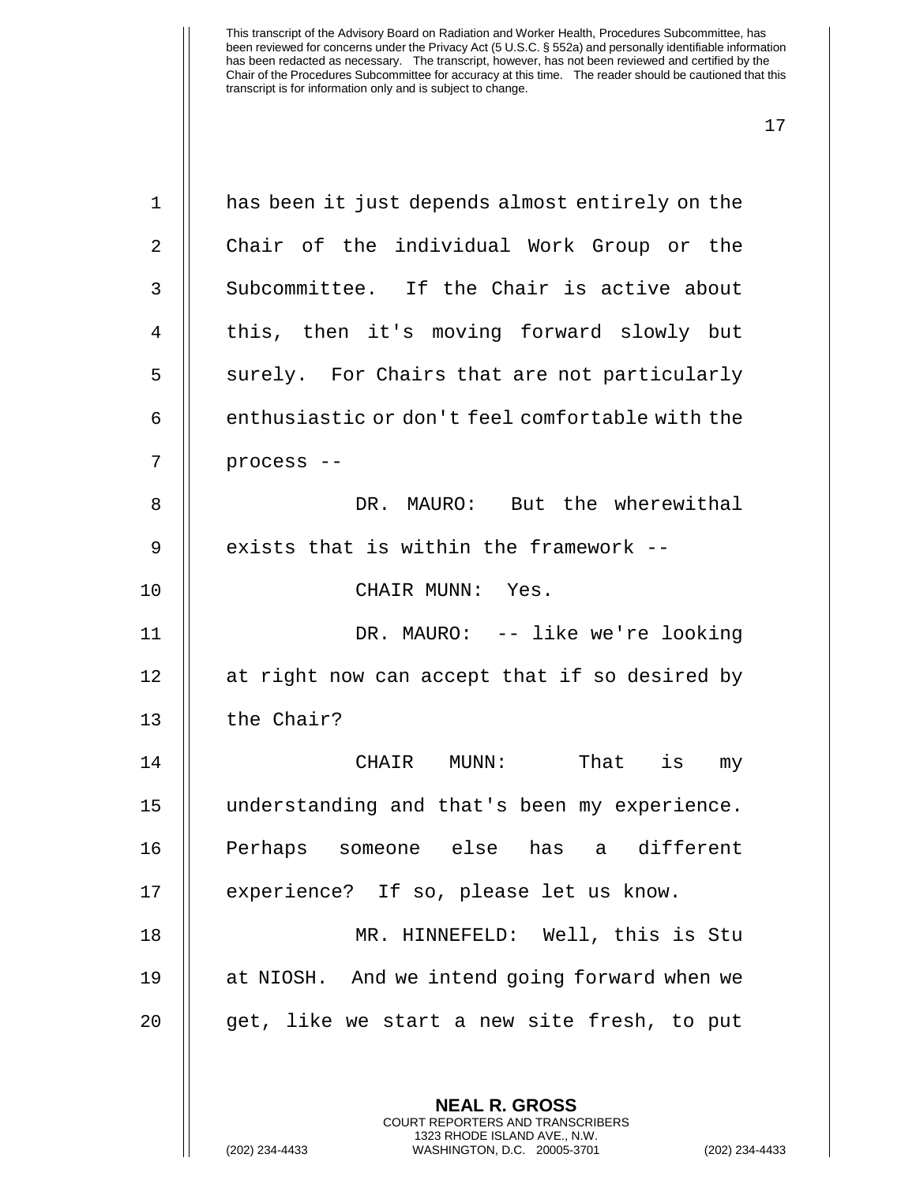This transcript of the Advisory Board on Radiation and Worker Health, Procedures Subcommittee, has been reviewed for concerns under the Privacy Act (5 U.S.C. § 552a) and personally identifiable information has been redacted as necessary. The transcript, however, has not been reviewed and certified by the Chair of the Procedures Subcommittee for accuracy at this time. The reader should be cautioned that this transcript is for information only and is subject to change.

has been it just depends almost entirely on the Chair of the individual Work Group or the Subcommittee. If the Chair is active about this, then it's moving forward slowly but surely. For Chairs that are not particularly enthusiastic or don't feel comfortable with the process --

DR. MAURO: But the wherewithal exists that is within the framework --

CHAIR MUNN: Yes.

DR. MAURO: -- like we're looking at right now can accept that if so desired by the Chair?

CHAIR MUNN: That is my understanding and that's been my experience. Perhaps someone else has a different experience? If so, please let us know.

MR. HINNEFELD: Well, this is Stu at NIOSH. And we intend going forward when we get, like we start a new site fresh, to put

**NEAL R. GROSS**
COURT REPORTERS AND TRANSCRIBERS
1323 RHODE ISLAND AVE., N.W.
(202) 234-4433 WASHINGTON, D.C. 20005-3701 (202) 234-4433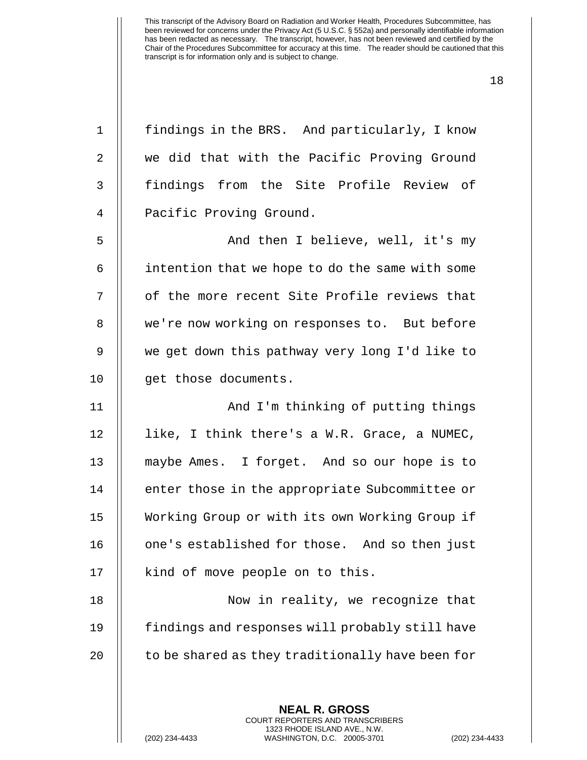findings in the BRS. And particularly, I know we did that with the Pacific Proving Ground findings from the Site Profile Review of Pacific Proving Ground.

And then I believe, well, it's my intention that we hope to do the same with some of the more recent Site Profile reviews that we're now working on responses to. But before we get down this pathway very long I'd like to get those documents.

And I'm thinking of putting things like, I think there's a W.R. Grace, a NUMEC, maybe Ames. I forget. And so our hope is to enter those in the appropriate Subcommittee or Working Group or with its own Working Group if one's established for those. And so then just kind of move people on to this.

Now in reality, we recognize that findings and responses will probably still have to be shared as they traditionally have been for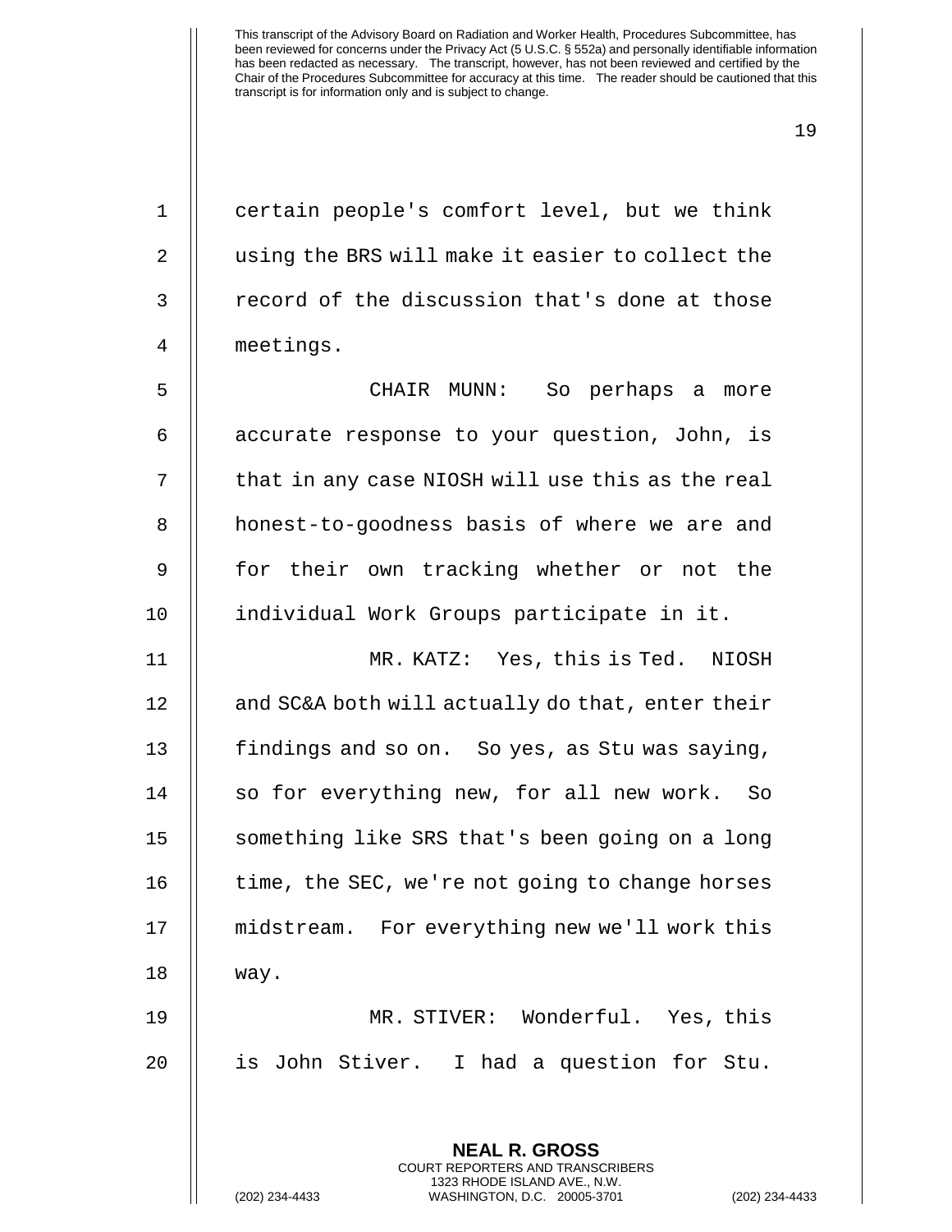certain people's comfort level, but we think using the BRS will make it easier to collect the record of the discussion that's done at those meetings.

CHAIR MUNN: So perhaps a more accurate response to your question, John, is that in any case NIOSH will use this as the real honest-to-goodness basis of where we are and for their own tracking whether or not the individual Work Groups participate in it.

MR. KATZ: Yes, this is Ted. NIOSH and SC&A both will actually do that, enter their findings and so on. So yes, as Stu was saying, so for everything new, for all new work. So something like SRS that's been going on a long time, the SEC, we're not going to change horses midstream. For everything new we'll work this way.

MR. STIVER: Wonderful. Yes, this is John Stiver. I had a question for Stu.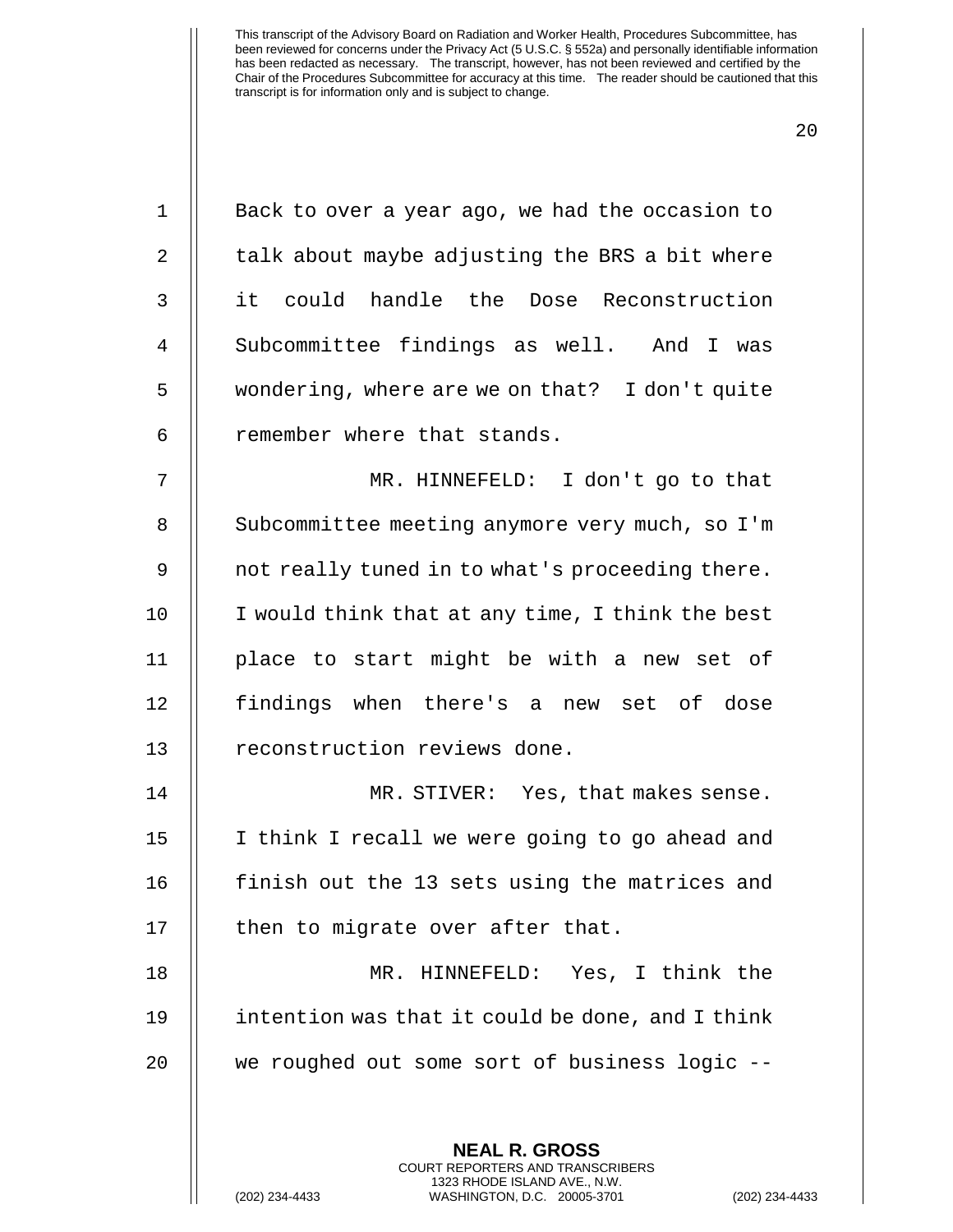Back to over a year ago, we had the occasion to talk about maybe adjusting the BRS a bit where it could handle the Dose Reconstruction Subcommittee findings as well. And I was wondering, where are we on that? I don't quite remember where that stands.

MR. HINNEFELD: I don't go to that Subcommittee meeting anymore very much, so I'm not really tuned in to what's proceeding there. I would think that at any time, I think the best place to start might be with a new set of findings when there's a new set of dose reconstruction reviews done.

MR. STIVER: Yes, that makes sense. I think I recall we were going to go ahead and finish out the 13 sets using the matrices and then to migrate over after that.

MR. HINNEFELD: Yes, I think the intention was that it could be done, and I think we roughed out some sort of business logic --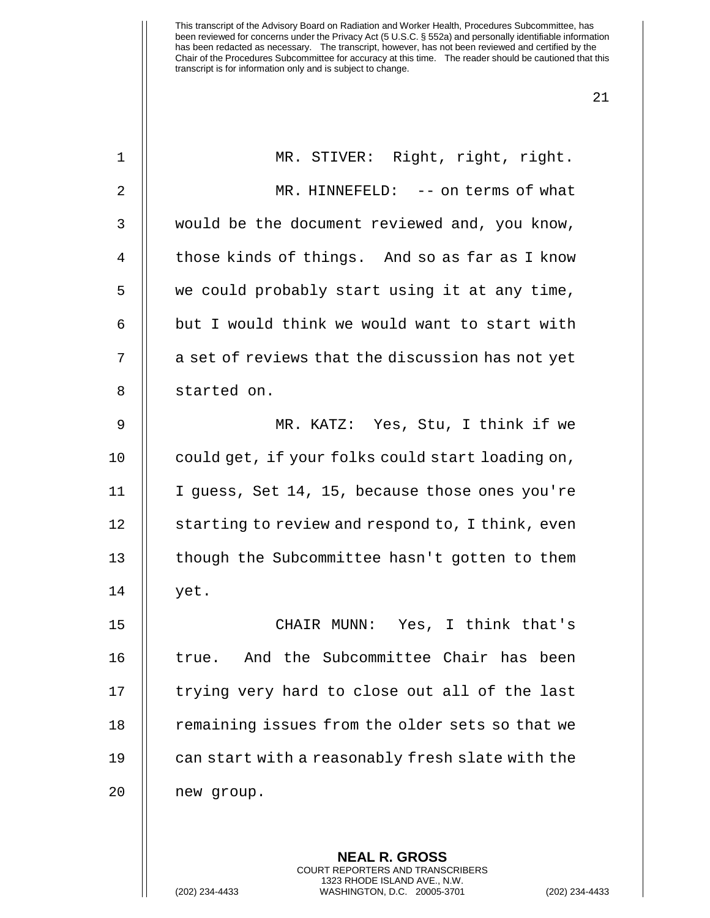MR. STIVER: Right, right, right.

MR. HINNEFELD: -- on terms of what would be the document reviewed and, you know, those kinds of things. And so as far as I know we could probably start using it at any time, but I would think we would want to start with a set of reviews that the discussion has not yet started on.

MR. KATZ: Yes, Stu, I think if we could get, if your folks could start loading on, I guess, Set 14, 15, because those ones you're starting to review and respond to, I think, even though the Subcommittee hasn't gotten to them yet.

CHAIR MUNN: Yes, I think that's true. And the Subcommittee Chair has been trying very hard to close out all of the last remaining issues from the older sets so that we can start with a reasonably fresh slate with the new group.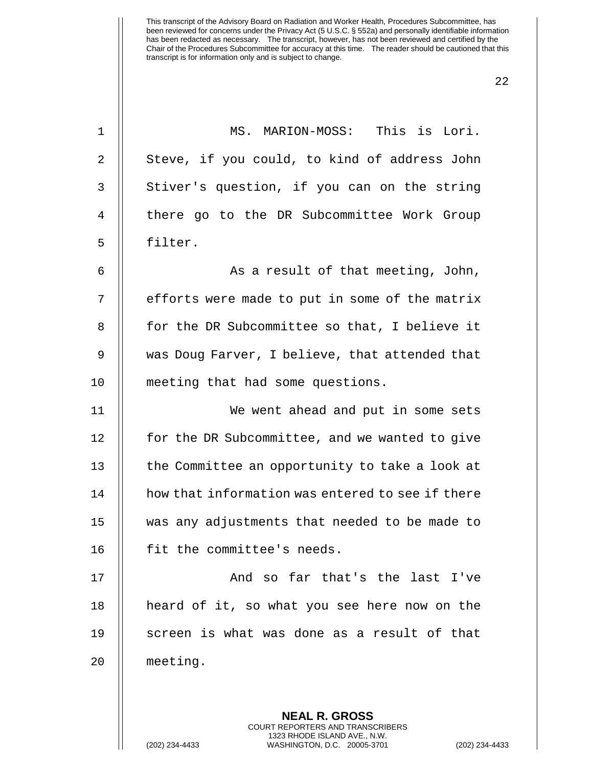MS. MARION-MOSS: This is Lori. Steve, if you could, to kind of address John Stiver's question, if you can on the string there go to the DR Subcommittee Work Group filter.

As a result of that meeting, John, efforts were made to put in some of the matrix for the DR Subcommittee so that, I believe it was Doug Farver, I believe, that attended that meeting that had some questions.

We went ahead and put in some sets for the DR Subcommittee, and we wanted to give the Committee an opportunity to take a look at how that information was entered to see if there was any adjustments that needed to be made to fit the committee's needs.

And so far that's the last I've heard of it, so what you see here now on the screen is what was done as a result of that meeting.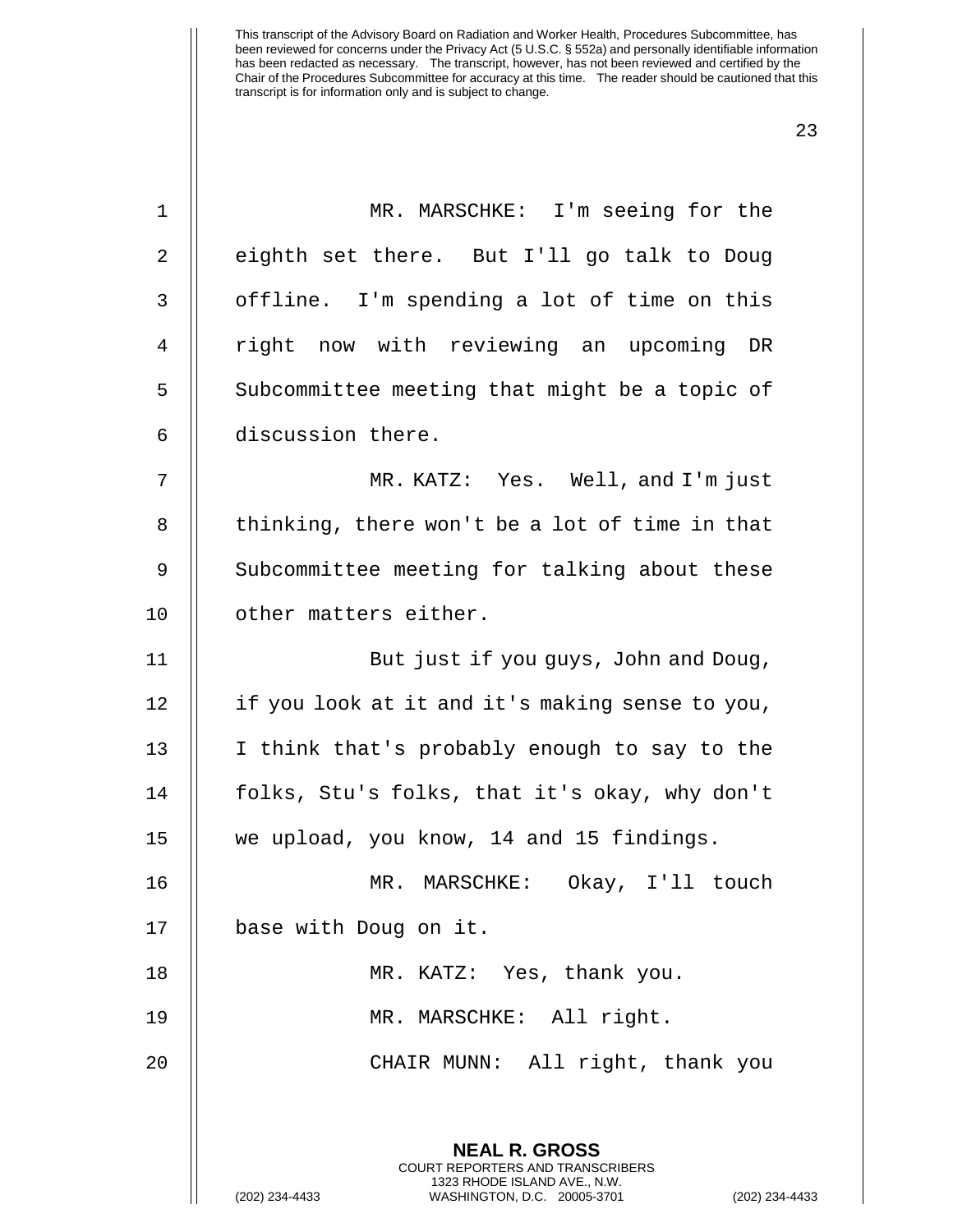MR. MARSCHKE: I'm seeing for the eighth set there. But I'll go talk to Doug offline. I'm spending a lot of time on this right now with reviewing an upcoming DR Subcommittee meeting that might be a topic of discussion there.

MR. KATZ: Yes. Well, and I'm just thinking, there won't be a lot of time in that Subcommittee meeting for talking about these other matters either.

But just if you guys, John and Doug, if you look at it and it's making sense to you, I think that's probably enough to say to the folks, Stu's folks, that it's okay, why don't we upload, you know, 14 and 15 findings.

MR. MARSCHKE: Okay, I'll touch base with Doug on it.

MR. KATZ: Yes, thank you.

MR. MARSCHKE: All right.

CHAIR MUNN: All right, thank you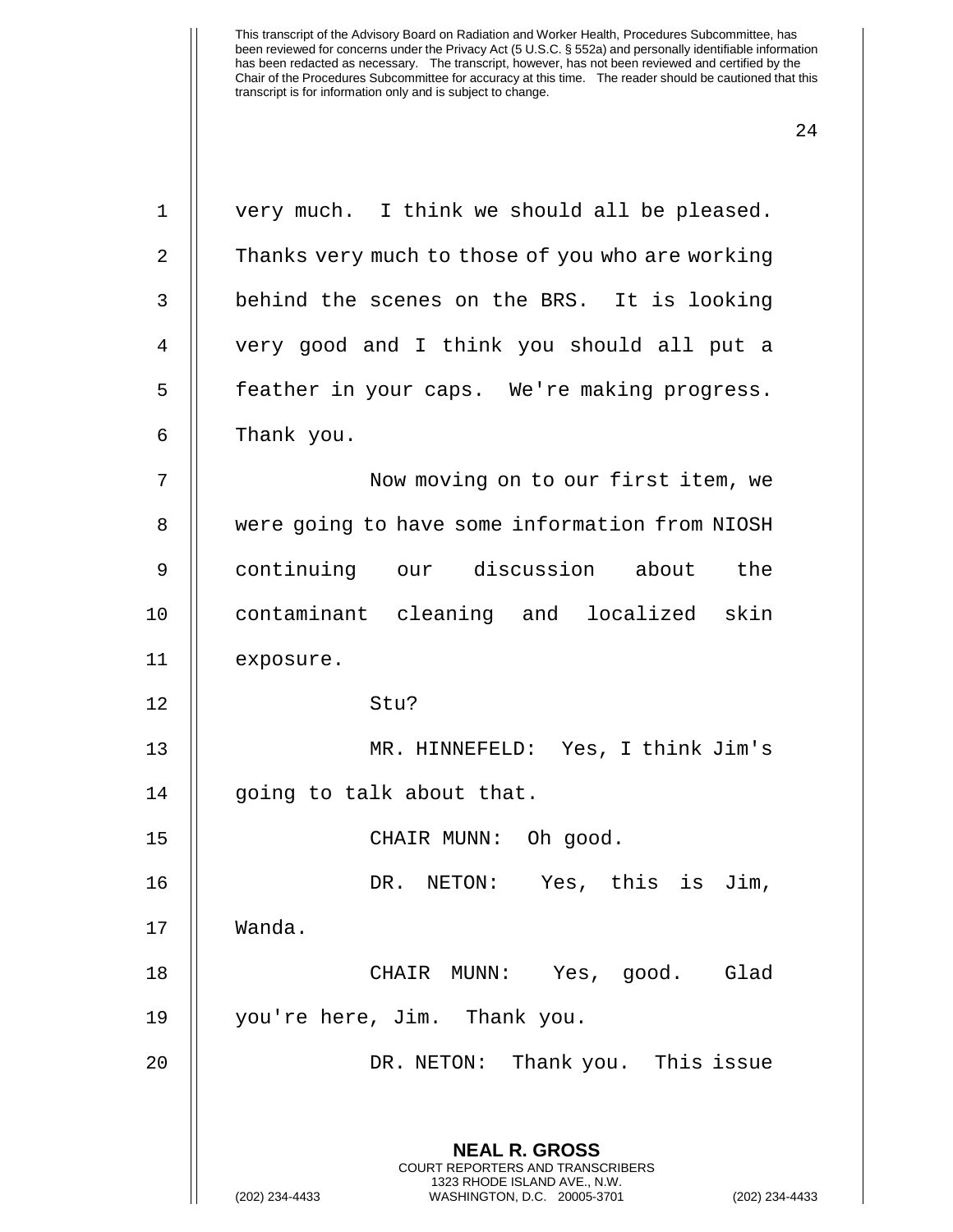very much. I think we should all be pleased. Thanks very much to those of you who are working behind the scenes on the BRS. It is looking very good and I think you should all put a feather in your caps. We're making progress. Thank you.

Now moving on to our first item, we were going to have some information from NIOSH continuing our discussion about the contaminant cleaning and localized skin exposure.

Stu?

MR. HINNEFELD: Yes, I think Jim's going to talk about that.

CHAIR MUNN: Oh good.

DR. NETON: Yes, this is Jim, Wanda.

CHAIR MUNN: Yes, good. Glad you're here, Jim. Thank you.

DR. NETON: Thank you. This issue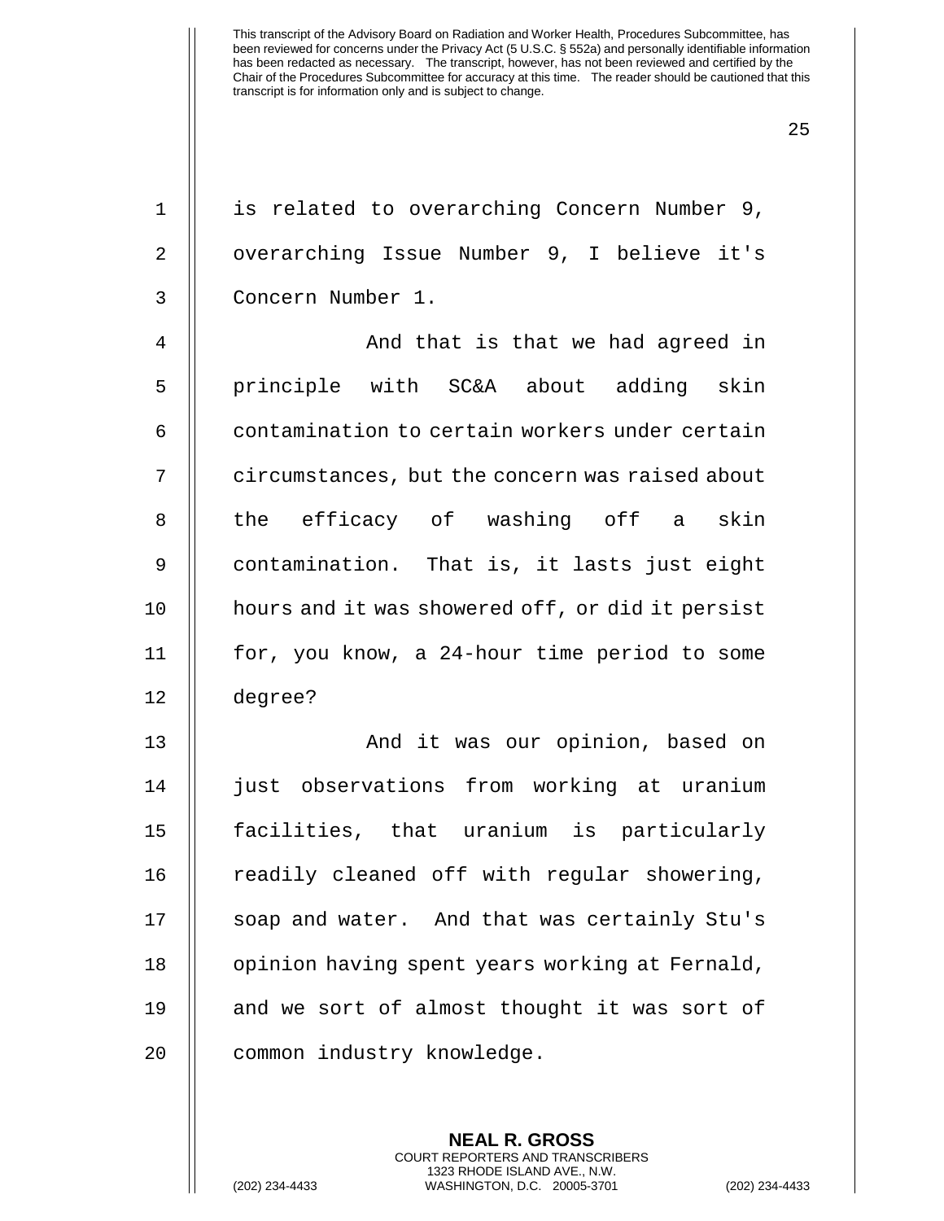is related to overarching Concern Number 9, overarching Issue Number 9, I believe it's Concern Number 1.

And that is that we had agreed in principle with SC&A about adding skin contamination to certain workers under certain circumstances, but the concern was raised about the efficacy of washing off a skin contamination. That is, it lasts just eight hours and it was showered off, or did it persist for, you know, a 24-hour time period to some degree?

And it was our opinion, based on just observations from working at uranium facilities, that uranium is particularly readily cleaned off with regular showering, soap and water. And that was certainly Stu's opinion having spent years working at Fernald, and we sort of almost thought it was sort of common industry knowledge.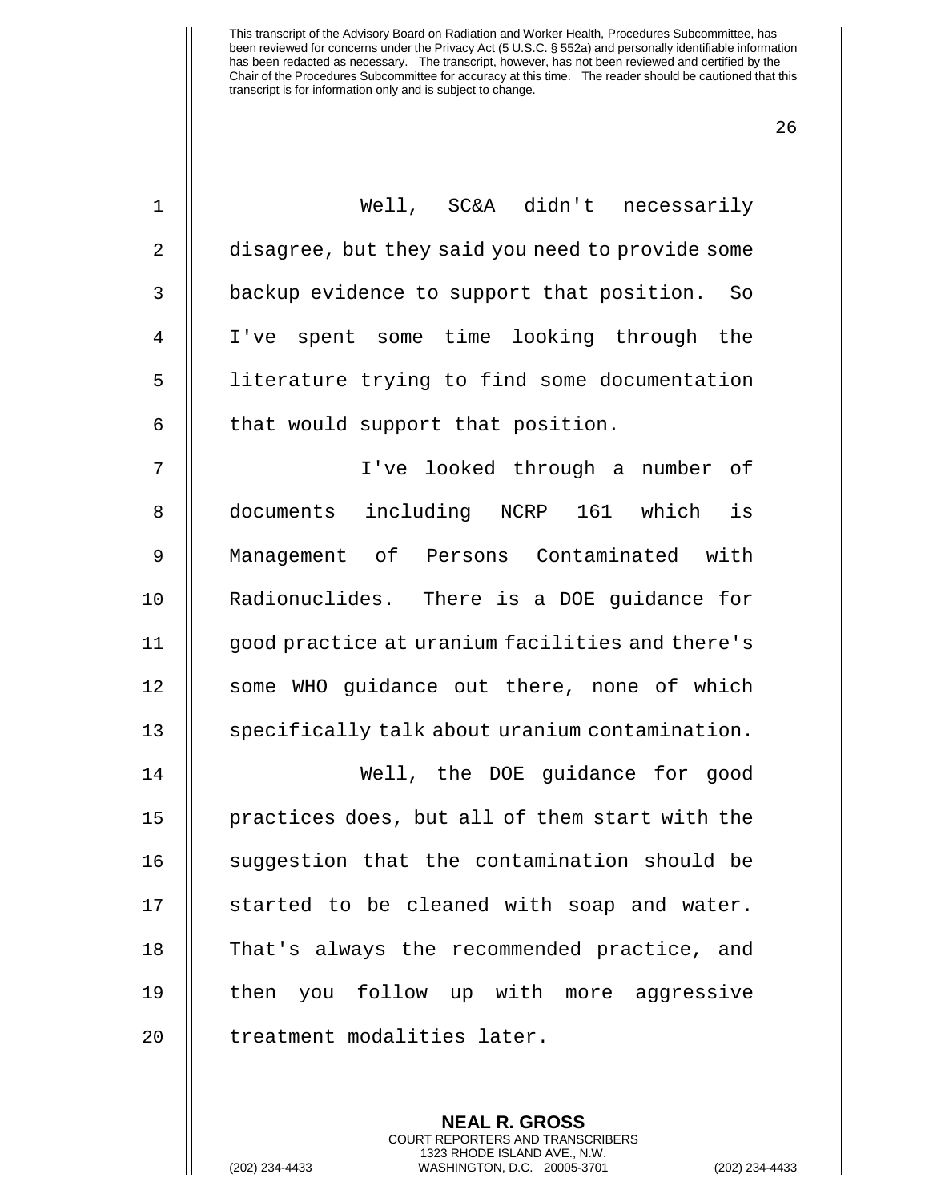Well, SC&A didn't necessarily disagree, but they said you need to provide some backup evidence to support that position. So I've spent some time looking through the literature trying to find some documentation that would support that position.

I've looked through a number of documents including NCRP 161 which is Management of Persons Contaminated with Radionuclides. There is a DOE guidance for good practice at uranium facilities and there's some WHO guidance out there, none of which specifically talk about uranium contamination.

Well, the DOE guidance for good practices does, but all of them start with the suggestion that the contamination should be started to be cleaned with soap and water. That's always the recommended practice, and then you follow up with more aggressive treatment modalities later.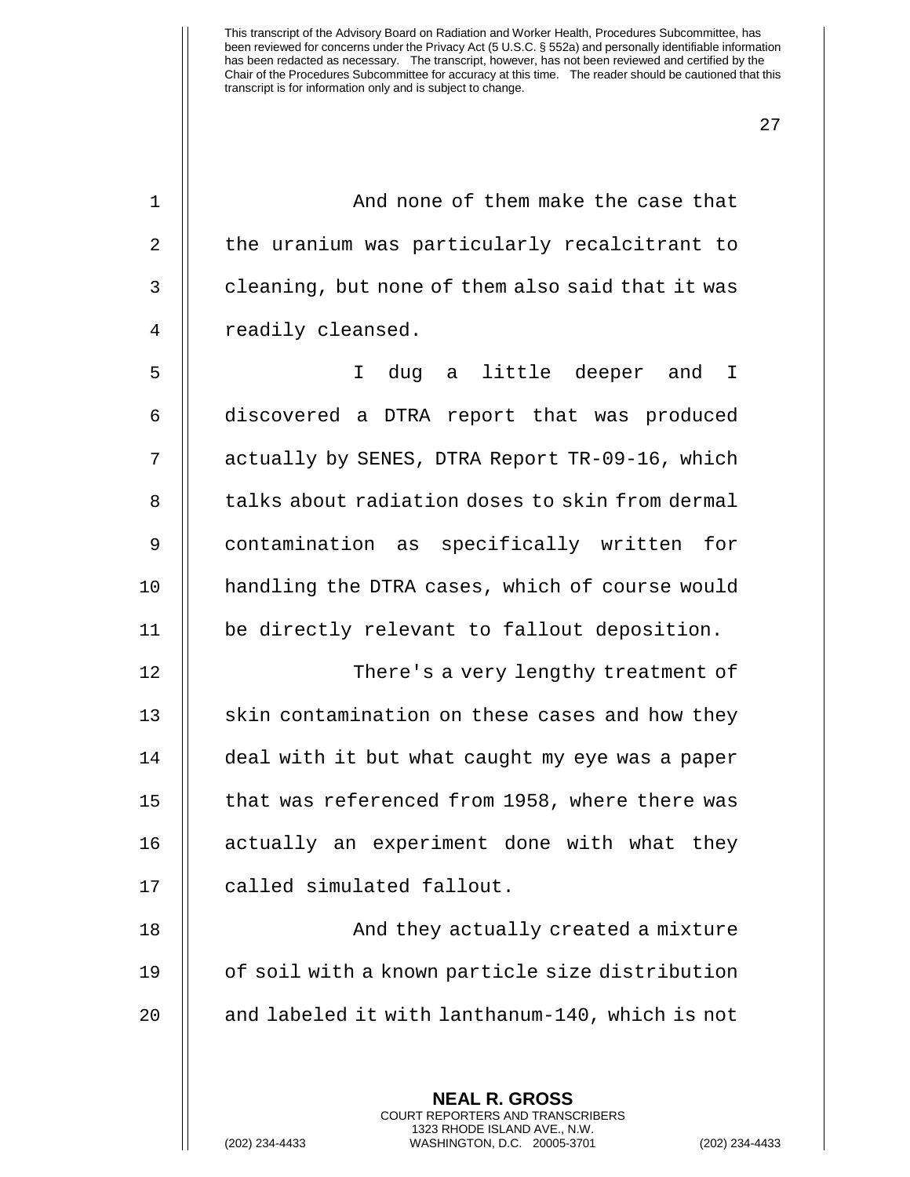And none of them make the case that the uranium was particularly recalcitrant to cleaning, but none of them also said that it was readily cleansed.

I dug a little deeper and I discovered a DTRA report that was produced actually by SENES, DTRA Report TR-09-16, which talks about radiation doses to skin from dermal contamination as specifically written for handling the DTRA cases, which of course would be directly relevant to fallout deposition.

There's a very lengthy treatment of skin contamination on these cases and how they deal with it but what caught my eye was a paper that was referenced from 1958, where there was actually an experiment done with what they called simulated fallout.

And they actually created a mixture of soil with a known particle size distribution and labeled it with lanthanum-140, which is not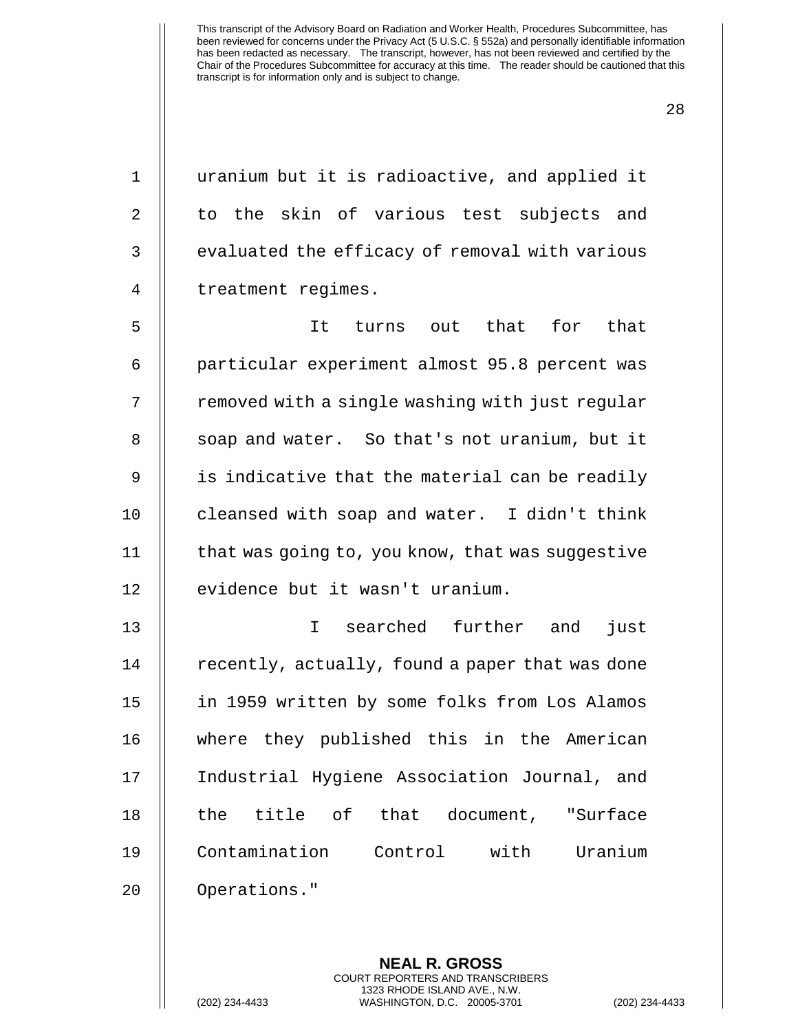uranium but it is radioactive, and applied it to the skin of various test subjects and evaluated the efficacy of removal with various treatment regimes.

It turns out that for that particular experiment almost 95.8 percent was removed with a single washing with just regular soap and water. So that's not uranium, but it is indicative that the material can be readily cleansed with soap and water. I didn't think that was going to, you know, that was suggestive evidence but it wasn't uranium.

I searched further and just recently, actually, found a paper that was done in 1959 written by some folks from Los Alamos where they published this in the American Industrial Hygiene Association Journal, and the title of that document, "Surface Contamination Control with Uranium Operations."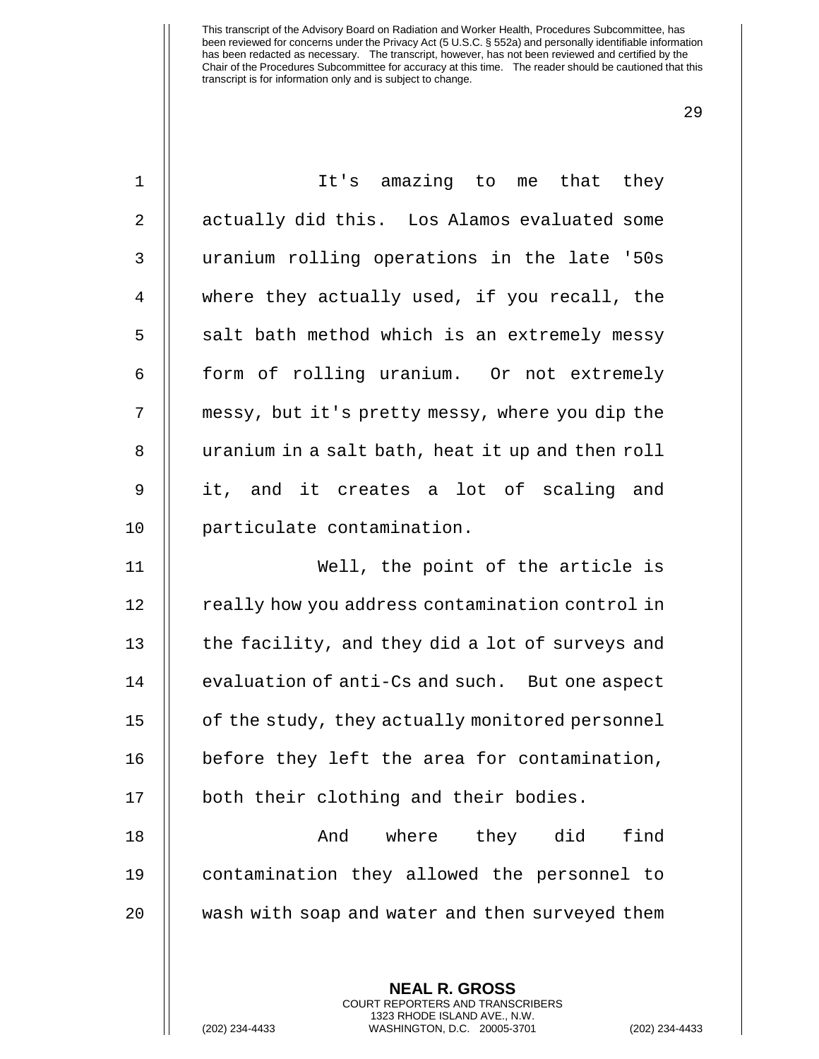It's amazing to me that they actually did this. Los Alamos evaluated some uranium rolling operations in the late '50s where they actually used, if you recall, the salt bath method which is an extremely messy form of rolling uranium. Or not extremely messy, but it's pretty messy, where you dip the uranium in a salt bath, heat it up and then roll it, and it creates a lot of scaling and particulate contamination.

Well, the point of the article is really how you address contamination control in the facility, and they did a lot of surveys and evaluation of anti-Cs and such. But one aspect of the study, they actually monitored personnel before they left the area for contamination, both their clothing and their bodies.

And where they did find contamination they allowed the personnel to wash with soap and water and then surveyed them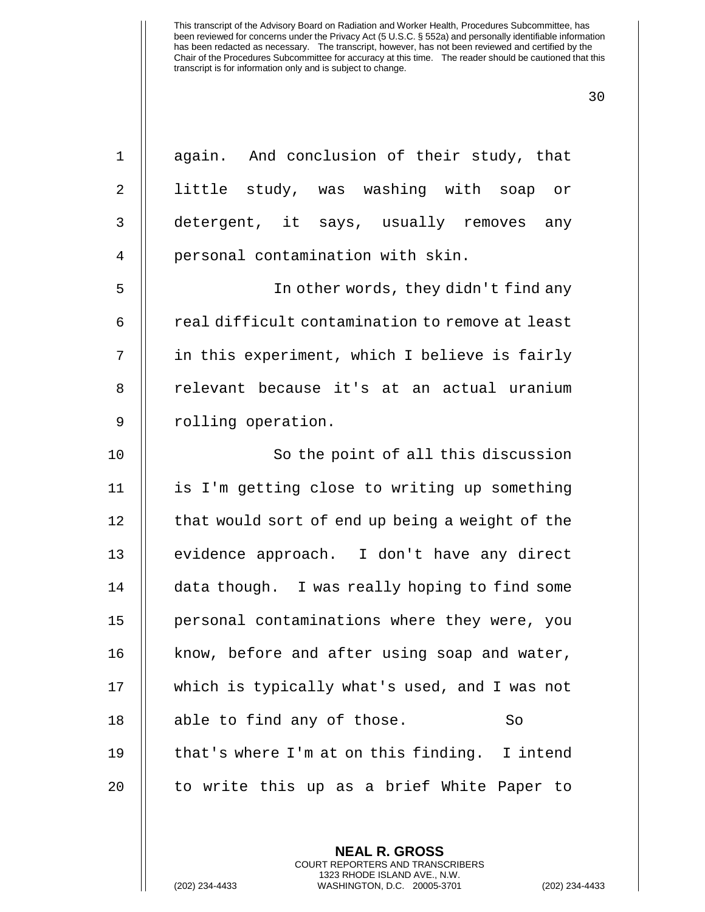again. And conclusion of their study, that little study, was washing with soap or detergent, it says, usually removes any personal contamination with skin.

In other words, they didn't find any real difficult contamination to remove at least in this experiment, which I believe is fairly relevant because it's at an actual uranium rolling operation.

So the point of all this discussion is I'm getting close to writing up something that would sort of end up being a weight of the evidence approach. I don't have any direct data though. I was really hoping to find some personal contaminations where they were, you know, before and after using soap and water, which is typically what's used, and I was not able to find any of those. So that's where I'm at on this finding. I intend to write this up as a brief White Paper to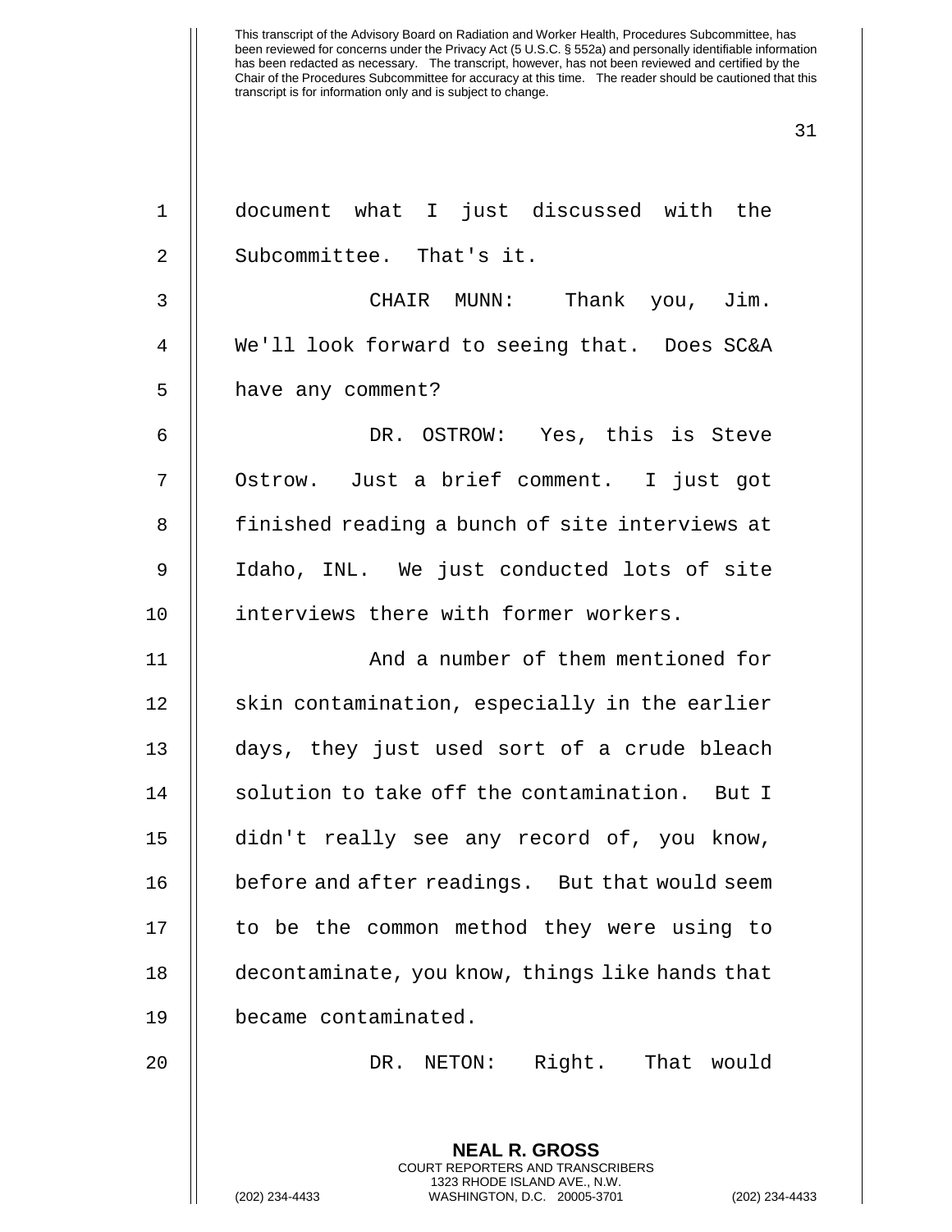document what I just discussed with the Subcommittee. That's it.

CHAIR MUNN: Thank you, Jim. We'll look forward to seeing that. Does SC&A have any comment?

DR. OSTROW: Yes, this is Steve Ostrow. Just a brief comment. I just got finished reading a bunch of site interviews at Idaho, INL. We just conducted lots of site interviews there with former workers.

And a number of them mentioned for skin contamination, especially in the earlier days, they just used sort of a crude bleach solution to take off the contamination. But I didn't really see any record of, you know, before and after readings. But that would seem to be the common method they were using to decontaminate, you know, things like hands that became contaminated.

DR. NETON: Right. That would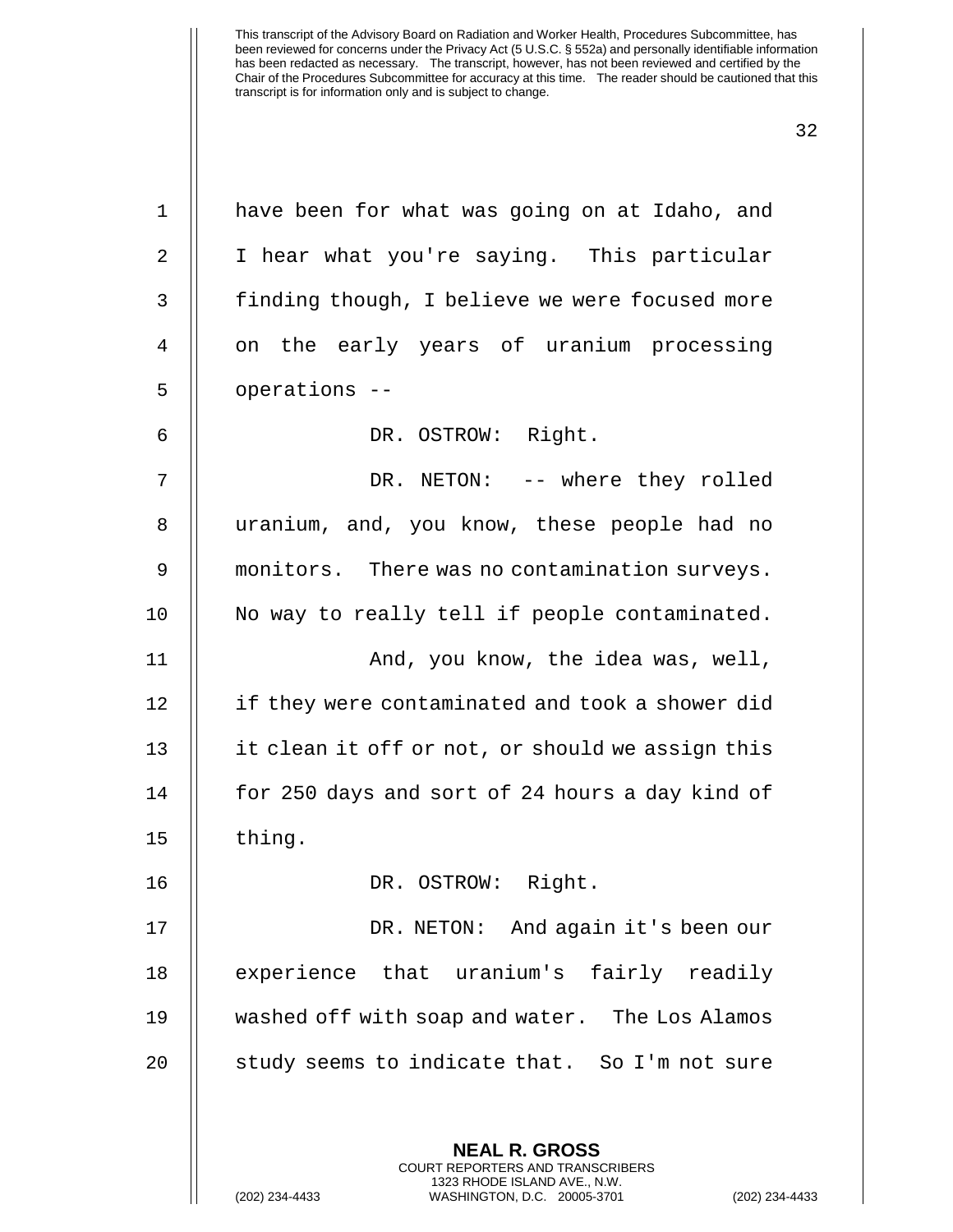have been for what was going on at Idaho, and I hear what you're saying. This particular finding though, I believe we were focused more on the early years of uranium processing operations --

DR. OSTROW: Right.

DR. NETON: -- where they rolled uranium, and, you know, these people had no monitors. There was no contamination surveys. No way to really tell if people contaminated.

And, you know, the idea was, well, if they were contaminated and took a shower did it clean it off or not, or should we assign this for 250 days and sort of 24 hours a day kind of thing.

DR. OSTROW: Right.

DR. NETON: And again it's been our experience that uranium's fairly readily washed off with soap and water. The Los Alamos study seems to indicate that. So I'm not sure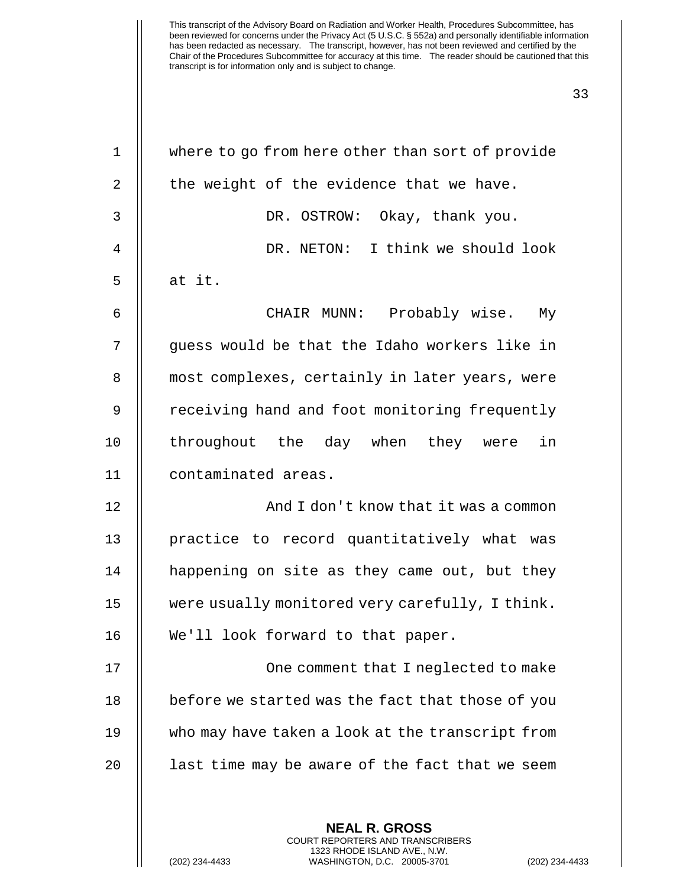where to go from here other than sort of provide the weight of the evidence that we have.

DR. OSTROW: Okay, thank you.

DR. NETON: I think we should look at it.

CHAIR MUNN: Probably wise. My guess would be that the Idaho workers like in most complexes, certainly in later years, were receiving hand and foot monitoring frequently throughout the day when they were in contaminated areas.

And I don't know that it was a common practice to record quantitatively what was happening on site as they came out, but they were usually monitored very carefully, I think. We'll look forward to that paper.

One comment that I neglected to make before we started was the fact that those of you who may have taken a look at the transcript from last time may be aware of the fact that we seem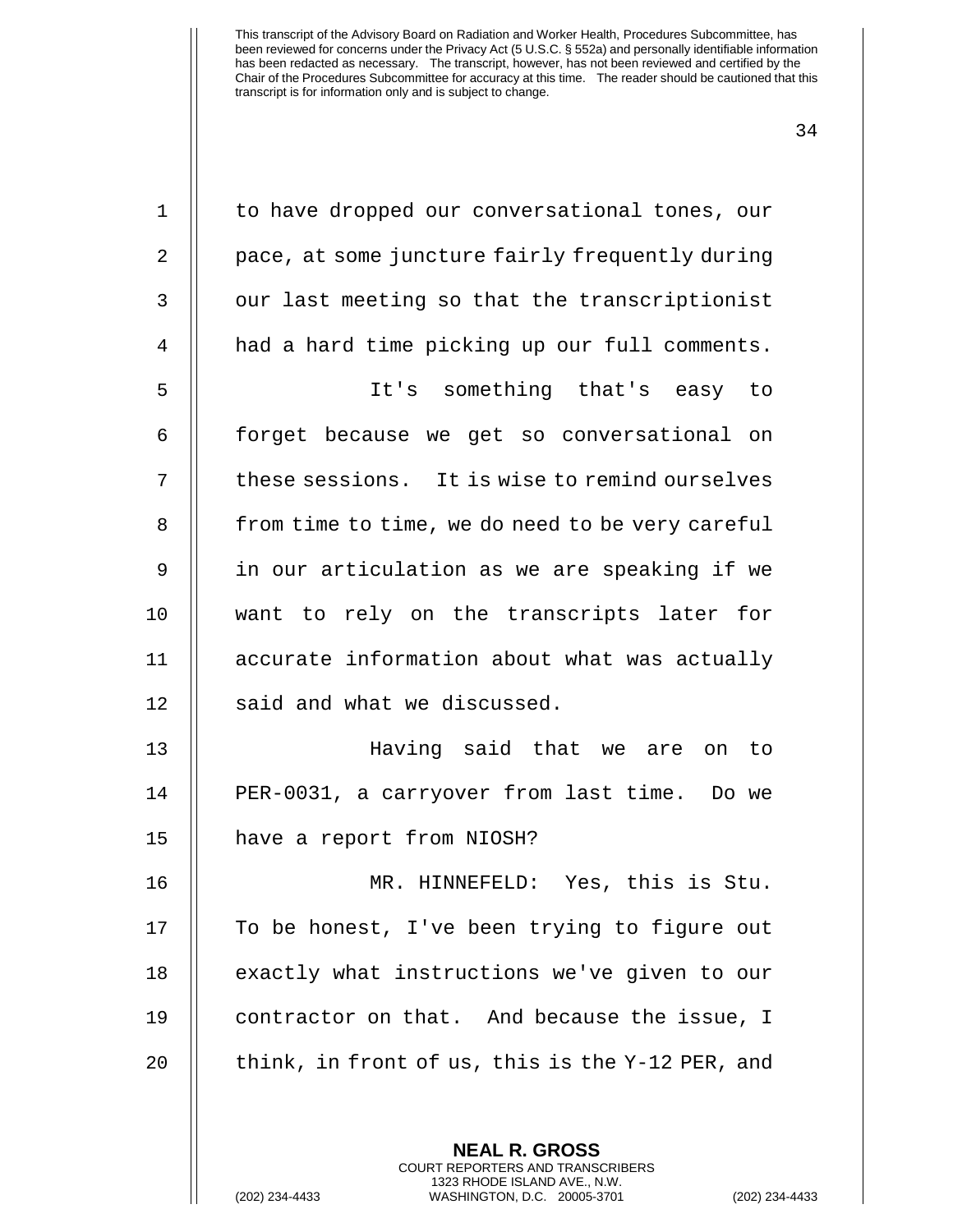to have dropped our conversational tones, our pace, at some juncture fairly frequently during our last meeting so that the transcriptionist had a hard time picking up our full comments.

It's something that's easy to forget because we get so conversational on these sessions. It is wise to remind ourselves from time to time, we do need to be very careful in our articulation as we are speaking if we want to rely on the transcripts later for accurate information about what was actually said and what we discussed.

Having said that we are on to PER-0031, a carryover from last time. Do we have a report from NIOSH?

MR. HINNEFELD: Yes, this is Stu. To be honest, I've been trying to figure out exactly what instructions we've given to our contractor on that. And because the issue, I think, in front of us, this is the Y-12 PER, and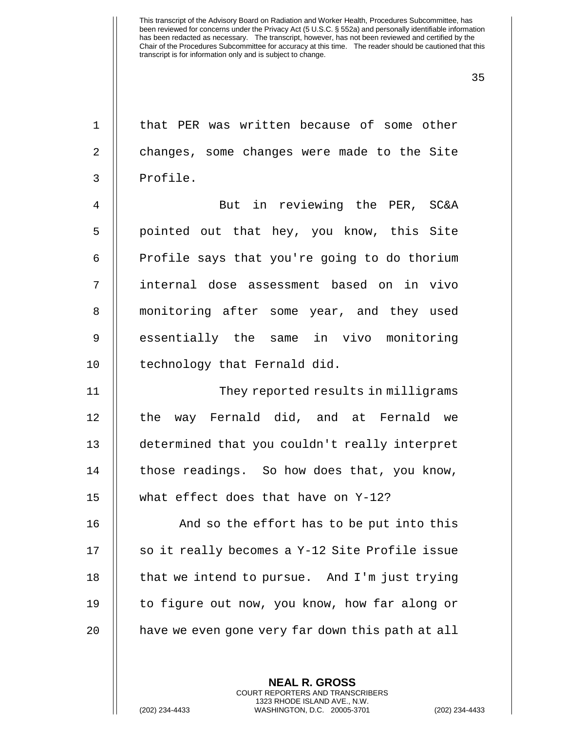that PER was written because of some other changes, some changes were made to the Site Profile.

But in reviewing the PER, SC&A pointed out that hey, you know, this Site Profile says that you're going to do thorium internal dose assessment based on in vivo monitoring after some year, and they used essentially the same in vivo monitoring technology that Fernald did.

They reported results in milligrams the way Fernald did, and at Fernald we determined that you couldn't really interpret those readings. So how does that, you know, what effect does that have on Y-12?

And so the effort has to be put into this so it really becomes a Y-12 Site Profile issue that we intend to pursue. And I'm just trying to figure out now, you know, how far along or have we even gone very far down this path at all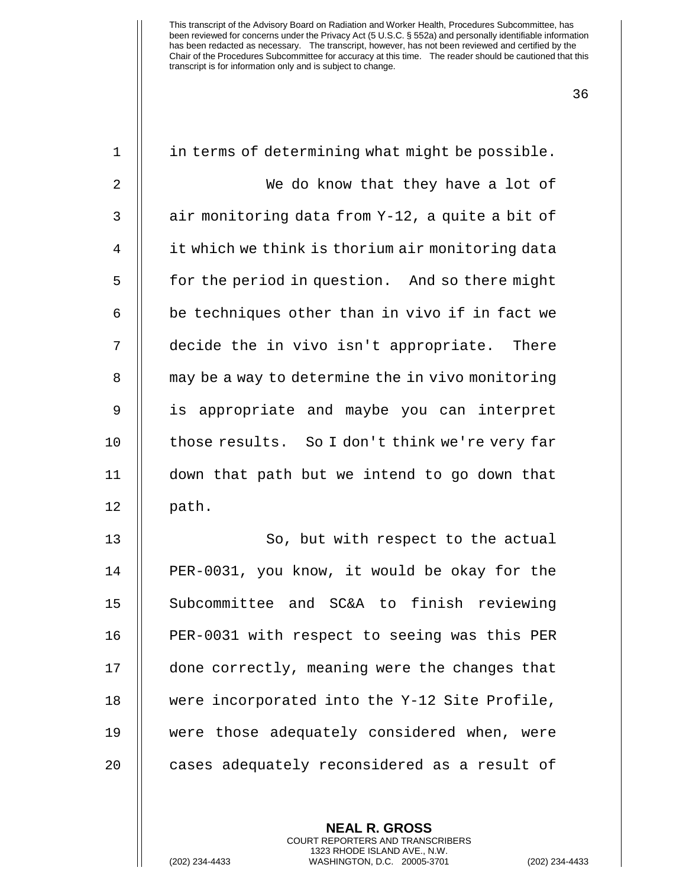in terms of determining what might be possible.

We do know that they have a lot of air monitoring data from Y-12, a quite a bit of it which we think is thorium air monitoring data for the period in question. And so there might be techniques other than in vivo if in fact we decide the in vivo isn't appropriate. There may be a way to determine the in vivo monitoring is appropriate and maybe you can interpret those results. So I don't think we're very far down that path but we intend to go down that path.

So, but with respect to the actual PER-0031, you know, it would be okay for the Subcommittee and SC&A to finish reviewing PER-0031 with respect to seeing was this PER done correctly, meaning were the changes that were incorporated into the Y-12 Site Profile, were those adequately considered when, were cases adequately reconsidered as a result of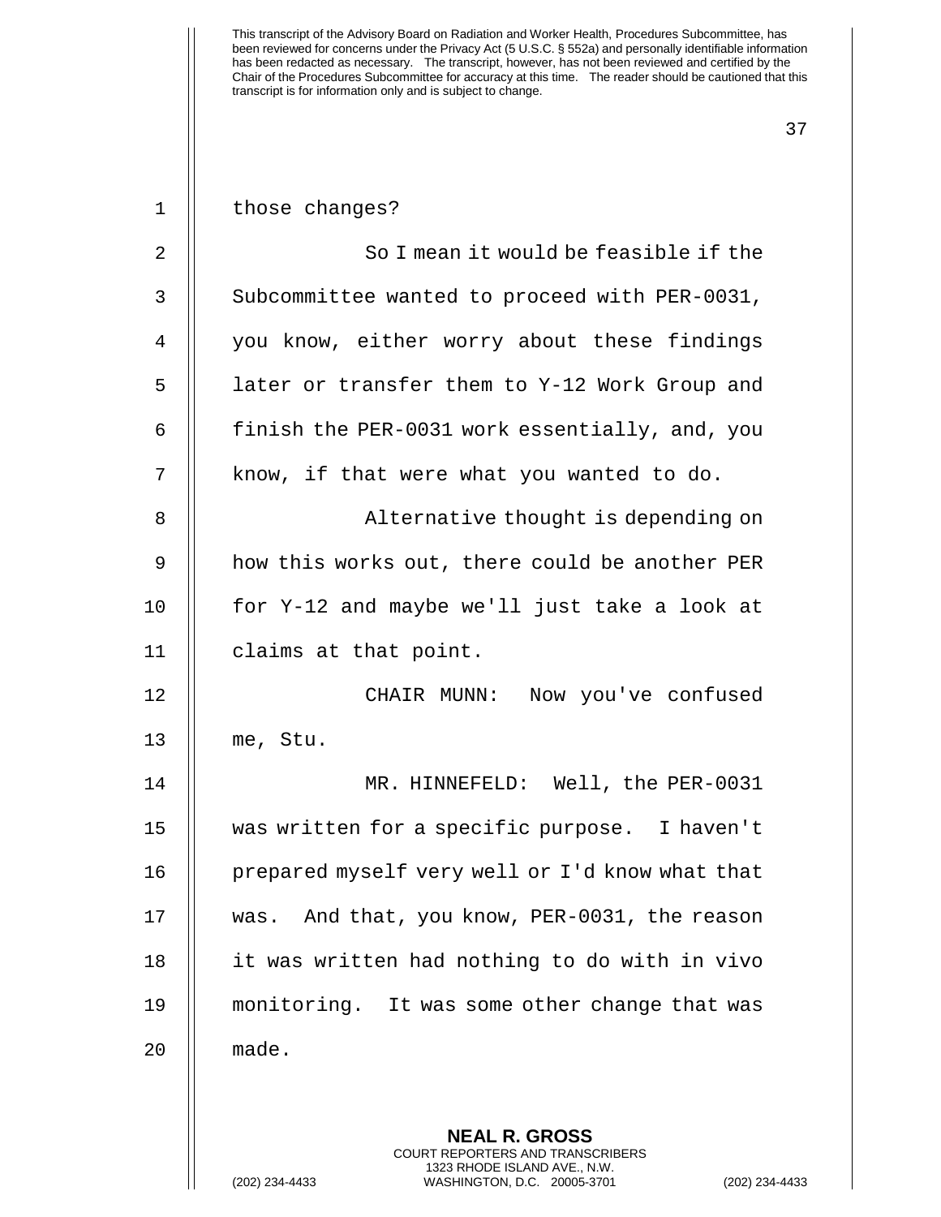those changes?

So I mean it would be feasible if the Subcommittee wanted to proceed with PER-0031, you know, either worry about these findings later or transfer them to Y-12 Work Group and finish the PER-0031 work essentially, and, you know, if that were what you wanted to do.

Alternative thought is depending on how this works out, there could be another PER for Y-12 and maybe we'll just take a look at claims at that point.

CHAIR MUNN: Now you've confused me, Stu.

MR. HINNEFELD: Well, the PER-0031 was written for a specific purpose. I haven't prepared myself very well or I'd know what that was. And that, you know, PER-0031, the reason it was written had nothing to do with in vivo monitoring. It was some other change that was made.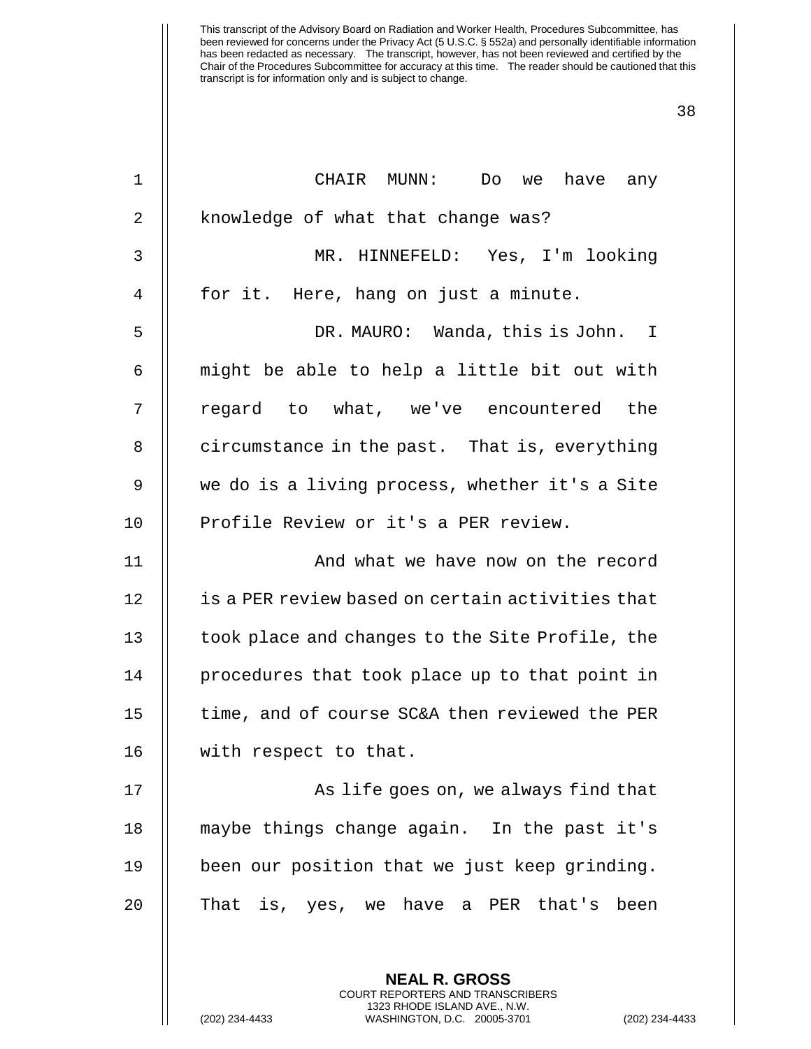This transcript of the Advisory Board on Radiation and Worker Health, Procedures Subcommittee, has been reviewed for concerns under the Privacy Act (5 U.S.C. § 552a) and personally identifiable information has been redacted as necessary. The transcript, however, has not been reviewed and certified by the Chair of the Procedures Subcommittee for accuracy at this time. The reader should be cautioned that this transcript is for information only and is subject to change.

CHAIR MUNN: Do we have any knowledge of what that change was?

MR. HINNEFELD: Yes, I'm looking for it. Here, hang on just a minute.

DR. MAURO: Wanda, this is John. I might be able to help a little bit out with regard to what, we've encountered the circumstance in the past. That is, everything we do is a living process, whether it's a Site Profile Review or it's a PER review.

And what we have now on the record is a PER review based on certain activities that took place and changes to the Site Profile, the procedures that took place up to that point in time, and of course SC&A then reviewed the PER with respect to that.

As life goes on, we always find that maybe things change again. In the past it's been our position that we just keep grinding. That is, yes, we have a PER that's been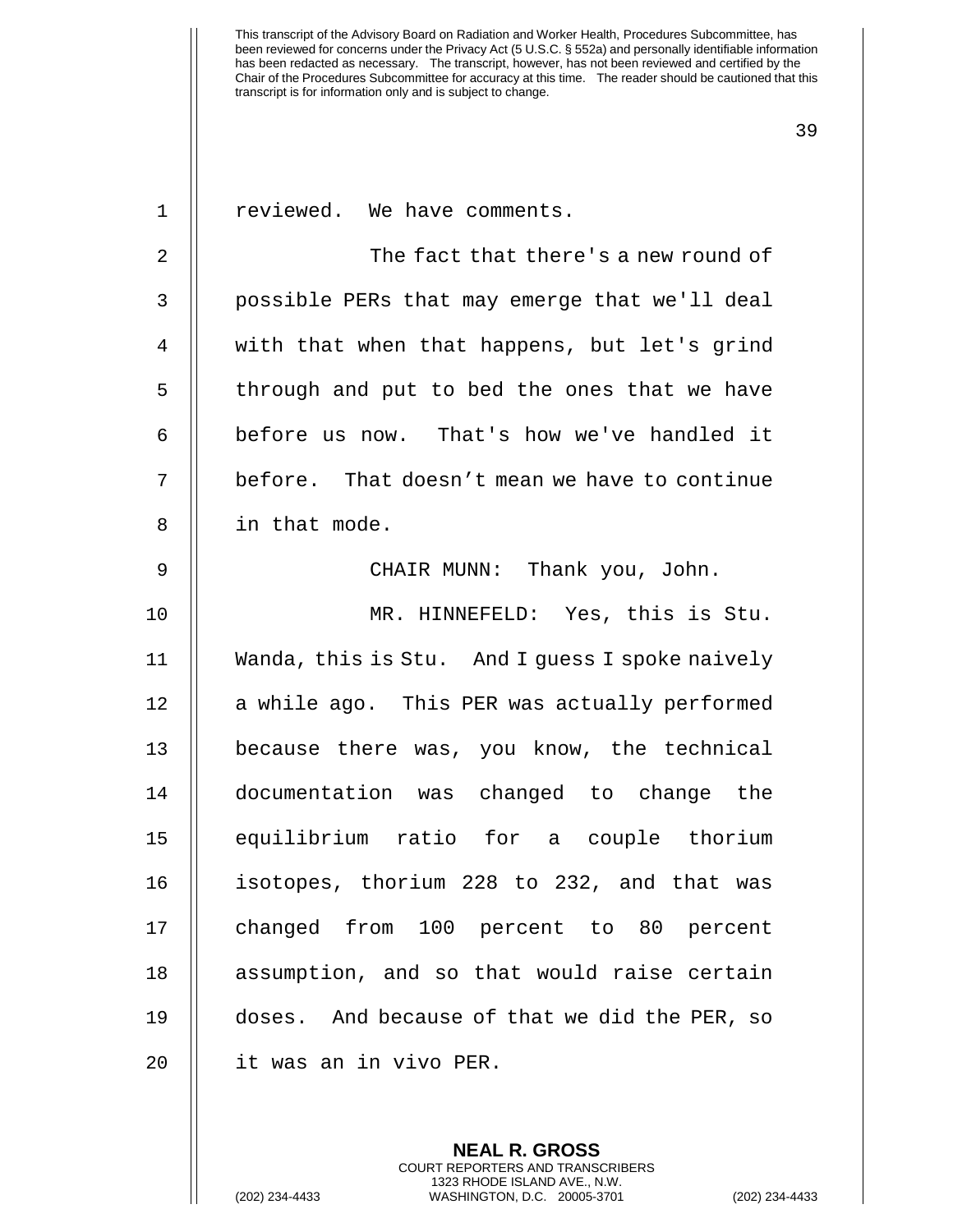reviewed. We have comments.

The fact that there's a new round of possible PERs that may emerge that we'll deal with that when that happens, but let's grind through and put to bed the ones that we have before us now. That's how we've handled it before. That doesn't mean we have to continue in that mode.

CHAIR MUNN: Thank you, John.

MR. HINNEFELD: Yes, this is Stu. Wanda, this is Stu. And I guess I spoke naively a while ago. This PER was actually performed because there was, you know, the technical documentation was changed to change the equilibrium ratio for a couple thorium isotopes, thorium 228 to 232, and that was changed from 100 percent to 80 percent assumption, and so that would raise certain doses. And because of that we did the PER, so it was an in vivo PER.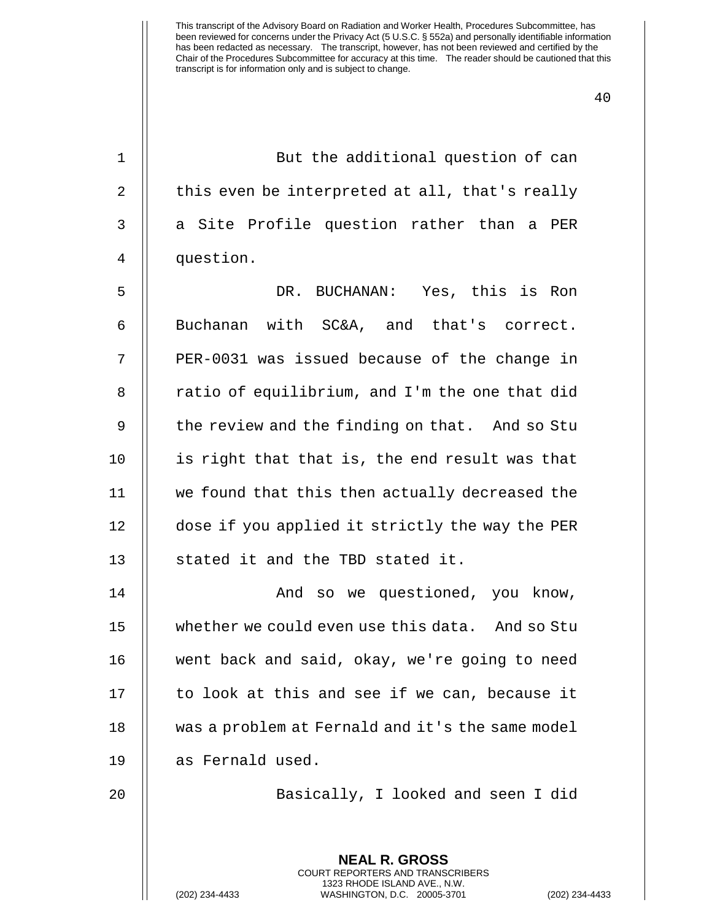But the additional question of can this even be interpreted at all, that's really a Site Profile question rather than a PER question.

DR. BUCHANAN: Yes, this is Ron Buchanan with SC&A, and that's correct. PER-0031 was issued because of the change in ratio of equilibrium, and I'm the one that did the review and the finding on that. And so Stu is right that that is, the end result was that we found that this then actually decreased the dose if you applied it strictly the way the PER stated it and the TBD stated it.

And so we questioned, you know, whether we could even use this data. And so Stu went back and said, okay, we're going to need to look at this and see if we can, because it was a problem at Fernald and it's the same model as Fernald used.

Basically, I looked and seen I did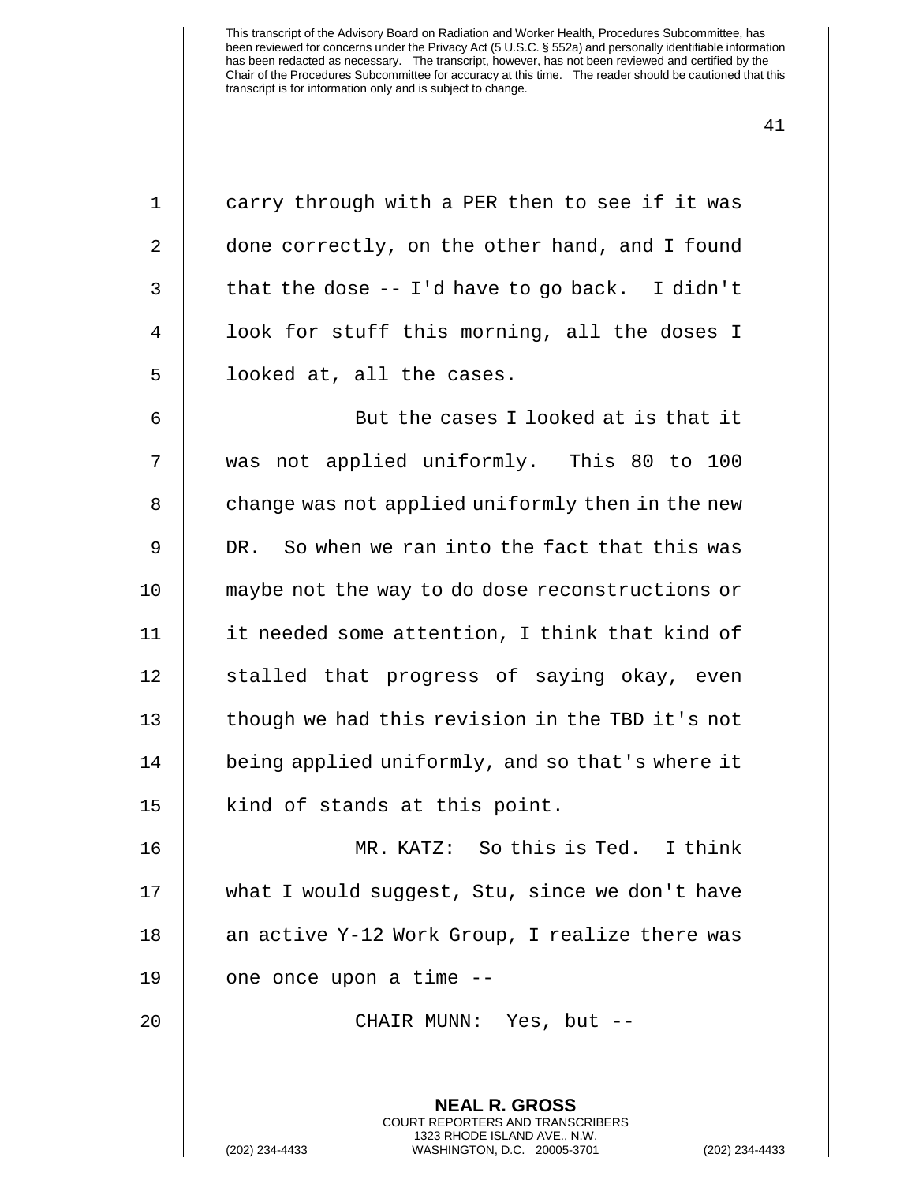carry through with a PER then to see if it was done correctly, on the other hand, and I found that the dose -- I'd have to go back. I didn't look for stuff this morning, all the doses I looked at, all the cases.

But the cases I looked at is that it was not applied uniformly. This 80 to 100 change was not applied uniformly then in the new DR. So when we ran into the fact that this was maybe not the way to do dose reconstructions or it needed some attention, I think that kind of stalled that progress of saying okay, even though we had this revision in the TBD it's not being applied uniformly, and so that's where it kind of stands at this point.

MR. KATZ: So this is Ted. I think what I would suggest, Stu, since we don't have an active Y-12 Work Group, I realize there was one once upon a time --

CHAIR MUNN: Yes, but --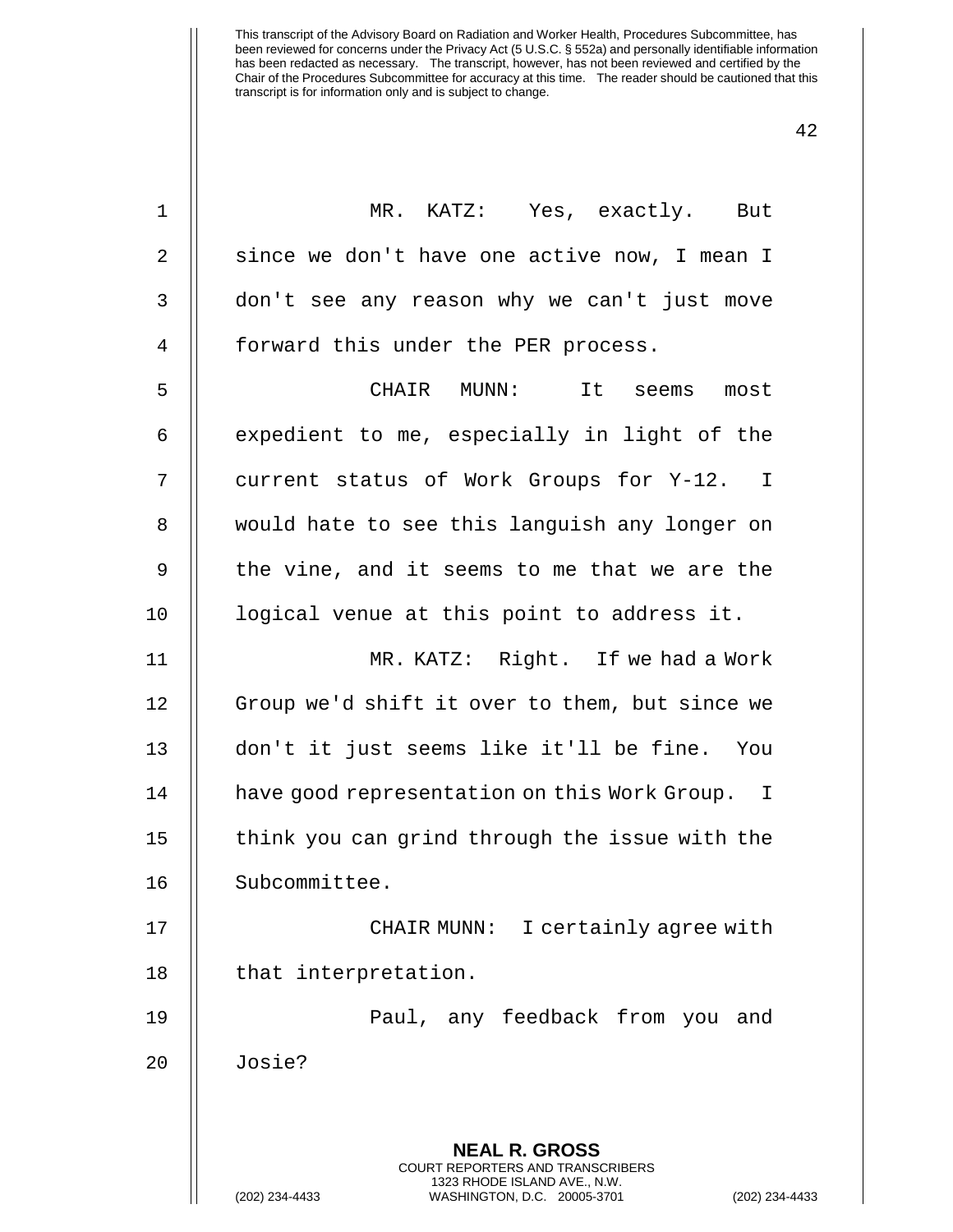MR. KATZ: Yes, exactly. But since we don't have one active now, I mean I don't see any reason why we can't just move forward this under the PER process.

CHAIR MUNN: It seems most expedient to me, especially in light of the current status of Work Groups for Y-12. I would hate to see this languish any longer on the vine, and it seems to me that we are the logical venue at this point to address it.

MR. KATZ: Right. If we had a Work Group we'd shift it over to them, but since we don't it just seems like it'll be fine. You have good representation on this Work Group. I think you can grind through the issue with the Subcommittee.

CHAIR MUNN: I certainly agree with that interpretation.

Paul, any feedback from you and Josie?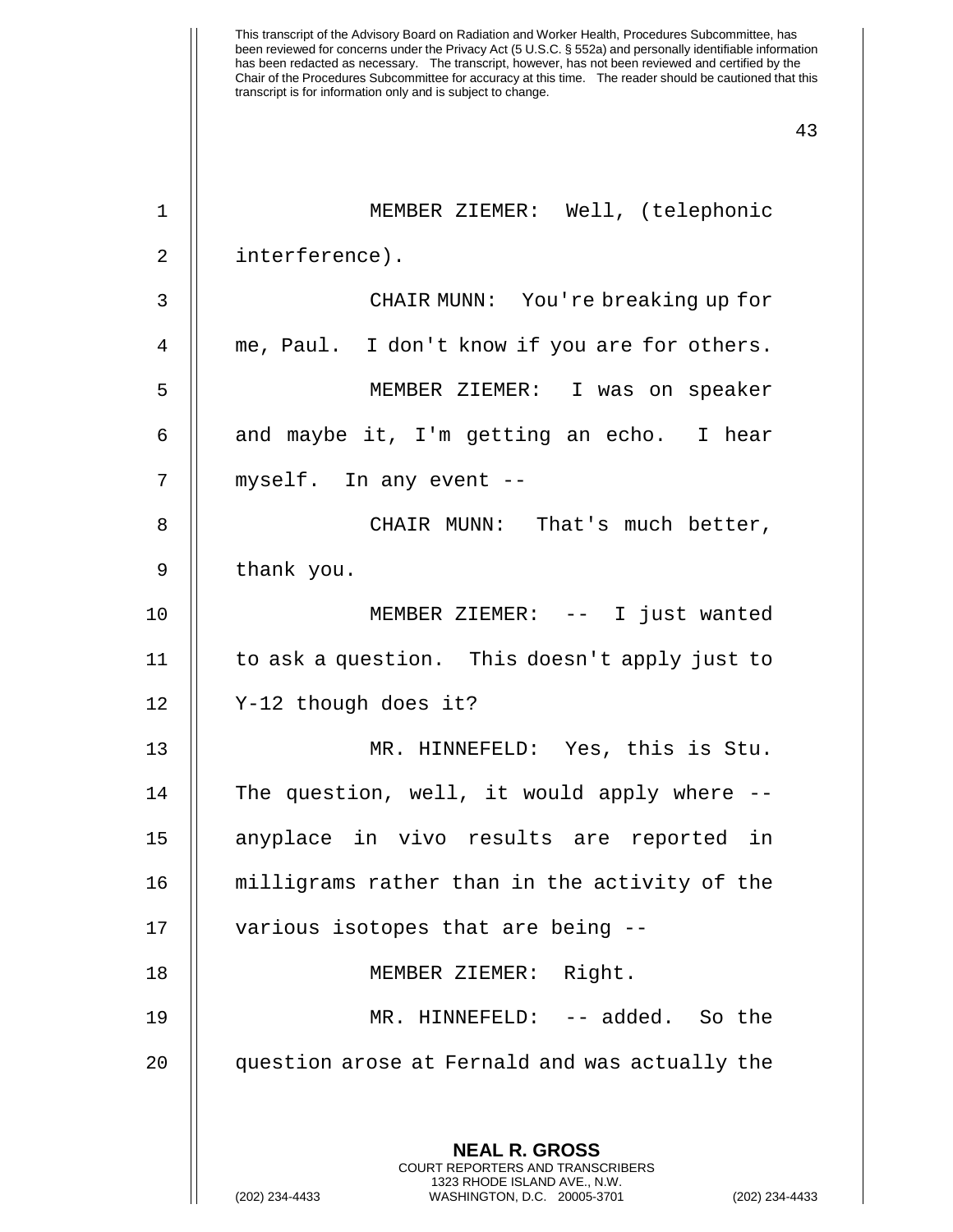MEMBER ZIEMER: Well, (telephonic interference).

CHAIR MUNN: You're breaking up for me, Paul. I don't know if you are for others.

MEMBER ZIEMER: I was on speaker and maybe it, I'm getting an echo. I hear myself. In any event --

CHAIR MUNN: That's much better, thank you.

MEMBER ZIEMER: -- I just wanted to ask a question. This doesn't apply just to Y-12 though does it?

MR. HINNEFELD: Yes, this is Stu. The question, well, it would apply where -- anyplace in vivo results are reported in milligrams rather than in the activity of the various isotopes that are being --

MEMBER ZIEMER: Right.

MR. HINNEFELD: -- added. So the question arose at Fernald and was actually the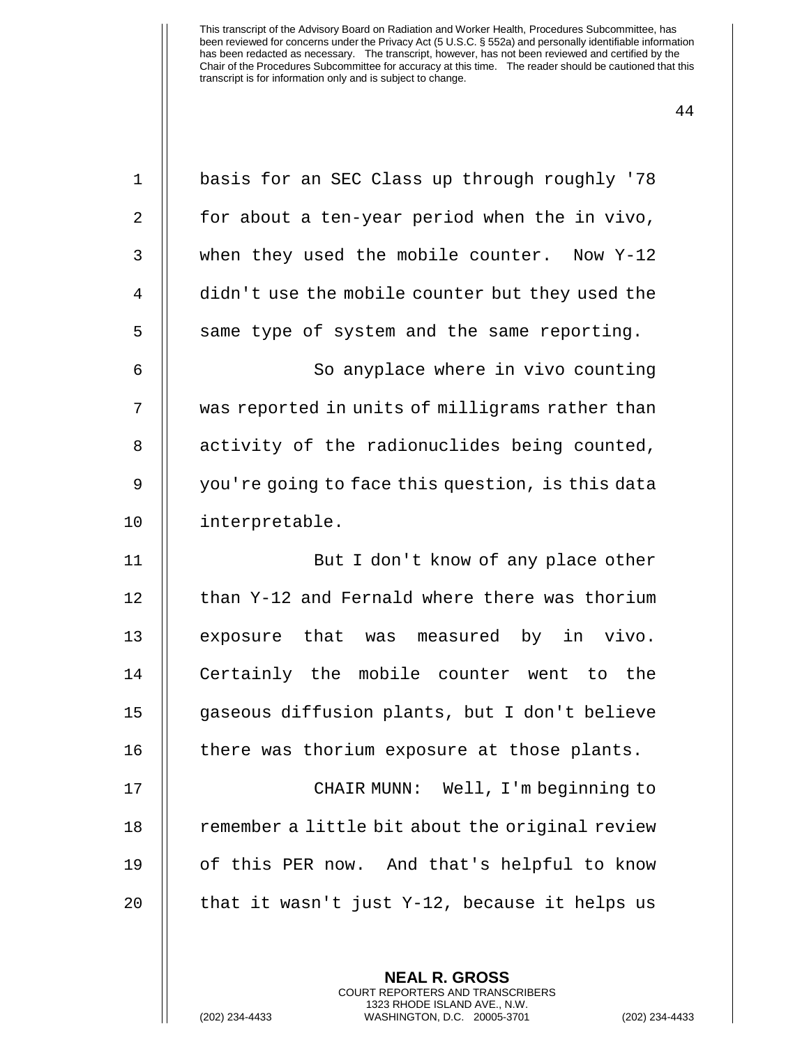basis for an SEC Class up through roughly '78 for about a ten-year period when the in vivo, when they used the mobile counter. Now Y-12 didn't use the mobile counter but they used the same type of system and the same reporting.

So anyplace where in vivo counting was reported in units of milligrams rather than activity of the radionuclides being counted, you're going to face this question, is this data interpretable.

But I don't know of any place other than Y-12 and Fernald where there was thorium exposure that was measured by in vivo. Certainly the mobile counter went to the gaseous diffusion plants, but I don't believe there was thorium exposure at those plants.

CHAIR MUNN: Well, I'm beginning to remember a little bit about the original review of this PER now. And that's helpful to know that it wasn't just Y-12, because it helps us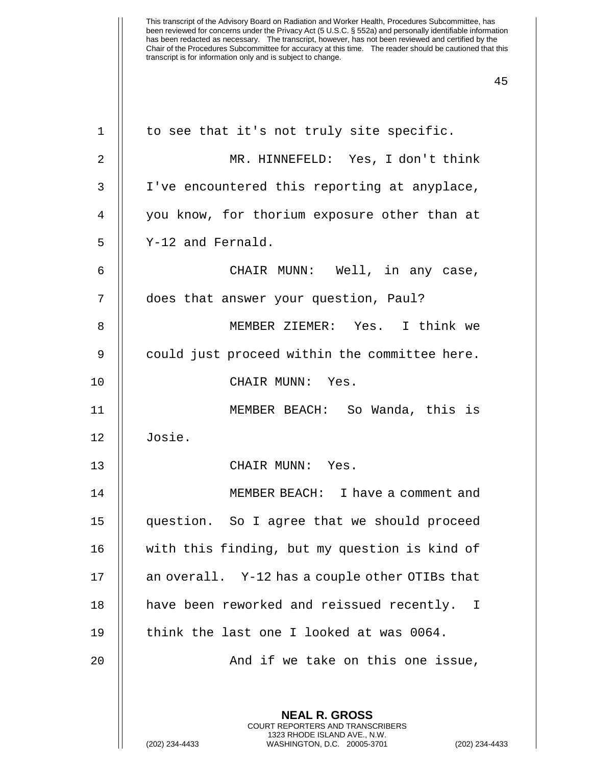to see that it's not truly site specific.

MR. HINNEFELD: Yes, I don't think I've encountered this reporting at anyplace, you know, for thorium exposure other than at Y-12 and Fernald.

CHAIR MUNN: Well, in any case, does that answer your question, Paul?

MEMBER ZIEMER: Yes. I think we could just proceed within the committee here.

CHAIR MUNN: Yes.

MEMBER BEACH: So Wanda, this is Josie.

CHAIR MUNN: Yes.

MEMBER BEACH: I have a comment and question. So I agree that we should proceed with this finding, but my question is kind of an overall. Y-12 has a couple other OTIBs that have been reworked and reissued recently. I think the last one I looked at was 0064.

And if we take on this one issue,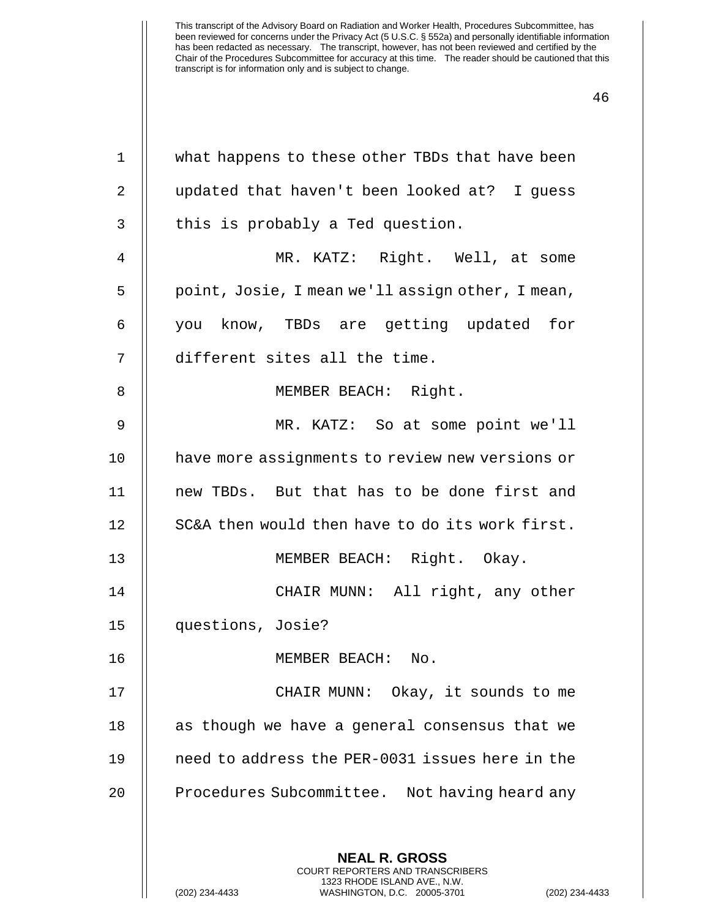what happens to these other TBDs that have been updated that haven't been looked at? I guess this is probably a Ted question.

MR. KATZ: Right. Well, at some point, Josie, I mean we'll assign other, I mean, you know, TBDs are getting updated for different sites all the time.

MEMBER BEACH: Right.

MR. KATZ: So at some point we'll have more assignments to review new versions or new TBDs. But that has to be done first and SC&A then would then have to do its work first.

MEMBER BEACH: Right. Okay.

CHAIR MUNN: All right, any other questions, Josie?

MEMBER BEACH: No.

CHAIR MUNN: Okay, it sounds to me as though we have a general consensus that we need to address the PER-0031 issues here in the Procedures Subcommittee. Not having heard any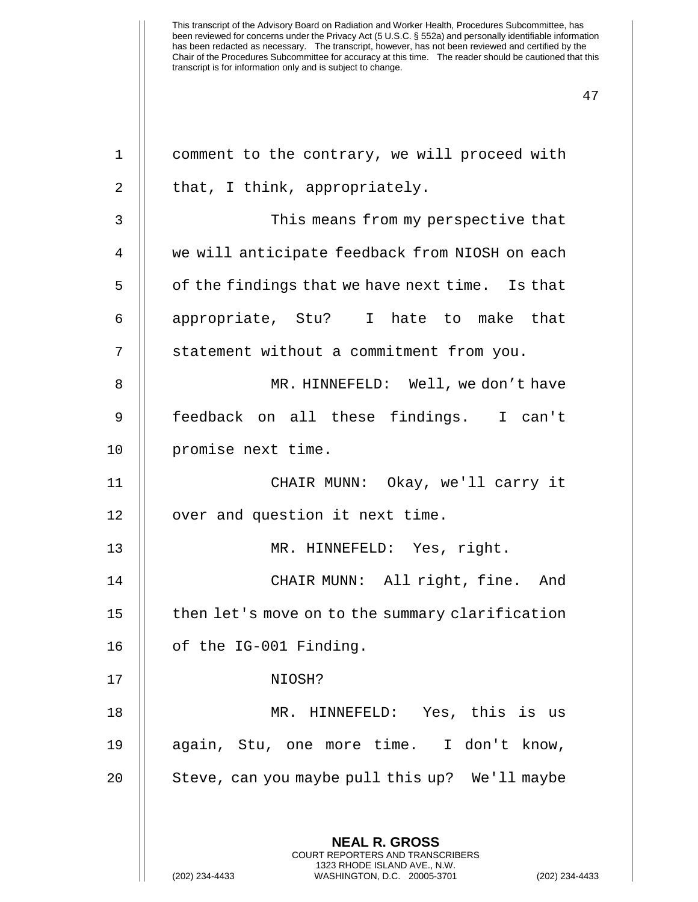comment to the contrary, we will proceed with that, I think, appropriately.

This means from my perspective that we will anticipate feedback from NIOSH on each of the findings that we have next time. Is that appropriate, Stu? I hate to make that statement without a commitment from you.

MR. HINNEFELD: Well, we don't have feedback on all these findings. I can't promise next time.

CHAIR MUNN: Okay, we'll carry it over and question it next time.

MR. HINNEFELD: Yes, right.

CHAIR MUNN: All right, fine. And then let's move on to the summary clarification of the IG-001 Finding.

NIOSH?

MR. HINNEFELD: Yes, this is us again, Stu, one more time. I don't know, Steve, can you maybe pull this up? We'll maybe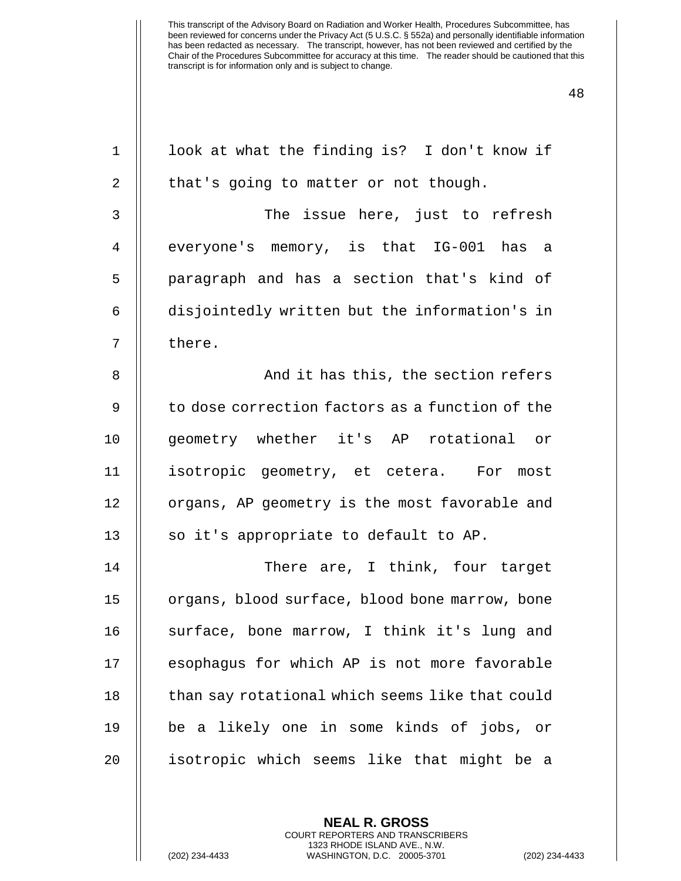look at what the finding is? I don't know if that's going to matter or not though.

The issue here, just to refresh everyone's memory, is that IG-001 has a paragraph and has a section that's kind of disjointedly written but the information's in there.

And it has this, the section refers to dose correction factors as a function of the geometry whether it's AP rotational or isotropic geometry, et cetera. For most organs, AP geometry is the most favorable and so it's appropriate to default to AP.

There are, I think, four target organs, blood surface, blood bone marrow, bone surface, bone marrow, I think it's lung and esophagus for which AP is not more favorable than say rotational which seems like that could be a likely one in some kinds of jobs, or isotropic which seems like that might be a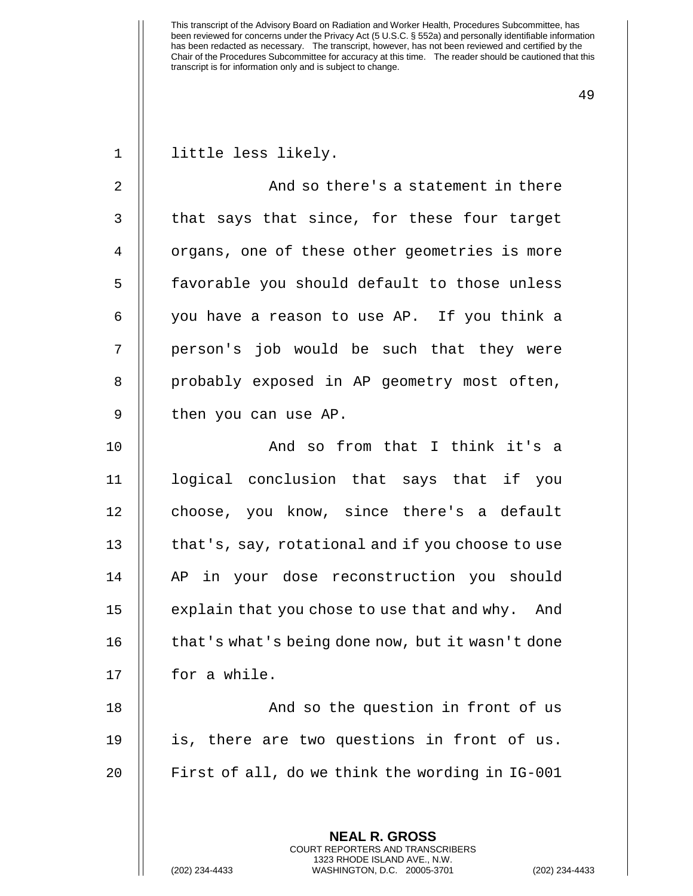little less likely.

And so there's a statement in there that says that since, for these four target organs, one of these other geometries is more favorable you should default to those unless you have a reason to use AP. If you think a person's job would be such that they were probably exposed in AP geometry most often, then you can use AP.

And so from that I think it's a logical conclusion that says that if you choose, you know, since there's a default that's, say, rotational and if you choose to use AP in your dose reconstruction you should explain that you chose to use that and why. And that's what's being done now, but it wasn't done for a while.

And so the question in front of us is, there are two questions in front of us. First of all, do we think the wording in IG-001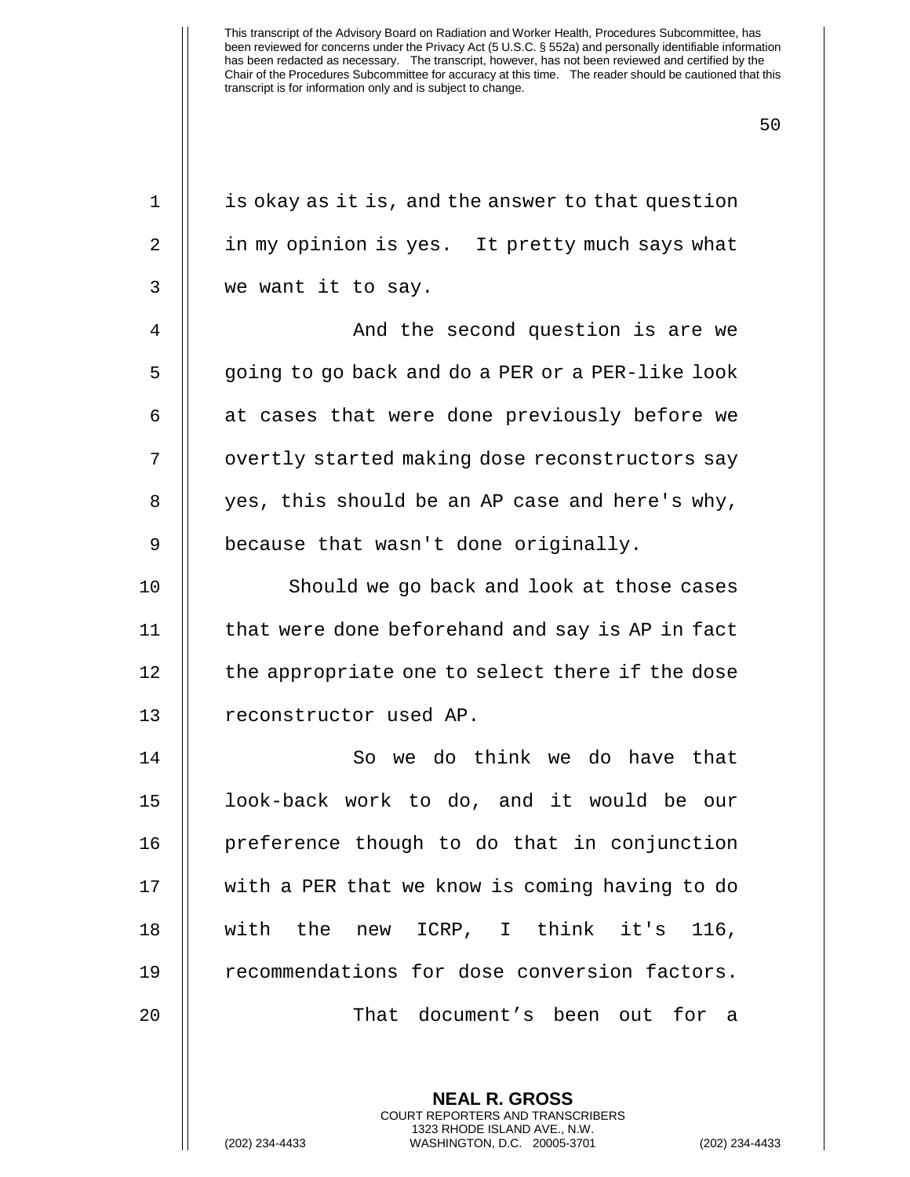is okay as it is, and the answer to that question in my opinion is yes. It pretty much says what we want it to say.

And the second question is are we going to go back and do a PER or a PER-like look at cases that were done previously before we overtly started making dose reconstructors say yes, this should be an AP case and here's why, because that wasn't done originally.

Should we go back and look at those cases that were done beforehand and say is AP in fact the appropriate one to select there if the dose reconstructor used AP.

So we do think we do have that look-back work to do, and it would be our preference though to do that in conjunction with a PER that we know is coming having to do with the new ICRP, I think it's 116, recommendations for dose conversion factors.

That document's been out for a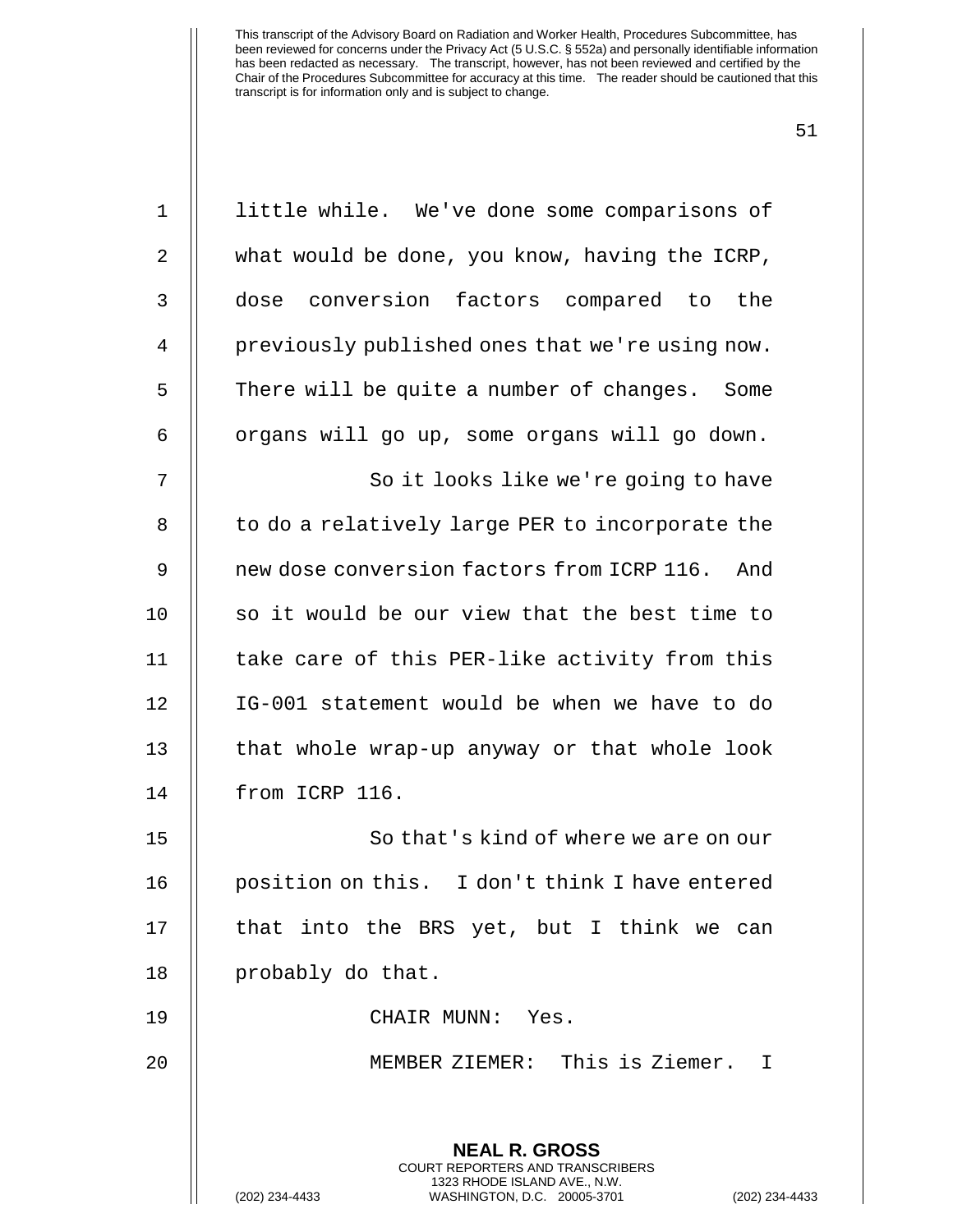little while. We've done some comparisons of what would be done, you know, having the ICRP, dose conversion factors compared to the previously published ones that we're using now. There will be quite a number of changes. Some organs will go up, some organs will go down.

So it looks like we're going to have to do a relatively large PER to incorporate the new dose conversion factors from ICRP 116. And so it would be our view that the best time to take care of this PER-like activity from this IG-001 statement would be when we have to do that whole wrap-up anyway or that whole look from ICRP 116.

So that's kind of where we are on our position on this. I don't think I have entered that into the BRS yet, but I think we can probably do that.

CHAIR MUNN: Yes.

MEMBER ZIEMER: This is Ziemer. I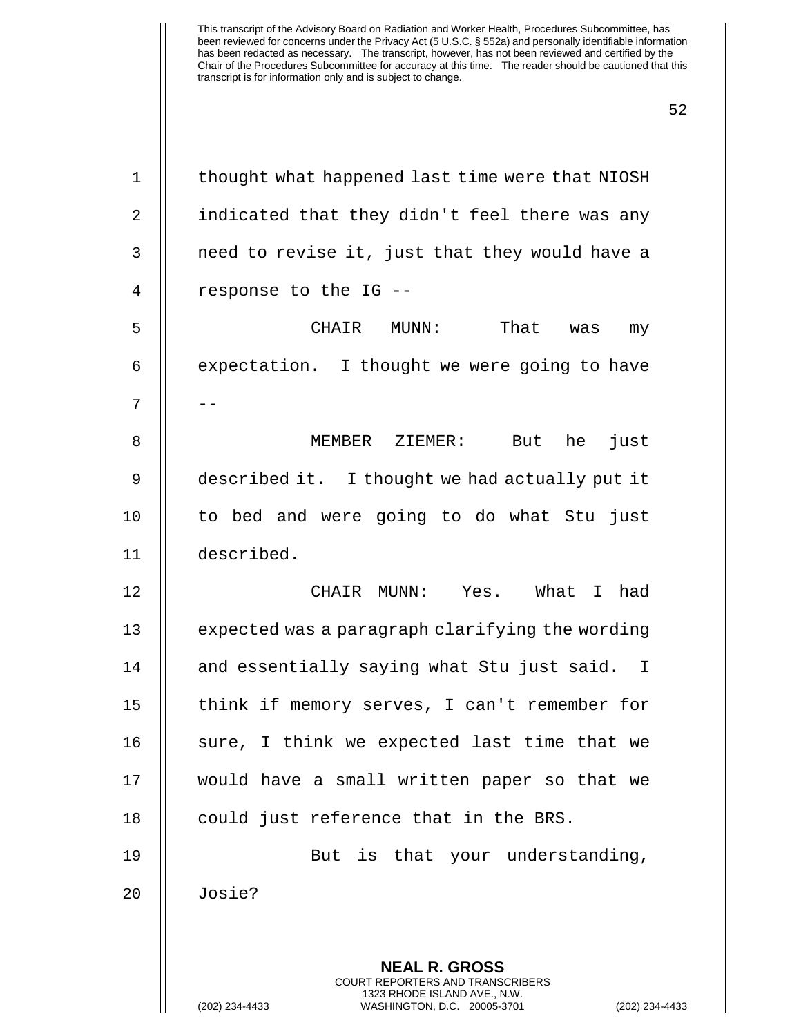thought what happened last time were that NIOSH indicated that they didn't feel there was any need to revise it, just that they would have a response to the IG --

CHAIR MUNN: That was my expectation. I thought we were going to have --

MEMBER ZIEMER: But he just described it. I thought we had actually put it to bed and were going to do what Stu just described.

CHAIR MUNN: Yes. What I had expected was a paragraph clarifying the wording and essentially saying what Stu just said. I think if memory serves, I can't remember for sure, I think we expected last time that we would have a small written paper so that we could just reference that in the BRS.

But is that your understanding, Josie?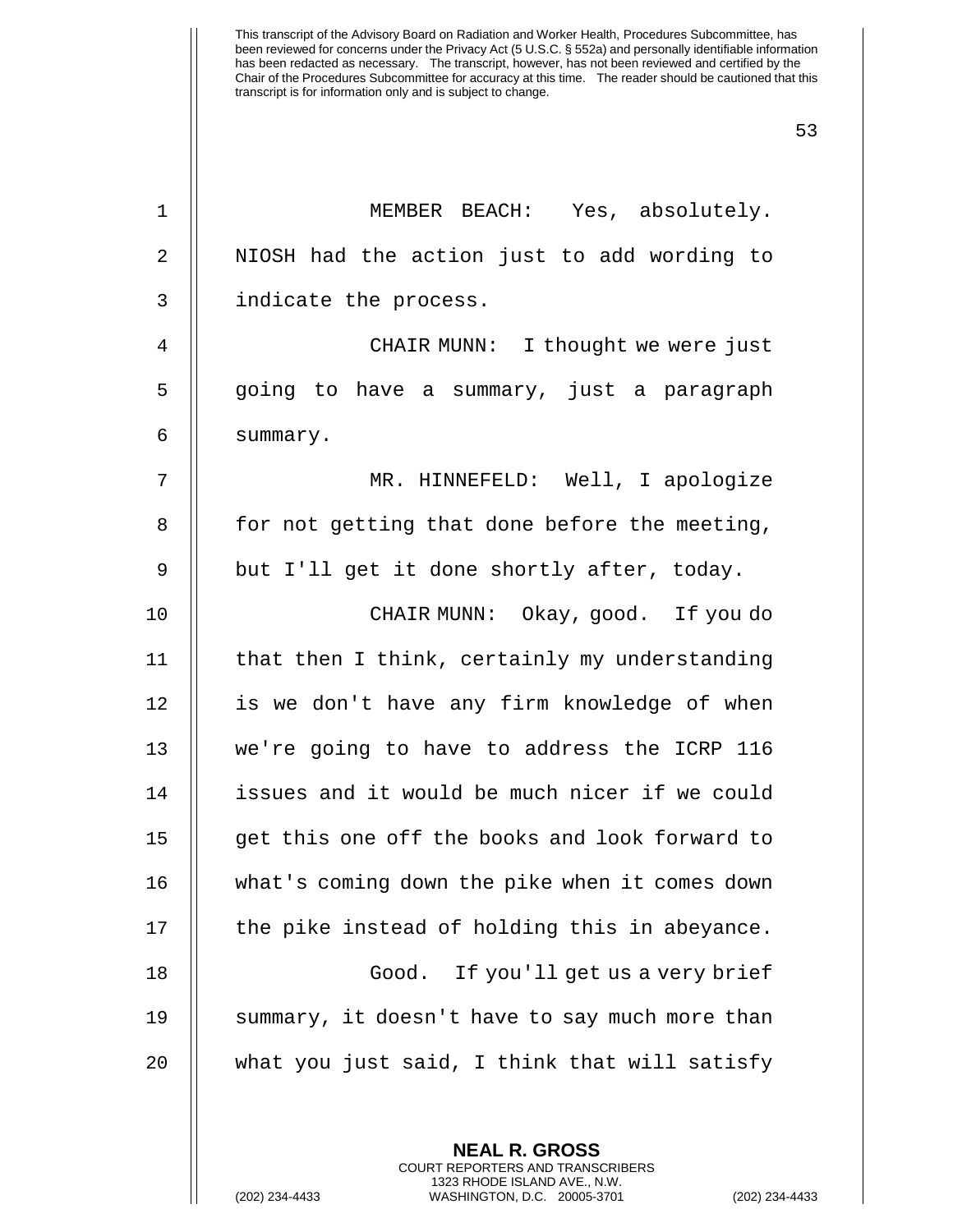This transcript of the Advisory Board on Radiation and Worker Health, Procedures Subcommittee, has been reviewed for concerns under the Privacy Act (5 U.S.C. § 552a) and personally identifiable information has been redacted as necessary. The transcript, however, has not been reviewed and certified by the Chair of the Procedures Subcommittee for accuracy at this time. The reader should be cautioned that this transcript is for information only and is subject to change.

MEMBER BEACH: Yes, absolutely. NIOSH had the action just to add wording to indicate the process.

CHAIR MUNN: I thought we were just going to have a summary, just a paragraph summary.

MR. HINNEFELD: Well, I apologize for not getting that done before the meeting, but I'll get it done shortly after, today.

CHAIR MUNN: Okay, good. If you do that then I think, certainly my understanding is we don't have any firm knowledge of when we're going to have to address the ICRP 116 issues and it would be much nicer if we could get this one off the books and look forward to what's coming down the pike when it comes down the pike instead of holding this in abeyance.

Good. If you'll get us a very brief summary, it doesn't have to say much more than what you just said, I think that will satisfy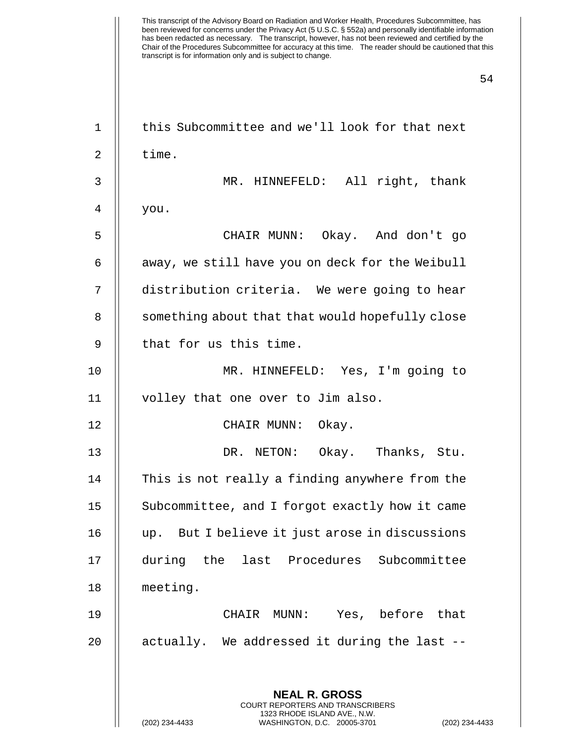this Subcommittee and we'll look for that next time.

MR. HINNEFELD: All right, thank you.

CHAIR MUNN: Okay. And don't go away, we still have you on deck for the Weibull distribution criteria. We were going to hear something about that that would hopefully close that for us this time.

MR. HINNEFELD: Yes, I'm going to volley that one over to Jim also.

CHAIR MUNN: Okay.

DR. NETON: Okay. Thanks, Stu. This is not really a finding anywhere from the Subcommittee, and I forgot exactly how it came up. But I believe it just arose in discussions during the last Procedures Subcommittee meeting.

CHAIR MUNN: Yes, before that actually. We addressed it during the last --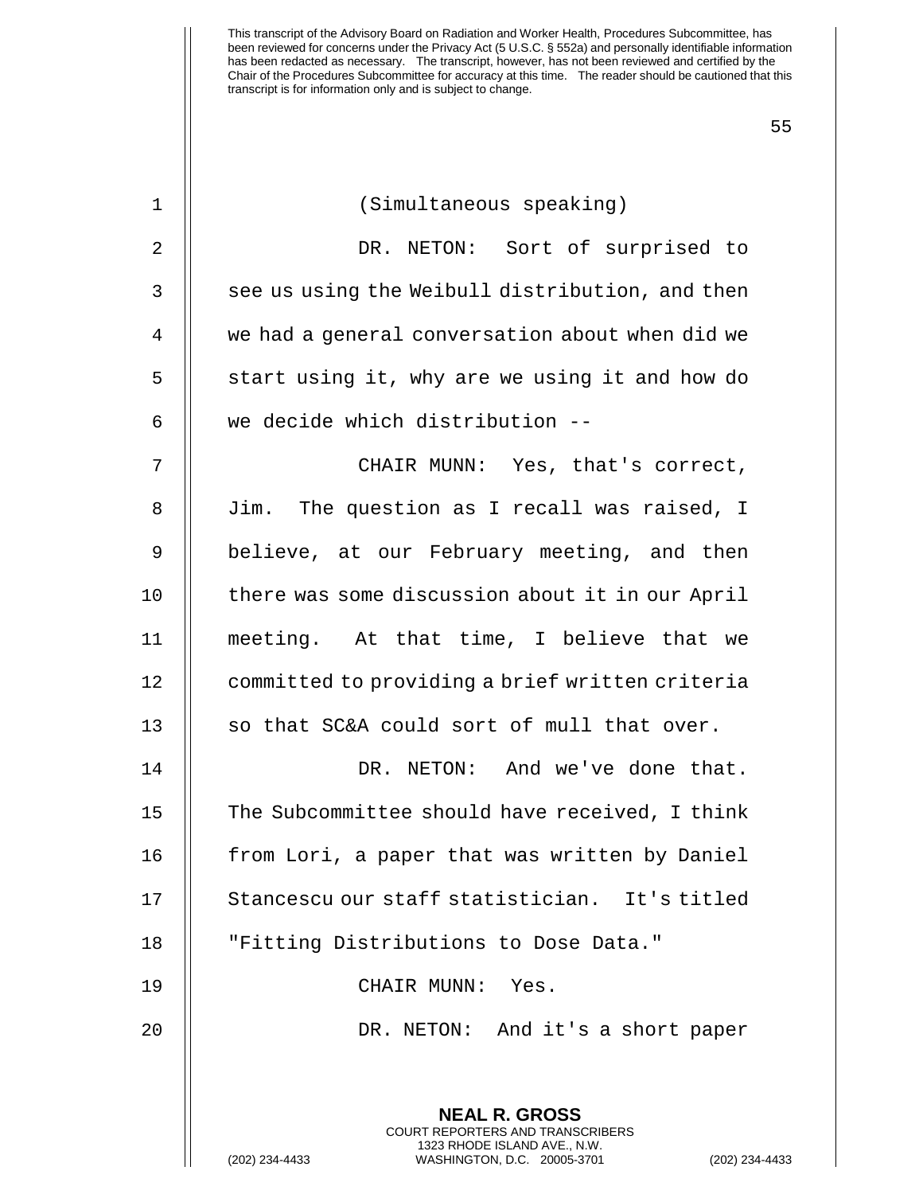(Simultaneous speaking)

DR. NETON: Sort of surprised to see us using the Weibull distribution, and then we had a general conversation about when did we start using it, why are we using it and how do we decide which distribution --

CHAIR MUNN: Yes, that's correct, Jim. The question as I recall was raised, I believe, at our February meeting, and then there was some discussion about it in our April meeting. At that time, I believe that we committed to providing a brief written criteria so that SC&A could sort of mull that over.

DR. NETON: And we've done that. The Subcommittee should have received, I think from Lori, a paper that was written by Daniel Stancescu our staff statistician. It's titled "Fitting Distributions to Dose Data."

CHAIR MUNN: Yes.

DR. NETON: And it's a short paper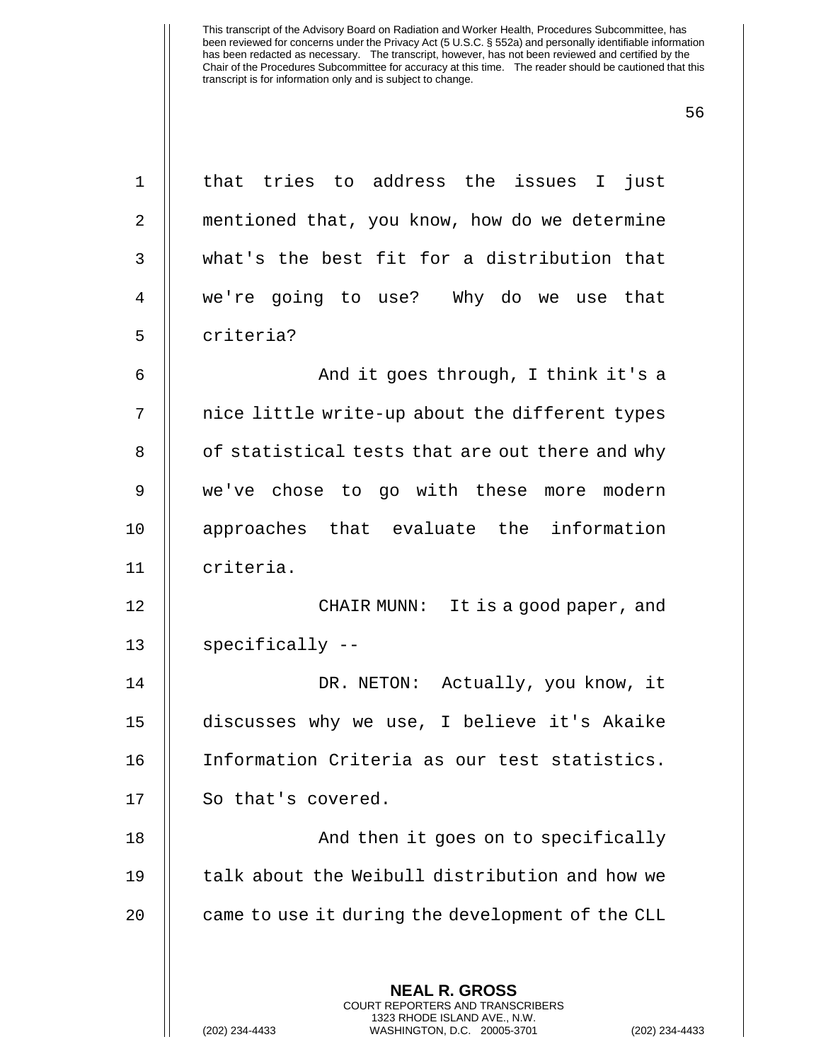that tries to address the issues I just mentioned that, you know, how do we determine what's the best fit for a distribution that we're going to use? Why do we use that criteria?

And it goes through, I think it's a nice little write-up about the different types of statistical tests that are out there and why we've chose to go with these more modern approaches that evaluate the information criteria.

CHAIR MUNN: It is a good paper, and specifically --

DR. NETON: Actually, you know, it discusses why we use, I believe it's Akaike Information Criteria as our test statistics. So that's covered.

And then it goes on to specifically talk about the Weibull distribution and how we came to use it during the development of the CLL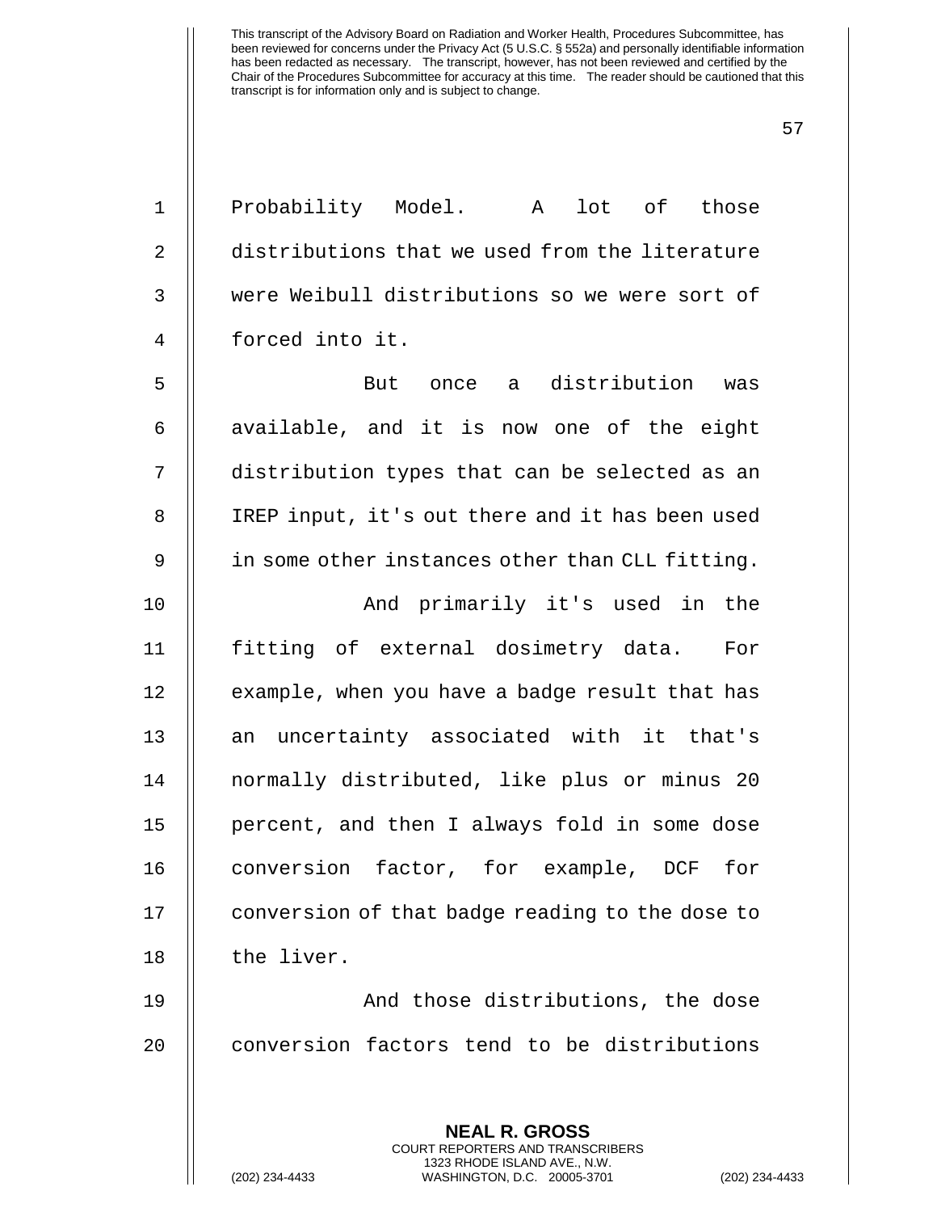Probability Model. A lot of those distributions that we used from the literature were Weibull distributions so we were sort of forced into it.

But once a distribution was available, and it is now one of the eight distribution types that can be selected as an IREP input, it's out there and it has been used in some other instances other than CLL fitting.

And primarily it's used in the fitting of external dosimetry data. For example, when you have a badge result that has an uncertainty associated with it that's normally distributed, like plus or minus 20 percent, and then I always fold in some dose conversion factor, for example, DCF for conversion of that badge reading to the dose to the liver.

And those distributions, the dose conversion factors tend to be distributions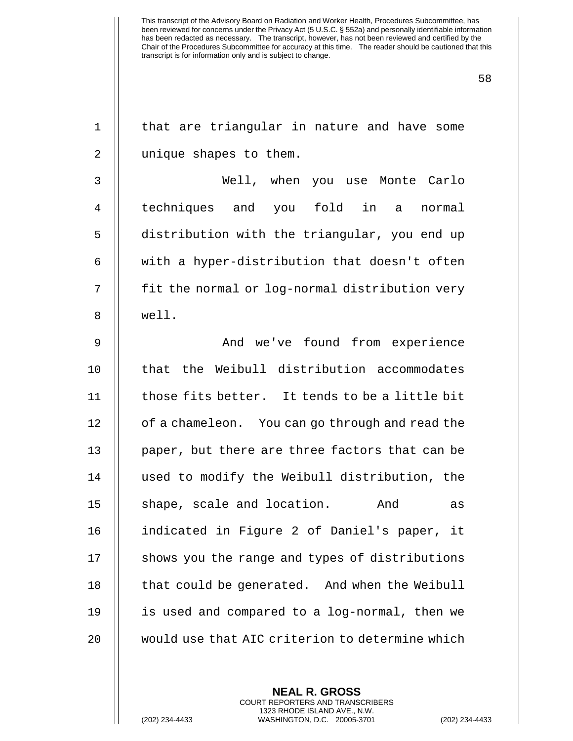that are triangular in nature and have some unique shapes to them.

Well, when you use Monte Carlo techniques and you fold in a normal distribution with the triangular, you end up with a hyper-distribution that doesn't often fit the normal or log-normal distribution very well.

And we've found from experience that the Weibull distribution accommodates those fits better. It tends to be a little bit of a chameleon. You can go through and read the paper, but there are three factors that can be used to modify the Weibull distribution, the shape, scale and location. And as indicated in Figure 2 of Daniel's paper, it shows you the range and types of distributions that could be generated. And when the Weibull is used and compared to a log-normal, then we would use that AIC criterion to determine which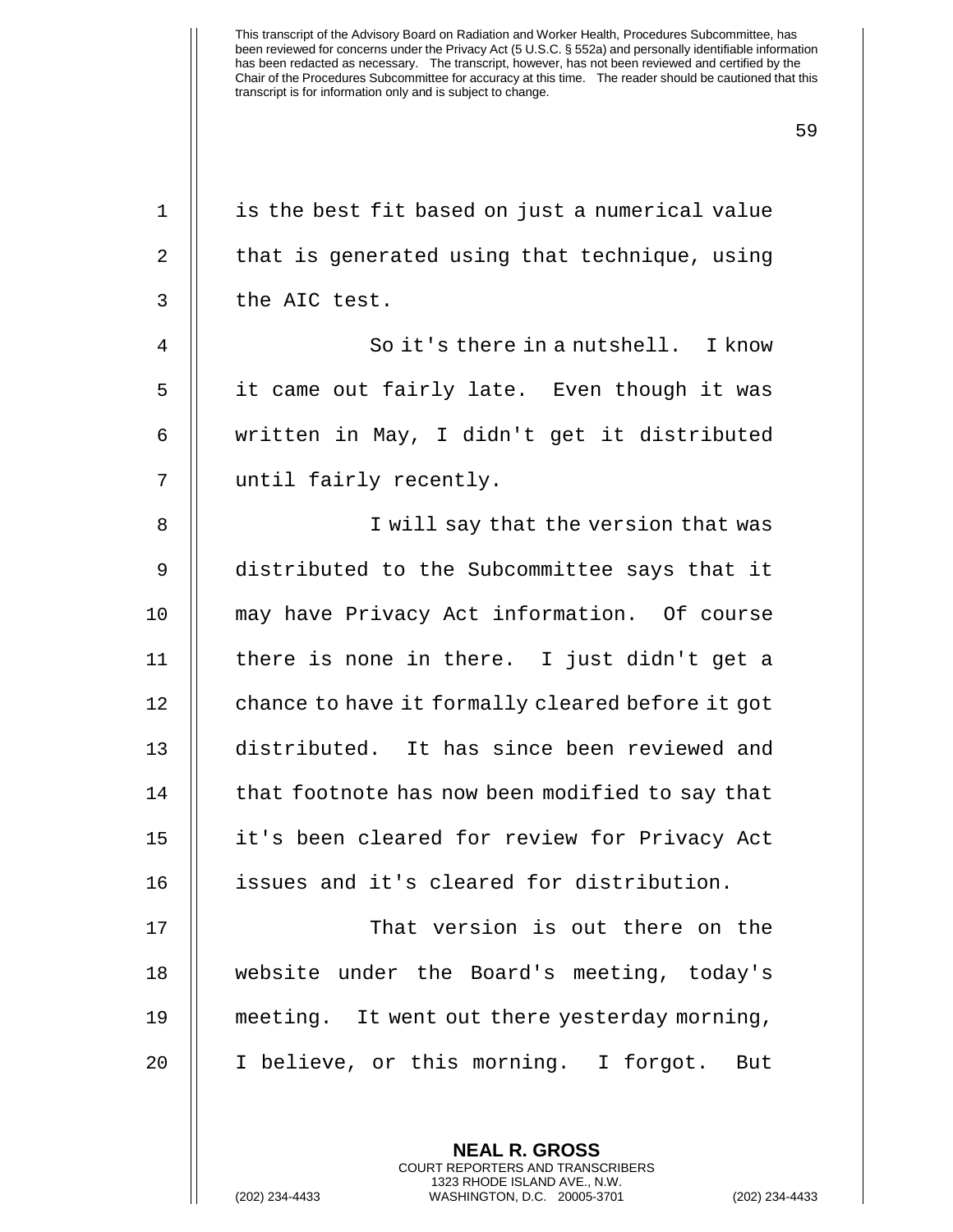is the best fit based on just a numerical value that is generated using that technique, using the AIC test.

So it's there in a nutshell. I know it came out fairly late. Even though it was written in May, I didn't get it distributed until fairly recently.

I will say that the version that was distributed to the Subcommittee says that it may have Privacy Act information. Of course there is none in there. I just didn't get a chance to have it formally cleared before it got distributed. It has since been reviewed and that footnote has now been modified to say that it's been cleared for review for Privacy Act issues and it's cleared for distribution.

That version is out there on the website under the Board's meeting, today's meeting. It went out there yesterday morning, I believe, or this morning. I forgot. But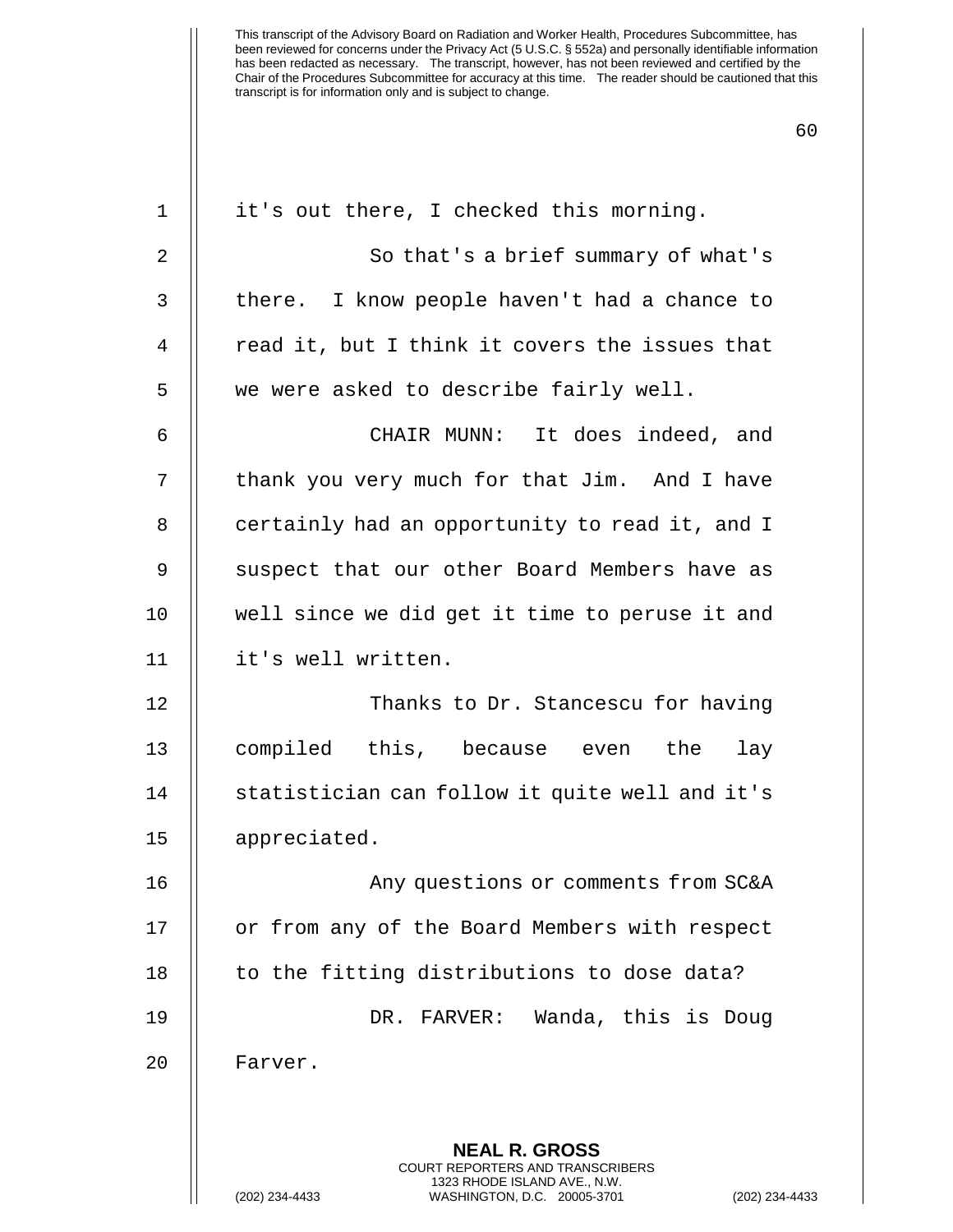it's out there, I checked this morning.

So that's a brief summary of what's there. I know people haven't had a chance to read it, but I think it covers the issues that we were asked to describe fairly well.

CHAIR MUNN: It does indeed, and thank you very much for that Jim. And I have certainly had an opportunity to read it, and I suspect that our other Board Members have as well since we did get it time to peruse it and it's well written.

Thanks to Dr. Stancescu for having compiled this, because even the lay statistician can follow it quite well and it's appreciated.

Any questions or comments from SC&A or from any of the Board Members with respect to the fitting distributions to dose data?

DR. FARVER: Wanda, this is Doug Farver.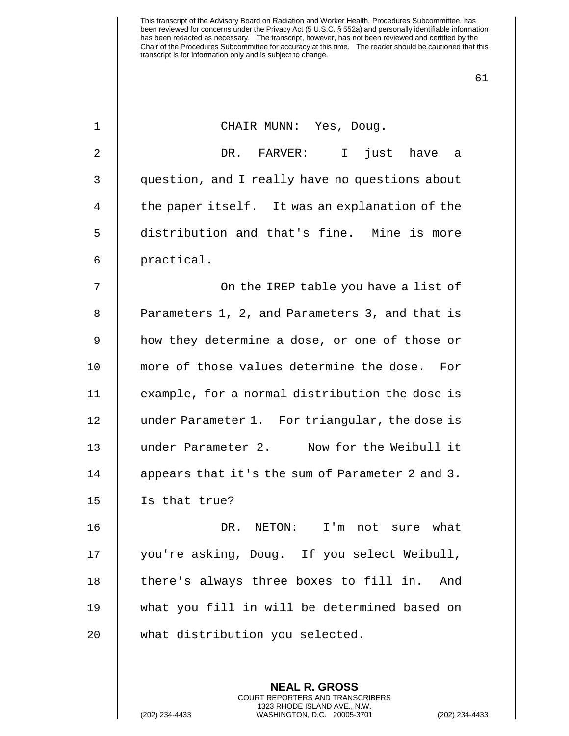This transcript of the Advisory Board on Radiation and Worker Health, Procedures Subcommittee, has been reviewed for concerns under the Privacy Act (5 U.S.C. § 552a) and personally identifiable information has been redacted as necessary. The transcript, however, has not been reviewed and certified by the Chair of the Procedures Subcommittee for accuracy at this time. The reader should be cautioned that this transcript is for information only and is subject to change.

CHAIR MUNN: Yes, Doug.

DR. FARVER: I just have a question, and I really have no questions about the paper itself. It was an explanation of the distribution and that's fine. Mine is more practical.

On the IREP table you have a list of Parameters 1, 2, and Parameters 3, and that is how they determine a dose, or one of those or more of those values determine the dose. For example, for a normal distribution the dose is under Parameter 1. For triangular, the dose is under Parameter 2. Now for the Weibull it appears that it's the sum of Parameter 2 and 3. Is that true?

DR. NETON: I'm not sure what you're asking, Doug. If you select Weibull, there's always three boxes to fill in. And what you fill in will be determined based on what distribution you selected.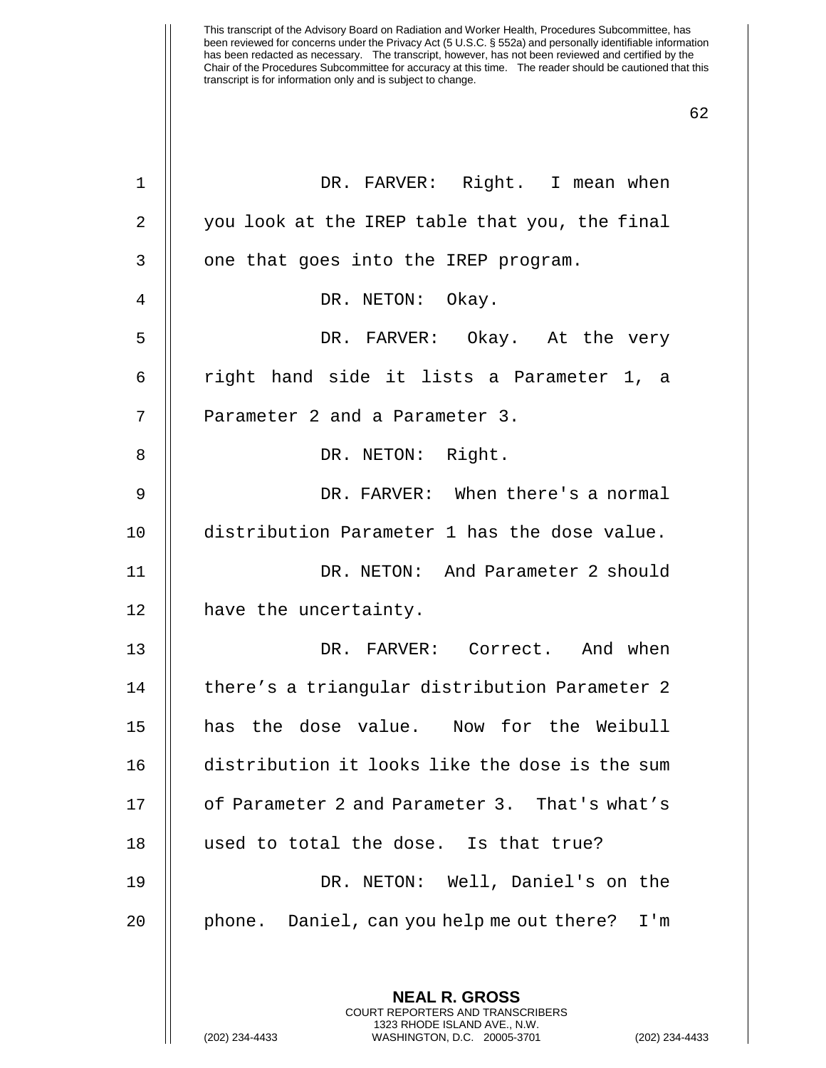DR. FARVER: Right. I mean when you look at the IREP table that you, the final one that goes into the IREP program.

DR. NETON: Okay.

DR. FARVER: Okay. At the very right hand side it lists a Parameter 1, a Parameter 2 and a Parameter 3.

DR. NETON: Right.

DR. FARVER: When there's a normal distribution Parameter 1 has the dose value.

DR. NETON: And Parameter 2 should have the uncertainty.

DR. FARVER: Correct. And when there's a triangular distribution Parameter 2 has the dose value. Now for the Weibull distribution it looks like the dose is the sum of Parameter 2 and Parameter 3. That's what's used to total the dose. Is that true?

DR. NETON: Well, Daniel's on the phone. Daniel, can you help me out there? I'm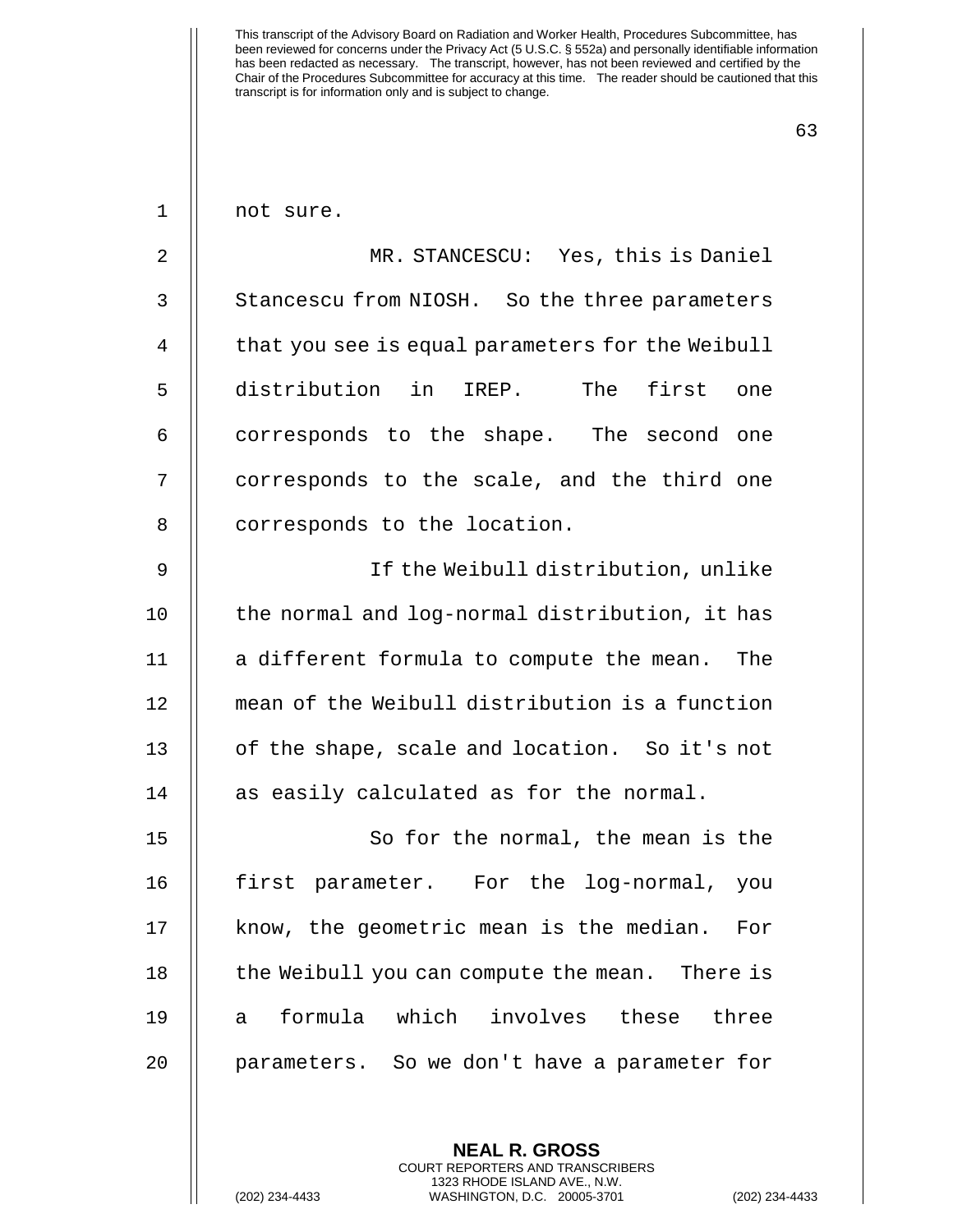not sure.

MR. STANCESCU: Yes, this is Daniel Stancescu from NIOSH. So the three parameters that you see is equal parameters for the Weibull distribution in IREP. The first one corresponds to the shape. The second one corresponds to the scale, and the third one corresponds to the location.

If the Weibull distribution, unlike the normal and log-normal distribution, it has a different formula to compute the mean. The mean of the Weibull distribution is a function of the shape, scale and location. So it's not as easily calculated as for the normal.

So for the normal, the mean is the first parameter. For the log-normal, you know, the geometric mean is the median. For the Weibull you can compute the mean. There is a formula which involves these three parameters. So we don't have a parameter for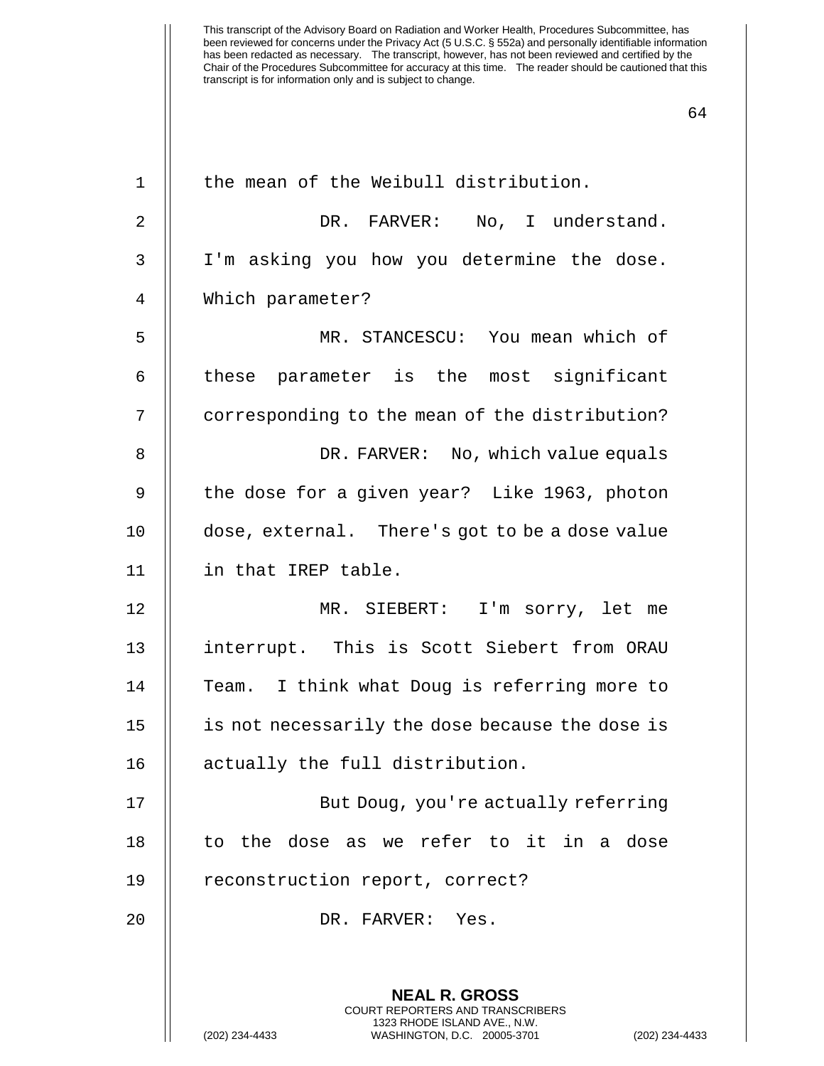the mean of the Weibull distribution.

DR. FARVER: No, I understand. I'm asking you how you determine the dose. Which parameter?

MR. STANCESCU: You mean which of these parameter is the most significant corresponding to the mean of the distribution?

DR. FARVER: No, which value equals the dose for a given year? Like 1963, photon dose, external. There's got to be a dose value in that IREP table.

MR. SIEBERT: I'm sorry, let me interrupt. This is Scott Siebert from ORAU Team. I think what Doug is referring more to is not necessarily the dose because the dose is actually the full distribution.

But Doug, you're actually referring to the dose as we refer to it in a dose reconstruction report, correct?

DR. FARVER: Yes.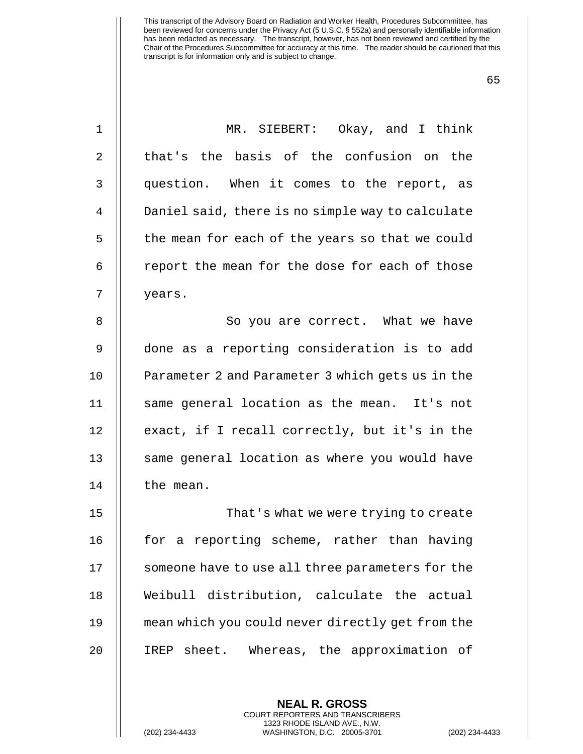This transcript of the Advisory Board on Radiation and Worker Health, Procedures Subcommittee, has been reviewed for concerns under the Privacy Act (5 U.S.C. § 552a) and personally identifiable information has been redacted as necessary. The transcript, however, has not been reviewed and certified by the Chair of the Procedures Subcommittee for accuracy at this time. The reader should be cautioned that this transcript is for information only and is subject to change.

MR. SIEBERT: Okay, and I think that's the basis of the confusion on the question. When it comes to the report, as Daniel said, there is no simple way to calculate the mean for each of the years so that we could report the mean for the dose for each of those years.

So you are correct. What we have done as a reporting consideration is to add Parameter 2 and Parameter 3 which gets us in the same general location as the mean. It's not exact, if I recall correctly, but it's in the same general location as where you would have the mean.

That's what we were trying to create for a reporting scheme, rather than having someone have to use all three parameters for the Weibull distribution, calculate the actual mean which you could never directly get from the IREP sheet. Whereas, the approximation of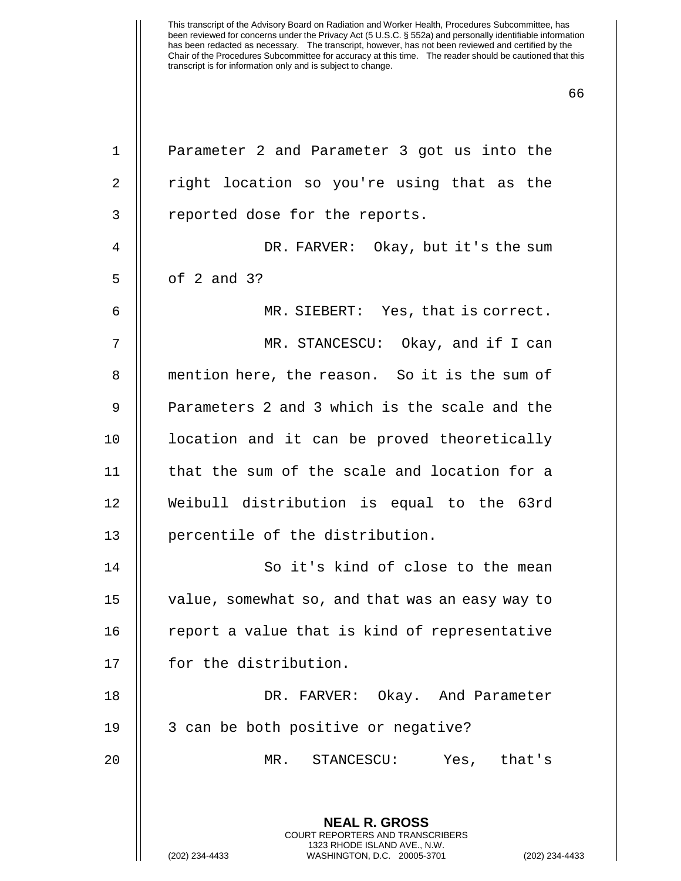Parameter 2 and Parameter 3 got us into the right location so you're using that as the reported dose for the reports.

DR. FARVER: Okay, but it's the sum of 2 and 3?

MR. SIEBERT: Yes, that is correct.

MR. STANCESCU: Okay, and if I can mention here, the reason. So it is the sum of Parameters 2 and 3 which is the scale and the location and it can be proved theoretically that the sum of the scale and location for a Weibull distribution is equal to the 63rd percentile of the distribution.

So it's kind of close to the mean value, somewhat so, and that was an easy way to report a value that is kind of representative for the distribution.

DR. FARVER: Okay. And Parameter 3 can be both positive or negative?

MR. STANCESCU: Yes, that's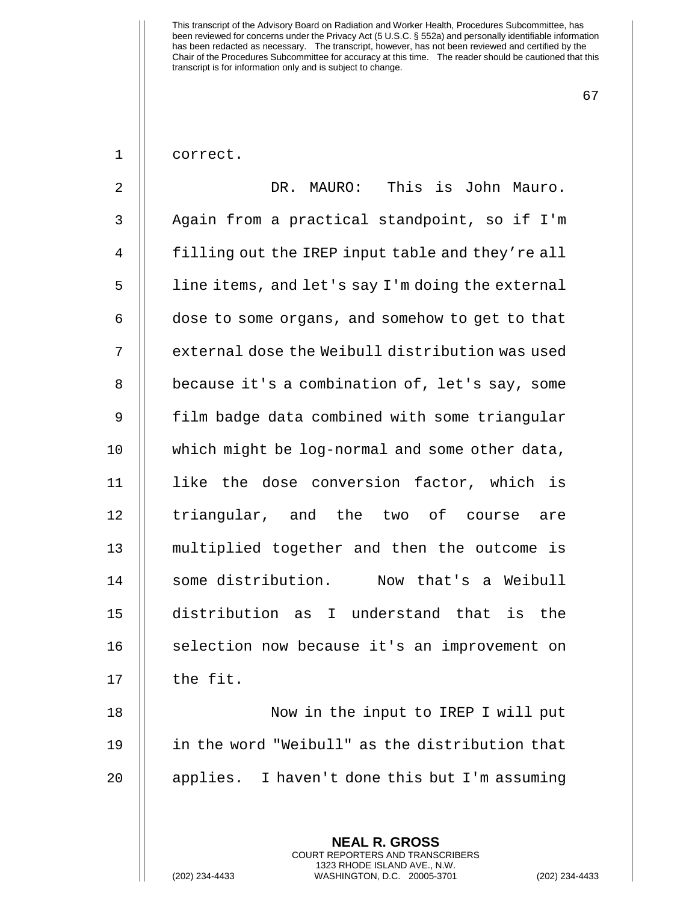correct.

DR. MAURO: This is John Mauro. Again from a practical standpoint, so if I'm filling out the IREP input table and they're all line items, and let's say I'm doing the external dose to some organs, and somehow to get to that external dose the Weibull distribution was used because it's a combination of, let's say, some film badge data combined with some triangular which might be log-normal and some other data, like the dose conversion factor, which is triangular, and the two of course are multiplied together and then the outcome is some distribution. Now that's a Weibull distribution as I understand that is the selection now because it's an improvement on the fit.

Now in the input to IREP I will put in the word "Weibull" as the distribution that applies. I haven't done this but I'm assuming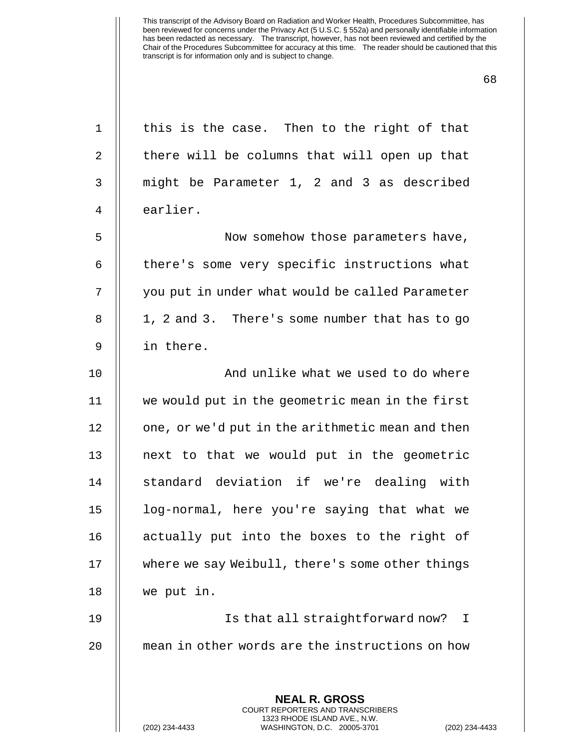this is the case. Then to the right of that there will be columns that will open up that might be Parameter 1, 2 and 3 as described earlier.

Now somehow those parameters have, there's some very specific instructions what you put in under what would be called Parameter 1, 2 and 3. There's some number that has to go in there.

And unlike what we used to do where we would put in the geometric mean in the first one, or we'd put in the arithmetic mean and then next to that we would put in the geometric standard deviation if we're dealing with log-normal, here you're saying that what we actually put into the boxes to the right of where we say Weibull, there's some other things we put in.

Is that all straightforward now? I mean in other words are the instructions on how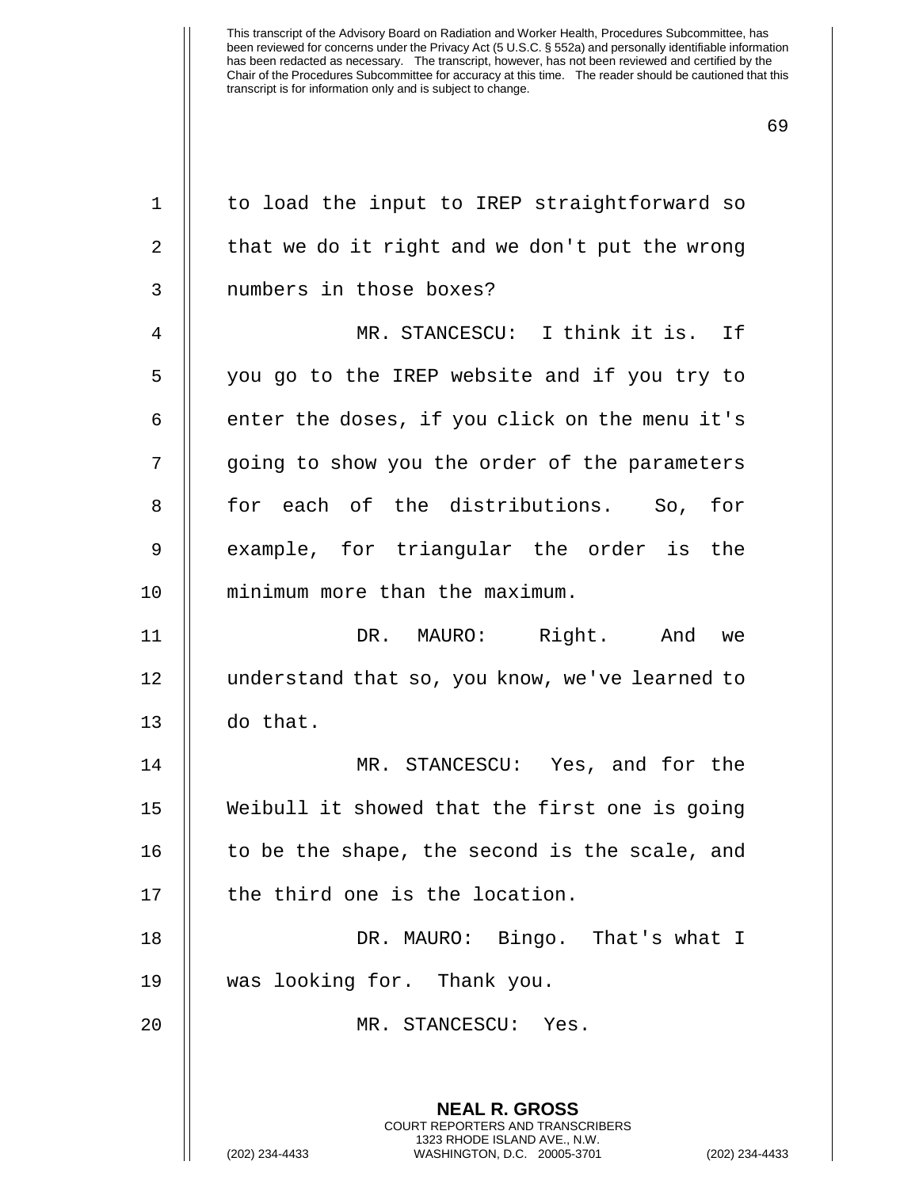to load the input to IREP straightforward so that we do it right and we don't put the wrong numbers in those boxes?

MR. STANCESCU: I think it is. If you go to the IREP website and if you try to enter the doses, if you click on the menu it's going to show you the order of the parameters for each of the distributions. So, for example, for triangular the order is the minimum more than the maximum.

DR. MAURO: Right. And we understand that so, you know, we've learned to do that.

MR. STANCESCU: Yes, and for the Weibull it showed that the first one is going to be the shape, the second is the scale, and the third one is the location.

DR. MAURO: Bingo. That's what I was looking for. Thank you.

MR. STANCESCU: Yes.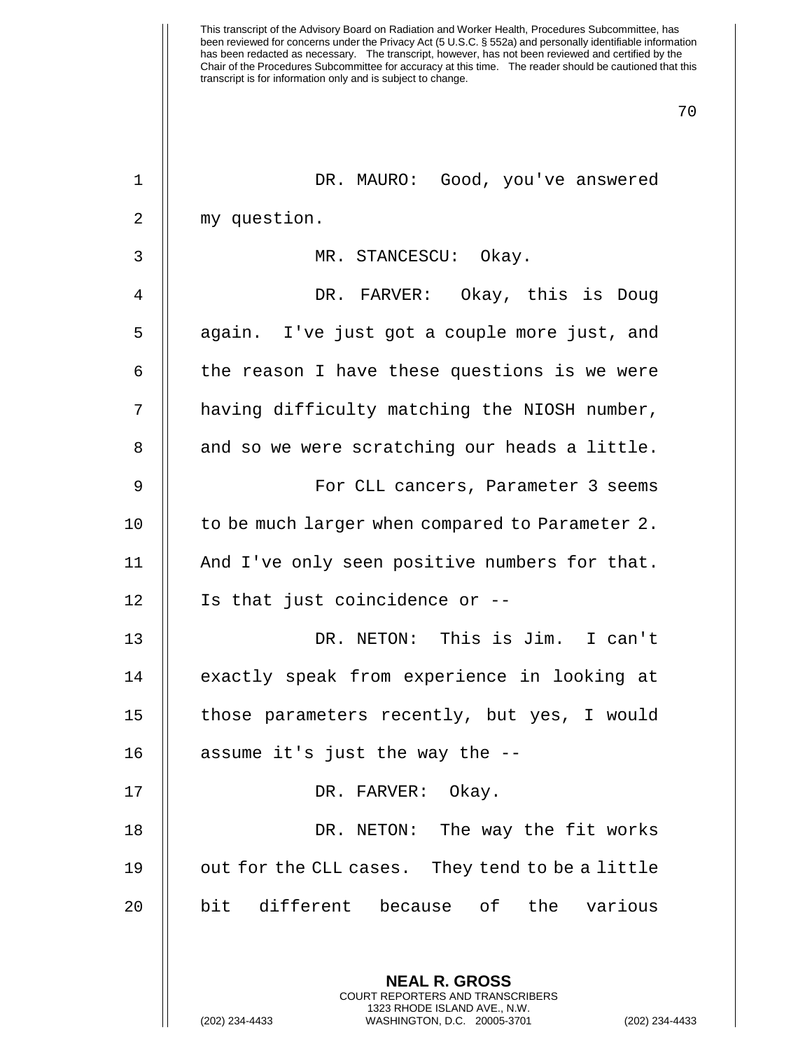DR. MAURO: Good, you've answered my question.

MR. STANCESCU: Okay.

DR. FARVER: Okay, this is Doug again. I've just got a couple more just, and the reason I have these questions is we were having difficulty matching the NIOSH number, and so we were scratching our heads a little.

For CLL cancers, Parameter 3 seems to be much larger when compared to Parameter 2. And I've only seen positive numbers for that. Is that just coincidence or --

DR. NETON: This is Jim. I can't exactly speak from experience in looking at those parameters recently, but yes, I would assume it's just the way the --

DR. FARVER: Okay.

DR. NETON: The way the fit works out for the CLL cases. They tend to be a little bit different because of the various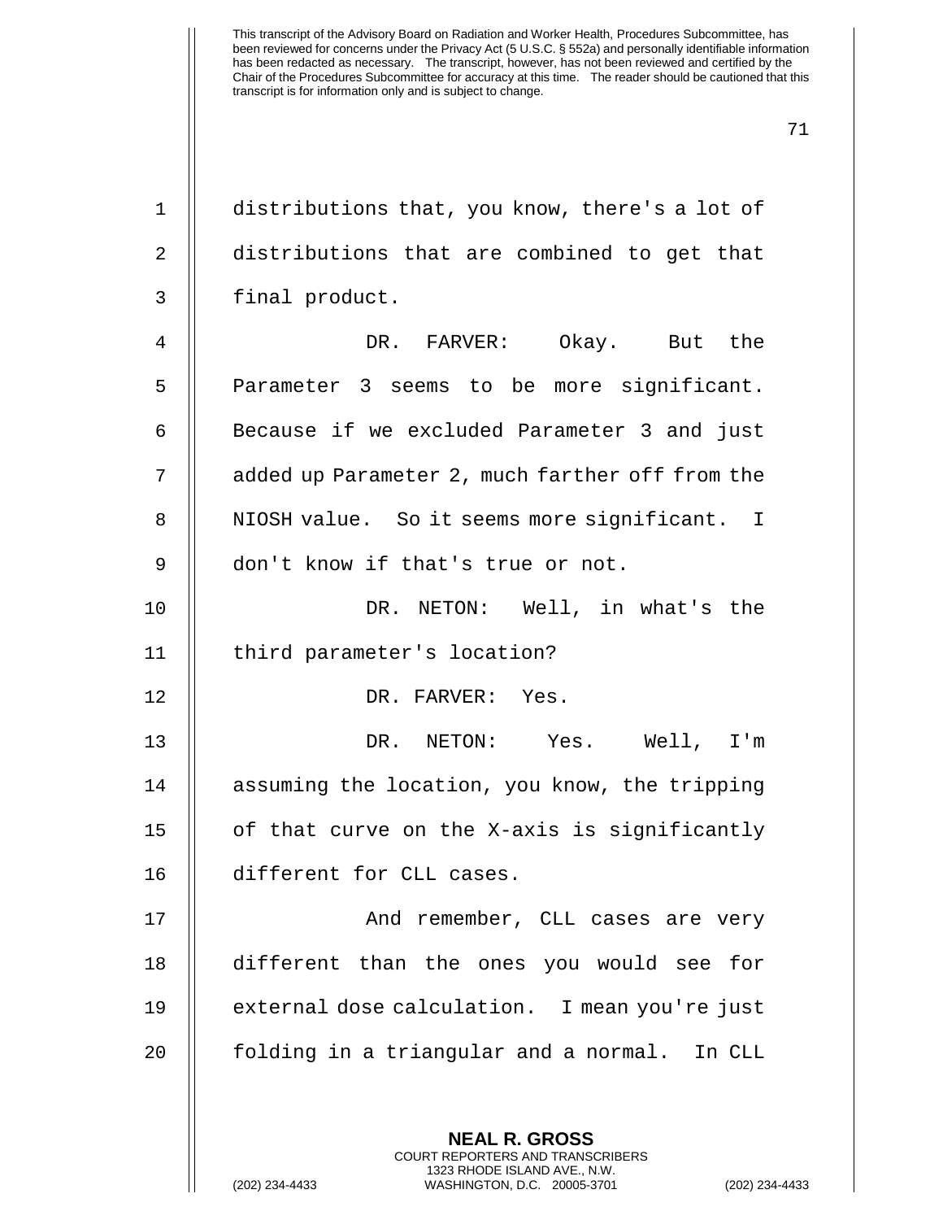distributions that, you know, there's a lot of distributions that are combined to get that final product.

DR. FARVER: Okay. But the Parameter 3 seems to be more significant. Because if we excluded Parameter 3 and just added up Parameter 2, much farther off from the NIOSH value. So it seems more significant. I don't know if that's true or not.

DR. NETON: Well, in what's the third parameter's location?

DR. FARVER: Yes.

DR. NETON: Yes. Well, I'm assuming the location, you know, the tripping of that curve on the X-axis is significantly different for CLL cases.

And remember, CLL cases are very different than the ones you would see for external dose calculation. I mean you're just folding in a triangular and a normal. In CLL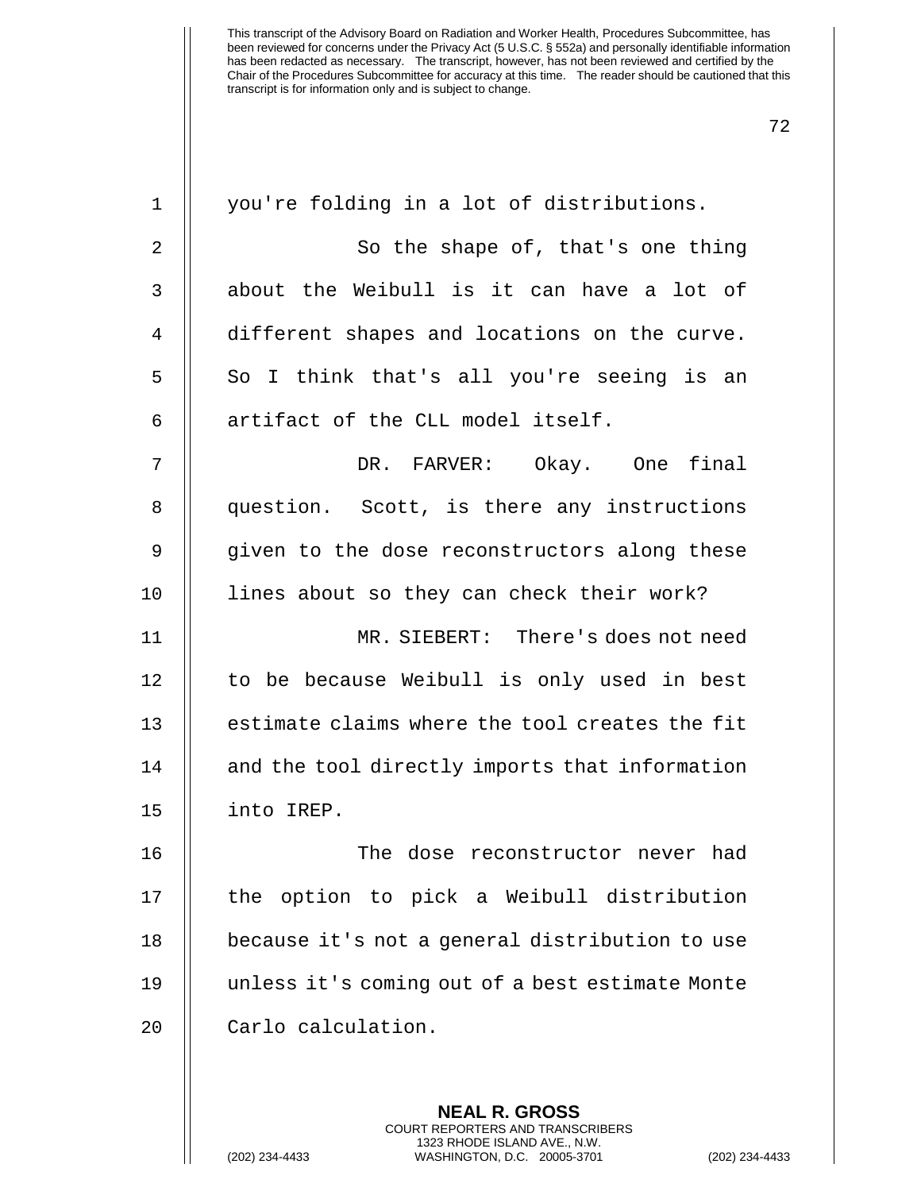you're folding in a lot of distributions.

So the shape of, that's one thing about the Weibull is it can have a lot of different shapes and locations on the curve. So I think that's all you're seeing is an artifact of the CLL model itself.

DR. FARVER: Okay. One final question. Scott, is there any instructions given to the dose reconstructors along these lines about so they can check their work?

MR. SIEBERT: There's does not need to be because Weibull is only used in best estimate claims where the tool creates the fit and the tool directly imports that information into IREP.

The dose reconstructor never had the option to pick a Weibull distribution because it's not a general distribution to use unless it's coming out of a best estimate Monte Carlo calculation.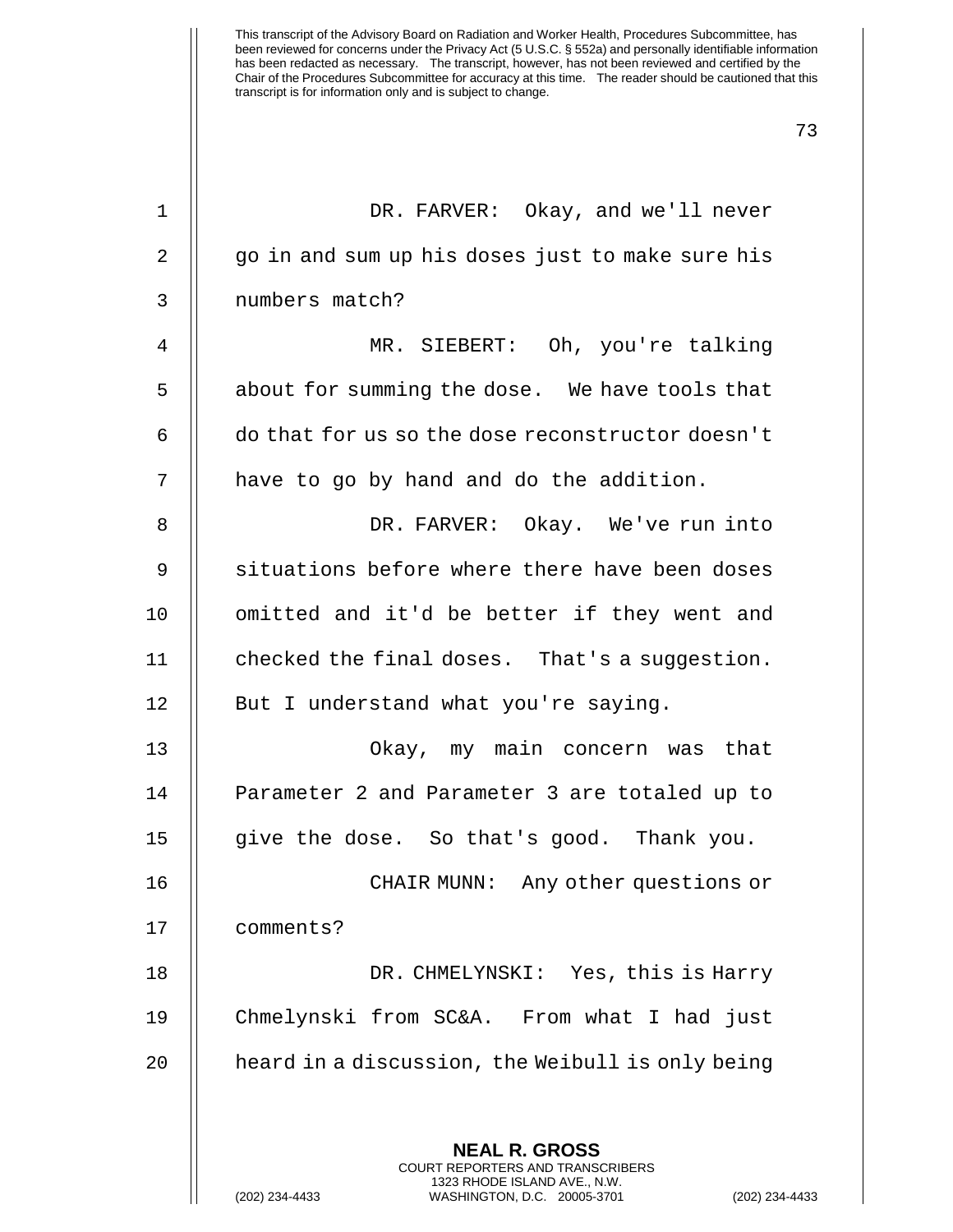DR. FARVER: Okay, and we'll never go in and sum up his doses just to make sure his numbers match?

MR. SIEBERT: Oh, you're talking about for summing the dose. We have tools that do that for us so the dose reconstructor doesn't have to go by hand and do the addition.

DR. FARVER: Okay. We've run into situations before where there have been doses omitted and it'd be better if they went and checked the final doses. That's a suggestion. But I understand what you're saying.

Okay, my main concern was that Parameter 2 and Parameter 3 are totaled up to give the dose. So that's good. Thank you.

CHAIR MUNN: Any other questions or comments?

DR. CHMELYNSKI: Yes, this is Harry Chmelynski from SC&A. From what I had just heard in a discussion, the Weibull is only being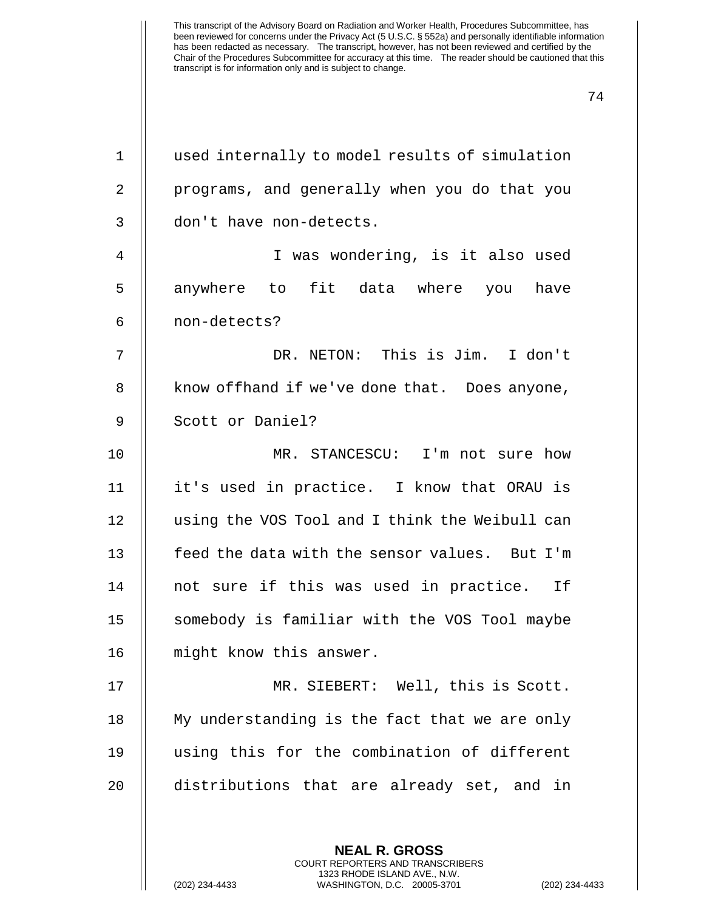used internally to model results of simulation programs, and generally when you do that you don't have non-detects.

I was wondering, is it also used anywhere to fit data where you have non-detects?

DR. NETON: This is Jim. I don't know offhand if we've done that. Does anyone, Scott or Daniel?

MR. STANCESCU: I'm not sure how it's used in practice. I know that ORAU is using the VOS Tool and I think the Weibull can feed the data with the sensor values. But I'm not sure if this was used in practice. If somebody is familiar with the VOS Tool maybe might know this answer.

MR. SIEBERT: Well, this is Scott. My understanding is the fact that we are only using this for the combination of different distributions that are already set, and in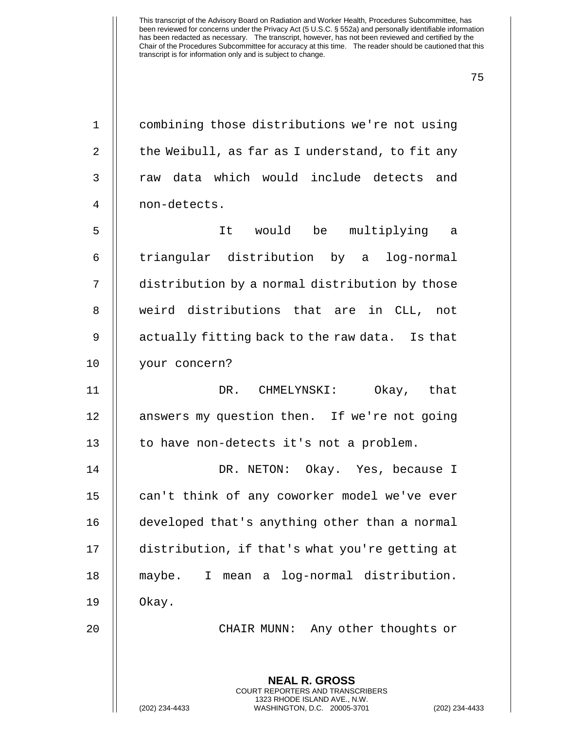combining those distributions we're not using the Weibull, as far as I understand, to fit any raw data which would include detects and non-detects.

It would be multiplying a triangular distribution by a log-normal distribution by a normal distribution by those weird distributions that are in CLL, not actually fitting back to the raw data. Is that your concern?

DR. CHMELYNSKI: Okay, that answers my question then. If we're not going to have non-detects it's not a problem.

DR. NETON: Okay. Yes, because I can't think of any coworker model we've ever developed that's anything other than a normal distribution, if that's what you're getting at maybe. I mean a log-normal distribution. Okay.

CHAIR MUNN: Any other thoughts or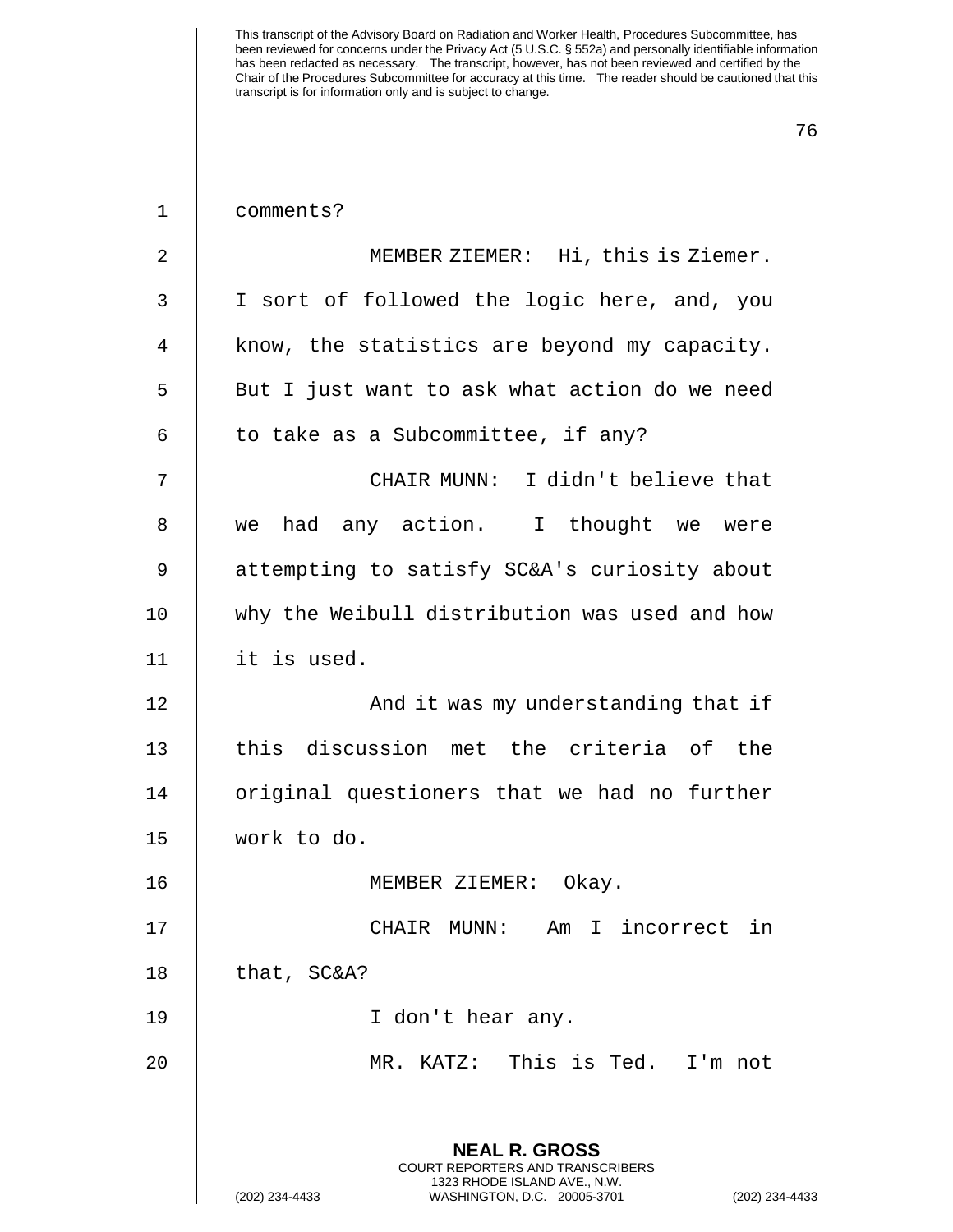comments?

MEMBER ZIEMER: Hi, this is Ziemer. I sort of followed the logic here, and, you know, the statistics are beyond my capacity. But I just want to ask what action do we need to take as a Subcommittee, if any?

CHAIR MUNN: I didn't believe that we had any action. I thought we were attempting to satisfy SC&A's curiosity about why the Weibull distribution was used and how it is used.

And it was my understanding that if this discussion met the criteria of the original questioners that we had no further work to do.

MEMBER ZIEMER: Okay.

CHAIR MUNN: Am I incorrect in that, SC&A?

I don't hear any.

MR. KATZ: This is Ted. I'm not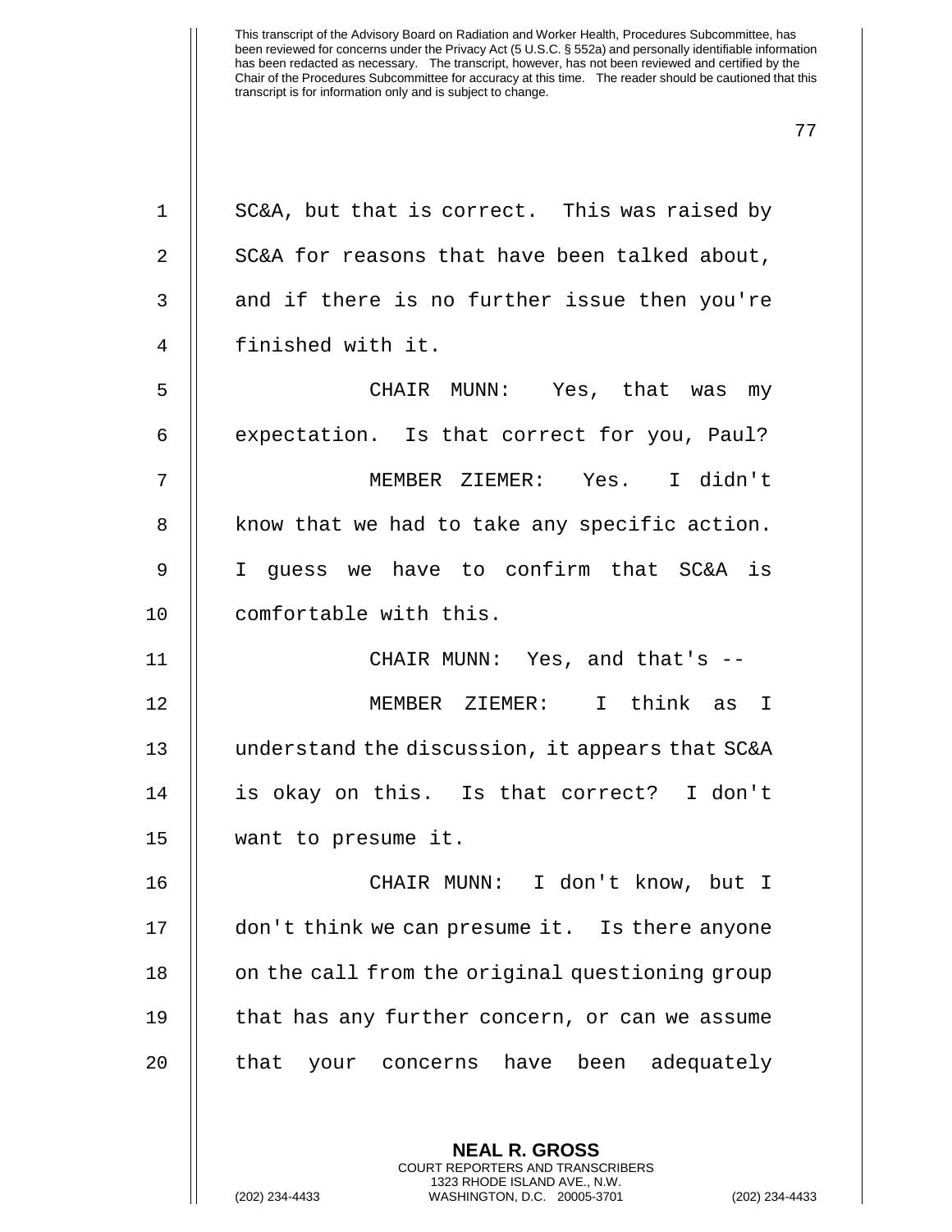SC&A, but that is correct. This was raised by SC&A for reasons that have been talked about, and if there is no further issue then you're finished with it.

CHAIR MUNN: Yes, that was my expectation. Is that correct for you, Paul?

MEMBER ZIEMER: Yes. I didn't know that we had to take any specific action. I guess we have to confirm that SC&A is comfortable with this.

CHAIR MUNN: Yes, and that's --

MEMBER ZIEMER: I think as I understand the discussion, it appears that SC&A is okay on this. Is that correct? I don't want to presume it.

CHAIR MUNN: I don't know, but I don't think we can presume it. Is there anyone on the call from the original questioning group that has any further concern, or can we assume that your concerns have been adequately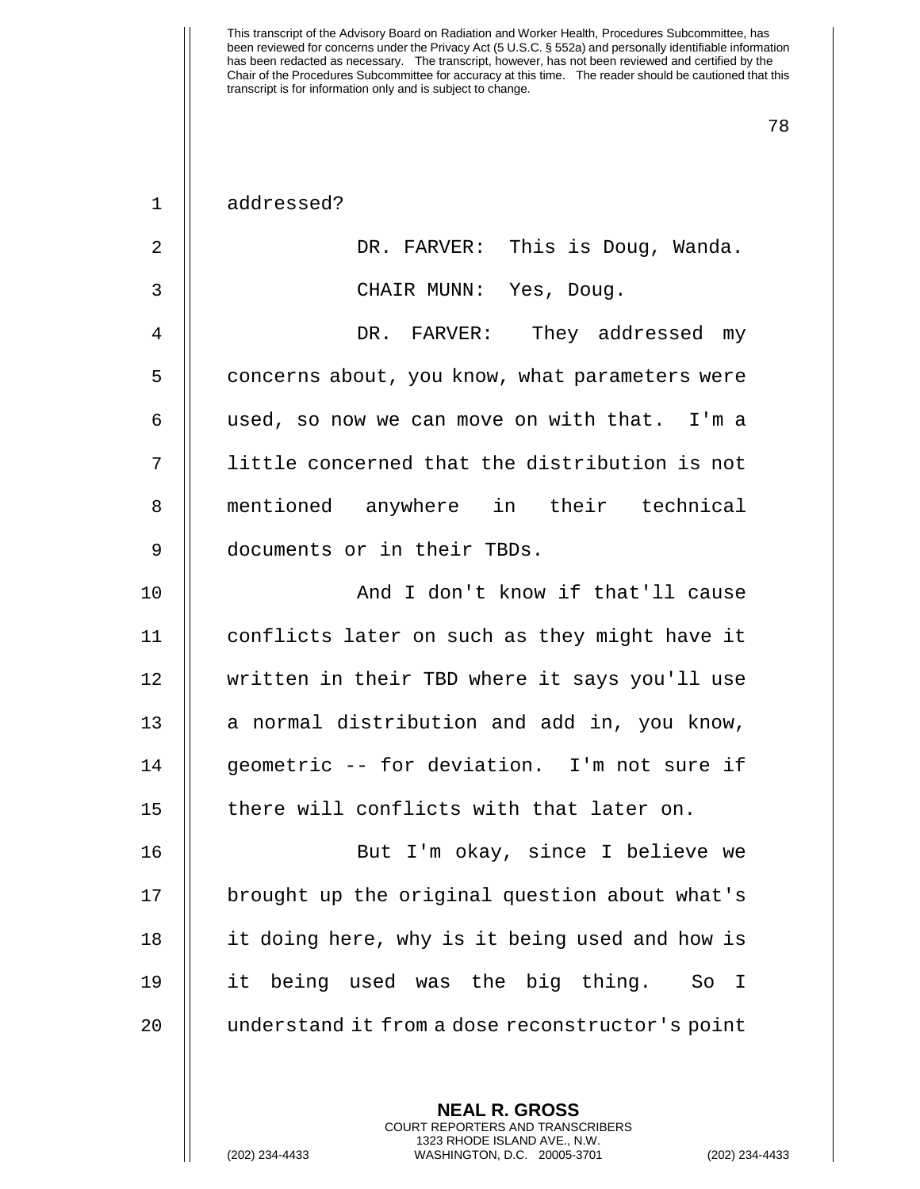addressed?

DR. FARVER: This is Doug, Wanda.

CHAIR MUNN: Yes, Doug.

DR. FARVER: They addressed my concerns about, you know, what parameters were used, so now we can move on with that. I'm a little concerned that the distribution is not mentioned anywhere in their technical documents or in their TBDs.

And I don't know if that'll cause conflicts later on such as they might have it written in their TBD where it says you'll use a normal distribution and add in, you know, geometric -- for deviation. I'm not sure if there will conflicts with that later on.

But I'm okay, since I believe we brought up the original question about what's it doing here, why is it being used and how is it being used was the big thing. So I understand it from a dose reconstructor's point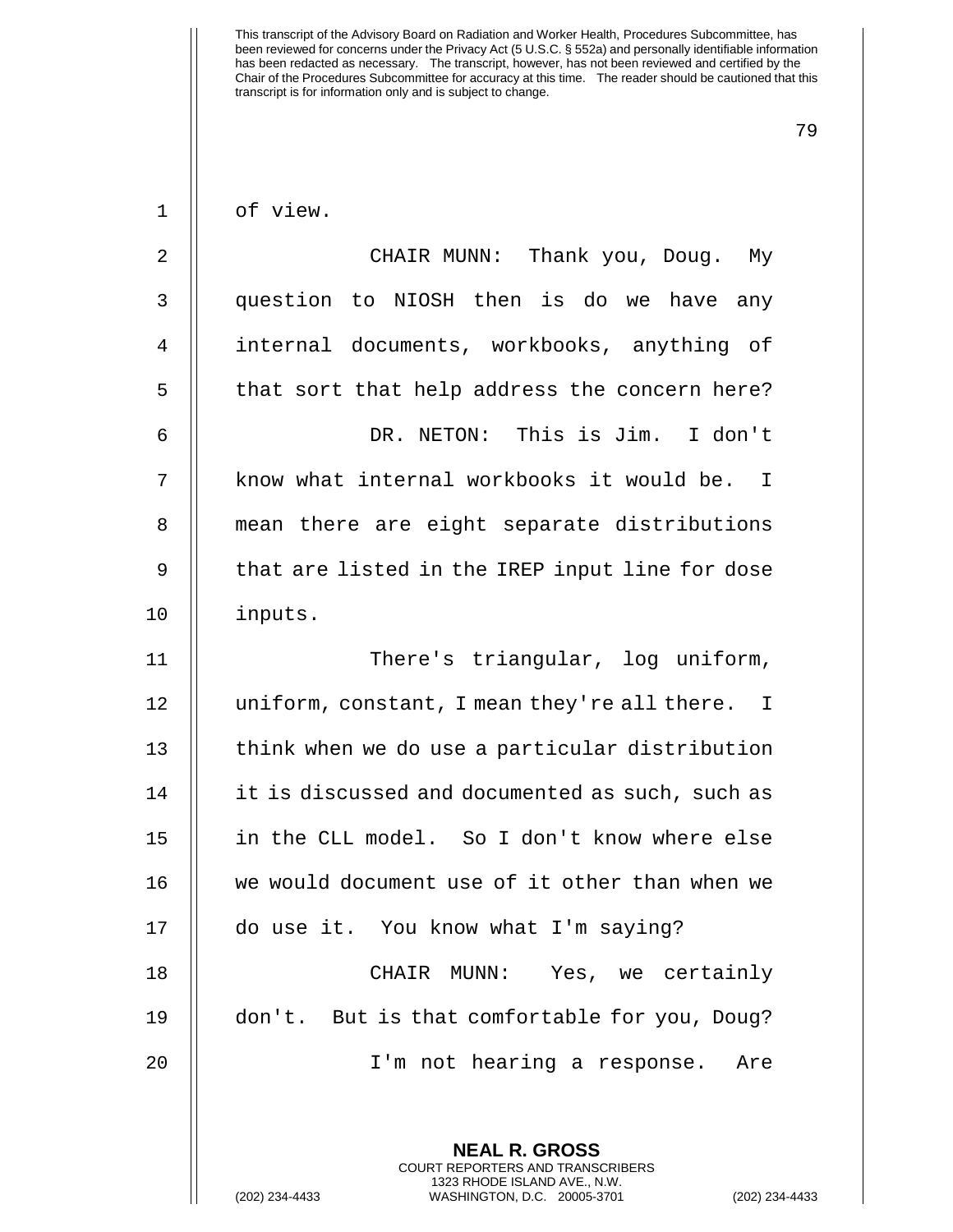of view.

CHAIR MUNN: Thank you, Doug. My question to NIOSH then is do we have any internal documents, workbooks, anything of that sort that help address the concern here?

DR. NETON: This is Jim. I don't know what internal workbooks it would be. I mean there are eight separate distributions that are listed in the IREP input line for dose inputs.

There's triangular, log uniform, uniform, constant, I mean they're all there. I think when we do use a particular distribution it is discussed and documented as such, such as in the CLL model. So I don't know where else we would document use of it other than when we do use it. You know what I'm saying?

CHAIR MUNN: Yes, we certainly don't. But is that comfortable for you, Doug?

I'm not hearing a response. Are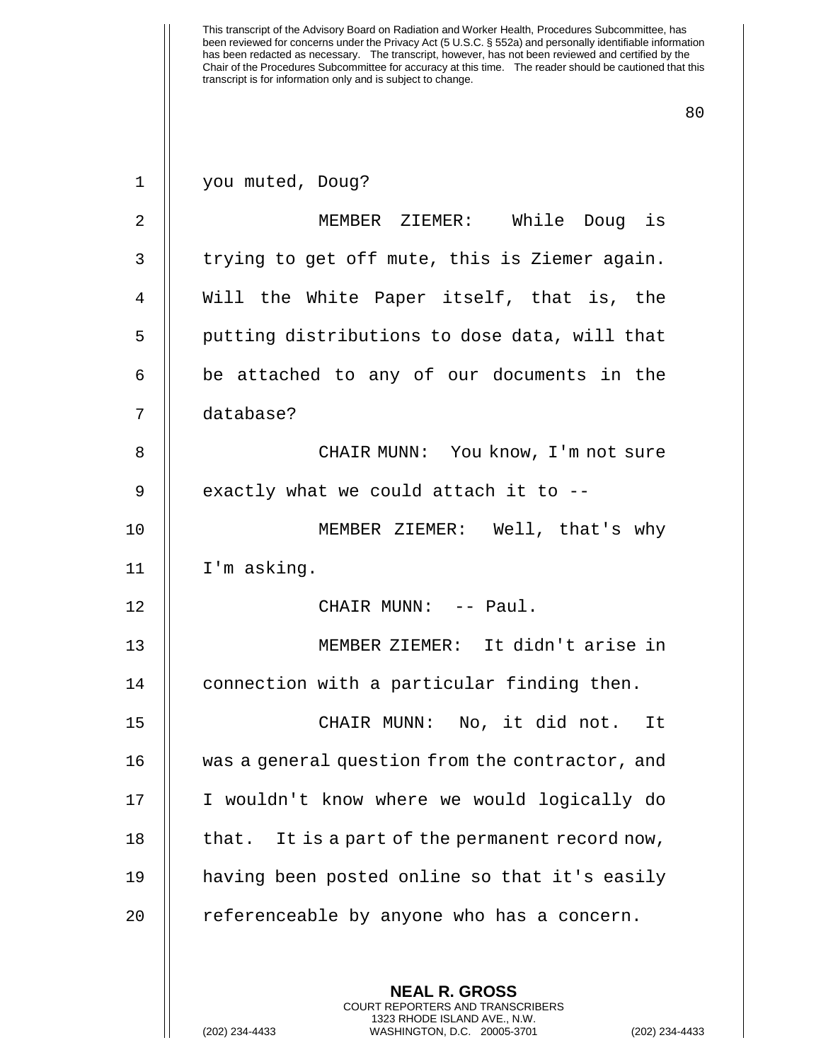you muted, Doug?

MEMBER ZIEMER: While Doug is trying to get off mute, this is Ziemer again. Will the White Paper itself, that is, the putting distributions to dose data, will that be attached to any of our documents in the database?

CHAIR MUNN: You know, I'm not sure exactly what we could attach it to --

MEMBER ZIEMER: Well, that's why I'm asking.

CHAIR MUNN: -- Paul.

MEMBER ZIEMER: It didn't arise in connection with a particular finding then.

CHAIR MUNN: No, it did not. It was a general question from the contractor, and I wouldn't know where we would logically do that. It is a part of the permanent record now, having been posted online so that it's easily referenceable by anyone who has a concern.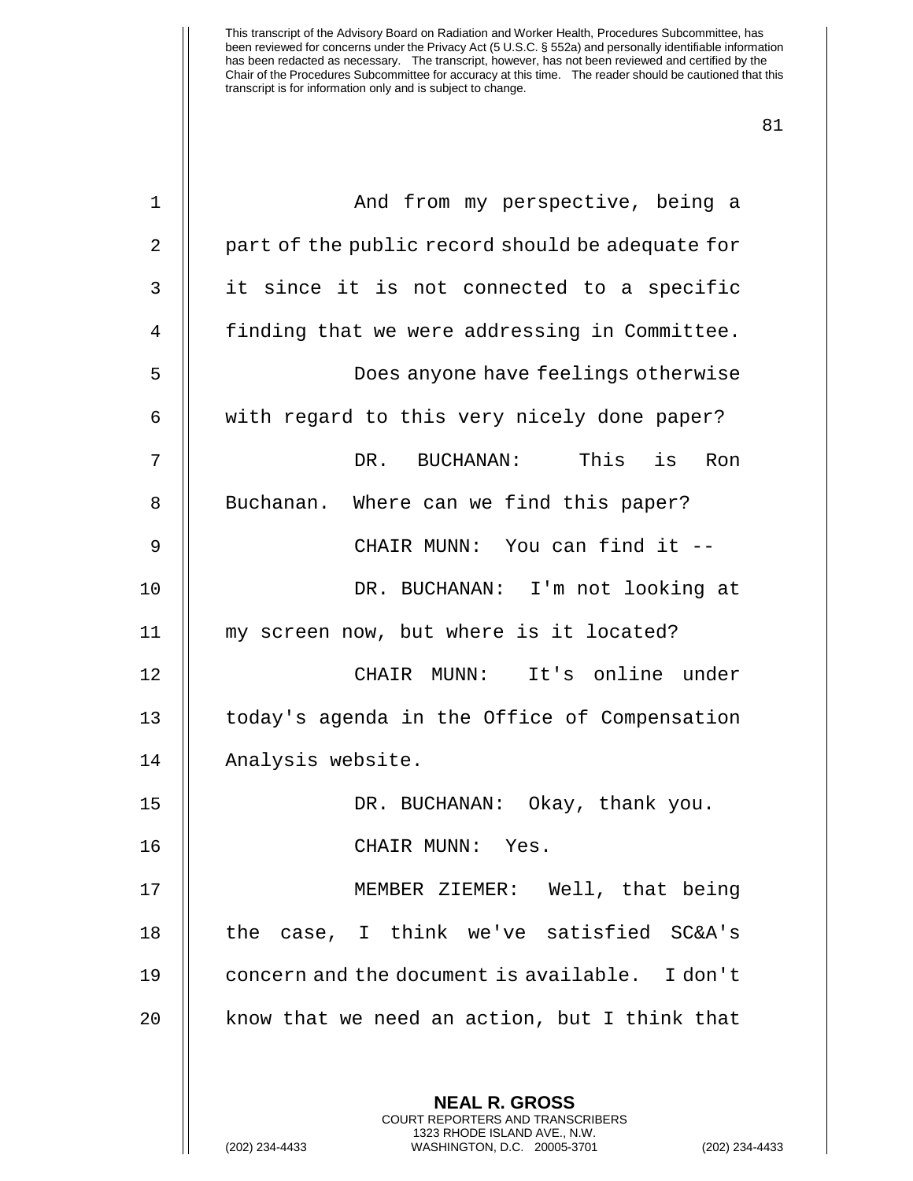And from my perspective, being a part of the public record should be adequate for it since it is not connected to a specific finding that we were addressing in Committee.

Does anyone have feelings otherwise with regard to this very nicely done paper?

DR. BUCHANAN: This is Ron Buchanan. Where can we find this paper?

CHAIR MUNN: You can find it --

DR. BUCHANAN: I'm not looking at my screen now, but where is it located?

CHAIR MUNN: It's online under today's agenda in the Office of Compensation Analysis website.

DR. BUCHANAN: Okay, thank you.

CHAIR MUNN: Yes.

MEMBER ZIEMER: Well, that being the case, I think we've satisfied SC&A's concern and the document is available. I don't know that we need an action, but I think that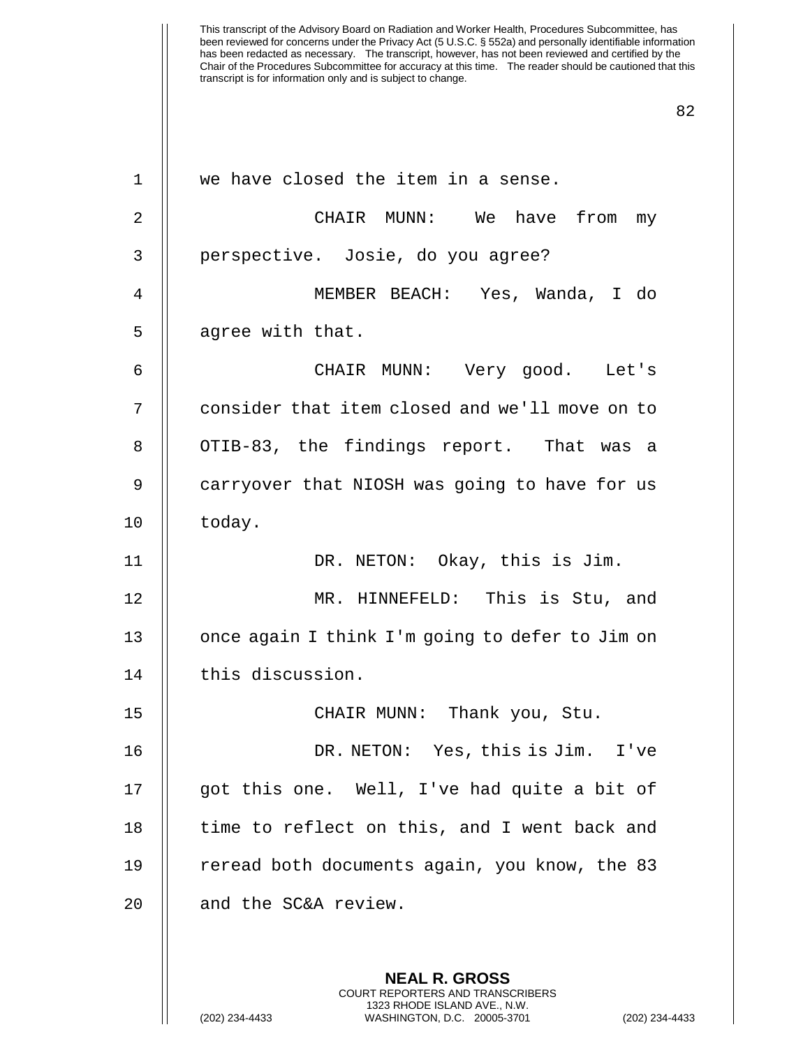we have closed the item in a sense.

CHAIR MUNN: We have from my perspective. Josie, do you agree?

MEMBER BEACH: Yes, Wanda, I do agree with that.

CHAIR MUNN: Very good. Let's consider that item closed and we'll move on to OTIB-83, the findings report. That was a carryover that NIOSH was going to have for us today.

DR. NETON: Okay, this is Jim.

MR. HINNEFELD: This is Stu, and once again I think I'm going to defer to Jim on this discussion.

CHAIR MUNN: Thank you, Stu.

DR. NETON: Yes, this is Jim. I've got this one. Well, I've had quite a bit of time to reflect on this, and I went back and reread both documents again, you know, the 83 and the SC&A review.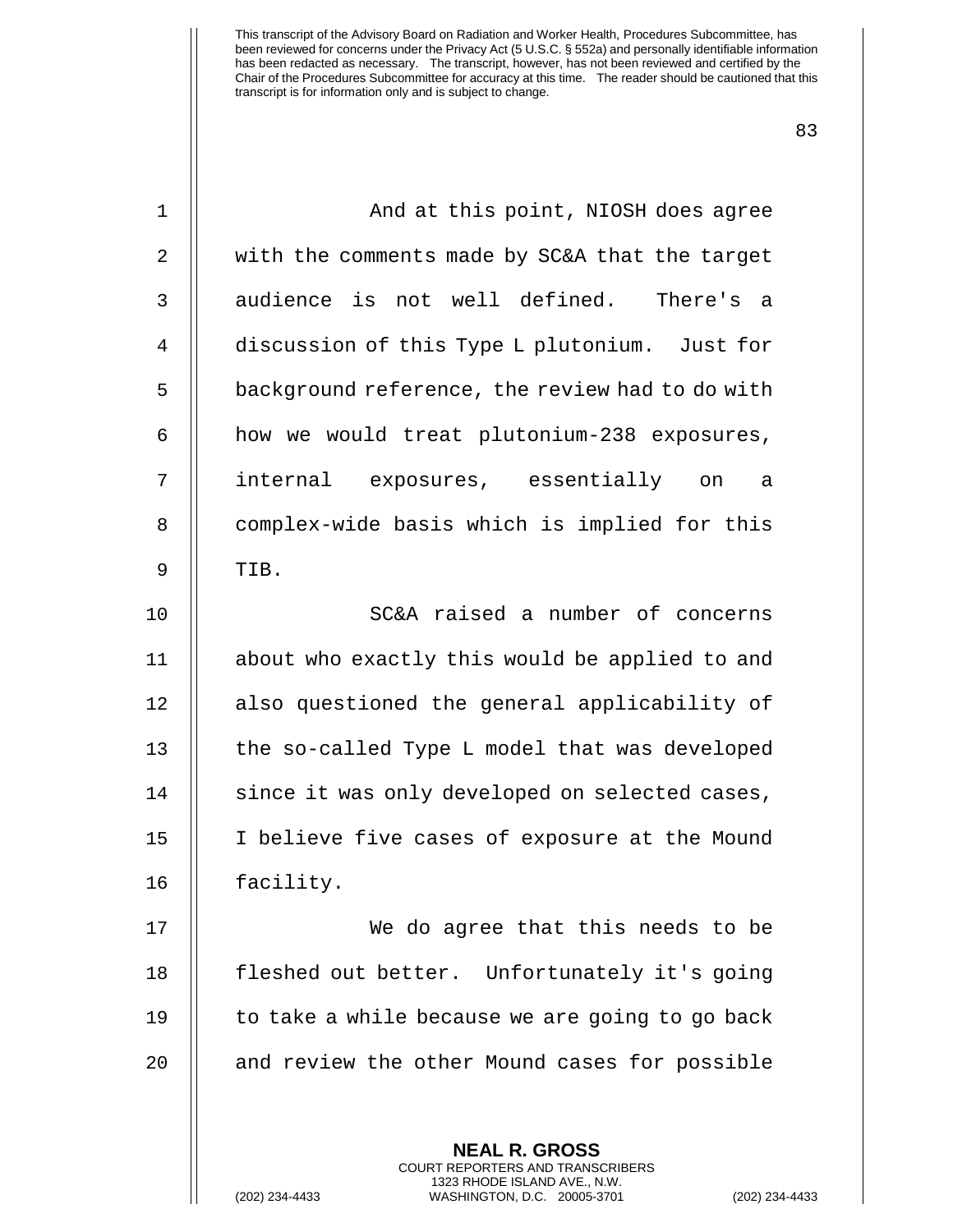And at this point, NIOSH does agree with the comments made by SC&A that the target audience is not well defined. There's a discussion of this Type L plutonium. Just for background reference, the review had to do with how we would treat plutonium-238 exposures, internal exposures, essentially on a complex-wide basis which is implied for this TIB.

SC&A raised a number of concerns about who exactly this would be applied to and also questioned the general applicability of the so-called Type L model that was developed since it was only developed on selected cases, I believe five cases of exposure at the Mound facility.

We do agree that this needs to be fleshed out better. Unfortunately it's going to take a while because we are going to go back and review the other Mound cases for possible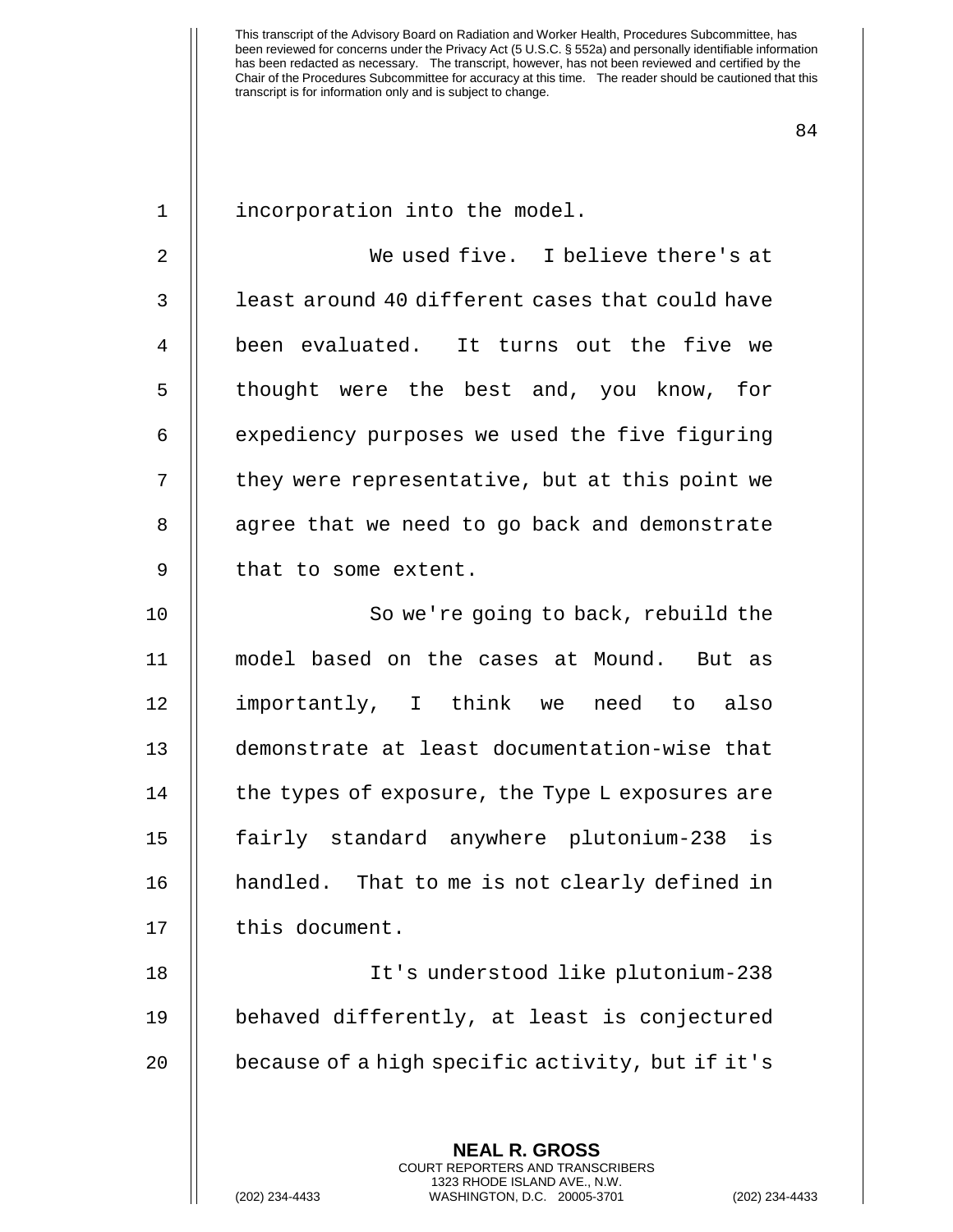incorporation into the model.

We used five. I believe there's at least around 40 different cases that could have been evaluated. It turns out the five we thought were the best and, you know, for expediency purposes we used the five figuring they were representative, but at this point we agree that we need to go back and demonstrate that to some extent.

So we're going to back, rebuild the model based on the cases at Mound. But as importantly, I think we need to also demonstrate at least documentation-wise that the types of exposure, the Type L exposures are fairly standard anywhere plutonium-238 is handled. That to me is not clearly defined in this document.

It's understood like plutonium-238 behaved differently, at least is conjectured because of a high specific activity, but if it's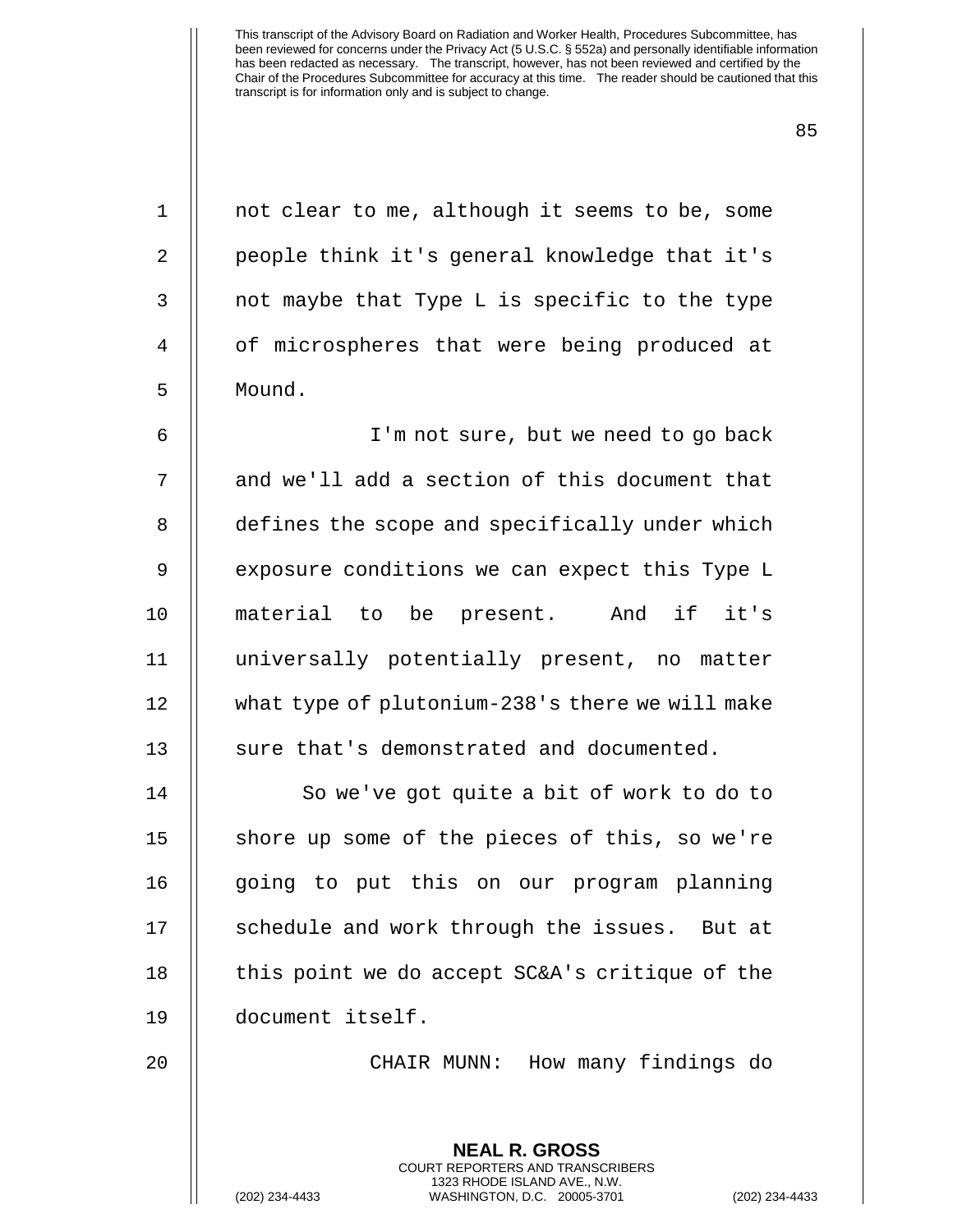not clear to me, although it seems to be, some people think it's general knowledge that it's not maybe that Type L is specific to the type of microspheres that were being produced at Mound.

I'm not sure, but we need to go back and we'll add a section of this document that defines the scope and specifically under which exposure conditions we can expect this Type L material to be present. And if it's universally potentially present, no matter what type of plutonium-238's there we will make sure that's demonstrated and documented.

So we've got quite a bit of work to do to shore up some of the pieces of this, so we're going to put this on our program planning schedule and work through the issues. But at this point we do accept SC&A's critique of the document itself.

CHAIR MUNN: How many findings do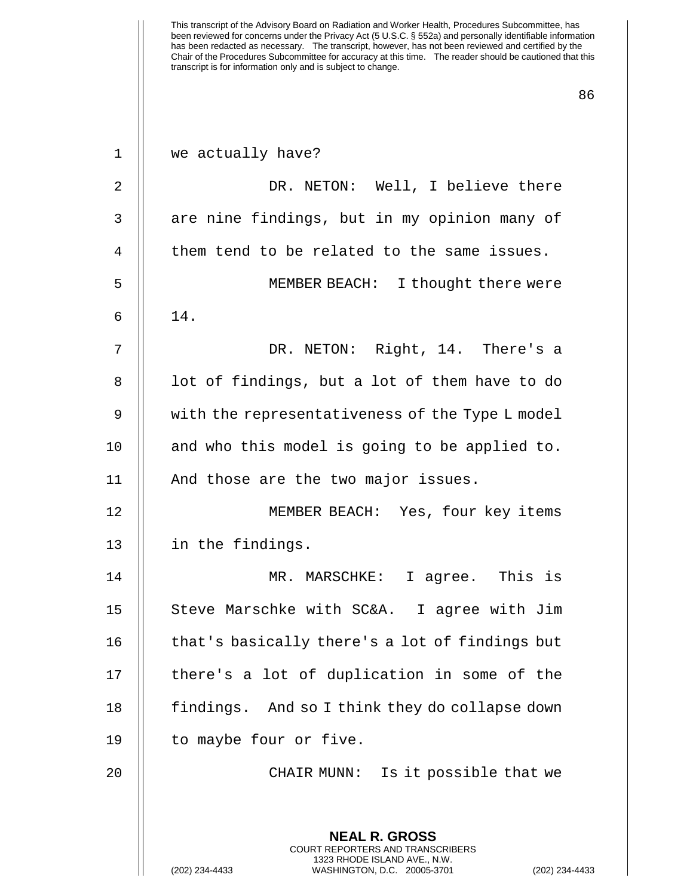we actually have?

DR. NETON: Well, I believe there are nine findings, but in my opinion many of them tend to be related to the same issues.

MEMBER BEACH: I thought there were 14.

DR. NETON: Right, 14. There's a lot of findings, but a lot of them have to do with the representativeness of the Type L model and who this model is going to be applied to. And those are the two major issues.

MEMBER BEACH: Yes, four key items in the findings.

MR. MARSCHKE: I agree. This is Steve Marschke with SC&A. I agree with Jim that's basically there's a lot of findings but there's a lot of duplication in some of the findings. And so I think they do collapse down to maybe four or five.

CHAIR MUNN: Is it possible that we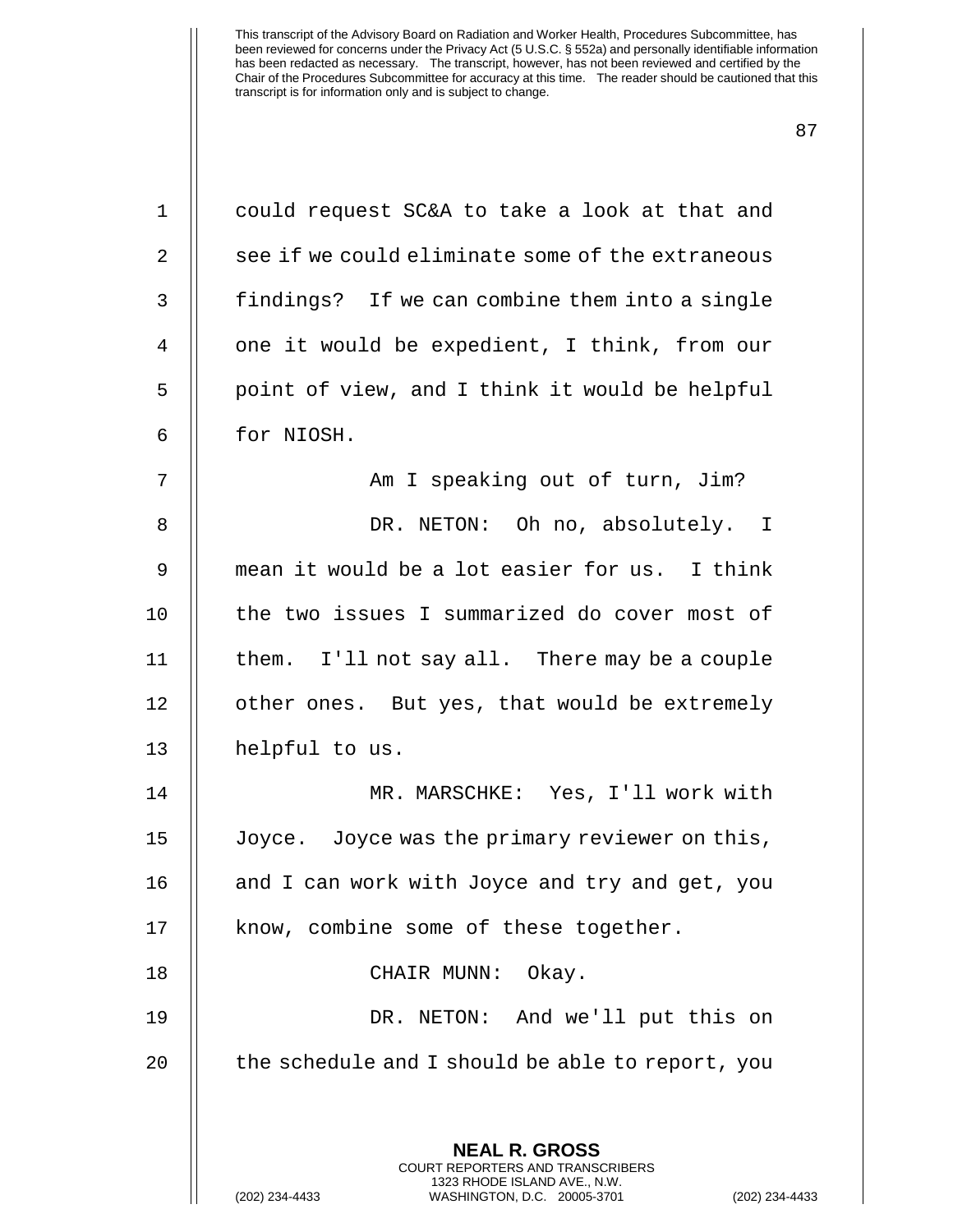could request SC&A to take a look at that and see if we could eliminate some of the extraneous findings? If we can combine them into a single one it would be expedient, I think, from our point of view, and I think it would be helpful for NIOSH.

Am I speaking out of turn, Jim?

DR. NETON: Oh no, absolutely. I mean it would be a lot easier for us. I think the two issues I summarized do cover most of them. I'll not say all. There may be a couple other ones. But yes, that would be extremely helpful to us.

MR. MARSCHKE: Yes, I'll work with Joyce. Joyce was the primary reviewer on this, and I can work with Joyce and try and get, you know, combine some of these together.

CHAIR MUNN: Okay.

DR. NETON: And we'll put this on the schedule and I should be able to report, you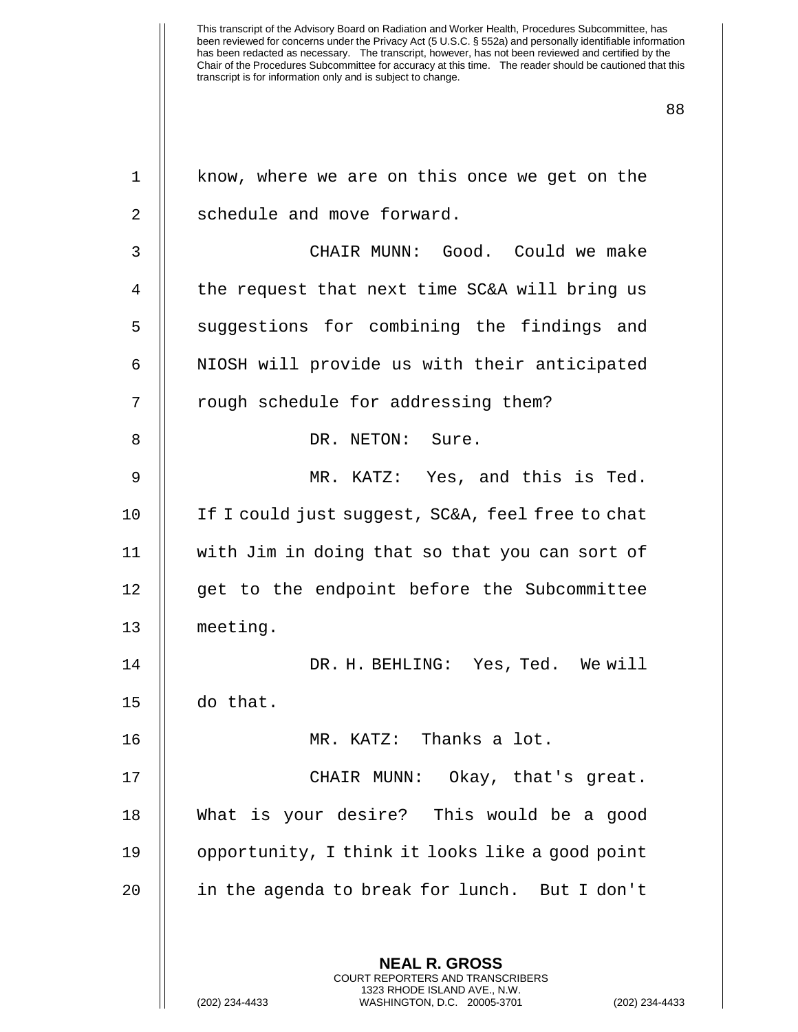This transcript of the Advisory Board on Radiation and Worker Health, Procedures Subcommittee, has been reviewed for concerns under the Privacy Act (5 U.S.C. § 552a) and personally identifiable information has been redacted as necessary. The transcript, however, has not been reviewed and certified by the Chair of the Procedures Subcommittee for accuracy at this time. The reader should be cautioned that this transcript is for information only and is subject to change.

know, where we are on this once we get on the schedule and move forward.

CHAIR MUNN: Good. Could we make the request that next time SC&A will bring us suggestions for combining the findings and NIOSH will provide us with their anticipated rough schedule for addressing them?

DR. NETON: Sure.

MR. KATZ: Yes, and this is Ted. If I could just suggest, SC&A, feel free to chat with Jim in doing that so that you can sort of get to the endpoint before the Subcommittee meeting.

DR. H. BEHLING: Yes, Ted. We will do that.

MR. KATZ: Thanks a lot.

CHAIR MUNN: Okay, that's great. What is your desire? This would be a good opportunity, I think it looks like a good point in the agenda to break for lunch. But I don't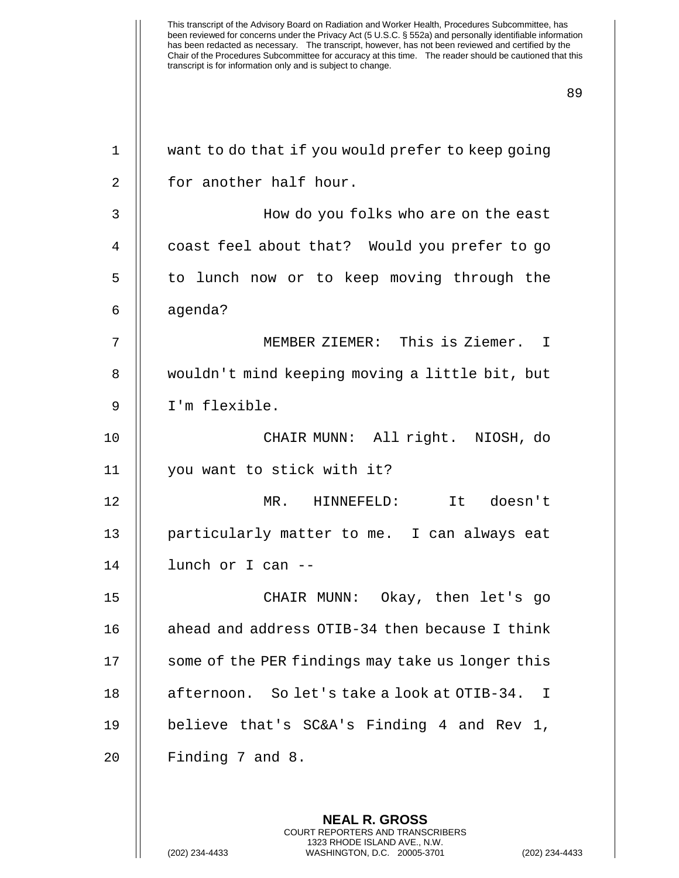want to do that if you would prefer to keep going for another half hour.

How do you folks who are on the east coast feel about that? Would you prefer to go to lunch now or to keep moving through the agenda?

MEMBER ZIEMER: This is Ziemer. I wouldn't mind keeping moving a little bit, but I'm flexible.

CHAIR MUNN: All right. NIOSH, do you want to stick with it?

MR. HINNEFELD: It doesn't particularly matter to me. I can always eat lunch or I can --

CHAIR MUNN: Okay, then let's go ahead and address OTIB-34 then because I think some of the PER findings may take us longer this afternoon. So let's take a look at OTIB-34. I believe that's SC&A's Finding 4 and Rev 1, Finding 7 and 8.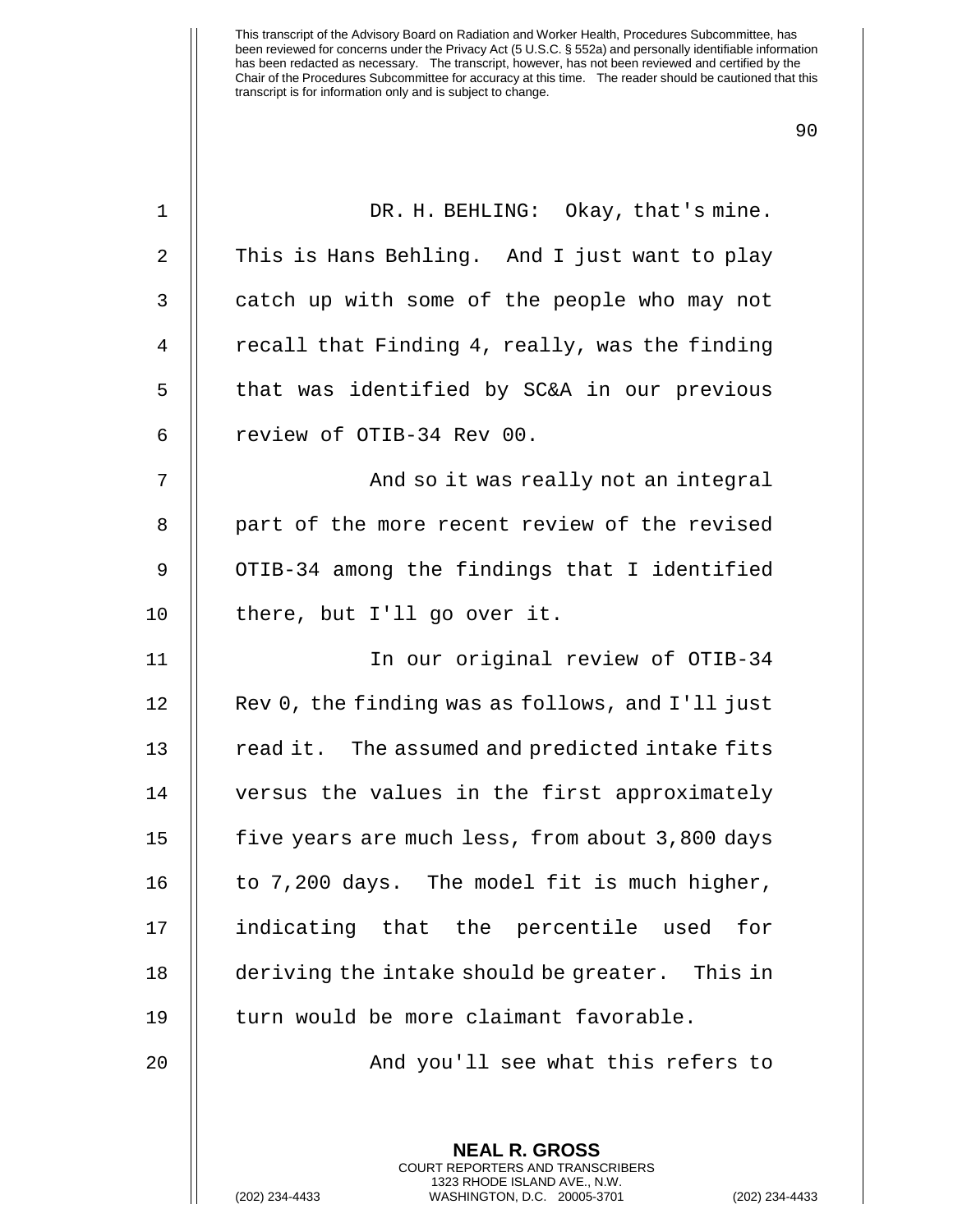DR. H. BEHLING: Okay, that's mine. This is Hans Behling. And I just want to play catch up with some of the people who may not recall that Finding 4, really, was the finding that was identified by SC&A in our previous review of OTIB-34 Rev 00.

And so it was really not an integral part of the more recent review of the revised OTIB-34 among the findings that I identified there, but I'll go over it.

In our original review of OTIB-34 Rev 0, the finding was as follows, and I'll just read it. The assumed and predicted intake fits versus the values in the first approximately five years are much less, from about 3,800 days to 7,200 days. The model fit is much higher, indicating that the percentile used for deriving the intake should be greater. This in turn would be more claimant favorable.

And you'll see what this refers to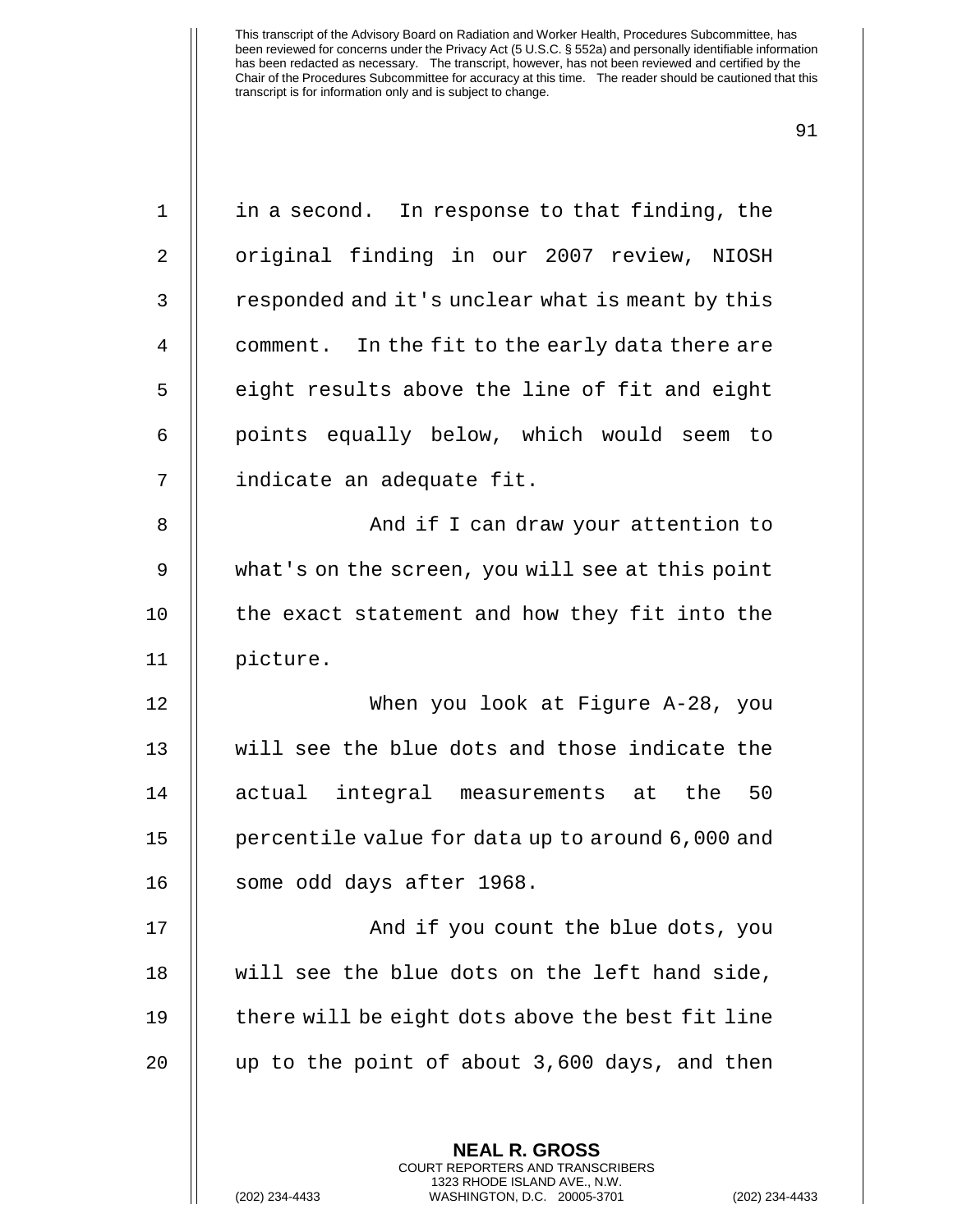in a second. In response to that finding, the original finding in our 2007 review, NIOSH responded and it's unclear what is meant by this comment. In the fit to the early data there are eight results above the line of fit and eight points equally below, which would seem to indicate an adequate fit.

And if I can draw your attention to what's on the screen, you will see at this point the exact statement and how they fit into the picture.

When you look at Figure A-28, you will see the blue dots and those indicate the actual integral measurements at the 50 percentile value for data up to around 6,000 and some odd days after 1968.

And if you count the blue dots, you will see the blue dots on the left hand side, there will be eight dots above the best fit line up to the point of about 3,600 days, and then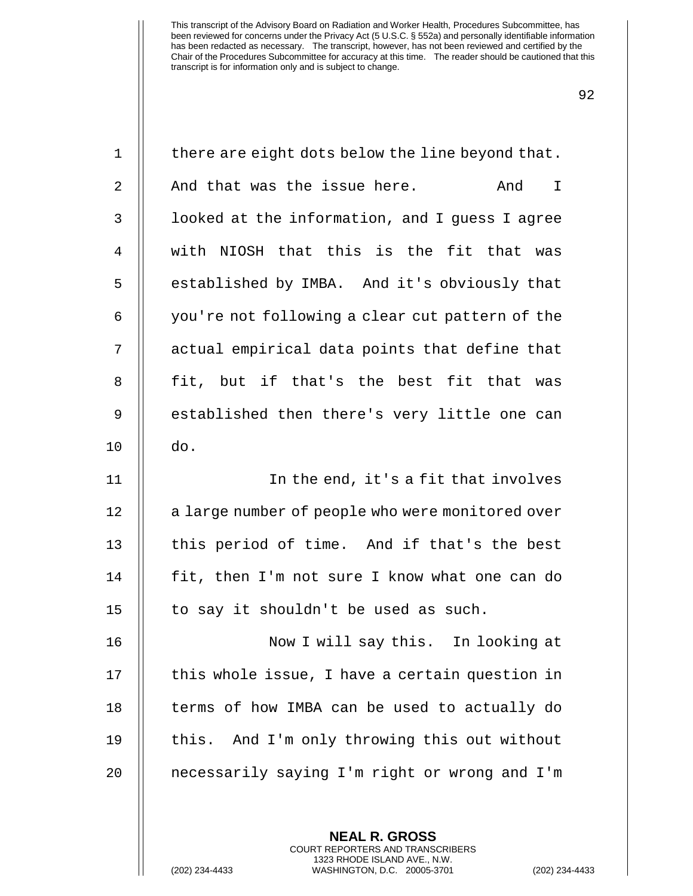there are eight dots below the line beyond that. And that was the issue here. And I looked at the information, and I guess I agree with NIOSH that this is the fit that was established by IMBA. And it's obviously that you're not following a clear cut pattern of the actual empirical data points that define that fit, but if that's the best fit that was established then there's very little one can do.

In the end, it's a fit that involves a large number of people who were monitored over this period of time. And if that's the best fit, then I'm not sure I know what one can do to say it shouldn't be used as such.

Now I will say this. In looking at this whole issue, I have a certain question in terms of how IMBA can be used to actually do this. And I'm only throwing this out without necessarily saying I'm right or wrong and I'm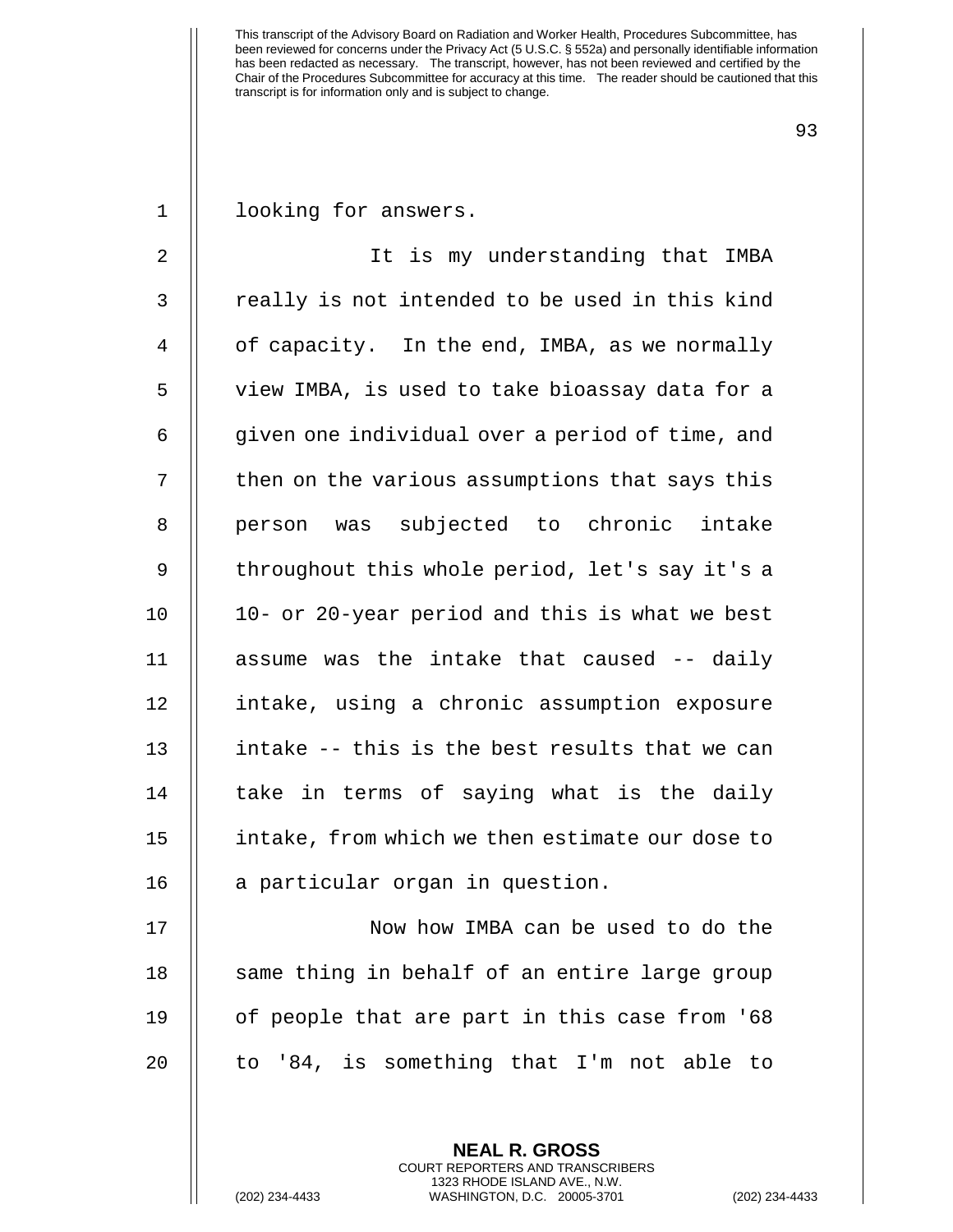looking for answers.

It is my understanding that IMBA really is not intended to be used in this kind of capacity. In the end, IMBA, as we normally view IMBA, is used to take bioassay data for a given one individual over a period of time, and then on the various assumptions that says this person was subjected to chronic intake throughout this whole period, let's say it's a 10- or 20-year period and this is what we best assume was the intake that caused -- daily intake, using a chronic assumption exposure intake -- this is the best results that we can take in terms of saying what is the daily intake, from which we then estimate our dose to a particular organ in question.

Now how IMBA can be used to do the same thing in behalf of an entire large group of people that are part in this case from '68 to '84, is something that I'm not able to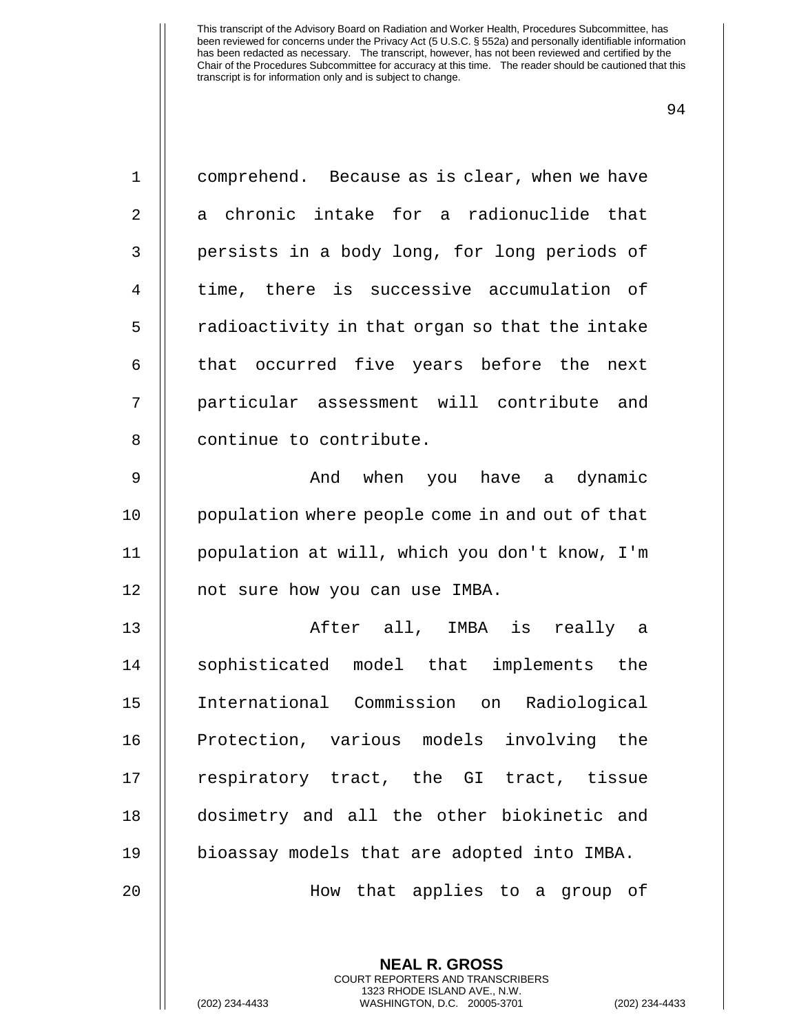comprehend. Because as is clear, when we have a chronic intake for a radionuclide that persists in a body long, for long periods of time, there is successive accumulation of radioactivity in that organ so that the intake that occurred five years before the next particular assessment will contribute and continue to contribute.

And when you have a dynamic population where people come in and out of that population at will, which you don't know, I'm not sure how you can use IMBA.

After all, IMBA is really a sophisticated model that implements the International Commission on Radiological Protection, various models involving the respiratory tract, the GI tract, tissue dosimetry and all the other biokinetic and bioassay models that are adopted into IMBA.

How that applies to a group of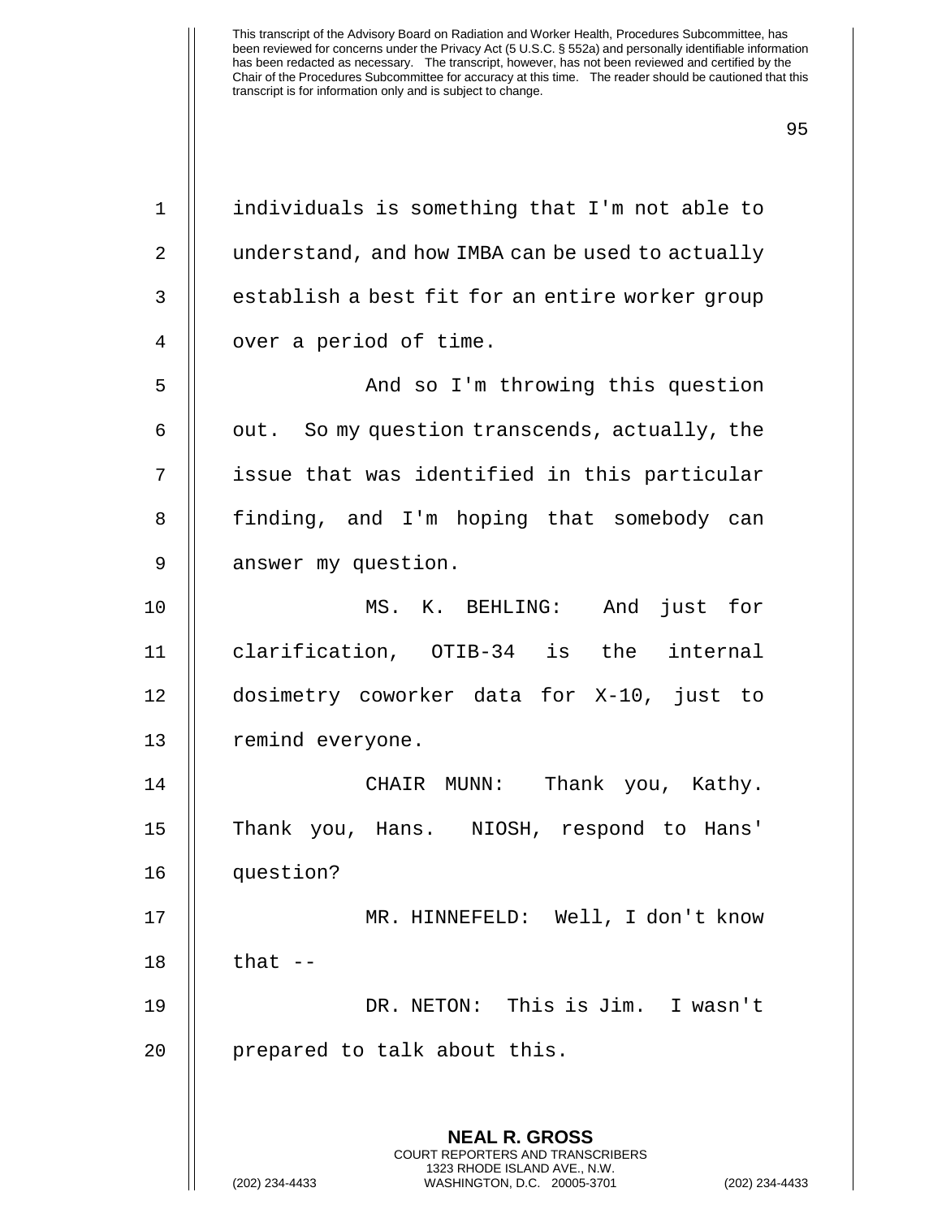individuals is something that I'm not able to understand, and how IMBA can be used to actually establish a best fit for an entire worker group over a period of time.

And so I'm throwing this question out. So my question transcends, actually, the issue that was identified in this particular finding, and I'm hoping that somebody can answer my question.

MS. K. BEHLING: And just for clarification, OTIB-34 is the internal dosimetry coworker data for X-10, just to remind everyone.

CHAIR MUNN: Thank you, Kathy. Thank you, Hans. NIOSH, respond to Hans' question?

MR. HINNEFELD: Well, I don't know that --

DR. NETON: This is Jim. I wasn't prepared to talk about this.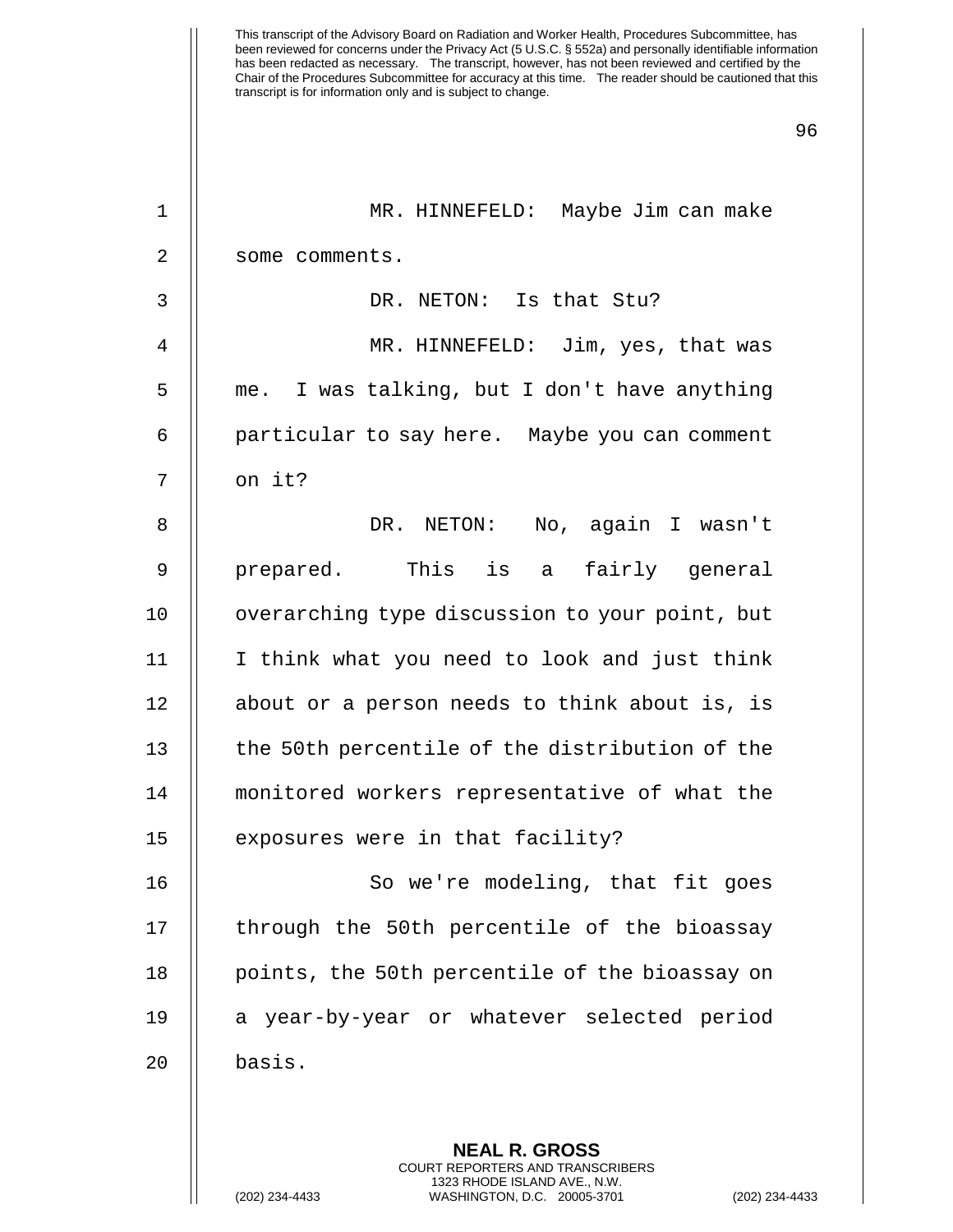MR. HINNEFELD: Maybe Jim can make some comments.

DR. NETON: Is that Stu?

MR. HINNEFELD: Jim, yes, that was me. I was talking, but I don't have anything particular to say here. Maybe you can comment on it?

DR. NETON: No, again I wasn't prepared. This is a fairly general overarching type discussion to your point, but I think what you need to look and just think about or a person needs to think about is, is the 50th percentile of the distribution of the monitored workers representative of what the exposures were in that facility?

So we're modeling, that fit goes through the 50th percentile of the bioassay points, the 50th percentile of the bioassay on a year-by-year or whatever selected period basis.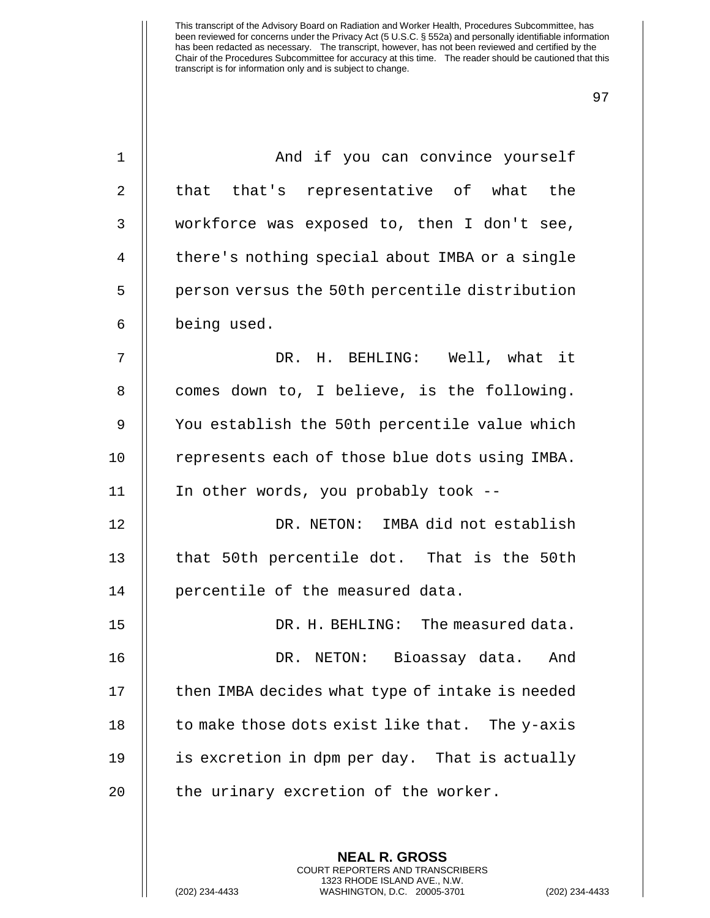And if you can convince yourself that that's representative of what the workforce was exposed to, then I don't see, there's nothing special about IMBA or a single person versus the 50th percentile distribution being used.

DR. H. BEHLING: Well, what it comes down to, I believe, is the following. You establish the 50th percentile value which represents each of those blue dots using IMBA. In other words, you probably took --

DR. NETON: IMBA did not establish that 50th percentile dot. That is the 50th percentile of the measured data.

DR. H. BEHLING: The measured data.

DR. NETON: Bioassay data. And then IMBA decides what type of intake is needed to make those dots exist like that. The y-axis is excretion in dpm per day. That is actually the urinary excretion of the worker.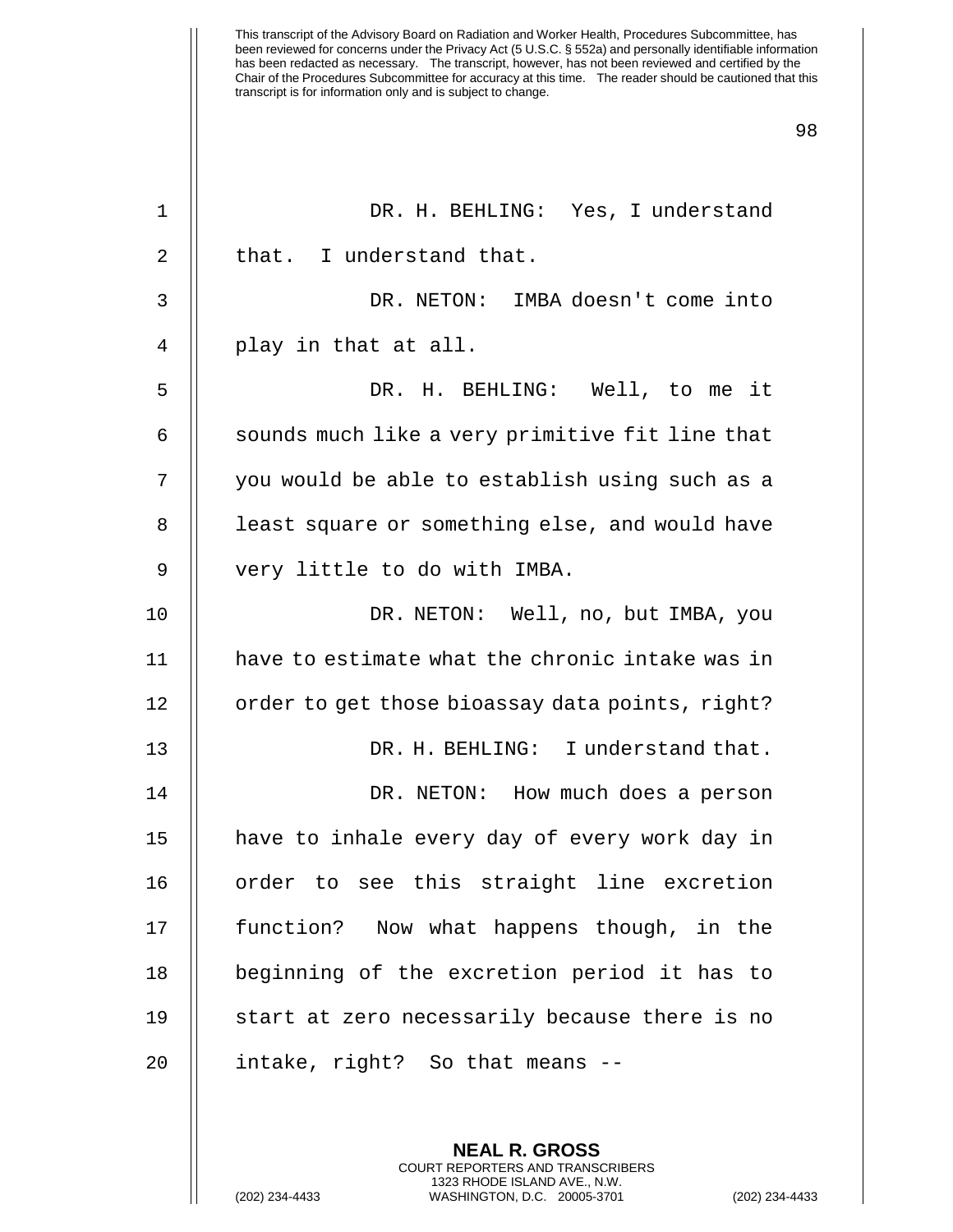DR. H. BEHLING: Yes, I understand that. I understand that.

DR. NETON: IMBA doesn't come into play in that at all.

DR. H. BEHLING: Well, to me it sounds much like a very primitive fit line that you would be able to establish using such as a least square or something else, and would have very little to do with IMBA.

DR. NETON: Well, no, but IMBA, you have to estimate what the chronic intake was in order to get those bioassay data points, right?

DR. H. BEHLING: I understand that.

DR. NETON: How much does a person have to inhale every day of every work day in order to see this straight line excretion function? Now what happens though, in the beginning of the excretion period it has to start at zero necessarily because there is no intake, right? So that means --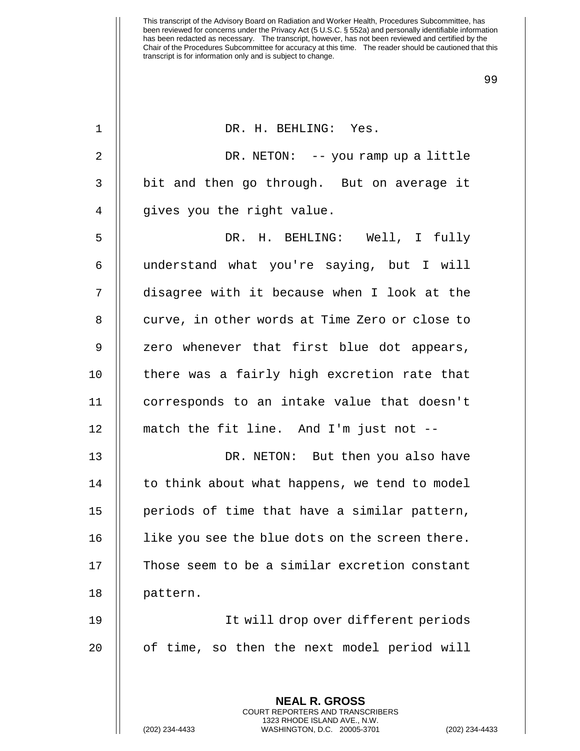DR. H. BEHLING: Yes.

DR. NETON: -- you ramp up a little bit and then go through. But on average it gives you the right value.

DR. H. BEHLING: Well, I fully understand what you're saying, but I will disagree with it because when I look at the curve, in other words at Time Zero or close to zero whenever that first blue dot appears, there was a fairly high excretion rate that corresponds to an intake value that doesn't match the fit line. And I'm just not --

DR. NETON: But then you also have to think about what happens, we tend to model periods of time that have a similar pattern, like you see the blue dots on the screen there. Those seem to be a similar excretion constant pattern.

It will drop over different periods of time, so then the next model period will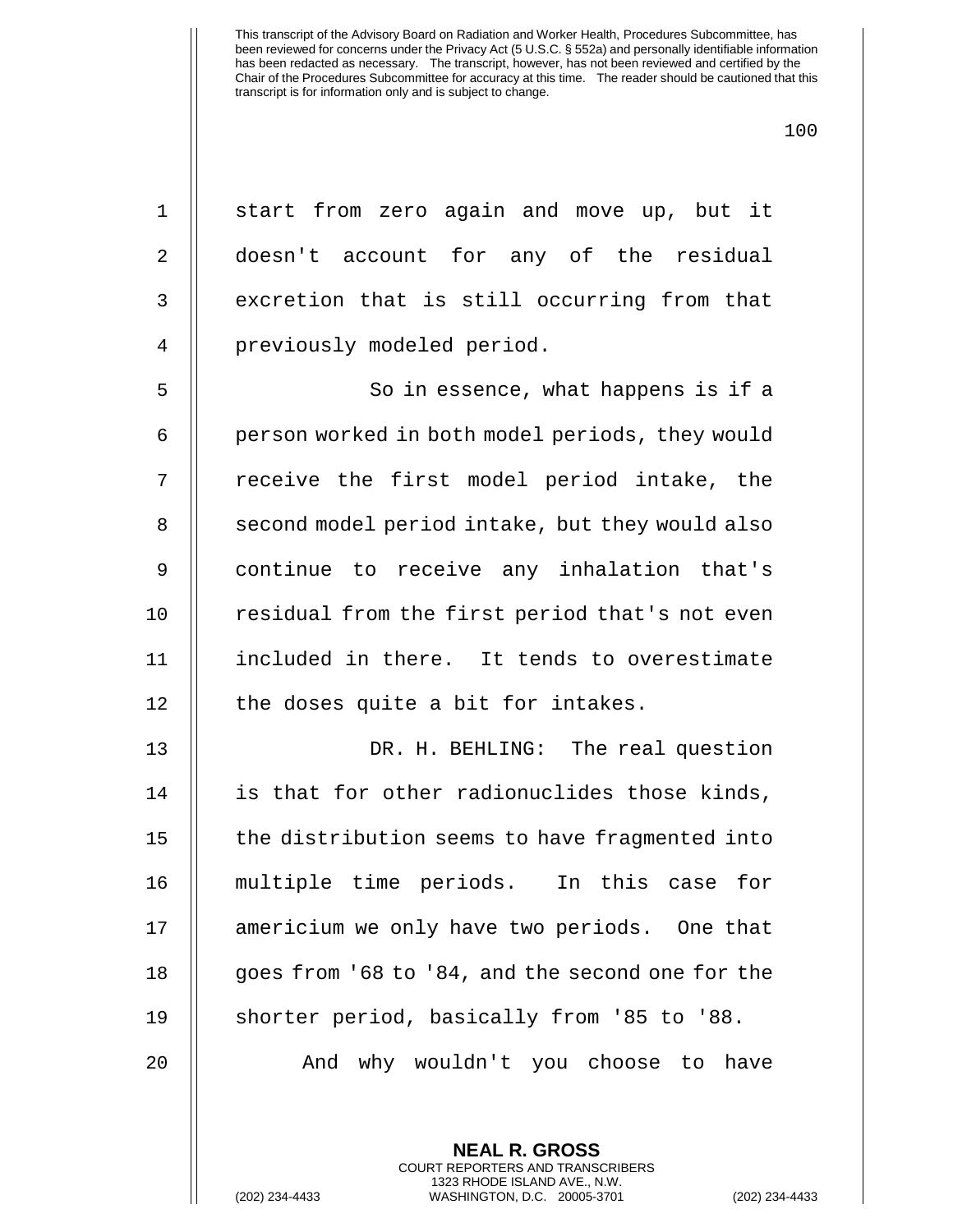start from zero again and move up, but it doesn't account for any of the residual excretion that is still occurring from that previously modeled period.

So in essence, what happens is if a person worked in both model periods, they would receive the first model period intake, the second model period intake, but they would also continue to receive any inhalation that's residual from the first period that's not even included in there. It tends to overestimate the doses quite a bit for intakes.

DR. H. BEHLING: The real question is that for other radionuclides those kinds, the distribution seems to have fragmented into multiple time periods. In this case for americium we only have two periods. One that goes from '68 to '84, and the second one for the shorter period, basically from '85 to '88.

And why wouldn't you choose to have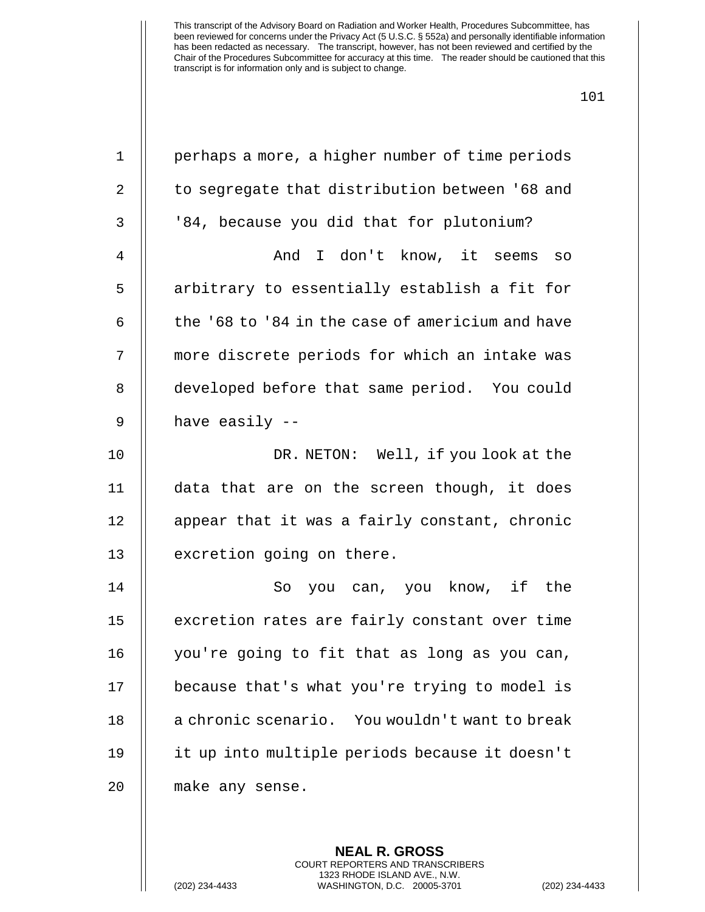perhaps a more, a higher number of time periods to segregate that distribution between '68 and '84, because you did that for plutonium?

And I don't know, it seems so arbitrary to essentially establish a fit for the '68 to '84 in the case of americium and have more discrete periods for which an intake was developed before that same period. You could have easily --

DR. NETON: Well, if you look at the data that are on the screen though, it does appear that it was a fairly constant, chronic excretion going on there.

So you can, you know, if the excretion rates are fairly constant over time you're going to fit that as long as you can, because that's what you're trying to model is a chronic scenario. You wouldn't want to break it up into multiple periods because it doesn't make any sense.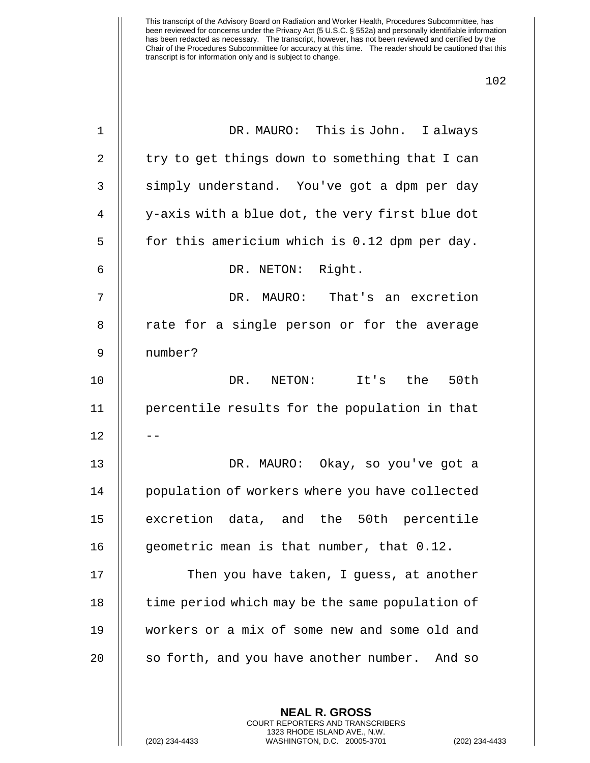DR. MAURO: This is John. I always try to get things down to something that I can simply understand. You've got a dpm per day y-axis with a blue dot, the very first blue dot for this americium which is 0.12 dpm per day.

DR. NETON: Right.

DR. MAURO: That's an excretion rate for a single person or for the average number?

DR. NETON: It's the 50th percentile results for the population in that --

DR. MAURO: Okay, so you've got a population of workers where you have collected excretion data, and the 50th percentile geometric mean is that number, that 0.12.

Then you have taken, I guess, at another time period which may be the same population of workers or a mix of some new and some old and so forth, and you have another number. And so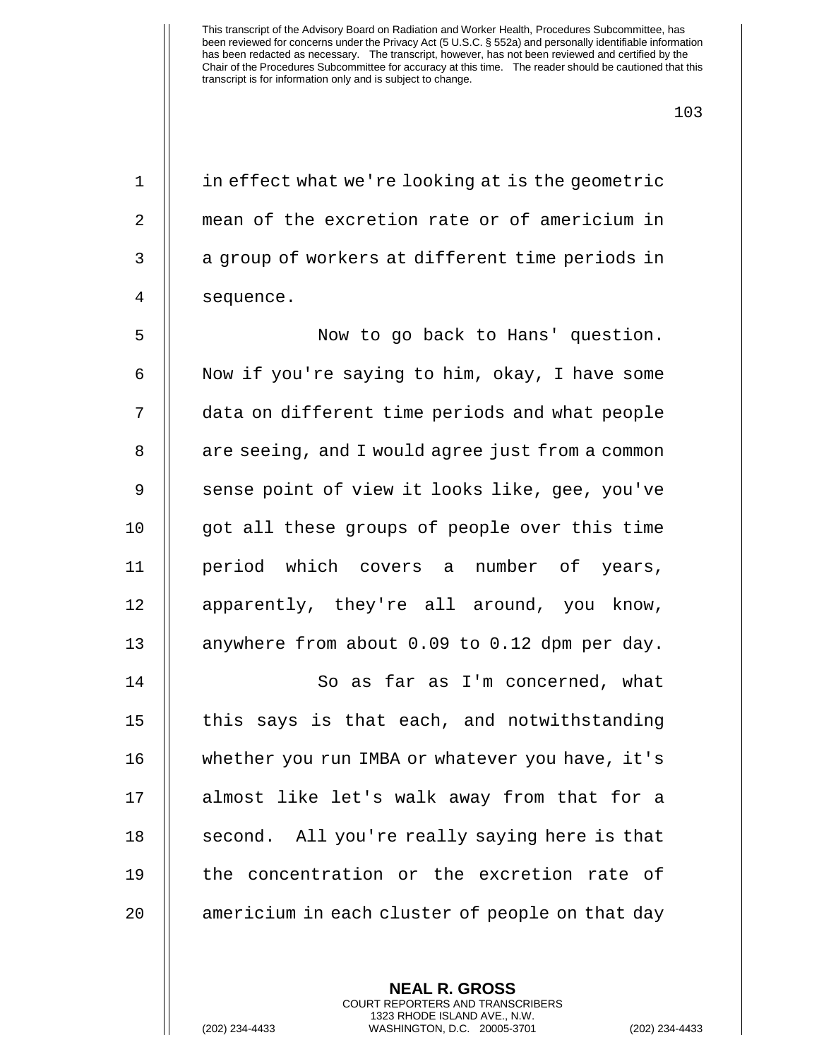in effect what we're looking at is the geometric mean of the excretion rate or of americium in a group of workers at different time periods in sequence.

Now to go back to Hans' question. Now if you're saying to him, okay, I have some data on different time periods and what people are seeing, and I would agree just from a common sense point of view it looks like, gee, you've got all these groups of people over this time period which covers a number of years, apparently, they're all around, you know, anywhere from about 0.09 to 0.12 dpm per day.

So as far as I'm concerned, what this says is that each, and notwithstanding whether you run IMBA or whatever you have, it's almost like let's walk away from that for a second. All you're really saying here is that the concentration or the excretion rate of americium in each cluster of people on that day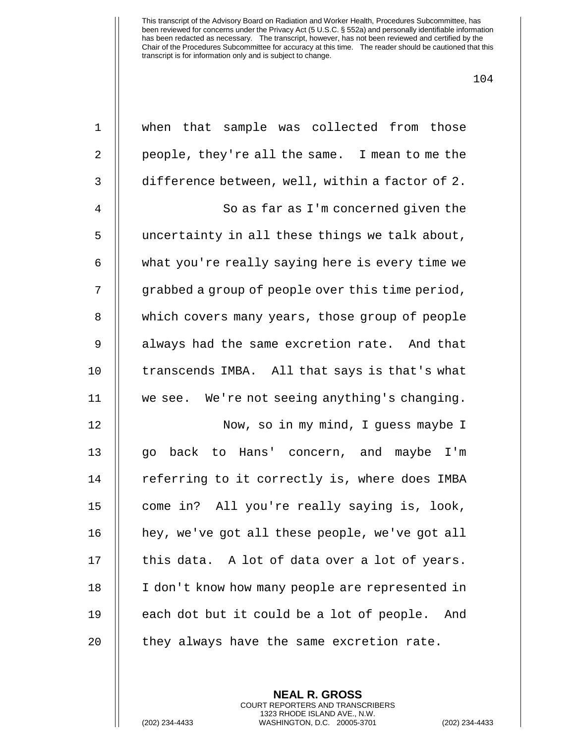when that sample was collected from those people, they're all the same. I mean to me the difference between, well, within a factor of 2.

So as far as I'm concerned given the uncertainty in all these things we talk about, what you're really saying here is every time we grabbed a group of people over this time period, which covers many years, those group of people always had the same excretion rate. And that transcends IMBA. All that says is that's what we see. We're not seeing anything's changing.

Now, so in my mind, I guess maybe I go back to Hans' concern, and maybe I'm referring to it correctly is, where does IMBA come in? All you're really saying is, look, hey, we've got all these people, we've got all this data. A lot of data over a lot of years. I don't know how many people are represented in each dot but it could be a lot of people. And they always have the same excretion rate.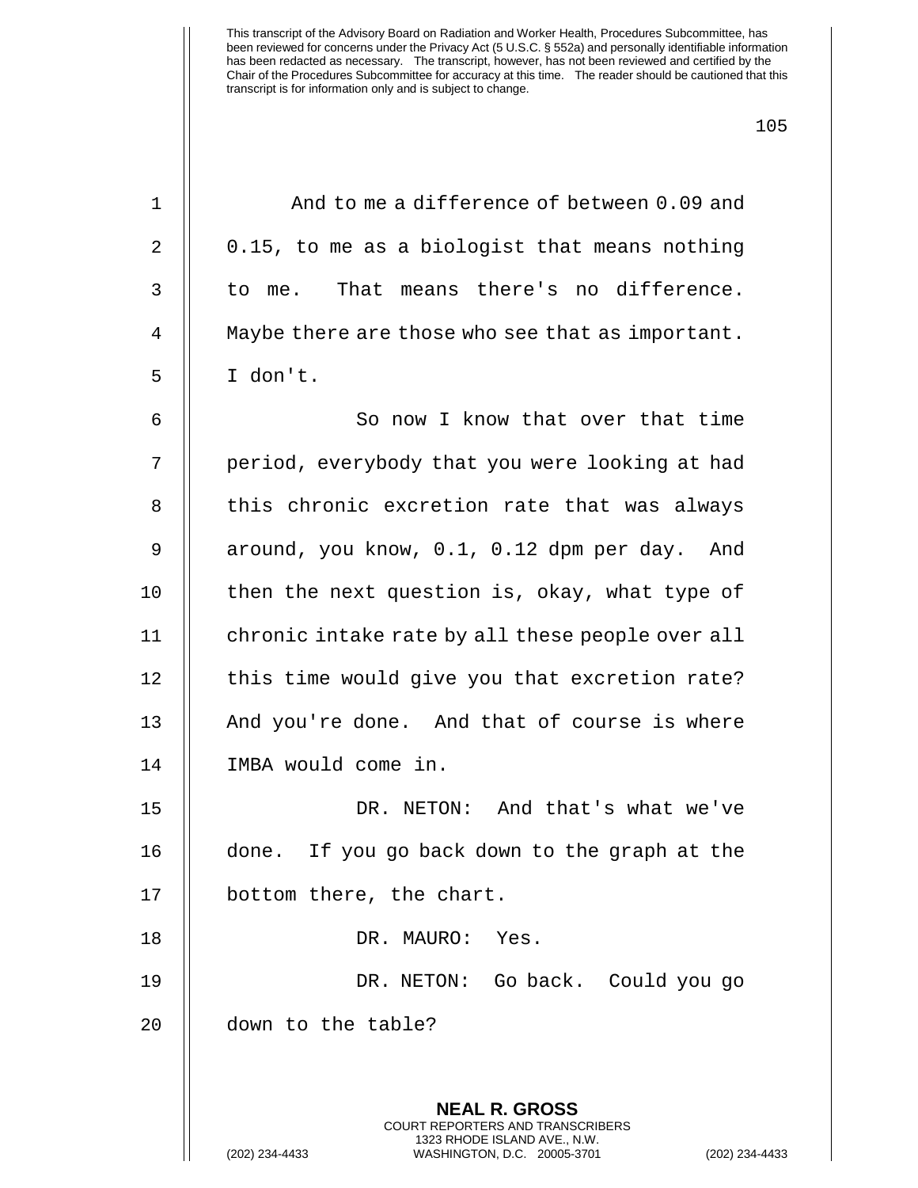And to me a difference of between 0.09 and 0.15, to me as a biologist that means nothing to me. That means there's no difference. Maybe there are those who see that as important. I don't.

So now I know that over that time period, everybody that you were looking at had this chronic excretion rate that was always around, you know, 0.1, 0.12 dpm per day. And then the next question is, okay, what type of chronic intake rate by all these people over all this time would give you that excretion rate? And you're done. And that of course is where IMBA would come in.

DR. NETON: And that's what we've done. If you go back down to the graph at the bottom there, the chart.

DR. MAURO: Yes.

DR. NETON: Go back. Could you go down to the table?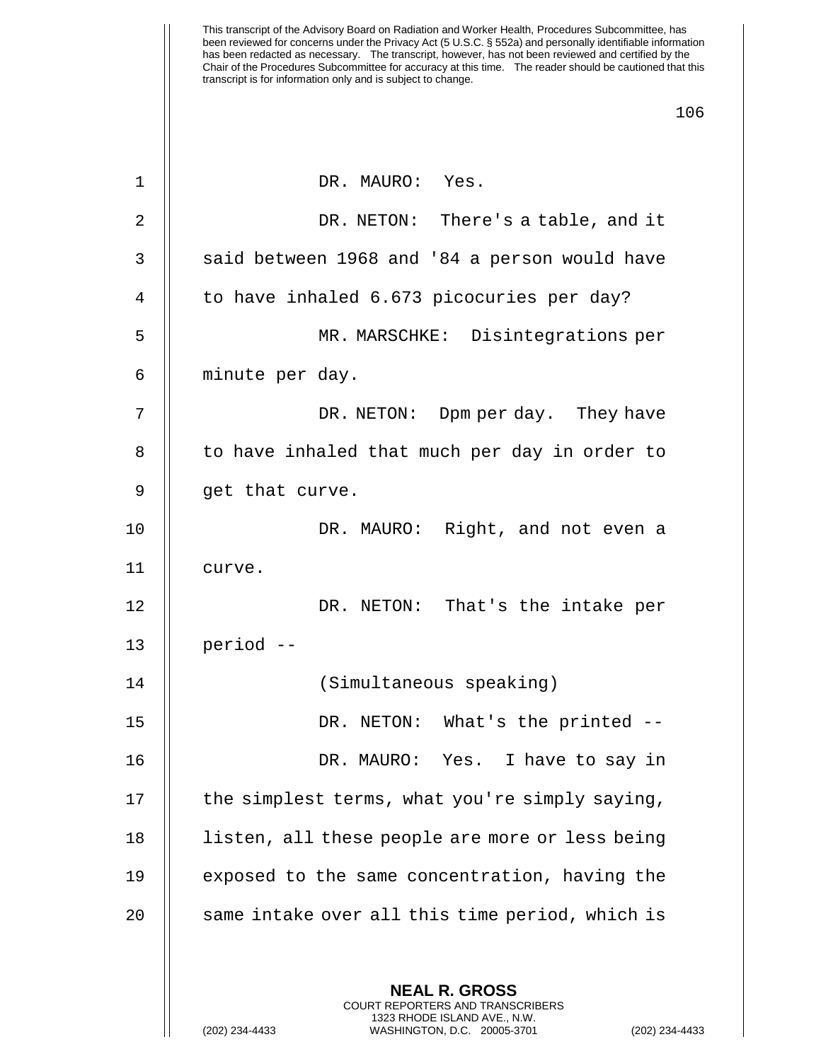This transcript of the Advisory Board on Radiation and Worker Health, Procedures Subcommittee, has been reviewed for concerns under the Privacy Act (5 U.S.C. § 552a) and personally identifiable information has been redacted as necessary. The transcript, however, has not been reviewed and certified by the Chair of the Procedures Subcommittee for accuracy at this time. The reader should be cautioned that this transcript is for information only and is subject to change.

DR. MAURO: Yes.

DR. NETON: There's a table, and it said between 1968 and '84 a person would have to have inhaled 6.673 picocuries per day?

MR. MARSCHKE: Disintegrations per minute per day.

DR. NETON: Dpm per day. They have to have inhaled that much per day in order to get that curve.

DR. MAURO: Right, and not even a curve.

DR. NETON: That's the intake per period --

(Simultaneous speaking)

DR. NETON: What's the printed --

DR. MAURO: Yes. I have to say in the simplest terms, what you're simply saying, listen, all these people are more or less being exposed to the same concentration, having the same intake over all this time period, which is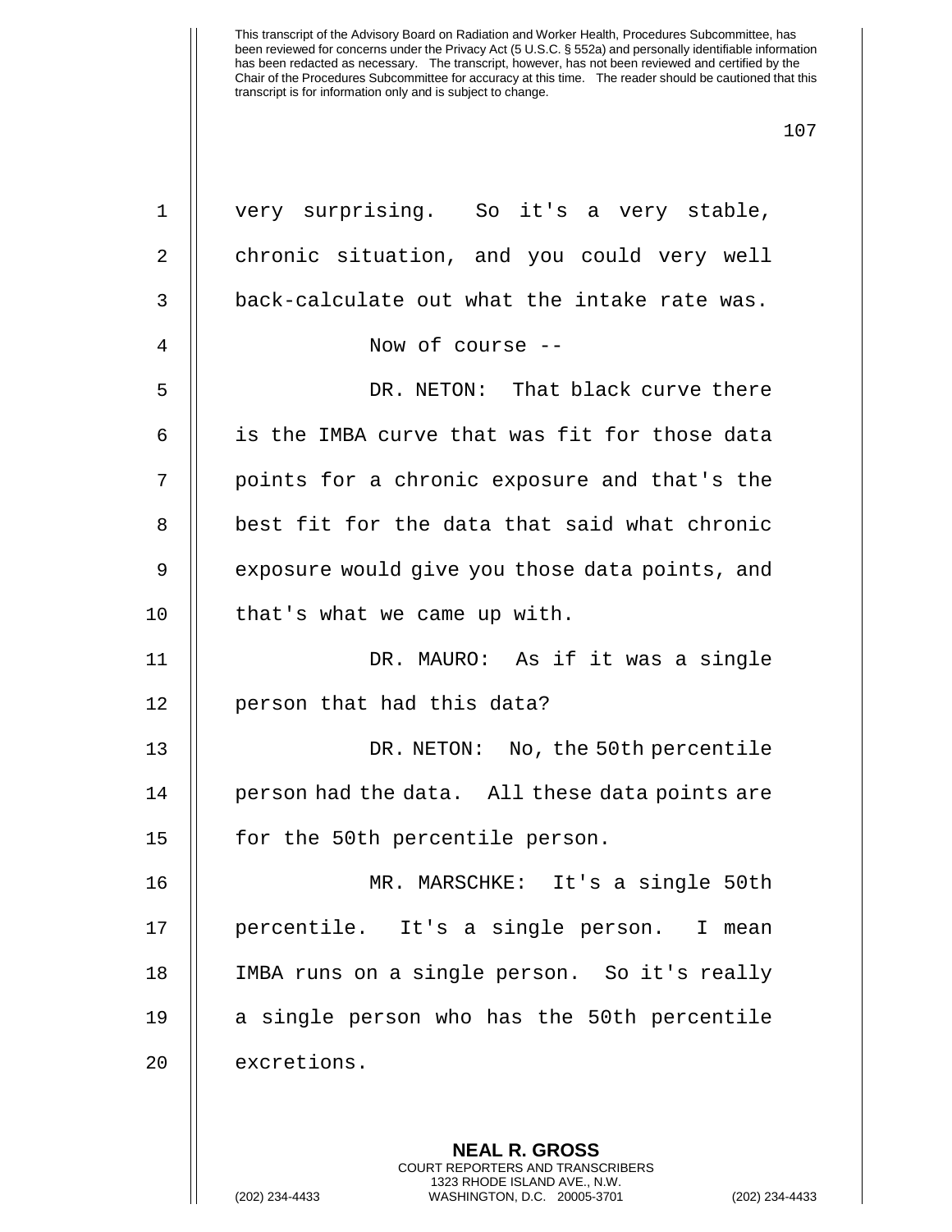very surprising. So it's a very stable, chronic situation, and you could very well back-calculate out what the intake rate was.

Now of course --

DR. NETON: That black curve there is the IMBA curve that was fit for those data points for a chronic exposure and that's the best fit for the data that said what chronic exposure would give you those data points, and that's what we came up with.

DR. MAURO: As if it was a single person that had this data?

DR. NETON: No, the 50th percentile person had the data. All these data points are for the 50th percentile person.

MR. MARSCHKE: It's a single 50th percentile. It's a single person. I mean IMBA runs on a single person. So it's really a single person who has the 50th percentile excretions.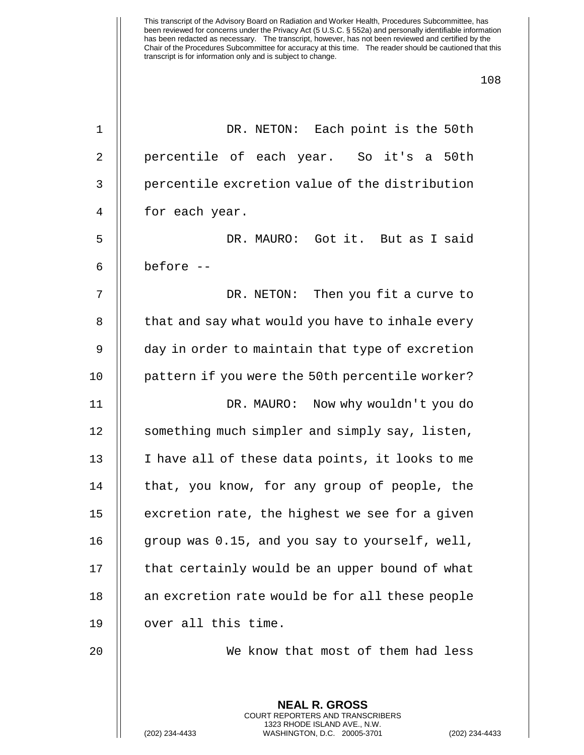DR. NETON: Each point is the 50th percentile of each year. So it's a 50th percentile excretion value of the distribution for each year.

DR. MAURO: Got it. But as I said before --

DR. NETON: Then you fit a curve to that and say what would you have to inhale every day in order to maintain that type of excretion pattern if you were the 50th percentile worker?

DR. MAURO: Now why wouldn't you do something much simpler and simply say, listen, I have all of these data points, it looks to me that, you know, for any group of people, the excretion rate, the highest we see for a given group was 0.15, and you say to yourself, well, that certainly would be an upper bound of what an excretion rate would be for all these people over all this time.

We know that most of them had less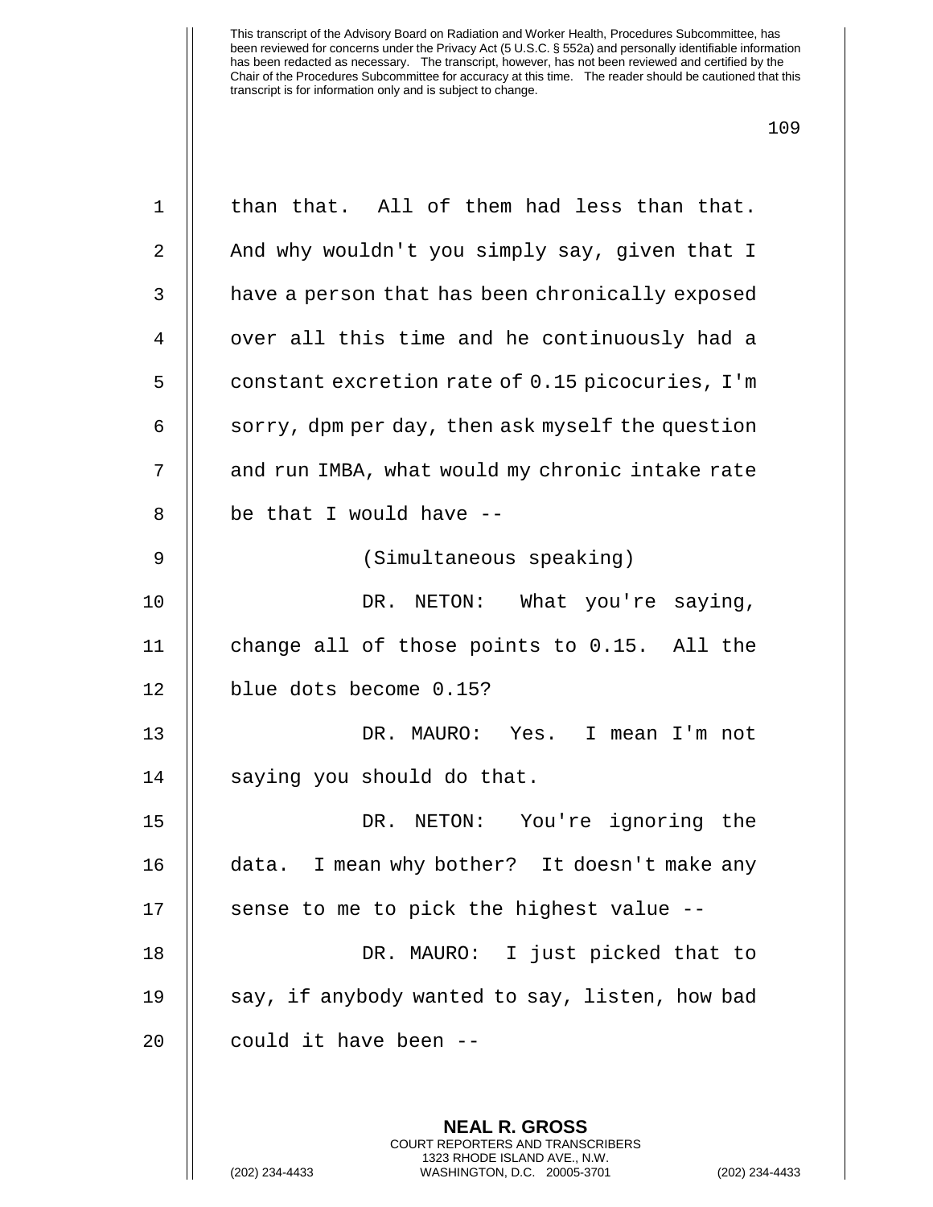than that. All of them had less than that. And why wouldn't you simply say, given that I have a person that has been chronically exposed over all this time and he continuously had a constant excretion rate of 0.15 picocuries, I'm sorry, dpm per day, then ask myself the question and run IMBA, what would my chronic intake rate be that I would have --

(Simultaneous speaking)

DR. NETON: What you're saying, change all of those points to 0.15. All the blue dots become 0.15?

DR. MAURO: Yes. I mean I'm not saying you should do that.

DR. NETON: You're ignoring the data. I mean why bother? It doesn't make any sense to me to pick the highest value --

DR. MAURO: I just picked that to say, if anybody wanted to say, listen, how bad could it have been --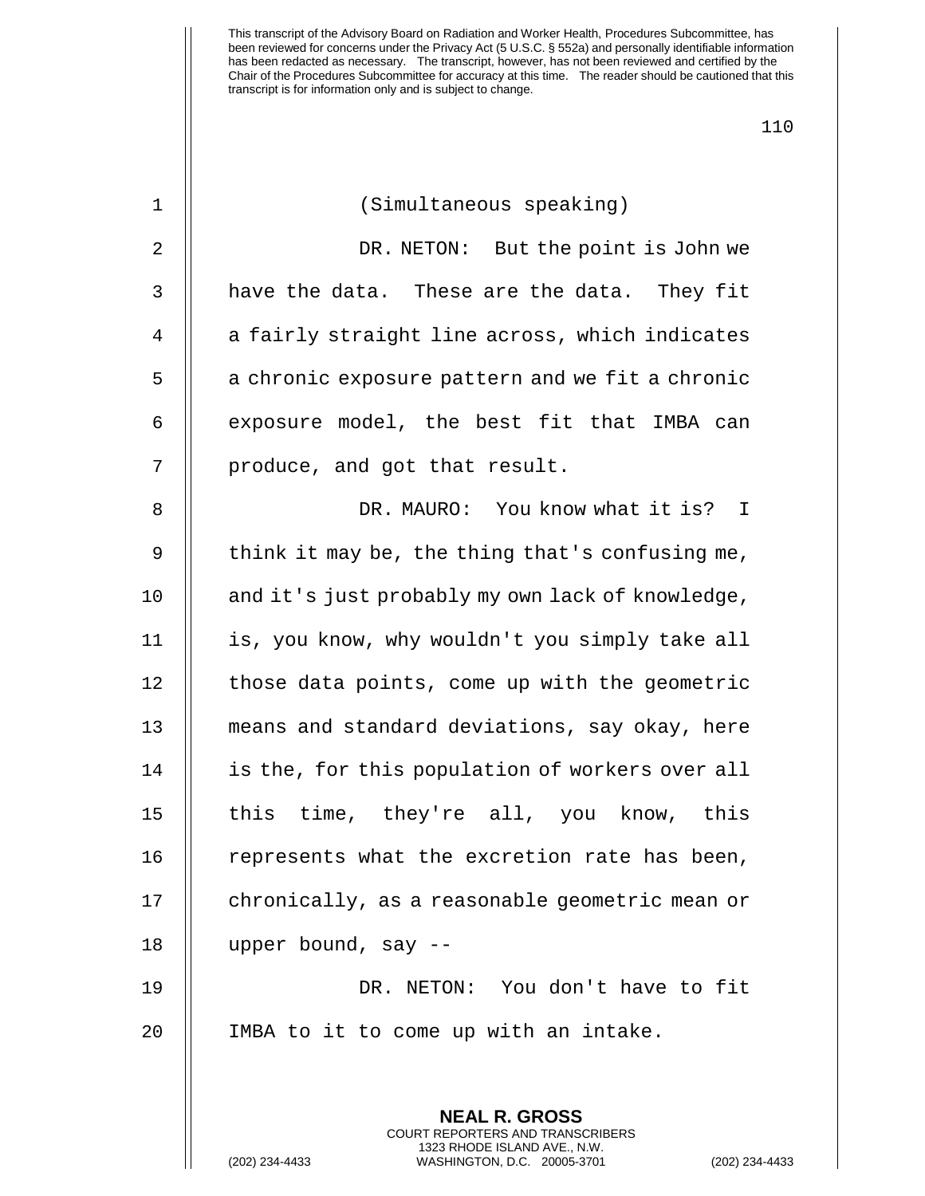(Simultaneous speaking)

DR. NETON: But the point is John we have the data. These are the data. They fit a fairly straight line across, which indicates a chronic exposure pattern and we fit a chronic exposure model, the best fit that IMBA can produce, and got that result.

DR. MAURO: You know what it is? I think it may be, the thing that's confusing me, and it's just probably my own lack of knowledge, is, you know, why wouldn't you simply take all those data points, come up with the geometric means and standard deviations, say okay, here is the, for this population of workers over all this time, they're all, you know, this represents what the excretion rate has been, chronically, as a reasonable geometric mean or upper bound, say --

DR. NETON: You don't have to fit IMBA to it to come up with an intake.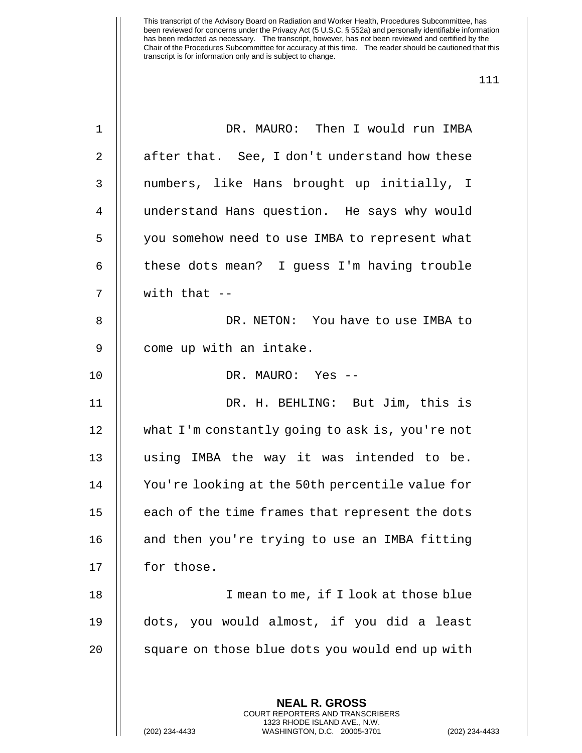This transcript of the Advisory Board on Radiation and Worker Health, Procedures Subcommittee, has been reviewed for concerns under the Privacy Act (5 U.S.C. § 552a) and personally identifiable information has been redacted as necessary. The transcript, however, has not been reviewed and certified by the Chair of the Procedures Subcommittee for accuracy at this time. The reader should be cautioned that this transcript is for information only and is subject to change.

DR. MAURO: Then I would run IMBA after that. See, I don't understand how these numbers, like Hans brought up initially, I understand Hans question. He says why would you somehow need to use IMBA to represent what these dots mean? I guess I'm having trouble with that --

DR. NETON: You have to use IMBA to come up with an intake.

DR. MAURO: Yes --

DR. H. BEHLING: But Jim, this is what I'm constantly going to ask is, you're not using IMBA the way it was intended to be. You're looking at the 50th percentile value for each of the time frames that represent the dots and then you're trying to use an IMBA fitting for those.

I mean to me, if I look at those blue dots, you would almost, if you did a least square on those blue dots you would end up with

**NEAL R. GROSS**
COURT REPORTERS AND TRANSCRIBERS
1323 RHODE ISLAND AVE., N.W.
(202) 234-4433 WASHINGTON, D.C. 20005-3701 (202) 234-4433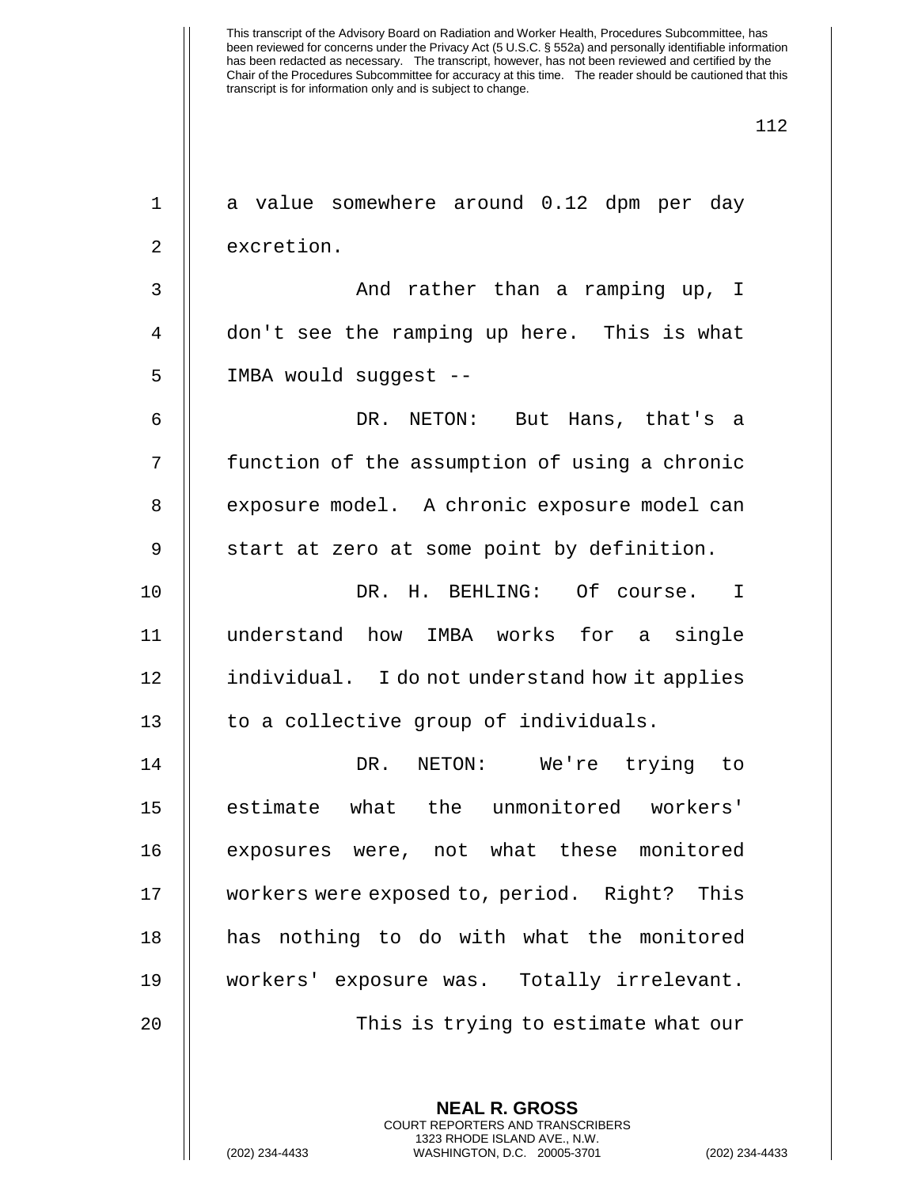a value somewhere around 0.12 dpm per day excretion.

And rather than a ramping up, I don't see the ramping up here. This is what IMBA would suggest --

DR. NETON: But Hans, that's a function of the assumption of using a chronic exposure model. A chronic exposure model can start at zero at some point by definition.

DR. H. BEHLING: Of course. I understand how IMBA works for a single individual. I do not understand how it applies to a collective group of individuals.

DR. NETON: We're trying to estimate what the unmonitored workers' exposures were, not what these monitored workers were exposed to, period. Right? This has nothing to do with what the monitored workers' exposure was. Totally irrelevant.

This is trying to estimate what our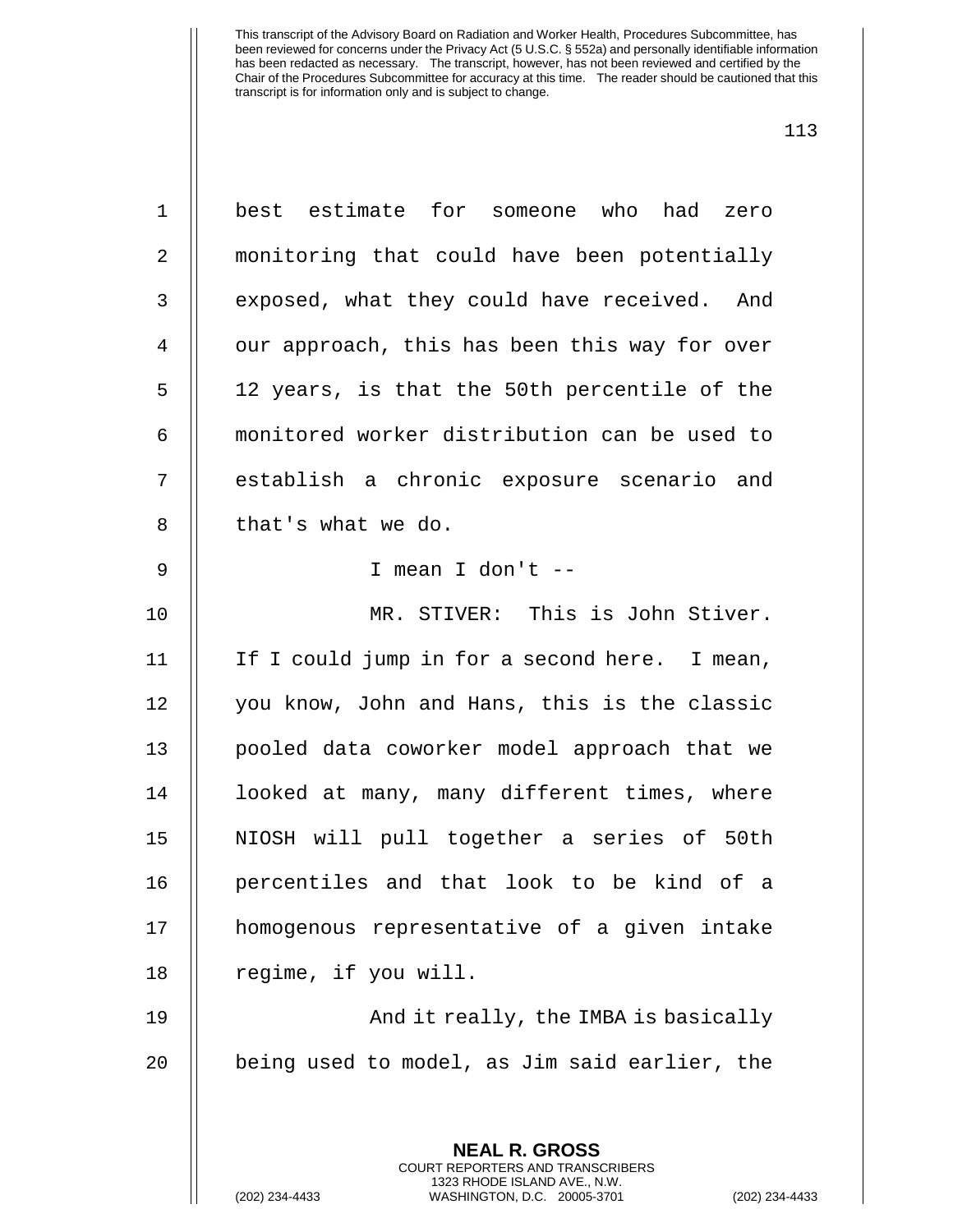best estimate for someone who had zero monitoring that could have been potentially exposed, what they could have received. And our approach, this has been this way for over 12 years, is that the 50th percentile of the monitored worker distribution can be used to establish a chronic exposure scenario and that's what we do.

I mean I don't --

MR. STIVER: This is John Stiver. If I could jump in for a second here. I mean, you know, John and Hans, this is the classic pooled data coworker model approach that we looked at many, many different times, where NIOSH will pull together a series of 50th percentiles and that look to be kind of a homogenous representative of a given intake regime, if you will.

And it really, the IMBA is basically being used to model, as Jim said earlier, the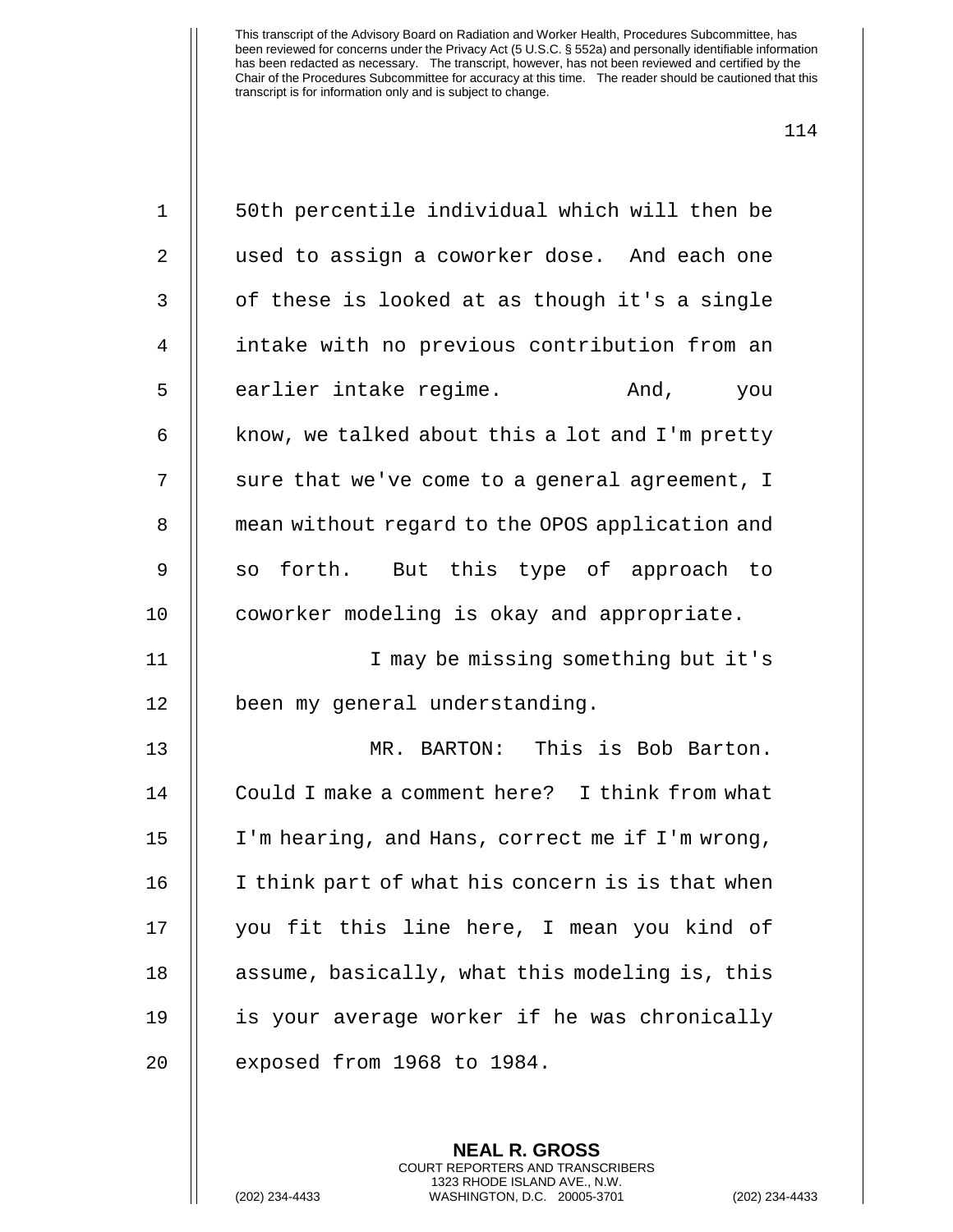50th percentile individual which will then be used to assign a coworker dose. And each one of these is looked at as though it's a single intake with no previous contribution from an earlier intake regime. And, you know, we talked about this a lot and I'm pretty sure that we've come to a general agreement, I mean without regard to the OPOS application and so forth. But this type of approach to coworker modeling is okay and appropriate.

I may be missing something but it's been my general understanding.

MR. BARTON: This is Bob Barton. Could I make a comment here? I think from what I'm hearing, and Hans, correct me if I'm wrong, I think part of what his concern is is that when you fit this line here, I mean you kind of assume, basically, what this modeling is, this is your average worker if he was chronically exposed from 1968 to 1984.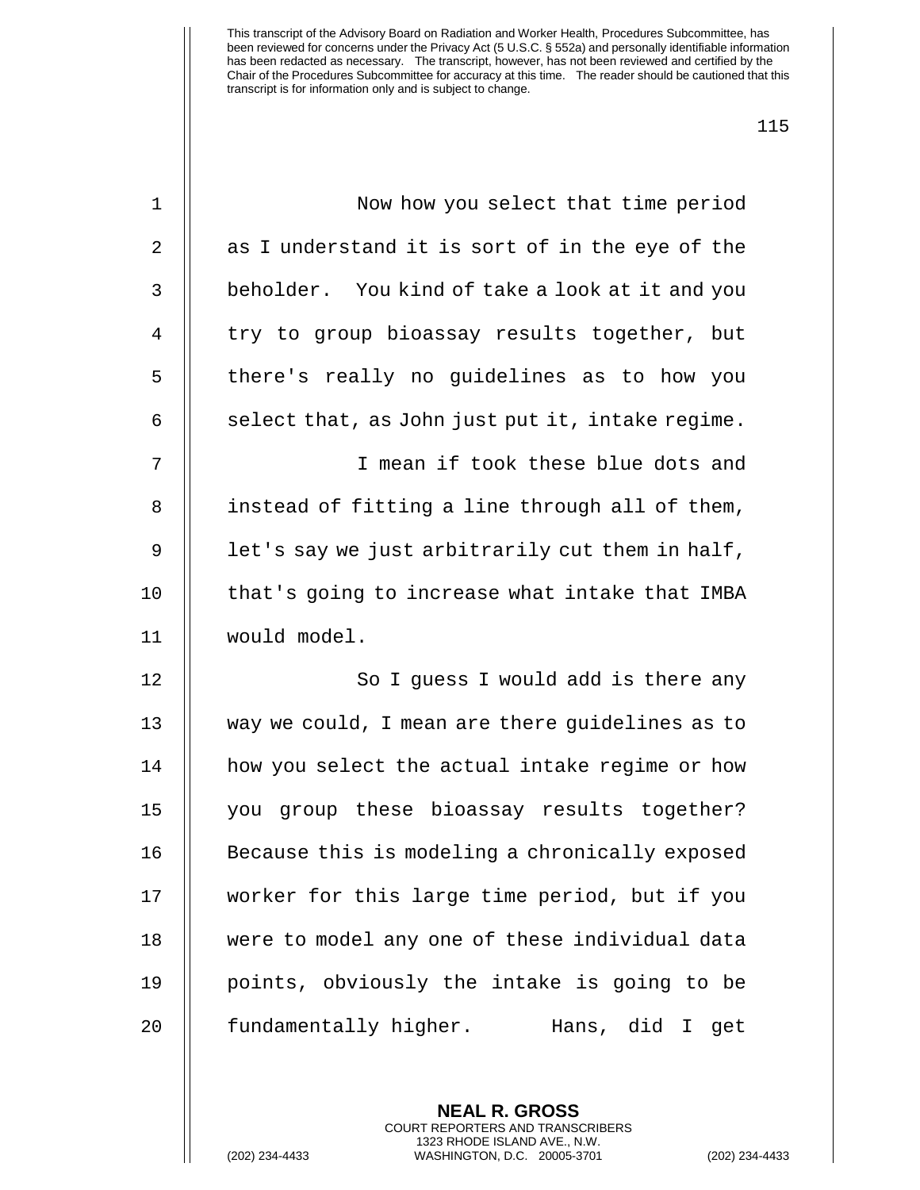Now how you select that time period as I understand it is sort of in the eye of the beholder. You kind of take a look at it and you try to group bioassay results together, but there's really no guidelines as to how you select that, as John just put it, intake regime.

I mean if took these blue dots and instead of fitting a line through all of them, let's say we just arbitrarily cut them in half, that's going to increase what intake that IMBA would model.

So I guess I would add is there any way we could, I mean are there guidelines as to how you select the actual intake regime or how you group these bioassay results together? Because this is modeling a chronically exposed worker for this large time period, but if you were to model any one of these individual data points, obviously the intake is going to be fundamentally higher. Hans, did I get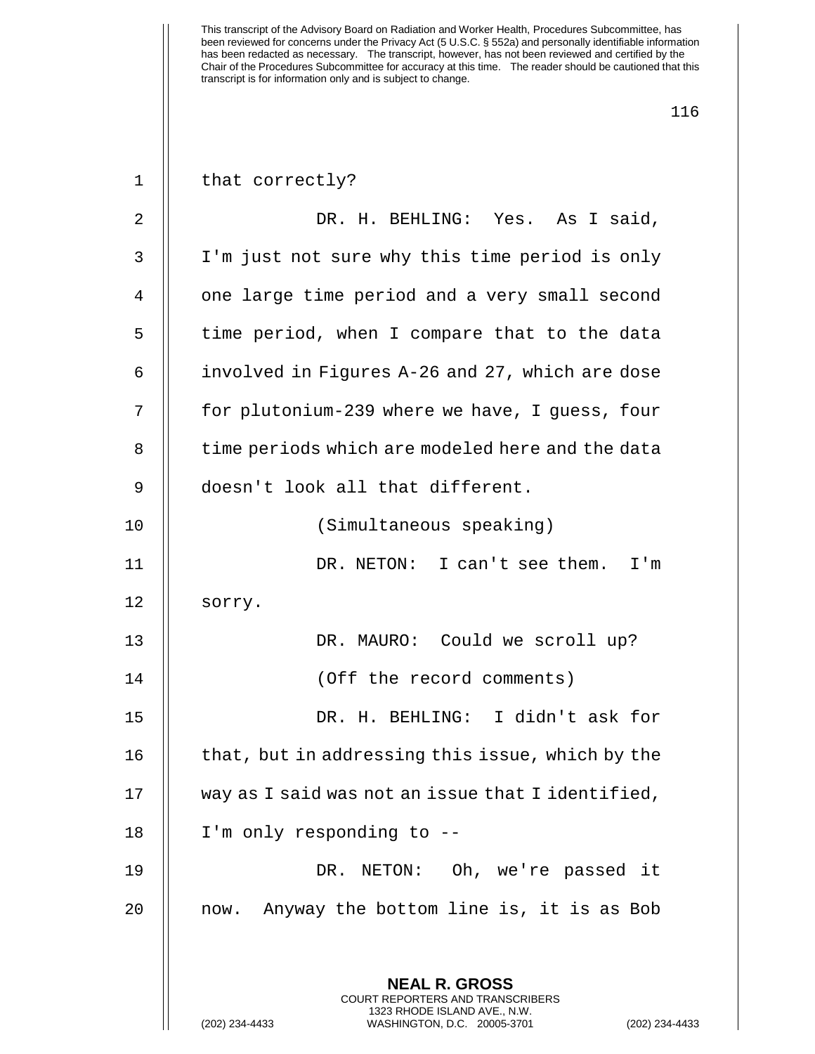This transcript of the Advisory Board on Radiation and Worker Health, Procedures Subcommittee, has been reviewed for concerns under the Privacy Act (5 U.S.C. § 552a) and personally identifiable information has been redacted as necessary. The transcript, however, has not been reviewed and certified by the Chair of the Procedures Subcommittee for accuracy at this time. The reader should be cautioned that this transcript is for information only and is subject to change.

that correctly?

DR. H. BEHLING: Yes. As I said, I'm just not sure why this time period is only one large time period and a very small second time period, when I compare that to the data involved in Figures A-26 and 27, which are dose for plutonium-239 where we have, I guess, four time periods which are modeled here and the data doesn't look all that different.

(Simultaneous speaking)

DR. NETON: I can't see them. I'm sorry.

DR. MAURO: Could we scroll up?

(Off the record comments)

DR. H. BEHLING: I didn't ask for that, but in addressing this issue, which by the way as I said was not an issue that I identified, I'm only responding to --

DR. NETON: Oh, we're passed it now. Anyway the bottom line is, it is as Bob

**NEAL R. GROSS**
COURT REPORTERS AND TRANSCRIBERS
1323 RHODE ISLAND AVE., N.W.
(202) 234-4433 WASHINGTON, D.C. 20005-3701 (202) 234-4433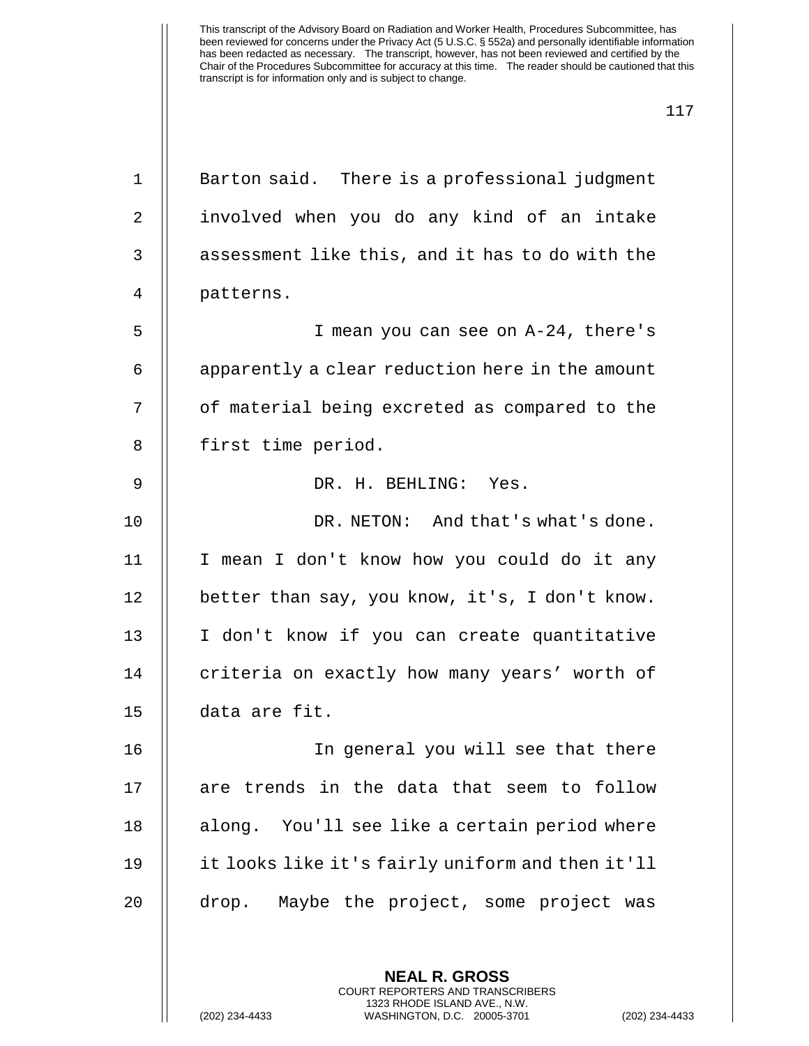Barton said. There is a professional judgment involved when you do any kind of an intake assessment like this, and it has to do with the patterns.

I mean you can see on A-24, there's apparently a clear reduction here in the amount of material being excreted as compared to the first time period.

DR. H. BEHLING: Yes.

DR. NETON: And that's what's done. I mean I don't know how you could do it any better than say, you know, it's, I don't know. I don't know if you can create quantitative criteria on exactly how many years' worth of data are fit.

In general you will see that there are trends in the data that seem to follow along. You'll see like a certain period where it looks like it's fairly uniform and then it'll drop. Maybe the project, some project was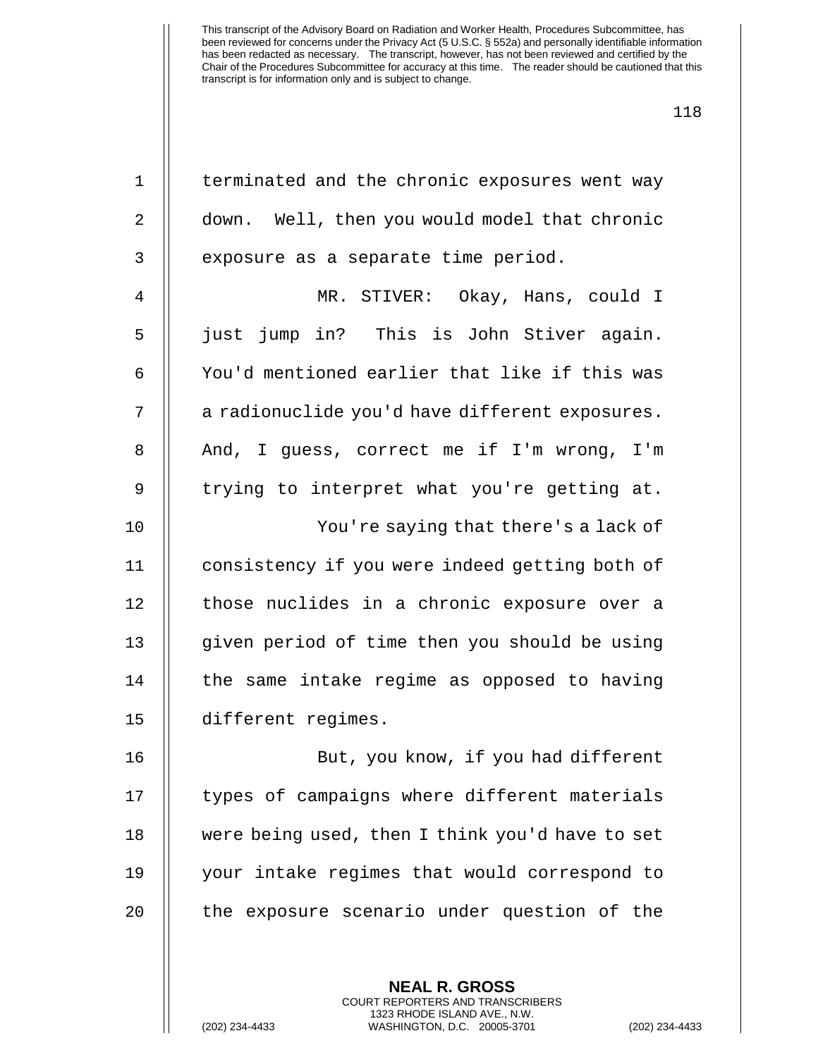terminated and the chronic exposures went way down. Well, then you would model that chronic exposure as a separate time period.

MR. STIVER: Okay, Hans, could I just jump in? This is John Stiver again. You'd mentioned earlier that like if this was a radionuclide you'd have different exposures. And, I guess, correct me if I'm wrong, I'm trying to interpret what you're getting at.

You're saying that there's a lack of consistency if you were indeed getting both of those nuclides in a chronic exposure over a given period of time then you should be using the same intake regime as opposed to having different regimes.

But, you know, if you had different types of campaigns where different materials were being used, then I think you'd have to set your intake regimes that would correspond to the exposure scenario under question of the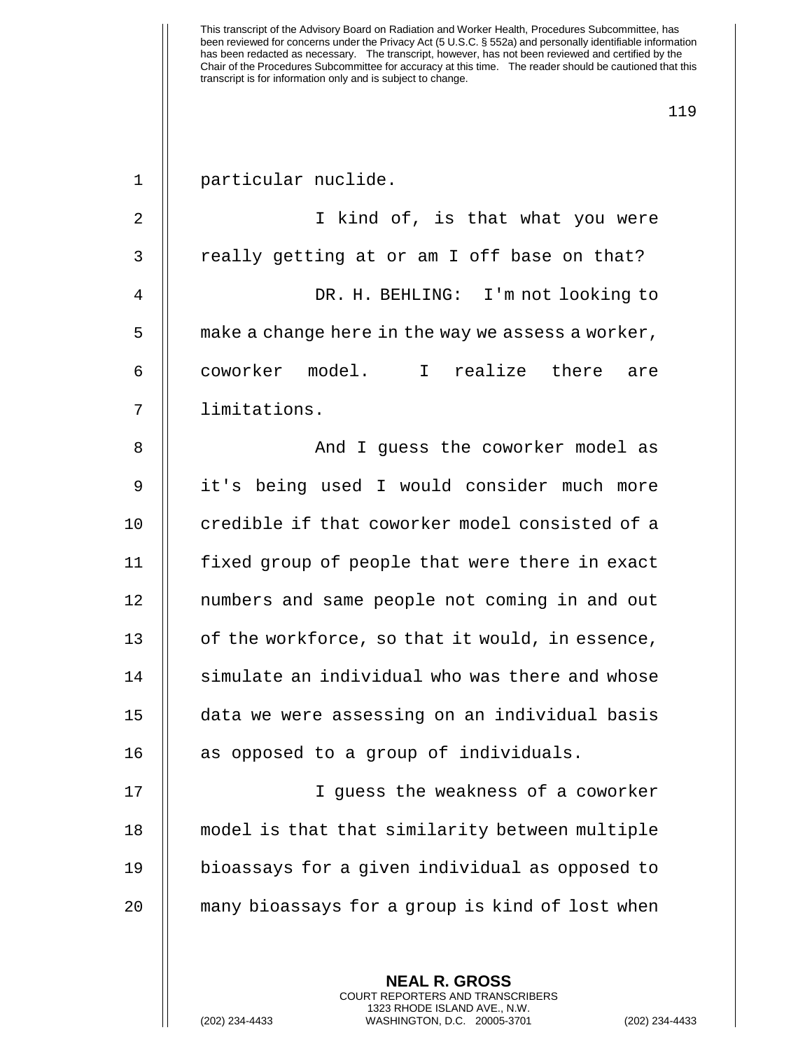particular nuclide.

I kind of, is that what you were really getting at or am I off base on that?

DR. H. BEHLING: I'm not looking to make a change here in the way we assess a worker, coworker model. I realize there are limitations.

And I guess the coworker model as it's being used I would consider much more credible if that coworker model consisted of a fixed group of people that were there in exact numbers and same people not coming in and out of the workforce, so that it would, in essence, simulate an individual who was there and whose data we were assessing on an individual basis as opposed to a group of individuals.

I guess the weakness of a coworker model is that that similarity between multiple bioassays for a given individual as opposed to many bioassays for a group is kind of lost when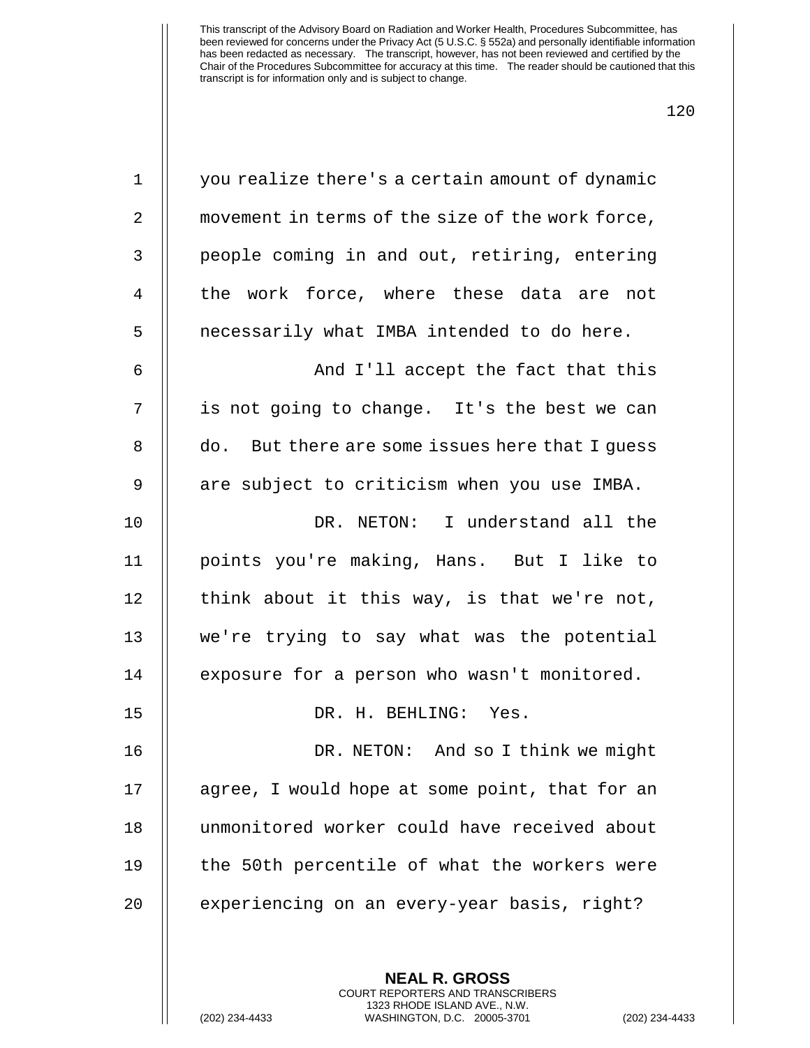you realize there's a certain amount of dynamic movement in terms of the size of the work force, people coming in and out, retiring, entering the work force, where these data are not necessarily what IMBA intended to do here.

And I'll accept the fact that this is not going to change. It's the best we can do. But there are some issues here that I guess are subject to criticism when you use IMBA.

DR. NETON: I understand all the points you're making, Hans. But I like to think about it this way, is that we're not, we're trying to say what was the potential exposure for a person who wasn't monitored.

DR. H. BEHLING: Yes.

DR. NETON: And so I think we might agree, I would hope at some point, that for an unmonitored worker could have received about the 50th percentile of what the workers were experiencing on an every-year basis, right?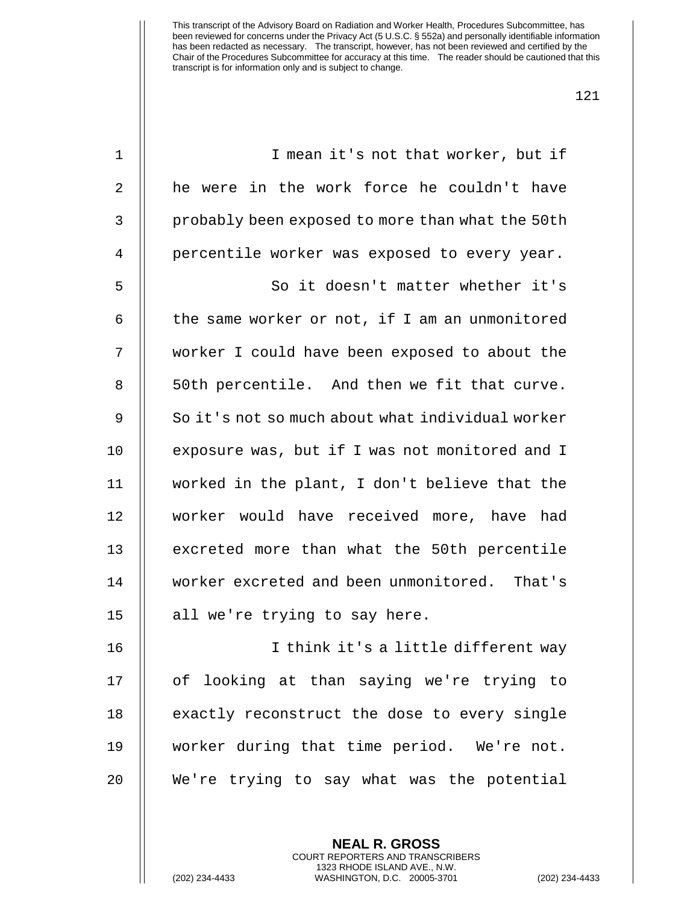I mean it's not that worker, but if he were in the work force he couldn't have probably been exposed to more than what the 50th percentile worker was exposed to every year.

So it doesn't matter whether it's the same worker or not, if I am an unmonitored worker I could have been exposed to about the 50th percentile. And then we fit that curve. So it's not so much about what individual worker exposure was, but if I was not monitored and I worked in the plant, I don't believe that the worker would have received more, have had excreted more than what the 50th percentile worker excreted and been unmonitored. That's all we're trying to say here.

I think it's a little different way of looking at than saying we're trying to exactly reconstruct the dose to every single worker during that time period. We're not. We're trying to say what was the potential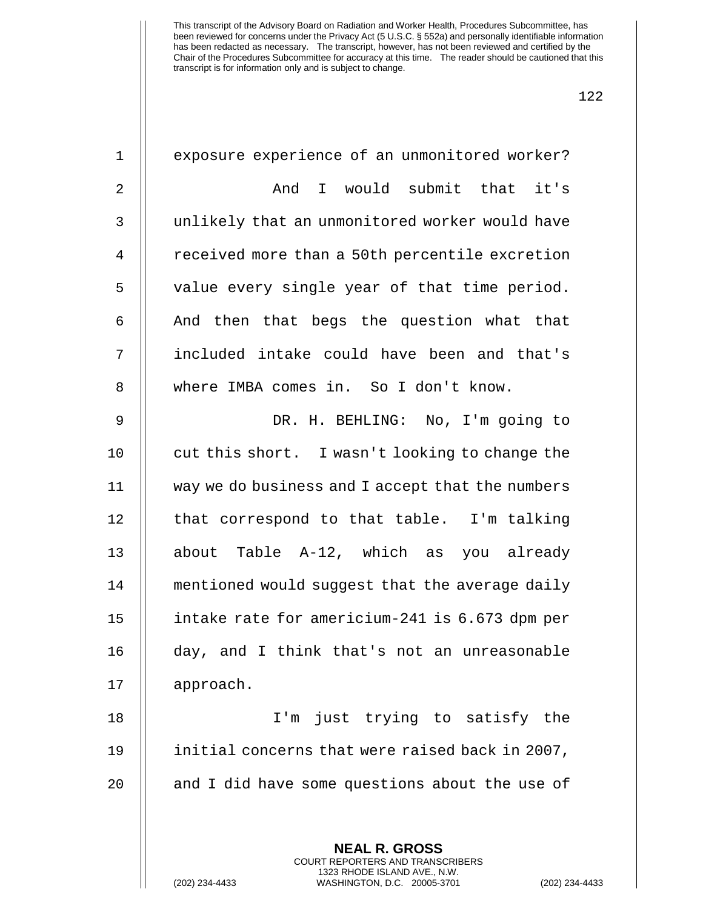exposure experience of an unmonitored worker?

And I would submit that it's unlikely that an unmonitored worker would have received more than a 50th percentile excretion value every single year of that time period. And then that begs the question what that included intake could have been and that's where IMBA comes in. So I don't know.

DR. H. BEHLING: No, I'm going to cut this short. I wasn't looking to change the way we do business and I accept that the numbers that correspond to that table. I'm talking about Table A-12, which as you already mentioned would suggest that the average daily intake rate for americium-241 is 6.673 dpm per day, and I think that's not an unreasonable approach.

I'm just trying to satisfy the initial concerns that were raised back in 2007, and I did have some questions about the use of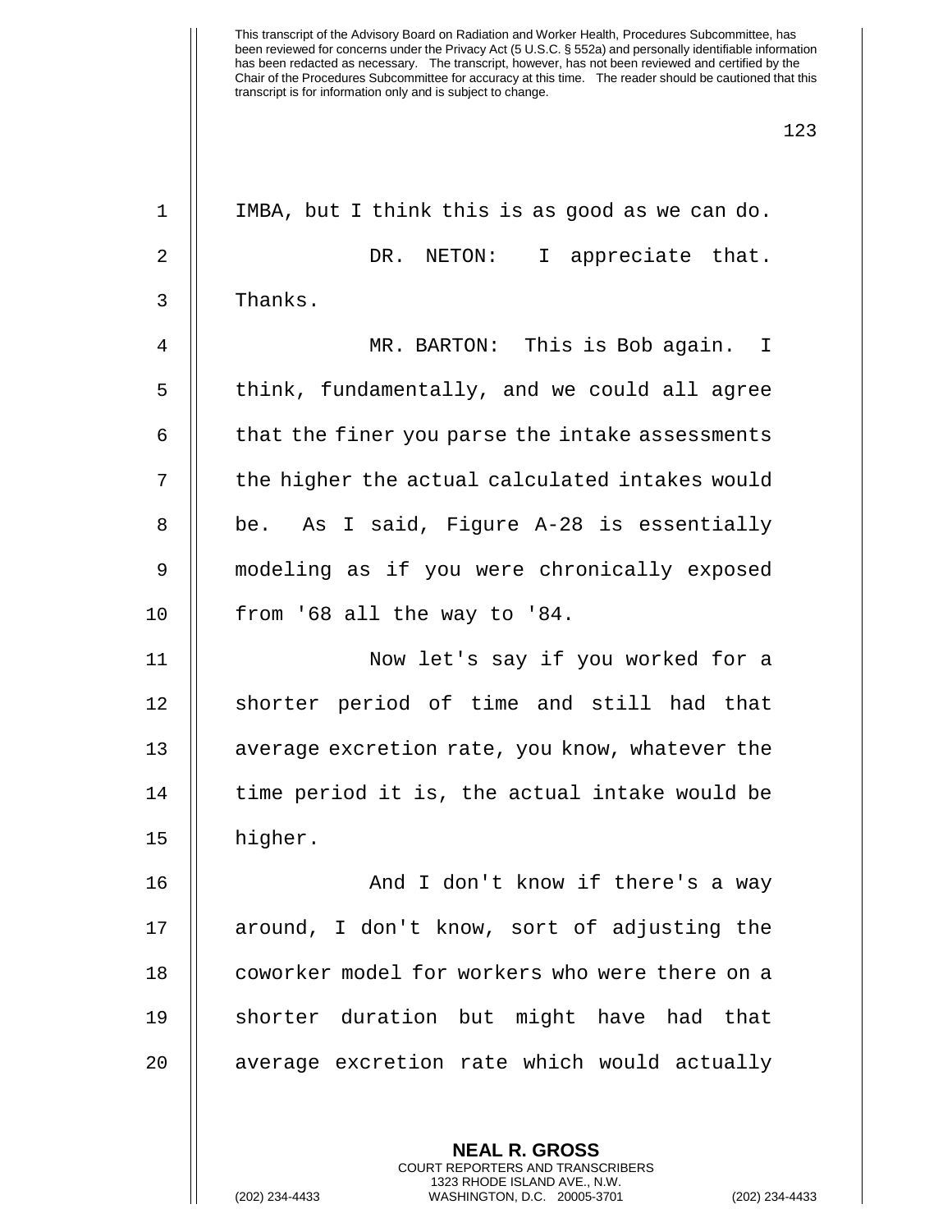IMBA, but I think this is as good as we can do.

DR. NETON: I appreciate that. Thanks.

MR. BARTON: This is Bob again. I think, fundamentally, and we could all agree that the finer you parse the intake assessments the higher the actual calculated intakes would be. As I said, Figure A-28 is essentially modeling as if you were chronically exposed from '68 all the way to '84.

Now let's say if you worked for a shorter period of time and still had that average excretion rate, you know, whatever the time period it is, the actual intake would be higher.

And I don't know if there's a way around, I don't know, sort of adjusting the coworker model for workers who were there on a shorter duration but might have had that average excretion rate which would actually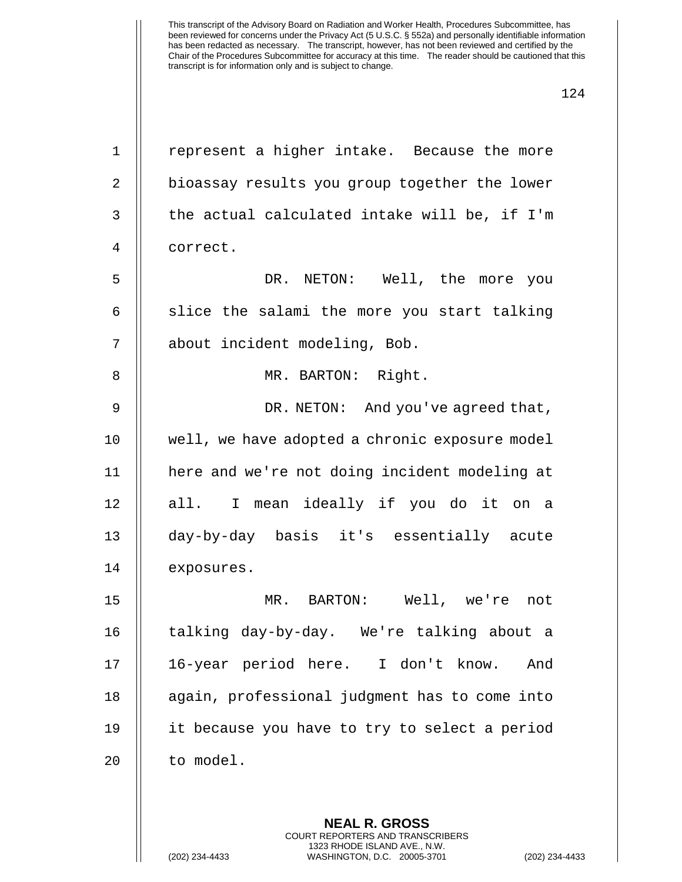represent a higher intake. Because the more bioassay results you group together the lower the actual calculated intake will be, if I'm correct.

DR. NETON: Well, the more you slice the salami the more you start talking about incident modeling, Bob.

MR. BARTON: Right.

DR. NETON: And you've agreed that, well, we have adopted a chronic exposure model here and we're not doing incident modeling at all. I mean ideally if you do it on a day-by-day basis it's essentially acute exposures.

MR. BARTON: Well, we're not talking day-by-day. We're talking about a 16-year period here. I don't know. And again, professional judgment has to come into it because you have to try to select a period to model.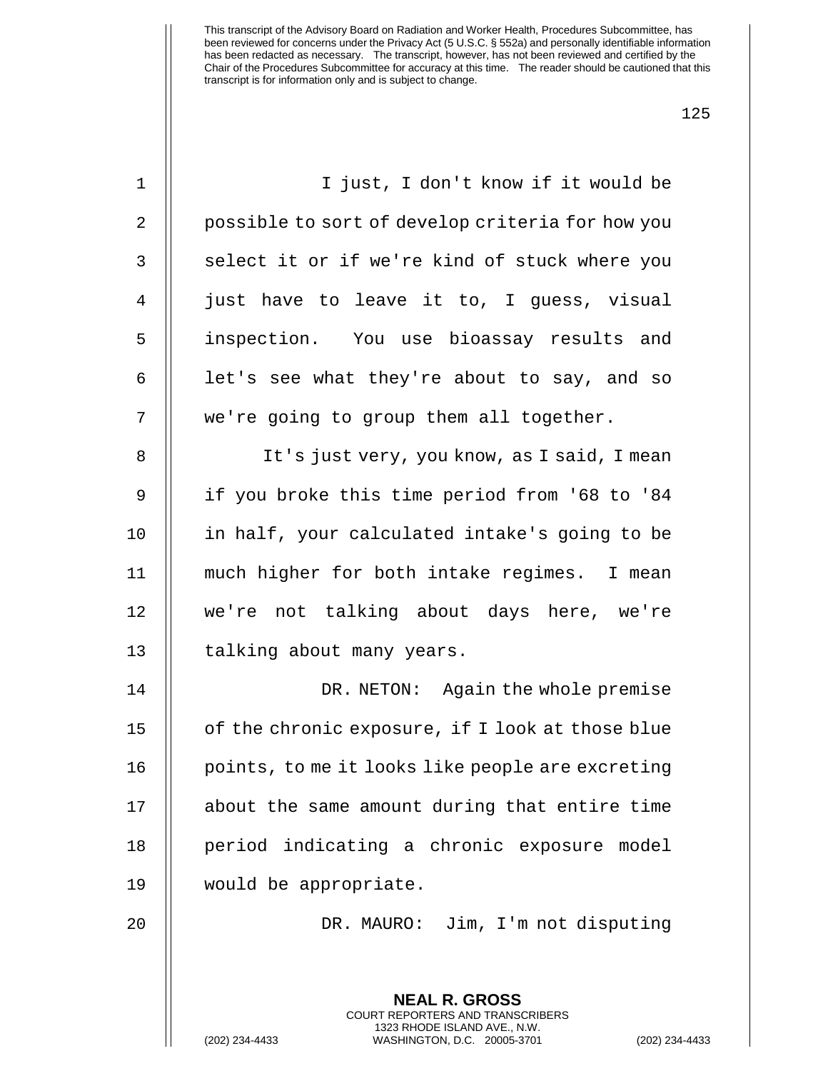This transcript of the Advisory Board on Radiation and Worker Health, Procedures Subcommittee, has been reviewed for concerns under the Privacy Act (5 U.S.C. § 552a) and personally identifiable information has been redacted as necessary. The transcript, however, has not been reviewed and certified by the Chair of the Procedures Subcommittee for accuracy at this time. The reader should be cautioned that this transcript is for information only and is subject to change.

I just, I don't know if it would be possible to sort of develop criteria for how you select it or if we're kind of stuck where you just have to leave it to, I guess, visual inspection. You use bioassay results and let's see what they're about to say, and so we're going to group them all together.

It's just very, you know, as I said, I mean if you broke this time period from '68 to '84 in half, your calculated intake's going to be much higher for both intake regimes. I mean we're not talking about days here, we're talking about many years.

DR. NETON: Again the whole premise of the chronic exposure, if I look at those blue points, to me it looks like people are excreting about the same amount during that entire time period indicating a chronic exposure model would be appropriate.

DR. MAURO: Jim, I'm not disputing

**NEAL R. GROSS**
COURT REPORTERS AND TRANSCRIBERS
1323 RHODE ISLAND AVE., N.W.
(202) 234-4433 WASHINGTON, D.C. 20005-3701 (202) 234-4433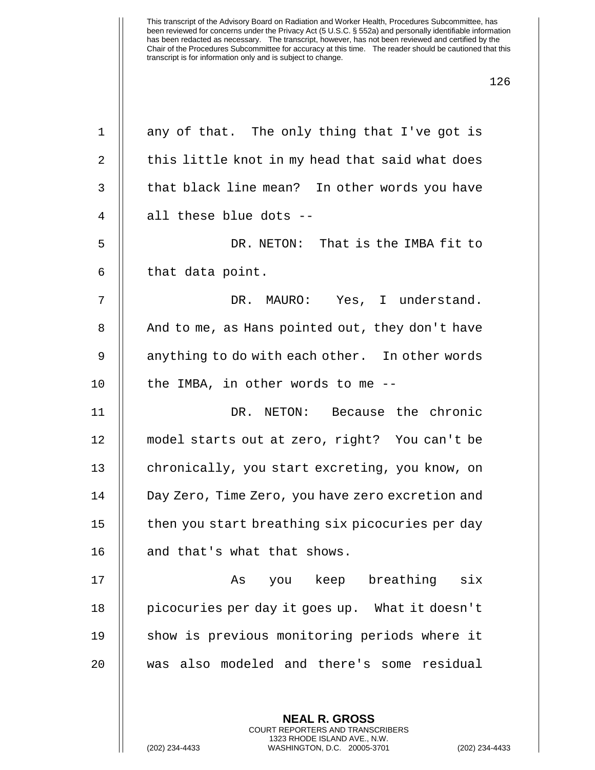any of that. The only thing that I've got is this little knot in my head that said what does that black line mean? In other words you have all these blue dots --

DR. NETON: That is the IMBA fit to that data point.

DR. MAURO: Yes, I understand. And to me, as Hans pointed out, they don't have anything to do with each other. In other words the IMBA, in other words to me --

DR. NETON: Because the chronic model starts out at zero, right? You can't be chronically, you start excreting, you know, on Day Zero, Time Zero, you have zero excretion and then you start breathing six picocuries per day and that's what that shows.

As you keep breathing six picocuries per day it goes up. What it doesn't show is previous monitoring periods where it was also modeled and there's some residual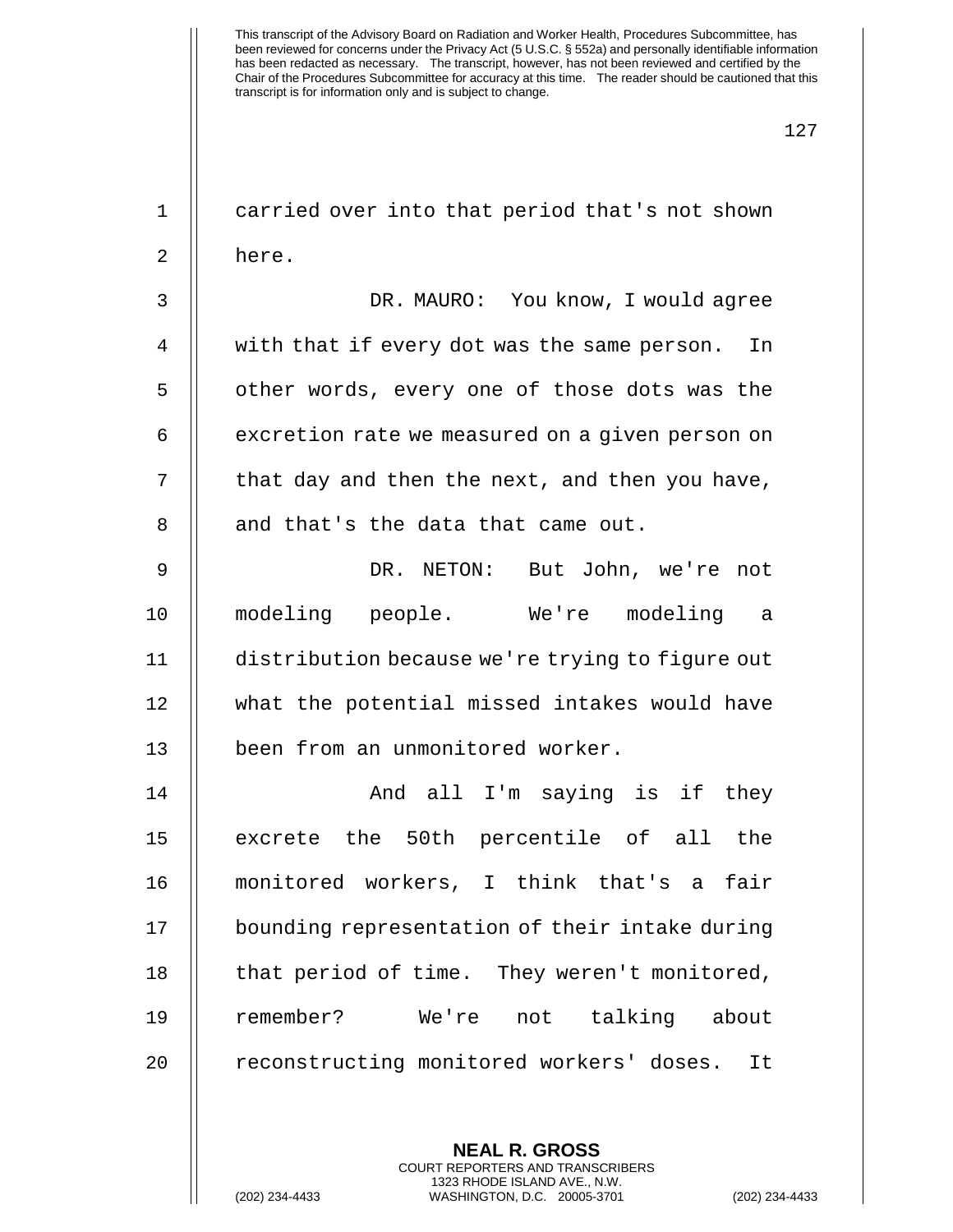carried over into that period that's not shown here.

DR. MAURO: You know, I would agree with that if every dot was the same person. In other words, every one of those dots was the excretion rate we measured on a given person on that day and then the next, and then you have, and that's the data that came out.

DR. NETON: But John, we're not modeling people. We're modeling a distribution because we're trying to figure out what the potential missed intakes would have been from an unmonitored worker.

And all I'm saying is if they excrete the 50th percentile of all the monitored workers, I think that's a fair bounding representation of their intake during that period of time. They weren't monitored, remember? We're not talking about reconstructing monitored workers' doses. It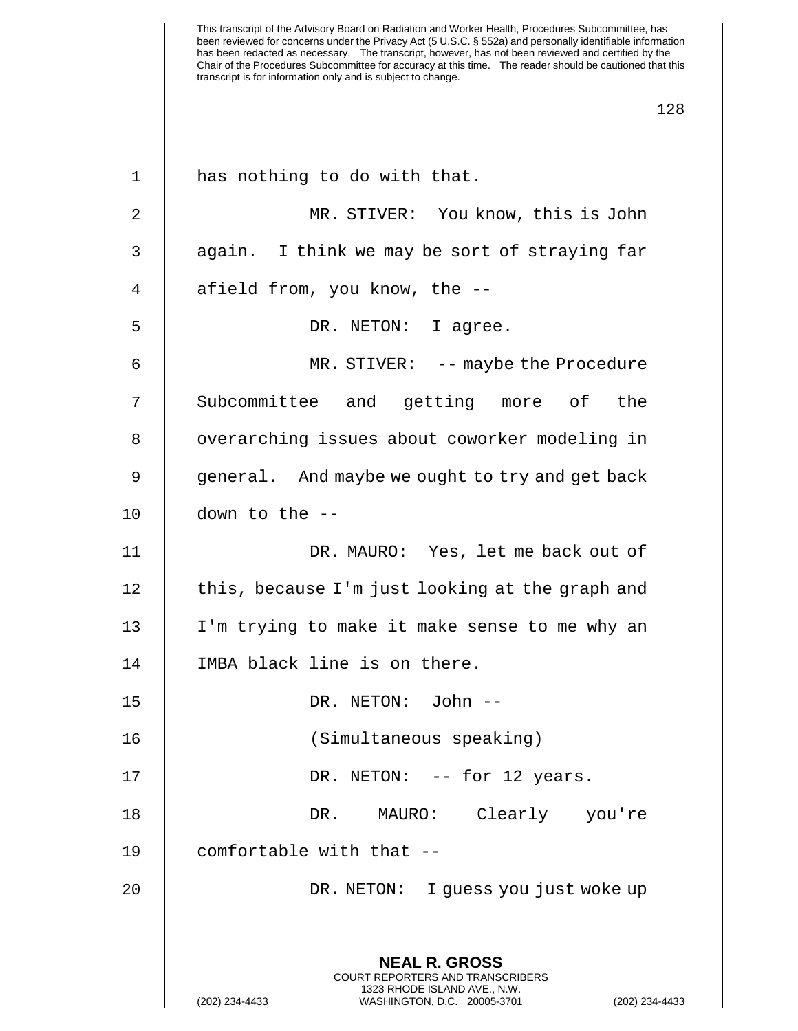has nothing to do with that.

MR. STIVER: You know, this is John again. I think we may be sort of straying far afield from, you know, the --

DR. NETON: I agree.

MR. STIVER: -- maybe the Procedure Subcommittee and getting more of the overarching issues about coworker modeling in general. And maybe we ought to try and get back down to the --

DR. MAURO: Yes, let me back out of this, because I'm just looking at the graph and I'm trying to make it make sense to me why an IMBA black line is on there.

DR. NETON: John --

(Simultaneous speaking)

DR. NETON: -- for 12 years.

DR. MAURO: Clearly you're comfortable with that --

DR. NETON: I guess you just woke up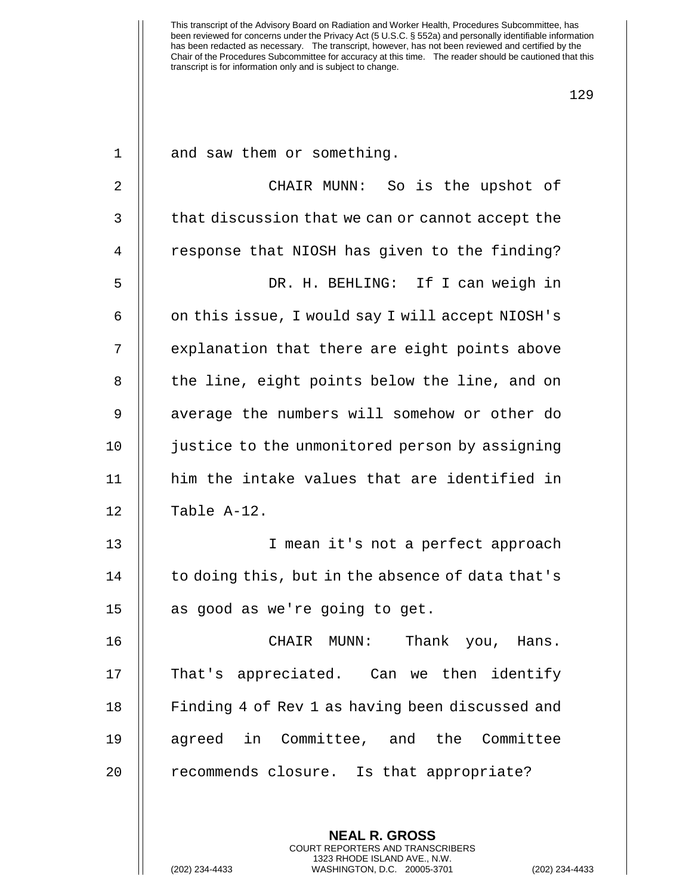and saw them or something.

CHAIR MUNN: So is the upshot of that discussion that we can or cannot accept the response that NIOSH has given to the finding?

DR. H. BEHLING: If I can weigh in on this issue, I would say I will accept NIOSH's explanation that there are eight points above the line, eight points below the line, and on average the numbers will somehow or other do justice to the unmonitored person by assigning him the intake values that are identified in Table A-12.

I mean it's not a perfect approach to doing this, but in the absence of data that's as good as we're going to get.

CHAIR MUNN: Thank you, Hans. That's appreciated. Can we then identify Finding 4 of Rev 1 as having been discussed and agreed in Committee, and the Committee recommends closure. Is that appropriate?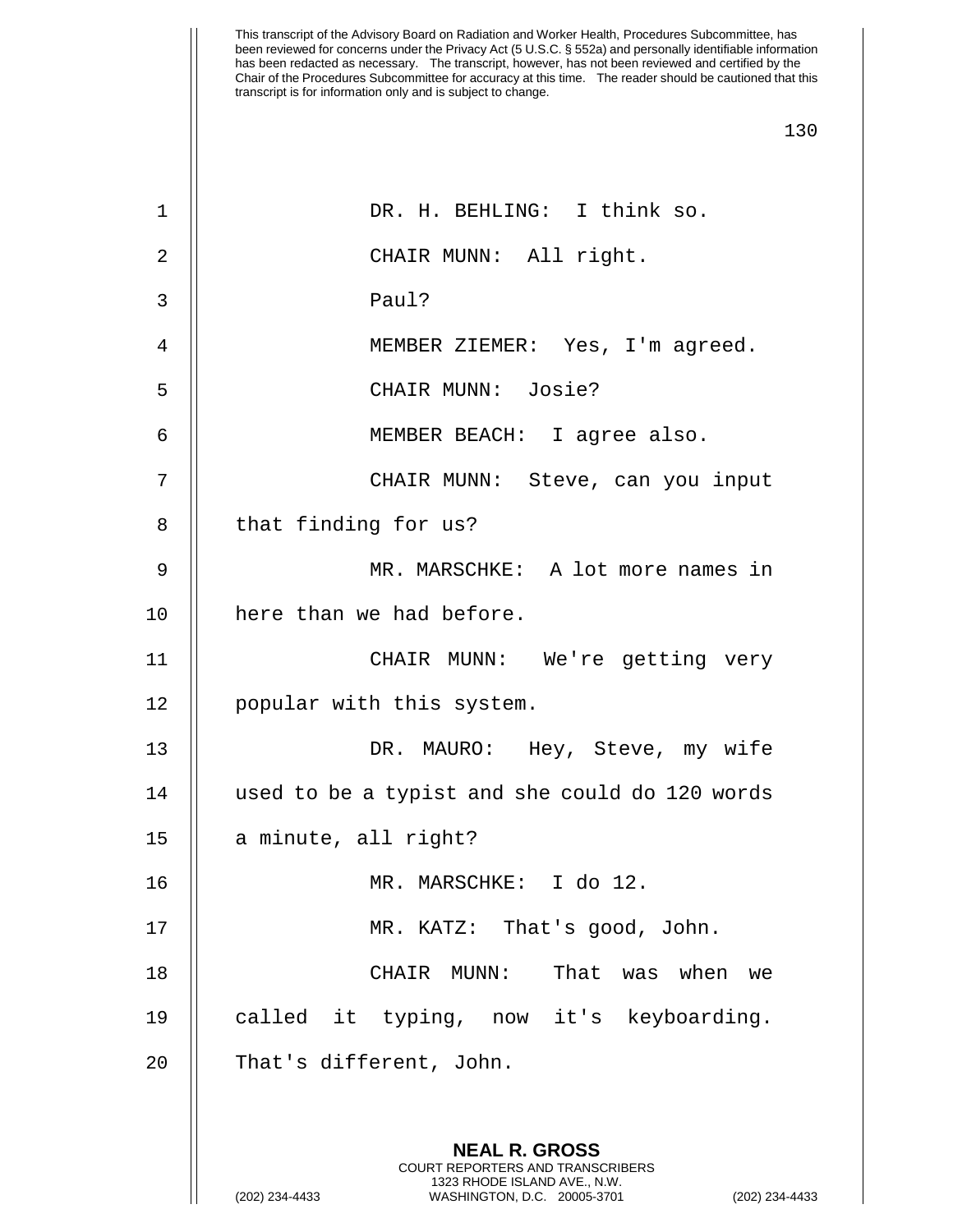DR. H. BEHLING: I think so.

CHAIR MUNN: All right.

Paul?

MEMBER ZIEMER: Yes, I'm agreed.

CHAIR MUNN: Josie?

MEMBER BEACH: I agree also.

CHAIR MUNN: Steve, can you input that finding for us?

MR. MARSCHKE: A lot more names in here than we had before.

CHAIR MUNN: We're getting very popular with this system.

DR. MAURO: Hey, Steve, my wife used to be a typist and she could do 120 words a minute, all right?

MR. MARSCHKE: I do 12.

MR. KATZ: That's good, John.

CHAIR MUNN: That was when we called it typing, now it's keyboarding. That's different, John.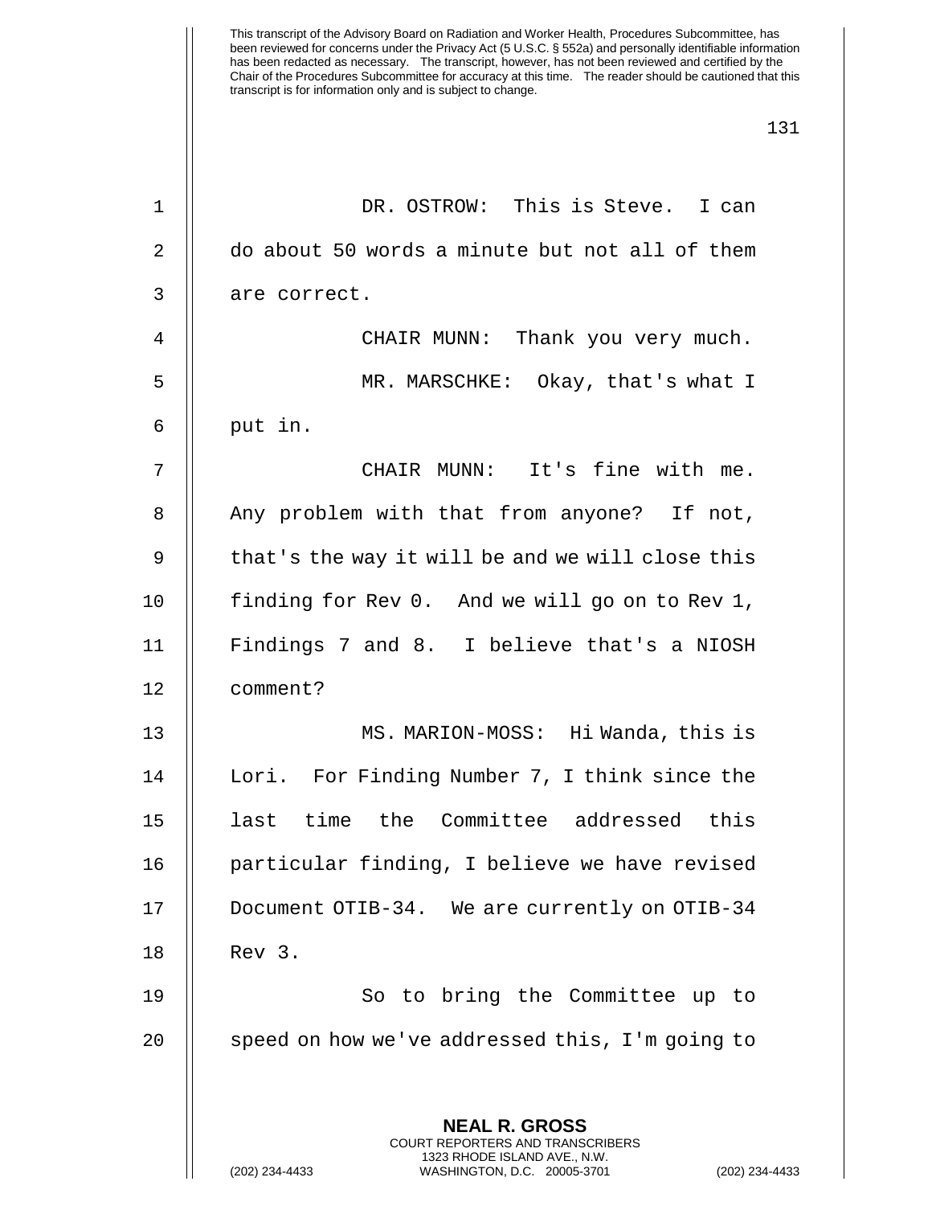This transcript of the Advisory Board on Radiation and Worker Health, Procedures Subcommittee, has been reviewed for concerns under the Privacy Act (5 U.S.C. § 552a) and personally identifiable information has been redacted as necessary. The transcript, however, has not been reviewed and certified by the Chair of the Procedures Subcommittee for accuracy at this time. The reader should be cautioned that this transcript is for information only and is subject to change.

DR. OSTROW: This is Steve. I can do about 50 words a minute but not all of them are correct.

CHAIR MUNN: Thank you very much.

MR. MARSCHKE: Okay, that's what I put in.

CHAIR MUNN: It's fine with me. Any problem with that from anyone? If not, that's the way it will be and we will close this finding for Rev 0. And we will go on to Rev 1, Findings 7 and 8. I believe that's a NIOSH comment?

MS. MARION-MOSS: Hi Wanda, this is Lori. For Finding Number 7, I think since the last time the Committee addressed this particular finding, I believe we have revised Document OTIB-34. We are currently on OTIB-34 Rev 3.

So to bring the Committee up to speed on how we've addressed this, I'm going to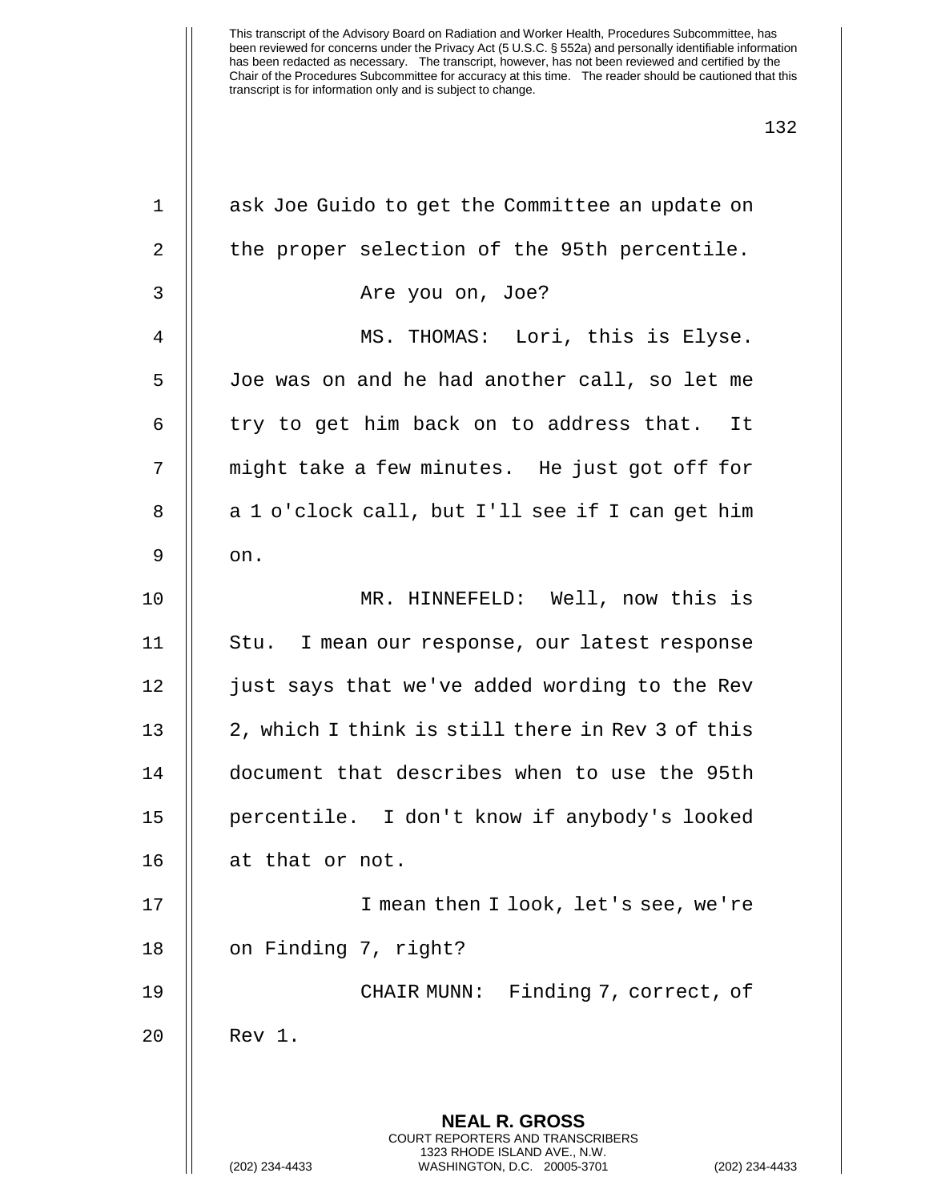ask Joe Guido to get the Committee an update on the proper selection of the 95th percentile.

Are you on, Joe?

MS. THOMAS: Lori, this is Elyse. Joe was on and he had another call, so let me try to get him back on to address that. It might take a few minutes. He just got off for a 1 o'clock call, but I'll see if I can get him on.

MR. HINNEFELD: Well, now this is Stu. I mean our response, our latest response just says that we've added wording to the Rev 2, which I think is still there in Rev 3 of this document that describes when to use the 95th percentile. I don't know if anybody's looked at that or not.

I mean then I look, let's see, we're on Finding 7, right?

CHAIR MUNN: Finding 7, correct, of Rev 1.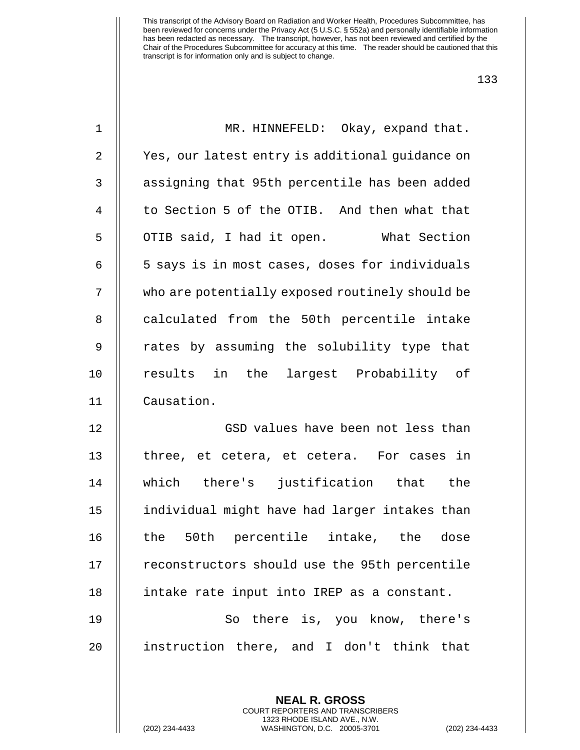MR. HINNEFELD: Okay, expand that. Yes, our latest entry is additional guidance on assigning that 95th percentile has been added to Section 5 of the OTIB. And then what that OTIB said, I had it open. What Section 5 says is in most cases, doses for individuals who are potentially exposed routinely should be calculated from the 50th percentile intake rates by assuming the solubility type that results in the largest Probability of Causation.

GSD values have been not less than three, et cetera, et cetera. For cases in which there's justification that the individual might have had larger intakes than the 50th percentile intake, the dose reconstructors should use the 95th percentile intake rate input into IREP as a constant.

So there is, you know, there's instruction there, and I don't think that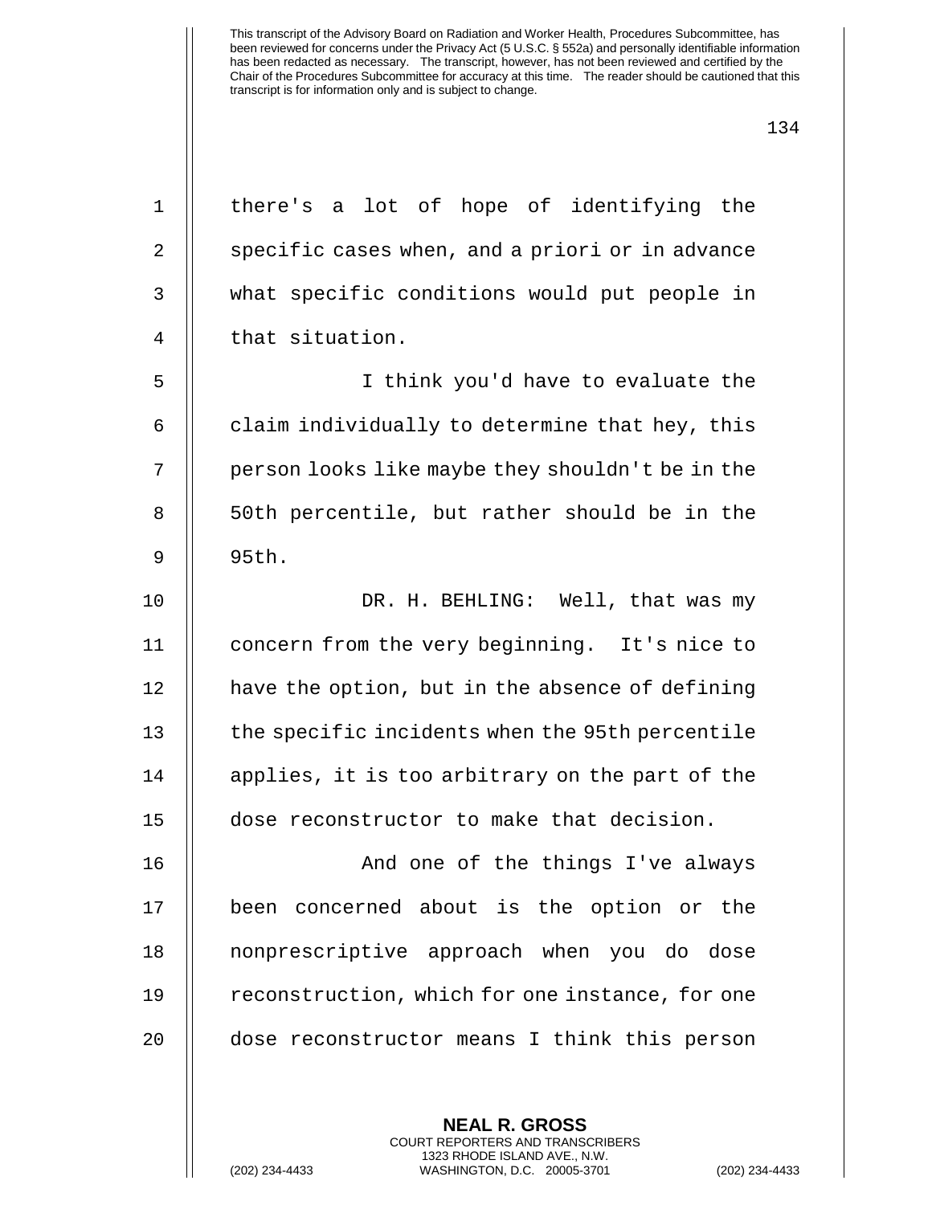there's a lot of hope of identifying the specific cases when, and a priori or in advance what specific conditions would put people in that situation.

I think you'd have to evaluate the claim individually to determine that hey, this person looks like maybe they shouldn't be in the 50th percentile, but rather should be in the 95th.

DR. H. BEHLING: Well, that was my concern from the very beginning. It's nice to have the option, but in the absence of defining the specific incidents when the 95th percentile applies, it is too arbitrary on the part of the dose reconstructor to make that decision.

And one of the things I've always been concerned about is the option or the nonprescriptive approach when you do dose reconstruction, which for one instance, for one dose reconstructor means I think this person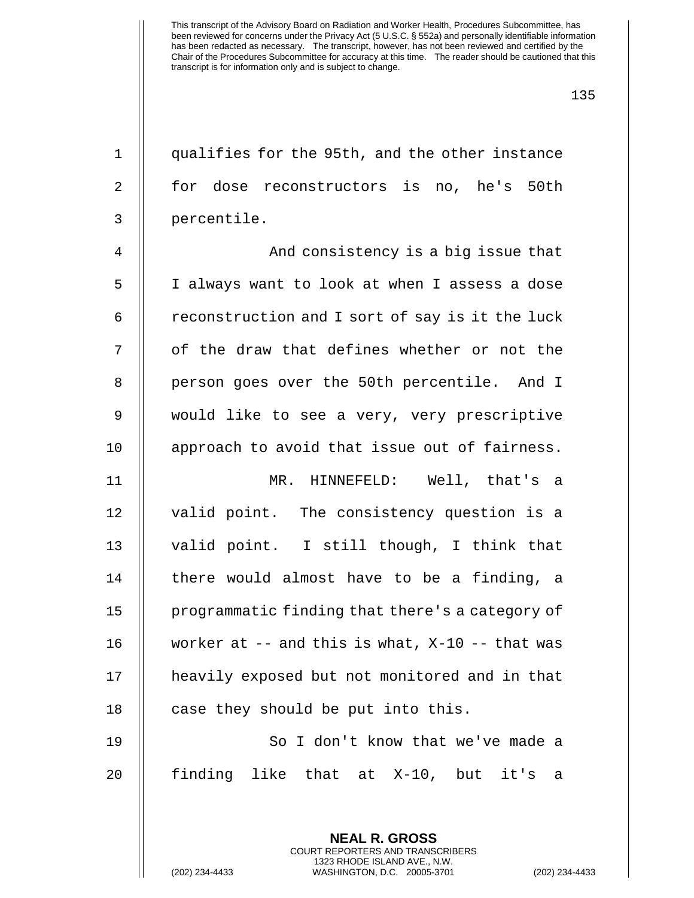qualifies for the 95th, and the other instance for dose reconstructors is no, he's 50th percentile.

And consistency is a big issue that I always want to look at when I assess a dose reconstruction and I sort of say is it the luck of the draw that defines whether or not the person goes over the 50th percentile. And I would like to see a very, very prescriptive approach to avoid that issue out of fairness.

MR. HINNEFELD: Well, that's a valid point. The consistency question is a valid point. I still though, I think that there would almost have to be a finding, a programmatic finding that there's a category of worker at -- and this is what, X-10 -- that was heavily exposed but not monitored and in that case they should be put into this.

So I don't know that we've made a finding like that at X-10, but it's a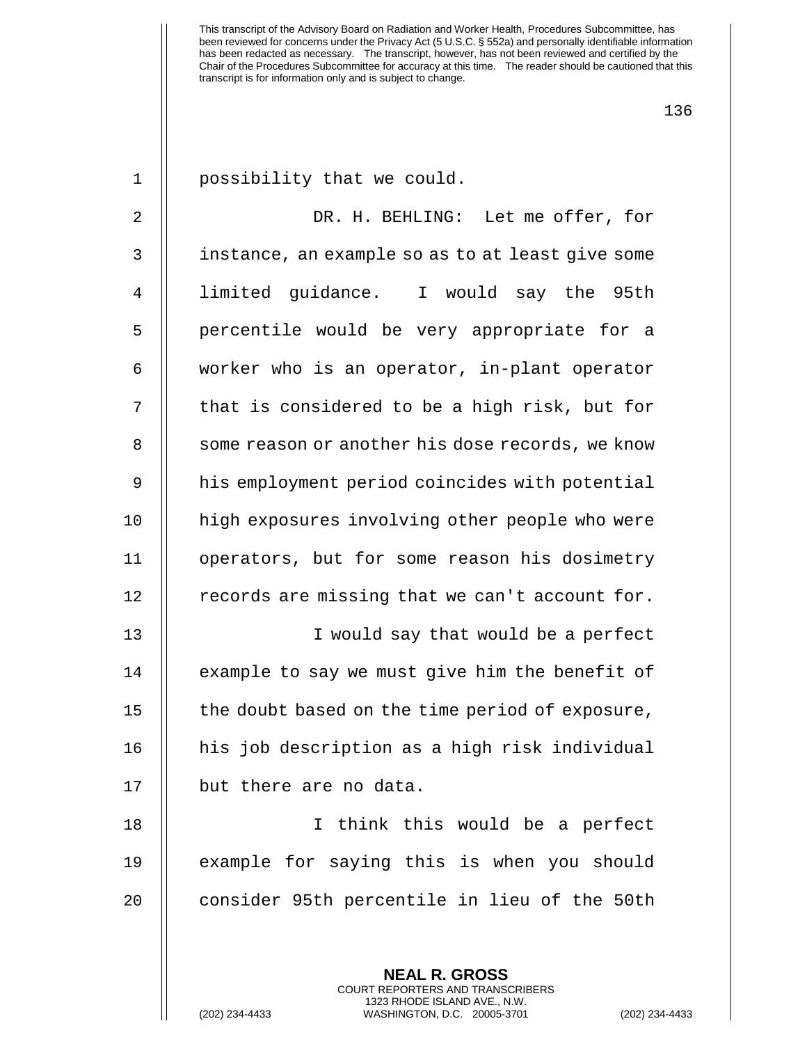possibility that we could.

DR. H. BEHLING: Let me offer, for instance, an example so as to at least give some limited guidance. I would say the 95th percentile would be very appropriate for a worker who is an operator, in-plant operator that is considered to be a high risk, but for some reason or another his dose records, we know his employment period coincides with potential high exposures involving other people who were operators, but for some reason his dosimetry records are missing that we can't account for.

I would say that would be a perfect example to say we must give him the benefit of the doubt based on the time period of exposure, his job description as a high risk individual but there are no data.

I think this would be a perfect example for saying this is when you should consider 95th percentile in lieu of the 50th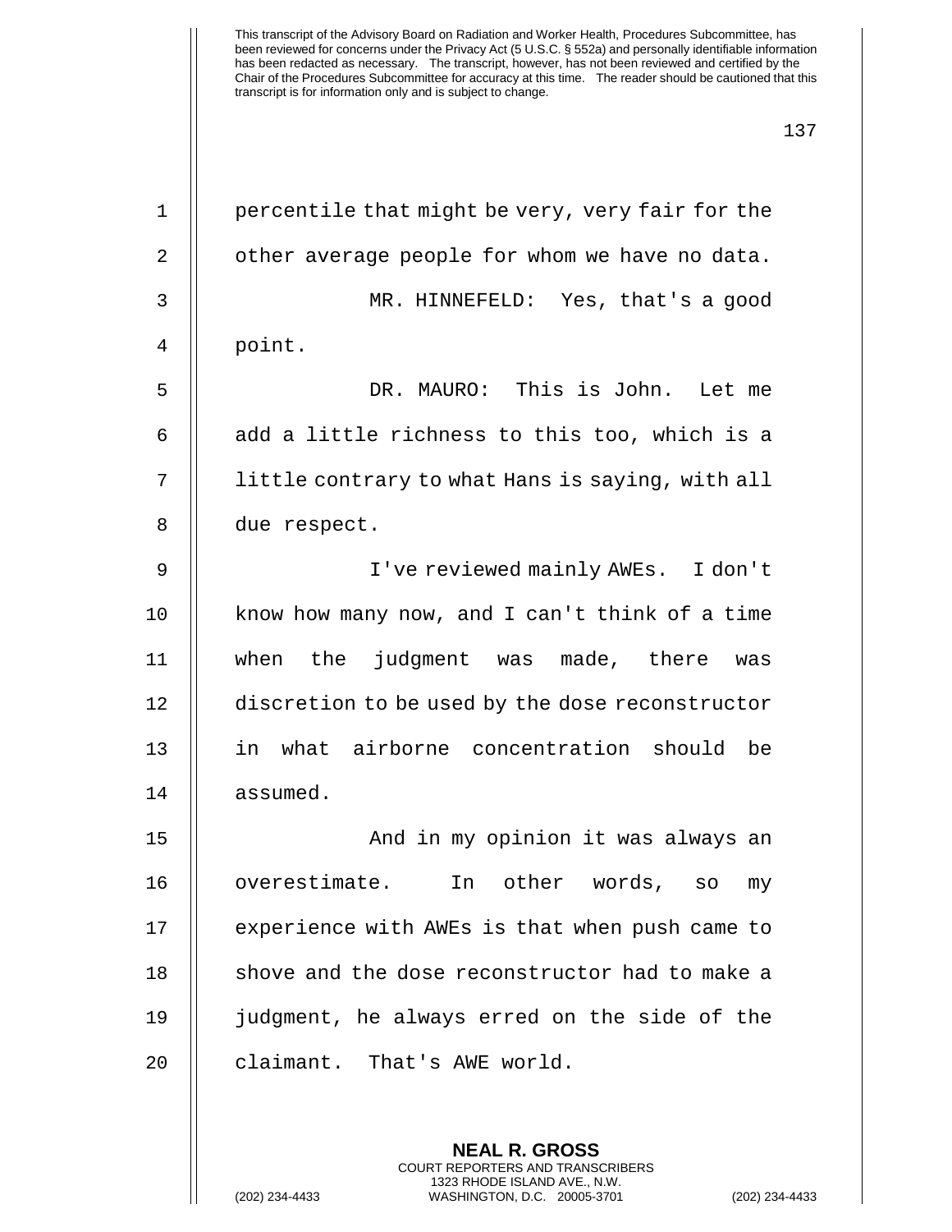percentile that might be very, very fair for the other average people for whom we have no data.

MR. HINNEFELD: Yes, that's a good point.

DR. MAURO: This is John. Let me add a little richness to this too, which is a little contrary to what Hans is saying, with all due respect.

I've reviewed mainly AWEs. I don't know how many now, and I can't think of a time when the judgment was made, there was discretion to be used by the dose reconstructor in what airborne concentration should be assumed.

And in my opinion it was always an overestimate. In other words, so my experience with AWEs is that when push came to shove and the dose reconstructor had to make a judgment, he always erred on the side of the claimant. That's AWE world.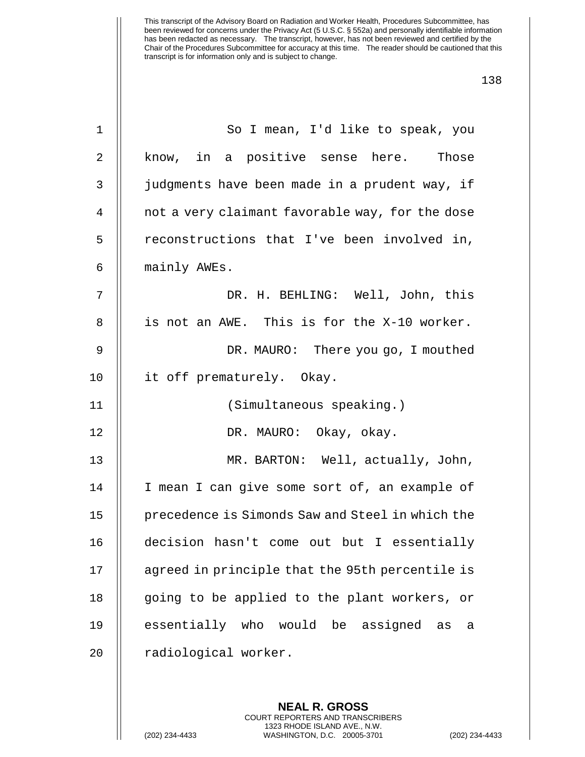So I mean, I'd like to speak, you know, in a positive sense here. Those judgments have been made in a prudent way, if not a very claimant favorable way, for the dose reconstructions that I've been involved in, mainly AWEs.

DR. H. BEHLING: Well, John, this is not an AWE. This is for the X-10 worker.

DR. MAURO: There you go, I mouthed it off prematurely. Okay.

(Simultaneous speaking.)

DR. MAURO: Okay, okay.

MR. BARTON: Well, actually, John, I mean I can give some sort of, an example of precedence is Simonds Saw and Steel in which the decision hasn't come out but I essentially agreed in principle that the 95th percentile is going to be applied to the plant workers, or essentially who would be assigned as a radiological worker.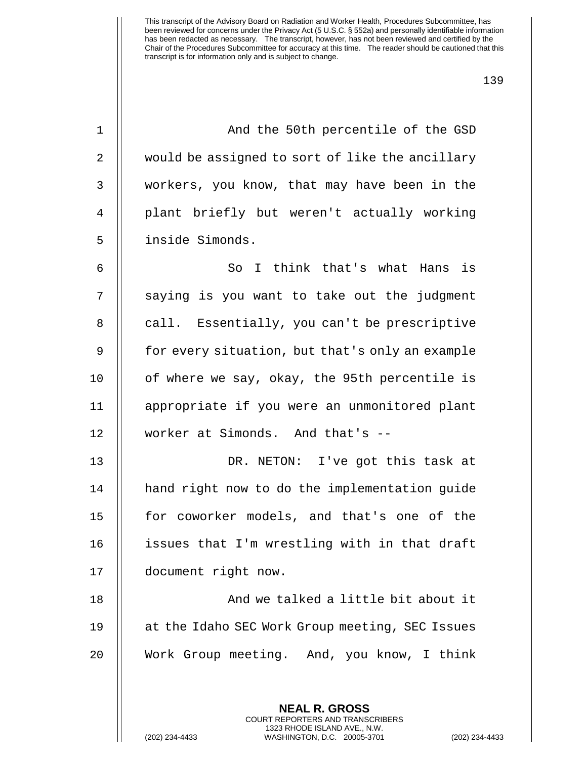And the 50th percentile of the GSD would be assigned to sort of like the ancillary workers, you know, that may have been in the plant briefly but weren't actually working inside Simonds.

So I think that's what Hans is saying is you want to take out the judgment call. Essentially, you can't be prescriptive for every situation, but that's only an example of where we say, okay, the 95th percentile is appropriate if you were an unmonitored plant worker at Simonds. And that's --

DR. NETON: I've got this task at hand right now to do the implementation guide for coworker models, and that's one of the issues that I'm wrestling with in that draft document right now.

And we talked a little bit about it at the Idaho SEC Work Group meeting, SEC Issues Work Group meeting. And, you know, I think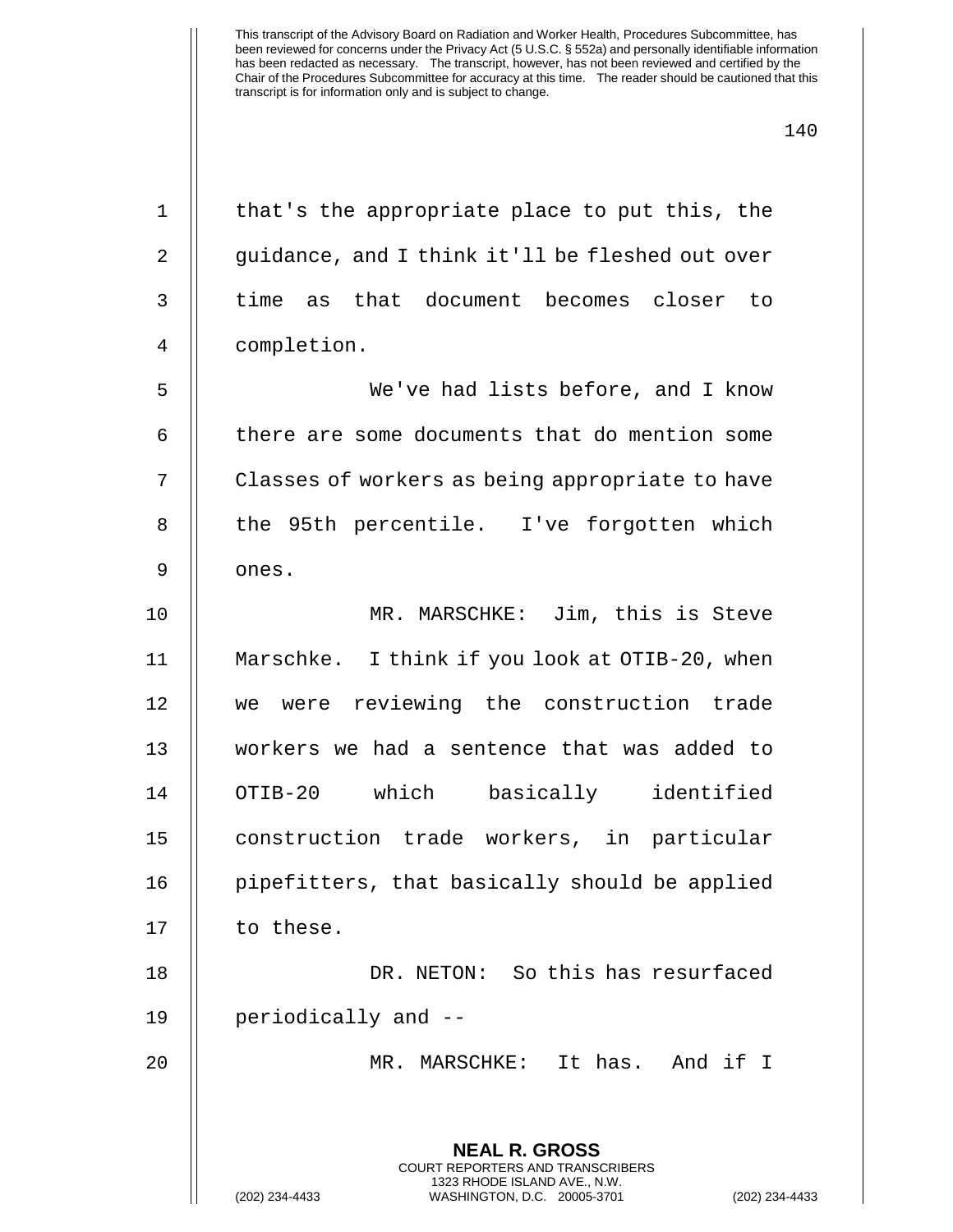that's the appropriate place to put this, the guidance, and I think it'll be fleshed out over time as that document becomes closer to completion.

We've had lists before, and I know there are some documents that do mention some Classes of workers as being appropriate to have the 95th percentile. I've forgotten which ones.

MR. MARSCHKE: Jim, this is Steve Marschke. I think if you look at OTIB-20, when we were reviewing the construction trade workers we had a sentence that was added to OTIB-20 which basically identified construction trade workers, in particular pipefitters, that basically should be applied to these.

DR. NETON: So this has resurfaced periodically and --

MR. MARSCHKE: It has. And if I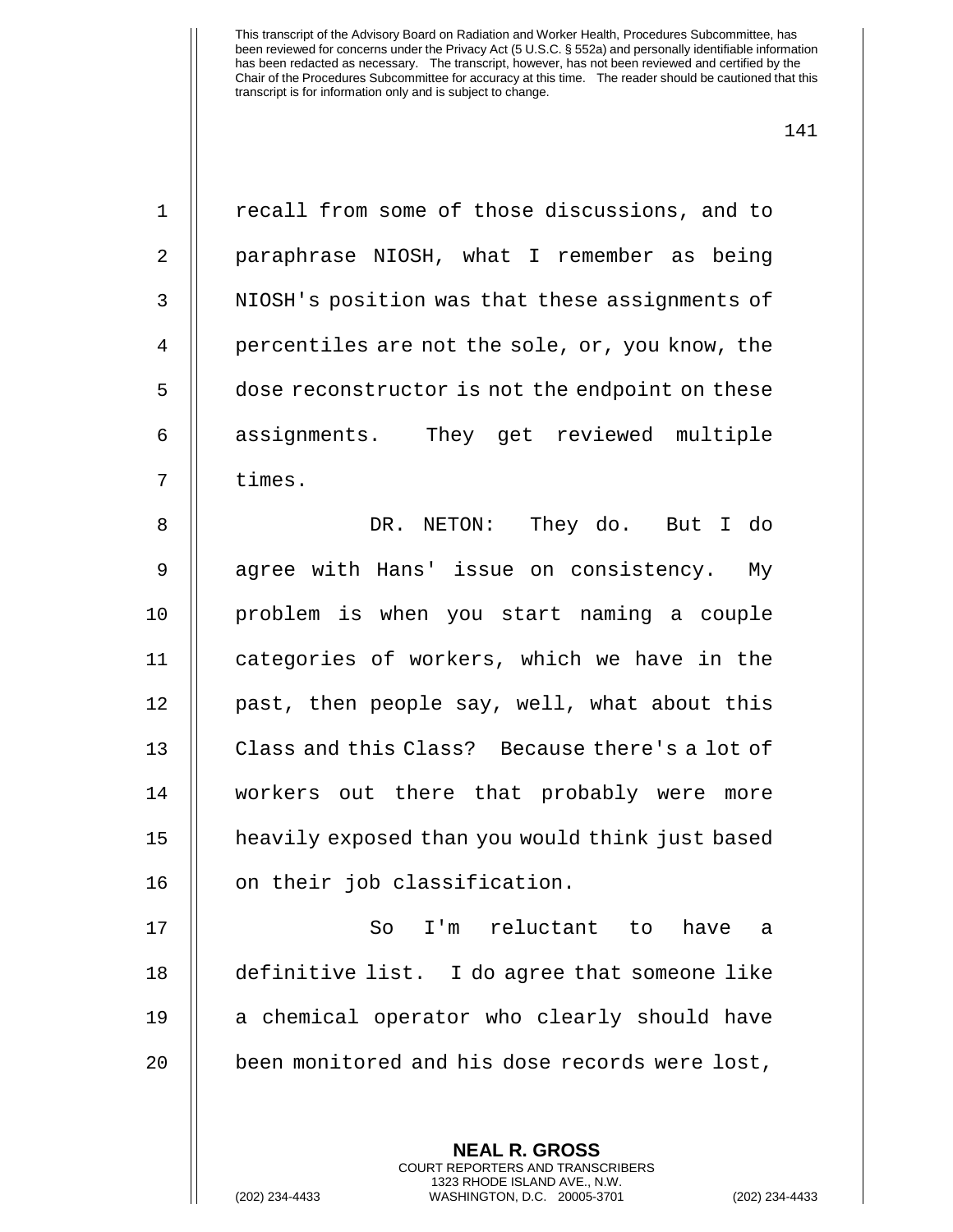recall from some of those discussions, and to paraphrase NIOSH, what I remember as being NIOSH's position was that these assignments of percentiles are not the sole, or, you know, the dose reconstructor is not the endpoint on these assignments. They get reviewed multiple times.

DR. NETON: They do. But I do agree with Hans' issue on consistency. My problem is when you start naming a couple categories of workers, which we have in the past, then people say, well, what about this Class and this Class? Because there's a lot of workers out there that probably were more heavily exposed than you would think just based on their job classification.

So I'm reluctant to have a definitive list. I do agree that someone like a chemical operator who clearly should have been monitored and his dose records were lost,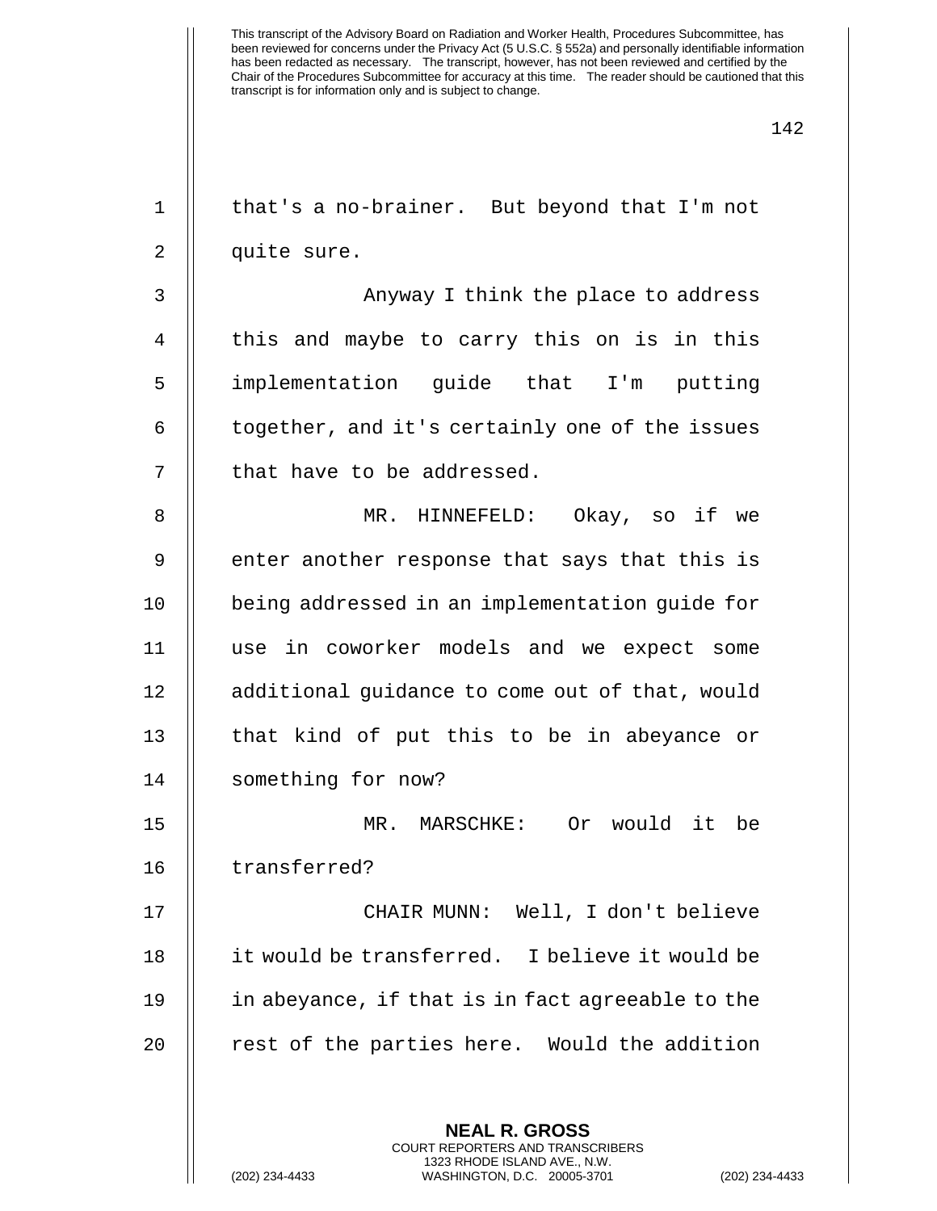that's a no-brainer. But beyond that I'm not quite sure.

Anyway I think the place to address this and maybe to carry this on is in this implementation guide that I'm putting together, and it's certainly one of the issues that have to be addressed.

MR. HINNEFELD: Okay, so if we enter another response that says that this is being addressed in an implementation guide for use in coworker models and we expect some additional guidance to come out of that, would that kind of put this to be in abeyance or something for now?

MR. MARSCHKE: Or would it be transferred?

CHAIR MUNN: Well, I don't believe it would be transferred. I believe it would be in abeyance, if that is in fact agreeable to the rest of the parties here. Would the addition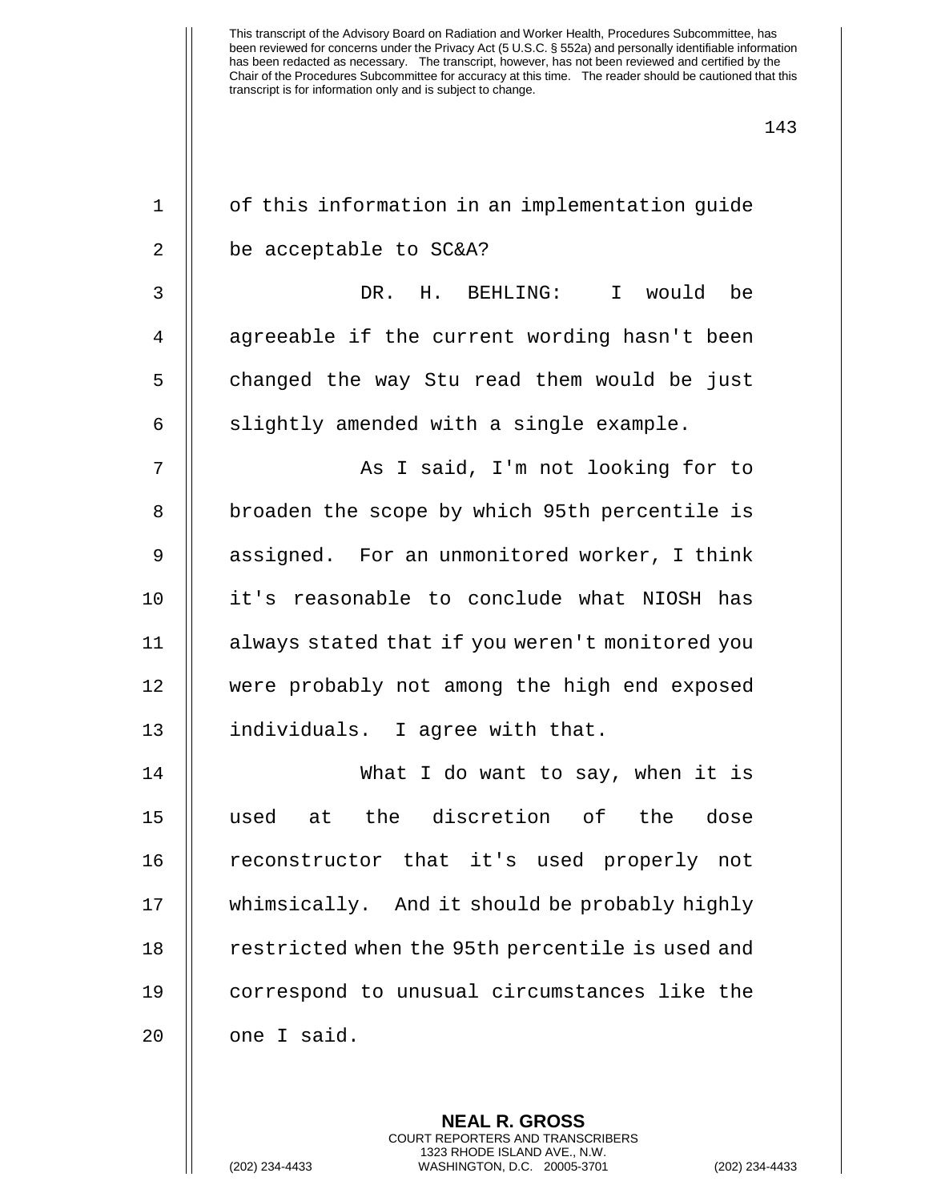of this information in an implementation guide be acceptable to SC&A?

DR. H. BEHLING: I would be agreeable if the current wording hasn't been changed the way Stu read them would be just slightly amended with a single example.

As I said, I'm not looking for to broaden the scope by which 95th percentile is assigned. For an unmonitored worker, I think it's reasonable to conclude what NIOSH has always stated that if you weren't monitored you were probably not among the high end exposed individuals. I agree with that.

What I do want to say, when it is used at the discretion of the dose reconstructor that it's used properly not whimsically. And it should be probably highly restricted when the 95th percentile is used and correspond to unusual circumstances like the one I said.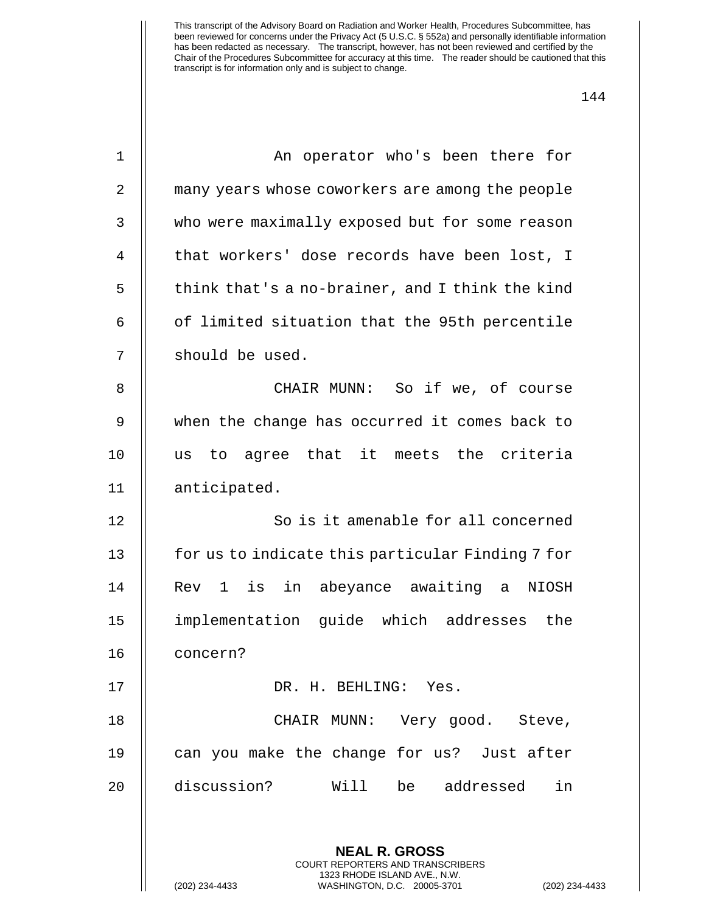An operator who's been there for many years whose coworkers are among the people who were maximally exposed but for some reason that workers' dose records have been lost, I think that's a no-brainer, and I think the kind of limited situation that the 95th percentile should be used.

CHAIR MUNN: So if we, of course when the change has occurred it comes back to us to agree that it meets the criteria anticipated.

So is it amenable for all concerned for us to indicate this particular Finding 7 for Rev 1 is in abeyance awaiting a NIOSH implementation guide which addresses the concern?

DR. H. BEHLING: Yes.

CHAIR MUNN: Very good. Steve, can you make the change for us? Just after discussion? Will be addressed in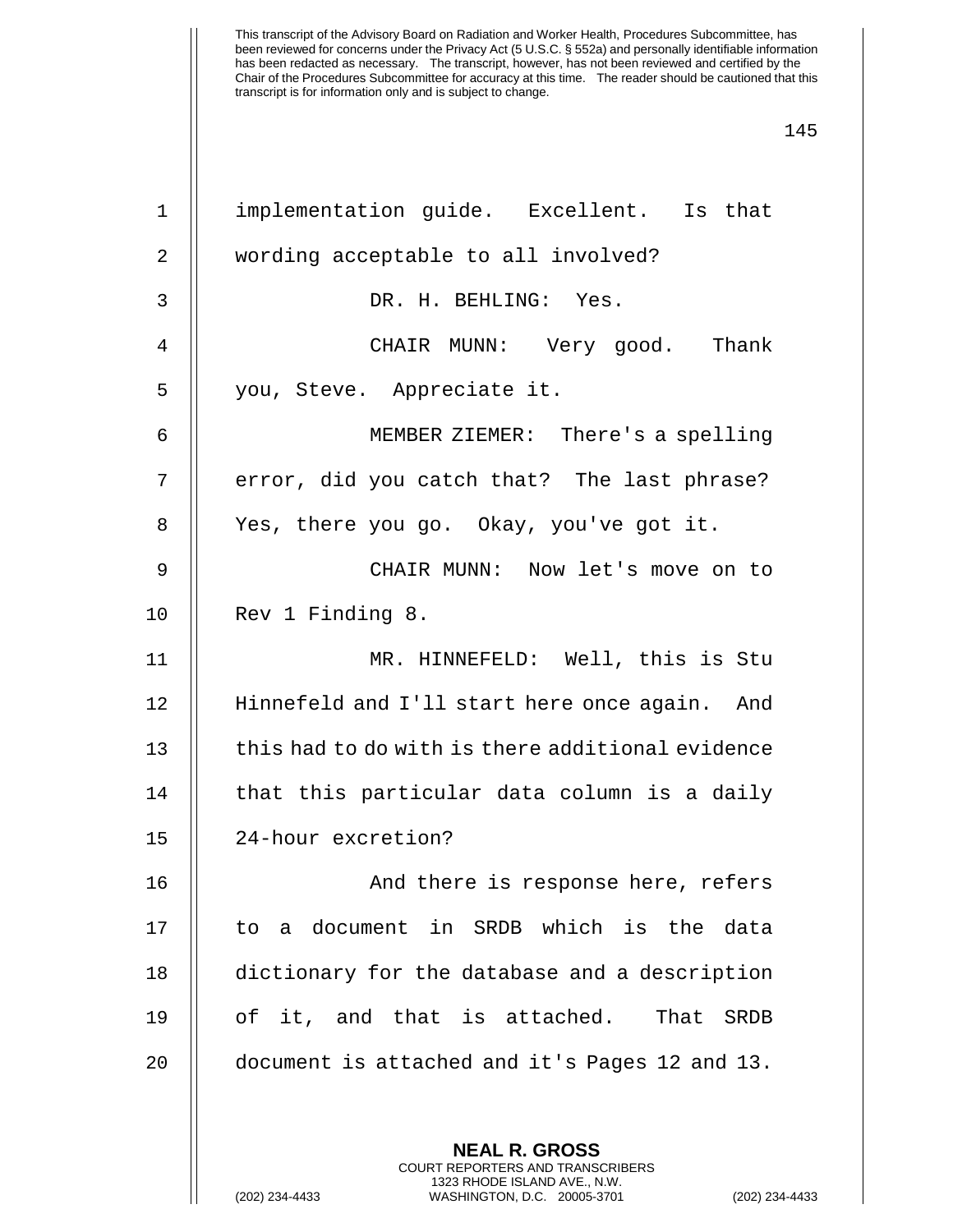implementation guide. Excellent. Is that wording acceptable to all involved?

DR. H. BEHLING: Yes.

CHAIR MUNN: Very good. Thank you, Steve. Appreciate it.

MEMBER ZIEMER: There's a spelling error, did you catch that? The last phrase? Yes, there you go. Okay, you've got it.

CHAIR MUNN: Now let's move on to Rev 1 Finding 8.

MR. HINNEFELD: Well, this is Stu Hinnefeld and I'll start here once again. And this had to do with is there additional evidence that this particular data column is a daily 24-hour excretion?

And there is response here, refers to a document in SRDB which is the data dictionary for the database and a description of it, and that is attached. That SRDB document is attached and it's Pages 12 and 13.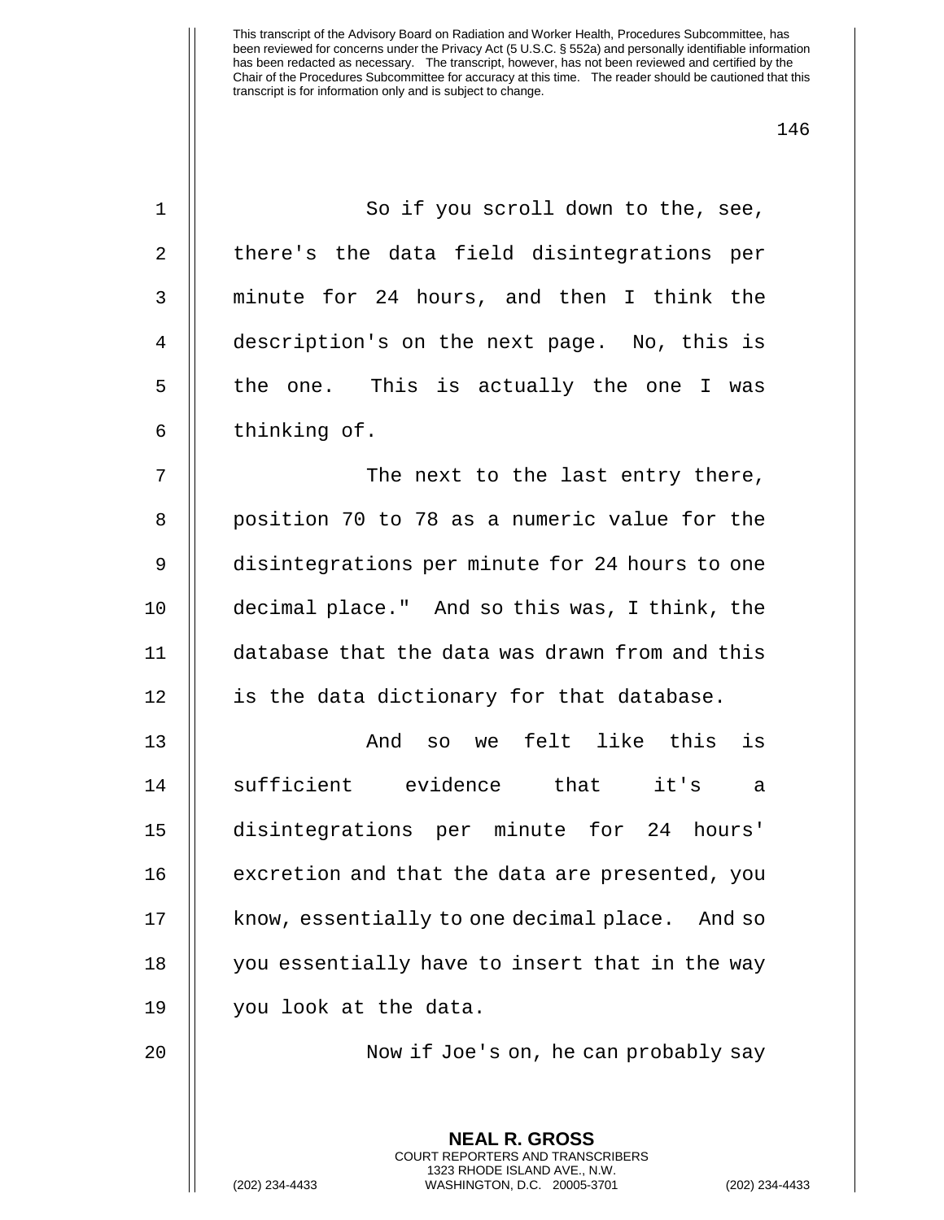So if you scroll down to the, see, there's the data field disintegrations per minute for 24 hours, and then I think the description's on the next page. No, this is the one. This is actually the one I was thinking of.

The next to the last entry there, position 70 to 78 as a numeric value for the disintegrations per minute for 24 hours to one decimal place." And so this was, I think, the database that the data was drawn from and this is the data dictionary for that database.

And so we felt like this is sufficient evidence that it's a disintegrations per minute for 24 hours' excretion and that the data are presented, you know, essentially to one decimal place. And so you essentially have to insert that in the way you look at the data.

Now if Joe's on, he can probably say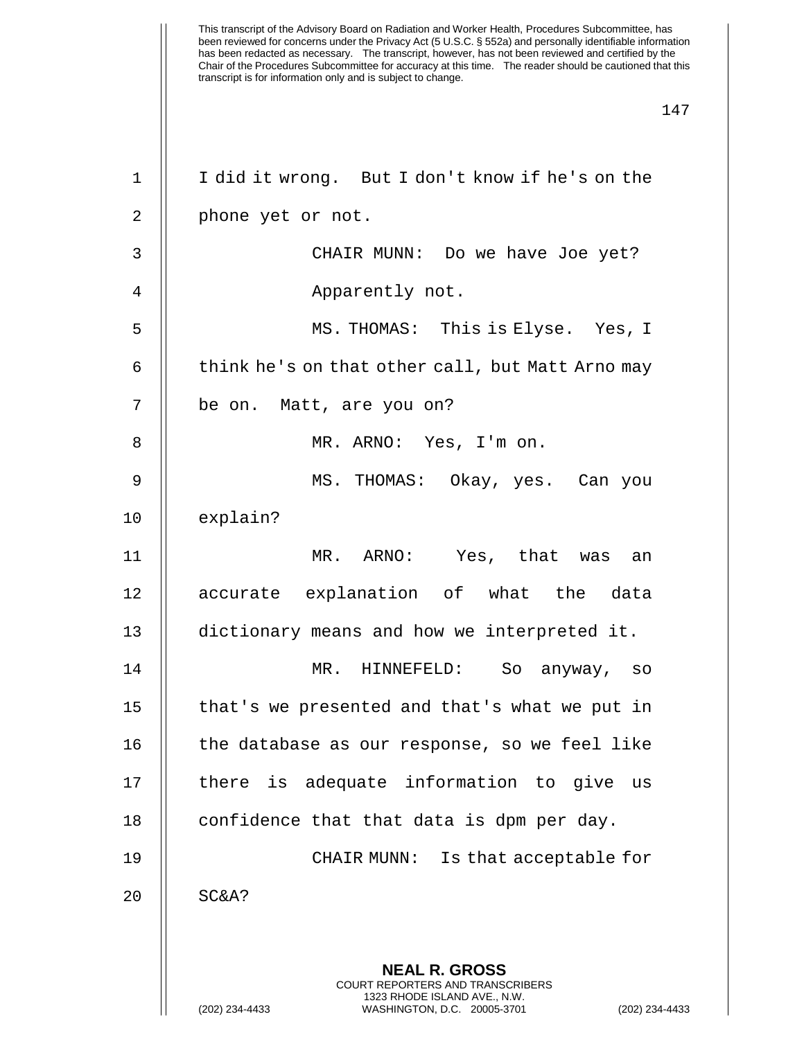I did it wrong. But I don't know if he's on the phone yet or not.

CHAIR MUNN: Do we have Joe yet? Apparently not.

MS. THOMAS: This is Elyse. Yes, I think he's on that other call, but Matt Arno may be on. Matt, are you on?

MR. ARNO: Yes, I'm on.

MS. THOMAS: Okay, yes. Can you explain?

MR. ARNO: Yes, that was an accurate explanation of what the data dictionary means and how we interpreted it.

MR. HINNEFELD: So anyway, so that's we presented and that's what we put in the database as our response, so we feel like there is adequate information to give us confidence that that data is dpm per day.

CHAIR MUNN: Is that acceptable for SC&A?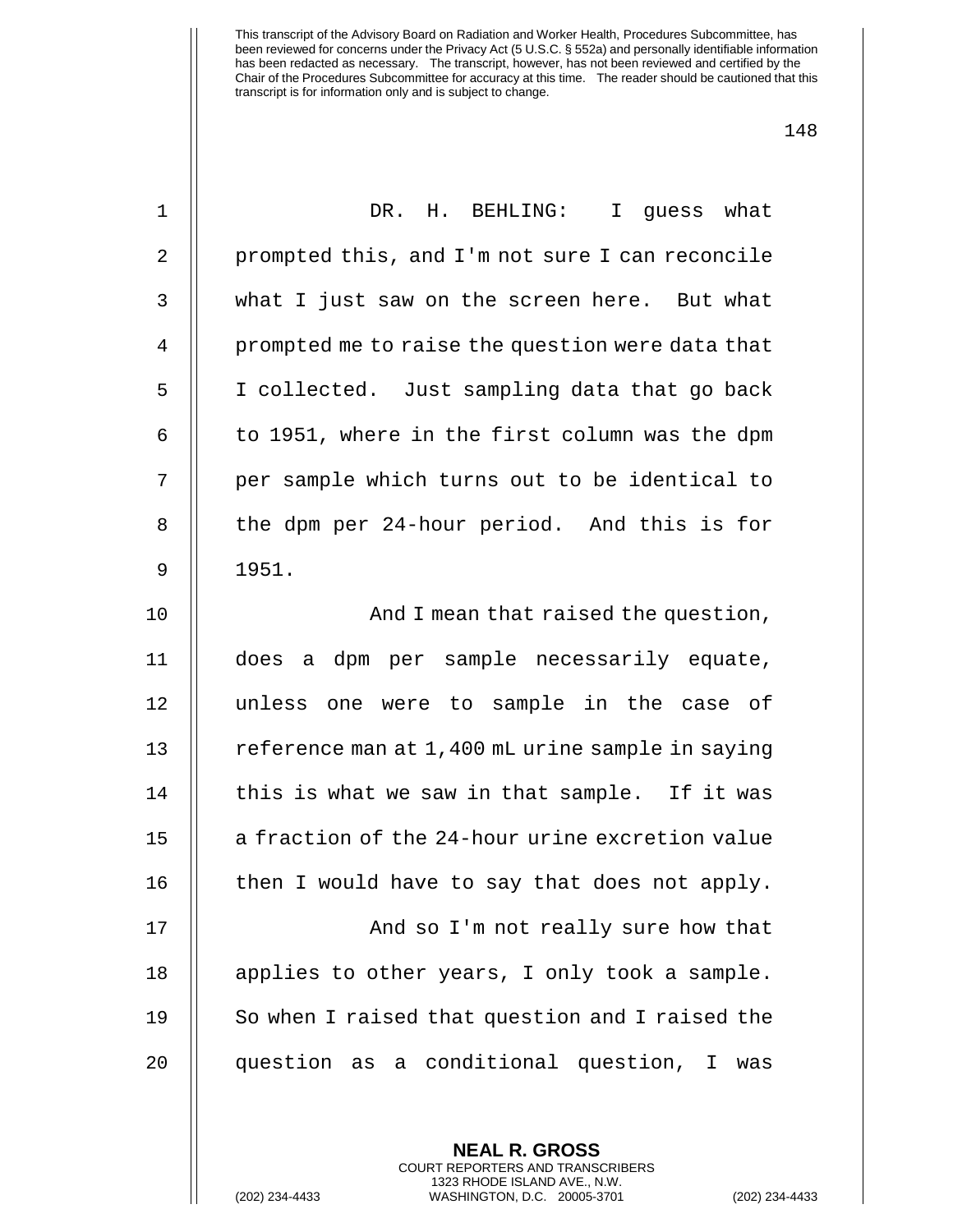DR. H. BEHLING: I guess what prompted this, and I'm not sure I can reconcile what I just saw on the screen here. But what prompted me to raise the question were data that I collected. Just sampling data that go back to 1951, where in the first column was the dpm per sample which turns out to be identical to the dpm per 24-hour period. And this is for 1951.

And I mean that raised the question, does a dpm per sample necessarily equate, unless one were to sample in the case of reference man at 1,400 mL urine sample in saying this is what we saw in that sample. If it was a fraction of the 24-hour urine excretion value then I would have to say that does not apply.

And so I'm not really sure how that applies to other years, I only took a sample. So when I raised that question and I raised the question as a conditional question, I was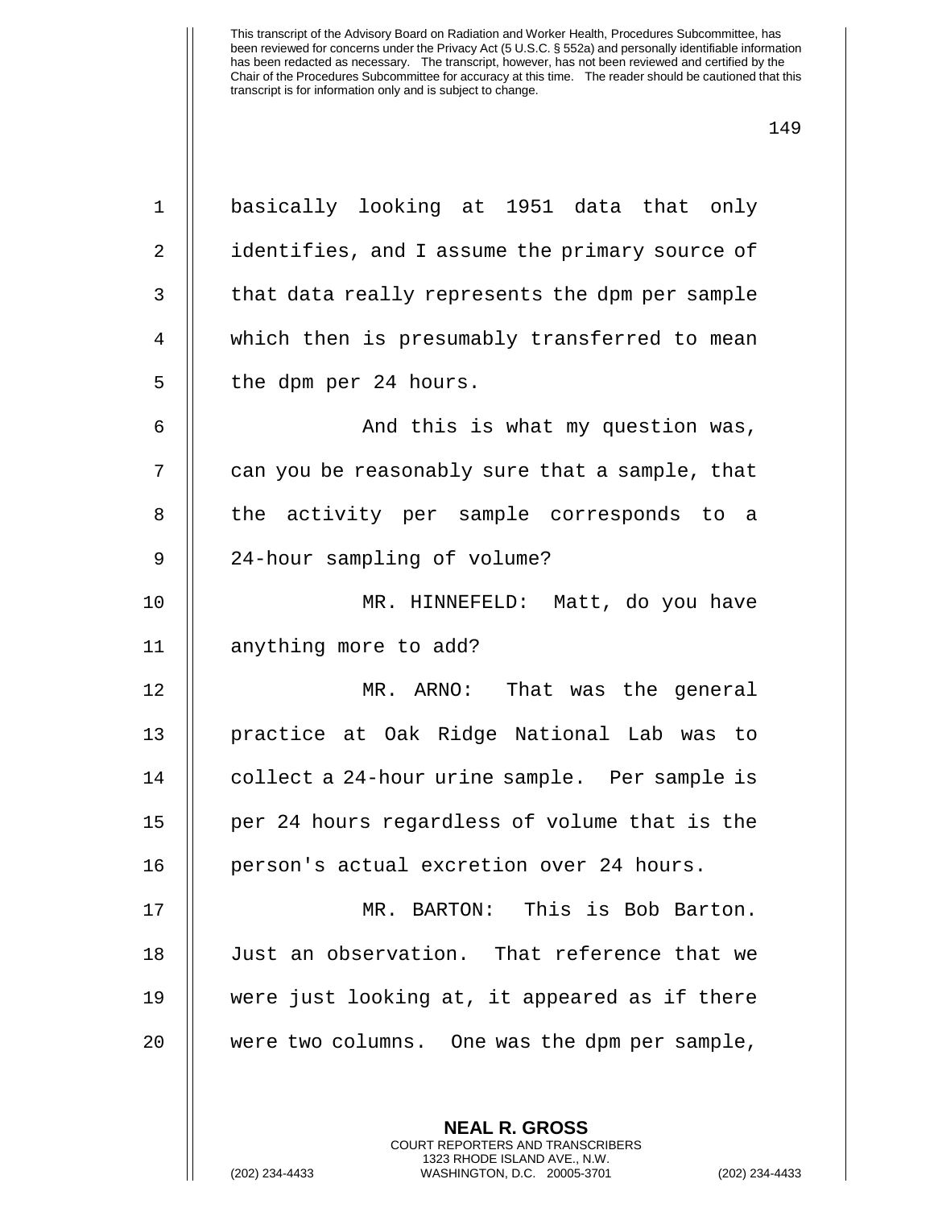basically looking at 1951 data that only identifies, and I assume the primary source of that data really represents the dpm per sample which then is presumably transferred to mean the dpm per 24 hours.

And this is what my question was, can you be reasonably sure that a sample, that the activity per sample corresponds to a 24-hour sampling of volume?

MR. HINNEFELD: Matt, do you have anything more to add?

MR. ARNO: That was the general practice at Oak Ridge National Lab was to collect a 24-hour urine sample. Per sample is per 24 hours regardless of volume that is the person's actual excretion over 24 hours.

MR. BARTON: This is Bob Barton. Just an observation. That reference that we were just looking at, it appeared as if there were two columns. One was the dpm per sample,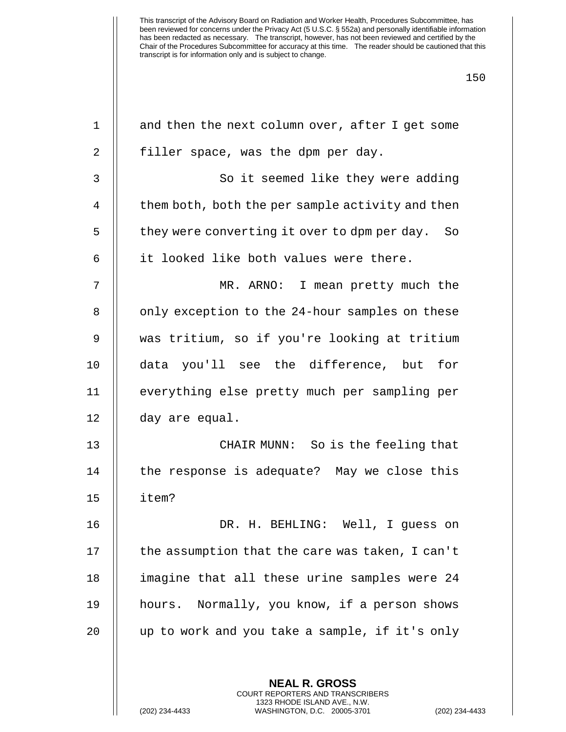and then the next column over, after I get some filler space, was the dpm per day.

So it seemed like they were adding them both, both the per sample activity and then they were converting it over to dpm per day. So it looked like both values were there.

MR. ARNO: I mean pretty much the only exception to the 24-hour samples on these was tritium, so if you're looking at tritium data you'll see the difference, but for everything else pretty much per sampling per day are equal.

CHAIR MUNN: So is the feeling that the response is adequate? May we close this item?

DR. H. BEHLING: Well, I guess on the assumption that the care was taken, I can't imagine that all these urine samples were 24 hours. Normally, you know, if a person shows up to work and you take a sample, if it's only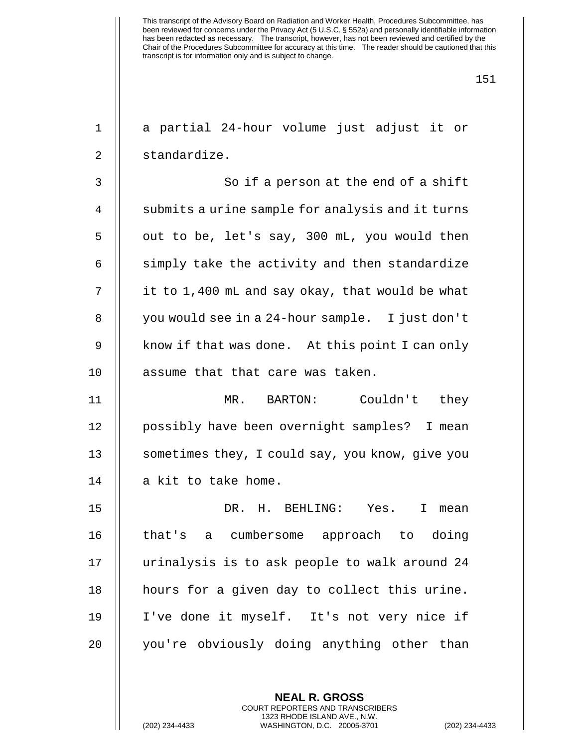a partial 24-hour volume just adjust it or standardize.

So if a person at the end of a shift submits a urine sample for analysis and it turns out to be, let's say, 300 mL, you would then simply take the activity and then standardize it to 1,400 mL and say okay, that would be what you would see in a 24-hour sample. I just don't know if that was done. At this point I can only assume that that care was taken.

MR. BARTON: Couldn't they possibly have been overnight samples? I mean sometimes they, I could say, you know, give you a kit to take home.

DR. H. BEHLING: Yes. I mean that's a cumbersome approach to doing urinalysis is to ask people to walk around 24 hours for a given day to collect this urine. I've done it myself. It's not very nice if you're obviously doing anything other than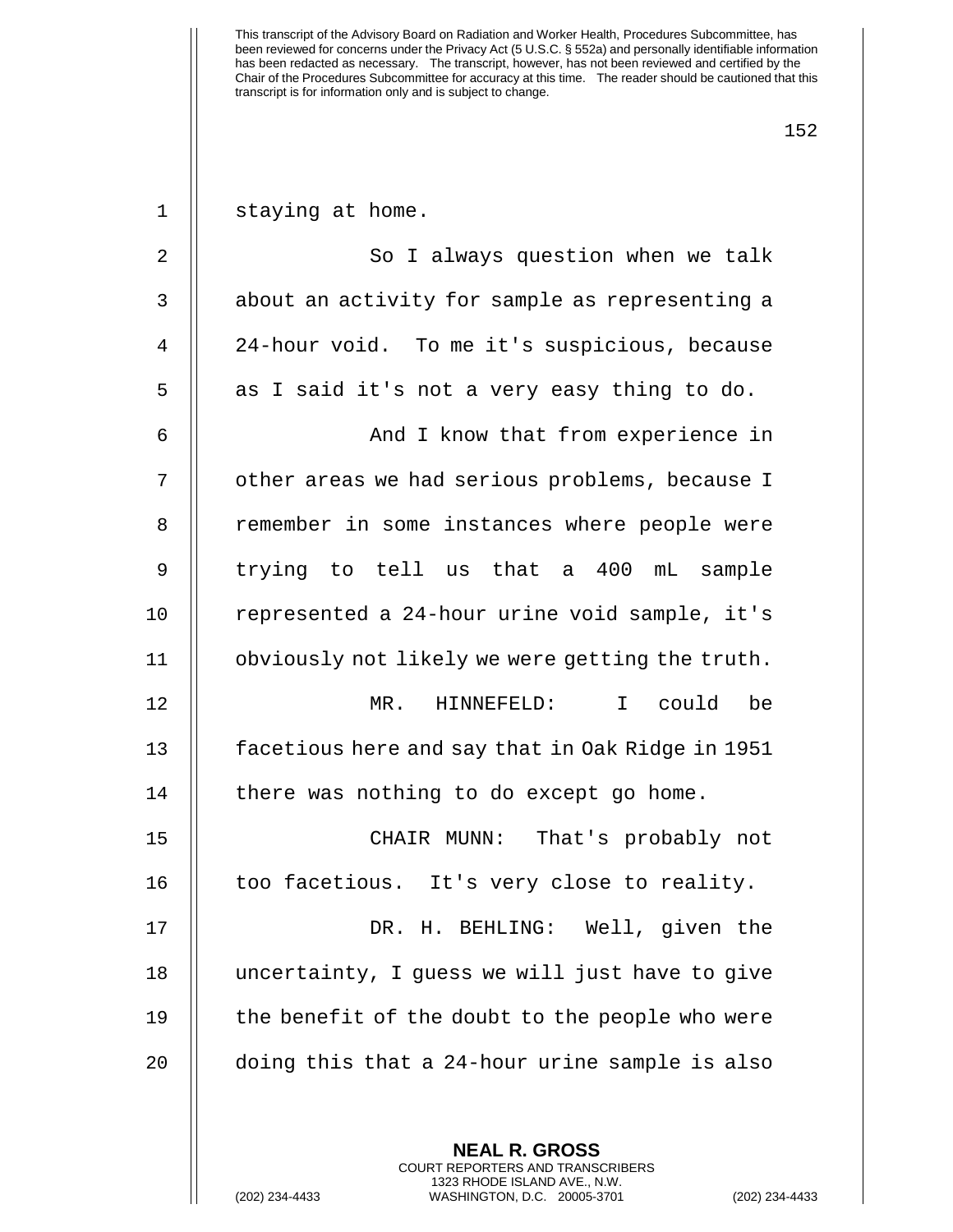staying at home.

So I always question when we talk about an activity for sample as representing a 24-hour void. To me it's suspicious, because as I said it's not a very easy thing to do.

And I know that from experience in other areas we had serious problems, because I remember in some instances where people were trying to tell us that a 400 mL sample represented a 24-hour urine void sample, it's obviously not likely we were getting the truth.

MR. HINNEFELD: I could be facetious here and say that in Oak Ridge in 1951 there was nothing to do except go home.

CHAIR MUNN: That's probably not too facetious. It's very close to reality.

DR. H. BEHLING: Well, given the uncertainty, I guess we will just have to give the benefit of the doubt to the people who were doing this that a 24-hour urine sample is also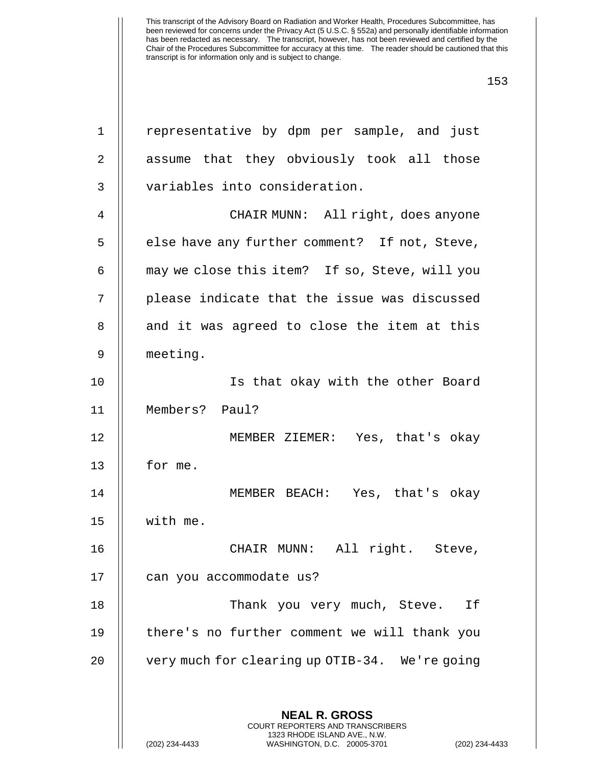representative by dpm per sample, and just assume that they obviously took all those variables into consideration.

CHAIR MUNN: All right, does anyone else have any further comment? If not, Steve, may we close this item? If so, Steve, will you please indicate that the issue was discussed and it was agreed to close the item at this meeting.

Is that okay with the other Board Members? Paul?

MEMBER ZIEMER: Yes, that's okay for me.

MEMBER BEACH: Yes, that's okay with me.

CHAIR MUNN: All right. Steve, can you accommodate us?

Thank you very much, Steve. If there's no further comment we will thank you very much for clearing up OTIB-34. We're going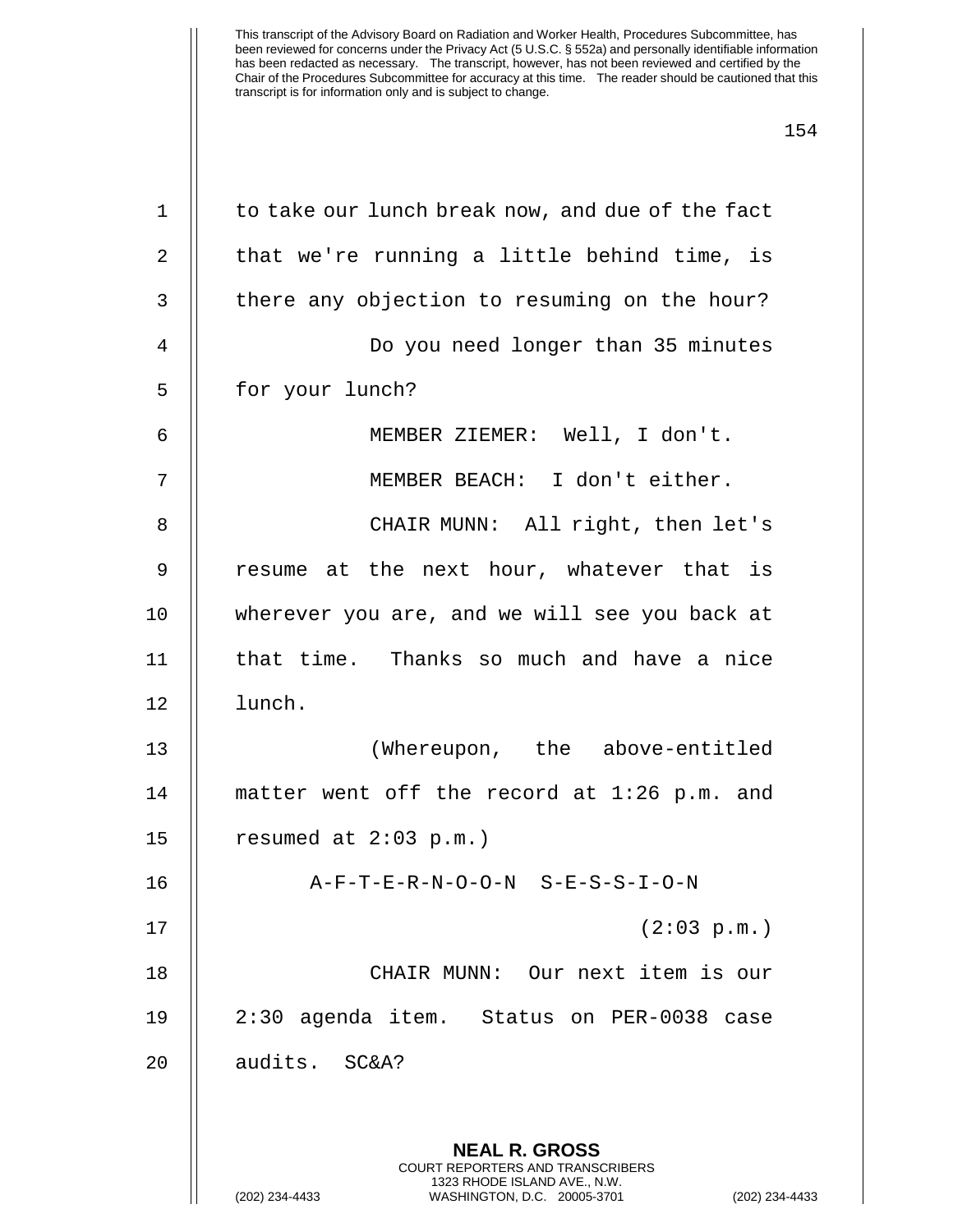to take our lunch break now, and due of the fact that we're running a little behind time, is there any objection to resuming on the hour?

Do you need longer than 35 minutes for your lunch?

MEMBER ZIEMER: Well, I don't.

MEMBER BEACH: I don't either.

CHAIR MUNN: All right, then let's resume at the next hour, whatever that is wherever you are, and we will see you back at that time. Thanks so much and have a nice lunch.

(Whereupon, the above-entitled matter went off the record at 1:26 p.m. and resumed at 2:03 p.m.)

A-F-T-E-R-N-O-O-N S-E-S-S-I-O-N

(2:03 p.m.)

CHAIR MUNN: Our next item is our 2:30 agenda item. Status on PER-0038 case audits. SC&A?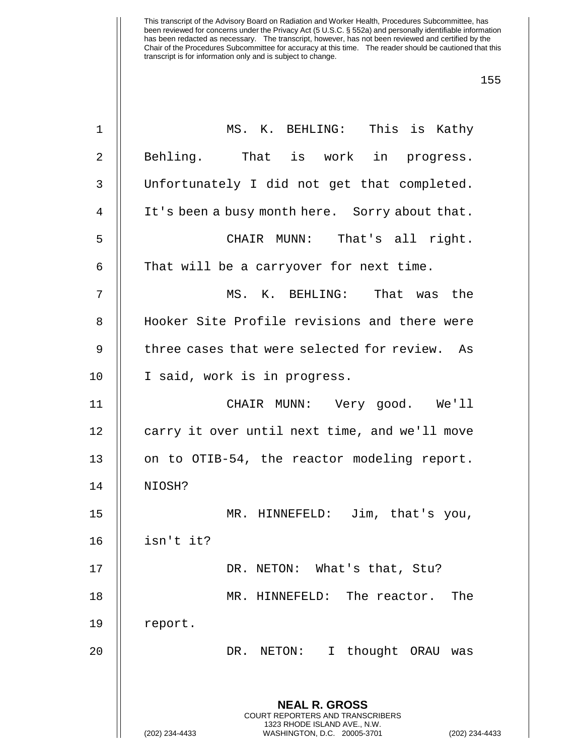MS. K. BEHLING: This is Kathy Behling. That is work in progress. Unfortunately I did not get that completed. It's been a busy month here. Sorry about that.

CHAIR MUNN: That's all right. That will be a carryover for next time.

MS. K. BEHLING: That was the Hooker Site Profile revisions and there were three cases that were selected for review. As I said, work is in progress.

CHAIR MUNN: Very good. We'll carry it over until next time, and we'll move on to OTIB-54, the reactor modeling report. NIOSH?

MR. HINNEFELD: Jim, that's you, isn't it?

DR. NETON: What's that, Stu?

MR. HINNEFELD: The reactor. The report.

DR. NETON: I thought ORAU was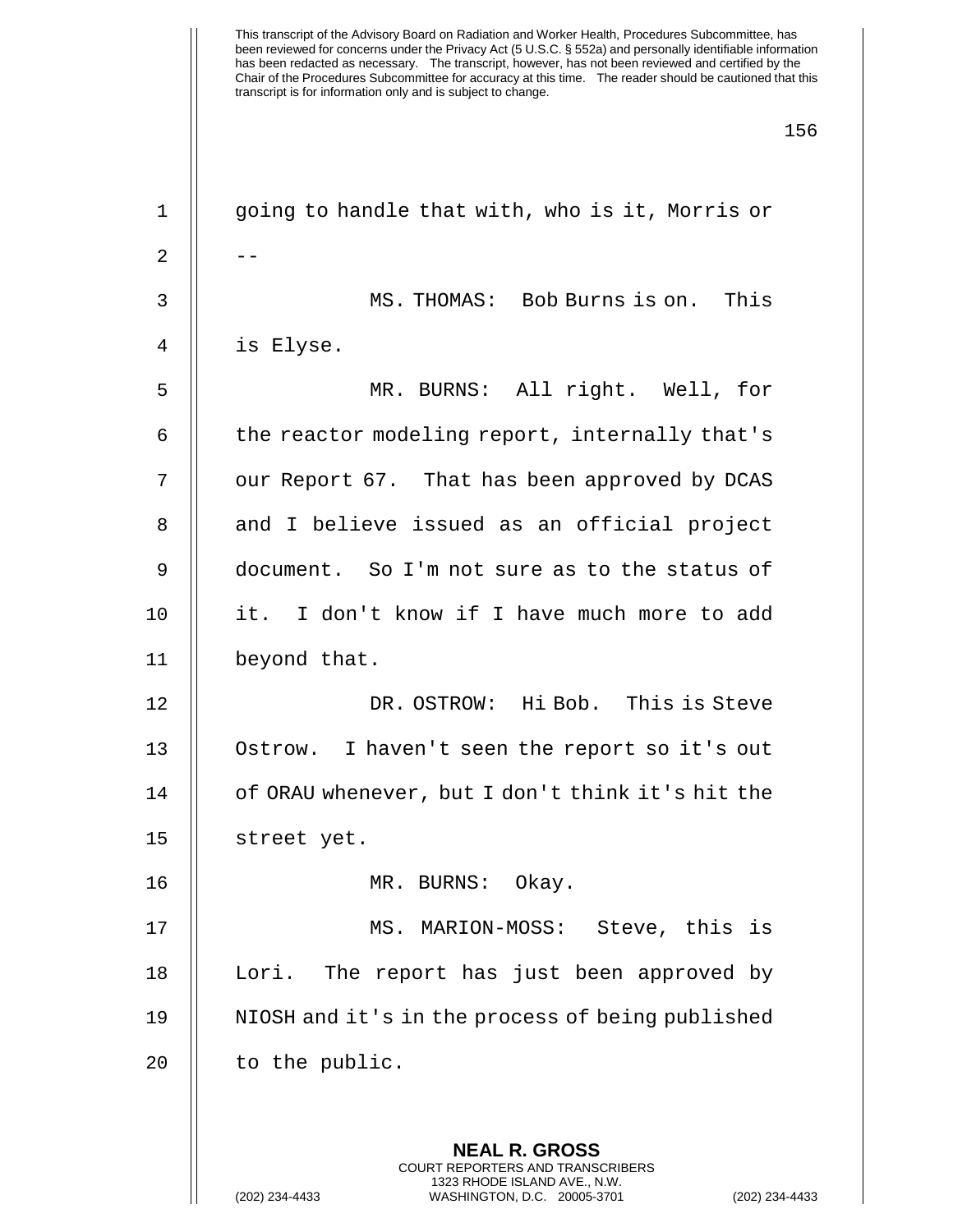going to handle that with, who is it, Morris or --

MS. THOMAS: Bob Burns is on. This is Elyse.

MR. BURNS: All right. Well, for the reactor modeling report, internally that's our Report 67. That has been approved by DCAS and I believe issued as an official project document. So I'm not sure as to the status of it. I don't know if I have much more to add beyond that.

DR. OSTROW: Hi Bob. This is Steve Ostrow. I haven't seen the report so it's out of ORAU whenever, but I don't think it's hit the street yet.

MR. BURNS: Okay.

MS. MARION-MOSS: Steve, this is Lori. The report has just been approved by NIOSH and it's in the process of being published to the public.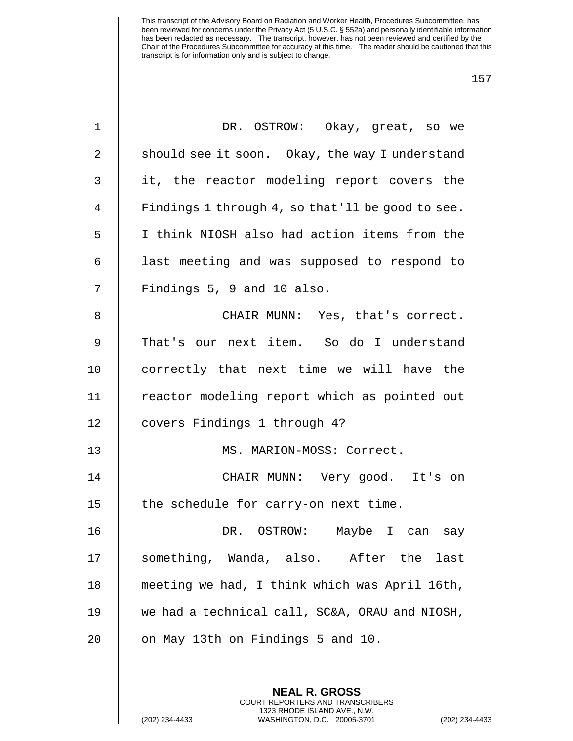DR. OSTROW: Okay, great, so we should see it soon. Okay, the way I understand it, the reactor modeling report covers the Findings 1 through 4, so that'll be good to see. I think NIOSH also had action items from the last meeting and was supposed to respond to Findings 5, 9 and 10 also.

CHAIR MUNN: Yes, that's correct. That's our next item. So do I understand correctly that next time we will have the reactor modeling report which as pointed out covers Findings 1 through 4?

MS. MARION-MOSS: Correct.

CHAIR MUNN: Very good. It's on the schedule for carry-on next time.

DR. OSTROW: Maybe I can say something, Wanda, also. After the last meeting we had, I think which was April 16th, we had a technical call, SC&A, ORAU and NIOSH, on May 13th on Findings 5 and 10.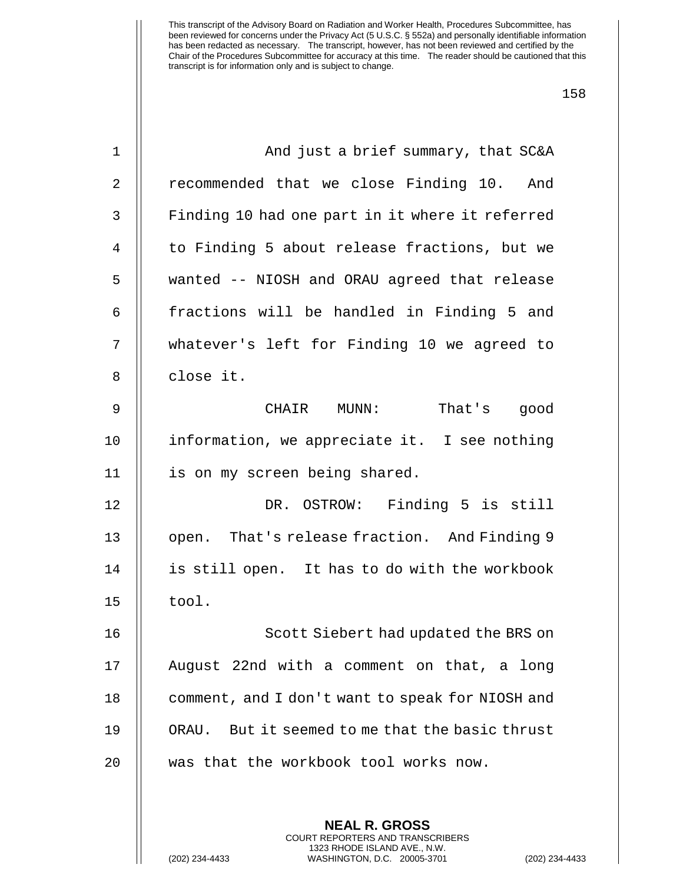And just a brief summary, that SC&A recommended that we close Finding 10. And Finding 10 had one part in it where it referred to Finding 5 about release fractions, but we wanted -- NIOSH and ORAU agreed that release fractions will be handled in Finding 5 and whatever's left for Finding 10 we agreed to close it.

CHAIR MUNN: That's good information, we appreciate it. I see nothing is on my screen being shared.

DR. OSTROW: Finding 5 is still open. That's release fraction. And Finding 9 is still open. It has to do with the workbook tool.

Scott Siebert had updated the BRS on August 22nd with a comment on that, a long comment, and I don't want to speak for NIOSH and ORAU. But it seemed to me that the basic thrust was that the workbook tool works now.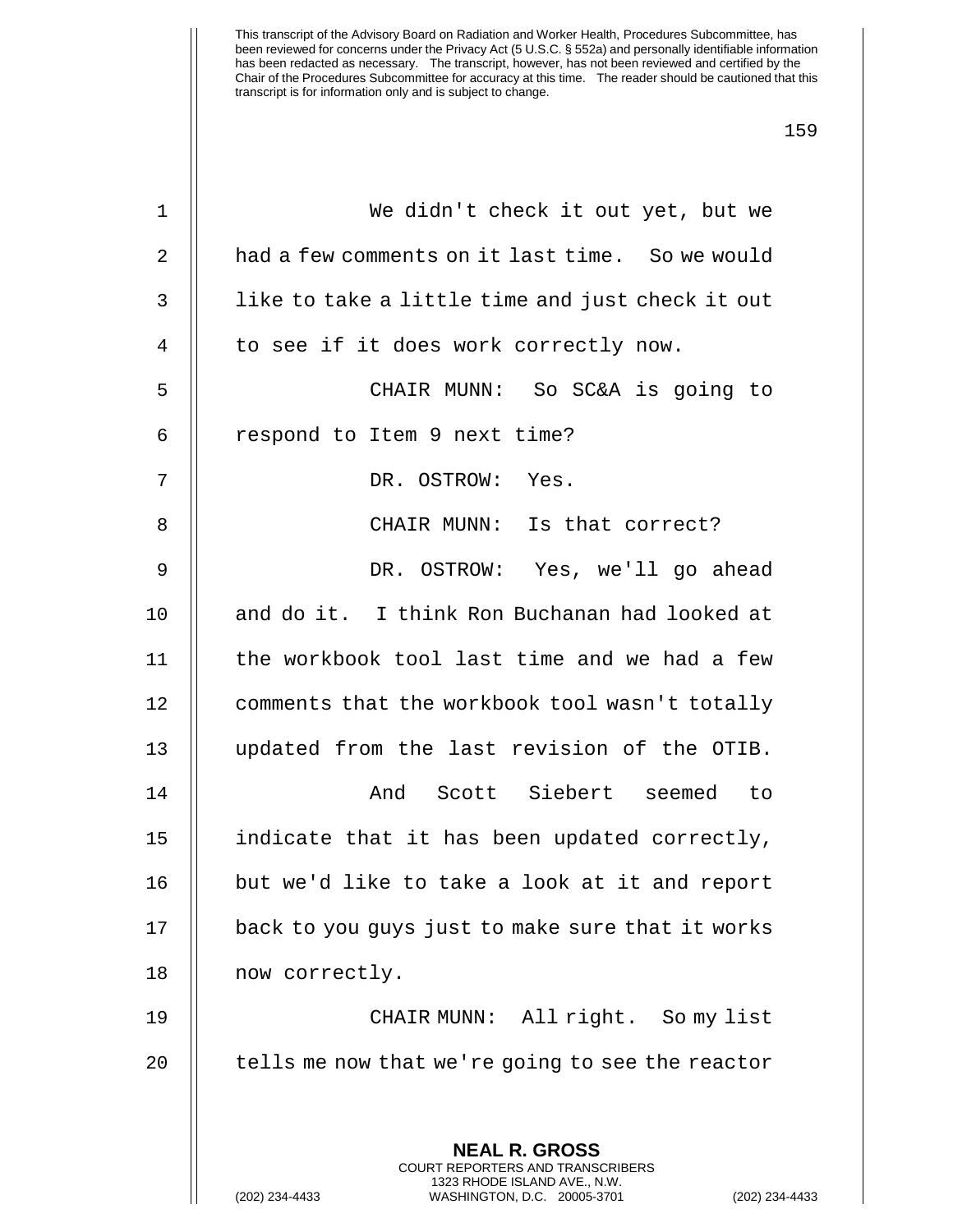We didn't check it out yet, but we had a few comments on it last time. So we would like to take a little time and just check it out to see if it does work correctly now.

CHAIR MUNN: So SC&A is going to respond to Item 9 next time?

DR. OSTROW: Yes.

CHAIR MUNN: Is that correct?

DR. OSTROW: Yes, we'll go ahead and do it. I think Ron Buchanan had looked at the workbook tool last time and we had a few comments that the workbook tool wasn't totally updated from the last revision of the OTIB.

And Scott Siebert seemed to indicate that it has been updated correctly, but we'd like to take a look at it and report back to you guys just to make sure that it works now correctly.

CHAIR MUNN: All right. So my list tells me now that we're going to see the reactor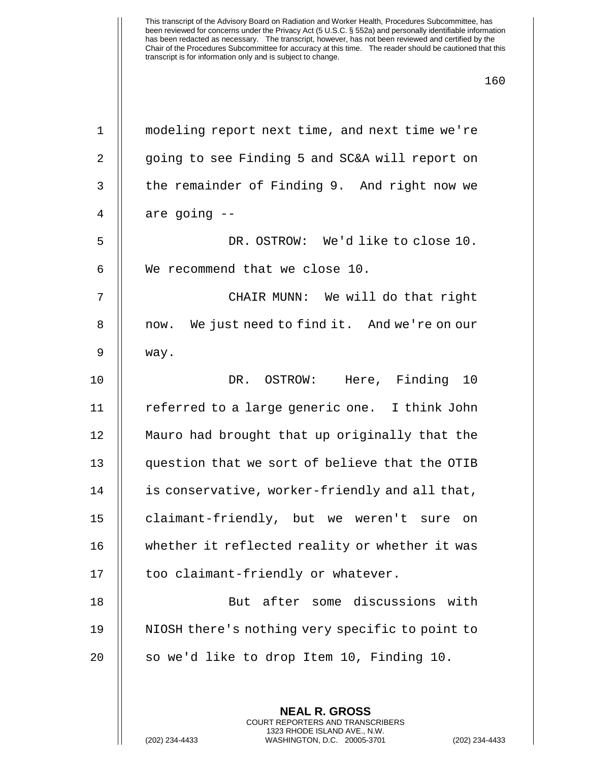This transcript of the Advisory Board on Radiation and Worker Health, Procedures Subcommittee, has been reviewed for concerns under the Privacy Act (5 U.S.C. § 552a) and personally identifiable information has been redacted as necessary. The transcript, however, has not been reviewed and certified by the Chair of the Procedures Subcommittee for accuracy at this time. The reader should be cautioned that this transcript is for information only and is subject to change.

modeling report next time, and next time we're going to see Finding 5 and SC&A will report on the remainder of Finding 9. And right now we are going --

DR. OSTROW: We'd like to close 10. We recommend that we close 10.

CHAIR MUNN: We will do that right now. We just need to find it. And we're on our way.

DR. OSTROW: Here, Finding 10 referred to a large generic one. I think John Mauro had brought that up originally that the question that we sort of believe that the OTIB is conservative, worker-friendly and all that, claimant-friendly, but we weren't sure on whether it reflected reality or whether it was too claimant-friendly or whatever.

But after some discussions with NIOSH there's nothing very specific to point to so we'd like to drop Item 10, Finding 10.

**NEAL R. GROSS**
COURT REPORTERS AND TRANSCRIBERS
1323 RHODE ISLAND AVE., N.W.
(202) 234-4433 WASHINGTON, D.C. 20005-3701 (202) 234-4433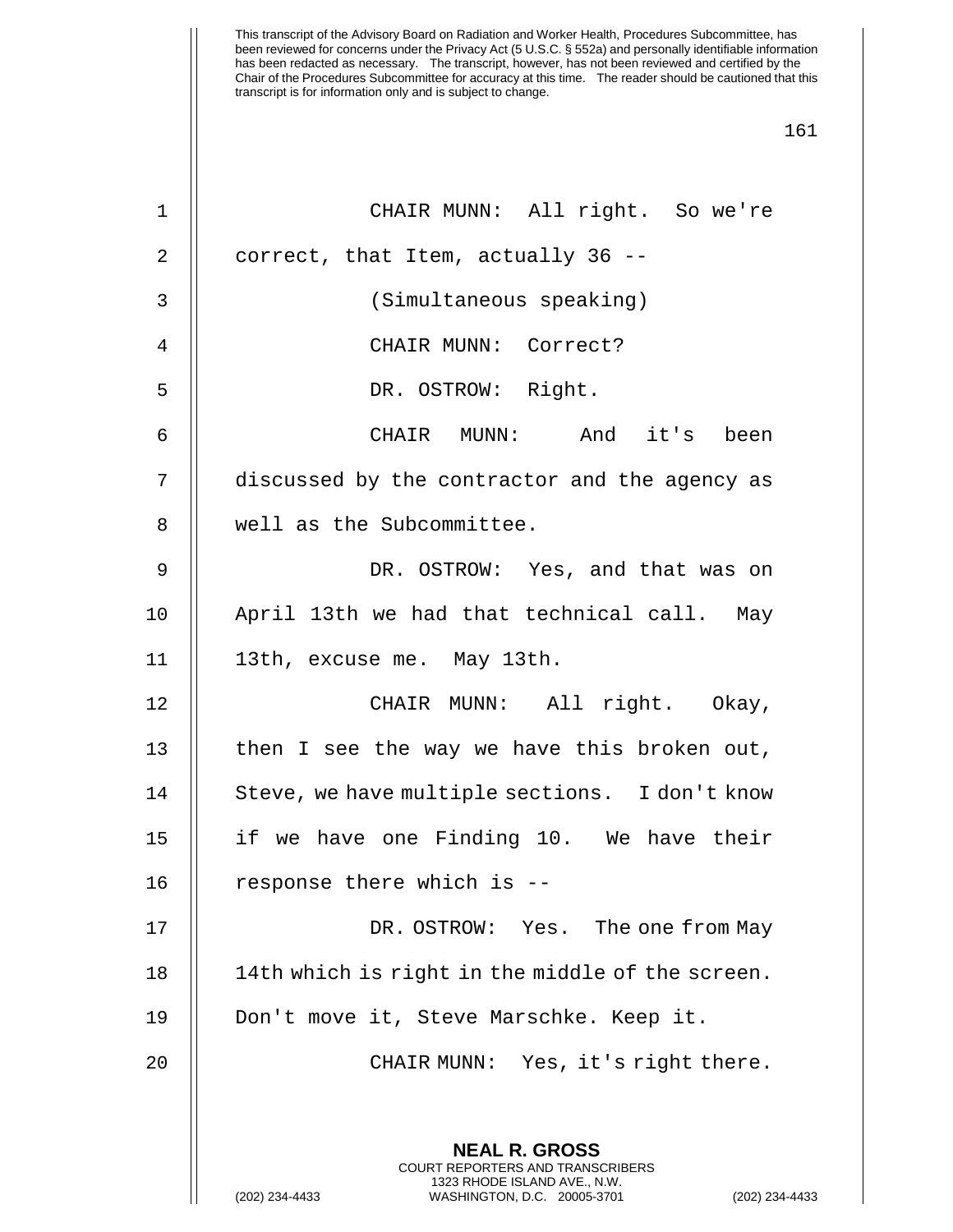CHAIR MUNN: All right. So we're correct, that Item, actually 36 --

(Simultaneous speaking)

CHAIR MUNN: Correct?

DR. OSTROW: Right.

CHAIR MUNN: And it's been discussed by the contractor and the agency as well as the Subcommittee.

DR. OSTROW: Yes, and that was on April 13th we had that technical call. May 13th, excuse me. May 13th.

CHAIR MUNN: All right. Okay, then I see the way we have this broken out, Steve, we have multiple sections. I don't know if we have one Finding 10. We have their response there which is --

DR. OSTROW: Yes. The one from May 14th which is right in the middle of the screen. Don't move it, Steve Marschke. Keep it.

CHAIR MUNN: Yes, it's right there.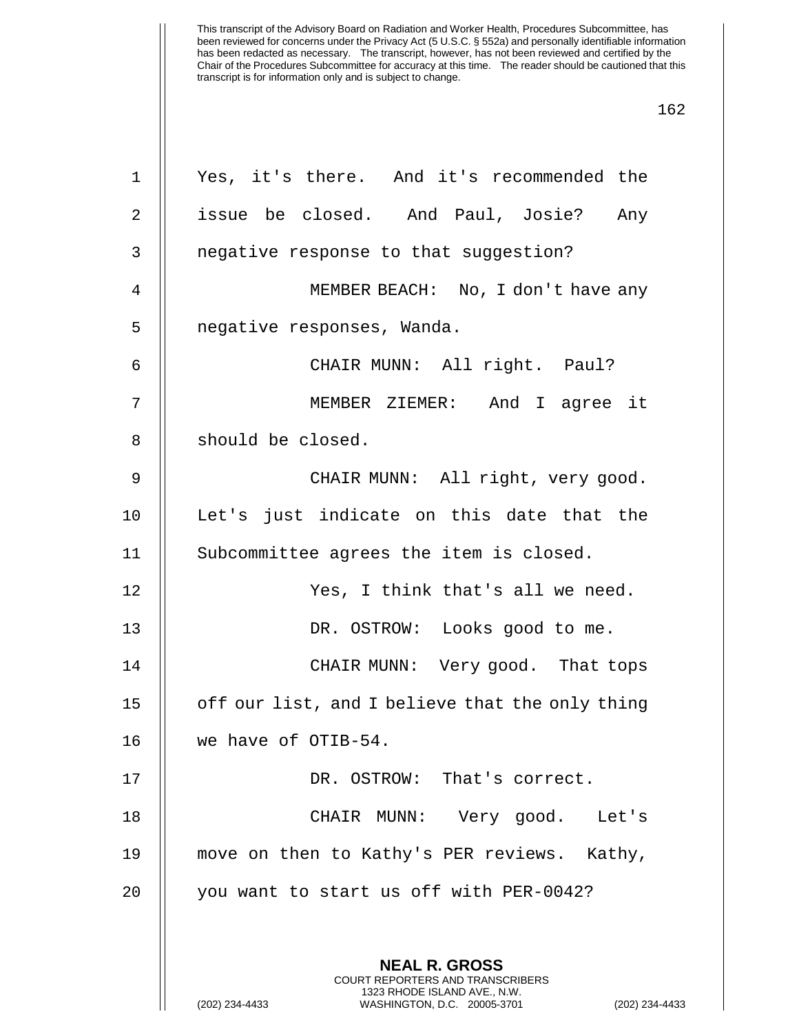Yes, it's there. And it's recommended the issue be closed. And Paul, Josie? Any negative response to that suggestion?

MEMBER BEACH: No, I don't have any negative responses, Wanda.

CHAIR MUNN: All right. Paul?

MEMBER ZIEMER: And I agree it should be closed.

CHAIR MUNN: All right, very good. Let's just indicate on this date that the Subcommittee agrees the item is closed.

Yes, I think that's all we need.

DR. OSTROW: Looks good to me.

CHAIR MUNN: Very good. That tops off our list, and I believe that the only thing we have of OTIB-54.

DR. OSTROW: That's correct.

CHAIR MUNN: Very good. Let's move on then to Kathy's PER reviews. Kathy, you want to start us off with PER-0042?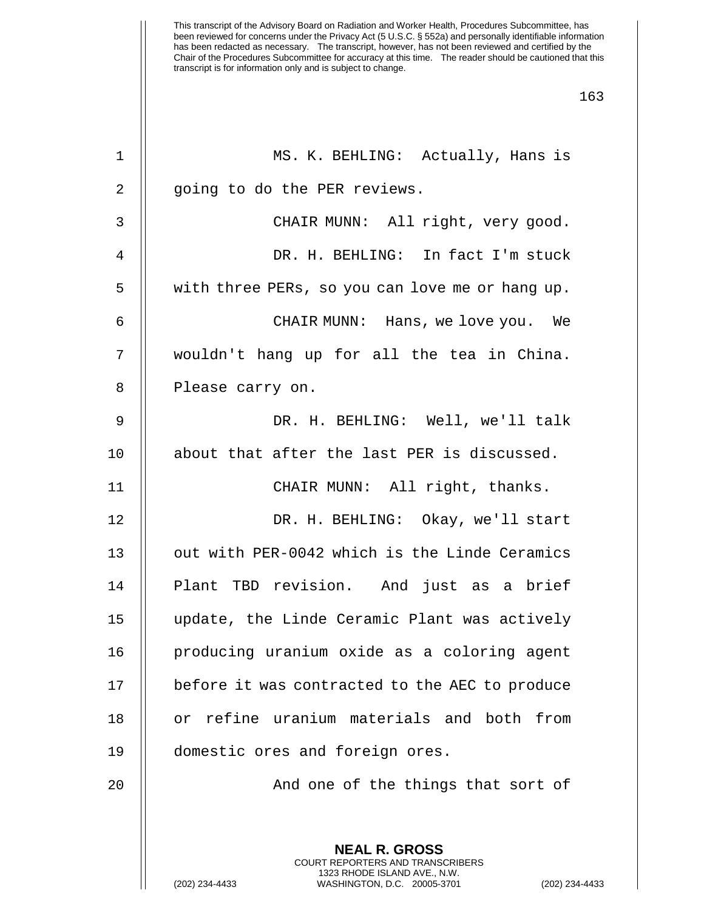MS. K. BEHLING: Actually, Hans is going to do the PER reviews.

CHAIR MUNN: All right, very good.

DR. H. BEHLING: In fact I'm stuck with three PERs, so you can love me or hang up.

CHAIR MUNN: Hans, we love you. We wouldn't hang up for all the tea in China. Please carry on.

DR. H. BEHLING: Well, we'll talk about that after the last PER is discussed.

CHAIR MUNN: All right, thanks.

DR. H. BEHLING: Okay, we'll start out with PER-0042 which is the Linde Ceramics Plant TBD revision. And just as a brief update, the Linde Ceramic Plant was actively producing uranium oxide as a coloring agent before it was contracted to the AEC to produce or refine uranium materials and both from domestic ores and foreign ores.

And one of the things that sort of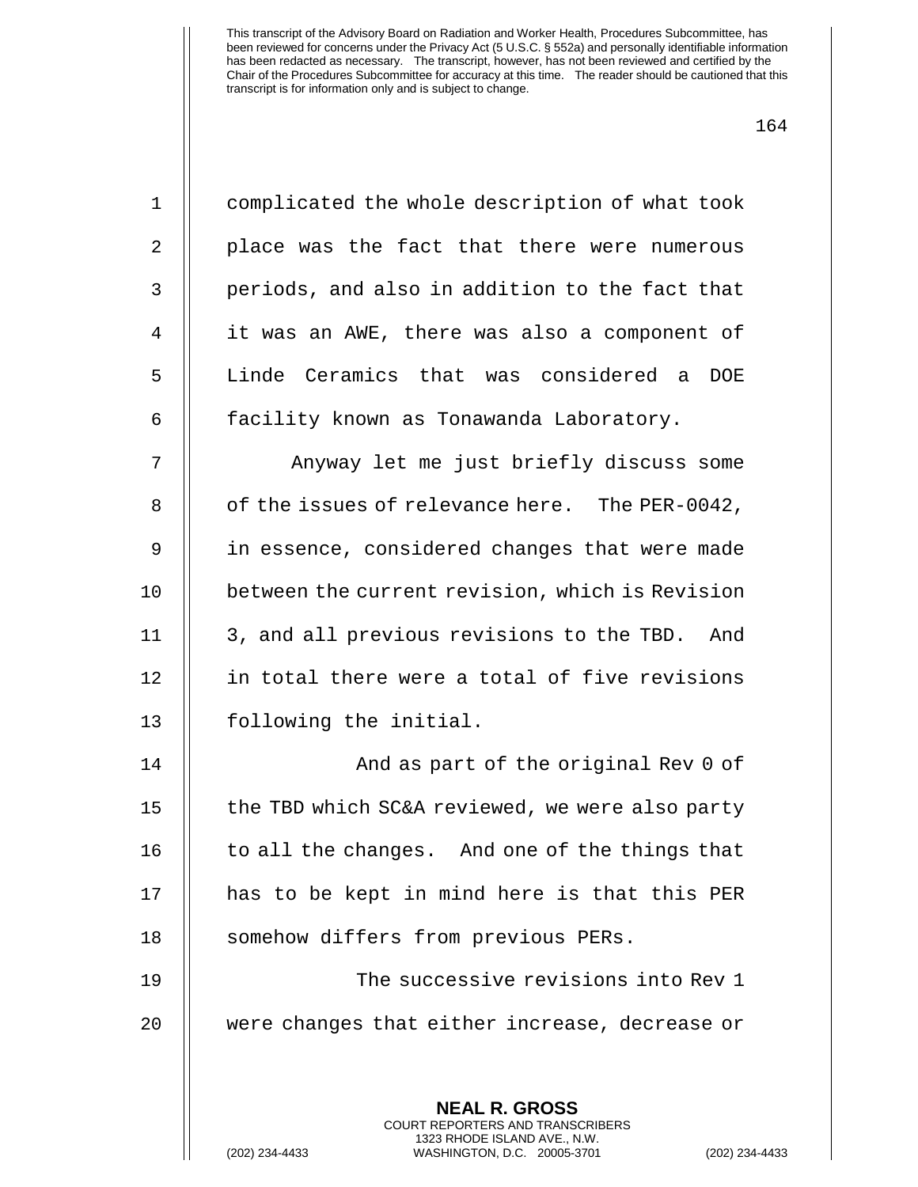complicated the whole description of what took place was the fact that there were numerous periods, and also in addition to the fact that it was an AWE, there was also a component of Linde Ceramics that was considered a DOE facility known as Tonawanda Laboratory.

Anyway let me just briefly discuss some of the issues of relevance here. The PER-0042, in essence, considered changes that were made between the current revision, which is Revision 3, and all previous revisions to the TBD. And in total there were a total of five revisions following the initial.

And as part of the original Rev 0 of the TBD which SC&A reviewed, we were also party to all the changes. And one of the things that has to be kept in mind here is that this PER somehow differs from previous PERs.

The successive revisions into Rev 1 were changes that either increase, decrease or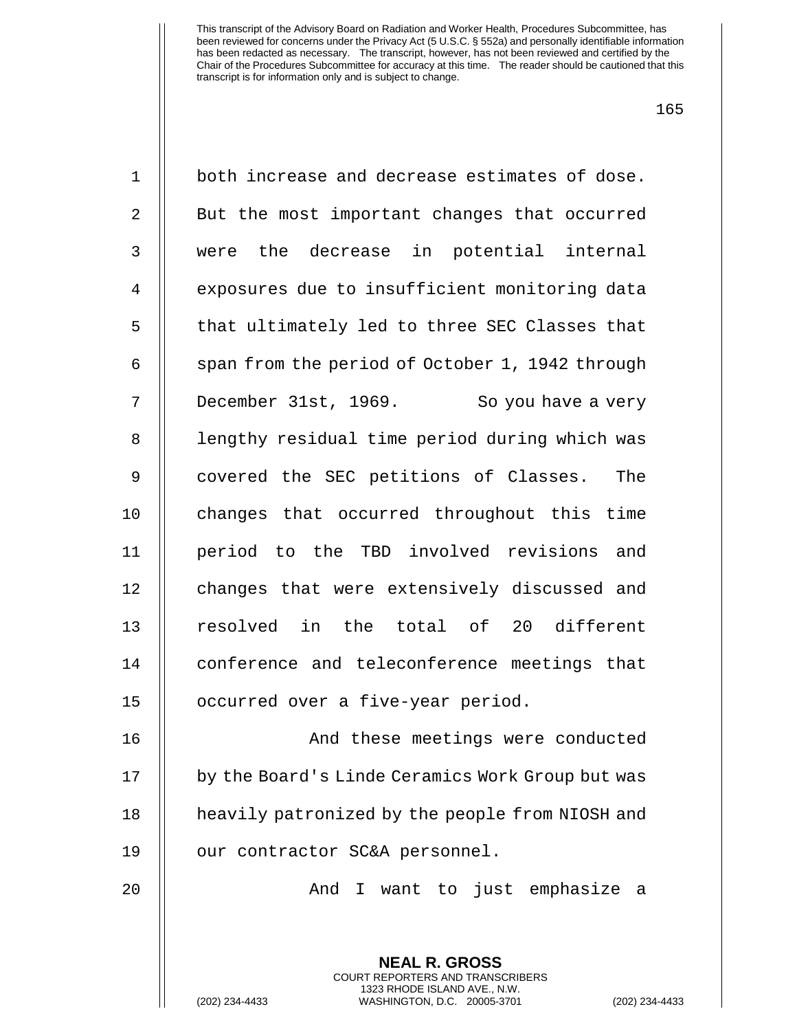both increase and decrease estimates of dose. But the most important changes that occurred were the decrease in potential internal exposures due to insufficient monitoring data that ultimately led to three SEC Classes that span from the period of October 1, 1942 through December 31st, 1969. So you have a very lengthy residual time period during which was covered the SEC petitions of Classes. The changes that occurred throughout this time period to the TBD involved revisions and changes that were extensively discussed and resolved in the total of 20 different conference and teleconference meetings that occurred over a five-year period.

And these meetings were conducted by the Board's Linde Ceramics Work Group but was heavily patronized by the people from NIOSH and our contractor SC&A personnel.

And I want to just emphasize a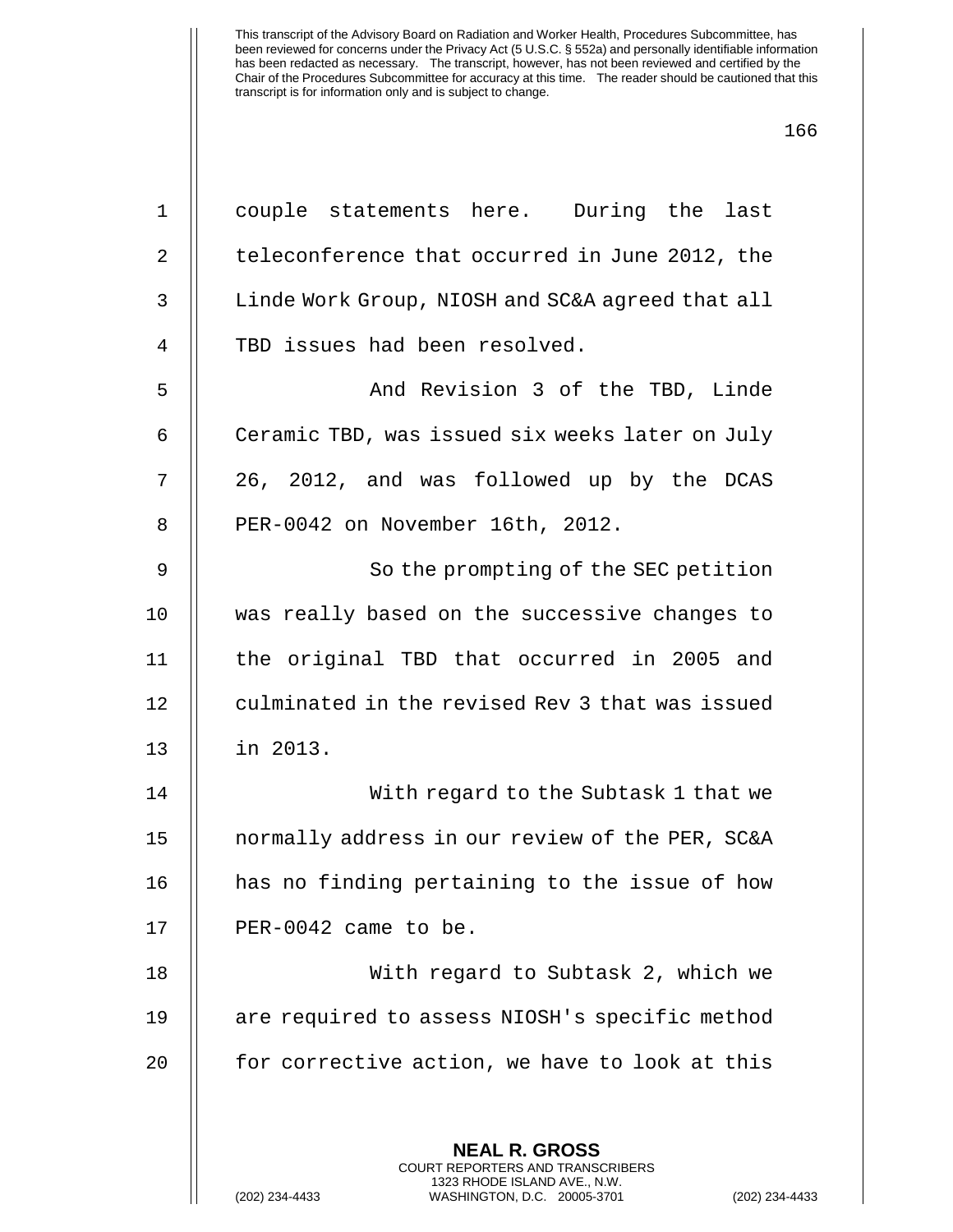couple statements here. During the last teleconference that occurred in June 2012, the Linde Work Group, NIOSH and SC&A agreed that all TBD issues had been resolved.

And Revision 3 of the TBD, Linde Ceramic TBD, was issued six weeks later on July 26, 2012, and was followed up by the DCAS PER-0042 on November 16th, 2012.

So the prompting of the SEC petition was really based on the successive changes to the original TBD that occurred in 2005 and culminated in the revised Rev 3 that was issued in 2013.

With regard to the Subtask 1 that we normally address in our review of the PER, SC&A has no finding pertaining to the issue of how PER-0042 came to be.

With regard to Subtask 2, which we are required to assess NIOSH's specific method for corrective action, we have to look at this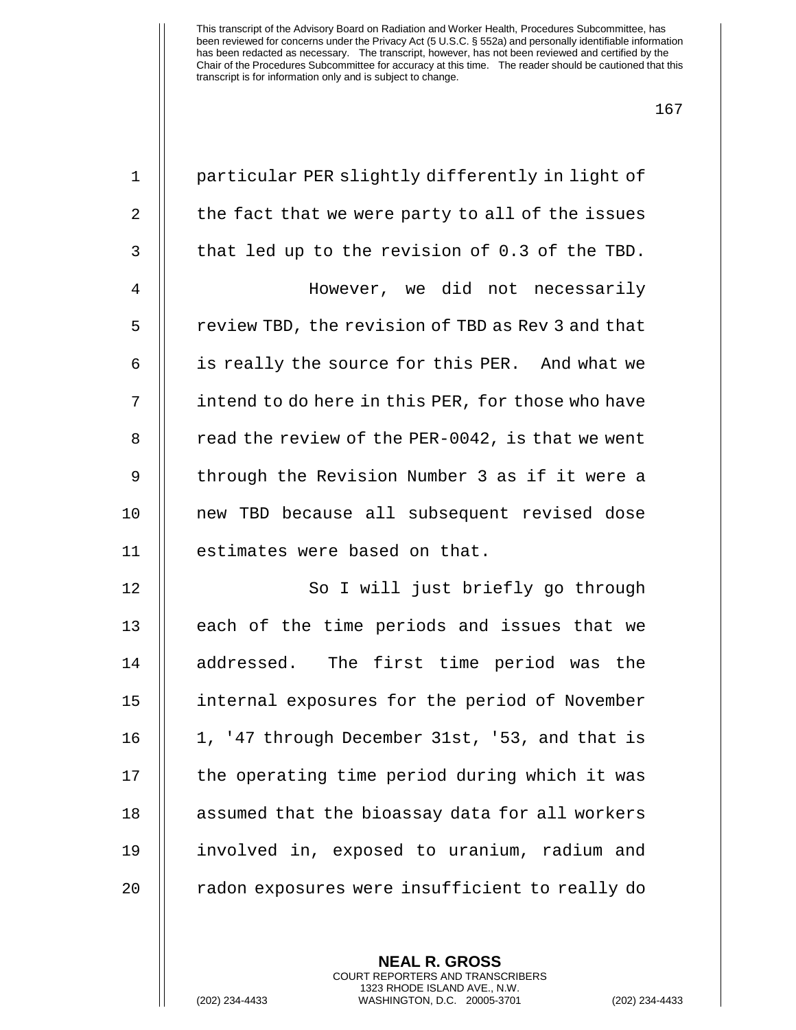This transcript of the Advisory Board on Radiation and Worker Health, Procedures Subcommittee, has been reviewed for concerns under the Privacy Act (5 U.S.C. § 552a) and personally identifiable information has been redacted as necessary. The transcript, however, has not been reviewed and certified by the Chair of the Procedures Subcommittee for accuracy at this time. The reader should be cautioned that this transcript is for information only and is subject to change.

particular PER slightly differently in light of the fact that we were party to all of the issues that led up to the revision of 0.3 of the TBD.

However, we did not necessarily review TBD, the revision of TBD as Rev 3 and that is really the source for this PER. And what we intend to do here in this PER, for those who have read the review of the PER-0042, is that we went through the Revision Number 3 as if it were a new TBD because all subsequent revised dose estimates were based on that.

So I will just briefly go through each of the time periods and issues that we addressed. The first time period was the internal exposures for the period of November 1, '47 through December 31st, '53, and that is the operating time period during which it was assumed that the bioassay data for all workers involved in, exposed to uranium, radium and radon exposures were insufficient to really do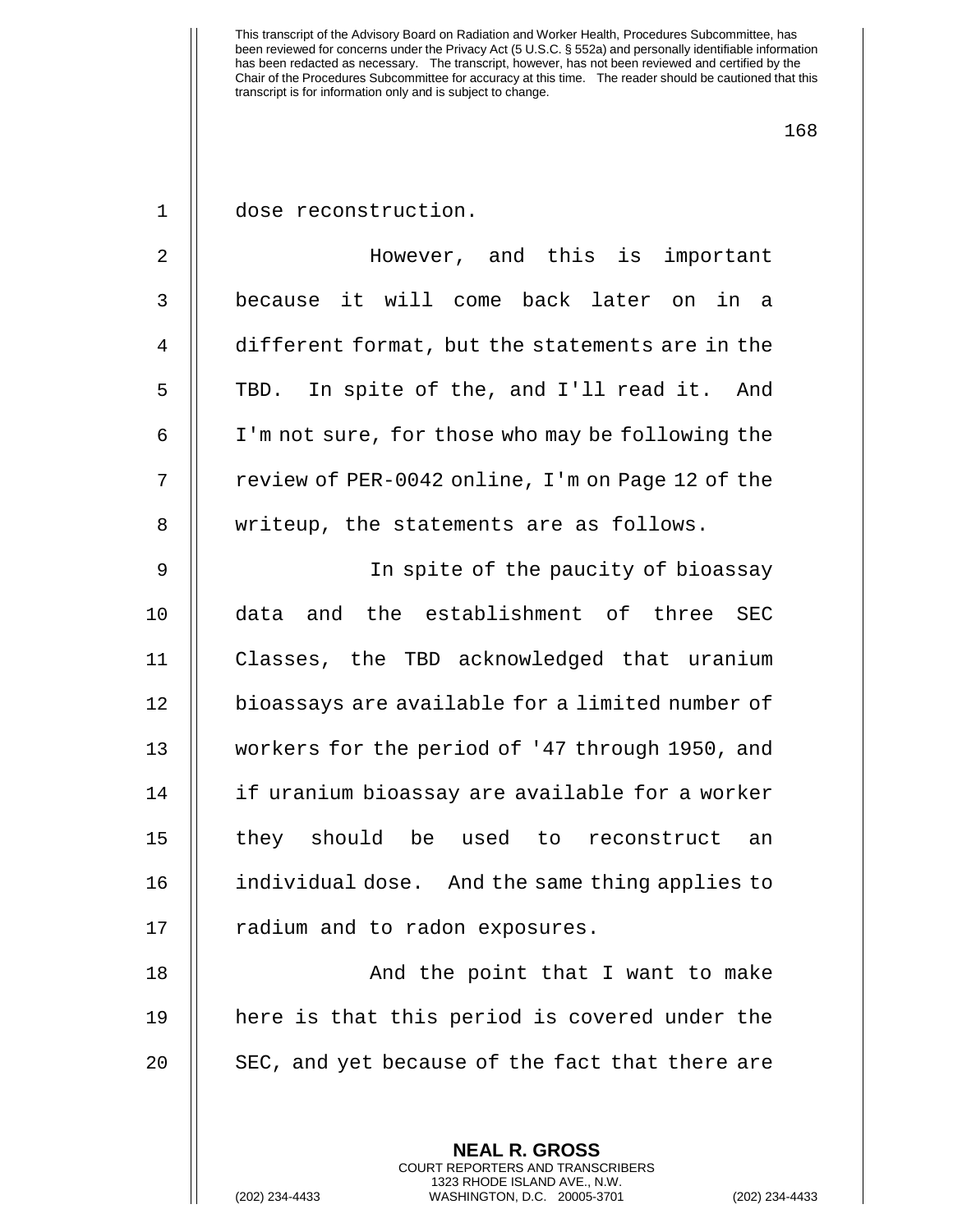dose reconstruction.

However, and this is important because it will come back later on in a different format, but the statements are in the TBD. In spite of the, and I'll read it. And I'm not sure, for those who may be following the review of PER-0042 online, I'm on Page 12 of the writeup, the statements are as follows.

In spite of the paucity of bioassay data and the establishment of three SEC Classes, the TBD acknowledged that uranium bioassays are available for a limited number of workers for the period of '47 through 1950, and if uranium bioassay are available for a worker they should be used to reconstruct an individual dose. And the same thing applies to radium and to radon exposures.

And the point that I want to make here is that this period is covered under the SEC, and yet because of the fact that there are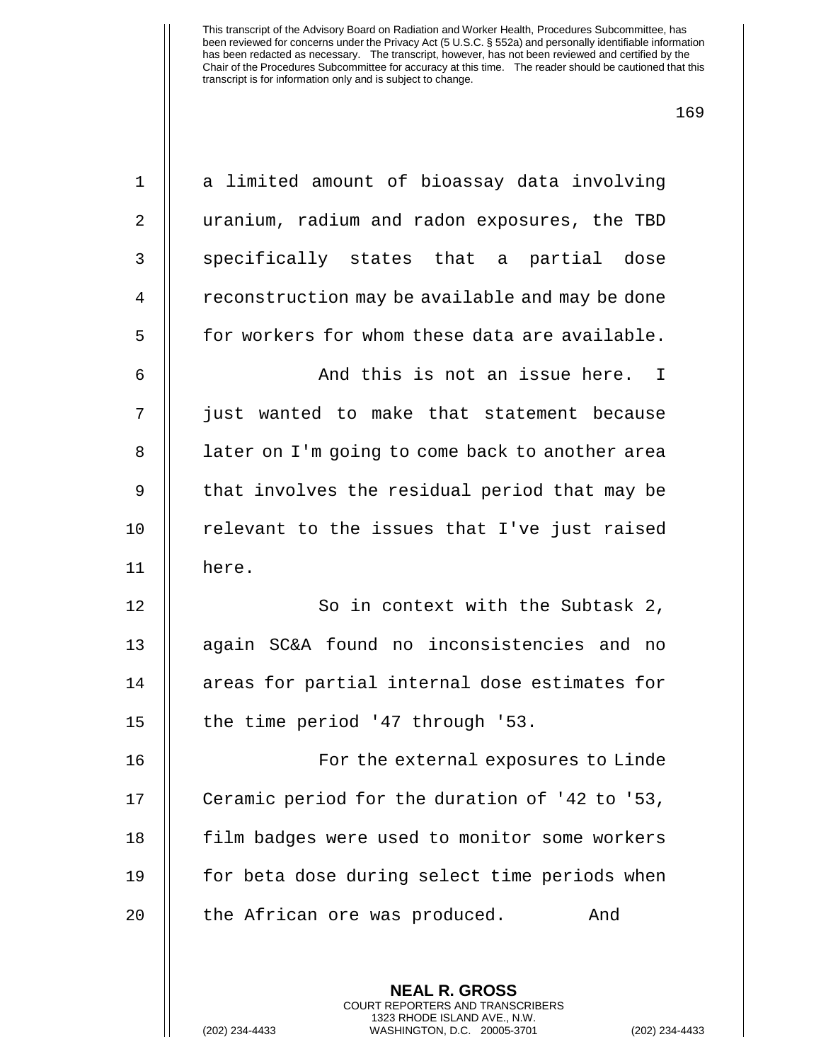a limited amount of bioassay data involving uranium, radium and radon exposures, the TBD specifically states that a partial dose reconstruction may be available and may be done for workers for whom these data are available.

And this is not an issue here. I just wanted to make that statement because later on I'm going to come back to another area that involves the residual period that may be relevant to the issues that I've just raised here.

So in context with the Subtask 2, again SC&A found no inconsistencies and no areas for partial internal dose estimates for the time period '47 through '53.

For the external exposures to Linde Ceramic period for the duration of '42 to '53, film badges were used to monitor some workers for beta dose during select time periods when the African ore was produced. And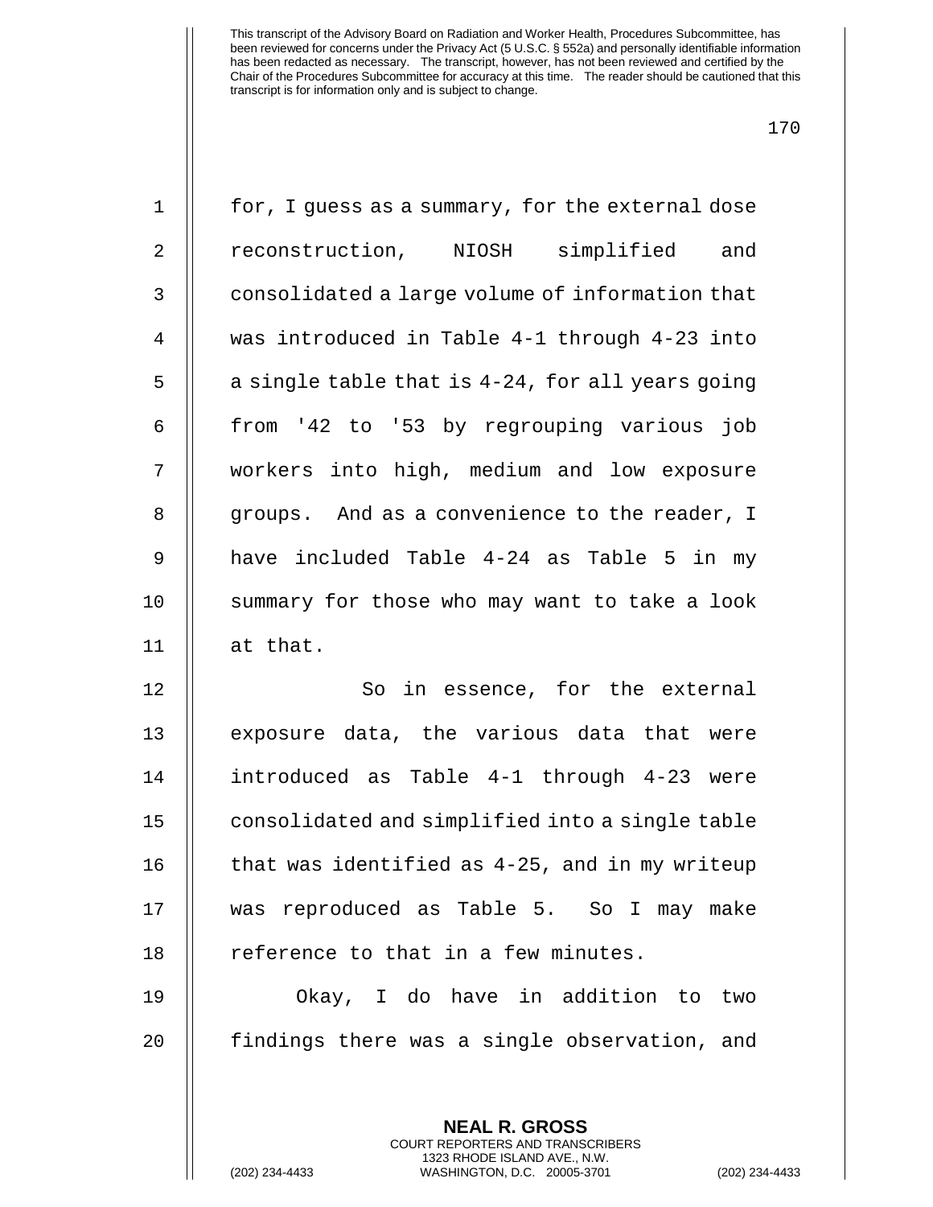for, I guess as a summary, for the external dose reconstruction, NIOSH simplified and consolidated a large volume of information that was introduced in Table 4-1 through 4-23 into a single table that is 4-24, for all years going from '42 to '53 by regrouping various job workers into high, medium and low exposure groups. And as a convenience to the reader, I have included Table 4-24 as Table 5 in my summary for those who may want to take a look at that.

So in essence, for the external exposure data, the various data that were introduced as Table 4-1 through 4-23 were consolidated and simplified into a single table that was identified as 4-25, and in my writeup was reproduced as Table 5. So I may make reference to that in a few minutes.

Okay, I do have in addition to two findings there was a single observation, and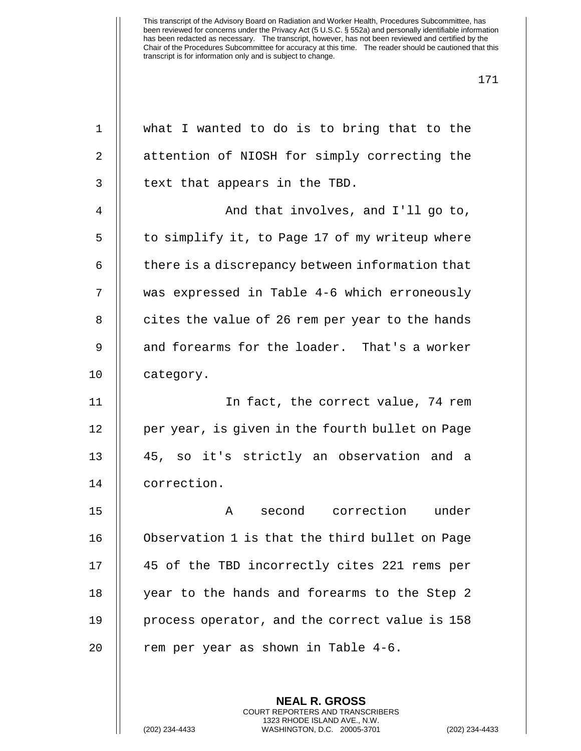what I wanted to do is to bring that to the attention of NIOSH for simply correcting the text that appears in the TBD.

And that involves, and I'll go to, to simplify it, to Page 17 of my writeup where there is a discrepancy between information that was expressed in Table 4-6 which erroneously cites the value of 26 rem per year to the hands and forearms for the loader. That's a worker category.

In fact, the correct value, 74 rem per year, is given in the fourth bullet on Page 45, so it's strictly an observation and a correction.

A second correction under Observation 1 is that the third bullet on Page 45 of the TBD incorrectly cites 221 rems per year to the hands and forearms to the Step 2 process operator, and the correct value is 158 rem per year as shown in Table 4-6.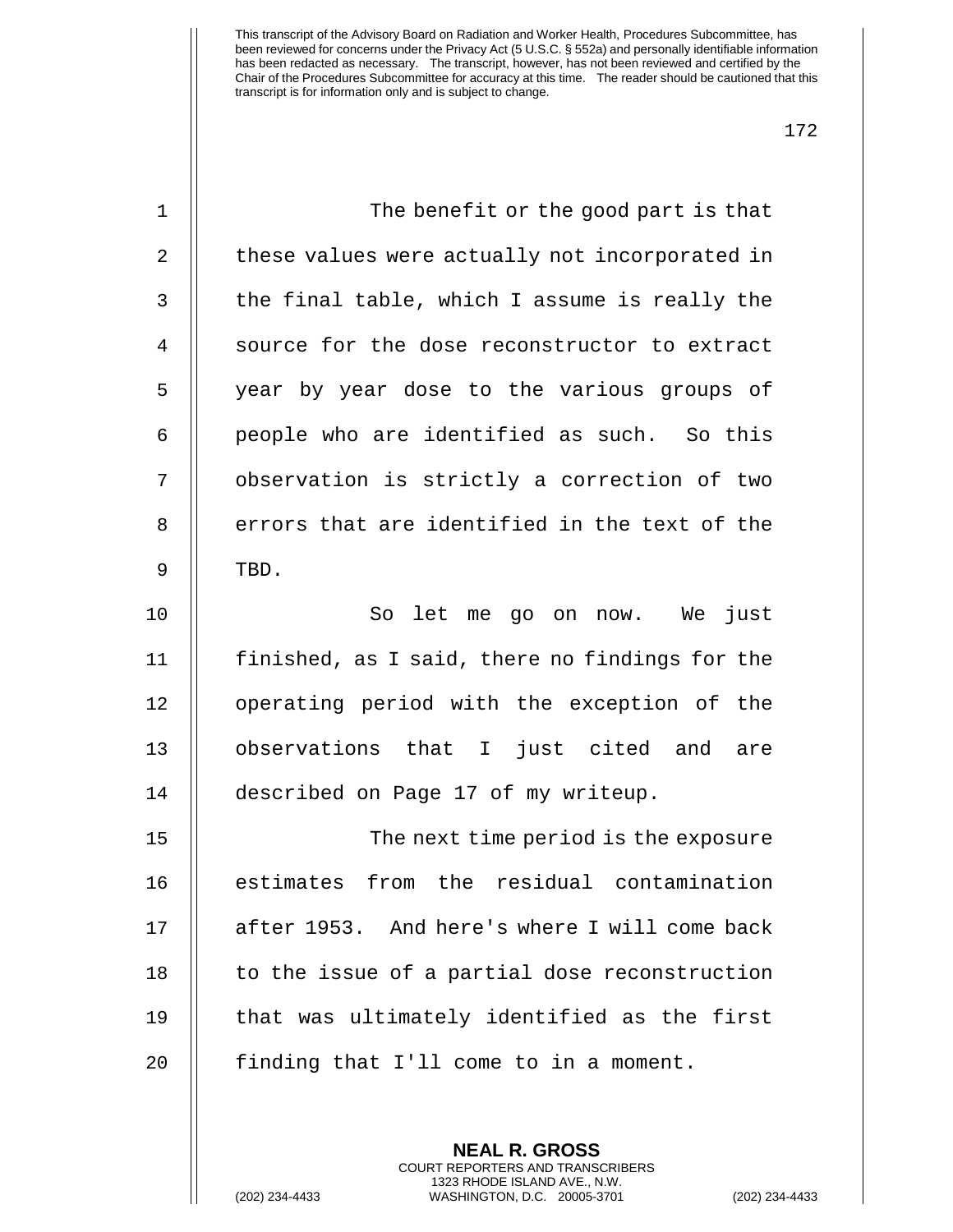This transcript of the Advisory Board on Radiation and Worker Health, Procedures Subcommittee, has been reviewed for concerns under the Privacy Act (5 U.S.C. § 552a) and personally identifiable information has been redacted as necessary. The transcript, however, has not been reviewed and certified by the Chair of the Procedures Subcommittee for accuracy at this time. The reader should be cautioned that this transcript is for information only and is subject to change.

The benefit or the good part is that these values were actually not incorporated in the final table, which I assume is really the source for the dose reconstructor to extract year by year dose to the various groups of people who are identified as such. So this observation is strictly a correction of two errors that are identified in the text of the TBD.

So let me go on now. We just finished, as I said, there no findings for the operating period with the exception of the observations that I just cited and are described on Page 17 of my writeup.

The next time period is the exposure estimates from the residual contamination after 1953. And here's where I will come back to the issue of a partial dose reconstruction that was ultimately identified as the first finding that I'll come to in a moment.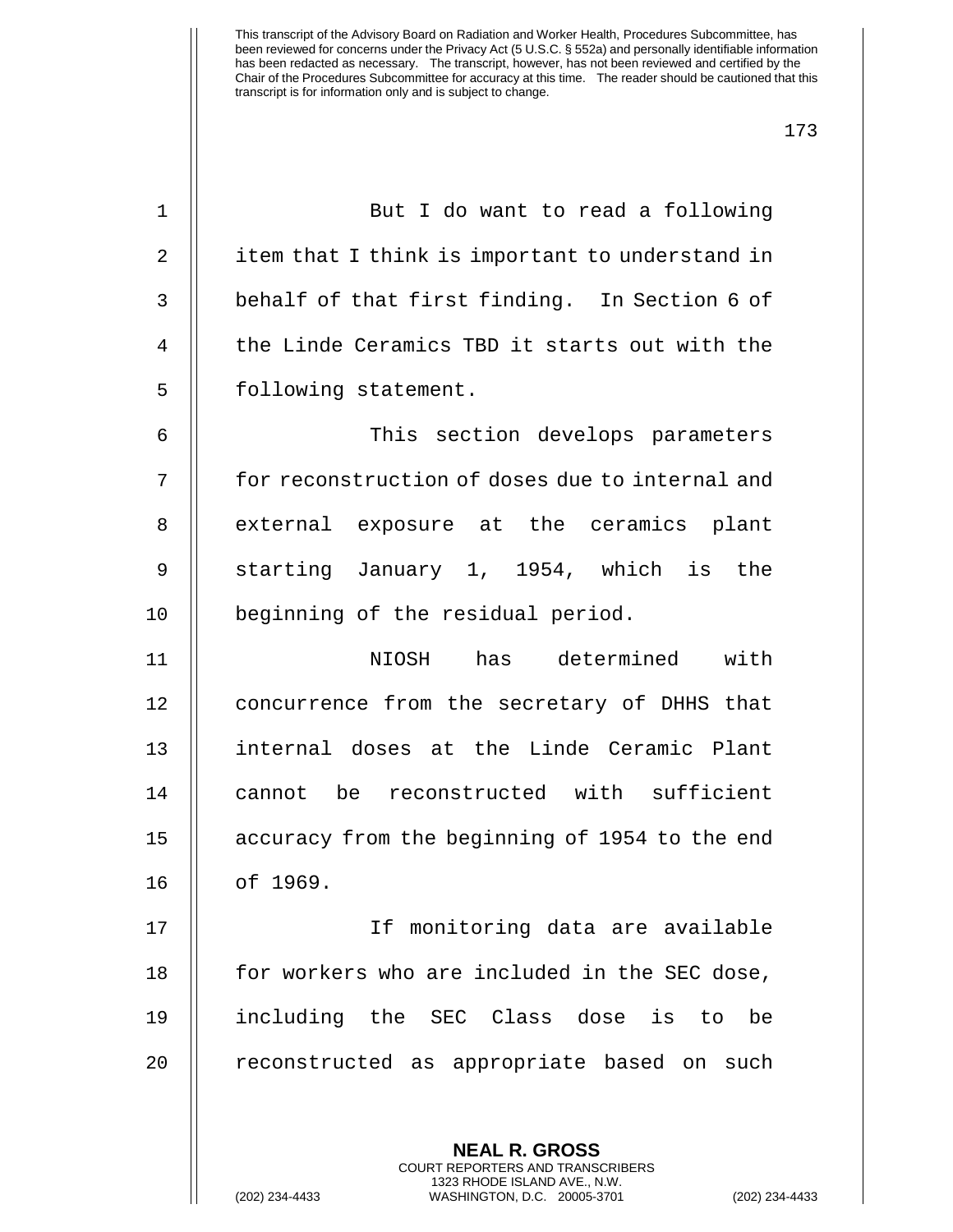But I do want to read a following item that I think is important to understand in behalf of that first finding. In Section 6 of the Linde Ceramics TBD it starts out with the following statement.

This section develops parameters for reconstruction of doses due to internal and external exposure at the ceramics plant starting January 1, 1954, which is the beginning of the residual period.

NIOSH has determined with concurrence from the secretary of DHHS that internal doses at the Linde Ceramic Plant cannot be reconstructed with sufficient accuracy from the beginning of 1954 to the end of 1969.

If monitoring data are available for workers who are included in the SEC dose, including the SEC Class dose is to be reconstructed as appropriate based on such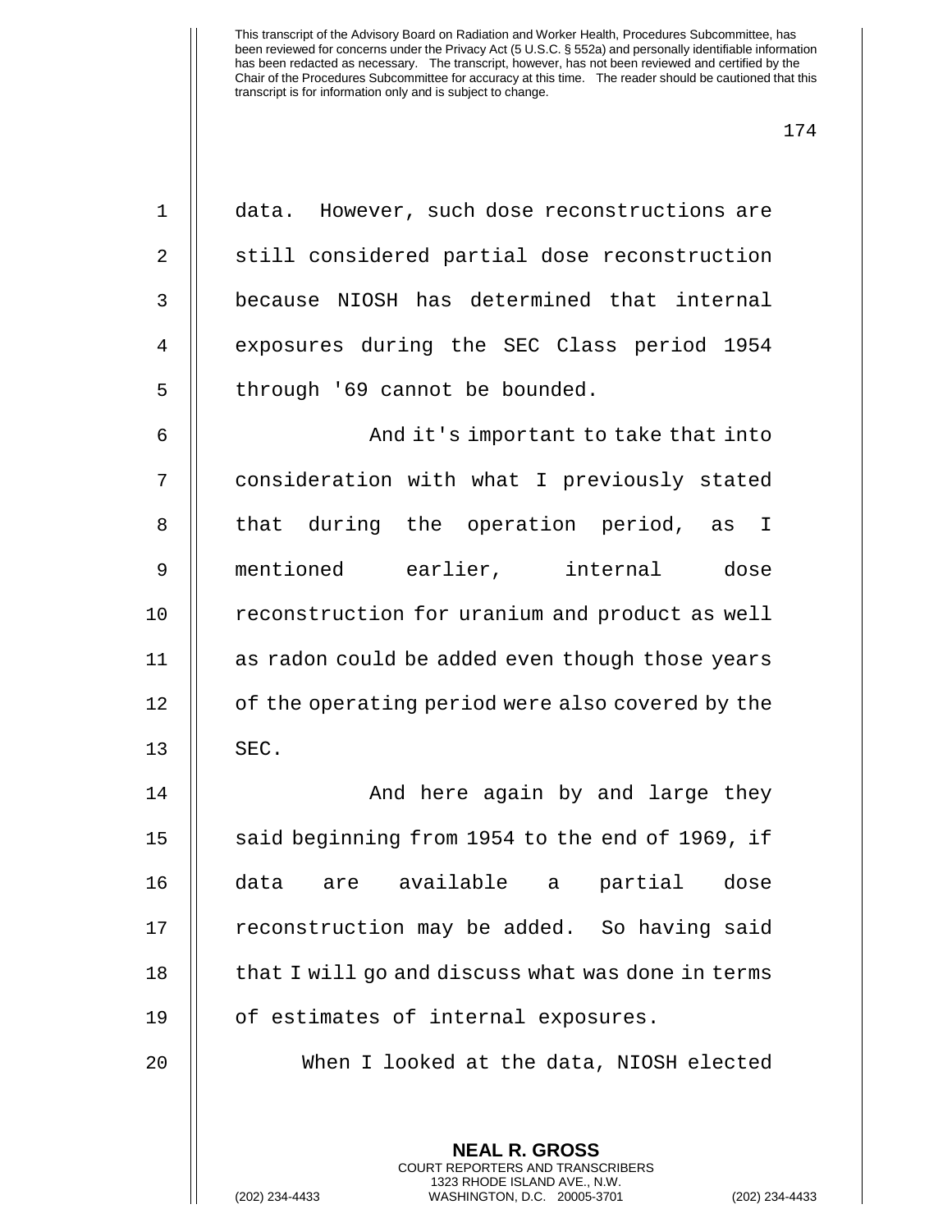data. However, such dose reconstructions are still considered partial dose reconstruction because NIOSH has determined that internal exposures during the SEC Class period 1954 through '69 cannot be bounded.

And it's important to take that into consideration with what I previously stated that during the operation period, as I mentioned earlier, internal dose reconstruction for uranium and product as well as radon could be added even though those years of the operating period were also covered by the SEC.

And here again by and large they said beginning from 1954 to the end of 1969, if data are available a partial dose reconstruction may be added. So having said that I will go and discuss what was done in terms of estimates of internal exposures.

When I looked at the data, NIOSH elected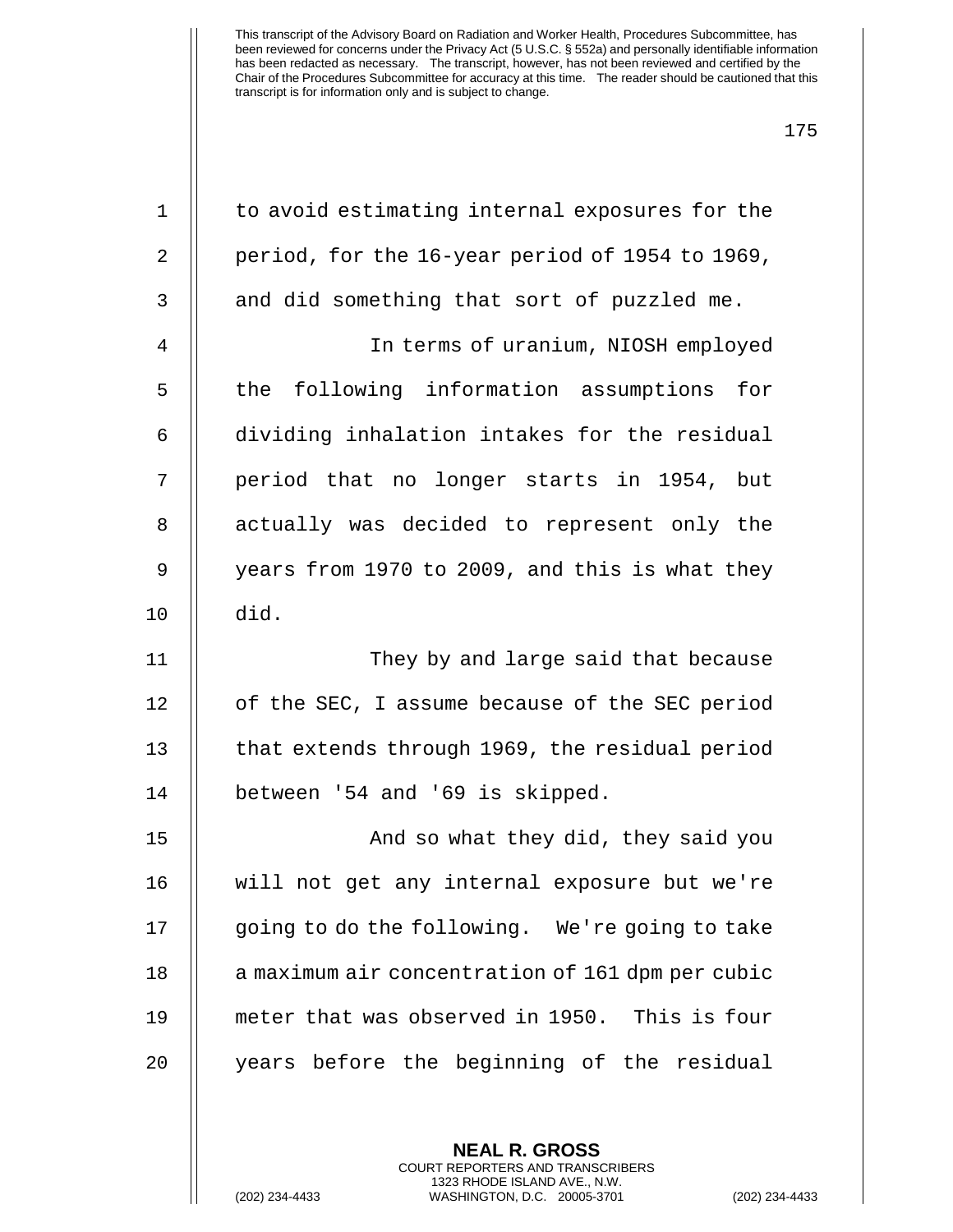This transcript of the Advisory Board on Radiation and Worker Health, Procedures Subcommittee, has been reviewed for concerns under the Privacy Act (5 U.S.C. § 552a) and personally identifiable information has been redacted as necessary. The transcript, however, has not been reviewed and certified by the Chair of the Procedures Subcommittee for accuracy at this time. The reader should be cautioned that this transcript is for information only and is subject to change.

to avoid estimating internal exposures for the period, for the 16-year period of 1954 to 1969, and did something that sort of puzzled me.

In terms of uranium, NIOSH employed the following information assumptions for dividing inhalation intakes for the residual period that no longer starts in 1954, but actually was decided to represent only the years from 1970 to 2009, and this is what they did.

They by and large said that because of the SEC, I assume because of the SEC period that extends through 1969, the residual period between '54 and '69 is skipped.

And so what they did, they said you will not get any internal exposure but we're going to do the following. We're going to take a maximum air concentration of 161 dpm per cubic meter that was observed in 1950. This is four years before the beginning of the residual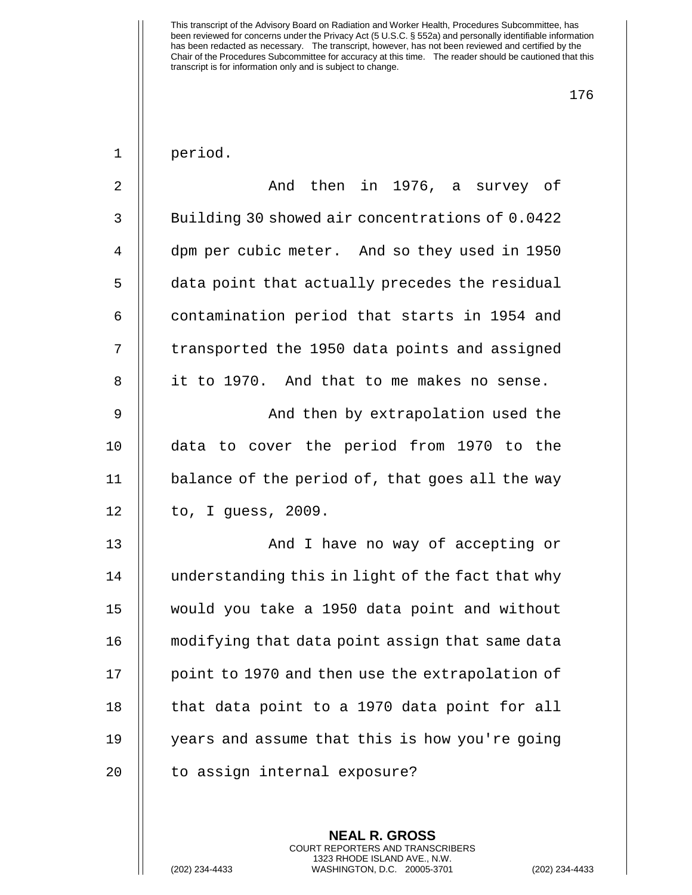period.

And then in 1976, a survey of Building 30 showed air concentrations of 0.0422 dpm per cubic meter. And so they used in 1950 data point that actually precedes the residual contamination period that starts in 1954 and transported the 1950 data points and assigned it to 1970. And that to me makes no sense.

And then by extrapolation used the data to cover the period from 1970 to the balance of the period of, that goes all the way to, I guess, 2009.

And I have no way of accepting or understanding this in light of the fact that why would you take a 1950 data point and without modifying that data point assign that same data point to 1970 and then use the extrapolation of that data point to a 1970 data point for all years and assume that this is how you're going to assign internal exposure?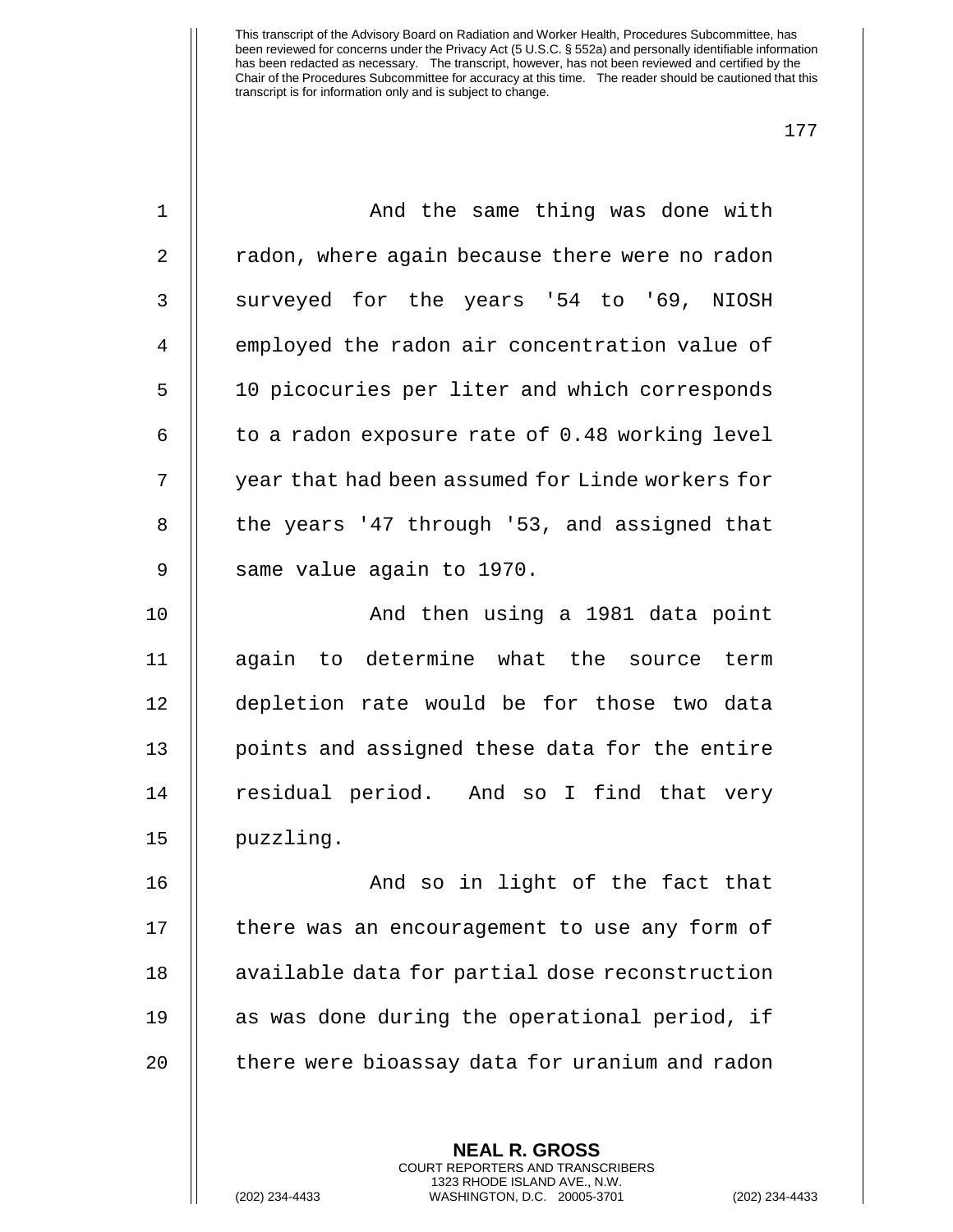And the same thing was done with radon, where again because there were no radon surveyed for the years '54 to '69, NIOSH employed the radon air concentration value of 10 picocuries per liter and which corresponds to a radon exposure rate of 0.48 working level year that had been assumed for Linde workers for the years '47 through '53, and assigned that same value again to 1970.

And then using a 1981 data point again to determine what the source term depletion rate would be for those two data points and assigned these data for the entire residual period. And so I find that very puzzling.

And so in light of the fact that there was an encouragement to use any form of available data for partial dose reconstruction as was done during the operational period, if there were bioassay data for uranium and radon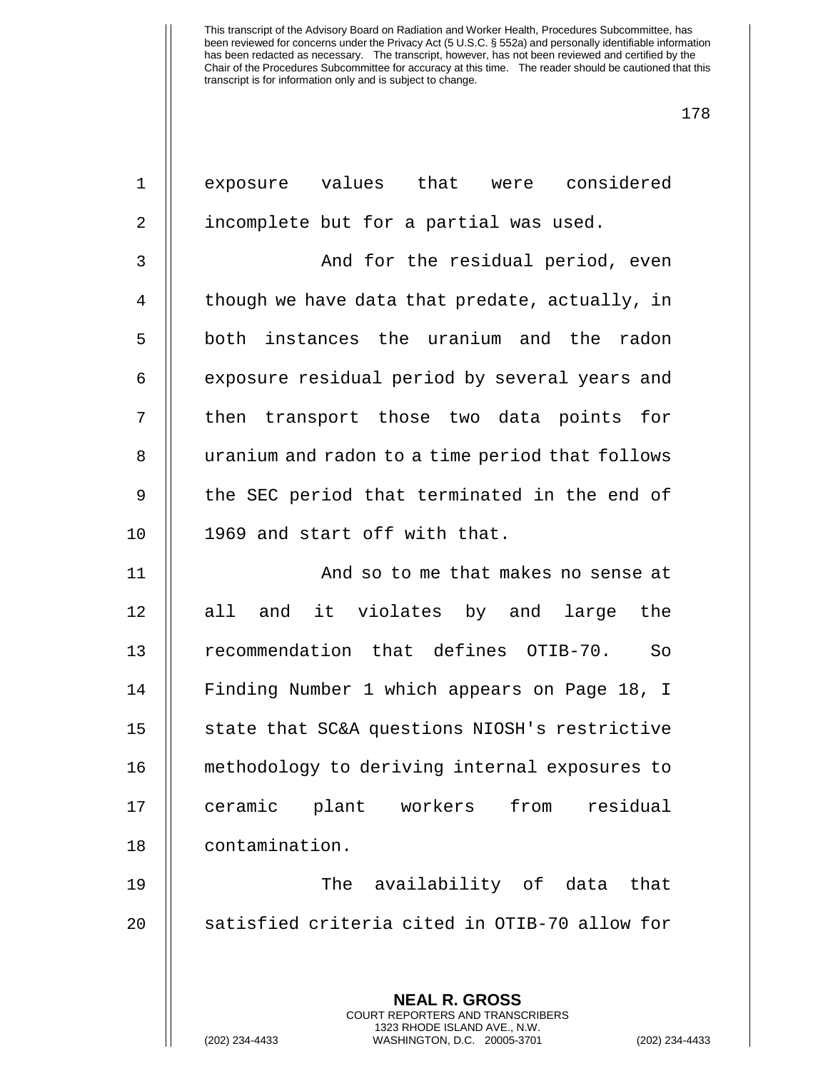exposure values that were considered incomplete but for a partial was used.

And for the residual period, even though we have data that predate, actually, in both instances the uranium and the radon exposure residual period by several years and then transport those two data points for uranium and radon to a time period that follows the SEC period that terminated in the end of 1969 and start off with that.

And so to me that makes no sense at all and it violates by and large the recommendation that defines OTIB-70. So Finding Number 1 which appears on Page 18, I state that SC&A questions NIOSH's restrictive methodology to deriving internal exposures to ceramic plant workers from residual contamination.

The availability of data that satisfied criteria cited in OTIB-70 allow for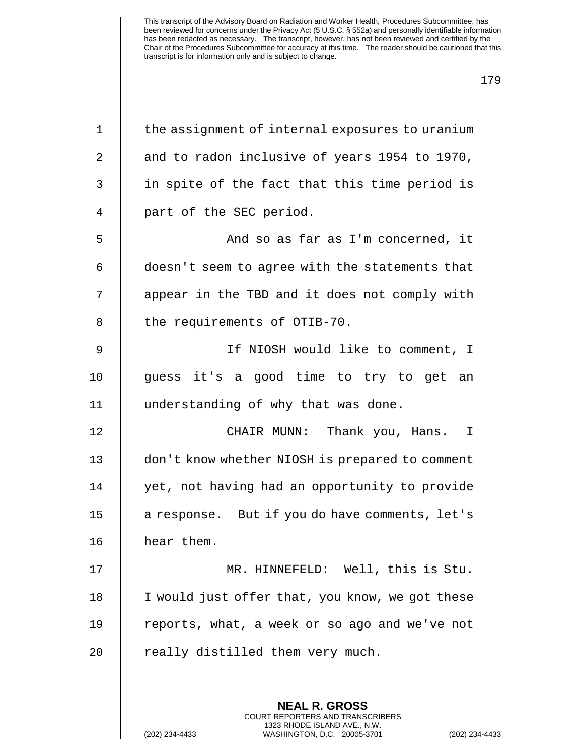This transcript of the Advisory Board on Radiation and Worker Health, Procedures Subcommittee, has been reviewed for concerns under the Privacy Act (5 U.S.C. § 552a) and personally identifiable information has been redacted as necessary. The transcript, however, has not been reviewed and certified by the Chair of the Procedures Subcommittee for accuracy at this time. The reader should be cautioned that this transcript is for information only and is subject to change.

the assignment of internal exposures to uranium and to radon inclusive of years 1954 to 1970, in spite of the fact that this time period is part of the SEC period.

And so as far as I'm concerned, it doesn't seem to agree with the statements that appear in the TBD and it does not comply with the requirements of OTIB-70.

If NIOSH would like to comment, I guess it's a good time to try to get an understanding of why that was done.

CHAIR MUNN: Thank you, Hans. I don't know whether NIOSH is prepared to comment yet, not having had an opportunity to provide a response. But if you do have comments, let's hear them.

MR. HINNEFELD: Well, this is Stu. I would just offer that, you know, we got these reports, what, a week or so ago and we've not really distilled them very much.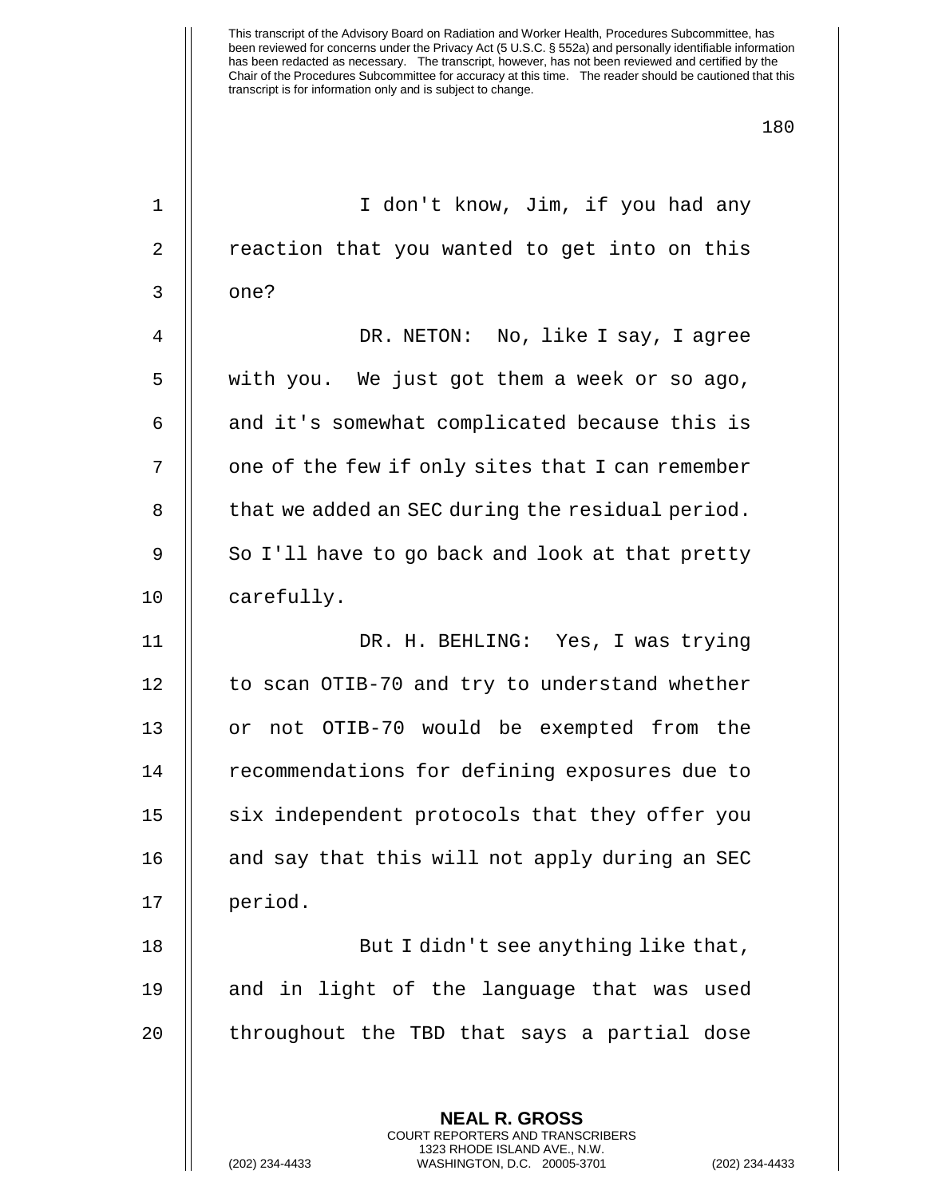I don't know, Jim, if you had any reaction that you wanted to get into on this one?

DR. NETON: No, like I say, I agree with you. We just got them a week or so ago, and it's somewhat complicated because this is one of the few if only sites that I can remember that we added an SEC during the residual period. So I'll have to go back and look at that pretty carefully.

DR. H. BEHLING: Yes, I was trying to scan OTIB-70 and try to understand whether or not OTIB-70 would be exempted from the recommendations for defining exposures due to six independent protocols that they offer you and say that this will not apply during an SEC period.

But I didn't see anything like that, and in light of the language that was used throughout the TBD that says a partial dose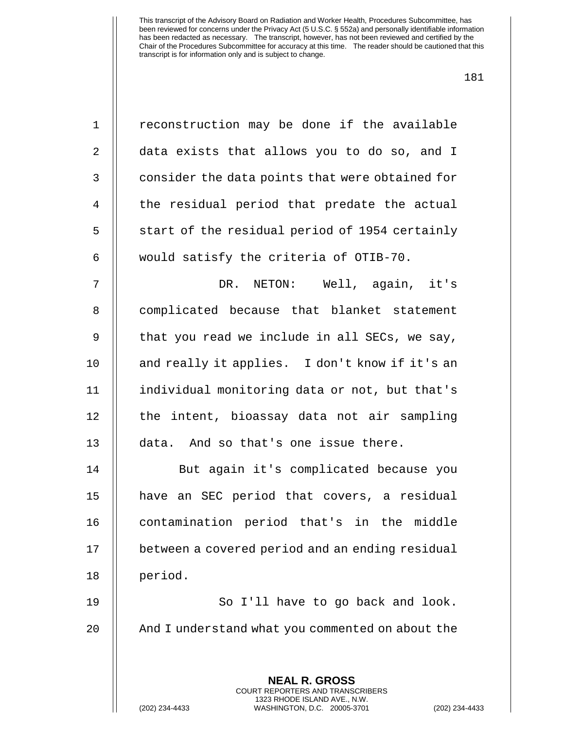reconstruction may be done if the available data exists that allows you to do so, and I consider the data points that were obtained for the residual period that predate the actual start of the residual period of 1954 certainly would satisfy the criteria of OTIB-70.

DR. NETON: Well, again, it's complicated because that blanket statement that you read we include in all SECs, we say, and really it applies. I don't know if it's an individual monitoring data or not, but that's the intent, bioassay data not air sampling data. And so that's one issue there.

But again it's complicated because you have an SEC period that covers, a residual contamination period that's in the middle between a covered period and an ending residual period.

So I'll have to go back and look. And I understand what you commented on about the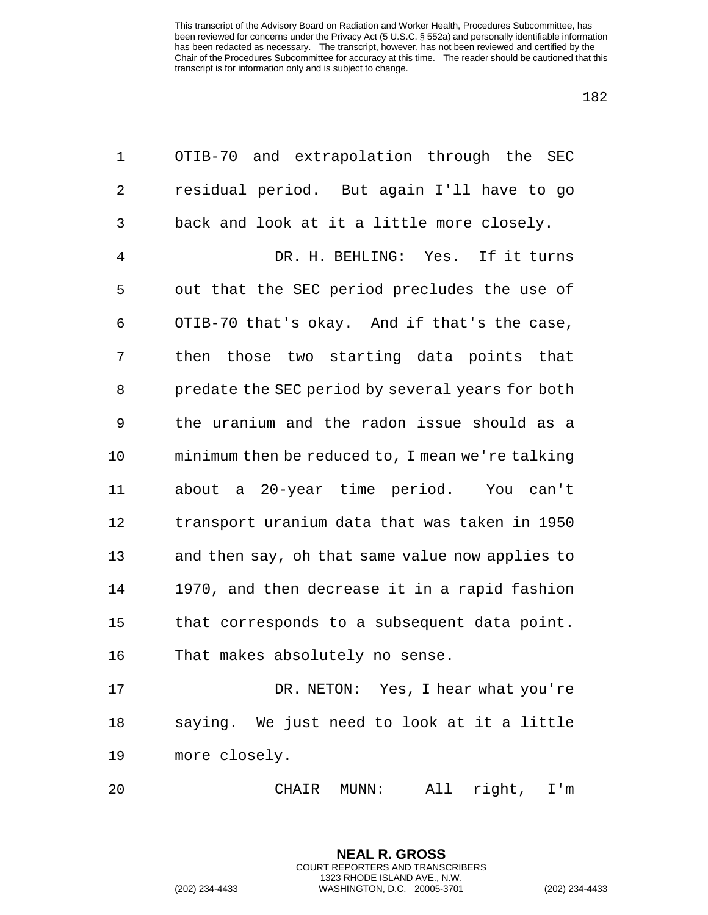OTIB-70 and extrapolation through the SEC residual period. But again I'll have to go back and look at it a little more closely.

DR. H. BEHLING: Yes. If it turns out that the SEC period precludes the use of OTIB-70 that's okay. And if that's the case, then those two starting data points that predate the SEC period by several years for both the uranium and the radon issue should as a minimum then be reduced to, I mean we're talking about a 20-year time period. You can't transport uranium data that was taken in 1950 and then say, oh that same value now applies to 1970, and then decrease it in a rapid fashion that corresponds to a subsequent data point. That makes absolutely no sense.

DR. NETON: Yes, I hear what you're saying. We just need to look at it a little more closely.

CHAIR MUNN: All right, I'm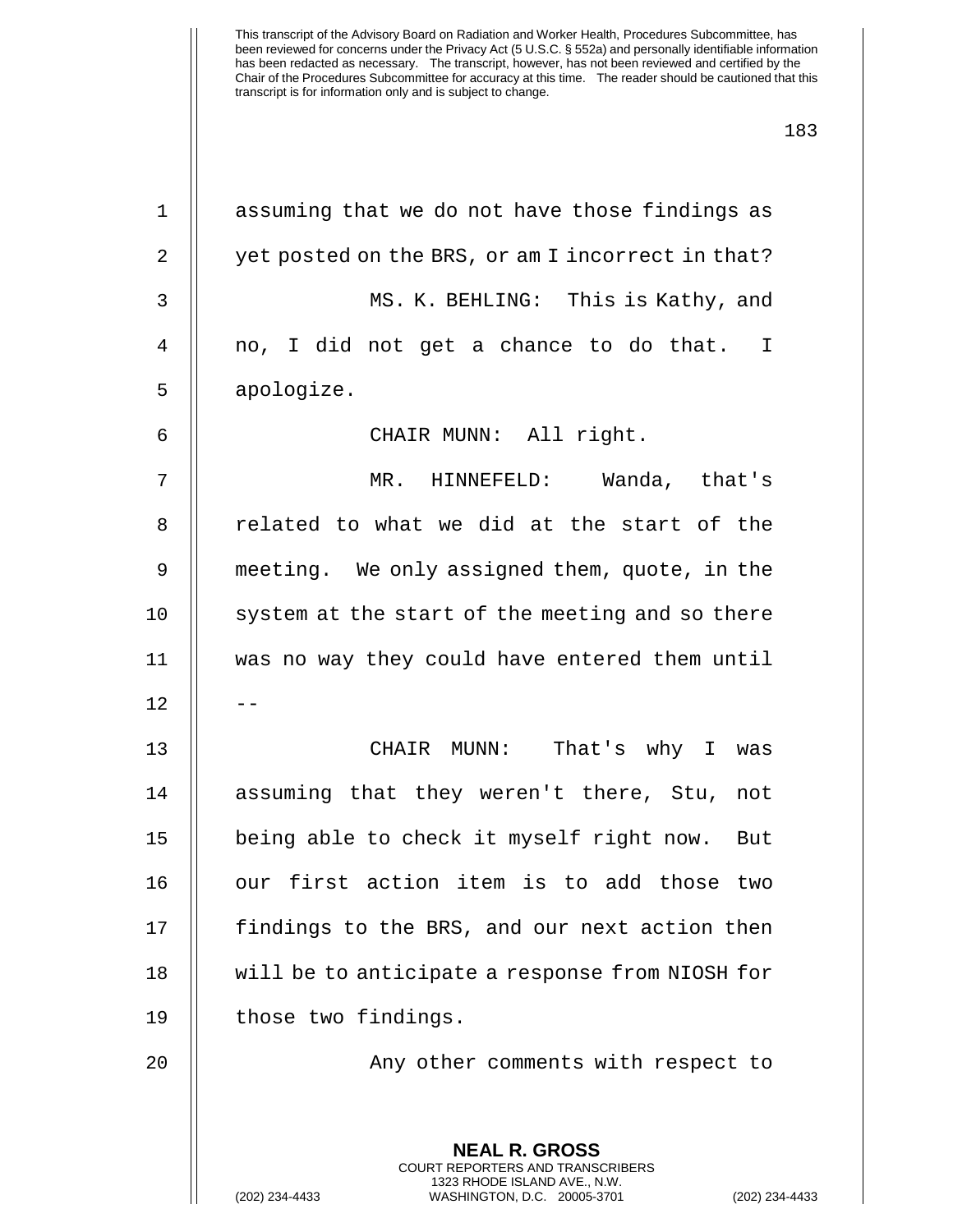assuming that we do not have those findings as yet posted on the BRS, or am I incorrect in that?

MS. K. BEHLING: This is Kathy, and no, I did not get a chance to do that. I apologize.

CHAIR MUNN: All right.

MR. HINNEFELD: Wanda, that's related to what we did at the start of the meeting. We only assigned them, quote, in the system at the start of the meeting and so there was no way they could have entered them until --

CHAIR MUNN: That's why I was assuming that they weren't there, Stu, not being able to check it myself right now. But our first action item is to add those two findings to the BRS, and our next action then will be to anticipate a response from NIOSH for those two findings.

Any other comments with respect to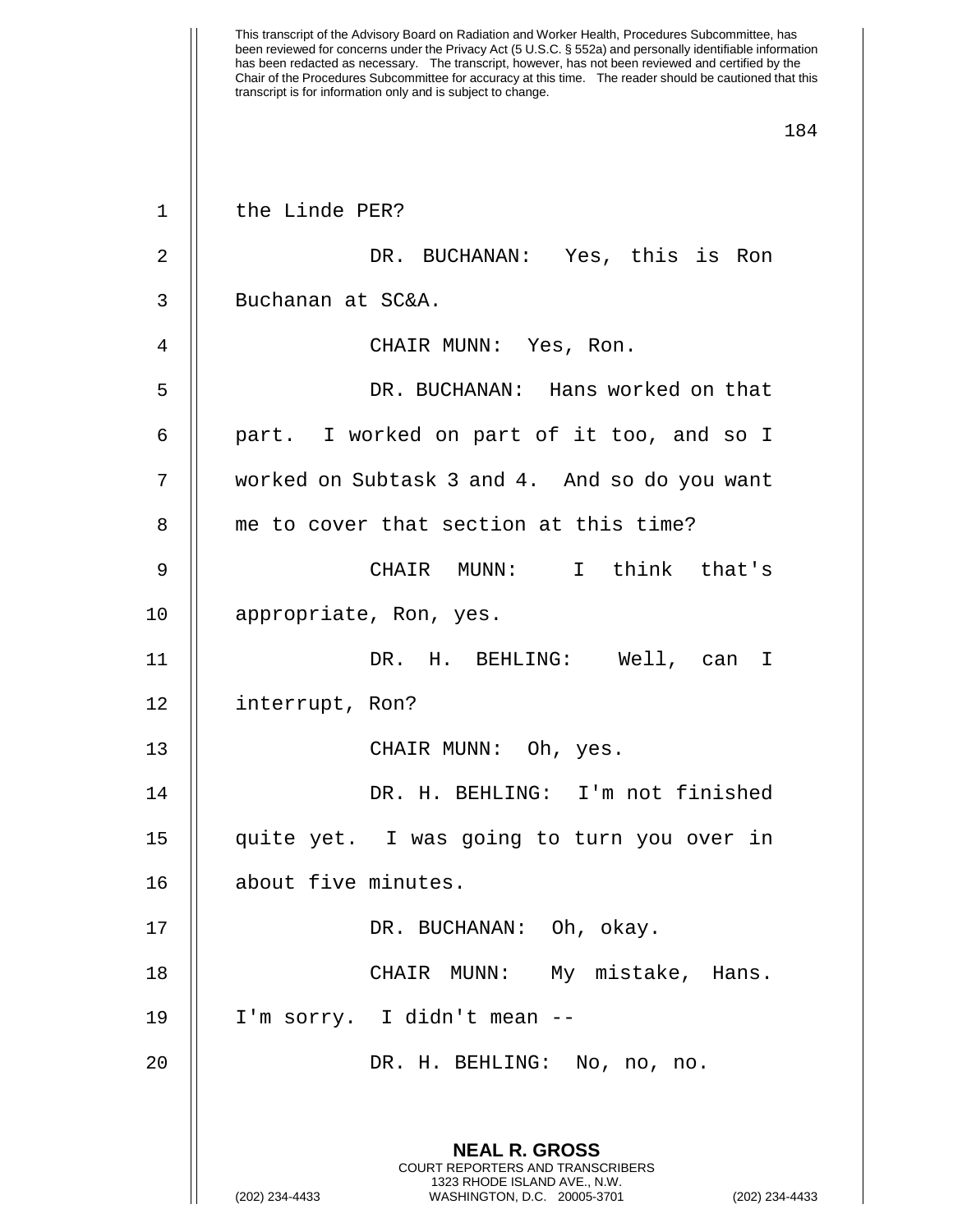the Linde PER?

DR. BUCHANAN: Yes, this is Ron Buchanan at SC&A.

CHAIR MUNN: Yes, Ron.

DR. BUCHANAN: Hans worked on that part. I worked on part of it too, and so I worked on Subtask 3 and 4. And so do you want me to cover that section at this time?

CHAIR MUNN: I think that's appropriate, Ron, yes.

DR. H. BEHLING: Well, can I interrupt, Ron?

CHAIR MUNN: Oh, yes.

DR. H. BEHLING: I'm not finished quite yet. I was going to turn you over in about five minutes.

DR. BUCHANAN: Oh, okay.

CHAIR MUNN: My mistake, Hans. I'm sorry. I didn't mean --

DR. H. BEHLING: No, no, no.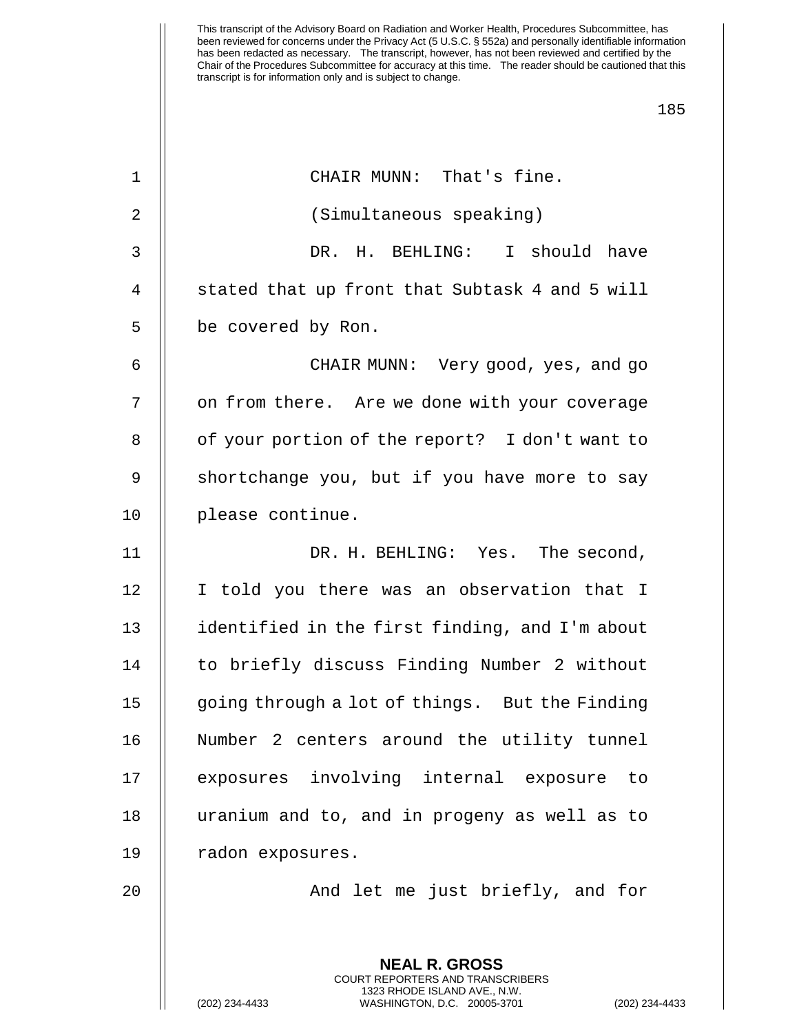CHAIR MUNN: That's fine.

(Simultaneous speaking)

DR. H. BEHLING: I should have stated that up front that Subtask 4 and 5 will be covered by Ron.

CHAIR MUNN: Very good, yes, and go on from there. Are we done with your coverage of your portion of the report? I don't want to shortchange you, but if you have more to say please continue.

DR. H. BEHLING: Yes. The second, I told you there was an observation that I identified in the first finding, and I'm about to briefly discuss Finding Number 2 without going through a lot of things. But the Finding Number 2 centers around the utility tunnel exposures involving internal exposure to uranium and to, and in progeny as well as to radon exposures.

And let me just briefly, and for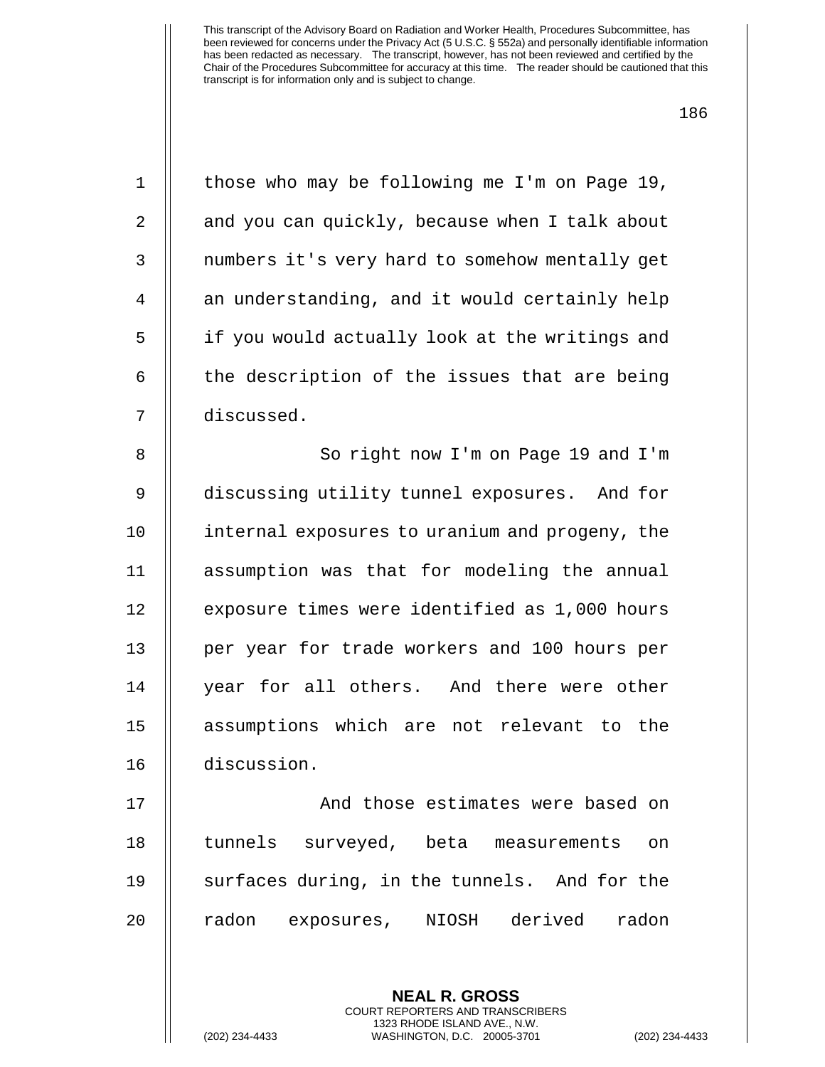those who may be following me I'm on Page 19, and you can quickly, because when I talk about numbers it's very hard to somehow mentally get an understanding, and it would certainly help if you would actually look at the writings and the description of the issues that are being discussed.

So right now I'm on Page 19 and I'm discussing utility tunnel exposures. And for internal exposures to uranium and progeny, the assumption was that for modeling the annual exposure times were identified as 1,000 hours per year for trade workers and 100 hours per year for all others. And there were other assumptions which are not relevant to the discussion.

And those estimates were based on tunnels surveyed, beta measurements on surfaces during, in the tunnels. And for the radon exposures, NIOSH derived radon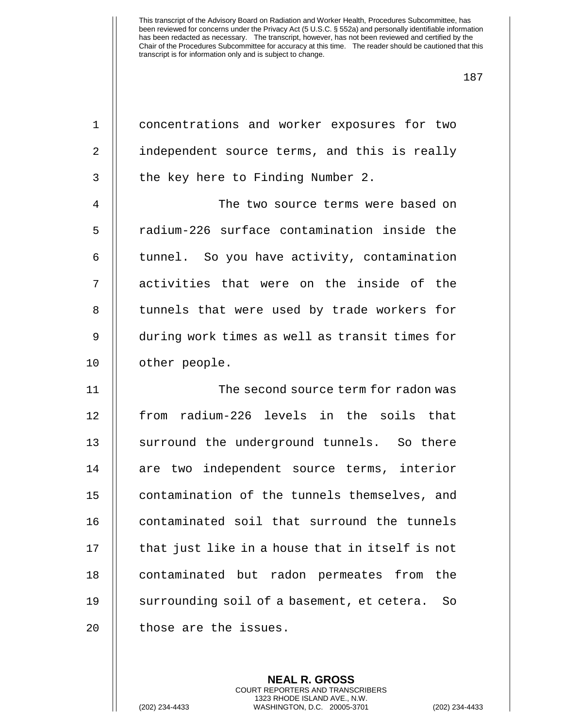concentrations and worker exposures for two independent source terms, and this is really the key here to Finding Number 2.

The two source terms were based on radium-226 surface contamination inside the tunnel. So you have activity, contamination activities that were on the inside of the tunnels that were used by trade workers for during work times as well as transit times for other people.

The second source term for radon was from radium-226 levels in the soils that surround the underground tunnels. So there are two independent source terms, interior contamination of the tunnels themselves, and contaminated soil that surround the tunnels that just like in a house that in itself is not contaminated but radon permeates from the surrounding soil of a basement, et cetera. So those are the issues.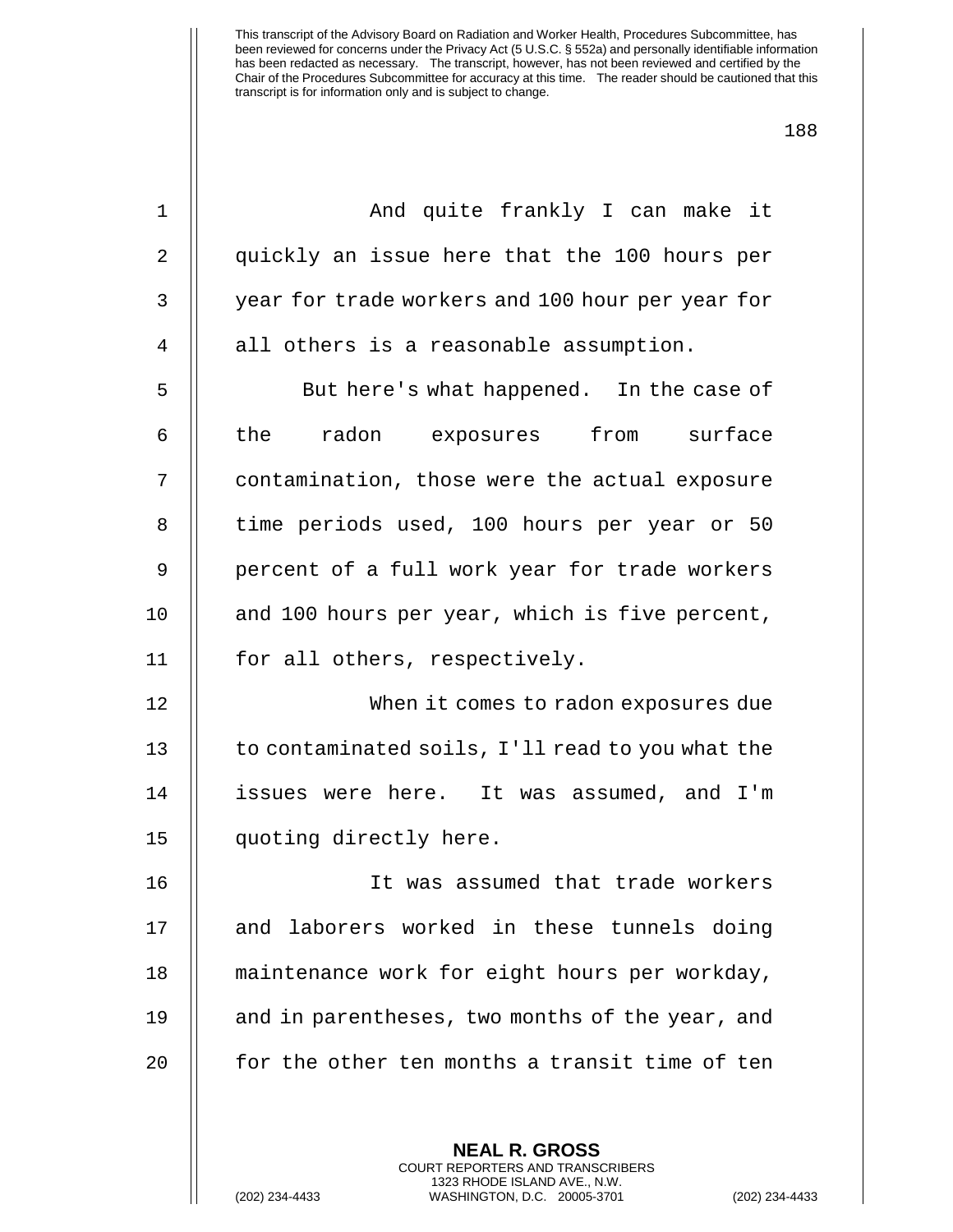And quite frankly I can make it quickly an issue here that the 100 hours per year for trade workers and 100 hour per year for all others is a reasonable assumption.

But here's what happened. In the case of the radon exposures from surface contamination, those were the actual exposure time periods used, 100 hours per year or 50 percent of a full work year for trade workers and 100 hours per year, which is five percent, for all others, respectively.

When it comes to radon exposures due to contaminated soils, I'll read to you what the issues were here. It was assumed, and I'm quoting directly here.

It was assumed that trade workers and laborers worked in these tunnels doing maintenance work for eight hours per workday, and in parentheses, two months of the year, and for the other ten months a transit time of ten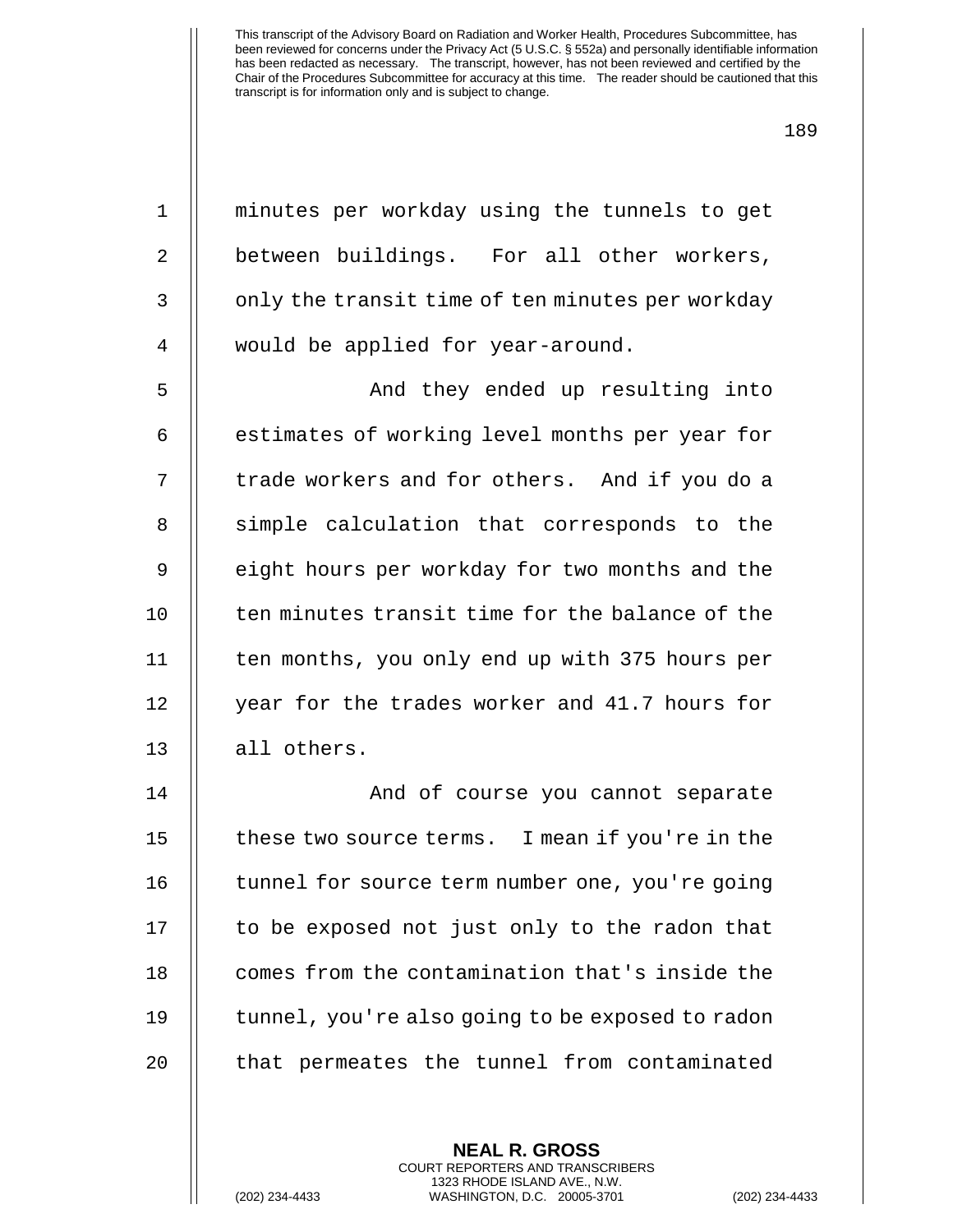minutes per workday using the tunnels to get between buildings. For all other workers, only the transit time of ten minutes per workday would be applied for year-around.

And they ended up resulting into estimates of working level months per year for trade workers and for others. And if you do a simple calculation that corresponds to the eight hours per workday for two months and the ten minutes transit time for the balance of the ten months, you only end up with 375 hours per year for the trades worker and 41.7 hours for all others.

And of course you cannot separate these two source terms. I mean if you're in the tunnel for source term number one, you're going to be exposed not just only to the radon that comes from the contamination that's inside the tunnel, you're also going to be exposed to radon that permeates the tunnel from contaminated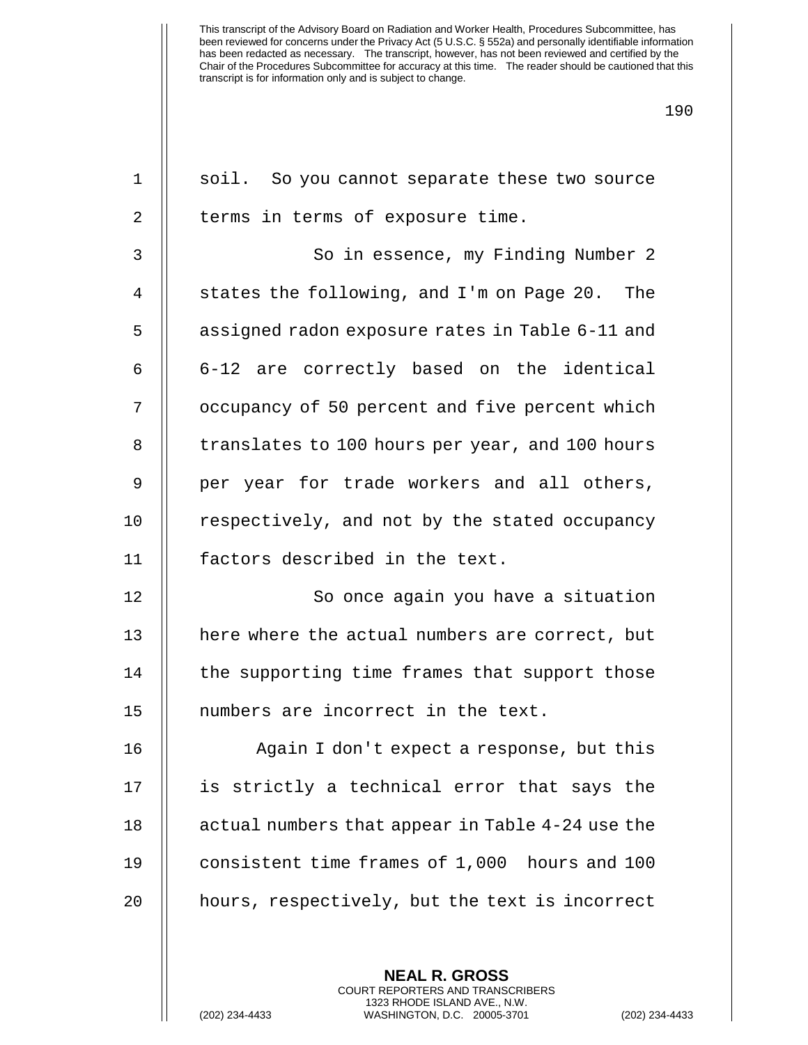This transcript of the Advisory Board on Radiation and Worker Health, Procedures Subcommittee, has been reviewed for concerns under the Privacy Act (5 U.S.C. § 552a) and personally identifiable information has been redacted as necessary. The transcript, however, has not been reviewed and certified by the Chair of the Procedures Subcommittee for accuracy at this time. The reader should be cautioned that this transcript is for information only and is subject to change.

soil. So you cannot separate these two source terms in terms of exposure time.

So in essence, my Finding Number 2 states the following, and I'm on Page 20. The assigned radon exposure rates in Table 6-11 and 6-12 are correctly based on the identical occupancy of 50 percent and five percent which translates to 100 hours per year, and 100 hours per year for trade workers and all others, respectively, and not by the stated occupancy factors described in the text.

So once again you have a situation here where the actual numbers are correct, but the supporting time frames that support those numbers are incorrect in the text.

Again I don't expect a response, but this is strictly a technical error that says the actual numbers that appear in Table 4-24 use the consistent time frames of 1,000 hours and 100 hours, respectively, but the text is incorrect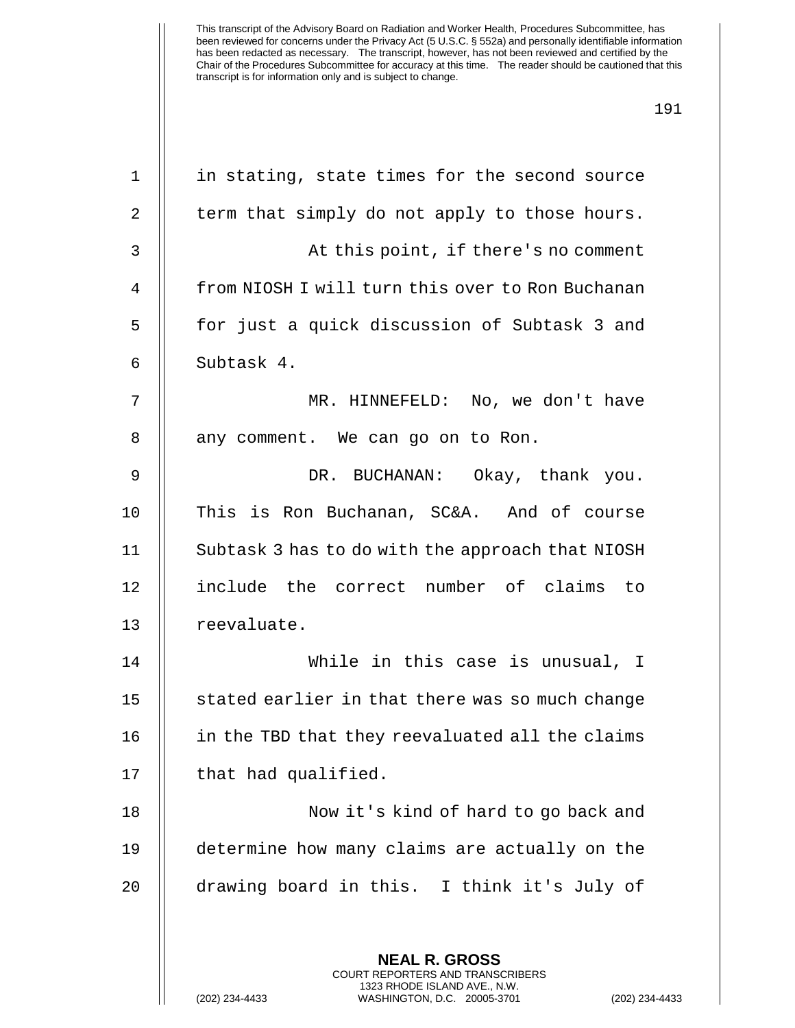in stating, state times for the second source term that simply do not apply to those hours.

At this point, if there's no comment from NIOSH I will turn this over to Ron Buchanan for just a quick discussion of Subtask 3 and Subtask 4.

MR. HINNEFELD: No, we don't have any comment. We can go on to Ron.

DR. BUCHANAN: Okay, thank you. This is Ron Buchanan, SC&A. And of course Subtask 3 has to do with the approach that NIOSH include the correct number of claims to reevaluate.

While in this case is unusual, I stated earlier in that there was so much change in the TBD that they reevaluated all the claims that had qualified.

Now it's kind of hard to go back and determine how many claims are actually on the drawing board in this. I think it's July of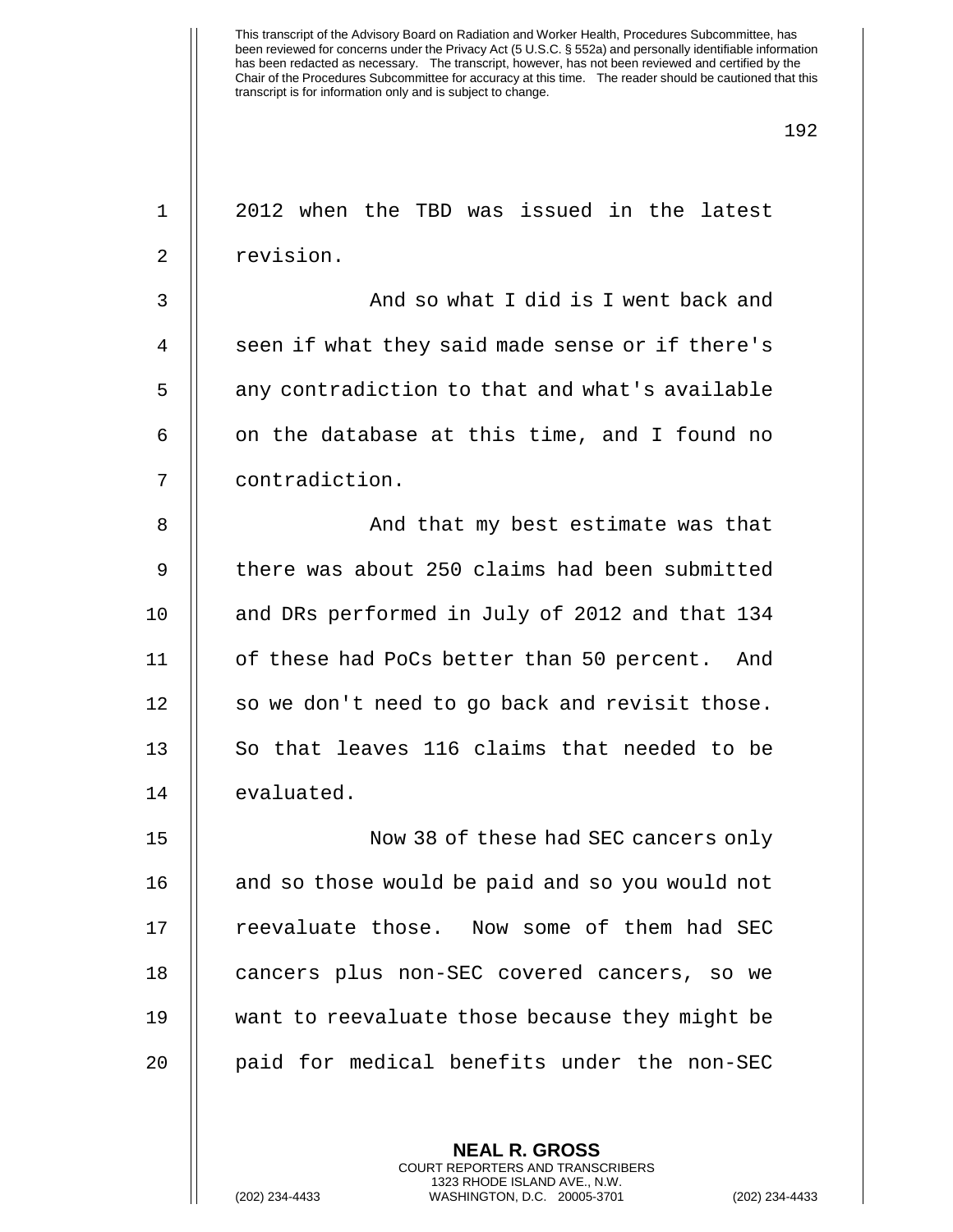2012 when the TBD was issued in the latest revision.

And so what I did is I went back and seen if what they said made sense or if there's any contradiction to that and what's available on the database at this time, and I found no contradiction.

And that my best estimate was that there was about 250 claims had been submitted and DRs performed in July of 2012 and that 134 of these had PoCs better than 50 percent. And so we don't need to go back and revisit those. So that leaves 116 claims that needed to be evaluated.

Now 38 of these had SEC cancers only and so those would be paid and so you would not reevaluate those. Now some of them had SEC cancers plus non-SEC covered cancers, so we want to reevaluate those because they might be paid for medical benefits under the non-SEC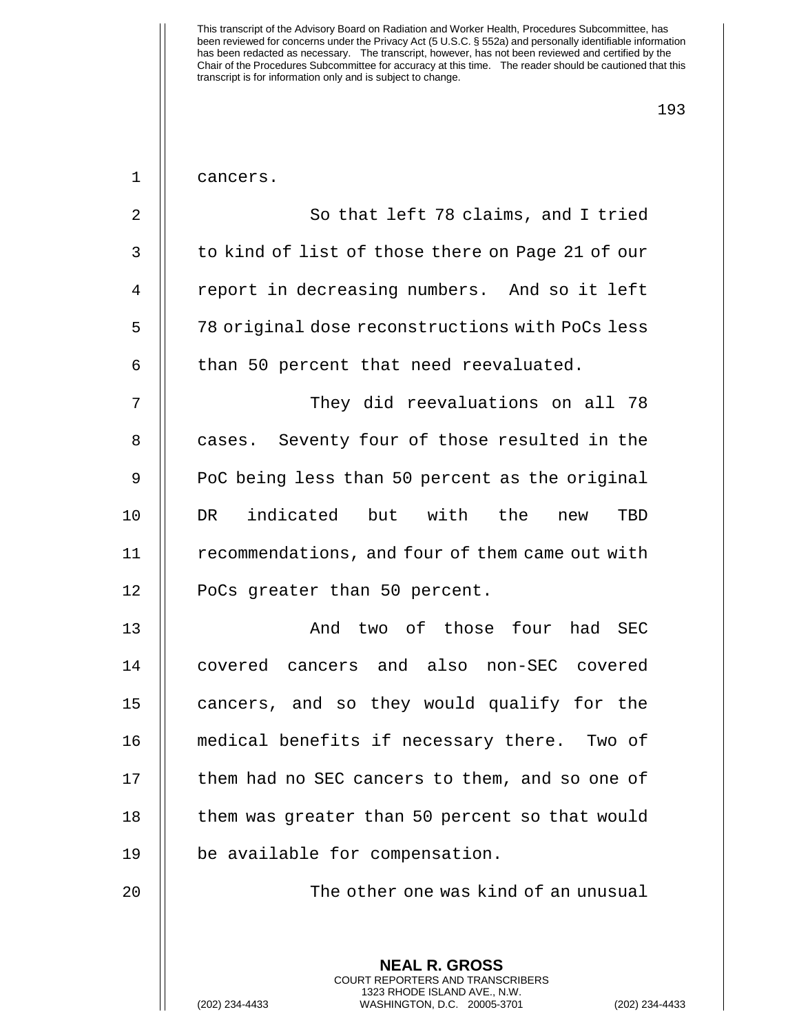cancers.

So that left 78 claims, and I tried to kind of list of those there on Page 21 of our report in decreasing numbers. And so it left 78 original dose reconstructions with PoCs less than 50 percent that need reevaluated.

They did reevaluations on all 78 cases. Seventy four of those resulted in the PoC being less than 50 percent as the original DR indicated but with the new TBD recommendations, and four of them came out with PoCs greater than 50 percent.

And two of those four had SEC covered cancers and also non-SEC covered cancers, and so they would qualify for the medical benefits if necessary there. Two of them had no SEC cancers to them, and so one of them was greater than 50 percent so that would be available for compensation.

The other one was kind of an unusual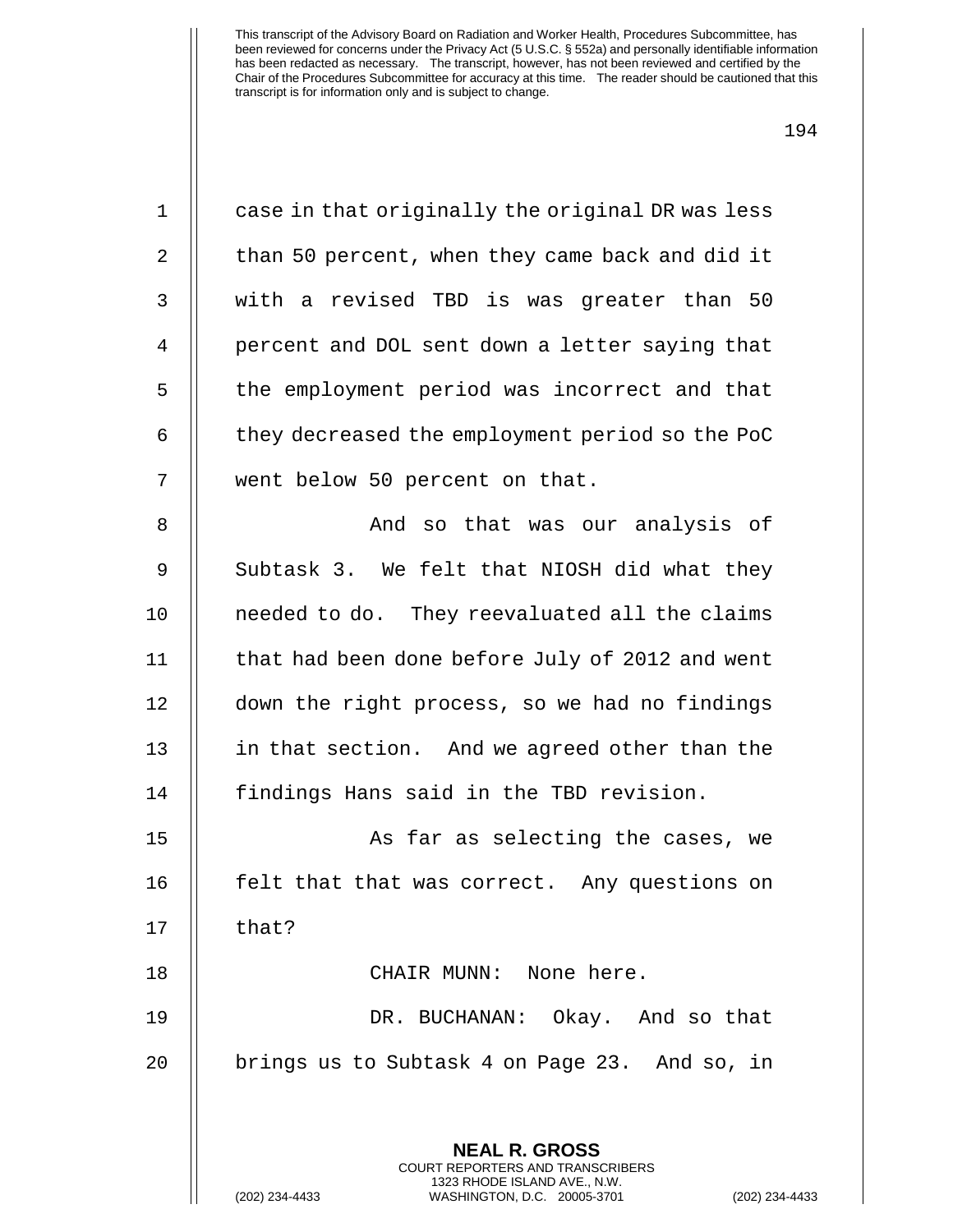case in that originally the original DR was less than 50 percent, when they came back and did it with a revised TBD is was greater than 50 percent and DOL sent down a letter saying that the employment period was incorrect and that they decreased the employment period so the PoC went below 50 percent on that.

And so that was our analysis of Subtask 3. We felt that NIOSH did what they needed to do. They reevaluated all the claims that had been done before July of 2012 and went down the right process, so we had no findings in that section. And we agreed other than the findings Hans said in the TBD revision.

As far as selecting the cases, we felt that that was correct. Any questions on that?

CHAIR MUNN: None here.

DR. BUCHANAN: Okay. And so that brings us to Subtask 4 on Page 23. And so, in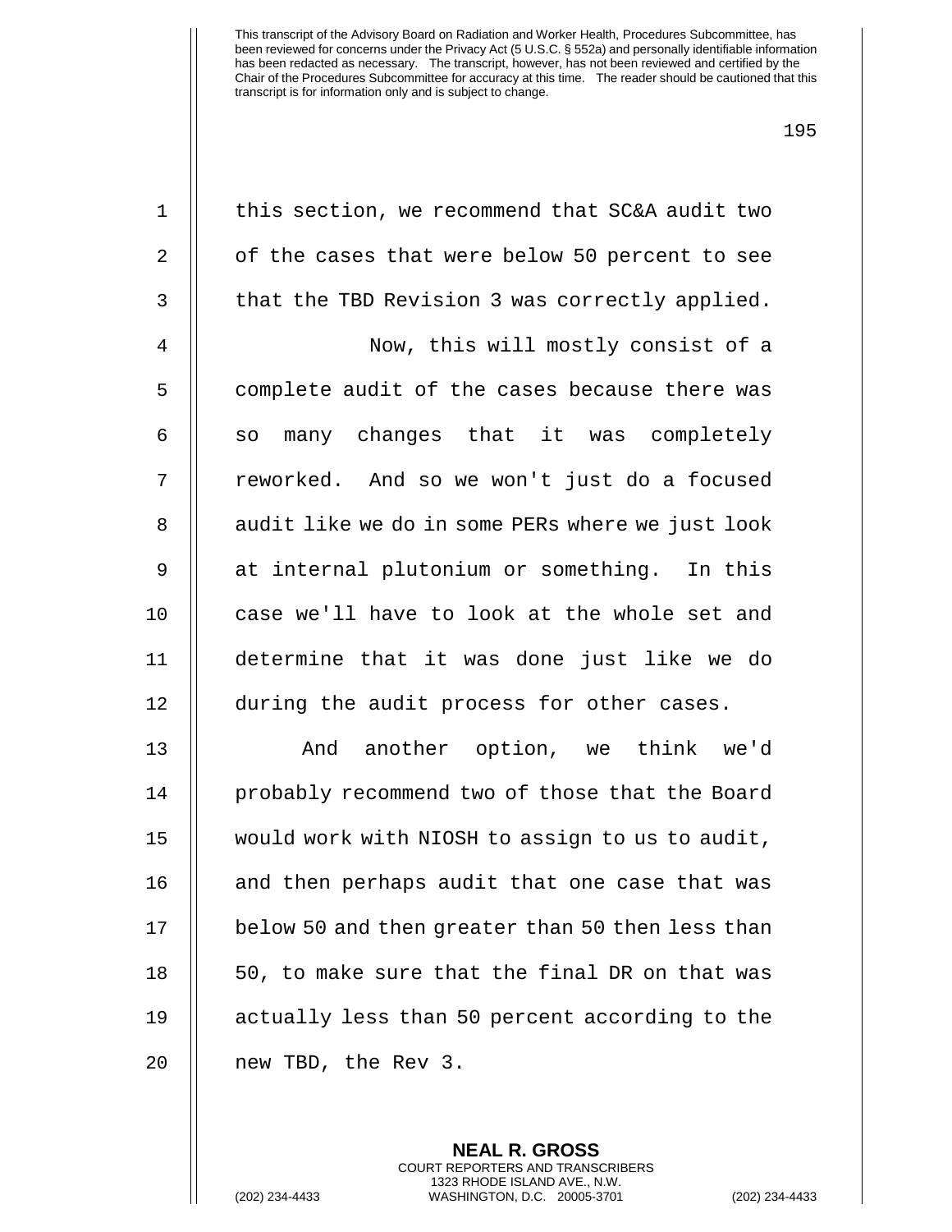this section, we recommend that SC&A audit two of the cases that were below 50 percent to see that the TBD Revision 3 was correctly applied.

Now, this will mostly consist of a complete audit of the cases because there was so many changes that it was completely reworked. And so we won't just do a focused audit like we do in some PERs where we just look at internal plutonium or something. In this case we'll have to look at the whole set and determine that it was done just like we do during the audit process for other cases.

And another option, we think we'd probably recommend two of those that the Board would work with NIOSH to assign to us to audit, and then perhaps audit that one case that was below 50 and then greater than 50 then less than 50, to make sure that the final DR on that was actually less than 50 percent according to the new TBD, the Rev 3.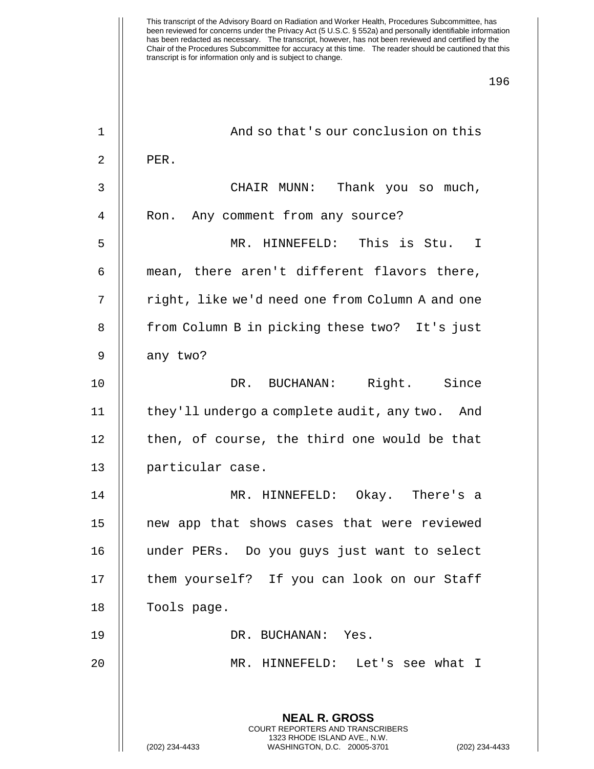And so that's our conclusion on this PER.

CHAIR MUNN: Thank you so much, Ron. Any comment from any source?

MR. HINNEFELD: This is Stu. I mean, there aren't different flavors there, right, like we'd need one from Column A and one from Column B in picking these two? It's just any two?

DR. BUCHANAN: Right. Since they'll undergo a complete audit, any two. And then, of course, the third one would be that particular case.

MR. HINNEFELD: Okay. There's a new app that shows cases that were reviewed under PERs. Do you guys just want to select them yourself? If you can look on our Staff Tools page.

DR. BUCHANAN: Yes.

MR. HINNEFELD: Let's see what I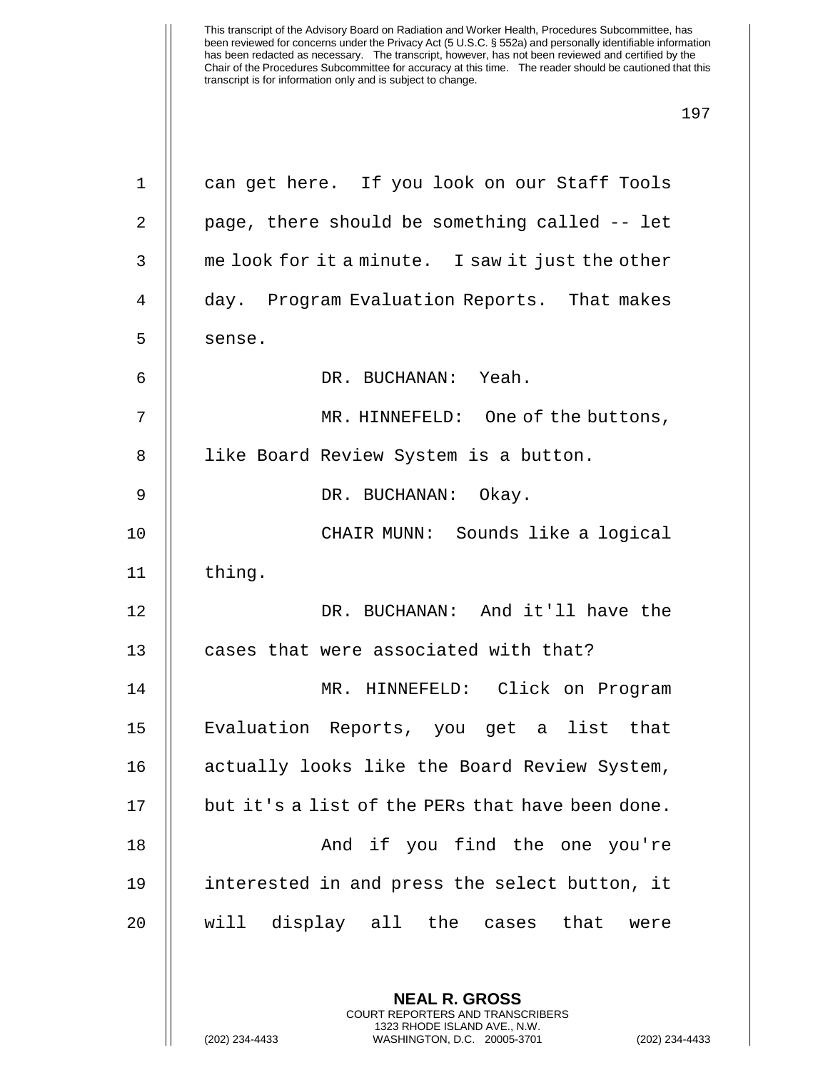can get here. If you look on our Staff Tools page, there should be something called -- let me look for it a minute. I saw it just the other day. Program Evaluation Reports. That makes sense.

DR. BUCHANAN: Yeah.

MR. HINNEFELD: One of the buttons, like Board Review System is a button.

DR. BUCHANAN: Okay.

CHAIR MUNN: Sounds like a logical thing.

DR. BUCHANAN: And it'll have the cases that were associated with that?

MR. HINNEFELD: Click on Program Evaluation Reports, you get a list that actually looks like the Board Review System, but it's a list of the PERs that have been done.

And if you find the one you're interested in and press the select button, it will display all the cases that were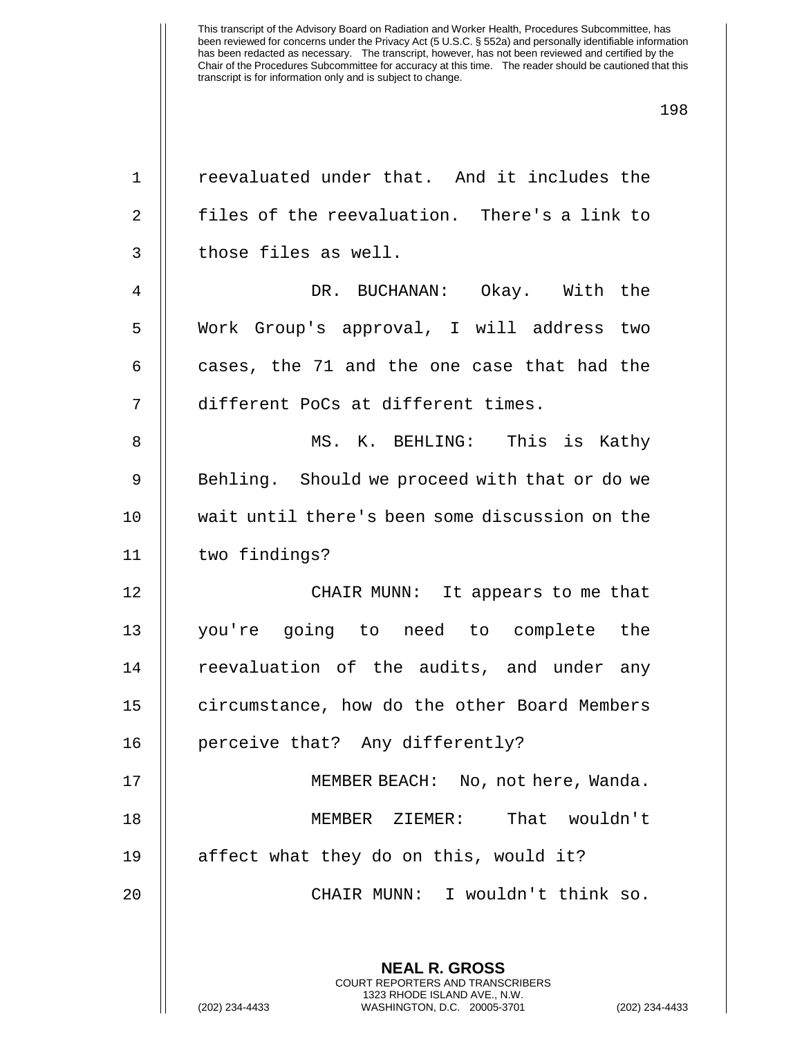This transcript of the Advisory Board on Radiation and Worker Health, Procedures Subcommittee, has been reviewed for concerns under the Privacy Act (5 U.S.C. § 552a) and personally identifiable information has been redacted as necessary. The transcript, however, has not been reviewed and certified by the Chair of the Procedures Subcommittee for accuracy at this time. The reader should be cautioned that this transcript is for information only and is subject to change.

reevaluated under that. And it includes the files of the reevaluation. There's a link to those files as well.

DR. BUCHANAN: Okay. With the Work Group's approval, I will address two cases, the 71 and the one case that had the different PoCs at different times.

MS. K. BEHLING: This is Kathy Behling. Should we proceed with that or do we wait until there's been some discussion on the two findings?

CHAIR MUNN: It appears to me that you're going to need to complete the reevaluation of the audits, and under any circumstance, how do the other Board Members perceive that? Any differently?

MEMBER BEACH: No, not here, Wanda.

MEMBER ZIEMER: That wouldn't affect what they do on this, would it?

CHAIR MUNN: I wouldn't think so.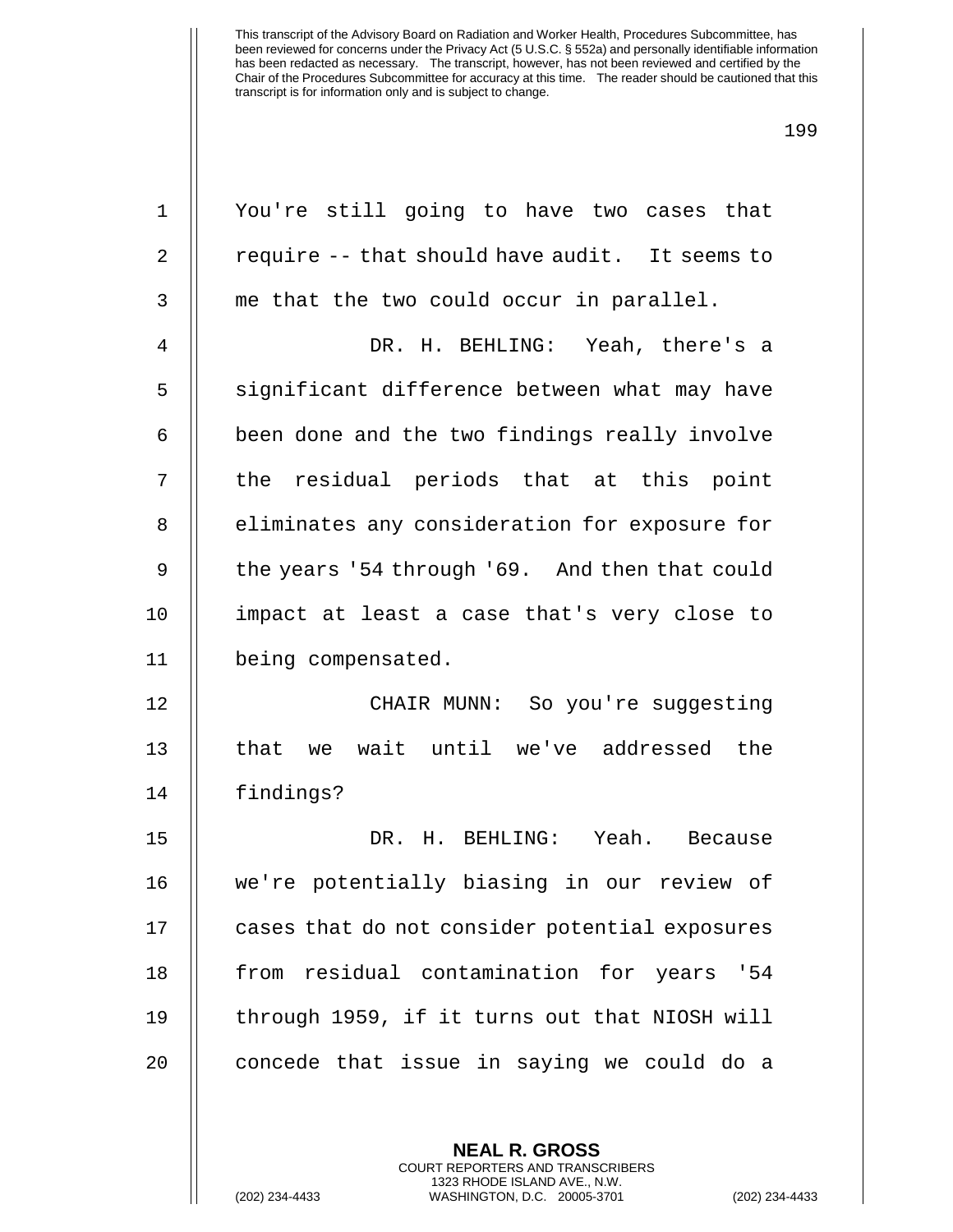You're still going to have two cases that require -- that should have audit. It seems to me that the two could occur in parallel.

DR. H. BEHLING: Yeah, there's a significant difference between what may have been done and the two findings really involve the residual periods that at this point eliminates any consideration for exposure for the years '54 through '69. And then that could impact at least a case that's very close to being compensated.

CHAIR MUNN: So you're suggesting that we wait until we've addressed the findings?

DR. H. BEHLING: Yeah. Because we're potentially biasing in our review of cases that do not consider potential exposures from residual contamination for years '54 through 1959, if it turns out that NIOSH will concede that issue in saying we could do a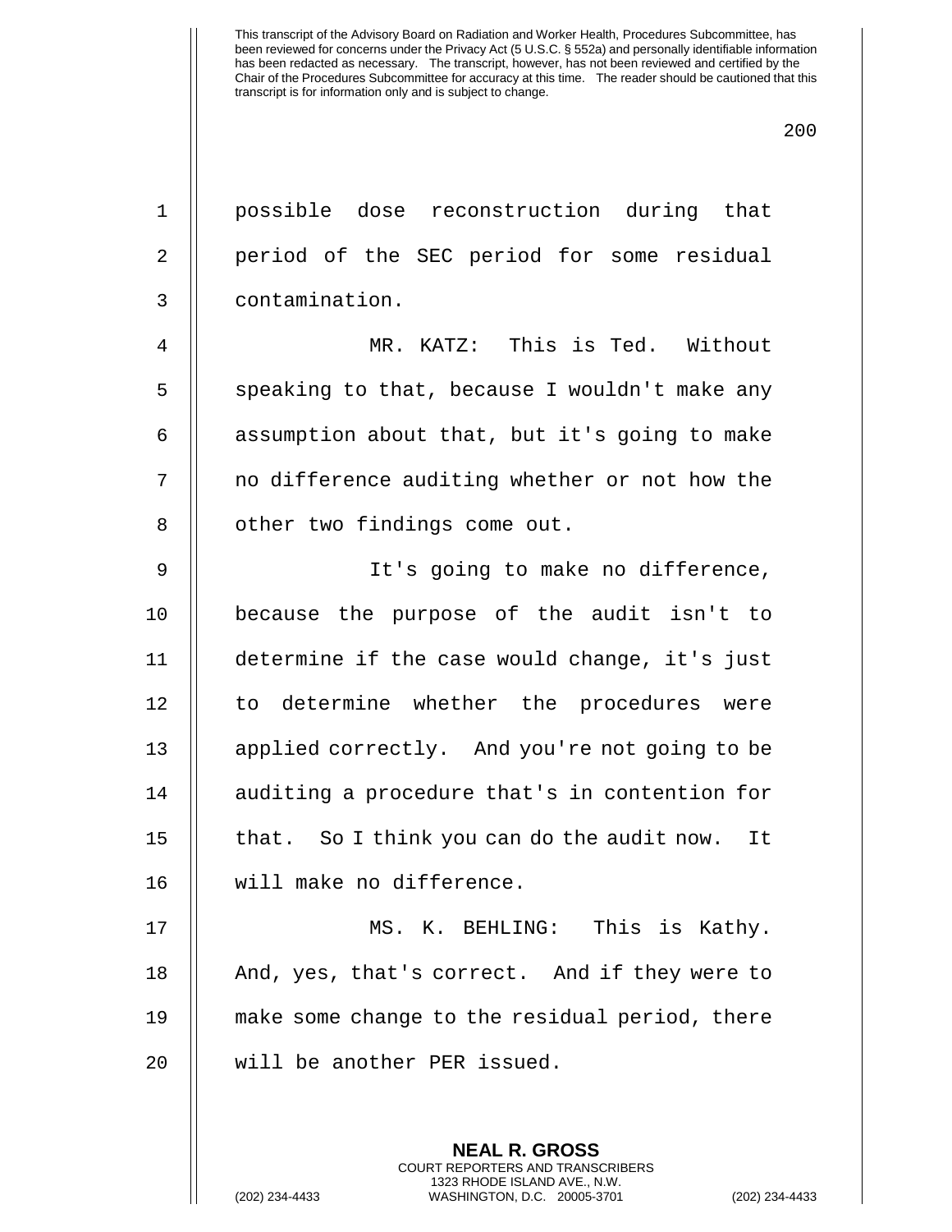possible dose reconstruction during that period of the SEC period for some residual contamination.

MR. KATZ: This is Ted. Without speaking to that, because I wouldn't make any assumption about that, but it's going to make no difference auditing whether or not how the other two findings come out.

It's going to make no difference, because the purpose of the audit isn't to determine if the case would change, it's just to determine whether the procedures were applied correctly. And you're not going to be auditing a procedure that's in contention for that. So I think you can do the audit now. It will make no difference.

MS. K. BEHLING: This is Kathy. And, yes, that's correct. And if they were to make some change to the residual period, there will be another PER issued.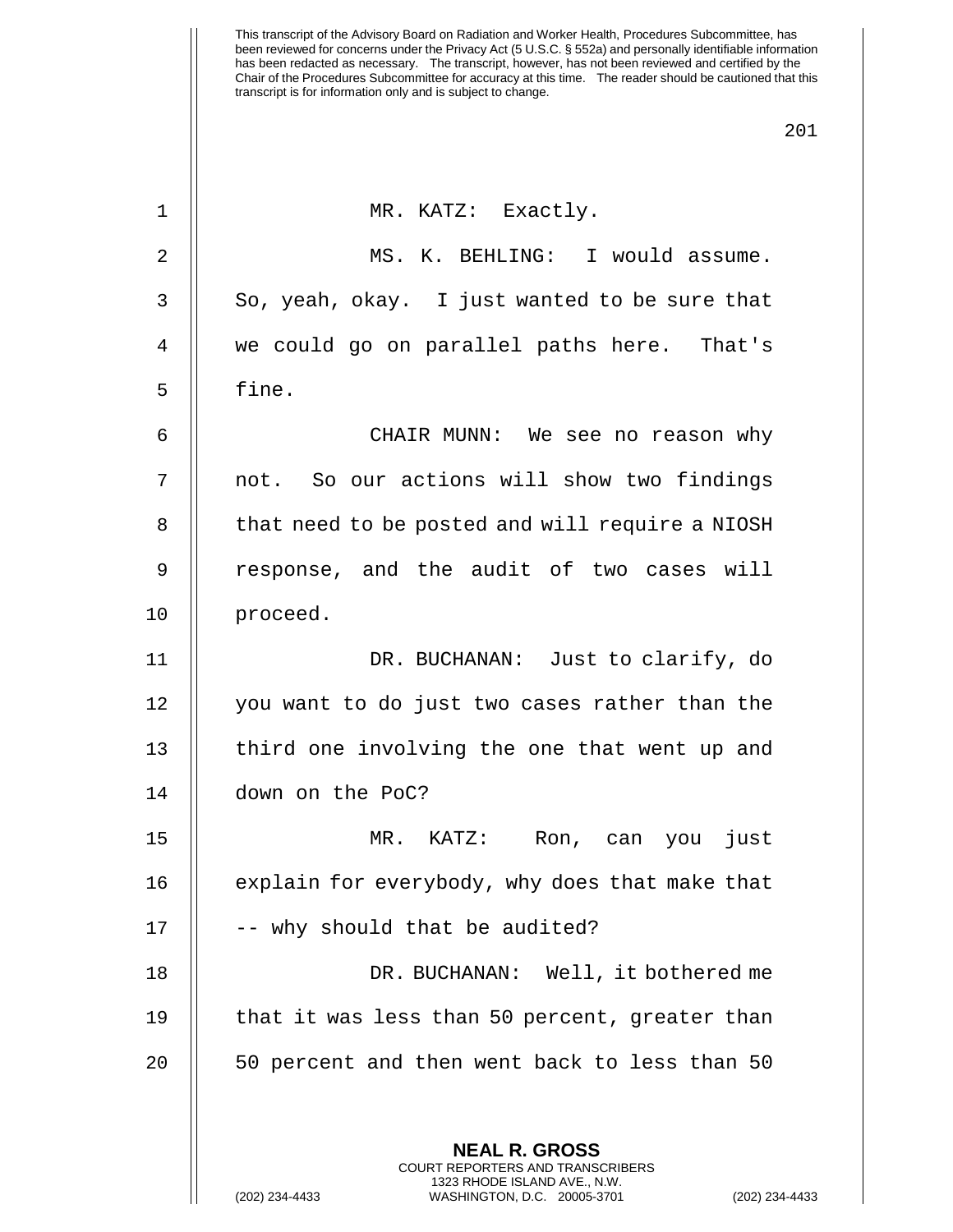MR. KATZ: Exactly.

MS. K. BEHLING: I would assume. So, yeah, okay. I just wanted to be sure that we could go on parallel paths here. That's fine.

CHAIR MUNN: We see no reason why not. So our actions will show two findings that need to be posted and will require a NIOSH response, and the audit of two cases will proceed.

DR. BUCHANAN: Just to clarify, do you want to do just two cases rather than the third one involving the one that went up and down on the PoC?

MR. KATZ: Ron, can you just explain for everybody, why does that make that -- why should that be audited?

DR. BUCHANAN: Well, it bothered me that it was less than 50 percent, greater than 50 percent and then went back to less than 50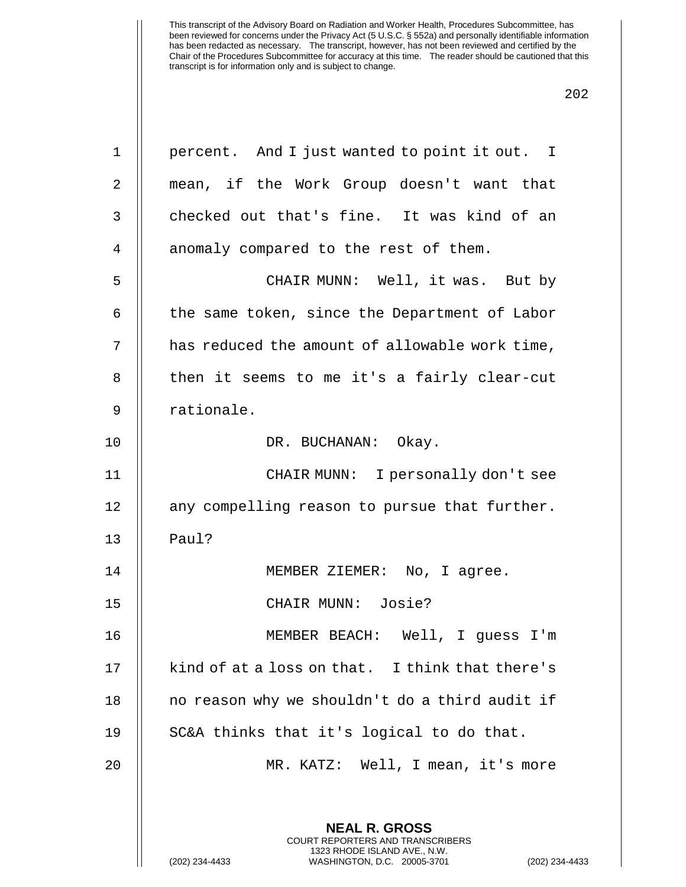percent. And I just wanted to point it out. I mean, if the Work Group doesn't want that checked out that's fine. It was kind of an anomaly compared to the rest of them.

CHAIR MUNN: Well, it was. But by the same token, since the Department of Labor has reduced the amount of allowable work time, then it seems to me it's a fairly clear-cut rationale.

DR. BUCHANAN: Okay.

CHAIR MUNN: I personally don't see any compelling reason to pursue that further. Paul?

MEMBER ZIEMER: No, I agree.

CHAIR MUNN: Josie?

MEMBER BEACH: Well, I guess I'm kind of at a loss on that. I think that there's no reason why we shouldn't do a third audit if SC&A thinks that it's logical to do that.

MR. KATZ: Well, I mean, it's more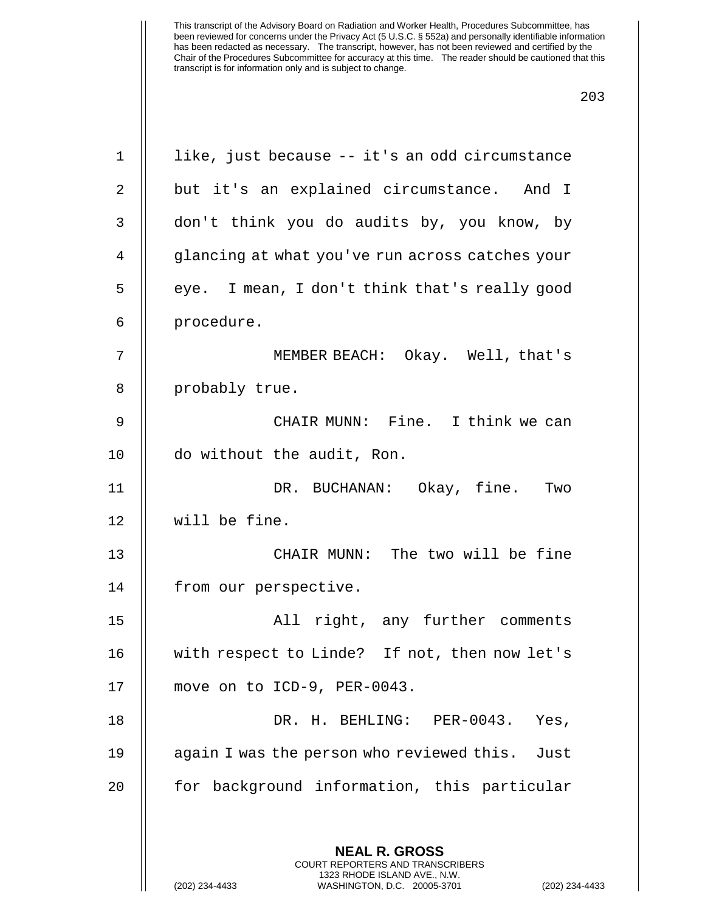like, just because -- it's an odd circumstance but it's an explained circumstance. And I don't think you do audits by, you know, by glancing at what you've run across catches your eye. I mean, I don't think that's really good procedure.

MEMBER BEACH: Okay. Well, that's probably true.

CHAIR MUNN: Fine. I think we can do without the audit, Ron.

DR. BUCHANAN: Okay, fine. Two will be fine.

CHAIR MUNN: The two will be fine from our perspective.

All right, any further comments with respect to Linde? If not, then now let's move on to ICD-9, PER-0043.

DR. H. BEHLING: PER-0043. Yes, again I was the person who reviewed this. Just for background information, this particular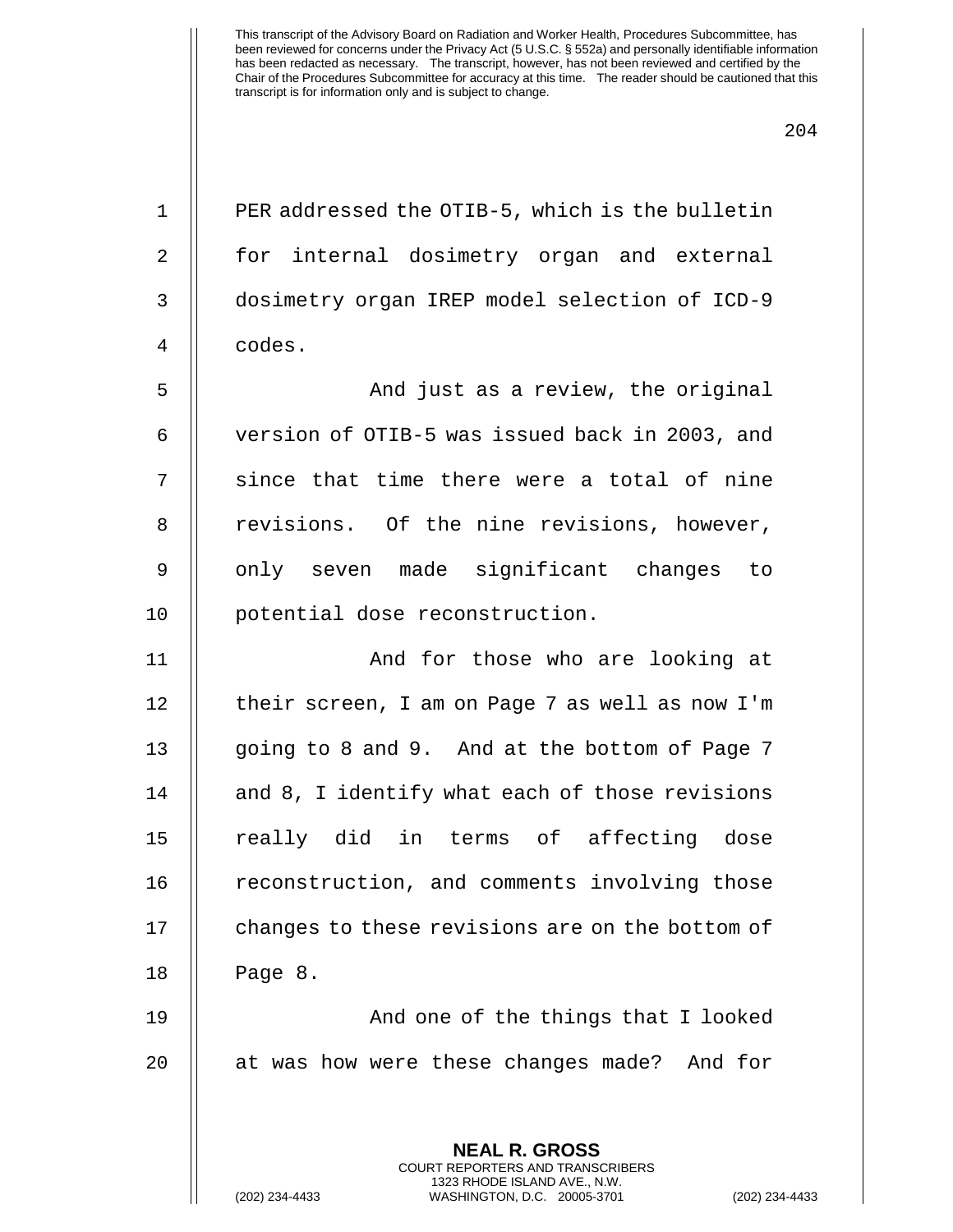PER addressed the OTIB-5, which is the bulletin for internal dosimetry organ and external dosimetry organ IREP model selection of ICD-9 codes.

And just as a review, the original version of OTIB-5 was issued back in 2003, and since that time there were a total of nine revisions. Of the nine revisions, however, only seven made significant changes to potential dose reconstruction.

And for those who are looking at their screen, I am on Page 7 as well as now I'm going to 8 and 9. And at the bottom of Page 7 and 8, I identify what each of those revisions really did in terms of affecting dose reconstruction, and comments involving those changes to these revisions are on the bottom of Page 8.

And one of the things that I looked at was how were these changes made? And for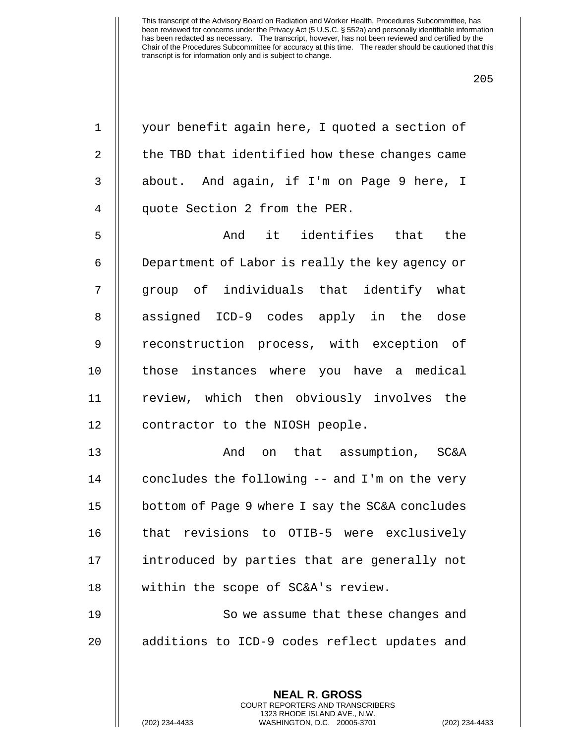your benefit again here, I quoted a section of the TBD that identified how these changes came about. And again, if I'm on Page 9 here, I quote Section 2 from the PER.

And it identifies that the Department of Labor is really the key agency or group of individuals that identify what assigned ICD-9 codes apply in the dose reconstruction process, with exception of those instances where you have a medical review, which then obviously involves the contractor to the NIOSH people.

And on that assumption, SC&A concludes the following -- and I'm on the very bottom of Page 9 where I say the SC&A concludes that revisions to OTIB-5 were exclusively introduced by parties that are generally not within the scope of SC&A's review.

So we assume that these changes and additions to ICD-9 codes reflect updates and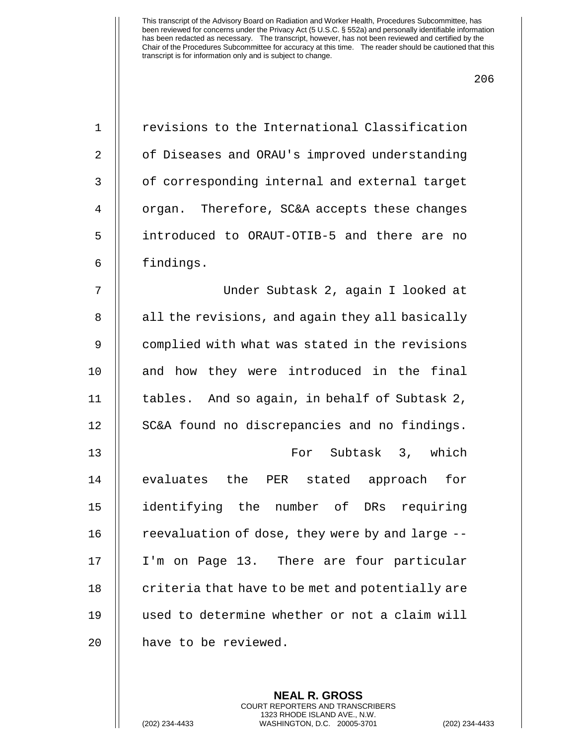revisions to the International Classification of Diseases and ORAU's improved understanding of corresponding internal and external target organ. Therefore, SC&A accepts these changes introduced to ORAUT-OTIB-5 and there are no findings.

Under Subtask 2, again I looked at all the revisions, and again they all basically complied with what was stated in the revisions and how they were introduced in the final tables. And so again, in behalf of Subtask 2, SC&A found no discrepancies and no findings.

For Subtask 3, which evaluates the PER stated approach for identifying the number of DRs requiring reevaluation of dose, they were by and large -- I'm on Page 13. There are four particular criteria that have to be met and potentially are used to determine whether or not a claim will have to be reviewed.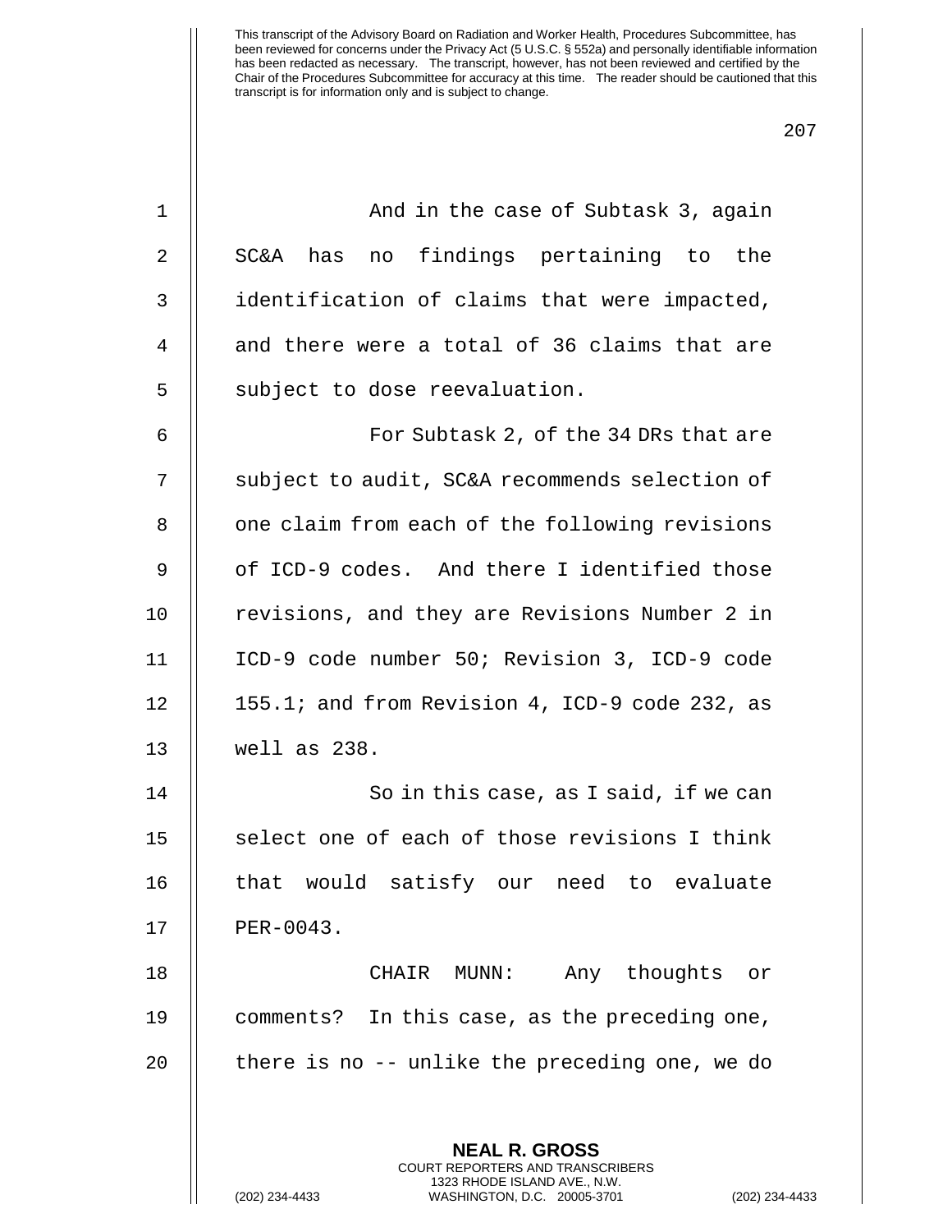And in the case of Subtask 3, again SC&A has no findings pertaining to the identification of claims that were impacted, and there were a total of 36 claims that are subject to dose reevaluation.

For Subtask 2, of the 34 DRs that are subject to audit, SC&A recommends selection of one claim from each of the following revisions of ICD-9 codes. And there I identified those revisions, and they are Revisions Number 2 in ICD-9 code number 50; Revision 3, ICD-9 code 155.1; and from Revision 4, ICD-9 code 232, as well as 238.

So in this case, as I said, if we can select one of each of those revisions I think that would satisfy our need to evaluate PER-0043.

CHAIR MUNN: Any thoughts or comments? In this case, as the preceding one, there is no -- unlike the preceding one, we do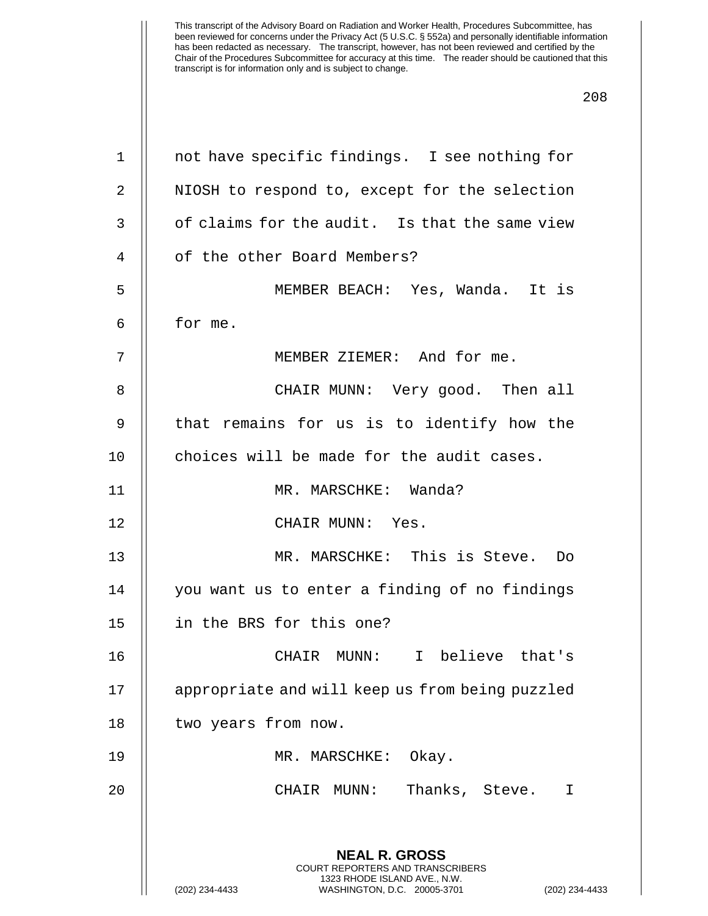not have specific findings. I see nothing for NIOSH to respond to, except for the selection of claims for the audit. Is that the same view of the other Board Members?

MEMBER BEACH: Yes, Wanda. It is for me.

MEMBER ZIEMER: And for me.

CHAIR MUNN: Very good. Then all that remains for us is to identify how the choices will be made for the audit cases.

MR. MARSCHKE: Wanda?

CHAIR MUNN: Yes.

MR. MARSCHKE: This is Steve. Do you want us to enter a finding of no findings in the BRS for this one?

CHAIR MUNN: I believe that's appropriate and will keep us from being puzzled two years from now.

MR. MARSCHKE: Okay.

CHAIR MUNN: Thanks, Steve. I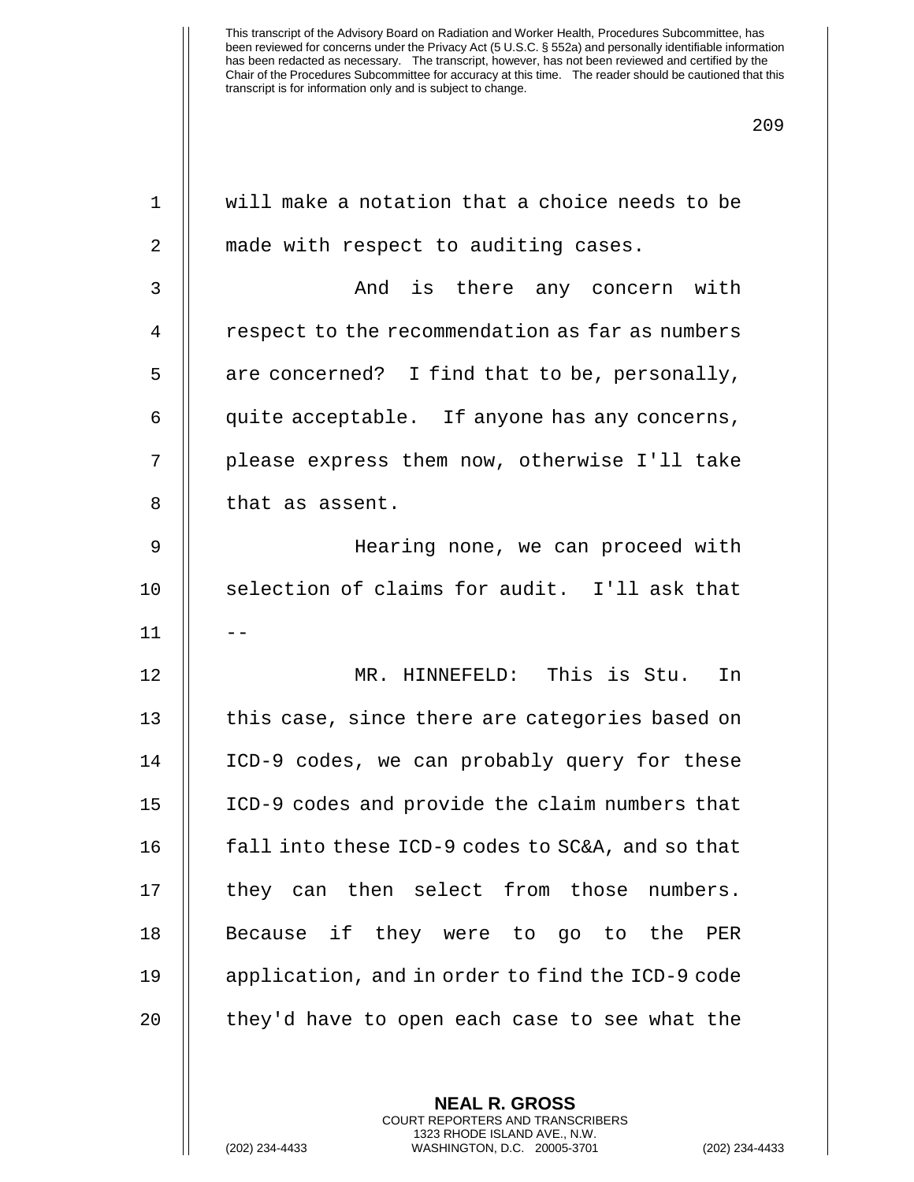will make a notation that a choice needs to be made with respect to auditing cases.

And is there any concern with respect to the recommendation as far as numbers are concerned? I find that to be, personally, quite acceptable. If anyone has any concerns, please express them now, otherwise I'll take that as assent.

Hearing none, we can proceed with selection of claims for audit. I'll ask that --

MR. HINNEFELD: This is Stu. In this case, since there are categories based on ICD-9 codes, we can probably query for these ICD-9 codes and provide the claim numbers that fall into these ICD-9 codes to SC&A, and so that they can then select from those numbers. Because if they were to go to the PER application, and in order to find the ICD-9 code they'd have to open each case to see what the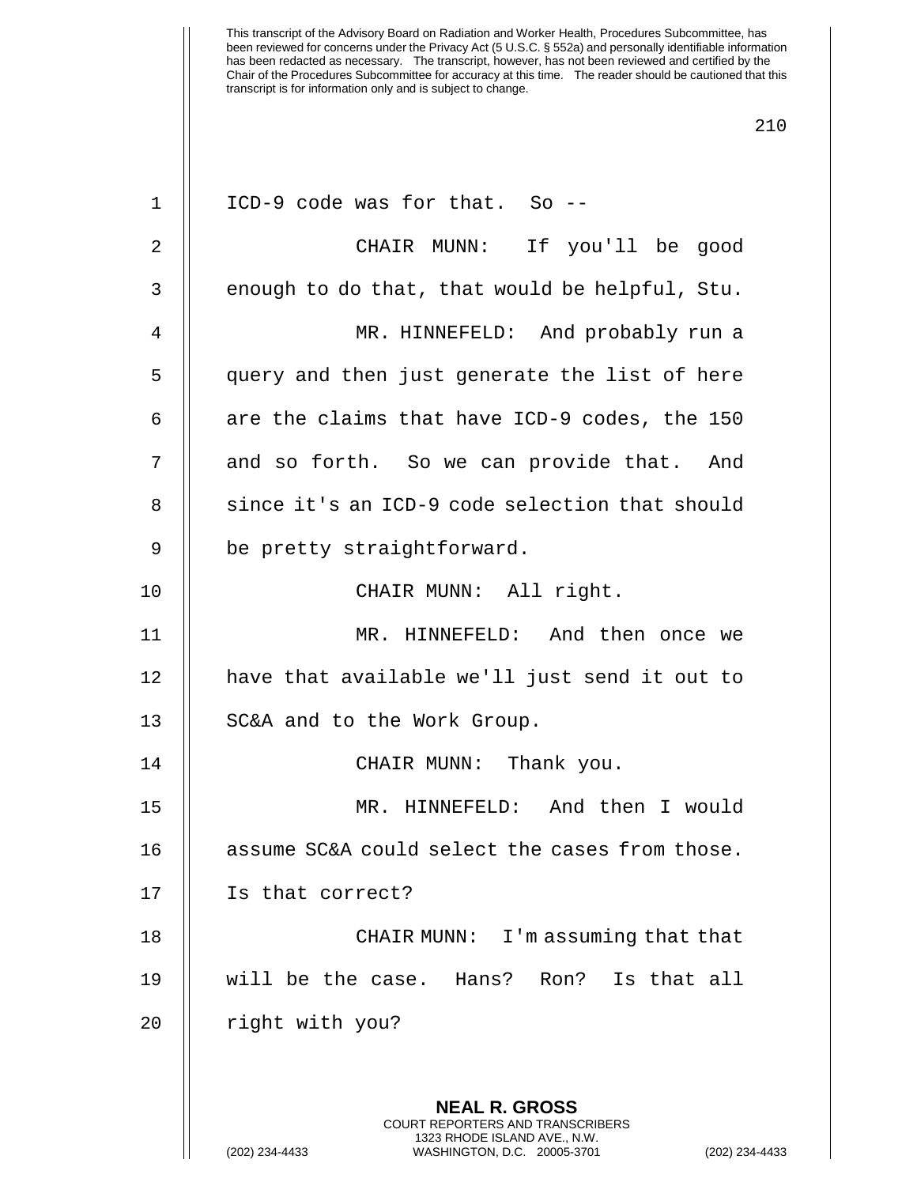ICD-9 code was for that. So --

CHAIR MUNN: If you'll be good enough to do that, that would be helpful, Stu.

MR. HINNEFELD: And probably run a query and then just generate the list of here are the claims that have ICD-9 codes, the 150 and so forth. So we can provide that. And since it's an ICD-9 code selection that should be pretty straightforward.

CHAIR MUNN: All right.

MR. HINNEFELD: And then once we have that available we'll just send it out to SC&A and to the Work Group.

CHAIR MUNN: Thank you.

MR. HINNEFELD: And then I would assume SC&A could select the cases from those. Is that correct?

CHAIR MUNN: I'm assuming that that will be the case. Hans? Ron? Is that all right with you?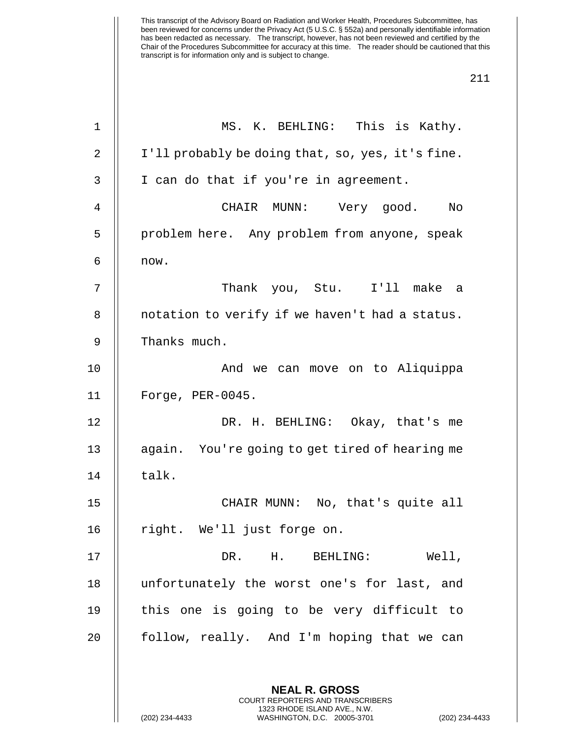MS. K. BEHLING: This is Kathy. I'll probably be doing that, so, yes, it's fine. I can do that if you're in agreement.

CHAIR MUNN: Very good. No problem here. Any problem from anyone, speak now.

Thank you, Stu. I'll make a notation to verify if we haven't had a status. Thanks much.

And we can move on to Aliquippa Forge, PER-0045.

DR. H. BEHLING: Okay, that's me again. You're going to get tired of hearing me talk.

CHAIR MUNN: No, that's quite all right. We'll just forge on.

DR. H. BEHLING: Well, unfortunately the worst one's for last, and this one is going to be very difficult to follow, really. And I'm hoping that we can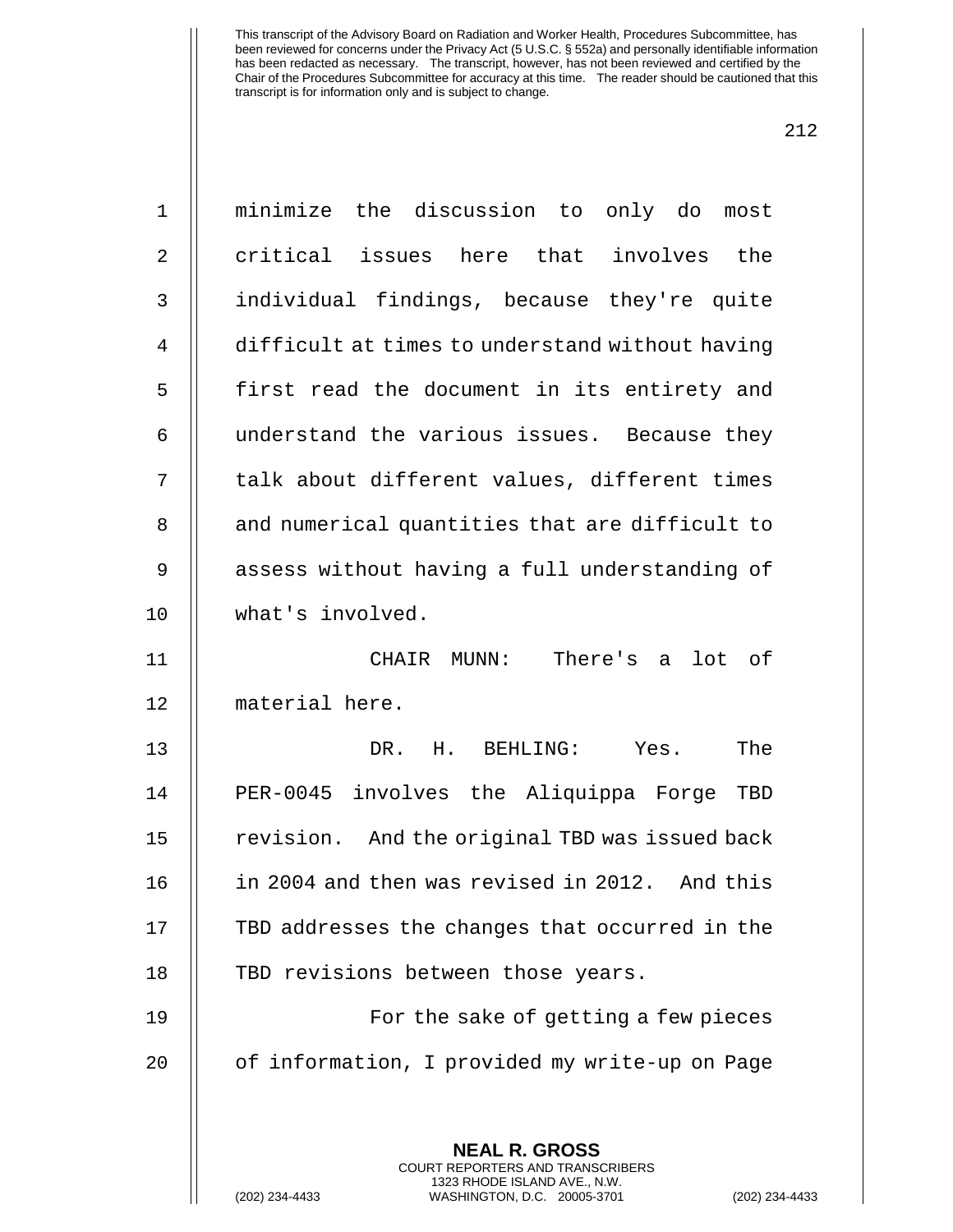minimize the discussion to only do most critical issues here that involves the individual findings, because they're quite difficult at times to understand without having first read the document in its entirety and understand the various issues. Because they talk about different values, different times and numerical quantities that are difficult to assess without having a full understanding of what's involved.

CHAIR MUNN: There's a lot of material here.

DR. H. BEHLING: Yes. The PER-0045 involves the Aliquippa Forge TBD revision. And the original TBD was issued back in 2004 and then was revised in 2012. And this TBD addresses the changes that occurred in the TBD revisions between those years.

For the sake of getting a few pieces of information, I provided my write-up on Page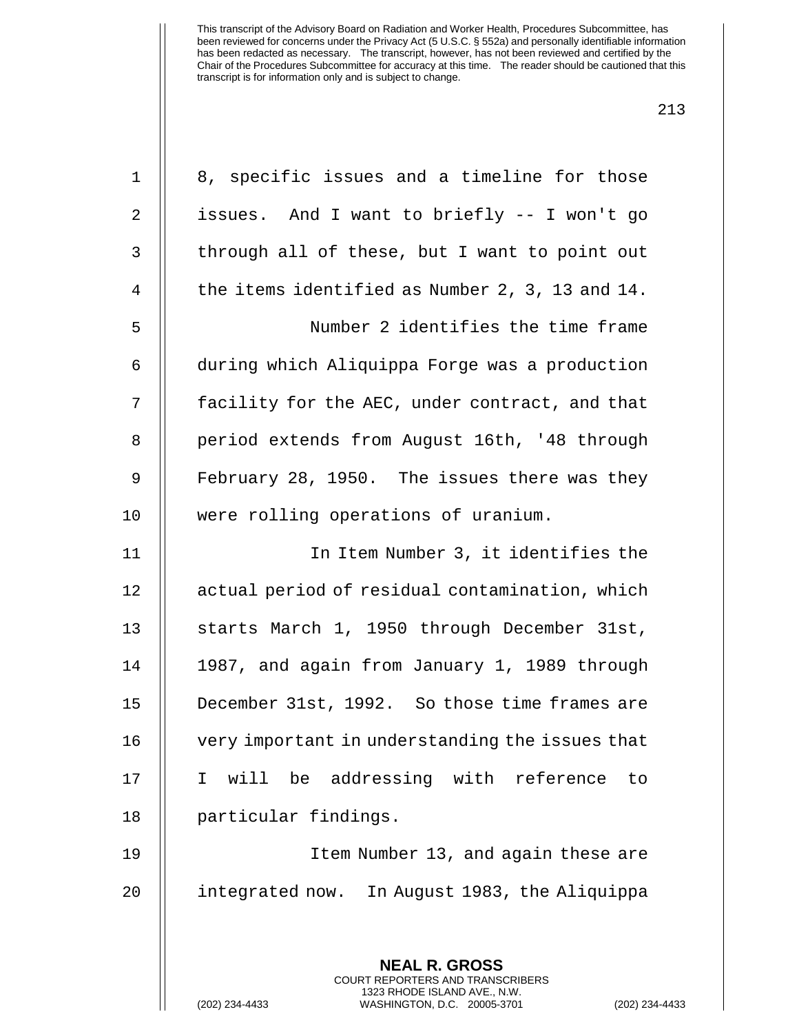8, specific issues and a timeline for those issues. And I want to briefly -- I won't go through all of these, but I want to point out the items identified as Number 2, 3, 13 and 14.

Number 2 identifies the time frame during which Aliquippa Forge was a production facility for the AEC, under contract, and that period extends from August 16th, '48 through February 28, 1950. The issues there was they were rolling operations of uranium.

In Item Number 3, it identifies the actual period of residual contamination, which starts March 1, 1950 through December 31st, 1987, and again from January 1, 1989 through December 31st, 1992. So those time frames are very important in understanding the issues that I will be addressing with reference to particular findings.

Item Number 13, and again these are integrated now. In August 1983, the Aliquippa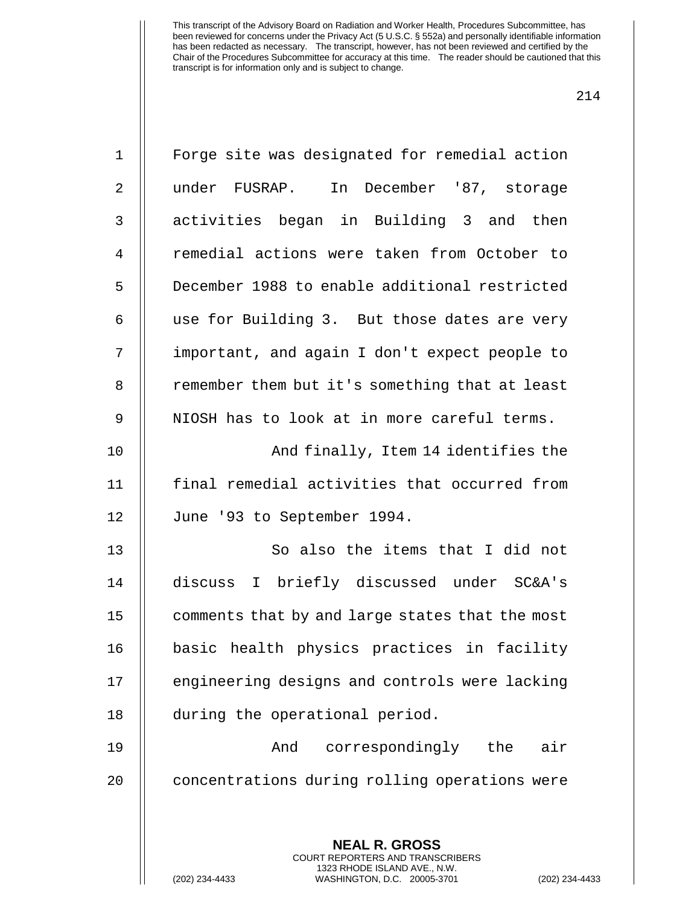Forge site was designated for remedial action under FUSRAP. In December '87, storage activities began in Building 3 and then remedial actions were taken from October to December 1988 to enable additional restricted use for Building 3. But those dates are very important, and again I don't expect people to remember them but it's something that at least NIOSH has to look at in more careful terms.

And finally, Item 14 identifies the final remedial activities that occurred from June '93 to September 1994.

So also the items that I did not discuss I briefly discussed under SC&A's comments that by and large states that the most basic health physics practices in facility engineering designs and controls were lacking during the operational period.

And correspondingly the air concentrations during rolling operations were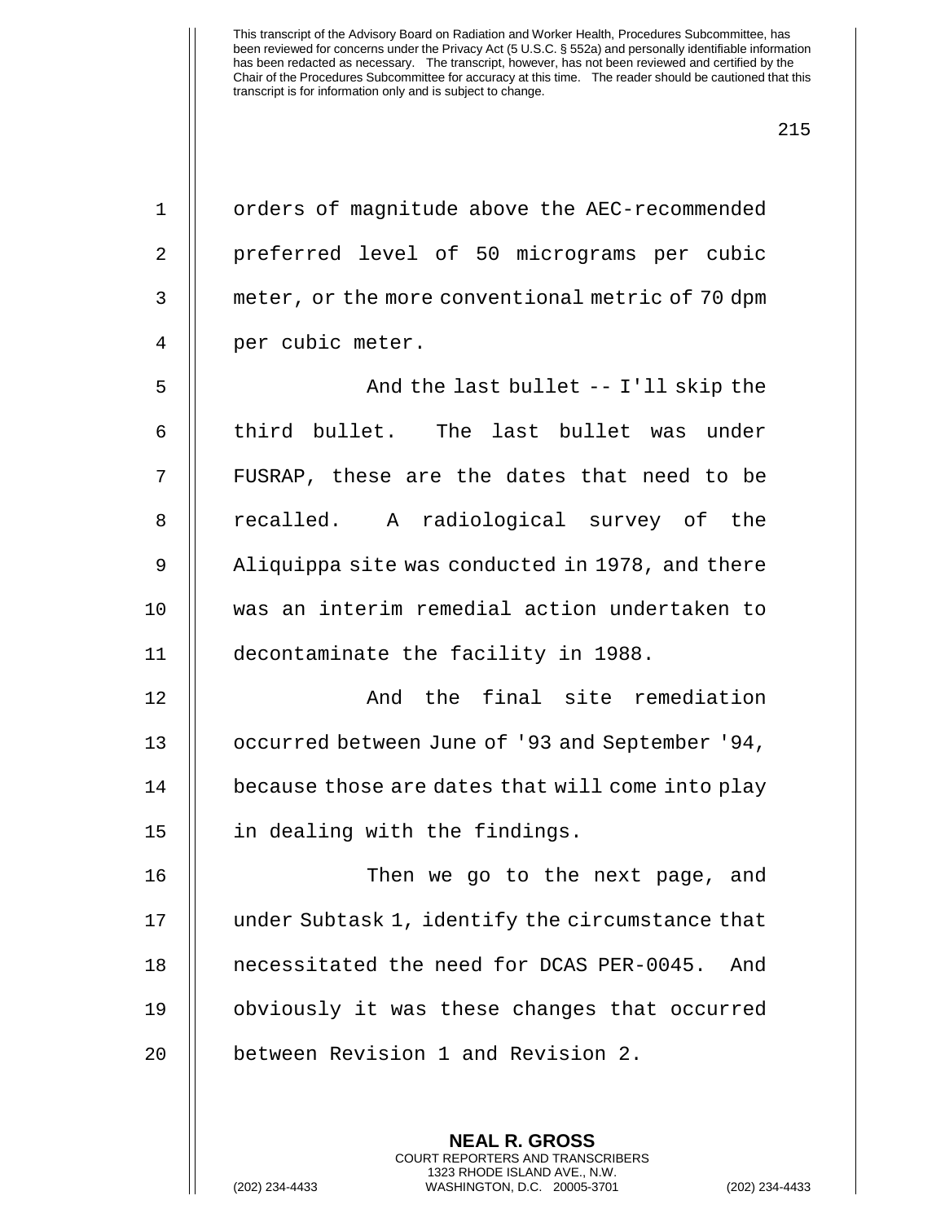orders of magnitude above the AEC-recommended preferred level of 50 micrograms per cubic meter, or the more conventional metric of 70 dpm per cubic meter.

And the last bullet -- I'll skip the third bullet. The last bullet was under FUSRAP, these are the dates that need to be recalled. A radiological survey of the Aliquippa site was conducted in 1978, and there was an interim remedial action undertaken to decontaminate the facility in 1988.

And the final site remediation occurred between June of '93 and September '94, because those are dates that will come into play in dealing with the findings.

Then we go to the next page, and under Subtask 1, identify the circumstance that necessitated the need for DCAS PER-0045. And obviously it was these changes that occurred between Revision 1 and Revision 2.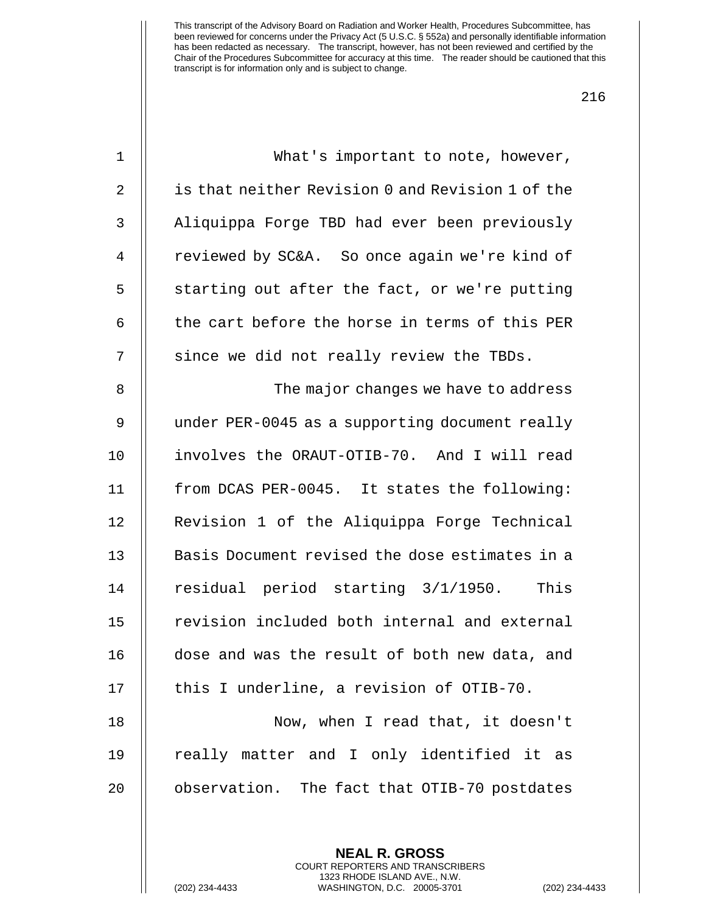What's important to note, however, is that neither Revision 0 and Revision 1 of the Aliquippa Forge TBD had ever been previously reviewed by SC&A. So once again we're kind of starting out after the fact, or we're putting the cart before the horse in terms of this PER since we did not really review the TBDs.

The major changes we have to address under PER-0045 as a supporting document really involves the ORAUT-OTIB-70. And I will read from DCAS PER-0045. It states the following: Revision 1 of the Aliquippa Forge Technical Basis Document revised the dose estimates in a residual period starting 3/1/1950. This revision included both internal and external dose and was the result of both new data, and this I underline, a revision of OTIB-70.

Now, when I read that, it doesn't really matter and I only identified it as observation. The fact that OTIB-70 postdates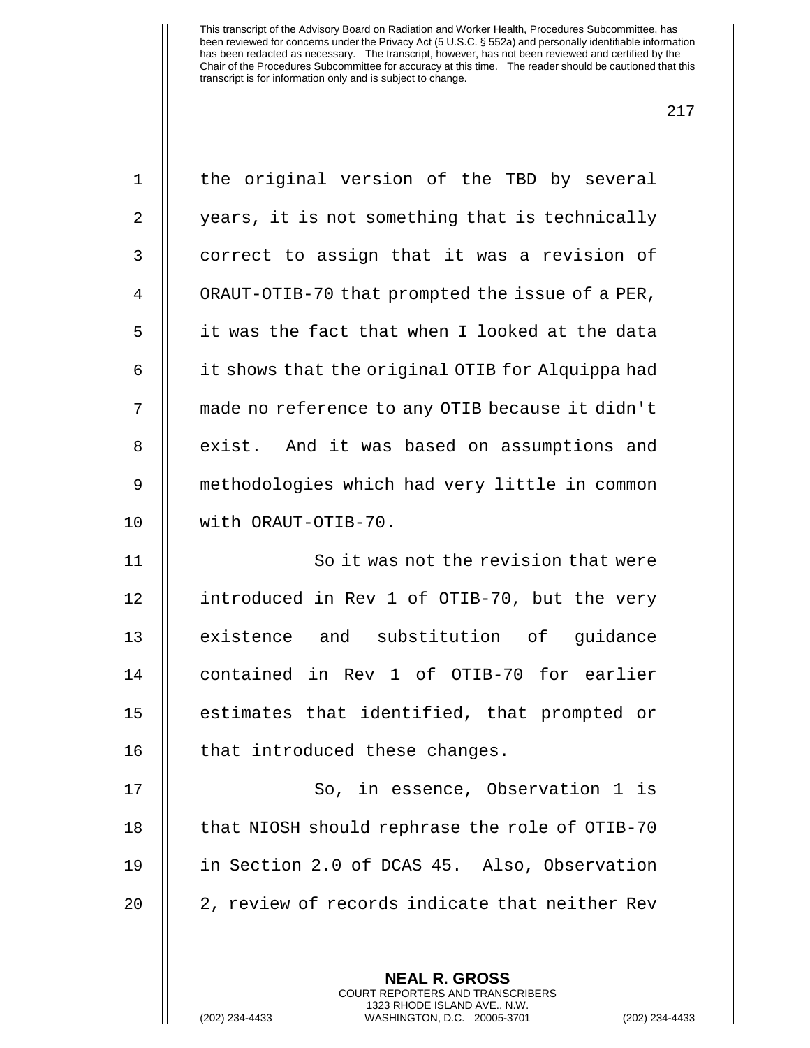the original version of the TBD by several years, it is not something that is technically correct to assign that it was a revision of ORAUT-OTIB-70 that prompted the issue of a PER, it was the fact that when I looked at the data it shows that the original OTIB for Alquippa had made no reference to any OTIB because it didn't exist. And it was based on assumptions and methodologies which had very little in common with ORAUT-OTIB-70.

So it was not the revision that were introduced in Rev 1 of OTIB-70, but the very existence and substitution of guidance contained in Rev 1 of OTIB-70 for earlier estimates that identified, that prompted or that introduced these changes.

So, in essence, Observation 1 is that NIOSH should rephrase the role of OTIB-70 in Section 2.0 of DCAS 45. Also, Observation 2, review of records indicate that neither Rev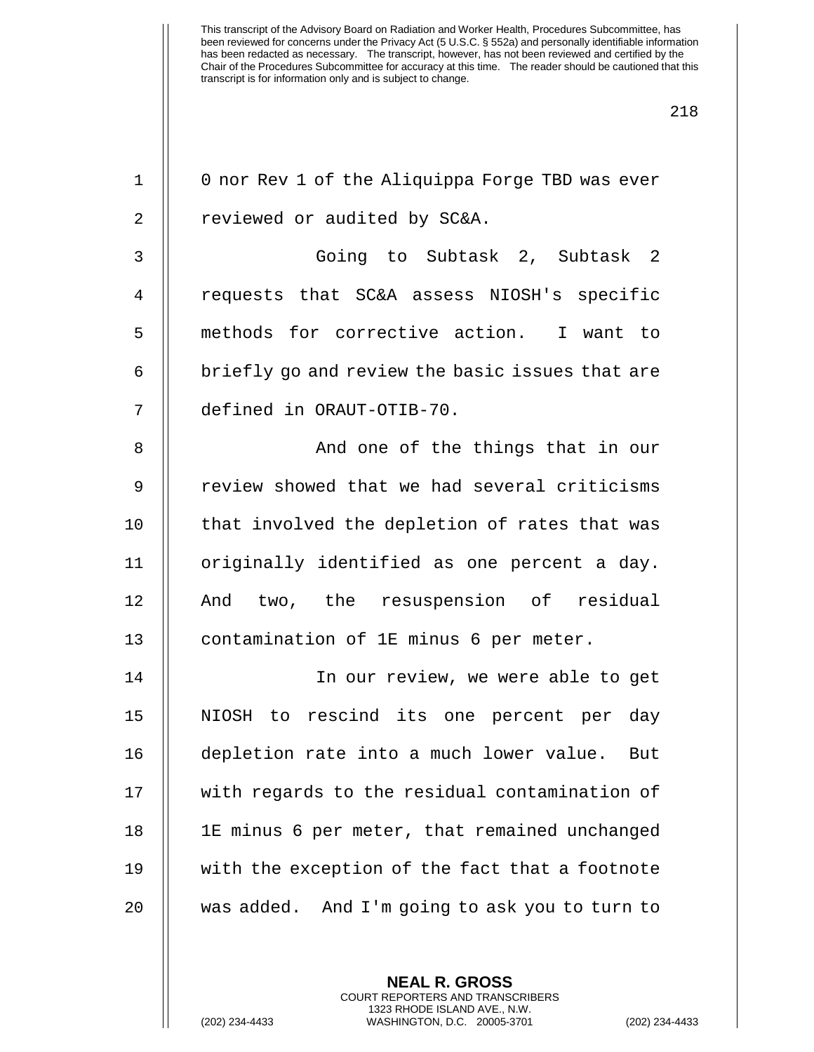0 nor Rev 1 of the Aliquippa Forge TBD was ever reviewed or audited by SC&A.

Going to Subtask 2, Subtask 2 requests that SC&A assess NIOSH's specific methods for corrective action. I want to briefly go and review the basic issues that are defined in ORAUT-OTIB-70.

And one of the things that in our review showed that we had several criticisms that involved the depletion of rates that was originally identified as one percent a day. And two, the resuspension of residual contamination of 1E minus 6 per meter.

In our review, we were able to get NIOSH to rescind its one percent per day depletion rate into a much lower value. But with regards to the residual contamination of 1E minus 6 per meter, that remained unchanged with the exception of the fact that a footnote was added. And I'm going to ask you to turn to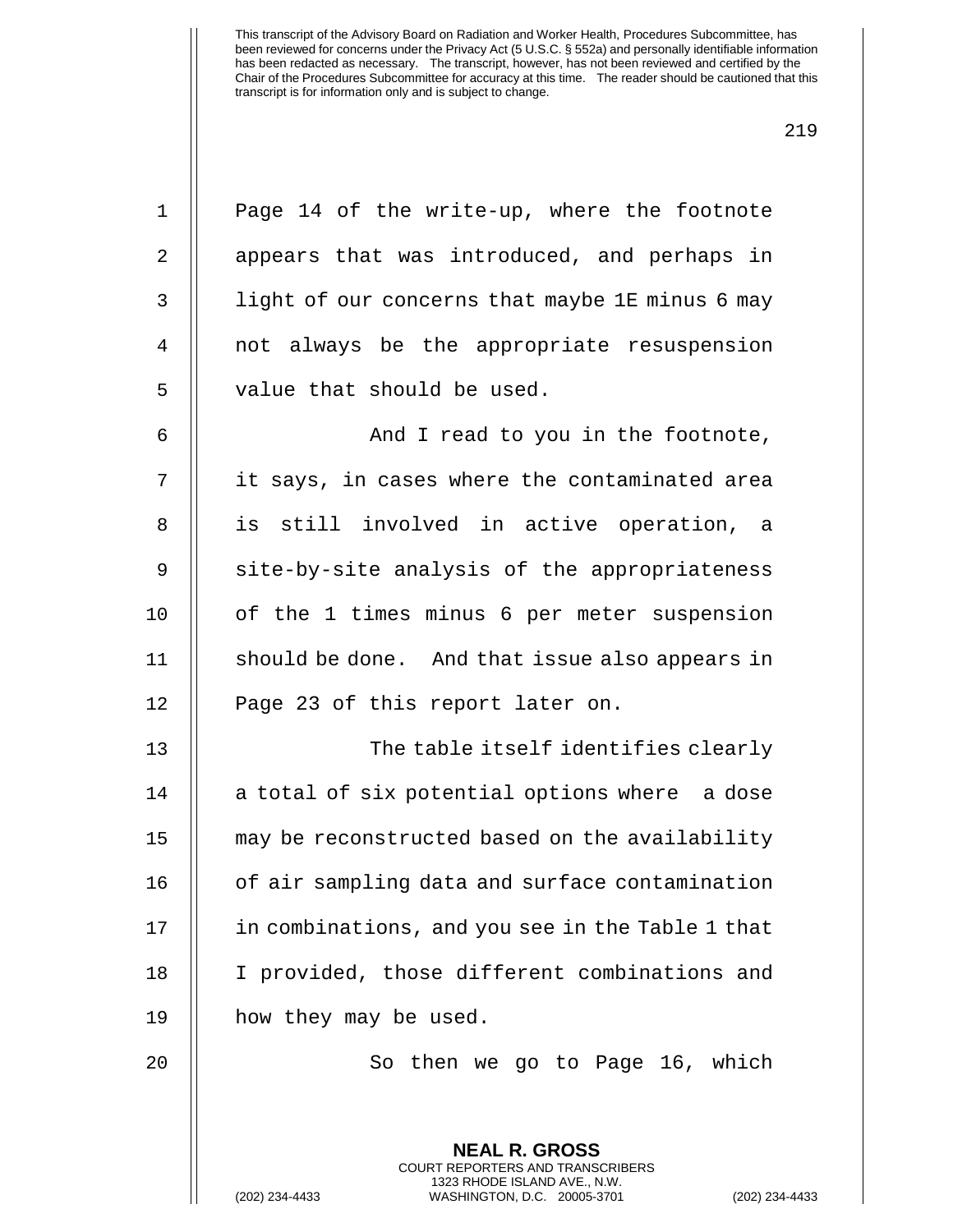Page 14 of the write-up, where the footnote appears that was introduced, and perhaps in light of our concerns that maybe 1E minus 6 may not always be the appropriate resuspension value that should be used.

And I read to you in the footnote, it says, in cases where the contaminated area is still involved in active operation, a site-by-site analysis of the appropriateness of the 1 times minus 6 per meter suspension should be done. And that issue also appears in Page 23 of this report later on.

The table itself identifies clearly a total of six potential options where a dose may be reconstructed based on the availability of air sampling data and surface contamination in combinations, and you see in the Table 1 that I provided, those different combinations and how they may be used.

So then we go to Page 16, which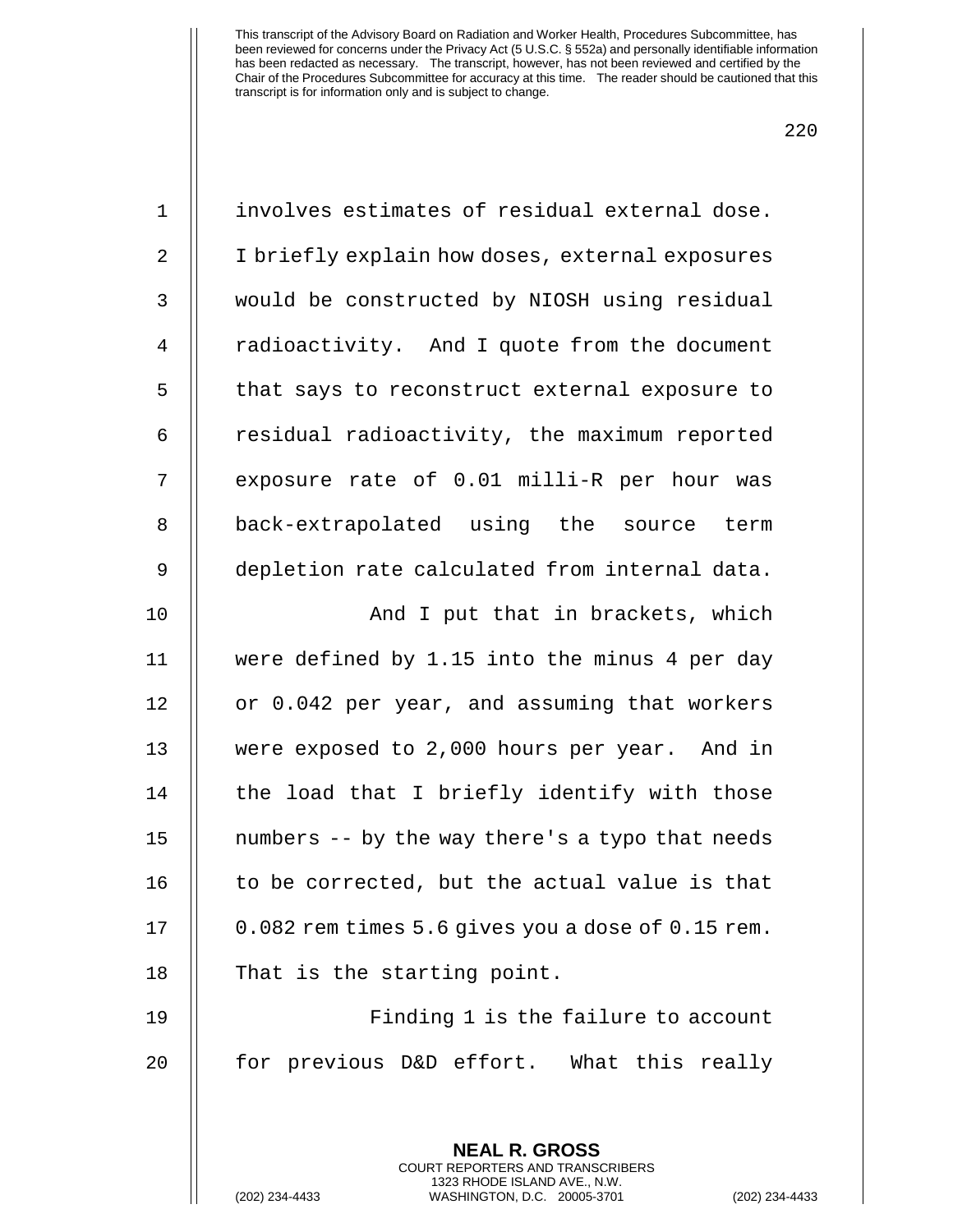This transcript of the Advisory Board on Radiation and Worker Health, Procedures Subcommittee, has been reviewed for concerns under the Privacy Act (5 U.S.C. § 552a) and personally identifiable information has been redacted as necessary. The transcript, however, has not been reviewed and certified by the Chair of the Procedures Subcommittee for accuracy at this time. The reader should be cautioned that this transcript is for information only and is subject to change.

involves estimates of residual external dose. I briefly explain how doses, external exposures would be constructed by NIOSH using residual radioactivity. And I quote from the document that says to reconstruct external exposure to residual radioactivity, the maximum reported exposure rate of 0.01 milli-R per hour was back-extrapolated using the source term depletion rate calculated from internal data.

And I put that in brackets, which were defined by 1.15 into the minus 4 per day or 0.042 per year, and assuming that workers were exposed to 2,000 hours per year. And in the load that I briefly identify with those numbers -- by the way there's a typo that needs to be corrected, but the actual value is that 0.082 rem times 5.6 gives you a dose of 0.15 rem. That is the starting point.

Finding 1 is the failure to account for previous D&D effort. What this really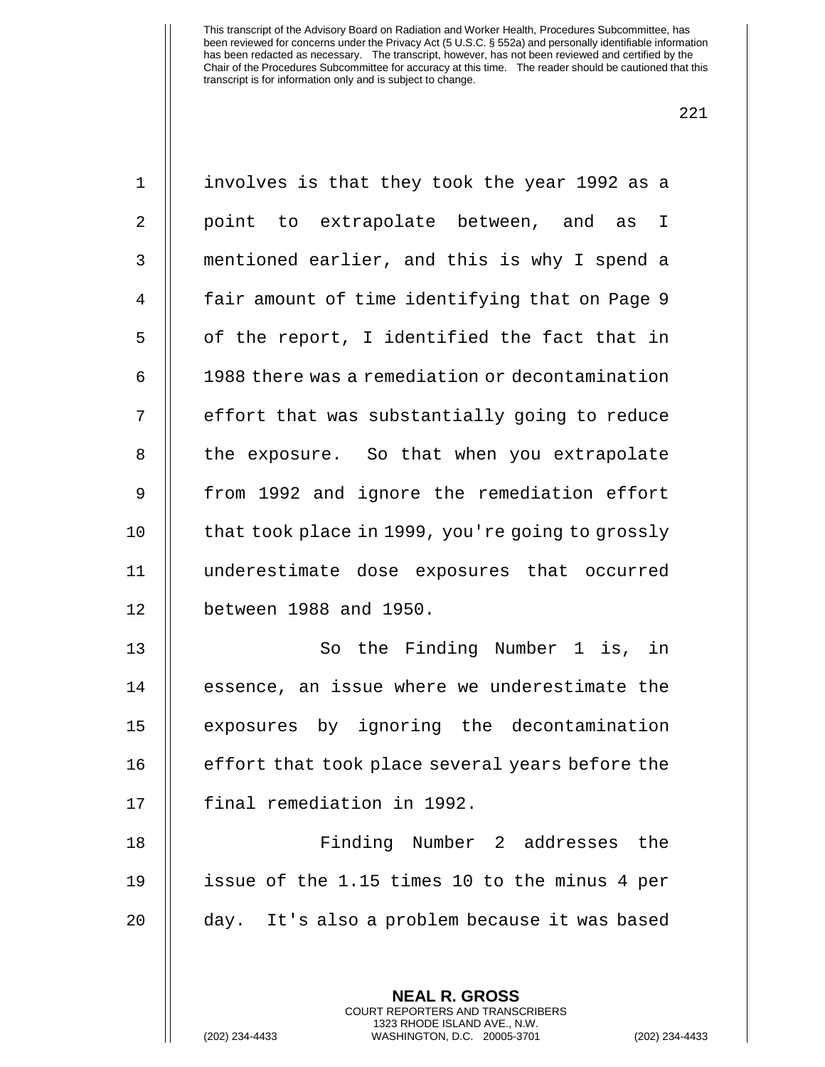involves is that they took the year 1992 as a point to extrapolate between, and as I mentioned earlier, and this is why I spend a fair amount of time identifying that on Page 9 of the report, I identified the fact that in 1988 there was a remediation or decontamination effort that was substantially going to reduce the exposure. So that when you extrapolate from 1992 and ignore the remediation effort that took place in 1999, you're going to grossly underestimate dose exposures that occurred between 1988 and 1950.

So the Finding Number 1 is, in essence, an issue where we underestimate the exposures by ignoring the decontamination effort that took place several years before the final remediation in 1992.

Finding Number 2 addresses the issue of the 1.15 times 10 to the minus 4 per day. It's also a problem because it was based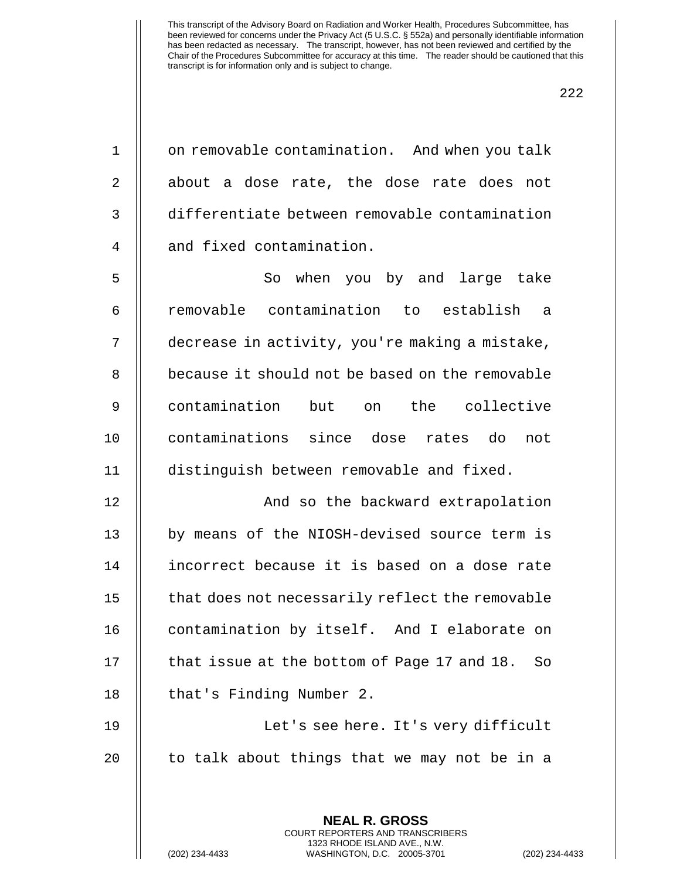on removable contamination. And when you talk about a dose rate, the dose rate does not differentiate between removable contamination and fixed contamination.

So when you by and large take removable contamination to establish a decrease in activity, you're making a mistake, because it should not be based on the removable contamination but on the collective contaminations since dose rates do not distinguish between removable and fixed.

And so the backward extrapolation by means of the NIOSH-devised source term is incorrect because it is based on a dose rate that does not necessarily reflect the removable contamination by itself. And I elaborate on that issue at the bottom of Page 17 and 18. So that's Finding Number 2.

Let's see here. It's very difficult to talk about things that we may not be in a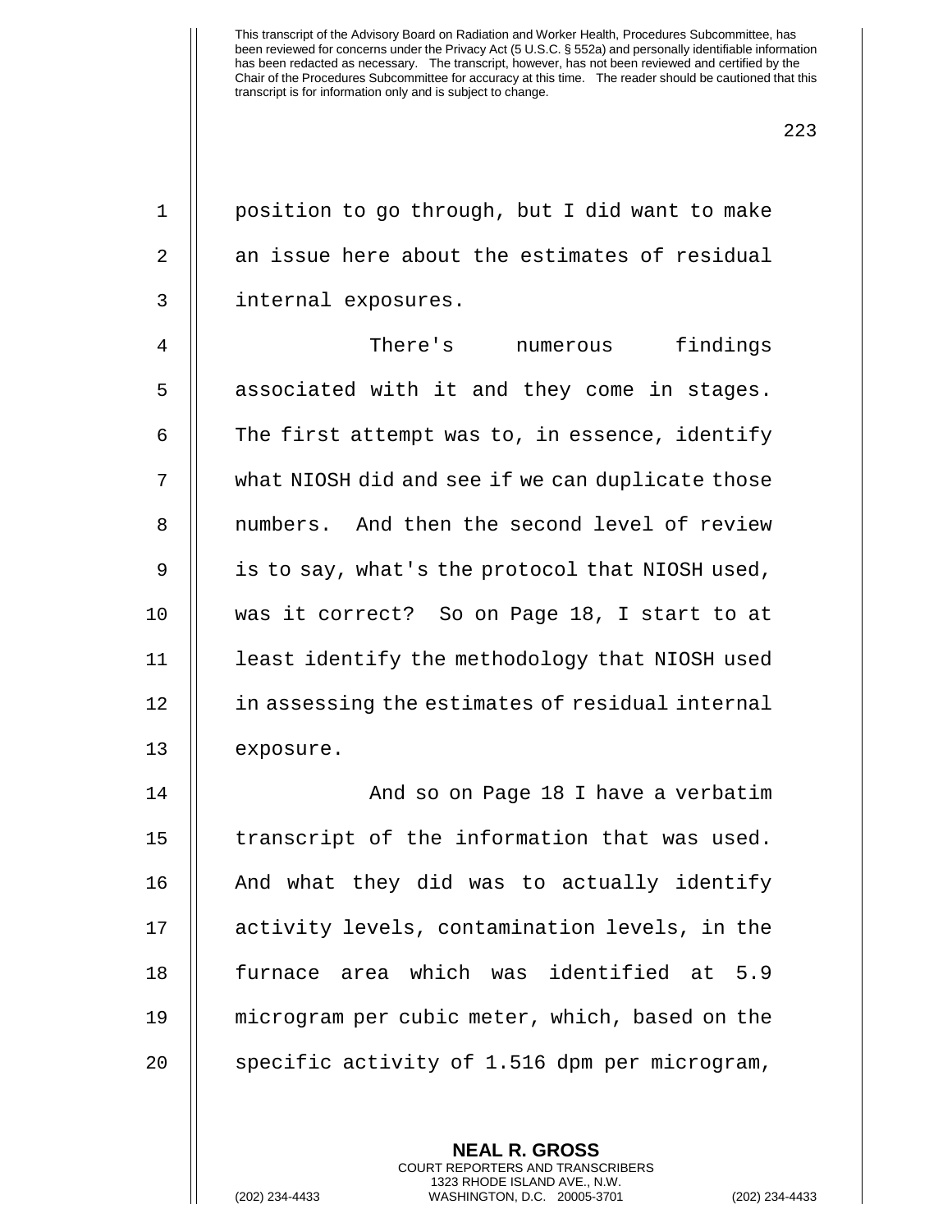position to go through, but I did want to make an issue here about the estimates of residual internal exposures.

There's numerous findings associated with it and they come in stages. The first attempt was to, in essence, identify what NIOSH did and see if we can duplicate those numbers. And then the second level of review is to say, what's the protocol that NIOSH used, was it correct? So on Page 18, I start to at least identify the methodology that NIOSH used in assessing the estimates of residual internal exposure.

And so on Page 18 I have a verbatim transcript of the information that was used. And what they did was to actually identify activity levels, contamination levels, in the furnace area which was identified at 5.9 microgram per cubic meter, which, based on the specific activity of 1.516 dpm per microgram,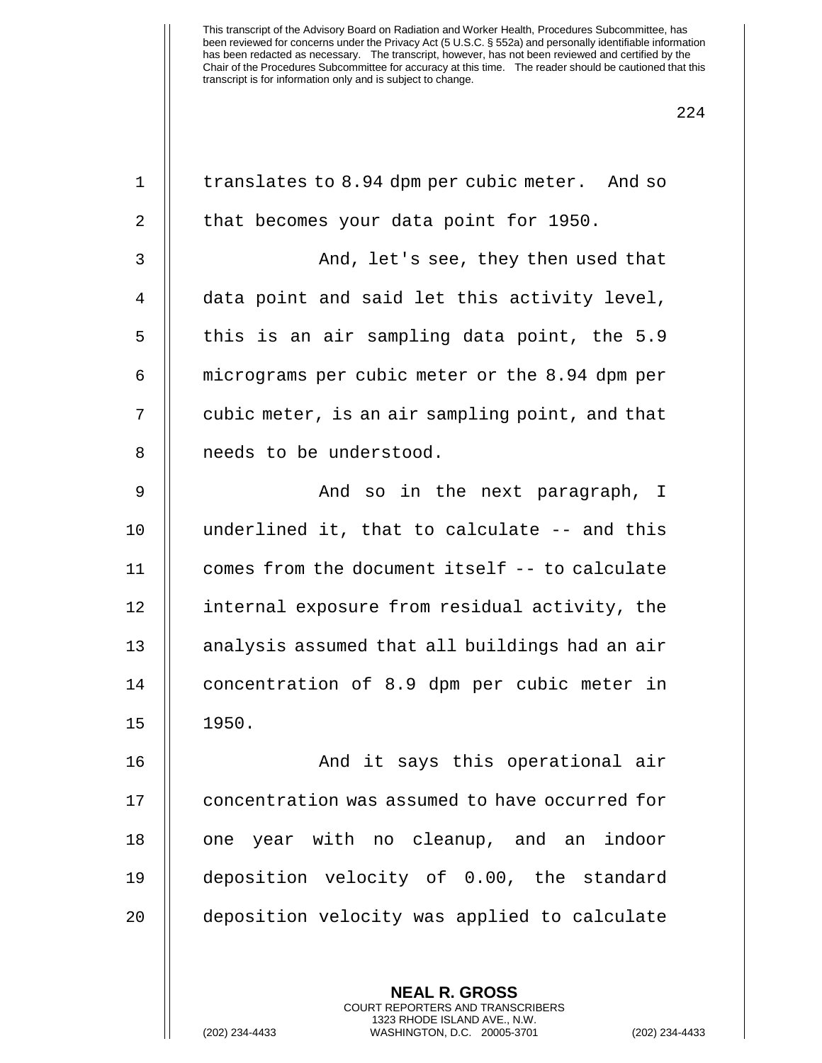translates to 8.94 dpm per cubic meter. And so that becomes your data point for 1950.

And, let's see, they then used that data point and said let this activity level, this is an air sampling data point, the 5.9 micrograms per cubic meter or the 8.94 dpm per cubic meter, is an air sampling point, and that needs to be understood.

And so in the next paragraph, I underlined it, that to calculate -- and this comes from the document itself -- to calculate internal exposure from residual activity, the analysis assumed that all buildings had an air concentration of 8.9 dpm per cubic meter in 1950.

And it says this operational air concentration was assumed to have occurred for one year with no cleanup, and an indoor deposition velocity of 0.00, the standard deposition velocity was applied to calculate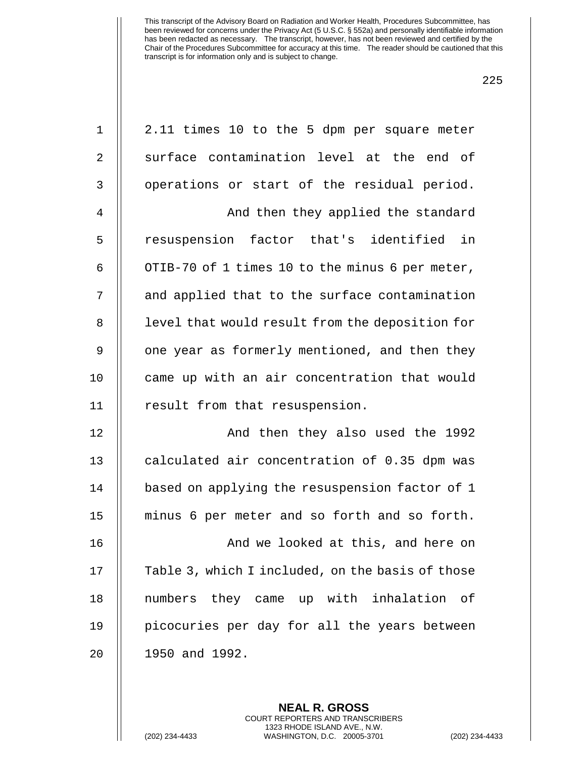2.11 times 10 to the 5 dpm per square meter surface contamination level at the end of operations or start of the residual period.

And then they applied the standard resuspension factor that's identified in OTIB-70 of 1 times 10 to the minus 6 per meter, and applied that to the surface contamination level that would result from the deposition for one year as formerly mentioned, and then they came up with an air concentration that would result from that resuspension.

And then they also used the 1992 calculated air concentration of 0.35 dpm was based on applying the resuspension factor of 1 minus 6 per meter and so forth and so forth.

And we looked at this, and here on Table 3, which I included, on the basis of those numbers they came up with inhalation of picocuries per day for all the years between 1950 and 1992.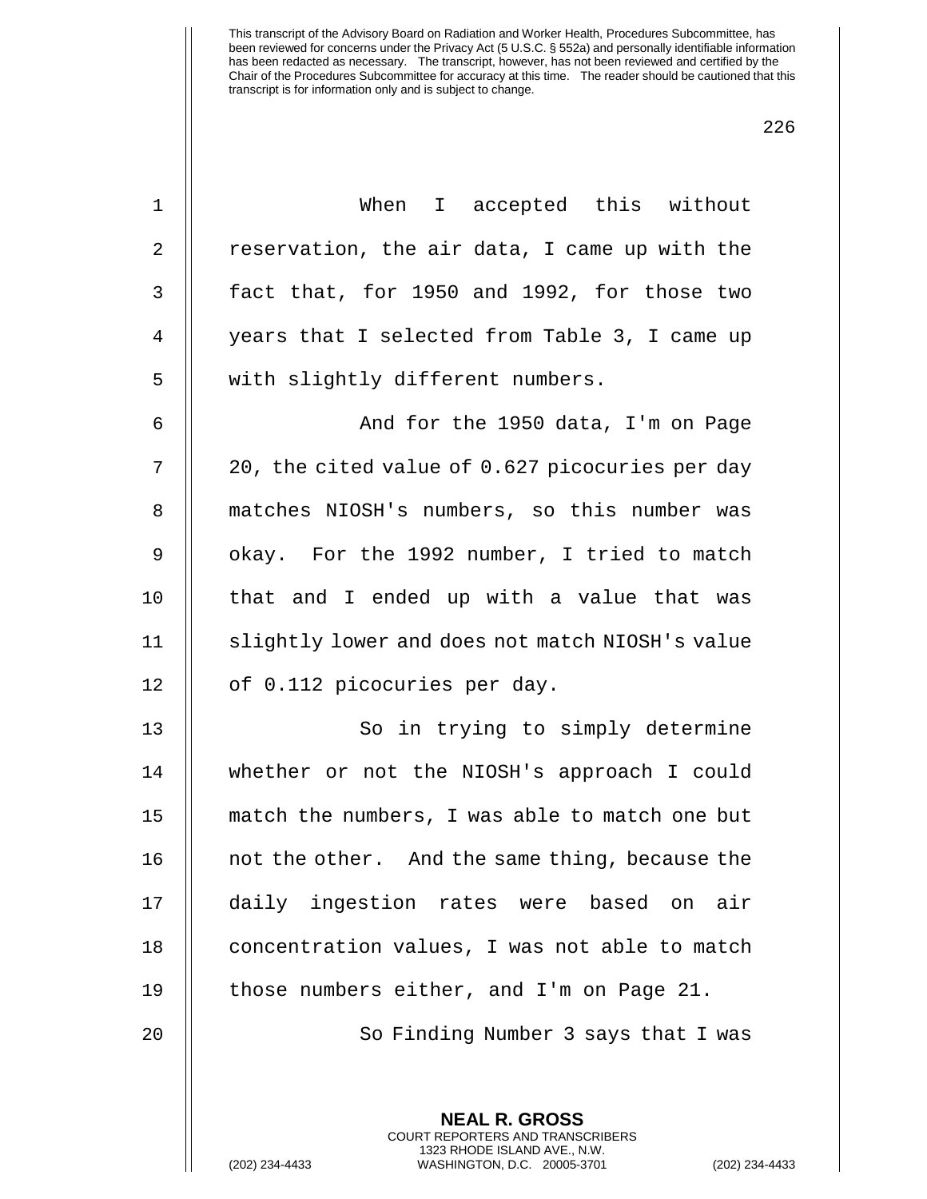When I accepted this without reservation, the air data, I came up with the fact that, for 1950 and 1992, for those two years that I selected from Table 3, I came up with slightly different numbers.

And for the 1950 data, I'm on Page 20, the cited value of 0.627 picocuries per day matches NIOSH's numbers, so this number was okay. For the 1992 number, I tried to match that and I ended up with a value that was slightly lower and does not match NIOSH's value of 0.112 picocuries per day.

So in trying to simply determine whether or not the NIOSH's approach I could match the numbers, I was able to match one but not the other. And the same thing, because the daily ingestion rates were based on air concentration values, I was not able to match those numbers either, and I'm on Page 21.

So Finding Number 3 says that I was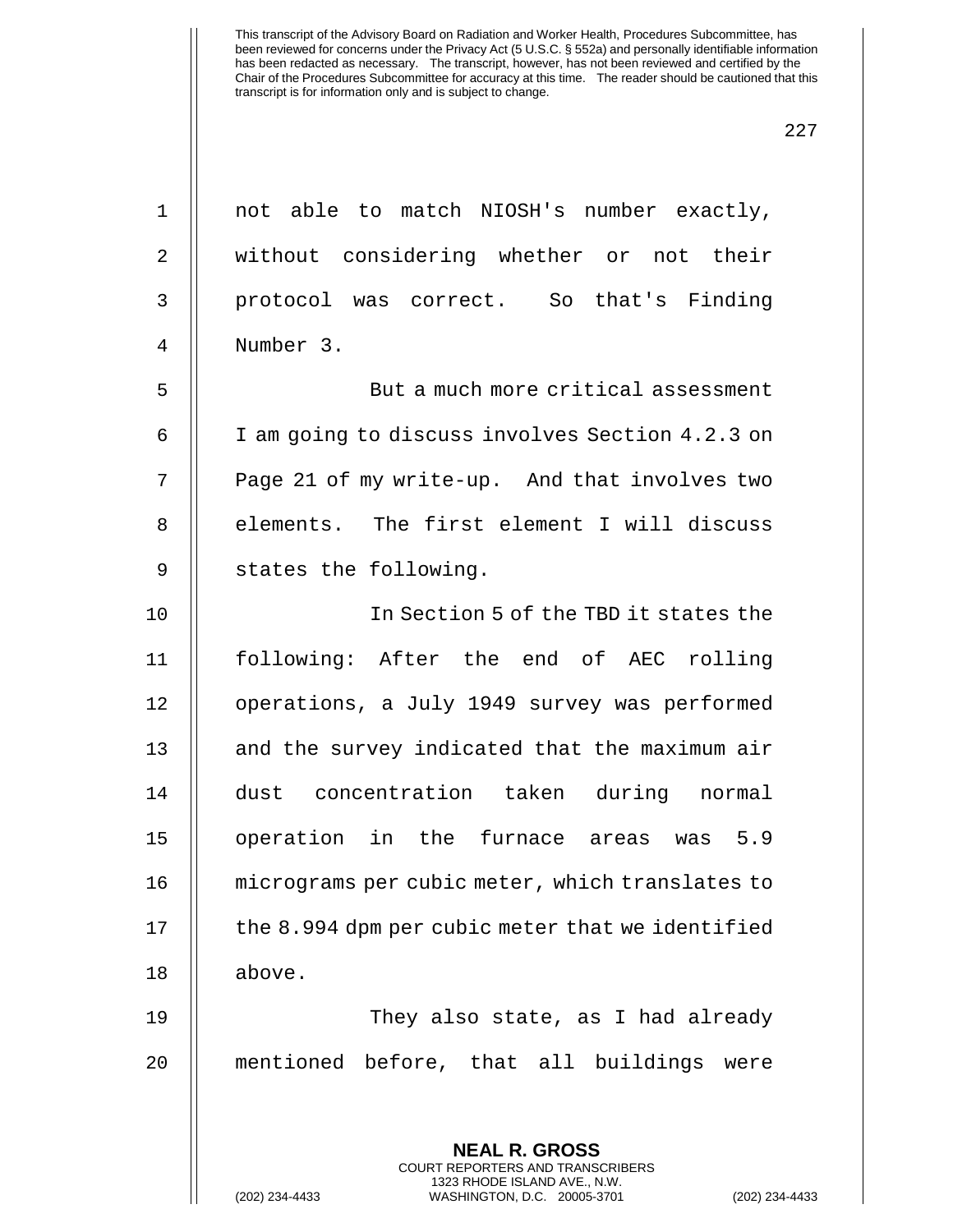This transcript of the Advisory Board on Radiation and Worker Health, Procedures Subcommittee, has been reviewed for concerns under the Privacy Act (5 U.S.C. § 552a) and personally identifiable information has been redacted as necessary. The transcript, however, has not been reviewed and certified by the Chair of the Procedures Subcommittee for accuracy at this time. The reader should be cautioned that this transcript is for information only and is subject to change.

not able to match NIOSH's number exactly, without considering whether or not their protocol was correct. So that's Finding Number 3.

But a much more critical assessment I am going to discuss involves Section 4.2.3 on Page 21 of my write-up. And that involves two elements. The first element I will discuss states the following.

In Section 5 of the TBD it states the following: After the end of AEC rolling operations, a July 1949 survey was performed and the survey indicated that the maximum air dust concentration taken during normal operation in the furnace areas was 5.9 micrograms per cubic meter, which translates to the 8.994 dpm per cubic meter that we identified above.

They also state, as I had already mentioned before, that all buildings were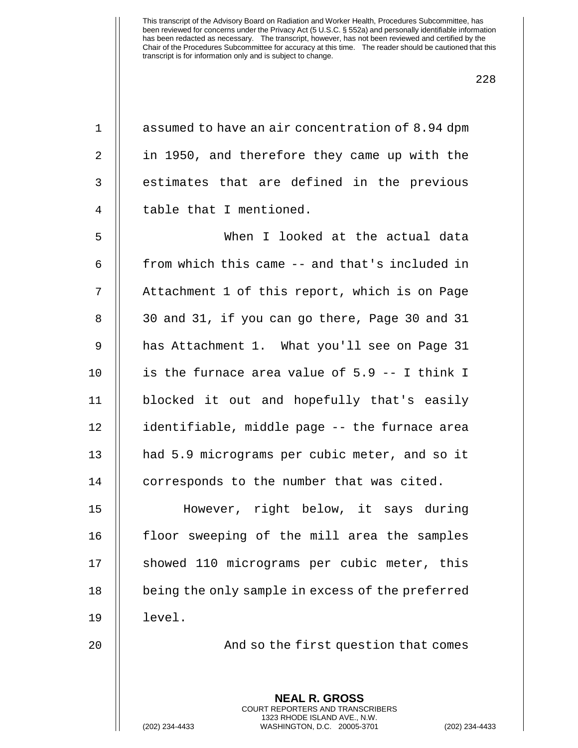This transcript of the Advisory Board on Radiation and Worker Health, Procedures Subcommittee, has been reviewed for concerns under the Privacy Act (5 U.S.C. § 552a) and personally identifiable information has been redacted as necessary. The transcript, however, has not been reviewed and certified by the Chair of the Procedures Subcommittee for accuracy at this time. The reader should be cautioned that this transcript is for information only and is subject to change.

assumed to have an air concentration of 8.94 dpm in 1950, and therefore they came up with the estimates that are defined in the previous table that I mentioned.

When I looked at the actual data from which this came -- and that's included in Attachment 1 of this report, which is on Page 30 and 31, if you can go there, Page 30 and 31 has Attachment 1. What you'll see on Page 31 is the furnace area value of 5.9 -- I think I blocked it out and hopefully that's easily identifiable, middle page -- the furnace area had 5.9 micrograms per cubic meter, and so it corresponds to the number that was cited.

However, right below, it says during floor sweeping of the mill area the samples showed 110 micrograms per cubic meter, this being the only sample in excess of the preferred level.

And so the first question that comes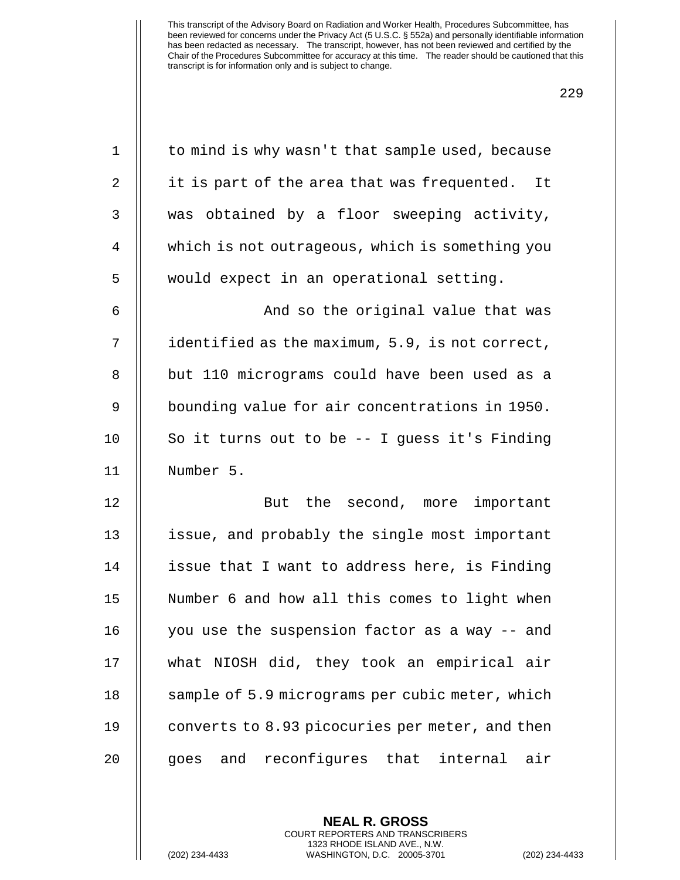to mind is why wasn't that sample used, because it is part of the area that was frequented. It was obtained by a floor sweeping activity, which is not outrageous, which is something you would expect in an operational setting.

And so the original value that was identified as the maximum, 5.9, is not correct, but 110 micrograms could have been used as a bounding value for air concentrations in 1950. So it turns out to be -- I guess it's Finding Number 5.

But the second, more important issue, and probably the single most important issue that I want to address here, is Finding Number 6 and how all this comes to light when you use the suspension factor as a way -- and what NIOSH did, they took an empirical air sample of 5.9 micrograms per cubic meter, which converts to 8.93 picocuries per meter, and then goes and reconfigures that internal air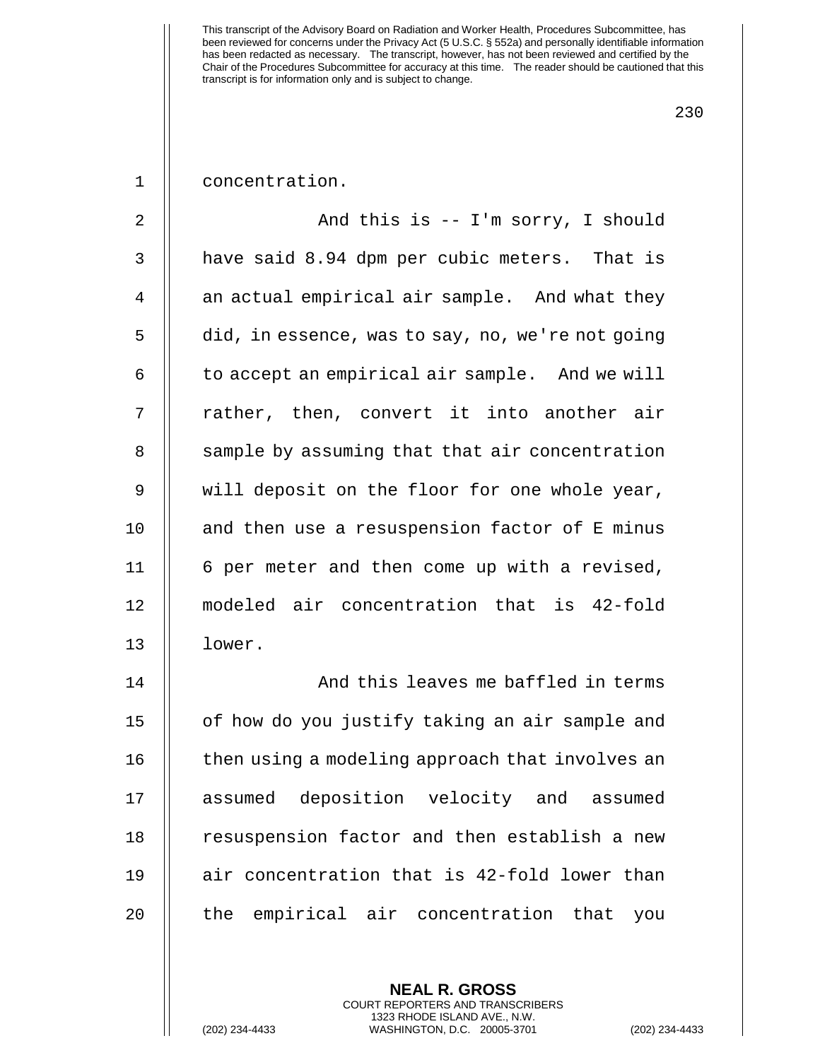concentration.

And this is -- I'm sorry, I should have said 8.94 dpm per cubic meters. That is an actual empirical air sample. And what they did, in essence, was to say, no, we're not going to accept an empirical air sample. And we will rather, then, convert it into another air sample by assuming that that air concentration will deposit on the floor for one whole year, and then use a resuspension factor of E minus 6 per meter and then come up with a revised, modeled air concentration that is 42-fold lower.

And this leaves me baffled in terms of how do you justify taking an air sample and then using a modeling approach that involves an assumed deposition velocity and assumed resuspension factor and then establish a new air concentration that is 42-fold lower than the empirical air concentration that you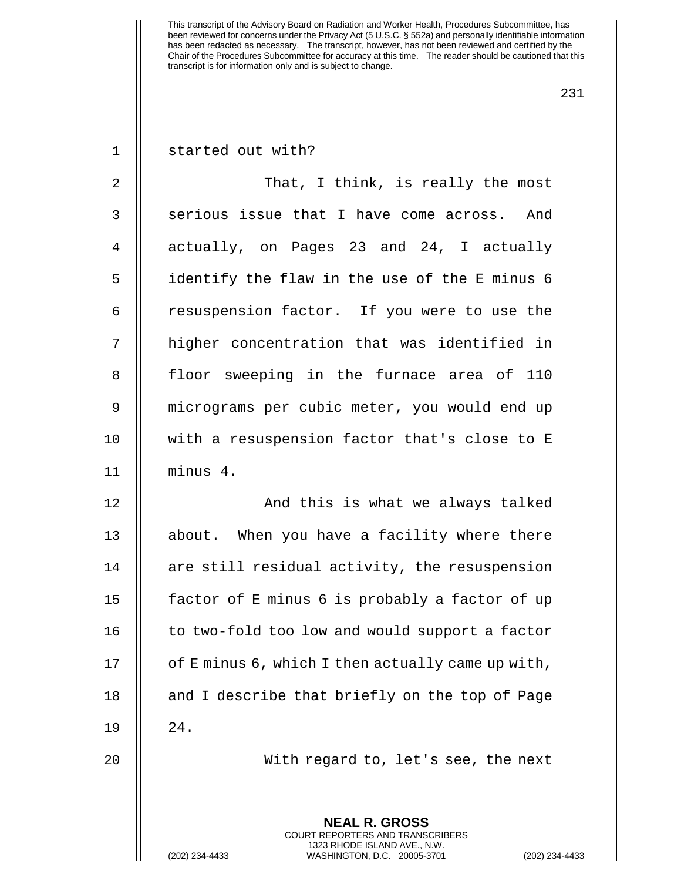started out with?

That, I think, is really the most serious issue that I have come across. And actually, on Pages 23 and 24, I actually identify the flaw in the use of the E minus 6 resuspension factor. If you were to use the higher concentration that was identified in floor sweeping in the furnace area of 110 micrograms per cubic meter, you would end up with a resuspension factor that's close to E minus 4.

And this is what we always talked about. When you have a facility where there are still residual activity, the resuspension factor of E minus 6 is probably a factor of up to two-fold too low and would support a factor of E minus 6, which I then actually came up with, and I describe that briefly on the top of Page 24.

With regard to, let's see, the next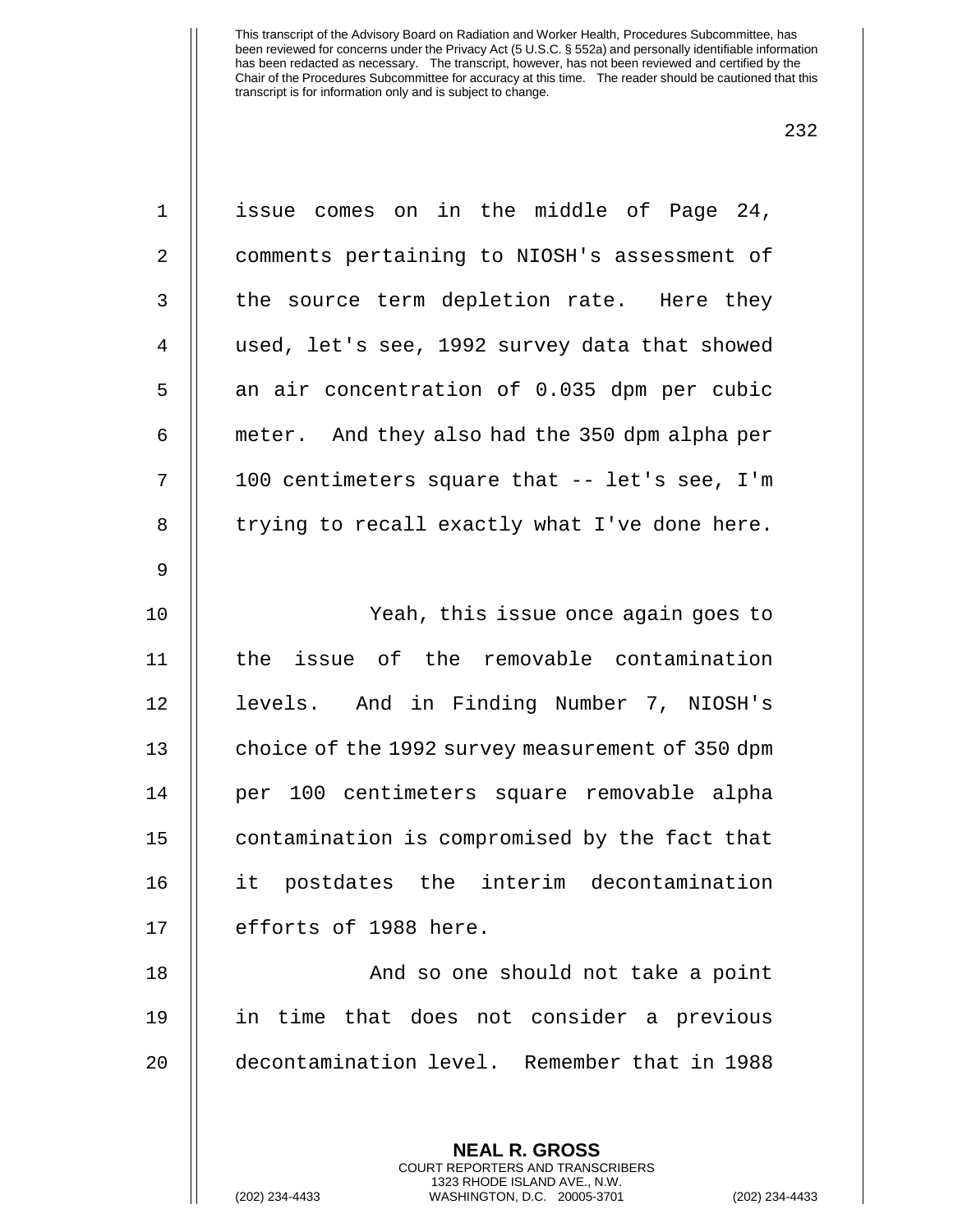issue comes on in the middle of Page 24, comments pertaining to NIOSH's assessment of the source term depletion rate. Here they used, let's see, 1992 survey data that showed an air concentration of 0.035 dpm per cubic meter. And they also had the 350 dpm alpha per 100 centimeters square that -- let's see, I'm trying to recall exactly what I've done here.

Yeah, this issue once again goes to the issue of the removable contamination levels. And in Finding Number 7, NIOSH's choice of the 1992 survey measurement of 350 dpm per 100 centimeters square removable alpha contamination is compromised by the fact that it postdates the interim decontamination efforts of 1988 here.

And so one should not take a point in time that does not consider a previous decontamination level. Remember that in 1988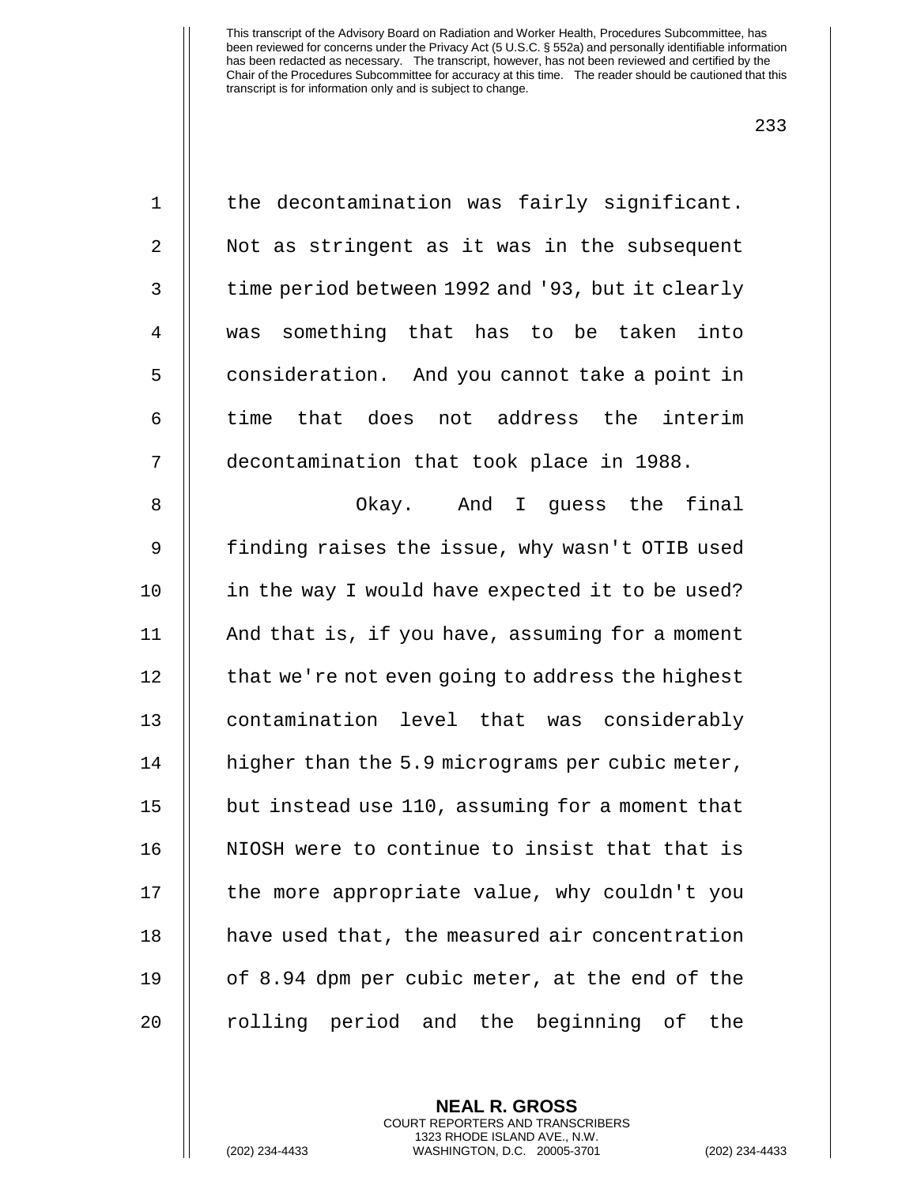the decontamination was fairly significant. Not as stringent as it was in the subsequent time period between 1992 and '93, but it clearly was something that has to be taken into consideration. And you cannot take a point in time that does not address the interim decontamination that took place in 1988.

Okay. And I guess the final finding raises the issue, why wasn't OTIB used in the way I would have expected it to be used? And that is, if you have, assuming for a moment that we're not even going to address the highest contamination level that was considerably higher than the 5.9 micrograms per cubic meter, but instead use 110, assuming for a moment that NIOSH were to continue to insist that that is the more appropriate value, why couldn't you have used that, the measured air concentration of 8.94 dpm per cubic meter, at the end of the rolling period and the beginning of the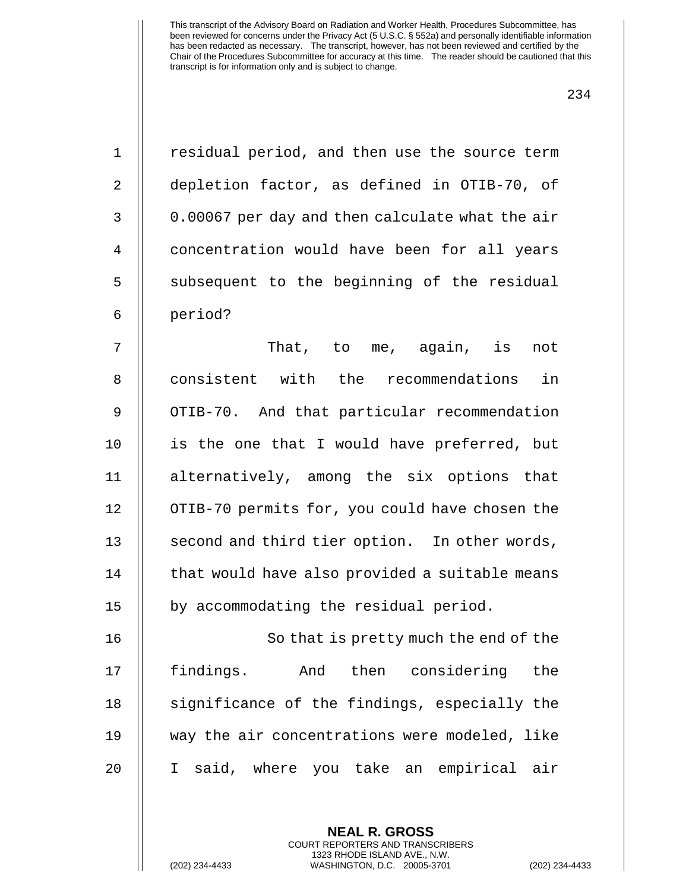residual period, and then use the source term depletion factor, as defined in OTIB-70, of 0.00067 per day and then calculate what the air concentration would have been for all years subsequent to the beginning of the residual period?

That, to me, again, is not consistent with the recommendations in OTIB-70. And that particular recommendation is the one that I would have preferred, but alternatively, among the six options that OTIB-70 permits for, you could have chosen the second and third tier option. In other words, that would have also provided a suitable means by accommodating the residual period.

So that is pretty much the end of the findings. And then considering the significance of the findings, especially the way the air concentrations were modeled, like I said, where you take an empirical air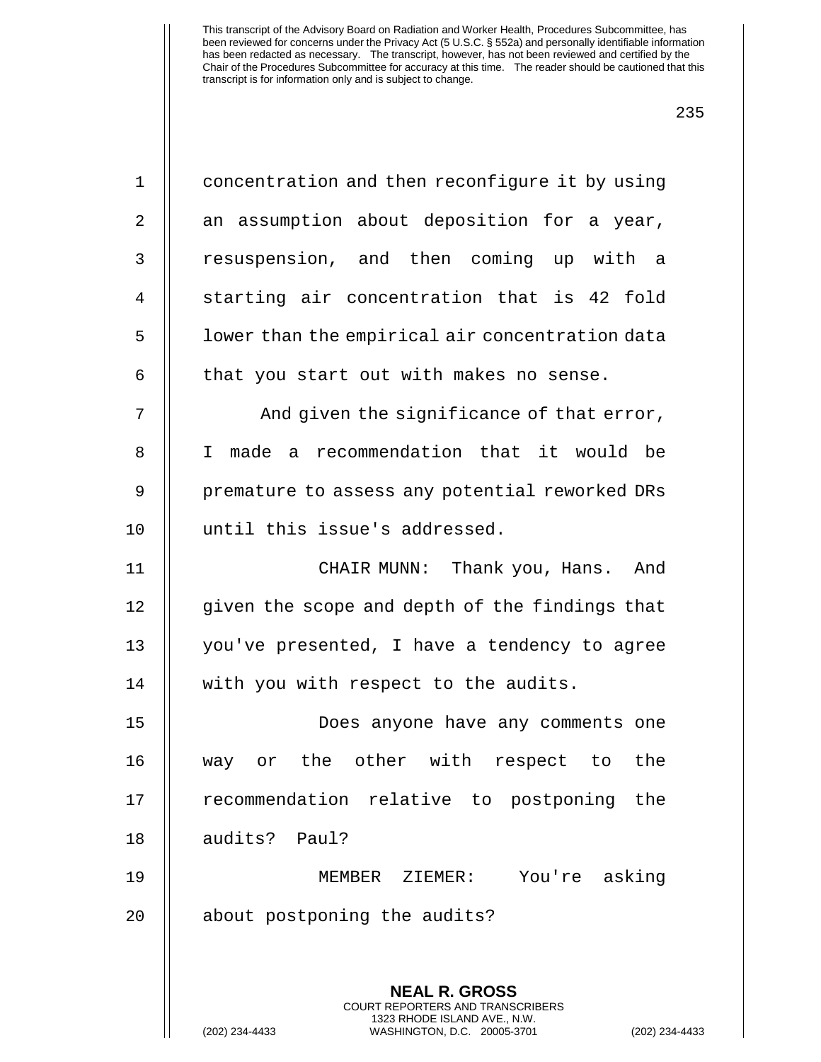concentration and then reconfigure it by using an assumption about deposition for a year, resuspension, and then coming up with a starting air concentration that is 42 fold lower than the empirical air concentration data that you start out with makes no sense.

And given the significance of that error, I made a recommendation that it would be premature to assess any potential reworked DRs until this issue's addressed.

CHAIR MUNN: Thank you, Hans. And given the scope and depth of the findings that you've presented, I have a tendency to agree with you with respect to the audits.

Does anyone have any comments one way or the other with respect to the recommendation relative to postponing the audits? Paul?

MEMBER ZIEMER: You're asking about postponing the audits?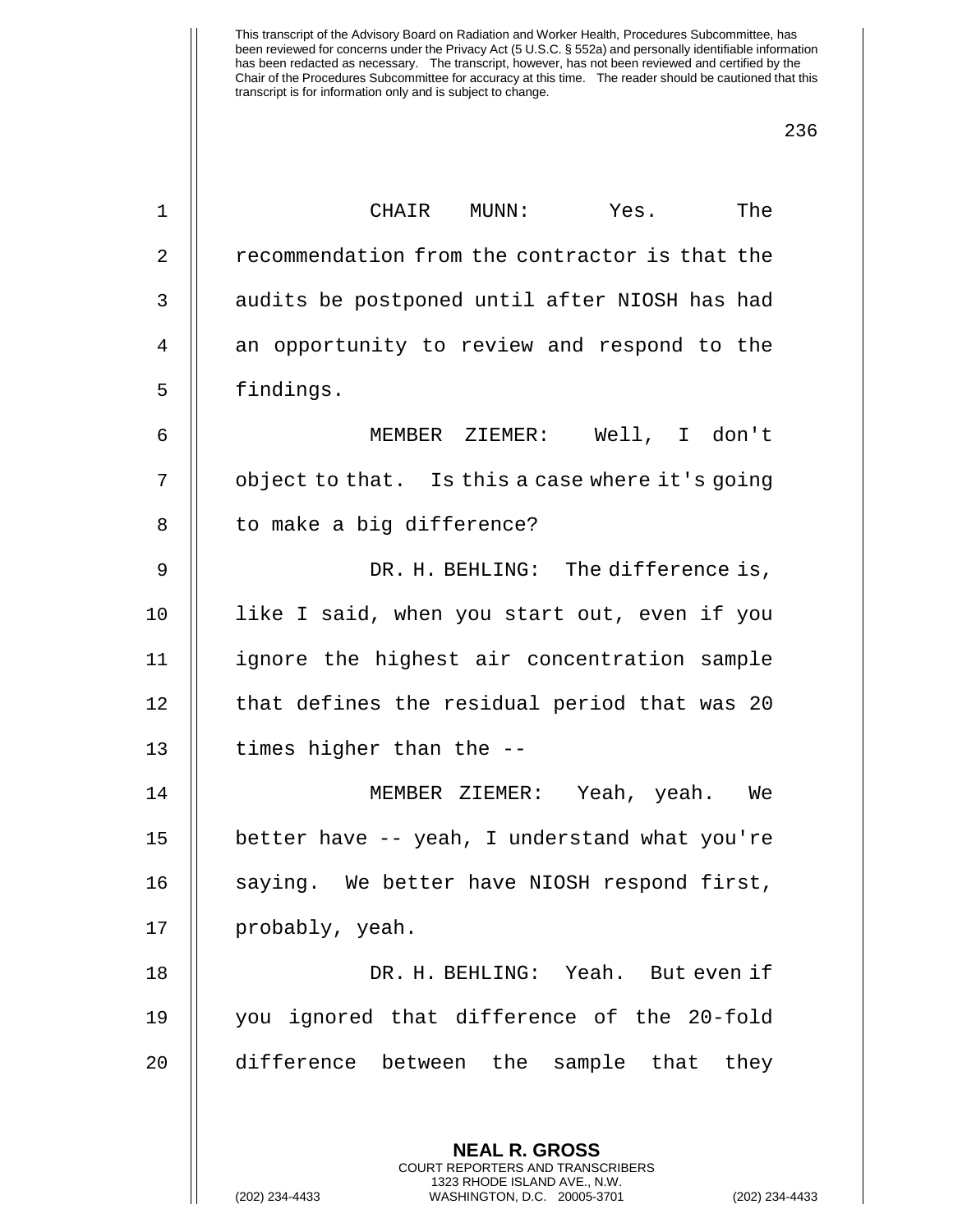This transcript of the Advisory Board on Radiation and Worker Health, Procedures Subcommittee, has been reviewed for concerns under the Privacy Act (5 U.S.C. § 552a) and personally identifiable information has been redacted as necessary. The transcript, however, has not been reviewed and certified by the Chair of the Procedures Subcommittee for accuracy at this time. The reader should be cautioned that this transcript is for information only and is subject to change.

CHAIR MUNN: Yes. The recommendation from the contractor is that the audits be postponed until after NIOSH has had an opportunity to review and respond to the findings.

MEMBER ZIEMER: Well, I don't object to that. Is this a case where it's going to make a big difference?

DR. H. BEHLING: The difference is, like I said, when you start out, even if you ignore the highest air concentration sample that defines the residual period that was 20 times higher than the --

MEMBER ZIEMER: Yeah, yeah. We better have -- yeah, I understand what you're saying. We better have NIOSH respond first, probably, yeah.

DR. H. BEHLING: Yeah. But even if you ignored that difference of the 20-fold difference between the sample that they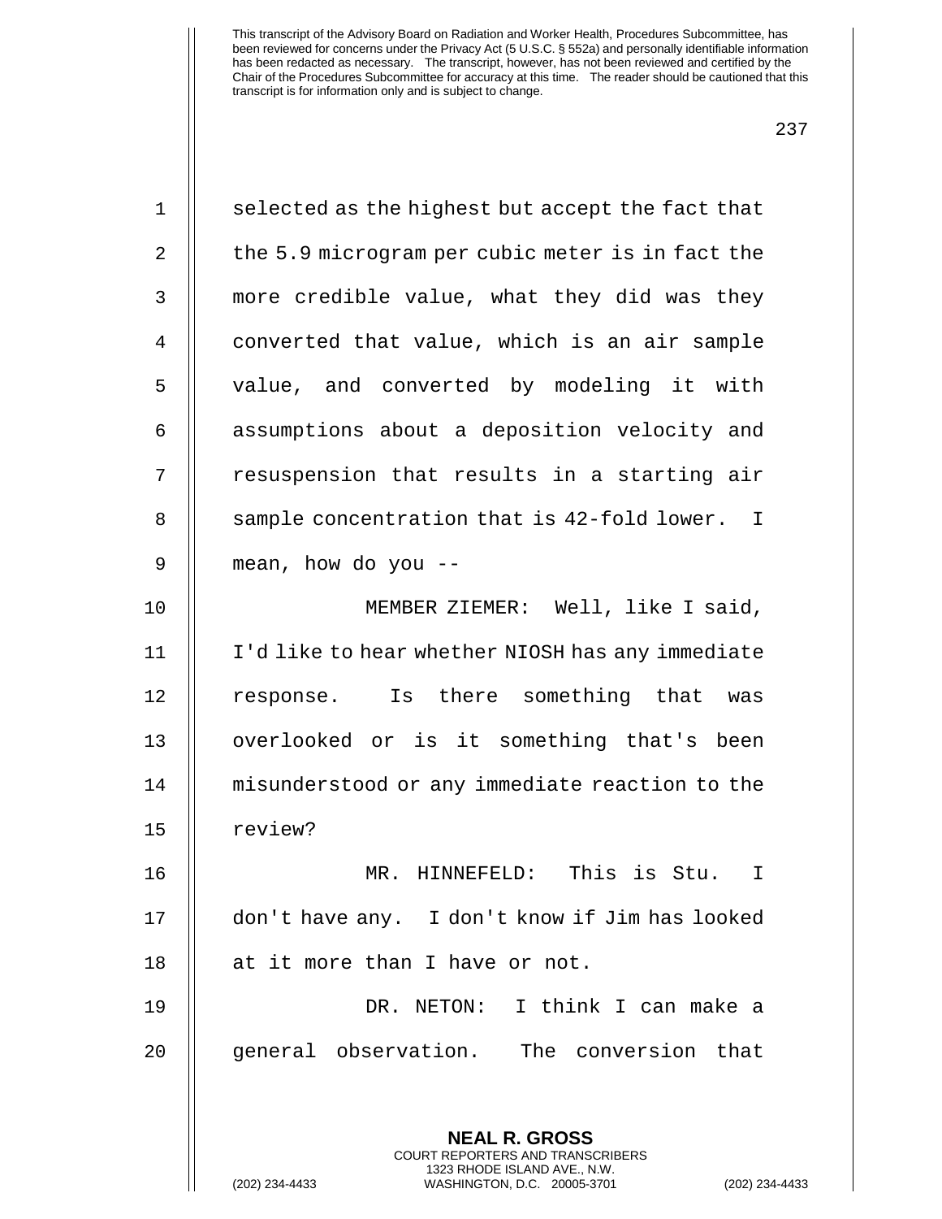This transcript of the Advisory Board on Radiation and Worker Health, Procedures Subcommittee, has been reviewed for concerns under the Privacy Act (5 U.S.C. § 552a) and personally identifiable information has been redacted as necessary. The transcript, however, has not been reviewed and certified by the Chair of the Procedures Subcommittee for accuracy at this time. The reader should be cautioned that this transcript is for information only and is subject to change.

selected as the highest but accept the fact that the 5.9 microgram per cubic meter is in fact the more credible value, what they did was they converted that value, which is an air sample value, and converted by modeling it with assumptions about a deposition velocity and resuspension that results in a starting air sample concentration that is 42-fold lower. I mean, how do you --

MEMBER ZIEMER: Well, like I said, I'd like to hear whether NIOSH has any immediate response. Is there something that was overlooked or is it something that's been misunderstood or any immediate reaction to the review?

MR. HINNEFELD: This is Stu. I don't have any. I don't know if Jim has looked at it more than I have or not.

DR. NETON: I think I can make a general observation. The conversion that

**NEAL R. GROSS**
COURT REPORTERS AND TRANSCRIBERS
1323 RHODE ISLAND AVE., N.W.
(202) 234-4433 WASHINGTON, D.C. 20005-3701 (202) 234-4433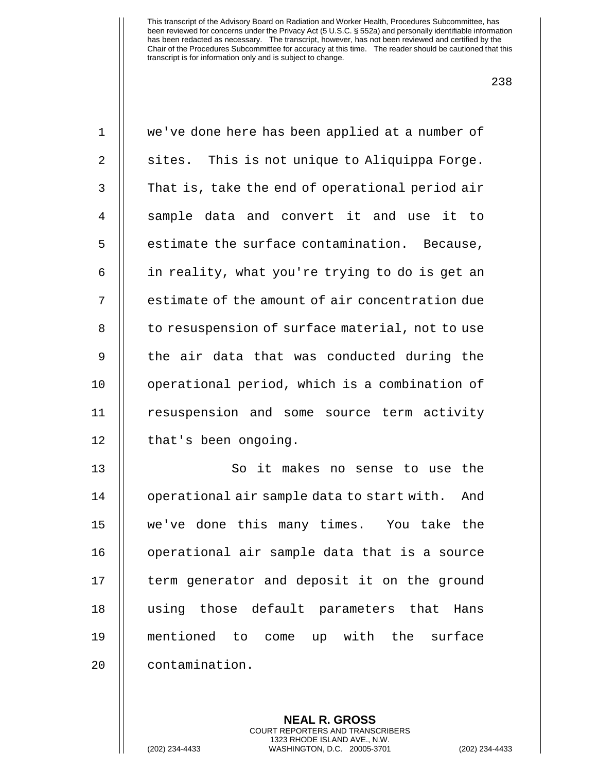we've done here has been applied at a number of sites. This is not unique to Aliquippa Forge. That is, take the end of operational period air sample data and convert it and use it to estimate the surface contamination. Because, in reality, what you're trying to do is get an estimate of the amount of air concentration due to resuspension of surface material, not to use the air data that was conducted during the operational period, which is a combination of resuspension and some source term activity that's been ongoing.

So it makes no sense to use the operational air sample data to start with. And we've done this many times. You take the operational air sample data that is a source term generator and deposit it on the ground using those default parameters that Hans mentioned to come up with the surface contamination.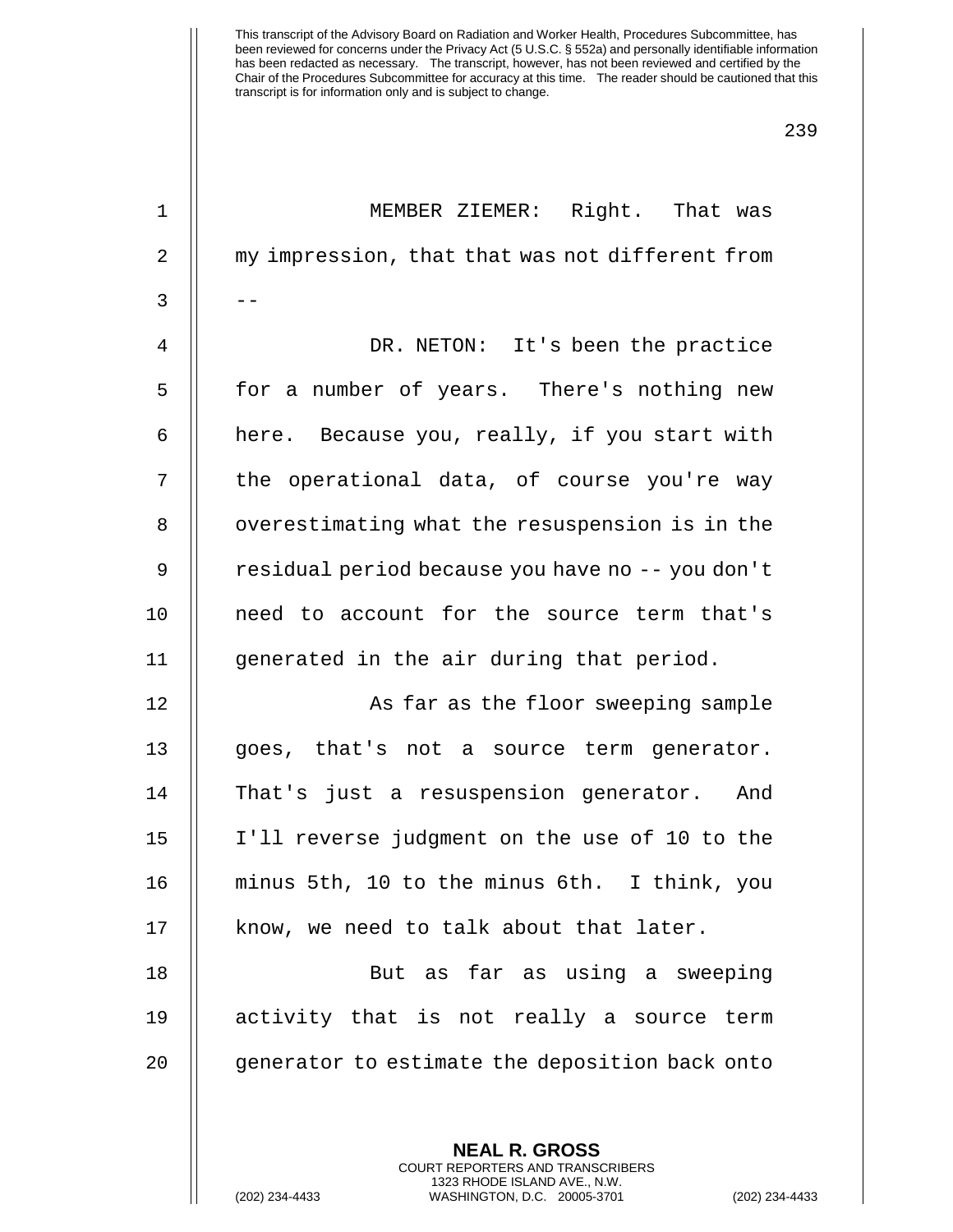MEMBER ZIEMER: Right. That was my impression, that that was not different from --

DR. NETON: It's been the practice for a number of years. There's nothing new here. Because you, really, if you start with the operational data, of course you're way overestimating what the resuspension is in the residual period because you have no -- you don't need to account for the source term that's generated in the air during that period.

As far as the floor sweeping sample goes, that's not a source term generator. That's just a resuspension generator. And I'll reverse judgment on the use of 10 to the minus 5th, 10 to the minus 6th. I think, you know, we need to talk about that later.

But as far as using a sweeping activity that is not really a source term generator to estimate the deposition back onto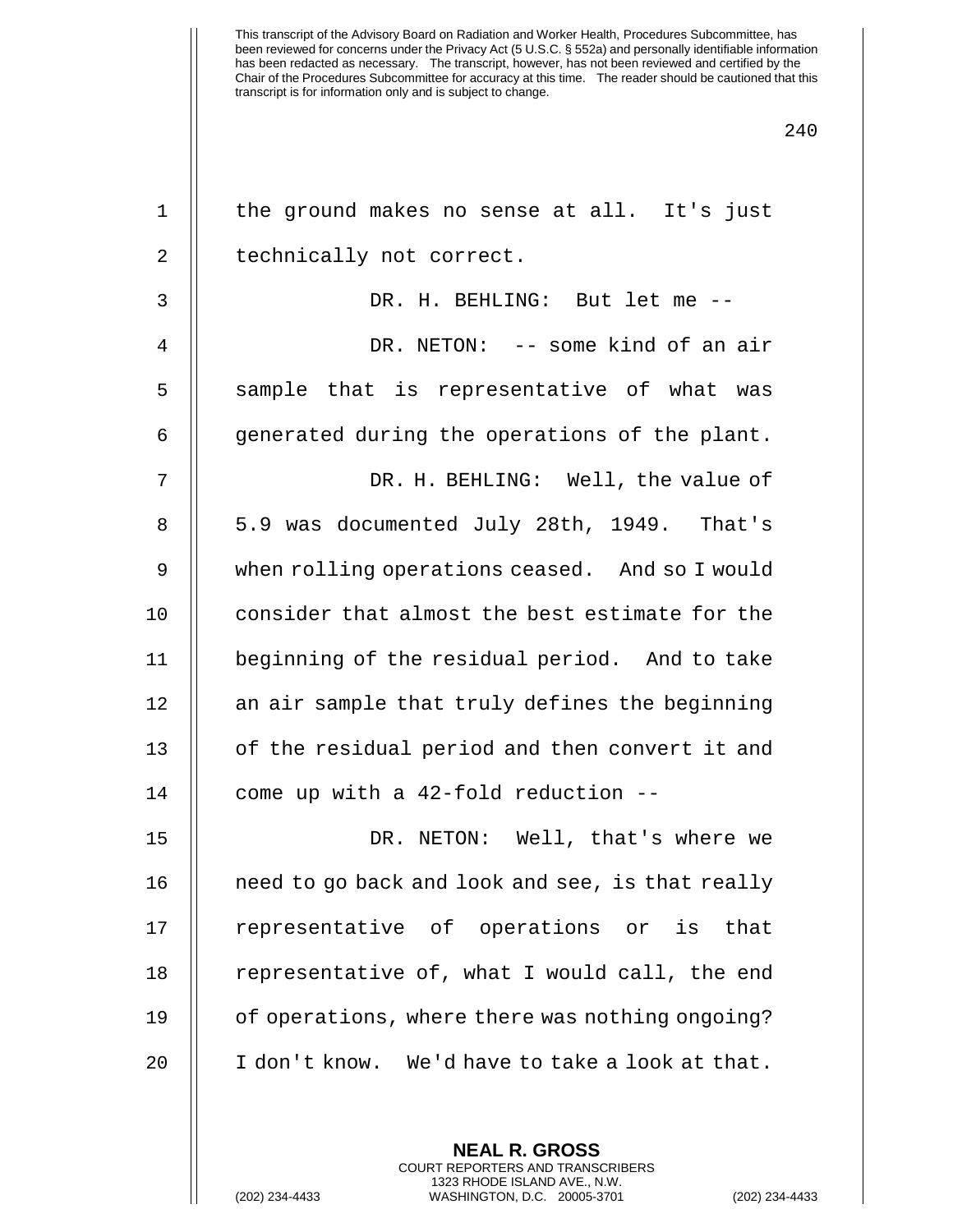the ground makes no sense at all. It's just technically not correct.

DR. H. BEHLING: But let me --

DR. NETON: -- some kind of an air sample that is representative of what was generated during the operations of the plant.

DR. H. BEHLING: Well, the value of 5.9 was documented July 28th, 1949. That's when rolling operations ceased. And so I would consider that almost the best estimate for the beginning of the residual period. And to take an air sample that truly defines the beginning of the residual period and then convert it and come up with a 42-fold reduction --

DR. NETON: Well, that's where we need to go back and look and see, is that really representative of operations or is that representative of, what I would call, the end of operations, where there was nothing ongoing? I don't know. We'd have to take a look at that.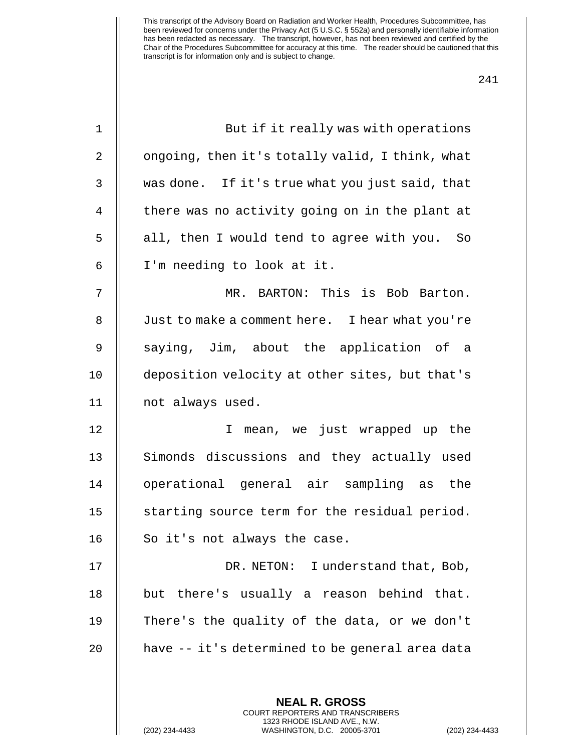This transcript of the Advisory Board on Radiation and Worker Health, Procedures Subcommittee, has been reviewed for concerns under the Privacy Act (5 U.S.C. § 552a) and personally identifiable information has been redacted as necessary. The transcript, however, has not been reviewed and certified by the Chair of the Procedures Subcommittee for accuracy at this time. The reader should be cautioned that this transcript is for information only and is subject to change.

But if it really was with operations ongoing, then it's totally valid, I think, what was done. If it's true what you just said, that there was no activity going on in the plant at all, then I would tend to agree with you. So I'm needing to look at it.

MR. BARTON: This is Bob Barton. Just to make a comment here. I hear what you're saying, Jim, about the application of a deposition velocity at other sites, but that's not always used.

I mean, we just wrapped up the Simonds discussions and they actually used operational general air sampling as the starting source term for the residual period. So it's not always the case.

DR. NETON: I understand that, Bob, but there's usually a reason behind that. There's the quality of the data, or we don't have -- it's determined to be general area data

**NEAL R. GROSS**
COURT REPORTERS AND TRANSCRIBERS
1323 RHODE ISLAND AVE., N.W.
(202) 234-4433 WASHINGTON, D.C. 20005-3701 (202) 234-4433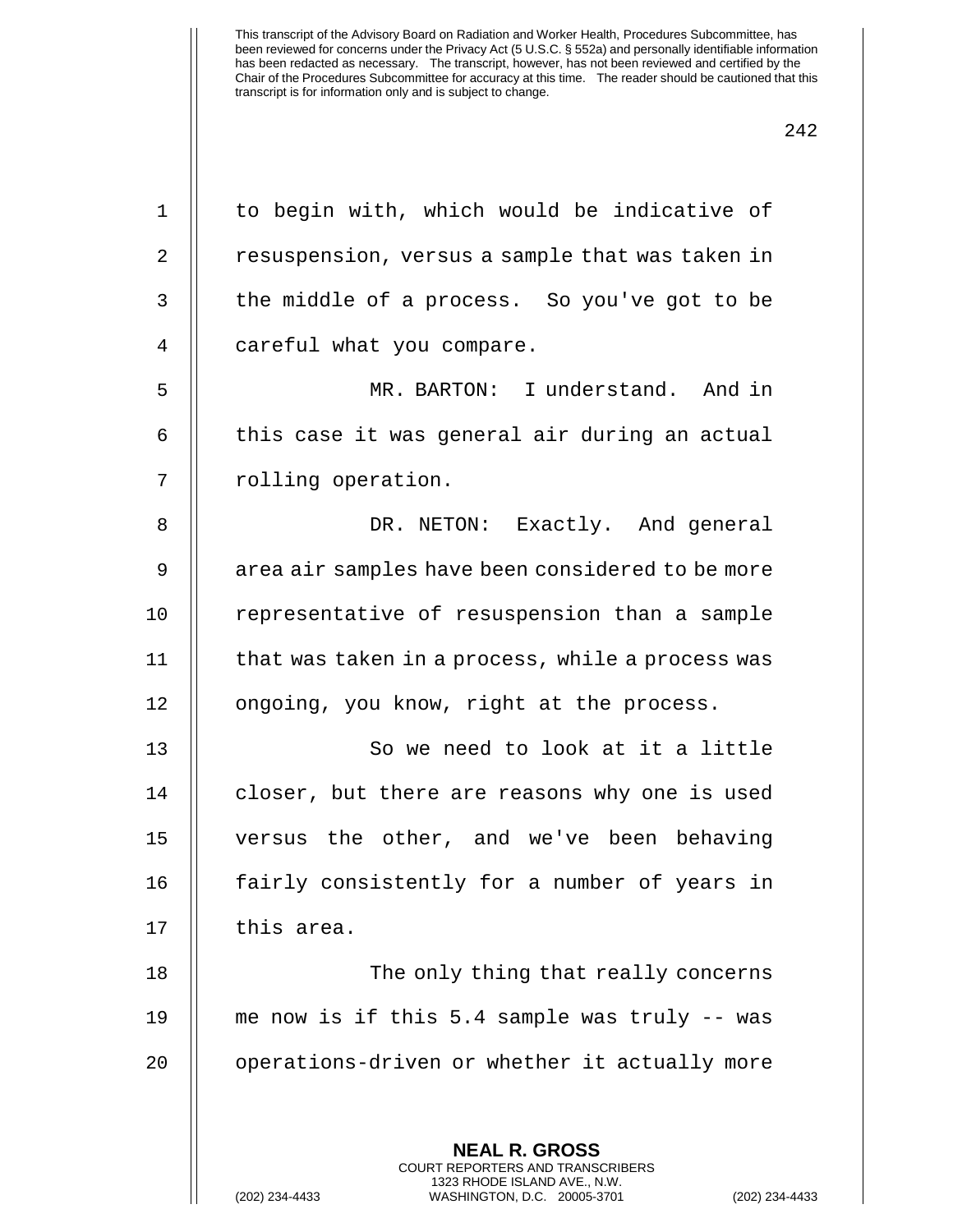to begin with, which would be indicative of resuspension, versus a sample that was taken in the middle of a process. So you've got to be careful what you compare.

MR. BARTON: I understand. And in this case it was general air during an actual rolling operation.

DR. NETON: Exactly. And general area air samples have been considered to be more representative of resuspension than a sample that was taken in a process, while a process was ongoing, you know, right at the process.

So we need to look at it a little closer, but there are reasons why one is used versus the other, and we've been behaving fairly consistently for a number of years in this area.

The only thing that really concerns me now is if this 5.4 sample was truly -- was operations-driven or whether it actually more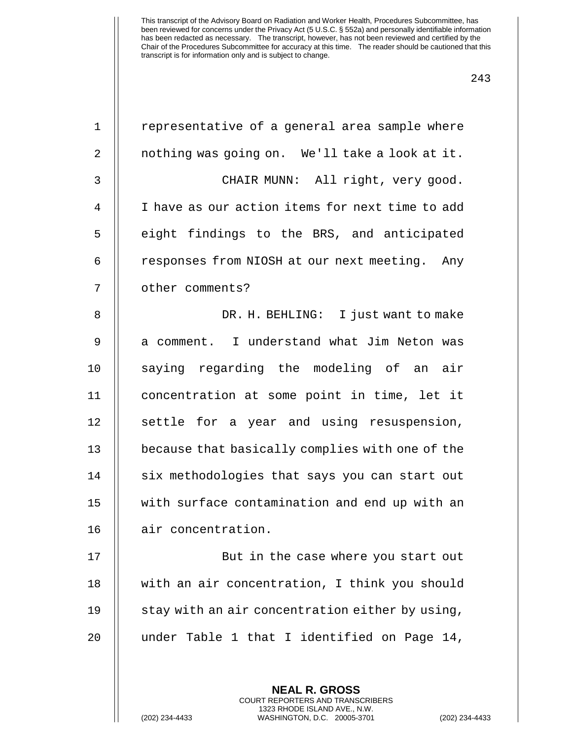representative of a general area sample where nothing was going on. We'll take a look at it.

CHAIR MUNN: All right, very good. I have as our action items for next time to add eight findings to the BRS, and anticipated responses from NIOSH at our next meeting. Any other comments?

DR. H. BEHLING: I just want to make a comment. I understand what Jim Neton was saying regarding the modeling of an air concentration at some point in time, let it settle for a year and using resuspension, because that basically complies with one of the six methodologies that says you can start out with surface contamination and end up with an air concentration.

But in the case where you start out with an air concentration, I think you should stay with an air concentration either by using, under Table 1 that I identified on Page 14,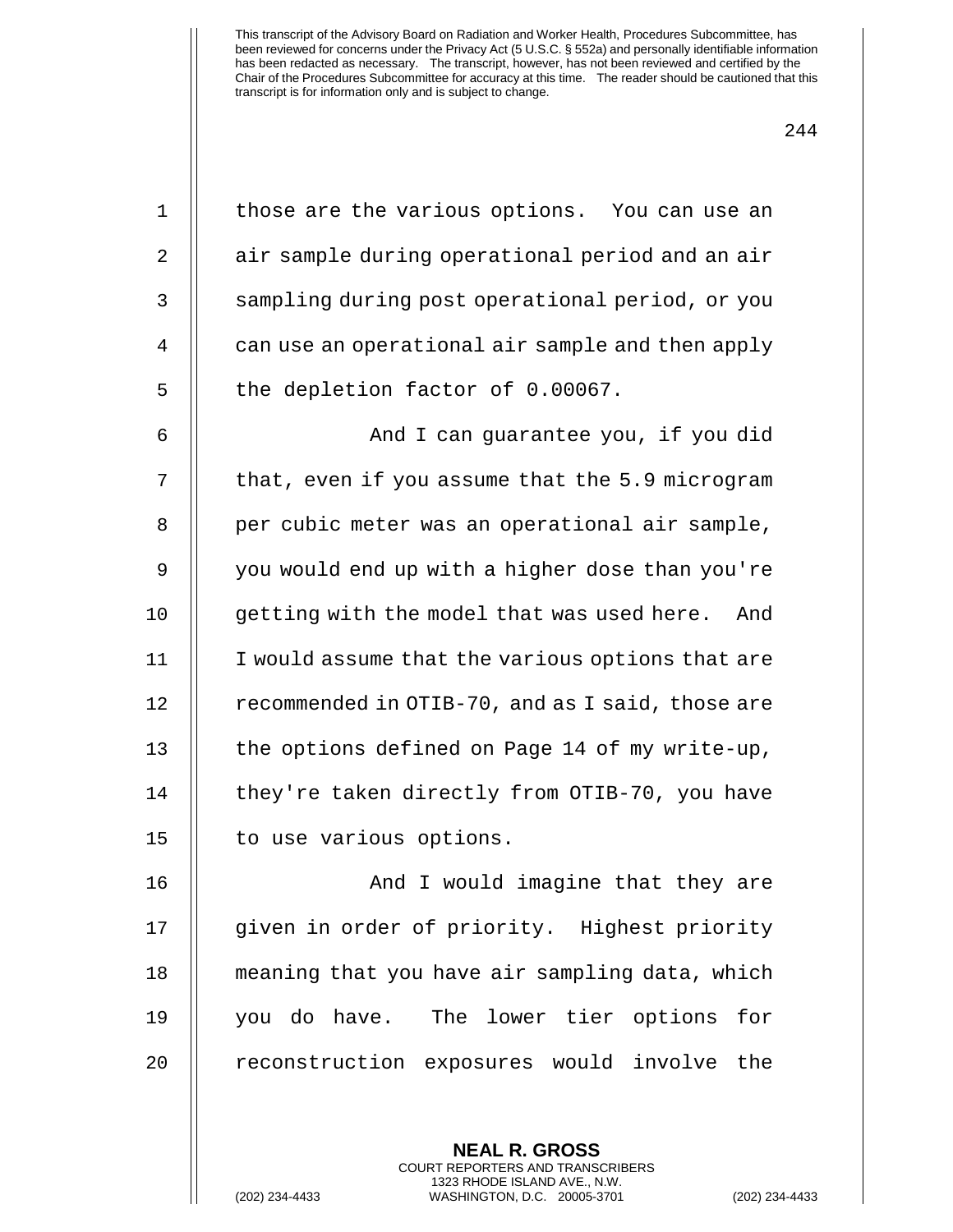This transcript of the Advisory Board on Radiation and Worker Health, Procedures Subcommittee, has been reviewed for concerns under the Privacy Act (5 U.S.C. § 552a) and personally identifiable information has been redacted as necessary. The transcript, however, has not been reviewed and certified by the Chair of the Procedures Subcommittee for accuracy at this time. The reader should be cautioned that this transcript is for information only and is subject to change.

those are the various options. You can use an air sample during operational period and an air sampling during post operational period, or you can use an operational air sample and then apply the depletion factor of 0.00067.

And I can guarantee you, if you did that, even if you assume that the 5.9 microgram per cubic meter was an operational air sample, you would end up with a higher dose than you're getting with the model that was used here. And I would assume that the various options that are recommended in OTIB-70, and as I said, those are the options defined on Page 14 of my write-up, they're taken directly from OTIB-70, you have to use various options.

And I would imagine that they are given in order of priority. Highest priority meaning that you have air sampling data, which you do have. The lower tier options for reconstruction exposures would involve the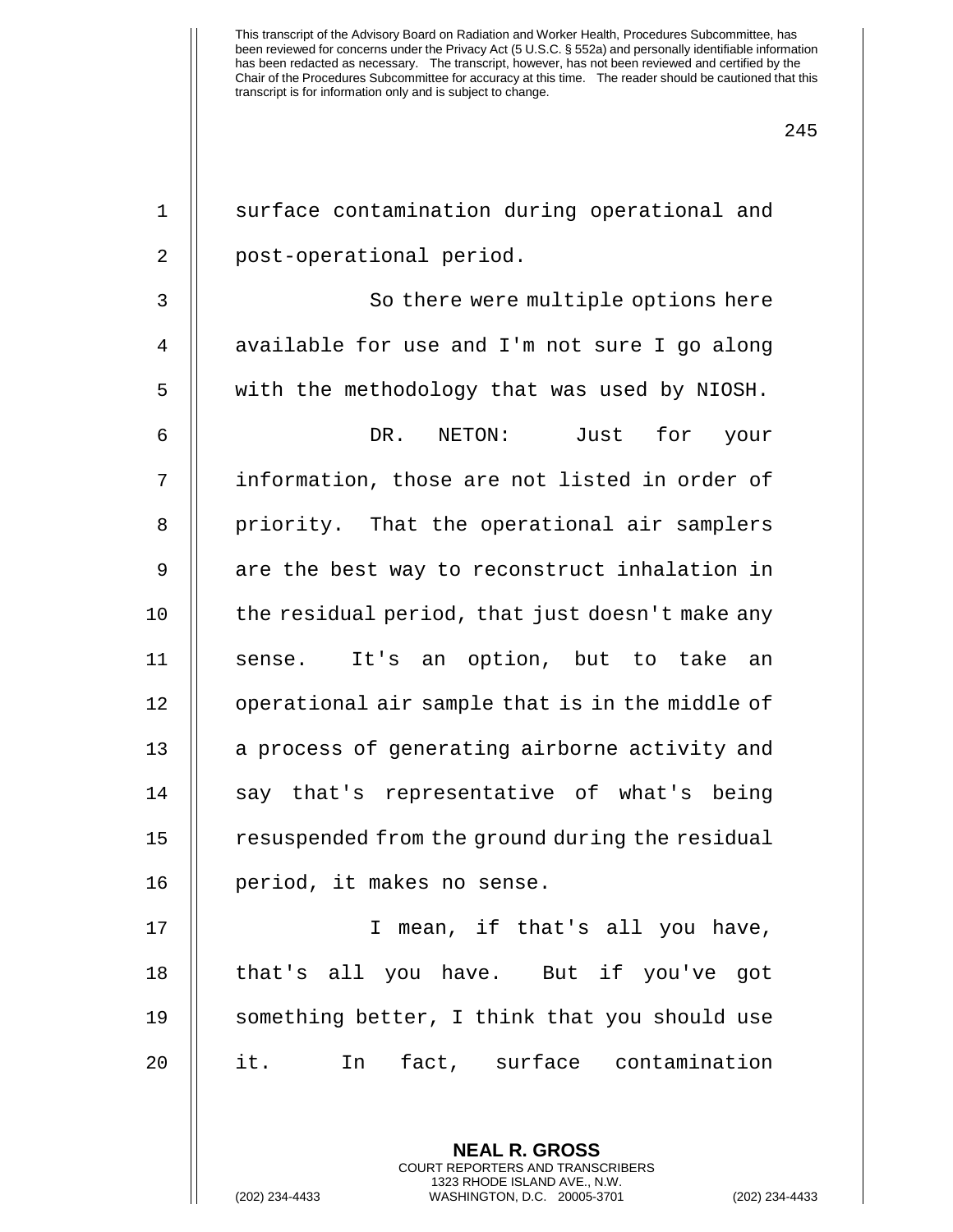surface contamination during operational and post-operational period.

So there were multiple options here available for use and I'm not sure I go along with the methodology that was used by NIOSH.

DR. NETON: Just for your information, those are not listed in order of priority. That the operational air samplers are the best way to reconstruct inhalation in the residual period, that just doesn't make any sense. It's an option, but to take an operational air sample that is in the middle of a process of generating airborne activity and say that's representative of what's being resuspended from the ground during the residual period, it makes no sense.

I mean, if that's all you have, that's all you have. But if you've got something better, I think that you should use it. In fact, surface contamination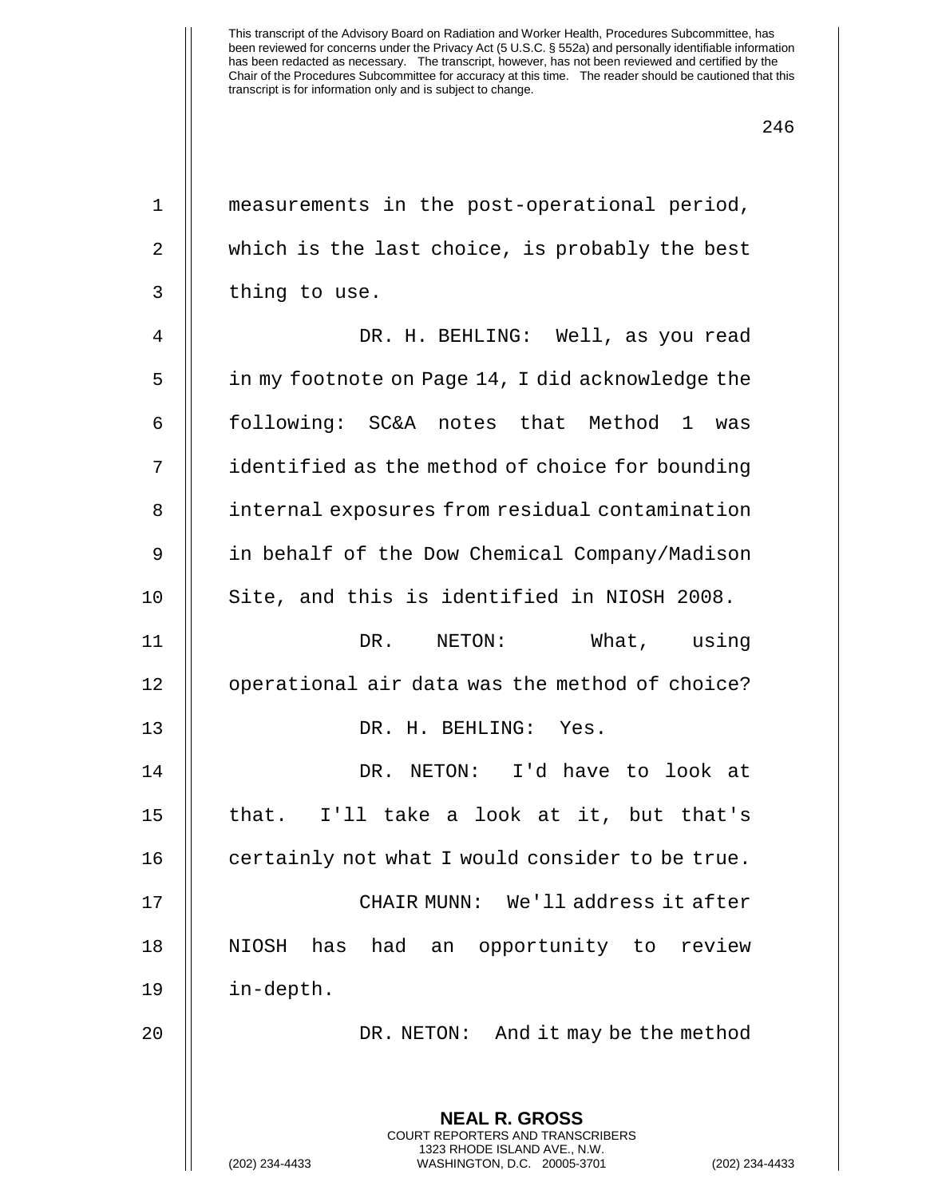measurements in the post-operational period, which is the last choice, is probably the best thing to use.

DR. H. BEHLING: Well, as you read in my footnote on Page 14, I did acknowledge the following: SC&A notes that Method 1 was identified as the method of choice for bounding internal exposures from residual contamination in behalf of the Dow Chemical Company/Madison Site, and this is identified in NIOSH 2008.

DR. NETON: What, using operational air data was the method of choice?

DR. H. BEHLING: Yes.

DR. NETON: I'd have to look at that. I'll take a look at it, but that's certainly not what I would consider to be true.

CHAIR MUNN: We'll address it after NIOSH has had an opportunity to review in-depth.

DR. NETON: And it may be the method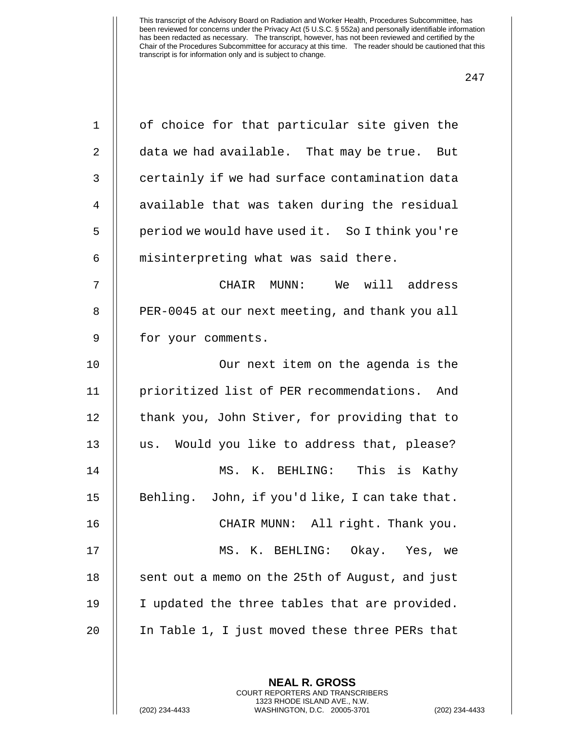of choice for that particular site given the data we had available. That may be true. But certainly if we had surface contamination data available that was taken during the residual period we would have used it. So I think you're misinterpreting what was said there.

CHAIR MUNN: We will address PER-0045 at our next meeting, and thank you all for your comments.

Our next item on the agenda is the prioritized list of PER recommendations. And thank you, John Stiver, for providing that to us. Would you like to address that, please?

MS. K. BEHLING: This is Kathy Behling. John, if you'd like, I can take that.

CHAIR MUNN: All right. Thank you.

MS. K. BEHLING: Okay. Yes, we sent out a memo on the 25th of August, and just I updated the three tables that are provided. In Table 1, I just moved these three PERs that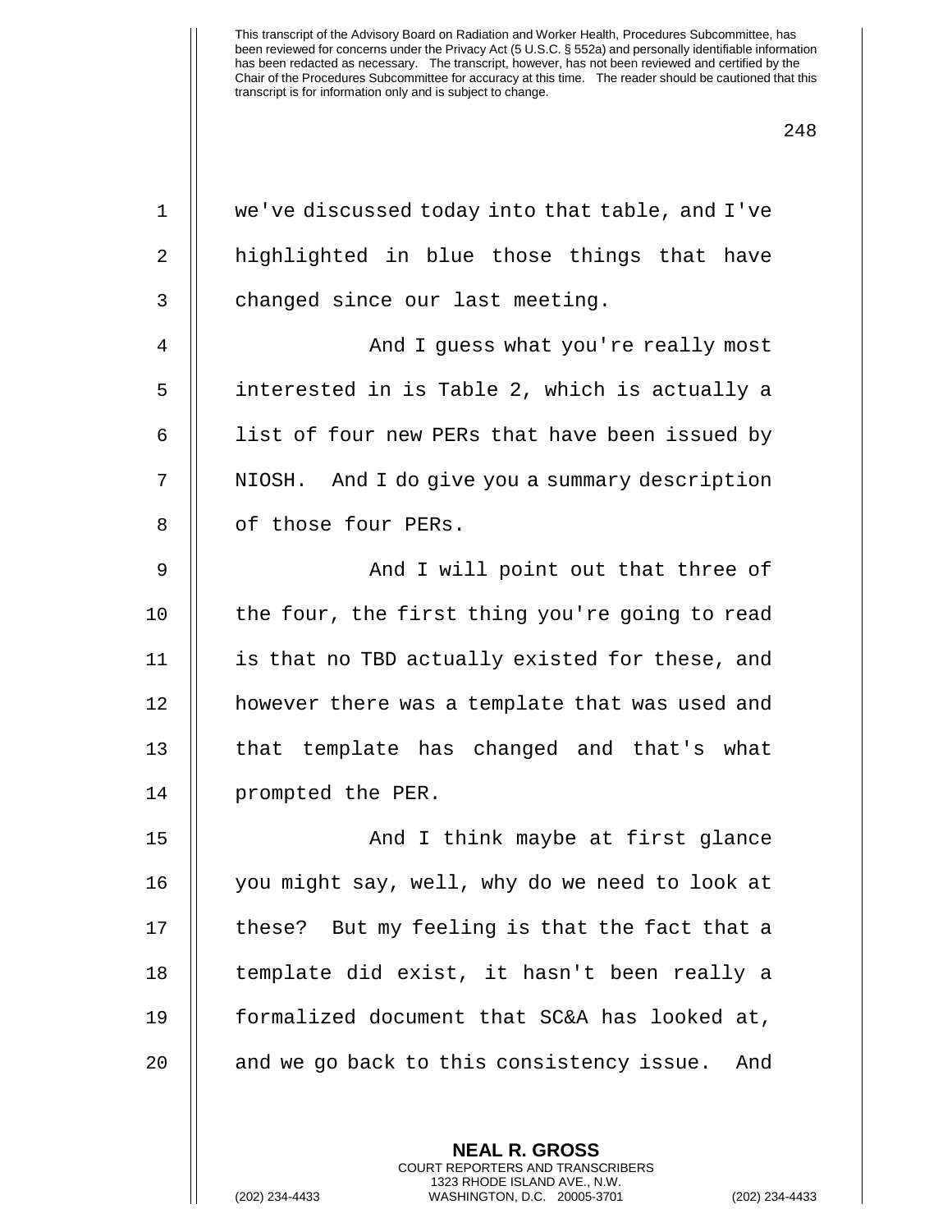This transcript of the Advisory Board on Radiation and Worker Health, Procedures Subcommittee, has been reviewed for concerns under the Privacy Act (5 U.S.C. § 552a) and personally identifiable information has been redacted as necessary. The transcript, however, has not been reviewed and certified by the Chair of the Procedures Subcommittee for accuracy at this time. The reader should be cautioned that this transcript is for information only and is subject to change.

we've discussed today into that table, and I've highlighted in blue those things that have changed since our last meeting.

And I guess what you're really most interested in is Table 2, which is actually a list of four new PERs that have been issued by NIOSH. And I do give you a summary description of those four PERs.

And I will point out that three of the four, the first thing you're going to read is that no TBD actually existed for these, and however there was a template that was used and that template has changed and that's what prompted the PER.

And I think maybe at first glance you might say, well, why do we need to look at these? But my feeling is that the fact that a template did exist, it hasn't been really a formalized document that SC&A has looked at, and we go back to this consistency issue. And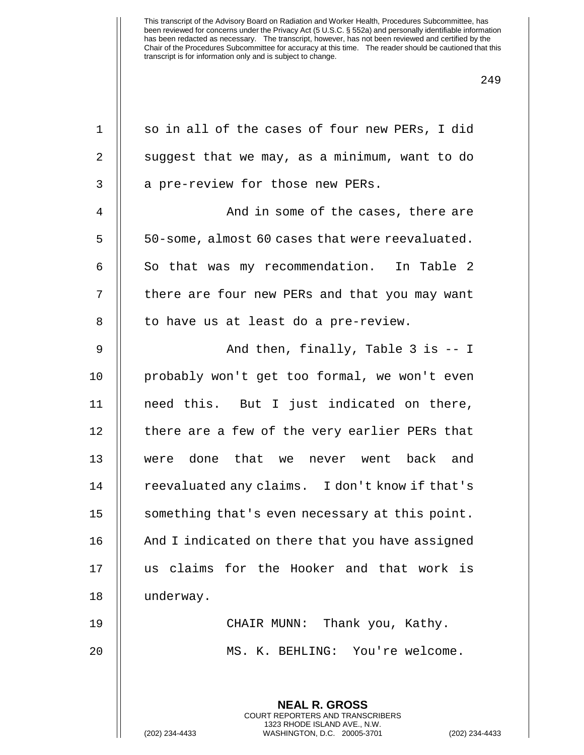This transcript of the Advisory Board on Radiation and Worker Health, Procedures Subcommittee, has been reviewed for concerns under the Privacy Act (5 U.S.C. § 552a) and personally identifiable information has been redacted as necessary. The transcript, however, has not been reviewed and certified by the Chair of the Procedures Subcommittee for accuracy at this time. The reader should be cautioned that this transcript is for information only and is subject to change.

so in all of the cases of four new PERs, I did suggest that we may, as a minimum, want to do a pre-review for those new PERs.

And in some of the cases, there are 50-some, almost 60 cases that were reevaluated. So that was my recommendation. In Table 2 there are four new PERs and that you may want to have us at least do a pre-review.

And then, finally, Table 3 is -- I probably won't get too formal, we won't even need this. But I just indicated on there, there are a few of the very earlier PERs that were done that we never went back and reevaluated any claims. I don't know if that's something that's even necessary at this point. And I indicated on there that you have assigned us claims for the Hooker and that work is underway.

CHAIR MUNN: Thank you, Kathy.

MS. K. BEHLING: You're welcome.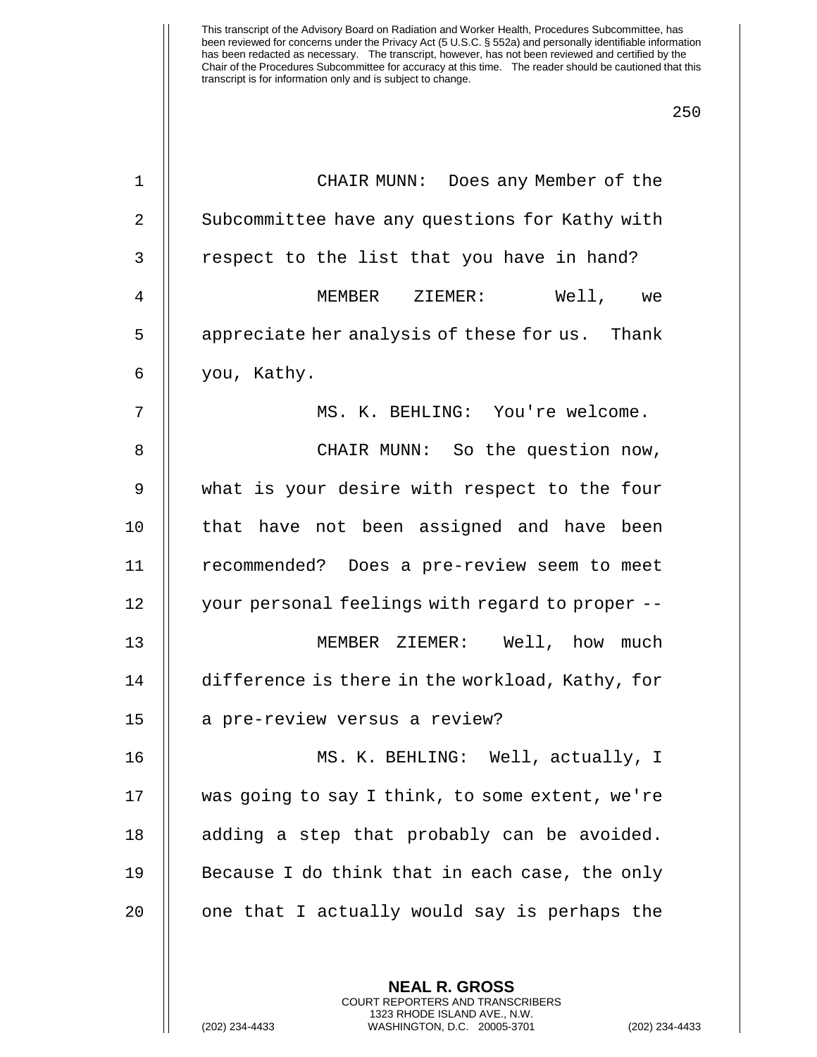This transcript of the Advisory Board on Radiation and Worker Health, Procedures Subcommittee, has been reviewed for concerns under the Privacy Act (5 U.S.C. § 552a) and personally identifiable information has been redacted as necessary. The transcript, however, has not been reviewed and certified by the Chair of the Procedures Subcommittee for accuracy at this time. The reader should be cautioned that this transcript is for information only and is subject to change.

1 CHAIR MUNN: Does any Member of the
2 Subcommittee have any questions for Kathy with
3 respect to the list that you have in hand?
4 MEMBER ZIEMER: Well, we
5 appreciate her analysis of these for us. Thank
6 you, Kathy.
7 MS. K. BEHLING: You're welcome.
8 CHAIR MUNN: So the question now,
9 what is your desire with respect to the four
10 that have not been assigned and have been
11 recommended? Does a pre-review seem to meet
12 your personal feelings with regard to proper --
13 MEMBER ZIEMER: Well, how much
14 difference is there in the workload, Kathy, for
15 a pre-review versus a review?
16 MS. K. BEHLING: Well, actually, I
17 was going to say I think, to some extent, we're
18 adding a step that probably can be avoided.
19 Because I do think that in each case, the only
20 one that I actually would say is perhaps the

**NEAL R. GROSS**
COURT REPORTERS AND TRANSCRIBERS
1323 RHODE ISLAND AVE., N.W.
(202) 234-4433 WASHINGTON, D.C. 20005-3701 (202) 234-4433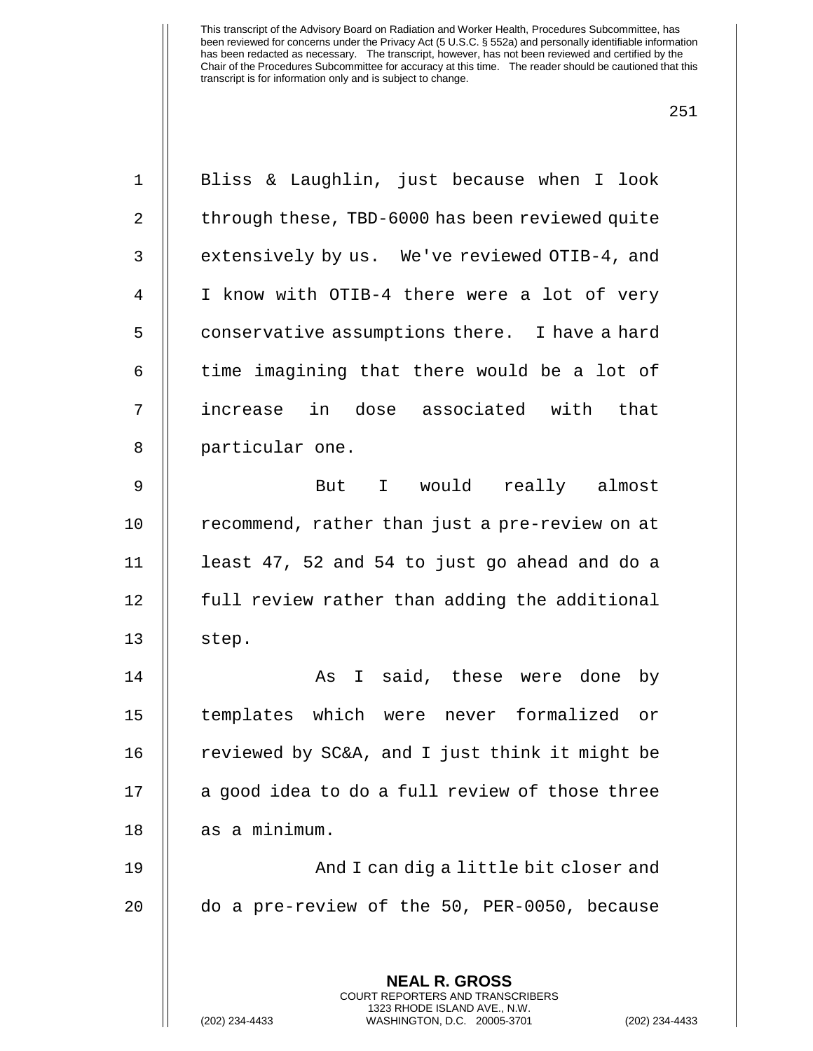This transcript of the Advisory Board on Radiation and Worker Health, Procedures Subcommittee, has been reviewed for concerns under the Privacy Act (5 U.S.C. § 552a) and personally identifiable information has been redacted as necessary. The transcript, however, has not been reviewed and certified by the Chair of the Procedures Subcommittee for accuracy at this time. The reader should be cautioned that this transcript is for information only and is subject to change.

Bliss & Laughlin, just because when I look through these, TBD-6000 has been reviewed quite extensively by us. We've reviewed OTIB-4, and I know with OTIB-4 there were a lot of very conservative assumptions there. I have a hard time imagining that there would be a lot of increase in dose associated with that particular one.

But I would really almost recommend, rather than just a pre-review on at least 47, 52 and 54 to just go ahead and do a full review rather than adding the additional step.

As I said, these were done by templates which were never formalized or reviewed by SC&A, and I just think it might be a good idea to do a full review of those three as a minimum.

And I can dig a little bit closer and do a pre-review of the 50, PER-0050, because

**NEAL R. GROSS**
COURT REPORTERS AND TRANSCRIBERS
1323 RHODE ISLAND AVE., N.W.
(202) 234-4433 WASHINGTON, D.C. 20005-3701 (202) 234-4433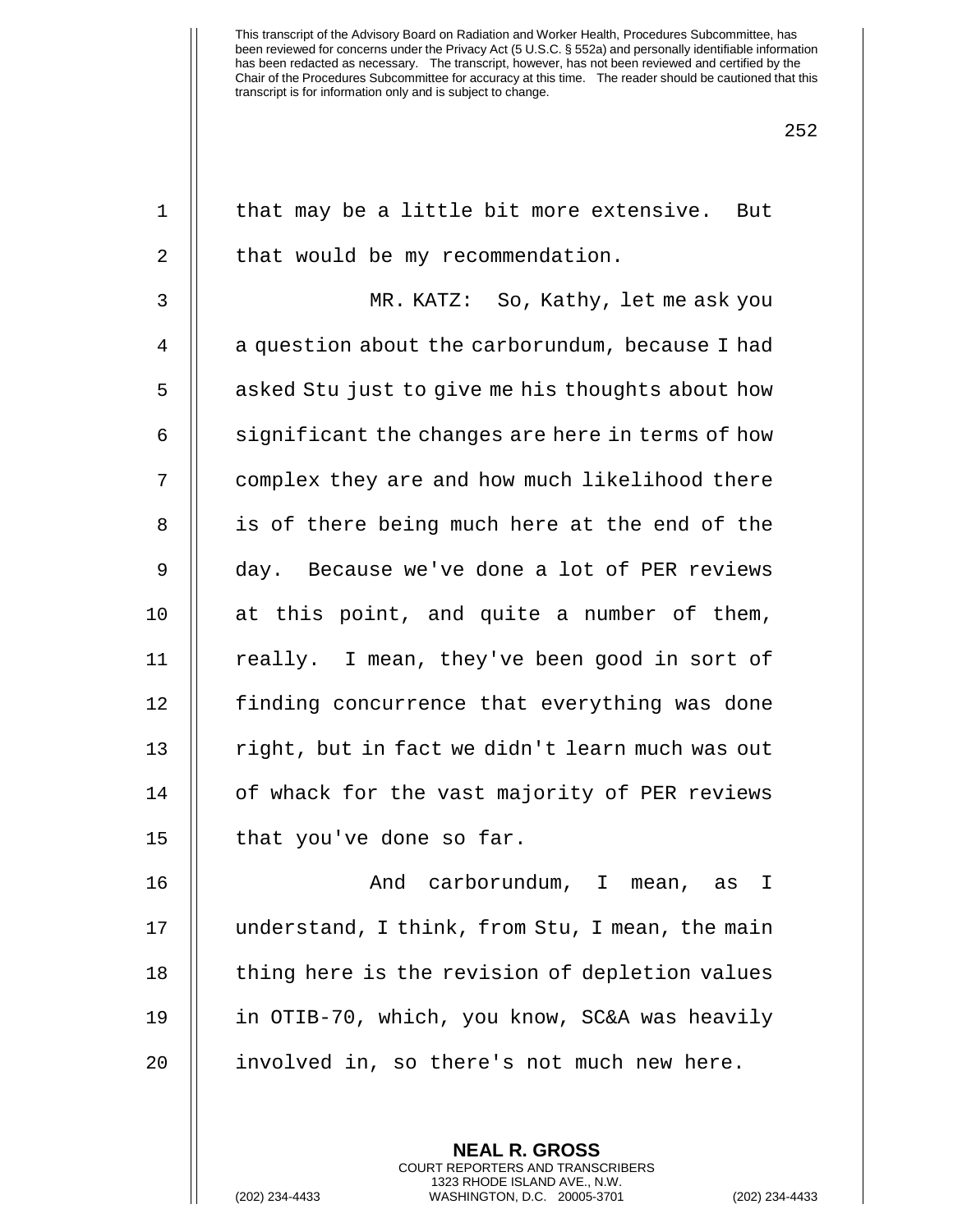that may be a little bit more extensive. But that would be my recommendation.

MR. KATZ: So, Kathy, let me ask you a question about the carborundum, because I had asked Stu just to give me his thoughts about how significant the changes are here in terms of how complex they are and how much likelihood there is of there being much here at the end of the day. Because we've done a lot of PER reviews at this point, and quite a number of them, really. I mean, they've been good in sort of finding concurrence that everything was done right, but in fact we didn't learn much was out of whack for the vast majority of PER reviews that you've done so far.

And carborundum, I mean, as I understand, I think, from Stu, I mean, the main thing here is the revision of depletion values in OTIB-70, which, you know, SC&A was heavily involved in, so there's not much new here.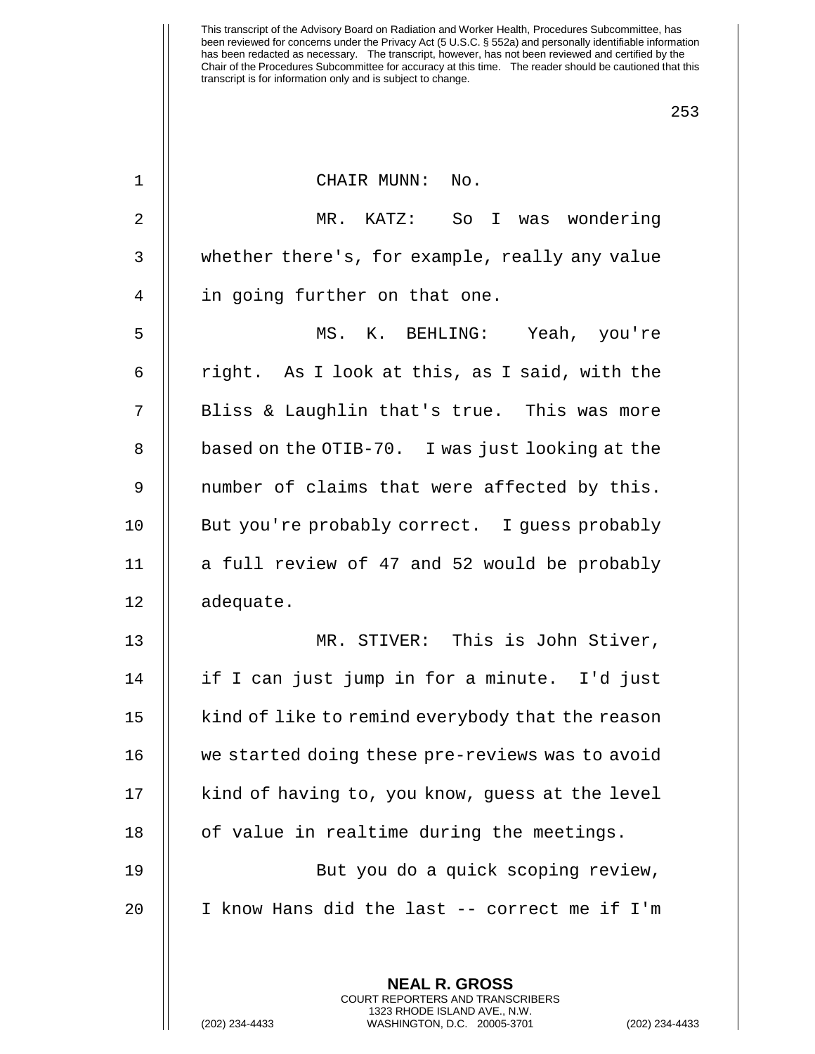CHAIR MUNN: No.

MR. KATZ: So I was wondering whether there's, for example, really any value in going further on that one.

MS. K. BEHLING: Yeah, you're right. As I look at this, as I said, with the Bliss & Laughlin that's true. This was more based on the OTIB-70. I was just looking at the number of claims that were affected by this. But you're probably correct. I guess probably a full review of 47 and 52 would be probably adequate.

MR. STIVER: This is John Stiver, if I can just jump in for a minute. I'd just kind of like to remind everybody that the reason we started doing these pre-reviews was to avoid kind of having to, you know, guess at the level of value in realtime during the meetings.

But you do a quick scoping review, I know Hans did the last -- correct me if I'm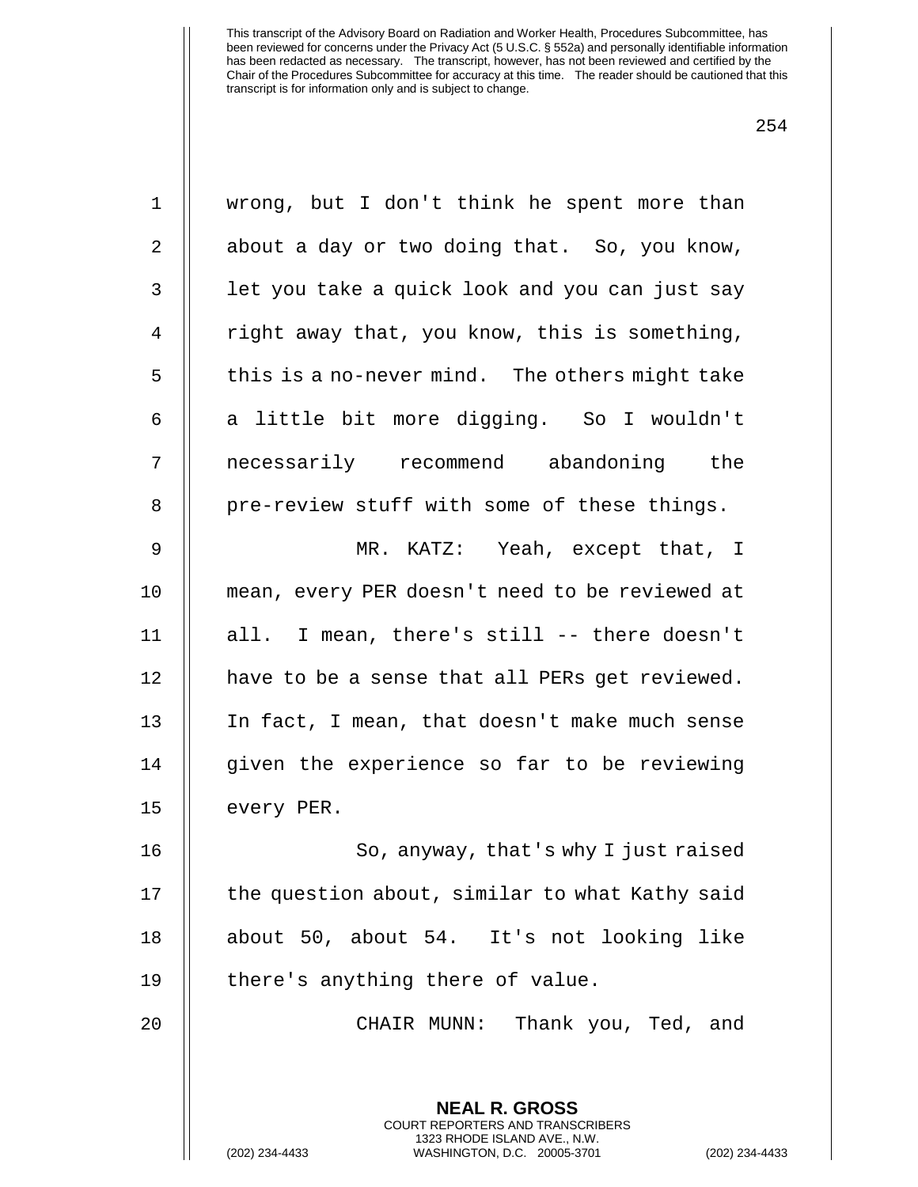wrong, but I don't think he spent more than about a day or two doing that. So, you know, let you take a quick look and you can just say right away that, you know, this is something, this is a no-never mind. The others might take a little bit more digging. So I wouldn't necessarily recommend abandoning the pre-review stuff with some of these things.

MR. KATZ: Yeah, except that, I mean, every PER doesn't need to be reviewed at all. I mean, there's still -- there doesn't have to be a sense that all PERs get reviewed. In fact, I mean, that doesn't make much sense given the experience so far to be reviewing every PER.

So, anyway, that's why I just raised the question about, similar to what Kathy said about 50, about 54. It's not looking like there's anything there of value.

CHAIR MUNN: Thank you, Ted, and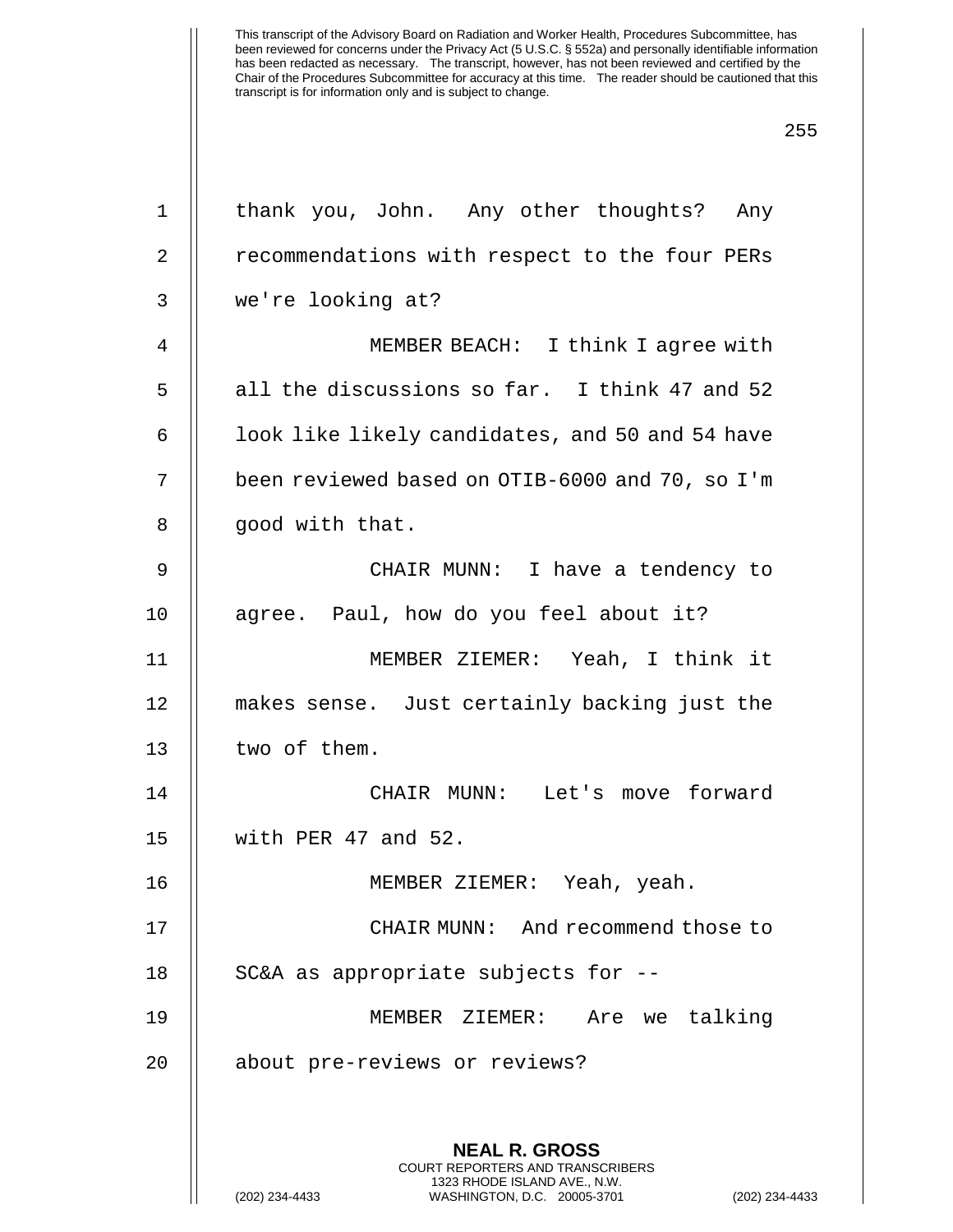thank you, John. Any other thoughts? Any recommendations with respect to the four PERs we're looking at?

MEMBER BEACH: I think I agree with all the discussions so far. I think 47 and 52 look like likely candidates, and 50 and 54 have been reviewed based on OTIB-6000 and 70, so I'm good with that.

CHAIR MUNN: I have a tendency to agree. Paul, how do you feel about it?

MEMBER ZIEMER: Yeah, I think it makes sense. Just certainly backing just the two of them.

CHAIR MUNN: Let's move forward with PER 47 and 52.

MEMBER ZIEMER: Yeah, yeah.

CHAIR MUNN: And recommend those to SC&A as appropriate subjects for --

MEMBER ZIEMER: Are we talking about pre-reviews or reviews?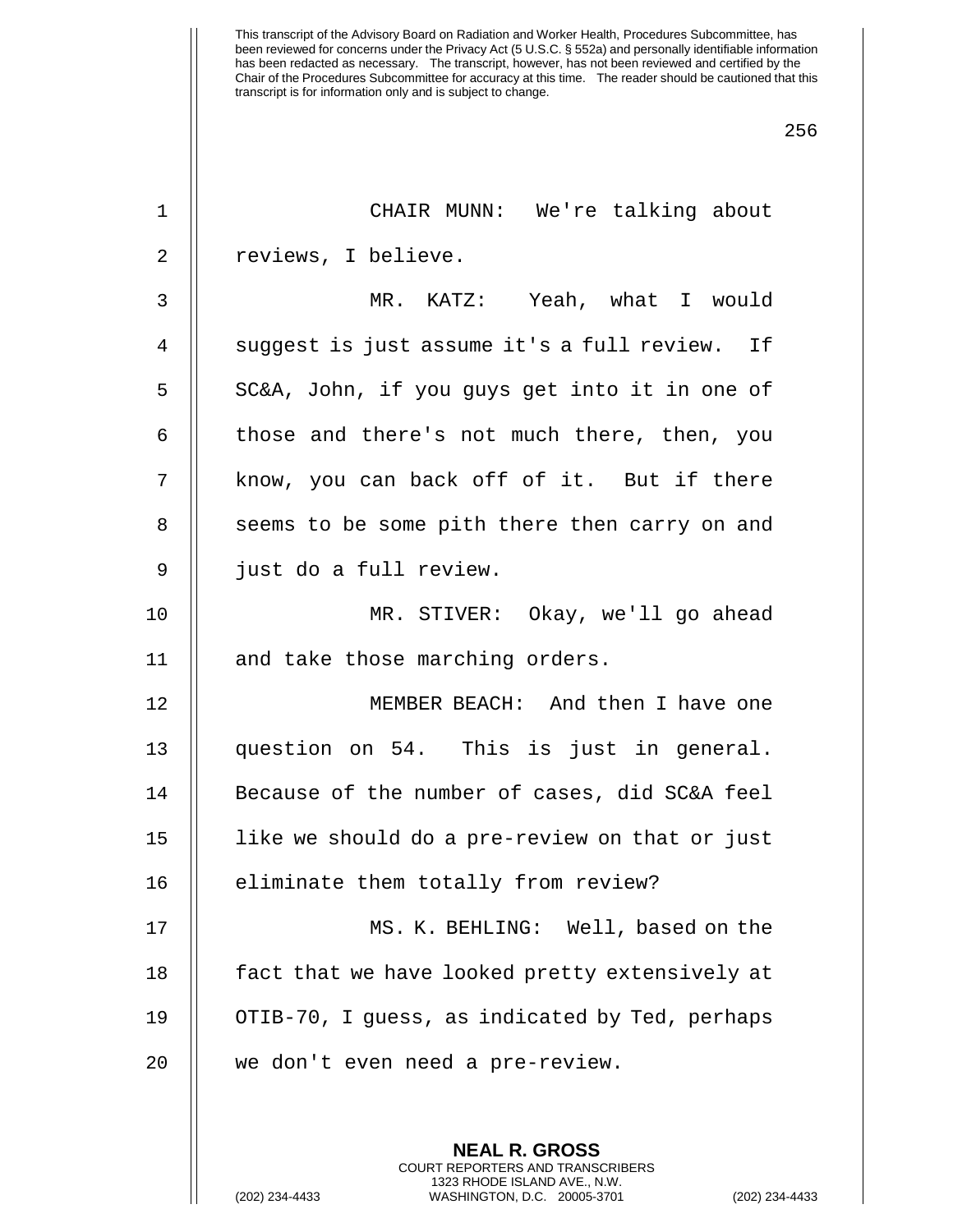CHAIR MUNN: We're talking about reviews, I believe.

MR. KATZ: Yeah, what I would suggest is just assume it's a full review. If SC&A, John, if you guys get into it in one of those and there's not much there, then, you know, you can back off of it. But if there seems to be some pith there then carry on and just do a full review.

MR. STIVER: Okay, we'll go ahead and take those marching orders.

MEMBER BEACH: And then I have one question on 54. This is just in general. Because of the number of cases, did SC&A feel like we should do a pre-review on that or just eliminate them totally from review?

MS. K. BEHLING: Well, based on the fact that we have looked pretty extensively at OTIB-70, I guess, as indicated by Ted, perhaps we don't even need a pre-review.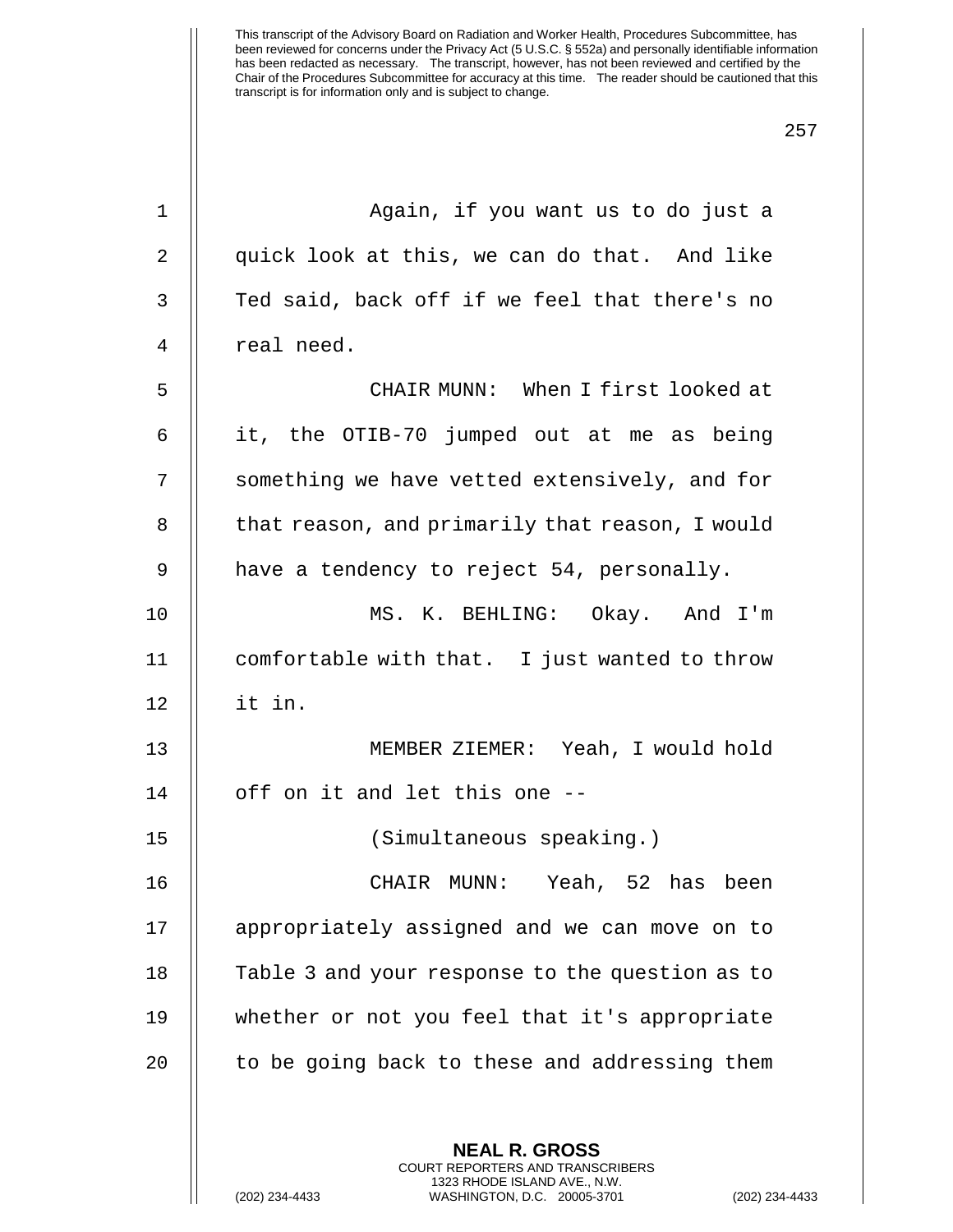Again, if you want us to do just a quick look at this, we can do that. And like Ted said, back off if we feel that there's no real need.

CHAIR MUNN: When I first looked at it, the OTIB-70 jumped out at me as being something we have vetted extensively, and for that reason, and primarily that reason, I would have a tendency to reject 54, personally.

MS. K. BEHLING: Okay. And I'm comfortable with that. I just wanted to throw it in.

MEMBER ZIEMER: Yeah, I would hold off on it and let this one --

(Simultaneous speaking.)

CHAIR MUNN: Yeah, 52 has been appropriately assigned and we can move on to Table 3 and your response to the question as to whether or not you feel that it's appropriate to be going back to these and addressing them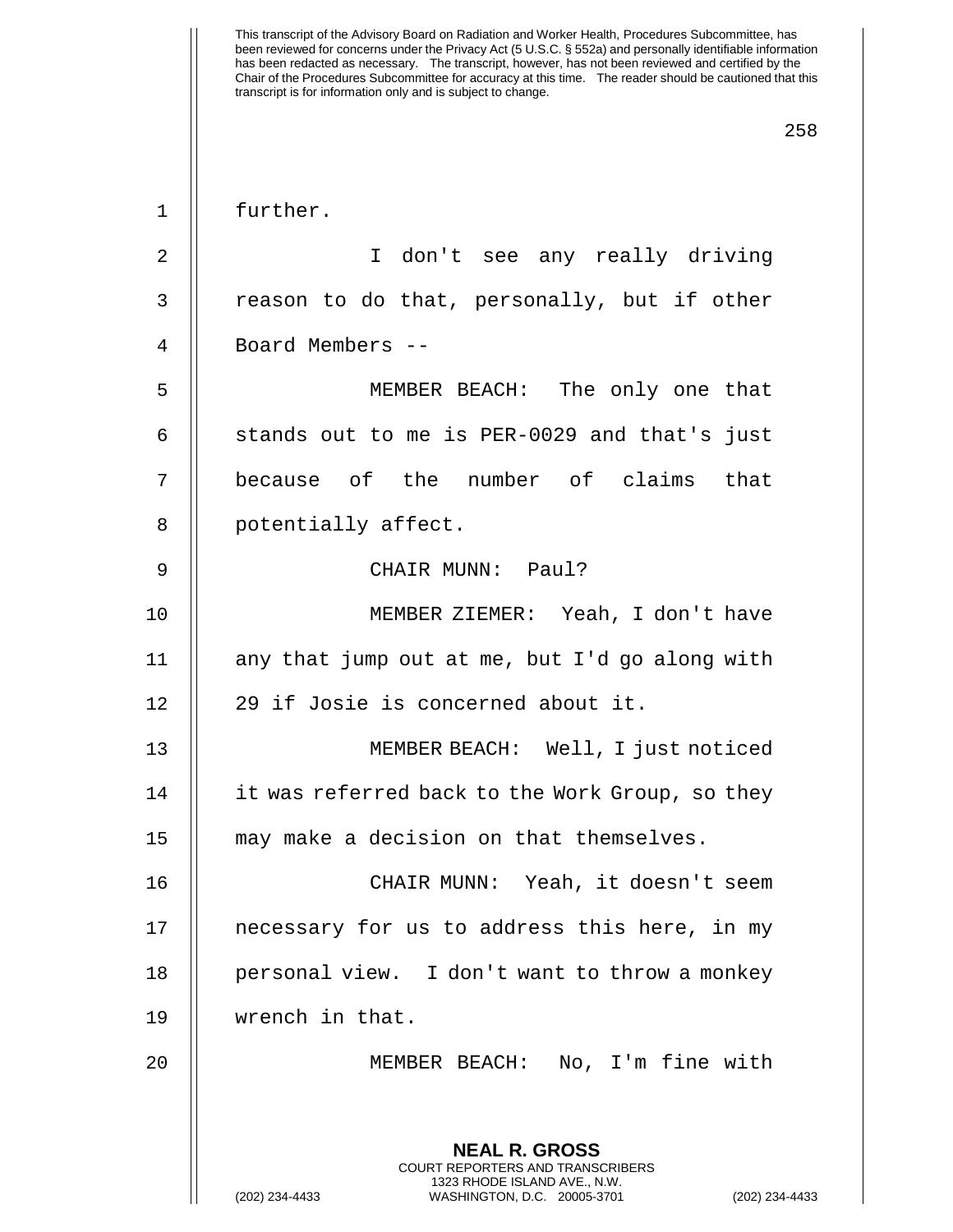further.

I don't see any really driving reason to do that, personally, but if other Board Members --

MEMBER BEACH: The only one that stands out to me is PER-0029 and that's just because of the number of claims that potentially affect.

CHAIR MUNN: Paul?

MEMBER ZIEMER: Yeah, I don't have any that jump out at me, but I'd go along with 29 if Josie is concerned about it.

MEMBER BEACH: Well, I just noticed it was referred back to the Work Group, so they may make a decision on that themselves.

CHAIR MUNN: Yeah, it doesn't seem necessary for us to address this here, in my personal view. I don't want to throw a monkey wrench in that.

MEMBER BEACH: No, I'm fine with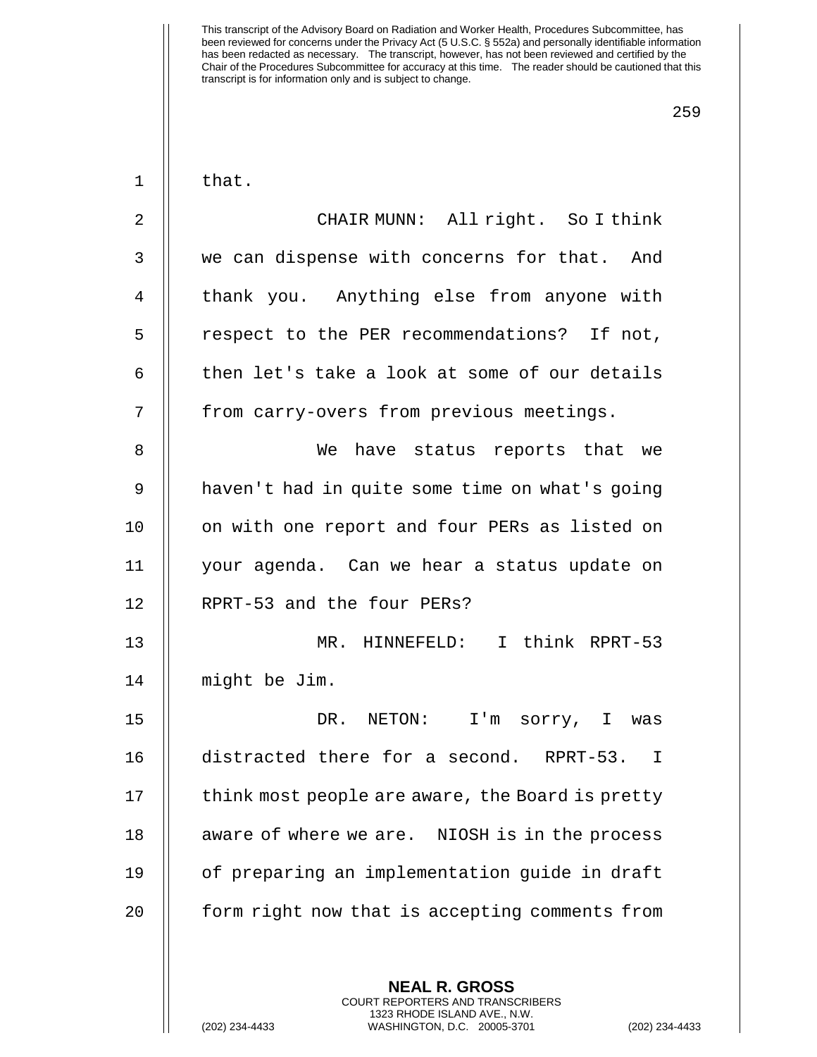that.

CHAIR MUNN: All right. So I think we can dispense with concerns for that. And thank you. Anything else from anyone with respect to the PER recommendations? If not, then let's take a look at some of our details from carry-overs from previous meetings.

We have status reports that we haven't had in quite some time on what's going on with one report and four PERs as listed on your agenda. Can we hear a status update on RPRT-53 and the four PERs?

MR. HINNEFELD: I think RPRT-53 might be Jim.

DR. NETON: I'm sorry, I was distracted there for a second. RPRT-53. I think most people are aware, the Board is pretty aware of where we are. NIOSH is in the process of preparing an implementation guide in draft form right now that is accepting comments from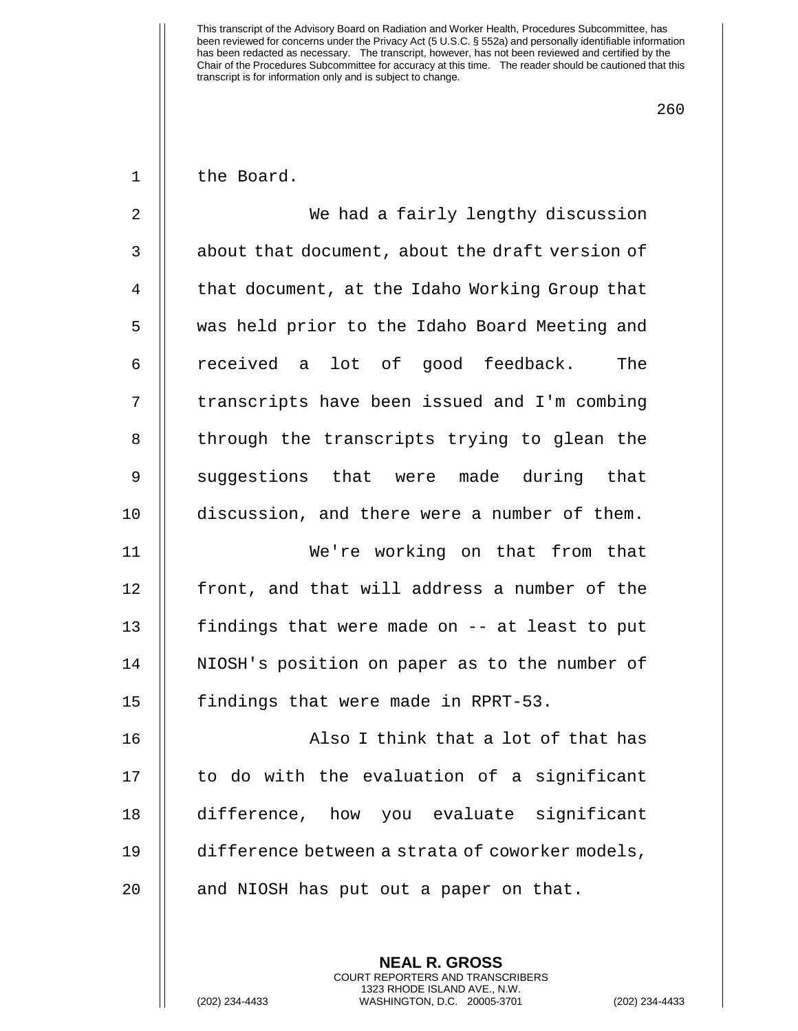the Board.

We had a fairly lengthy discussion about that document, about the draft version of that document, at the Idaho Working Group that was held prior to the Idaho Board Meeting and received a lot of good feedback. The transcripts have been issued and I'm combing through the transcripts trying to glean the suggestions that were made during that discussion, and there were a number of them.

We're working on that from that front, and that will address a number of the findings that were made on -- at least to put NIOSH's position on paper as to the number of findings that were made in RPRT-53.

Also I think that a lot of that has to do with the evaluation of a significant difference, how you evaluate significant difference between a strata of coworker models, and NIOSH has put out a paper on that.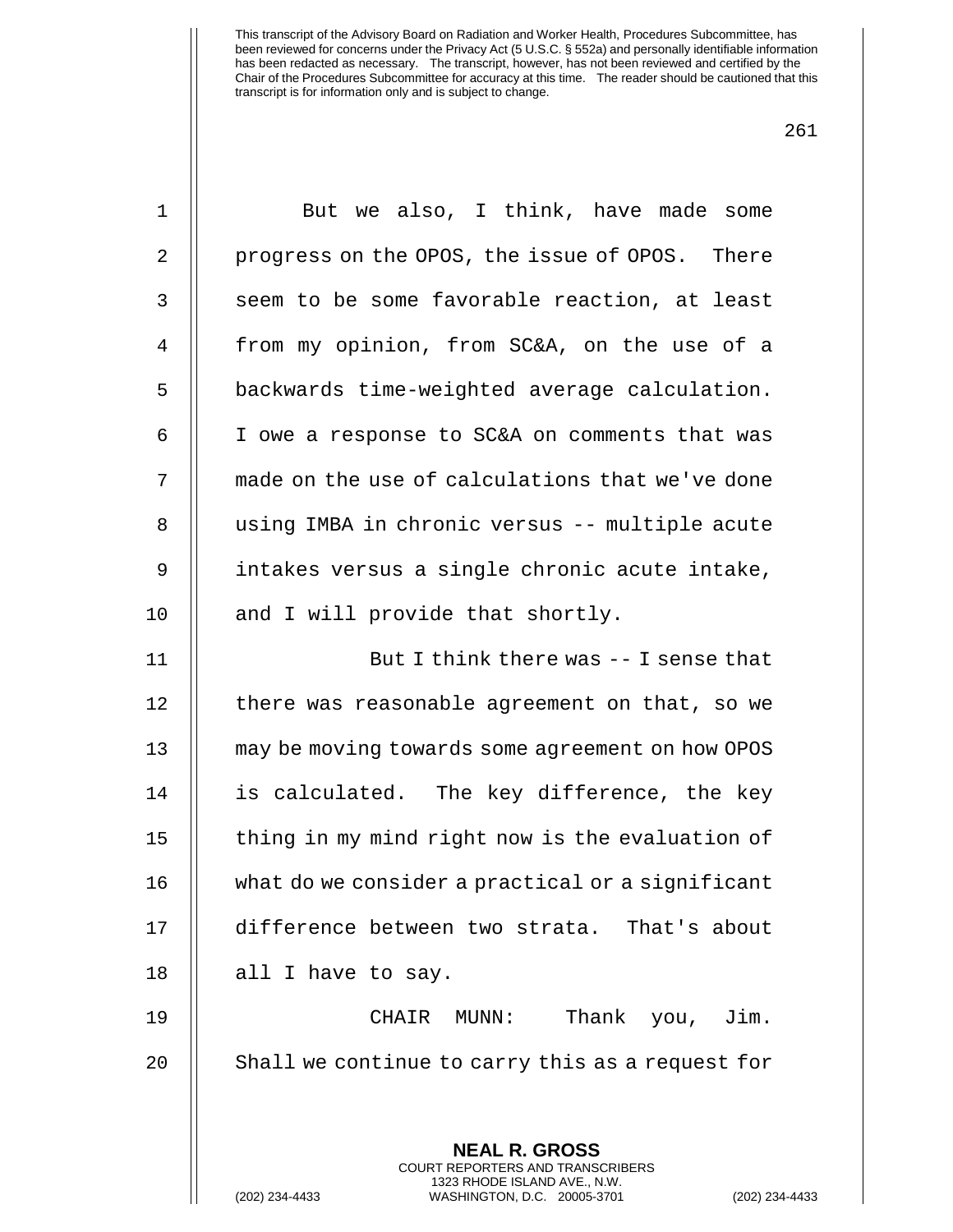But we also, I think, have made some progress on the OPOS, the issue of OPOS. There seem to be some favorable reaction, at least from my opinion, from SC&A, on the use of a backwards time-weighted average calculation. I owe a response to SC&A on comments that was made on the use of calculations that we've done using IMBA in chronic versus -- multiple acute intakes versus a single chronic acute intake, and I will provide that shortly.

But I think there was -- I sense that there was reasonable agreement on that, so we may be moving towards some agreement on how OPOS is calculated. The key difference, the key thing in my mind right now is the evaluation of what do we consider a practical or a significant difference between two strata. That's about all I have to say.

CHAIR MUNN: Thank you, Jim. Shall we continue to carry this as a request for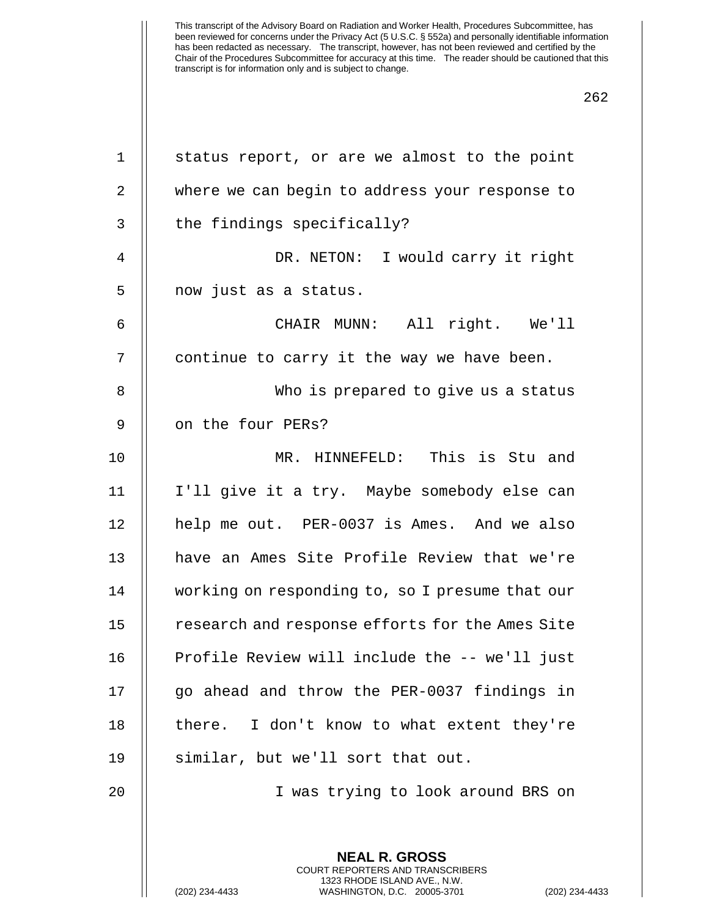status report, or are we almost to the point where we can begin to address your response to the findings specifically?

DR. NETON: I would carry it right now just as a status.

CHAIR MUNN: All right. We'll continue to carry it the way we have been.

Who is prepared to give us a status on the four PERs?

MR. HINNEFELD: This is Stu and I'll give it a try. Maybe somebody else can help me out. PER-0037 is Ames. And we also have an Ames Site Profile Review that we're working on responding to, so I presume that our research and response efforts for the Ames Site Profile Review will include the -- we'll just go ahead and throw the PER-0037 findings in there. I don't know to what extent they're similar, but we'll sort that out.

I was trying to look around BRS on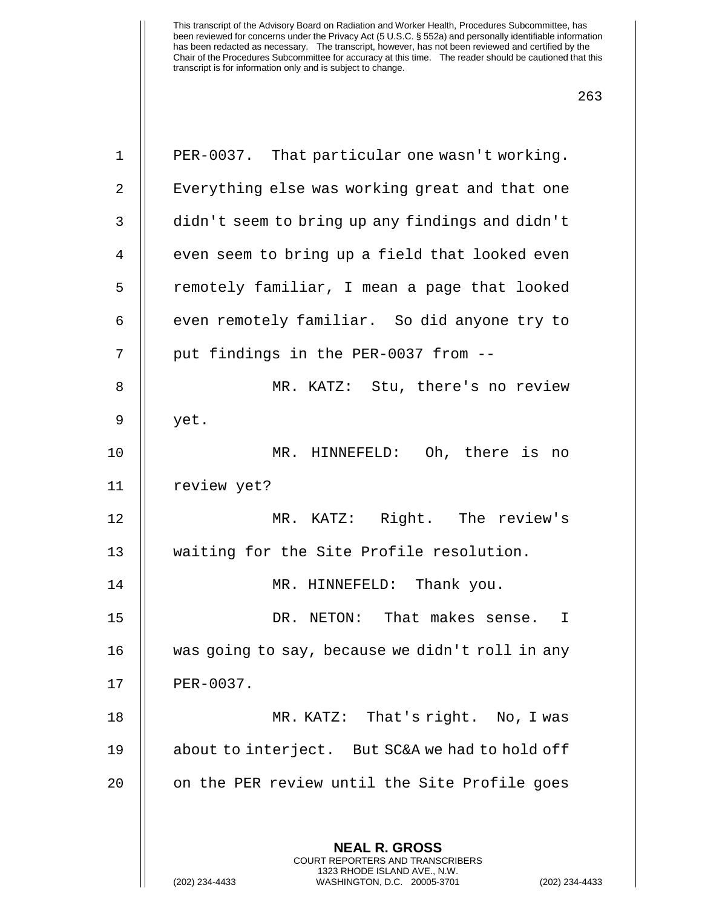PER-0037. That particular one wasn't working. Everything else was working great and that one didn't seem to bring up any findings and didn't even seem to bring up a field that looked even remotely familiar, I mean a page that looked even remotely familiar. So did anyone try to put findings in the PER-0037 from --

MR. KATZ: Stu, there's no review yet.

MR. HINNEFELD: Oh, there is no review yet?

MR. KATZ: Right. The review's waiting for the Site Profile resolution.

MR. HINNEFELD: Thank you.

DR. NETON: That makes sense. I was going to say, because we didn't roll in any PER-0037.

MR. KATZ: That's right. No, I was about to interject. But SC&A we had to hold off on the PER review until the Site Profile goes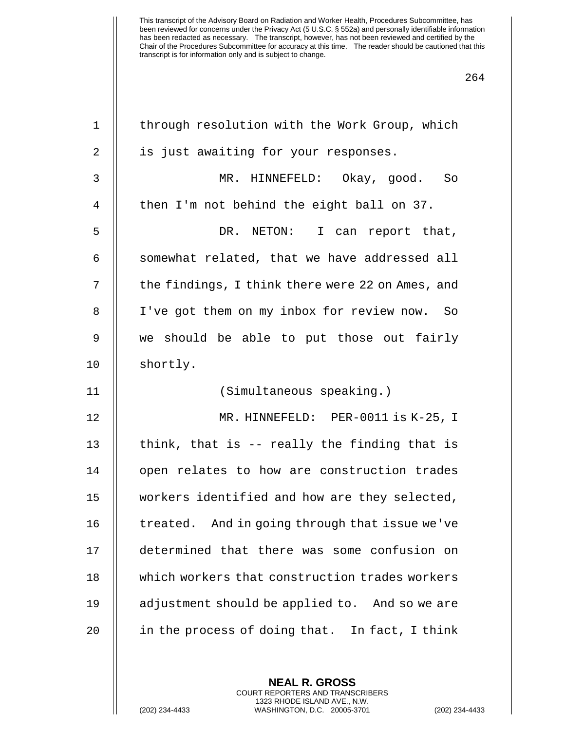through resolution with the Work Group, which is just awaiting for your responses.

MR. HINNEFELD: Okay, good. So then I'm not behind the eight ball on 37.

DR. NETON: I can report that, somewhat related, that we have addressed all the findings, I think there were 22 on Ames, and I've got them on my inbox for review now. So we should be able to put those out fairly shortly.

(Simultaneous speaking.)

MR. HINNEFELD: PER-0011 is K-25, I think, that is -- really the finding that is open relates to how are construction trades workers identified and how are they selected, treated. And in going through that issue we've determined that there was some confusion on which workers that construction trades workers adjustment should be applied to. And so we are in the process of doing that. In fact, I think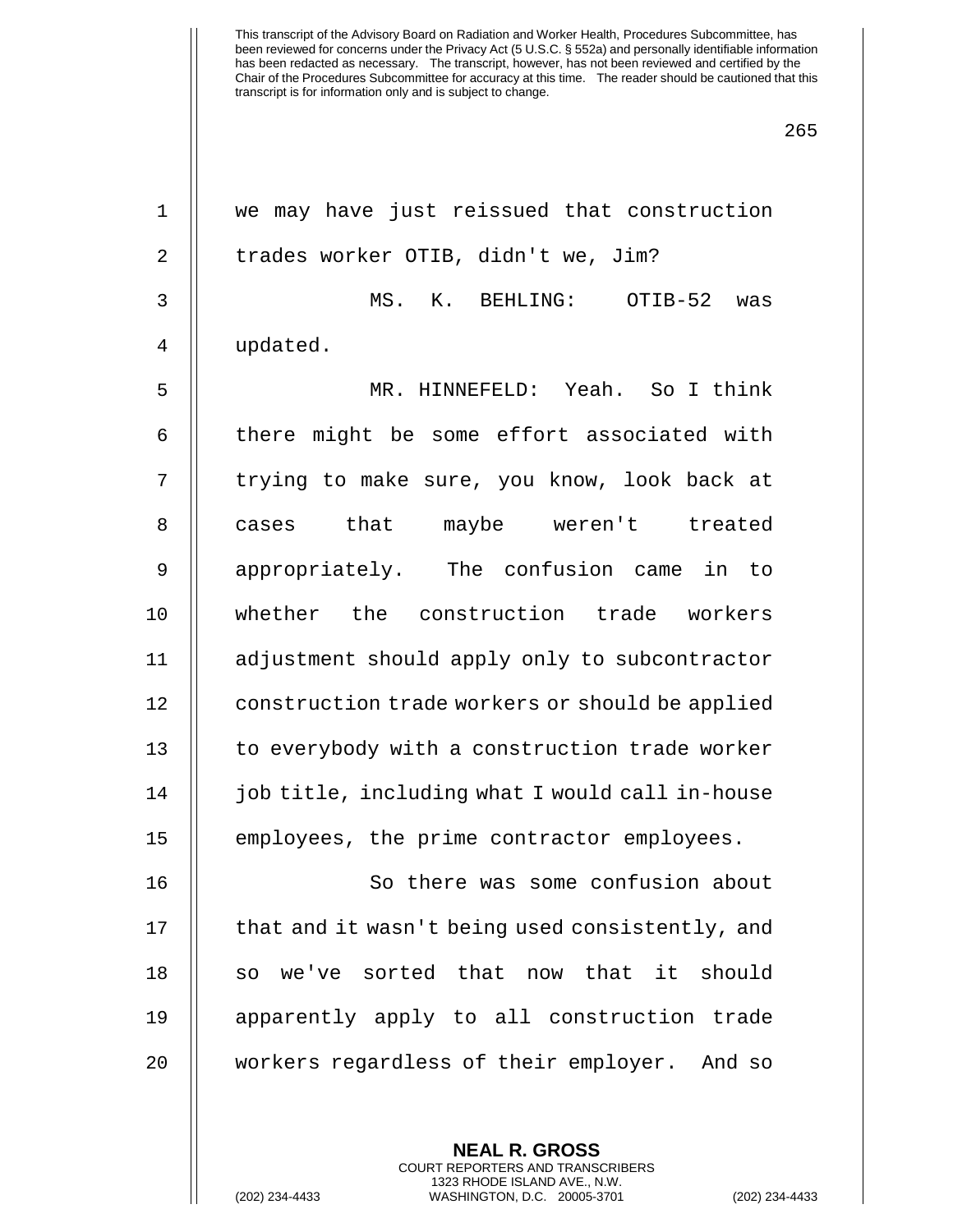we may have just reissued that construction trades worker OTIB, didn't we, Jim?

MS. K. BEHLING: OTIB-52 was updated.

MR. HINNEFELD: Yeah. So I think there might be some effort associated with trying to make sure, you know, look back at cases that maybe weren't treated appropriately. The confusion came in to whether the construction trade workers adjustment should apply only to subcontractor construction trade workers or should be applied to everybody with a construction trade worker job title, including what I would call in-house employees, the prime contractor employees.

So there was some confusion about that and it wasn't being used consistently, and so we've sorted that now that it should apparently apply to all construction trade workers regardless of their employer. And so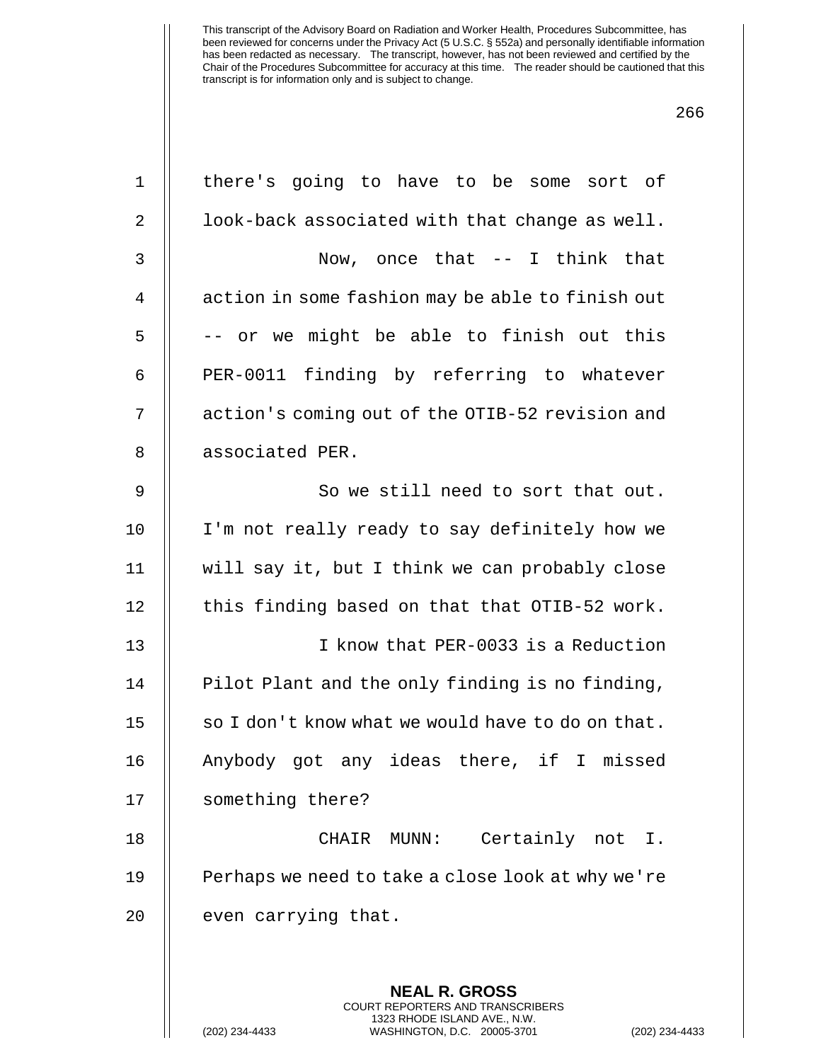This transcript of the Advisory Board on Radiation and Worker Health, Procedures Subcommittee, has been reviewed for concerns under the Privacy Act (5 U.S.C. § 552a) and personally identifiable information has been redacted as necessary. The transcript, however, has not been reviewed and certified by the Chair of the Procedures Subcommittee for accuracy at this time. The reader should be cautioned that this transcript is for information only and is subject to change.

1 there's going to have to be some sort of
2 look-back associated with that change as well.
3 Now, once that -- I think that
4 action in some fashion may be able to finish out
5 -- or we might be able to finish out this
6 PER-0011 finding by referring to whatever
7 action's coming out of the OTIB-52 revision and
8 associated PER.
9 So we still need to sort that out.
10 I'm not really ready to say definitely how we
11 will say it, but I think we can probably close
12 this finding based on that that OTIB-52 work.
13 I know that PER-0033 is a Reduction
14 Pilot Plant and the only finding is no finding,
15 so I don't know what we would have to do on that.
16 Anybody got any ideas there, if I missed
17 something there?
18 CHAIR MUNN: Certainly not I.
19 Perhaps we need to take a close look at why we're
20 even carrying that.

**NEAL R. GROSS**
COURT REPORTERS AND TRANSCRIBERS
1323 RHODE ISLAND AVE., N.W.
(202) 234-4433 WASHINGTON, D.C. 20005-3701 (202) 234-4433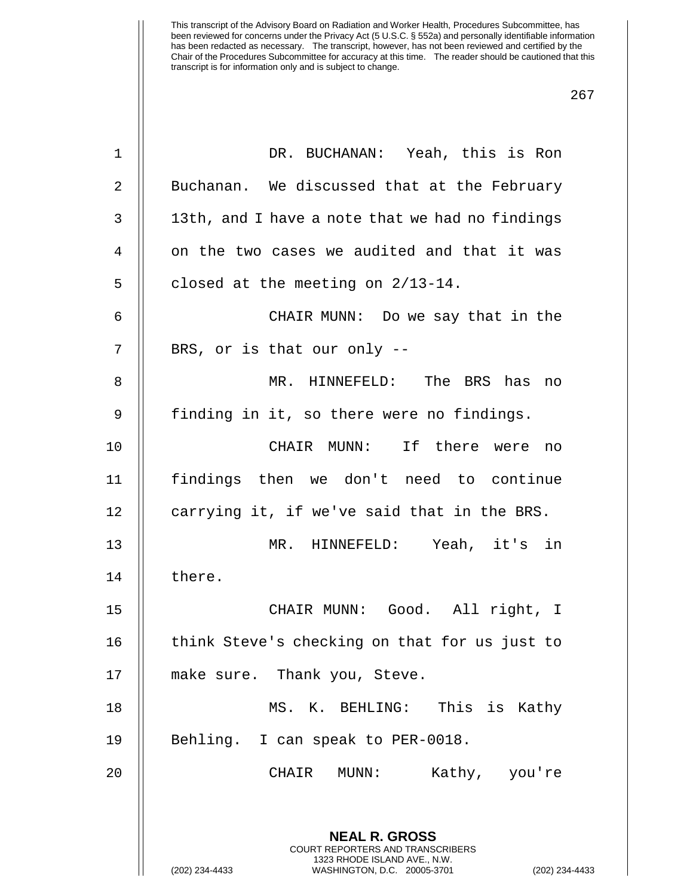This transcript of the Advisory Board on Radiation and Worker Health, Procedures Subcommittee, has been reviewed for concerns under the Privacy Act (5 U.S.C. § 552a) and personally identifiable information has been redacted as necessary. The transcript, however, has not been reviewed and certified by the Chair of the Procedures Subcommittee for accuracy at this time. The reader should be cautioned that this transcript is for information only and is subject to change.

DR. BUCHANAN: Yeah, this is Ron Buchanan. We discussed that at the February 13th, and I have a note that we had no findings on the two cases we audited and that it was closed at the meeting on 2/13-14.

CHAIR MUNN: Do we say that in the BRS, or is that our only --

MR. HINNEFELD: The BRS has no finding in it, so there were no findings.

CHAIR MUNN: If there were no findings then we don't need to continue carrying it, if we've said that in the BRS.

MR. HINNEFELD: Yeah, it's in there.

CHAIR MUNN: Good. All right, I think Steve's checking on that for us just to make sure. Thank you, Steve.

MS. K. BEHLING: This is Kathy Behling. I can speak to PER-0018.

CHAIR MUNN: Kathy, you're

**NEAL R. GROSS**
COURT REPORTERS AND TRANSCRIBERS
1323 RHODE ISLAND AVE., N.W.
(202) 234-4433 WASHINGTON, D.C. 20005-3701 (202) 234-4433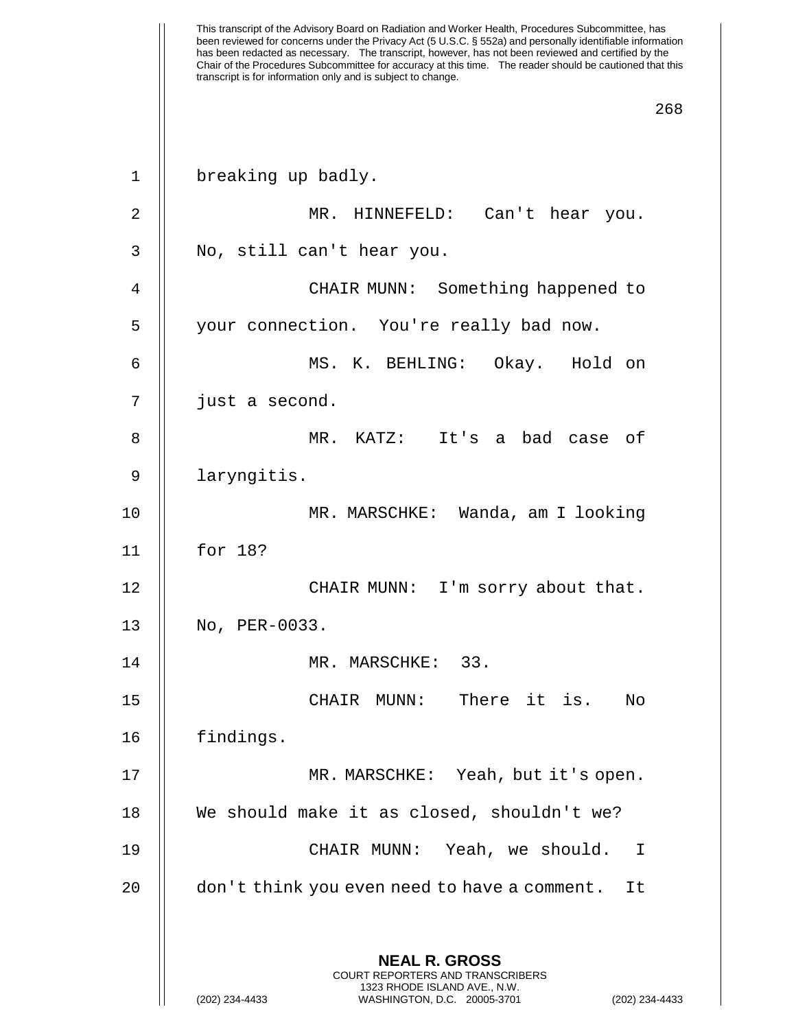breaking up badly.

MR. HINNEFELD: Can't hear you. No, still can't hear you.

CHAIR MUNN: Something happened to your connection. You're really bad now.

MS. K. BEHLING: Okay. Hold on just a second.

MR. KATZ: It's a bad case of laryngitis.

MR. MARSCHKE: Wanda, am I looking for 18?

CHAIR MUNN: I'm sorry about that. No, PER-0033.

MR. MARSCHKE: 33.

CHAIR MUNN: There it is. No findings.

MR. MARSCHKE: Yeah, but it's open. We should make it as closed, shouldn't we?

CHAIR MUNN: Yeah, we should. I don't think you even need to have a comment. It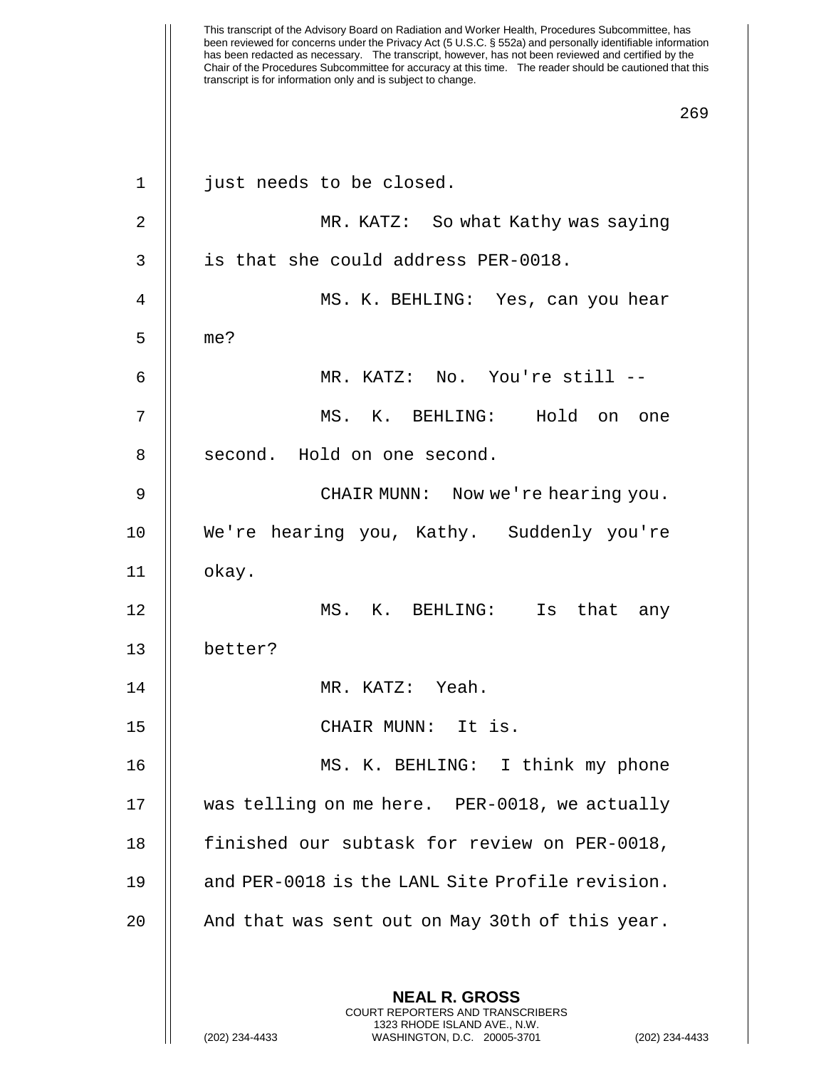just needs to be closed.

MR. KATZ: So what Kathy was saying is that she could address PER-0018.

MS. K. BEHLING: Yes, can you hear me?

MR. KATZ: No. You're still --

MS. K. BEHLING: Hold on one second. Hold on one second.

CHAIR MUNN: Now we're hearing you. We're hearing you, Kathy. Suddenly you're okay.

MS. K. BEHLING: Is that any better?

MR. KATZ: Yeah.

CHAIR MUNN: It is.

MS. K. BEHLING: I think my phone was telling on me here. PER-0018, we actually finished our subtask for review on PER-0018, and PER-0018 is the LANL Site Profile revision. And that was sent out on May 30th of this year.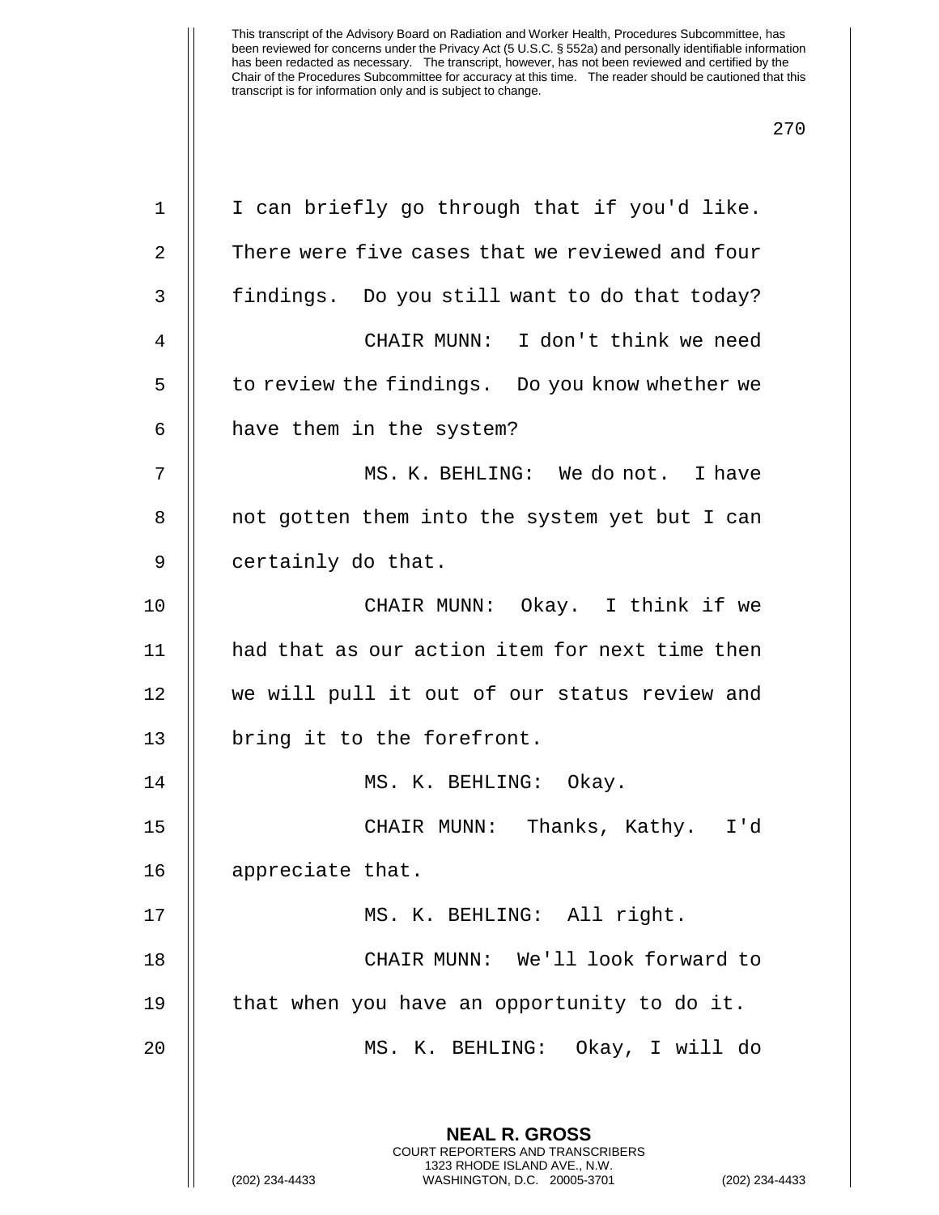I can briefly go through that if you'd like. There were five cases that we reviewed and four findings. Do you still want to do that today?

CHAIR MUNN: I don't think we need to review the findings. Do you know whether we have them in the system?

MS. K. BEHLING: We do not. I have not gotten them into the system yet but I can certainly do that.

CHAIR MUNN: Okay. I think if we had that as our action item for next time then we will pull it out of our status review and bring it to the forefront.

MS. K. BEHLING: Okay.

CHAIR MUNN: Thanks, Kathy. I'd appreciate that.

MS. K. BEHLING: All right.

CHAIR MUNN: We'll look forward to that when you have an opportunity to do it.

MS. K. BEHLING: Okay, I will do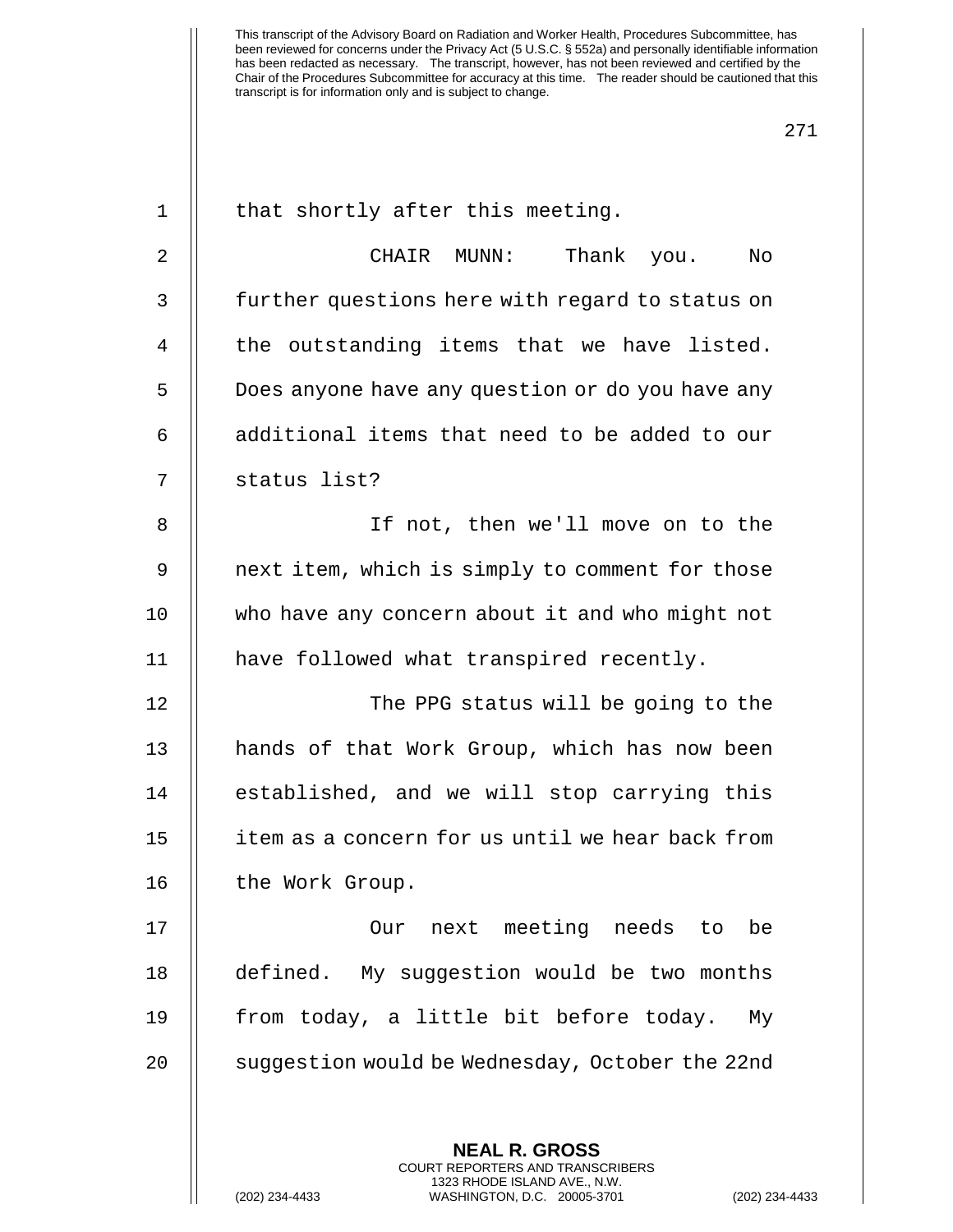that shortly after this meeting.

CHAIR MUNN: Thank you. No further questions here with regard to status on the outstanding items that we have listed. Does anyone have any question or do you have any additional items that need to be added to our status list?

If not, then we'll move on to the next item, which is simply to comment for those who have any concern about it and who might not have followed what transpired recently.

The PPG status will be going to the hands of that Work Group, which has now been established, and we will stop carrying this item as a concern for us until we hear back from the Work Group.

Our next meeting needs to be defined. My suggestion would be two months from today, a little bit before today. My suggestion would be Wednesday, October the 22nd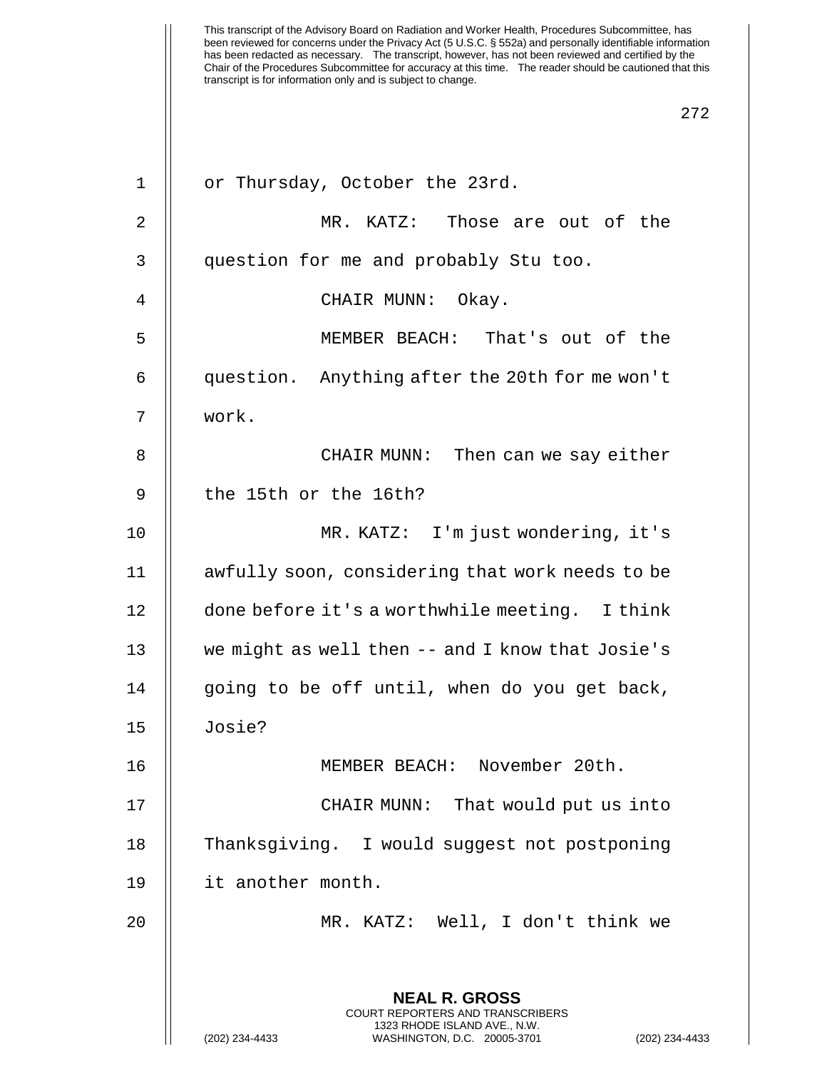or Thursday, October the 23rd.

MR. KATZ: Those are out of the question for me and probably Stu too.

CHAIR MUNN: Okay.

MEMBER BEACH: That's out of the question. Anything after the 20th for me won't work.

CHAIR MUNN: Then can we say either the 15th or the 16th?

MR. KATZ: I'm just wondering, it's awfully soon, considering that work needs to be done before it's a worthwhile meeting. I think we might as well then -- and I know that Josie's going to be off until, when do you get back, Josie?

MEMBER BEACH: November 20th.

CHAIR MUNN: That would put us into Thanksgiving. I would suggest not postponing it another month.

MR. KATZ: Well, I don't think we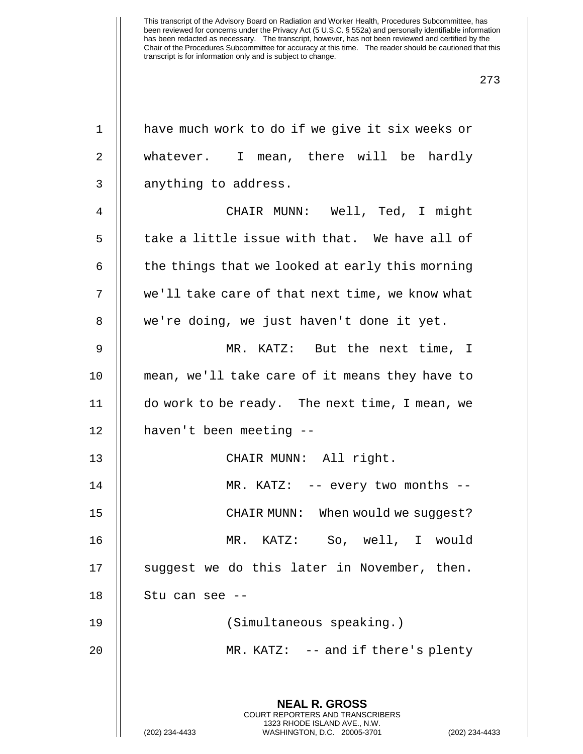have much work to do if we give it six weeks or whatever. I mean, there will be hardly anything to address.

CHAIR MUNN: Well, Ted, I might take a little issue with that. We have all of the things that we looked at early this morning we'll take care of that next time, we know what we're doing, we just haven't done it yet.

MR. KATZ: But the next time, I mean, we'll take care of it means they have to do work to be ready. The next time, I mean, we haven't been meeting --

CHAIR MUNN: All right.

MR. KATZ: -- every two months --

CHAIR MUNN: When would we suggest?

MR. KATZ: So, well, I would suggest we do this later in November, then. Stu can see --

(Simultaneous speaking.)

MR. KATZ: -- and if there's plenty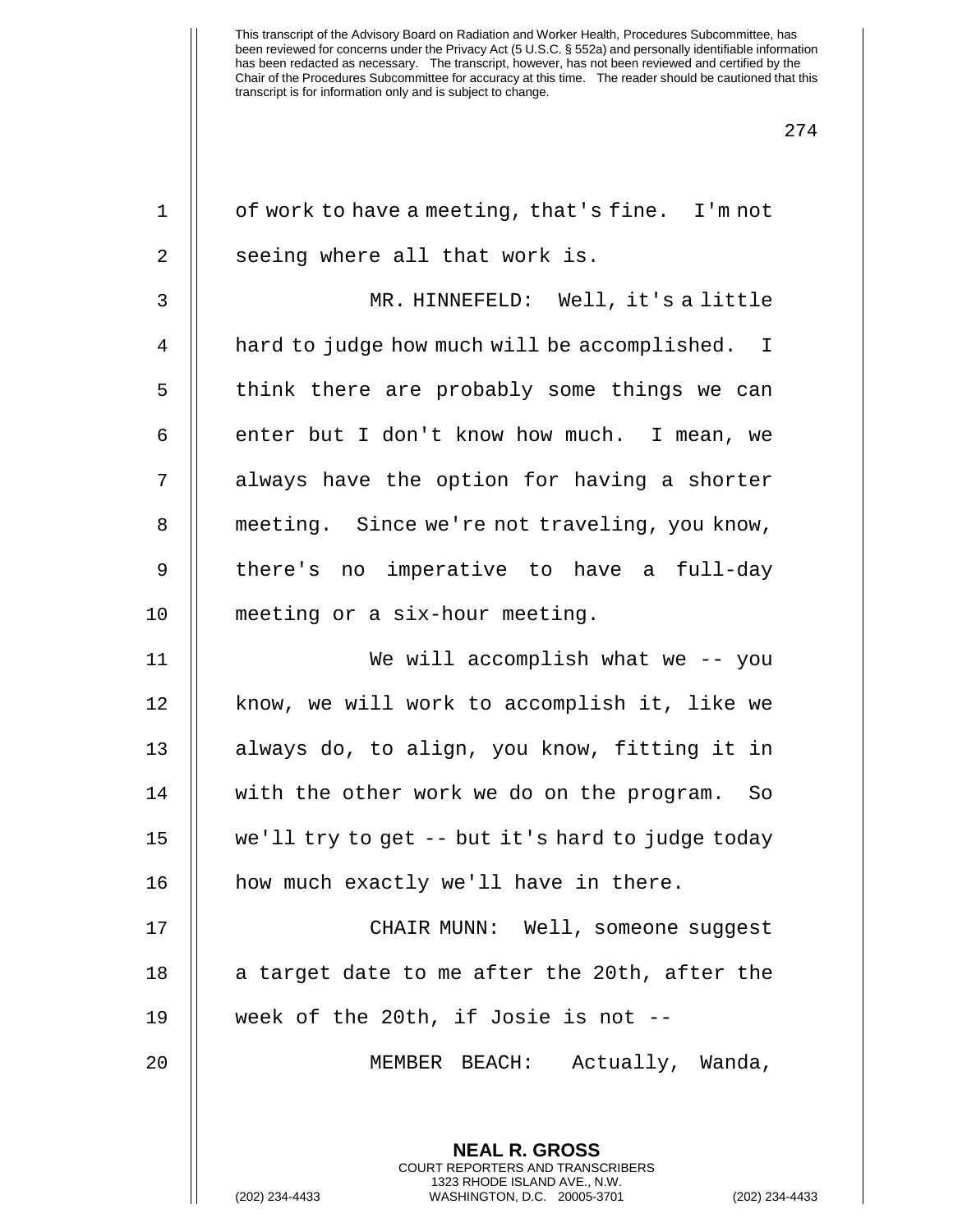of work to have a meeting, that's fine. I'm not seeing where all that work is.

MR. HINNEFELD: Well, it's a little hard to judge how much will be accomplished. I think there are probably some things we can enter but I don't know how much. I mean, we always have the option for having a shorter meeting. Since we're not traveling, you know, there's no imperative to have a full-day meeting or a six-hour meeting.

We will accomplish what we -- you know, we will work to accomplish it, like we always do, to align, you know, fitting it in with the other work we do on the program. So we'll try to get -- but it's hard to judge today how much exactly we'll have in there.

CHAIR MUNN: Well, someone suggest a target date to me after the 20th, after the week of the 20th, if Josie is not --

MEMBER BEACH: Actually, Wanda,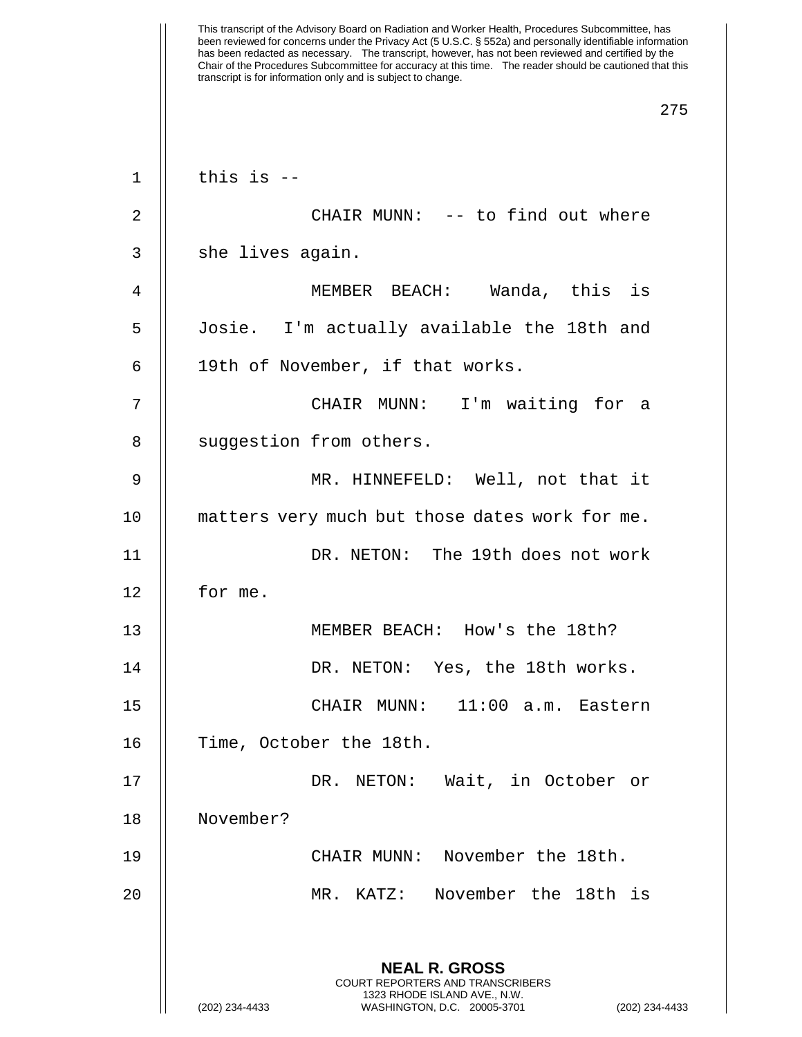this is --

CHAIR MUNN: -- to find out where she lives again.

MEMBER BEACH: Wanda, this is Josie. I'm actually available the 18th and 19th of November, if that works.

CHAIR MUNN: I'm waiting for a suggestion from others.

MR. HINNEFELD: Well, not that it matters very much but those dates work for me.

DR. NETON: The 19th does not work for me.

MEMBER BEACH: How's the 18th?

DR. NETON: Yes, the 18th works.

CHAIR MUNN: 11:00 a.m. Eastern Time, October the 18th.

DR. NETON: Wait, in October or November?

CHAIR MUNN: November the 18th.

MR. KATZ: November the 18th is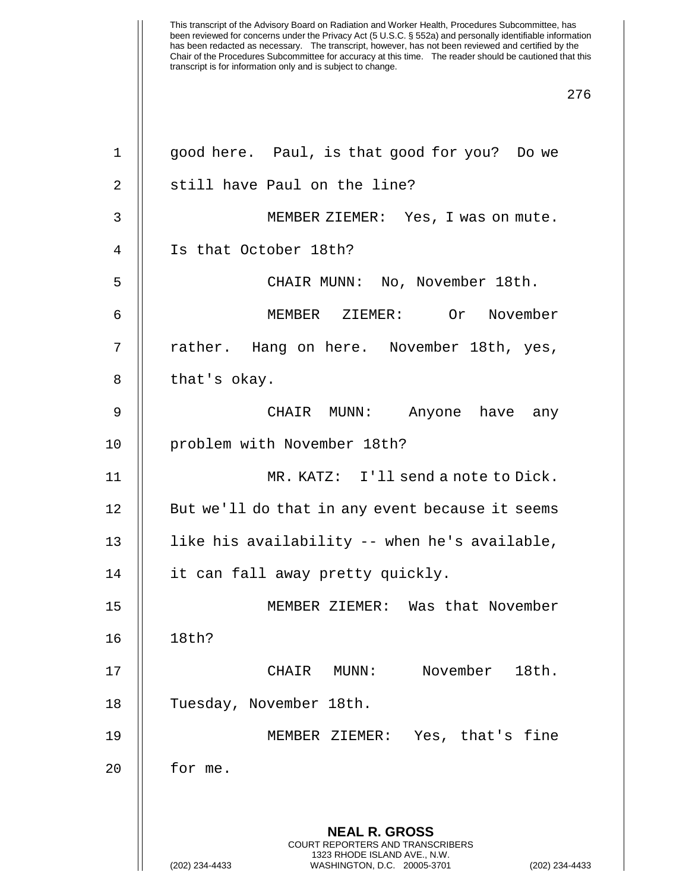good here. Paul, is that good for you? Do we still have Paul on the line?

MEMBER ZIEMER: Yes, I was on mute. Is that October 18th?

CHAIR MUNN: No, November 18th.

MEMBER ZIEMER: Or November rather. Hang on here. November 18th, yes, that's okay.

CHAIR MUNN: Anyone have any problem with November 18th?

MR. KATZ: I'll send a note to Dick. But we'll do that in any event because it seems like his availability -- when he's available, it can fall away pretty quickly.

MEMBER ZIEMER: Was that November 18th?

CHAIR MUNN: November 18th. Tuesday, November 18th.

MEMBER ZIEMER: Yes, that's fine for me.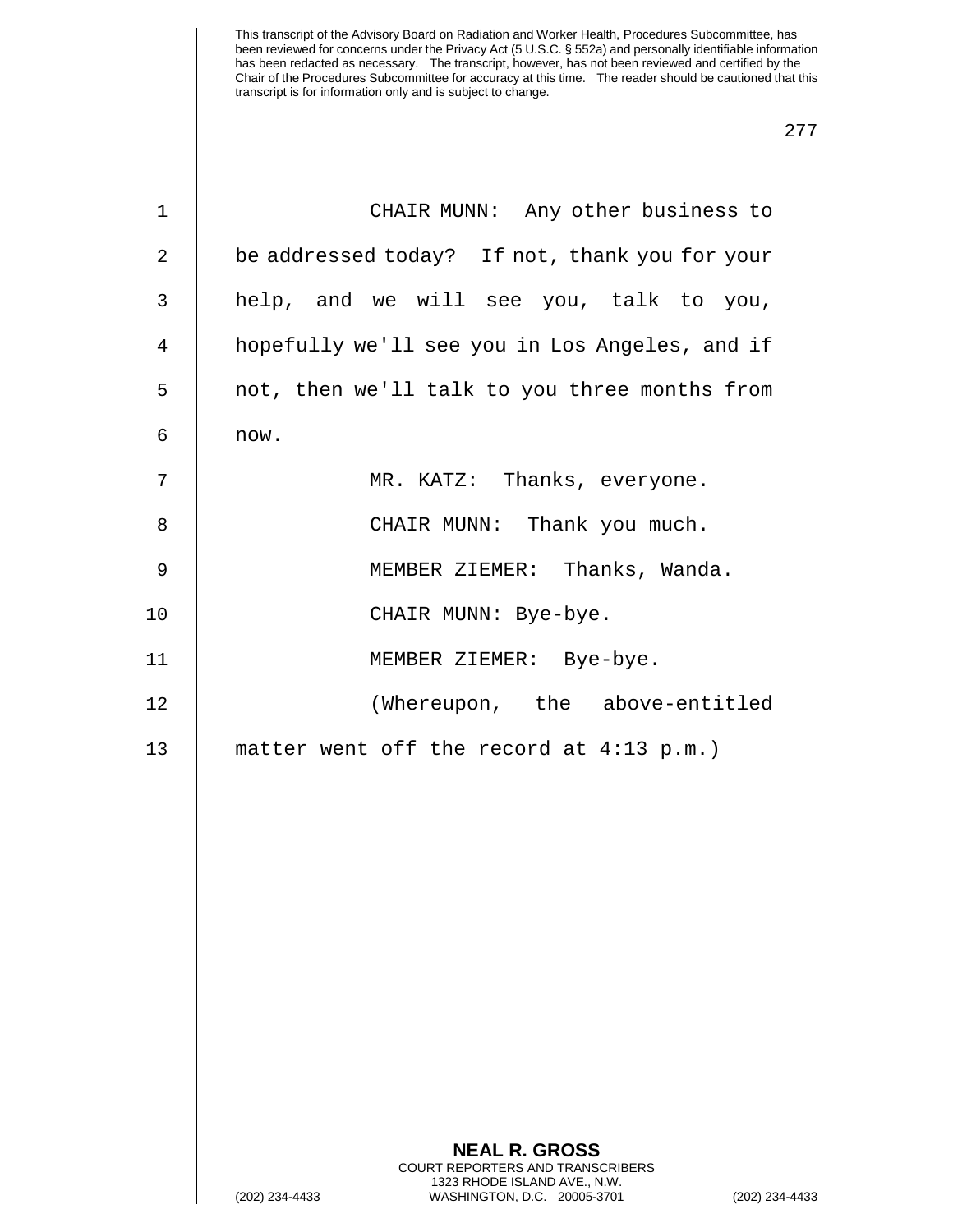CHAIR MUNN: Any other business to be addressed today? If not, thank you for your help, and we will see you, talk to you, hopefully we'll see you in Los Angeles, and if not, then we'll talk to you three months from now.

MR. KATZ: Thanks, everyone.

CHAIR MUNN: Thank you much.

MEMBER ZIEMER: Thanks, Wanda.

CHAIR MUNN: Bye-bye.

MEMBER ZIEMER: Bye-bye.

(Whereupon, the above-entitled matter went off the record at 4:13 p.m.)